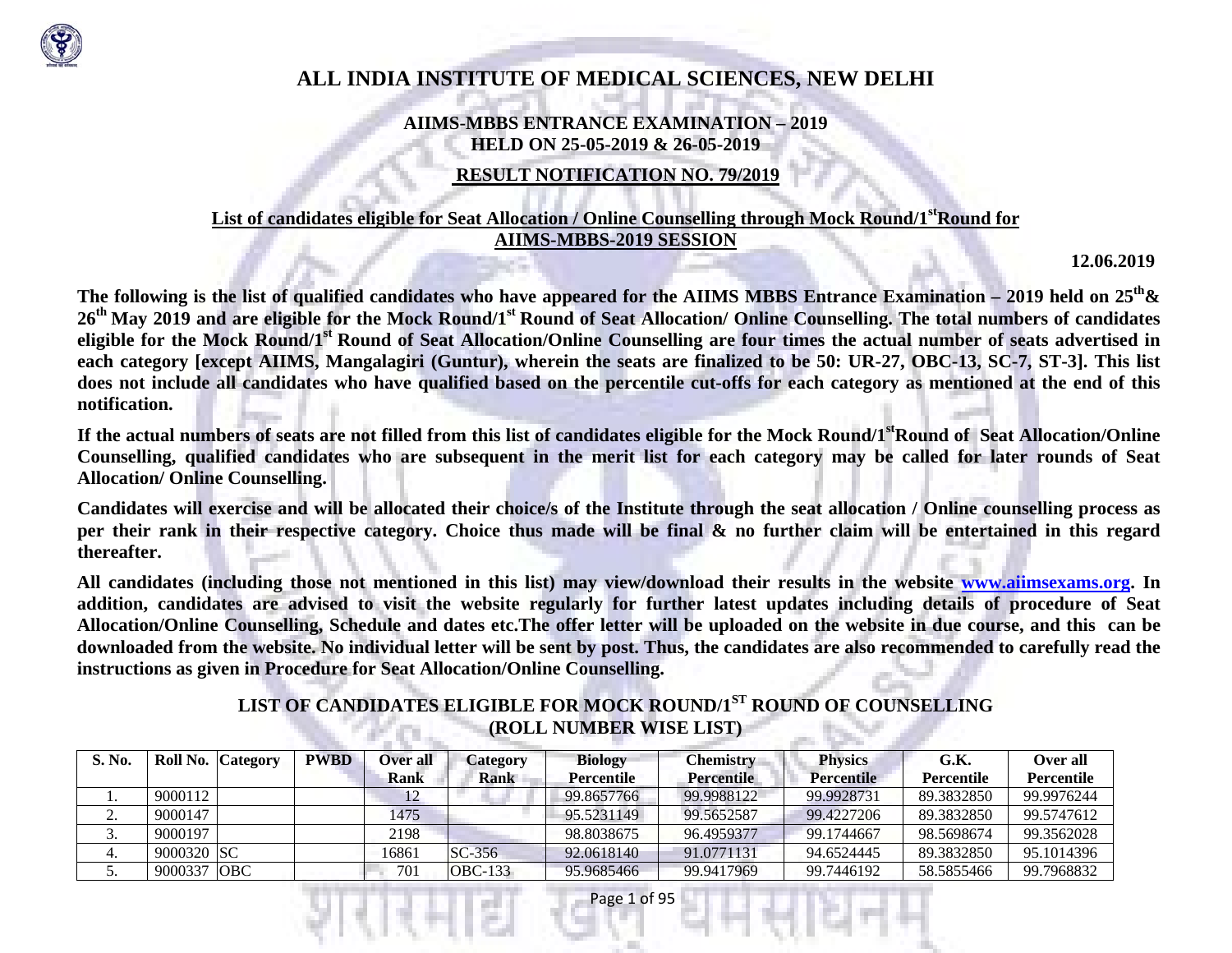# ALL INDIA INSTITUTE OF MEDICAL SCIENCES, NEW DELHI

## AIIMS-MBBS ENTRANCE EXAMINATION – 2019
## HELD ON 25-05-2019 & 26-05-2019

## RESULT NOTIFICATION NO. 79/2019

## List of candidates eligible for Seat Allocation / Online Counselling through Mock Round/1st Round for AIIMS-MBBS-2019 SESSION

**12.06.2019**

**The following is the list of qualified candidates who have appeared for the AIIMS MBBS Entrance Examination – 2019 held on 25th & 26th May 2019 and are eligible for the Mock Round/1st Round of Seat Allocation/ Online Counselling. The total numbers of candidates eligible for the Mock Round/1st Round of Seat Allocation/Online Counselling are four times the actual number of seats advertised in each category [except AIIMS, Mangalagiri (Guntur), wherein the seats are finalized to be 50: UR-27, OBC-13, SC-7, ST-3]. This list does not include all candidates who have qualified based on the percentile cut-offs for each category as mentioned at the end of this notification.**

**If the actual numbers of seats are not filled from this list of candidates eligible for the Mock Round/1st Round of Seat Allocation/Online Counselling, qualified candidates who are subsequent in the merit list for each category may be called for later rounds of Seat Allocation/ Online Counselling.**

**Candidates will exercise and will be allocated their choice/s of the Institute through the seat allocation / Online counselling process as per their rank in their respective category. Choice thus made will be final & no further claim will be entertained in this regard thereafter.**

**All candidates (including those not mentioned in this list) may view/download their results in the website www.aiimsexams.org. In addition, candidates are advised to visit the website regularly for further latest updates including details of procedure of Seat Allocation/Online Counselling, Schedule and dates etc.The offer letter will be uploaded on the website in due course, and this can be downloaded from the website. No individual letter will be sent by post. Thus, the candidates are also recommended to carefully read the instructions as given in Procedure for Seat Allocation/Online Counselling.**

## LIST OF CANDIDATES ELIGIBLE FOR MOCK ROUND/1ST ROUND OF COUNSELLING (ROLL NUMBER WISE LIST)

| S. No. | Roll No. | Category | PWBD | Over all Rank | Category Rank | Biology Percentile | Chemistry Percentile | Physics Percentile | G.K. Percentile | Over all Percentile |
|---|---|---|---|---|---|---|---|---|---|---|
| 1. | 9000112 | | | 12 | | 99.8657766 | 99.9988122 | 99.9928731 | 89.3832850 | 99.9976244 |
| 2. | 9000147 | | | 1475 | | 95.5231149 | 99.5652587 | 99.4227206 | 89.3832850 | 99.5747612 |
| 3. | 9000197 | | | 2198 | | 98.8038675 | 96.4959377 | 99.1744667 | 98.5698674 | 99.3562028 |
| 4. | 9000320 | SC | | 16861 | SC-356 | 92.0618140 | 91.0771131 | 94.6524445 | 89.3832850 | 95.1014396 |
| 5. | 9000337 | OBC | | 701 | OBC-133 | 95.9685466 | 99.9417969 | 99.7446192 | 58.5855466 | 99.7968832 |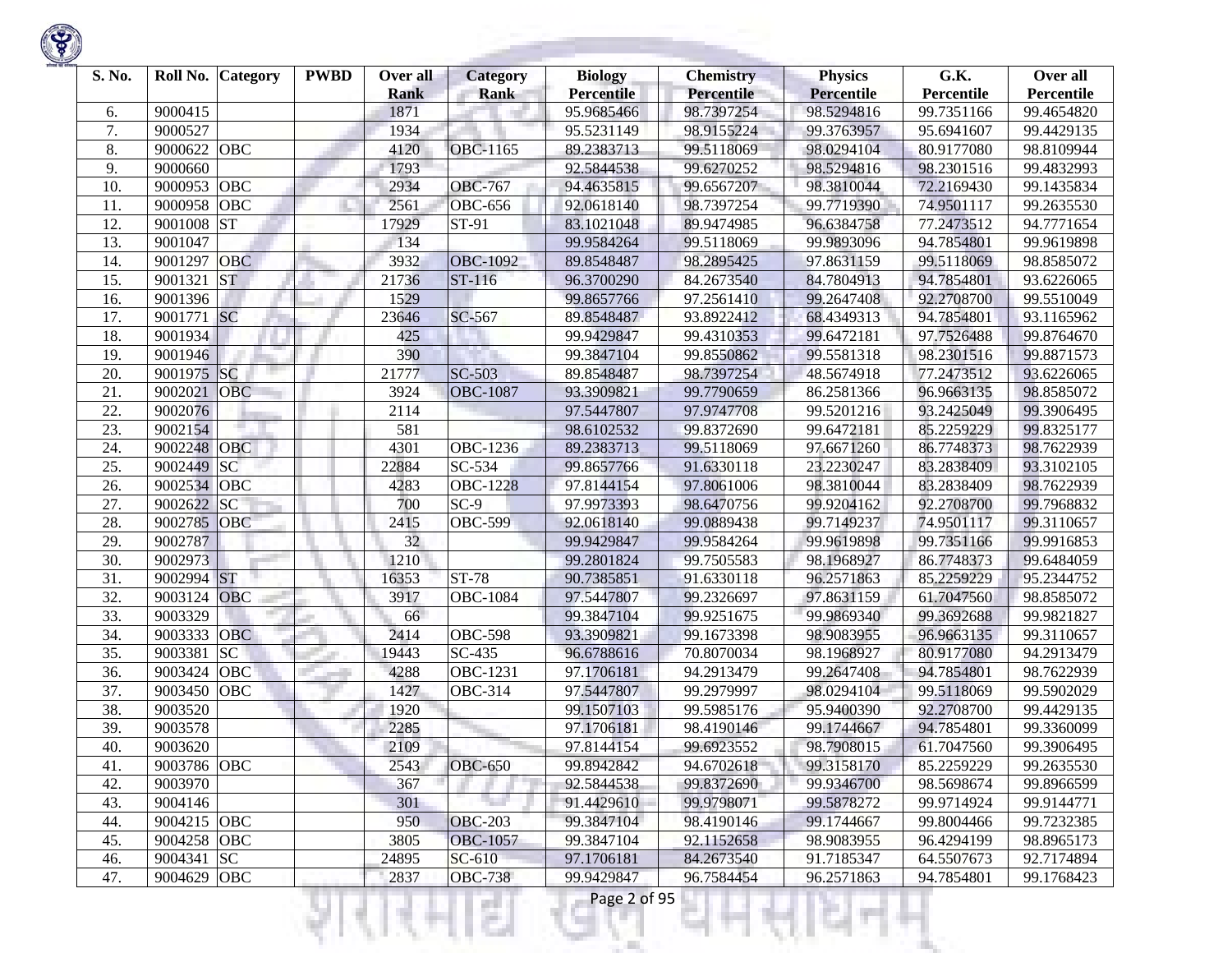| S. No. | Roll No. | Category | PWBD | Over all Rank | Category Rank | Biology Percentile | Chemistry Percentile | Physics Percentile | G.K. Percentile | Over all Percentile |
|---|---|---|---|---|---|---|---|---|---|---|
| 6. | 9000415 | | | 1871 | | 95.9685466 | 98.7397254 | 98.5294816 | 99.7351166 | 99.4654820 |
| 7. | 9000527 | | | 1934 | | 95.5231149 | 98.9155224 | 99.3763957 | 95.6941607 | 99.4429135 |
| 8. | 9000622 | OBC | | 4120 | OBC-1165 | 89.2383713 | 99.5118069 | 98.0294104 | 80.9177080 | 98.8109944 |
| 9. | 9000660 | | | 1793 | | 92.5844538 | 99.6270252 | 98.5294816 | 98.2301516 | 99.4832993 |
| 10. | 9000953 | OBC | | 2934 | OBC-767 | 94.4635815 | 99.6567207 | 98.3810044 | 72.2169430 | 99.1435834 |
| 11. | 9000958 | OBC | | 2561 | OBC-656 | 92.0618140 | 98.7397254 | 99.7719390 | 74.9501117 | 99.2635530 |
| 12. | 9001008 | ST | | 17929 | ST-91 | 83.1021048 | 89.9474985 | 96.6384758 | 77.2473512 | 94.7771654 |
| 13. | 9001047 | | | 134 | | 99.9584264 | 99.5118069 | 99.9893096 | 94.7854801 | 99.9619898 |
| 14. | 9001297 | OBC | | 3932 | OBC-1092 | 89.8548487 | 98.2895425 | 97.8631159 | 99.5118069 | 98.8585072 |
| 15. | 9001321 | ST | | 21736 | ST-116 | 96.3700290 | 84.2673540 | 84.7804913 | 94.7854801 | 93.6226065 |
| 16. | 9001396 | | | 1529 | | 99.8657766 | 97.2561410 | 99.2647408 | 92.2708700 | 99.5510049 |
| 17. | 9001771 | SC | | 23646 | SC-567 | 89.8548487 | 93.8922412 | 68.4349313 | 94.7854801 | 93.1165962 |
| 18. | 9001934 | | | 425 | | 99.9429847 | 99.4310353 | 99.6472181 | 97.7526488 | 99.8764670 |
| 19. | 9001946 | | | 390 | | 99.3847104 | 99.8550862 | 99.5581318 | 98.2301516 | 99.8871573 |
| 20. | 9001975 | SC | | 21777 | SC-503 | 89.8548487 | 98.7397254 | 48.5674918 | 77.2473512 | 93.6226065 |
| 21. | 9002021 | OBC | | 3924 | OBC-1087 | 93.3909821 | 99.7790659 | 86.2581366 | 96.9663135 | 98.8585072 |
| 22. | 9002076 | | | 2114 | | 97.5447807 | 97.9747708 | 99.5201216 | 93.2425049 | 99.3906495 |
| 23. | 9002154 | | | 581 | | 98.6102532 | 99.8372690 | 99.6472181 | 85.2259229 | 99.8325177 |
| 24. | 9002248 | OBC | | 4301 | OBC-1236 | 89.2383713 | 99.5118069 | 97.6671260 | 86.7748373 | 98.7622939 |
| 25. | 9002449 | SC | | 22884 | SC-534 | 99.8657766 | 91.6330118 | 23.2230247 | 83.2838409 | 93.3102105 |
| 26. | 9002534 | OBC | | 4283 | OBC-1228 | 97.8144154 | 97.8061006 | 98.3810044 | 83.2838409 | 98.7622939 |
| 27. | 9002622 | SC | | 700 | SC-9 | 97.9973393 | 98.6470756 | 99.9204162 | 92.2708700 | 99.7968832 |
| 28. | 9002785 | OBC | | 2415 | OBC-599 | 92.0618140 | 99.0889438 | 99.7149237 | 74.9501117 | 99.3110657 |
| 29. | 9002787 | | | 32 | | 99.9429847 | 99.9584264 | 99.9619898 | 99.7351166 | 99.9916853 |
| 30. | 9002973 | | | 1210 | | 99.2801824 | 99.7505583 | 98.1968927 | 86.7748373 | 99.6484059 |
| 31. | 9002994 | ST | | 16353 | ST-78 | 90.7385851 | 91.6330118 | 96.2571863 | 85.2259229 | 95.2344752 |
| 32. | 9003124 | OBC | | 3917 | OBC-1084 | 97.5447807 | 99.2326697 | 97.8631159 | 61.7047560 | 98.8585072 |
| 33. | 9003329 | | | 66 | | 99.3847104 | 99.9251675 | 99.9869340 | 99.3692688 | 99.9821827 |
| 34. | 9003333 | OBC | | 2414 | OBC-598 | 93.3909821 | 99.1673398 | 98.9083955 | 96.9663135 | 99.3110657 |
| 35. | 9003381 | SC | | 19443 | SC-435 | 96.6788616 | 70.8070034 | 98.1968927 | 80.9177080 | 94.2913479 |
| 36. | 9003424 | OBC | | 4288 | OBC-1231 | 97.1706181 | 94.2913479 | 99.2647408 | 94.7854801 | 98.7622939 |
| 37. | 9003450 | OBC | | 1427 | OBC-314 | 97.5447807 | 99.2979997 | 98.0294104 | 99.5118069 | 99.5902029 |
| 38. | 9003520 | | | 1920 | | 99.1507103 | 99.5985176 | 95.9400390 | 92.2708700 | 99.4429135 |
| 39. | 9003578 | | | 2285 | | 97.1706181 | 98.4190146 | 99.1744667 | 94.7854801 | 99.3360099 |
| 40. | 9003620 | | | 2109 | | 97.8144154 | 99.6923552 | 98.7908015 | 61.7047560 | 99.3906495 |
| 41. | 9003786 | OBC | | 2543 | OBC-650 | 99.8942842 | 94.6702618 | 99.3158170 | 85.2259229 | 99.2635530 |
| 42. | 9003970 | | | 367 | | 92.5844538 | 99.8372690 | 99.9346700 | 98.5698674 | 99.8966599 |
| 43. | 9004146 | | | 301 | | 91.4429610 | 99.9798071 | 99.5878272 | 99.9714924 | 99.9144771 |
| 44. | 9004215 | OBC | | 950 | OBC-203 | 99.3847104 | 98.4190146 | 99.1744667 | 99.8004466 | 99.7232385 |
| 45. | 9004258 | OBC | | 3805 | OBC-1057 | 99.3847104 | 92.1152658 | 98.9083955 | 96.4294199 | 98.8965173 |
| 46. | 9004341 | SC | | 24895 | SC-610 | 97.1706181 | 84.2673540 | 91.7185347 | 64.5507673 | 92.7174894 |
| 47. | 9004629 | OBC | | 2837 | OBC-738 | 99.9429847 | 96.7584454 | 96.2571863 | 94.7854801 | 99.1768423 |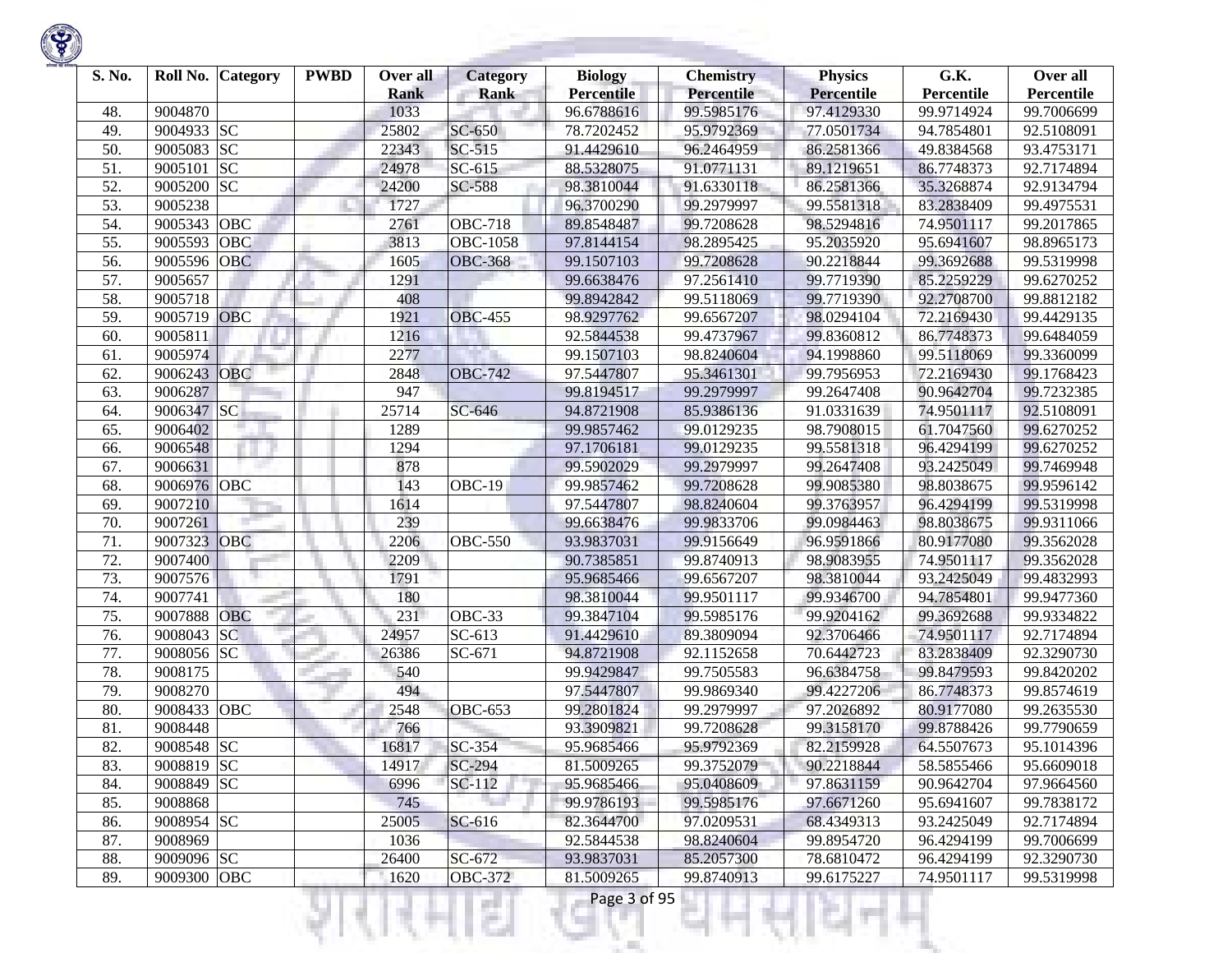| S. No. | Roll No. | Category | PWBD | Over all Rank | Category Rank | Biology Percentile | Chemistry Percentile | Physics Percentile | G.K. Percentile | Over all Percentile |
|---|---|---|---|---|---|---|---|---|---|---|
| 48. | 9004870 | | | 1033 | | 96.6788616 | 99.5985176 | 97.4129330 | 99.9714924 | 99.7006699 |
| 49. | 9004933 | SC | | 25802 | SC-650 | 78.7202452 | 95.9792369 | 77.0501734 | 94.7854801 | 92.5108091 |
| 50. | 9005083 | SC | | 22343 | SC-515 | 91.4429610 | 96.2464959 | 86.2581366 | 49.8384568 | 93.4753171 |
| 51. | 9005101 | SC | | 24978 | SC-615 | 88.5328075 | 91.0771131 | 89.1219651 | 86.7748373 | 92.7174894 |
| 52. | 9005200 | SC | | 24200 | SC-588 | 98.3810044 | 91.6330118 | 86.2581366 | 35.3268874 | 92.9134794 |
| 53. | 9005238 | | | 1727 | | 96.3700290 | 99.2979997 | 99.5581318 | 83.2838409 | 99.4975531 |
| 54. | 9005343 | OBC | | 2761 | OBC-718 | 89.8548487 | 99.7208628 | 98.5294816 | 74.9501117 | 99.2017865 |
| 55. | 9005593 | OBC | | 3813 | OBC-1058 | 97.8144154 | 98.2895425 | 95.2035920 | 95.6941607 | 98.8965173 |
| 56. | 9005596 | OBC | | 1605 | OBC-368 | 99.1507103 | 99.7208628 | 90.2218844 | 99.3692688 | 99.5319998 |
| 57. | 9005657 | | | 1291 | | 99.6638476 | 97.2561410 | 99.7719390 | 85.2259229 | 99.6270252 |
| 58. | 9005718 | | | 408 | | 99.8942842 | 99.5118069 | 99.7719390 | 92.2708700 | 99.8812182 |
| 59. | 9005719 | OBC | | 1921 | OBC-455 | 98.9297762 | 99.6567207 | 98.0294104 | 72.2169430 | 99.4429135 |
| 60. | 9005811 | | | 1216 | | 92.5844538 | 99.4737967 | 99.8360812 | 86.7748373 | 99.6484059 |
| 61. | 9005974 | | | 2277 | | 99.1507103 | 98.8240604 | 94.1998860 | 99.5118069 | 99.3360099 |
| 62. | 9006243 | OBC | | 2848 | OBC-742 | 97.5447807 | 95.3461301 | 99.7956953 | 72.2169430 | 99.1768423 |
| 63. | 9006287 | | | 947 | | 99.8194517 | 99.2979997 | 99.2647408 | 90.9642704 | 99.7232385 |
| 64. | 9006347 | SC | | 25714 | SC-646 | 94.8721908 | 85.9386136 | 91.0331639 | 74.9501117 | 92.5108091 |
| 65. | 9006402 | | | 1289 | | 99.9857462 | 99.0129235 | 98.7908015 | 61.7047560 | 99.6270252 |
| 66. | 9006548 | | | 1294 | | 97.1706181 | 99.0129235 | 99.5581318 | 96.4294199 | 99.6270252 |
| 67. | 9006631 | | | 878 | | 99.5902029 | 99.2979997 | 99.2647408 | 93.2425049 | 99.7469948 |
| 68. | 9006976 | OBC | | 143 | OBC-19 | 99.9857462 | 99.7208628 | 99.9085380 | 98.8038675 | 99.9596142 |
| 69. | 9007210 | | | 1614 | | 97.5447807 | 98.8240604 | 99.3763957 | 96.4294199 | 99.5319998 |
| 70. | 9007261 | | | 239 | | 99.6638476 | 99.9833706 | 99.0984463 | 98.8038675 | 99.9311066 |
| 71. | 9007323 | OBC | | 2206 | OBC-550 | 93.9837031 | 99.9156649 | 96.9591866 | 80.9177080 | 99.3562028 |
| 72. | 9007400 | | | 2209 | | 90.7385851 | 99.8740913 | 98.9083955 | 74.9501117 | 99.3562028 |
| 73. | 9007576 | | | 1791 | | 95.9685466 | 99.6567207 | 98.3810044 | 93.2425049 | 99.4832993 |
| 74. | 9007741 | | | 180 | | 98.3810044 | 99.9501117 | 99.9346700 | 94.7854801 | 99.9477360 |
| 75. | 9007888 | OBC | | 231 | OBC-33 | 99.3847104 | 99.5985176 | 99.9204162 | 99.3692688 | 99.9334822 |
| 76. | 9008043 | SC | | 24957 | SC-613 | 91.4429610 | 89.3809094 | 92.3706466 | 74.9501117 | 92.7174894 |
| 77. | 9008056 | SC | | 26386 | SC-671 | 94.8721908 | 92.1152658 | 70.6442723 | 83.2838409 | 92.3290730 |
| 78. | 9008175 | | | 540 | | 99.9429847 | 99.7505583 | 96.6384758 | 99.8479593 | 99.8420202 |
| 79. | 9008270 | | | 494 | | 97.5447807 | 99.9869340 | 99.4227206 | 86.7748373 | 99.8574619 |
| 80. | 9008433 | OBC | | 2548 | OBC-653 | 99.2801824 | 99.2979997 | 97.2026892 | 80.9177080 | 99.2635530 |
| 81. | 9008448 | | | 766 | | 93.3909821 | 99.7208628 | 99.3158170 | 99.8788426 | 99.7790659 |
| 82. | 9008548 | SC | | 16817 | SC-354 | 95.9685466 | 95.9792369 | 82.2159928 | 64.5507673 | 95.1014396 |
| 83. | 9008819 | SC | | 14917 | SC-294 | 81.5009265 | 99.3752079 | 90.2218844 | 58.5855466 | 95.6609018 |
| 84. | 9008849 | SC | | 6996 | SC-112 | 95.9685466 | 95.0408609 | 97.8631159 | 90.9642704 | 97.9664560 |
| 85. | 9008868 | | | 745 | | 99.9786193 | 99.5985176 | 97.6671260 | 95.6941607 | 99.7838172 |
| 86. | 9008954 | SC | | 25005 | SC-616 | 82.3644700 | 97.0209531 | 68.4349313 | 93.2425049 | 92.7174894 |
| 87. | 9008969 | | | 1036 | | 92.5844538 | 98.8240604 | 99.8954720 | 96.4294199 | 99.7006699 |
| 88. | 9009096 | SC | | 26400 | SC-672 | 93.9837031 | 85.2057300 | 78.6810472 | 96.4294199 | 92.3290730 |
| 89. | 9009300 | OBC | | 1620 | OBC-372 | 81.5009265 | 99.8740913 | 99.6175227 | 74.9501117 | 99.5319998 |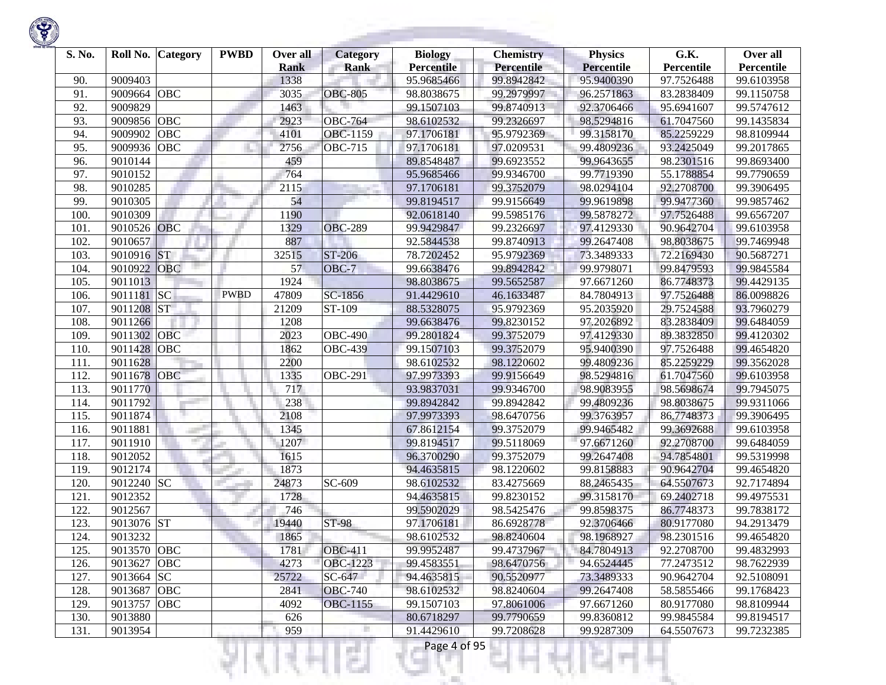| S. No. | Roll No. | Category | PWBD | Over all Rank | Category Rank | Biology Percentile | Chemistry Percentile | Physics Percentile | G.K. Percentile | Over all Percentile |
|---|---|---|---|---|---|---|---|---|---|---|
| 90. | 9009403 | | | 1338 | | 95.9685466 | 99.8942842 | 95.9400390 | 97.7526488 | 99.6103958 |
| 91. | 9009664 | OBC | | 3035 | OBC-805 | 98.8038675 | 99.2979997 | 96.2571863 | 83.2838409 | 99.1150758 |
| 92. | 9009829 | | | 1463 | | 99.1507103 | 99.8740913 | 92.3706466 | 95.6941607 | 99.5747612 |
| 93. | 9009856 | OBC | | 2923 | OBC-764 | 98.6102532 | 99.2326697 | 98.5294816 | 61.7047560 | 99.1435834 |
| 94. | 9009902 | OBC | | 4101 | OBC-1159 | 97.1706181 | 95.9792369 | 99.3158170 | 85.2259229 | 98.8109944 |
| 95. | 9009936 | OBC | | 2756 | OBC-715 | 97.1706181 | 97.0209531 | 99.4809236 | 93.2425049 | 99.2017865 |
| 96. | 9010144 | | | 459 | | 89.8548487 | 99.6923552 | 99.9643655 | 98.2301516 | 99.8693400 |
| 97. | 9010152 | | | 764 | | 95.9685466 | 99.9346700 | 99.7719390 | 55.1788854 | 99.7790659 |
| 98. | 9010285 | | | 2115 | | 97.1706181 | 99.3752079 | 98.0294104 | 92.2708700 | 99.3906495 |
| 99. | 9010305 | | | 54 | | 99.8194517 | 99.9156649 | 99.9619898 | 99.9477360 | 99.9857462 |
| 100. | 9010309 | | | 1190 | | 92.0618140 | 99.5985176 | 99.5878272 | 97.7526488 | 99.6567207 |
| 101. | 9010526 | OBC | | 1329 | OBC-289 | 99.9429847 | 99.2326697 | 97.4129330 | 90.9642704 | 99.6103958 |
| 102. | 9010657 | | | 887 | | 92.5844538 | 99.8740913 | 99.2647408 | 98.8038675 | 99.7469948 |
| 103. | 9010916 | ST | | 32515 | ST-206 | 78.7202452 | 95.9792369 | 73.3489333 | 72.2169430 | 90.5687271 |
| 104. | 9010922 | OBC | | 57 | OBC-7 | 99.6638476 | 99.8942842 | 99.9798071 | 99.8479593 | 99.9845584 |
| 105. | 9011013 | | | 1924 | | 98.8038675 | 99.5652587 | 97.6671260 | 86.7748373 | 99.4429135 |
| 106. | 9011181 | SC | PWBD | 47809 | SC-1856 | 91.4429610 | 46.1633487 | 84.7804913 | 97.7526488 | 86.0098826 |
| 107. | 9011208 | ST | | 21209 | ST-109 | 88.5328075 | 95.9792369 | 95.2035920 | 29.7524588 | 93.7960279 |
| 108. | 9011266 | | | 1208 | | 99.6638476 | 99.8230152 | 97.2026892 | 83.2838409 | 99.6484059 |
| 109. | 9011302 | OBC | | 2023 | OBC-490 | 99.2801824 | 99.3752079 | 97.4129330 | 89.3832850 | 99.4120302 |
| 110. | 9011428 | OBC | | 1862 | OBC-439 | 99.1507103 | 99.3752079 | 95.9400390 | 97.7526488 | 99.4654820 |
| 111. | 9011628 | | | 2200 | | 98.6102532 | 98.1220602 | 99.4809236 | 85.2259229 | 99.3562028 |
| 112. | 9011678 | OBC | | 1335 | OBC-291 | 97.9973393 | 99.9156649 | 98.5294816 | 61.7047560 | 99.6103958 |
| 113. | 9011770 | | | 717 | | 93.9837031 | 99.9346700 | 98.9083955 | 98.5698674 | 99.7945075 |
| 114. | 9011792 | | | 238 | | 99.8942842 | 99.8942842 | 99.4809236 | 98.8038675 | 99.9311066 |
| 115. | 9011874 | | | 2108 | | 97.9973393 | 98.6470756 | 99.3763957 | 86.7748373 | 99.3906495 |
| 116. | 9011881 | | | 1345 | | 67.8612154 | 99.3752079 | 99.9465482 | 99.3692688 | 99.6103958 |
| 117. | 9011910 | | | 1207 | | 99.8194517 | 99.5118069 | 97.6671260 | 92.2708700 | 99.6484059 |
| 118. | 9012052 | | | 1615 | | 96.3700290 | 99.3752079 | 99.2647408 | 94.7854801 | 99.5319998 |
| 119. | 9012174 | | | 1873 | | 94.4635815 | 98.1220602 | 99.8158883 | 90.9642704 | 99.4654820 |
| 120. | 9012240 | SC | | 24873 | SC-609 | 98.6102532 | 83.4275669 | 88.2465435 | 64.5507673 | 92.7174894 |
| 121. | 9012352 | | | 1728 | | 94.4635815 | 99.8230152 | 99.3158170 | 69.2402718 | 99.4975531 |
| 122. | 9012567 | | | 746 | | 99.5902029 | 98.5425476 | 99.8598375 | 86.7748373 | 99.7838172 |
| 123. | 9013076 | ST | | 19440 | ST-98 | 97.1706181 | 86.6928778 | 92.3706466 | 80.9177080 | 94.2913479 |
| 124. | 9013232 | | | 1865 | | 98.6102532 | 98.8240604 | 98.1968927 | 98.2301516 | 99.4654820 |
| 125. | 9013570 | OBC | | 1781 | OBC-411 | 99.9952487 | 99.4737967 | 84.7804913 | 92.2708700 | 99.4832993 |
| 126. | 9013627 | OBC | | 4273 | OBC-1223 | 99.4583551 | 98.6470756 | 94.6524445 | 77.2473512 | 98.7622939 |
| 127. | 9013664 | SC | | 25722 | SC-647 | 94.4635815 | 90.5520977 | 73.3489333 | 90.9642704 | 92.5108091 |
| 128. | 9013687 | OBC | | 2841 | OBC-740 | 98.6102532 | 98.8240604 | 99.2647408 | 58.5855466 | 99.1768423 |
| 129. | 9013757 | OBC | | 4092 | OBC-1155 | 99.1507103 | 97.8061006 | 97.6671260 | 80.9177080 | 98.8109944 |
| 130. | 9013880 | | | 626 | | 80.6718297 | 99.7790659 | 99.8360812 | 99.9845584 | 99.8194517 |
| 131. | 9013954 | | | 959 | | 91.4429610 | 99.7208628 | 99.9287309 | 64.5507673 | 99.7232385 |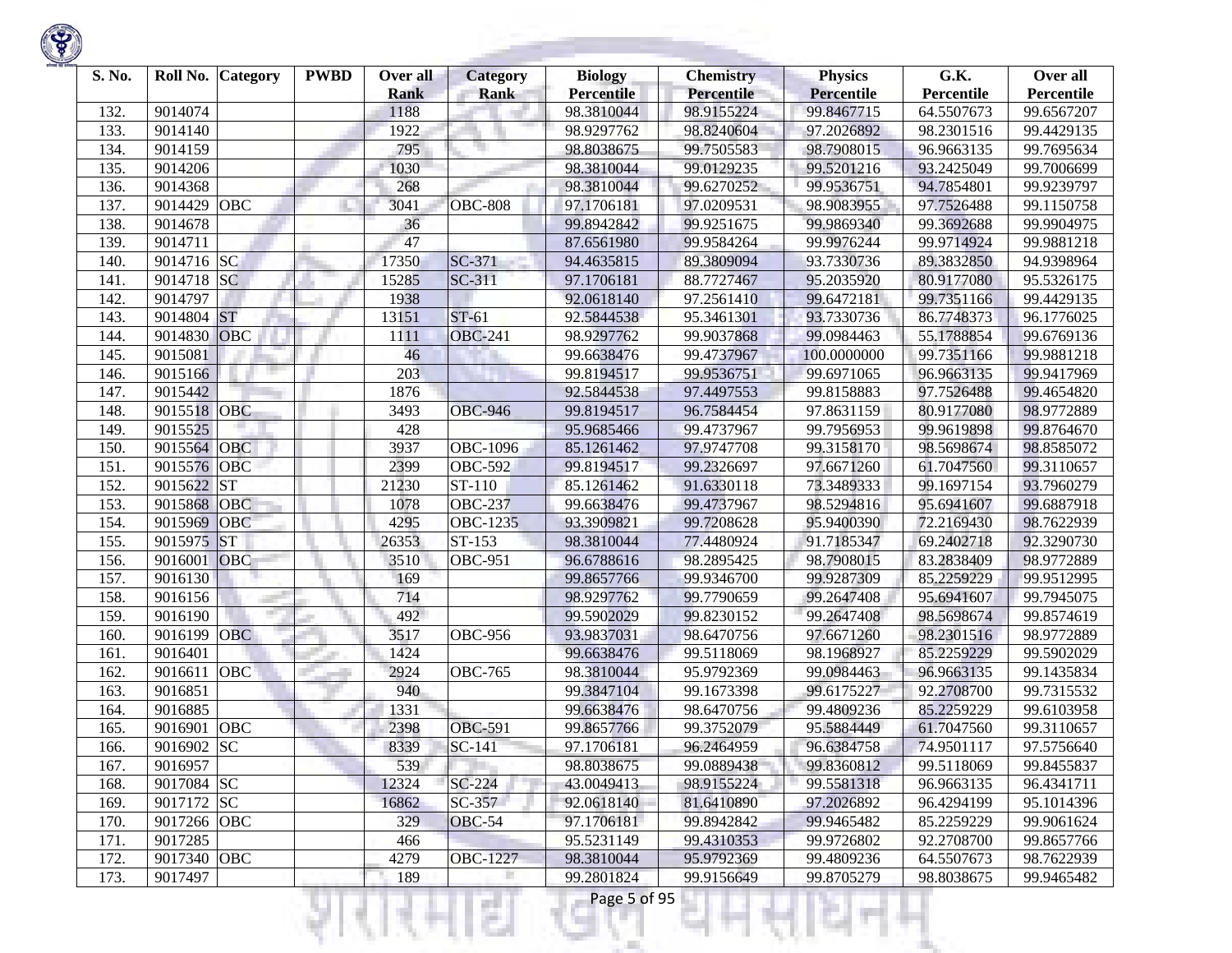| S. No. | Roll No. | Category | PWBD | Over all Rank | Category Rank | Biology Percentile | Chemistry Percentile | Physics Percentile | G.K. Percentile | Over all Percentile |
|---|---|---|---|---|---|---|---|---|---|---|
| 132. | 9014074 | | | 1188 | | 98.3810044 | 98.9155224 | 99.8467715 | 64.5507673 | 99.6567207 |
| 133. | 9014140 | | | 1922 | | 98.9297762 | 98.8240604 | 97.2026892 | 98.2301516 | 99.4429135 |
| 134. | 9014159 | | | 795 | | 98.8038675 | 99.7505583 | 98.7908015 | 96.9663135 | 99.7695634 |
| 135. | 9014206 | | | 1030 | | 98.3810044 | 99.0129235 | 99.5201216 | 93.2425049 | 99.7006699 |
| 136. | 9014368 | | | 268 | | 98.3810044 | 99.6270252 | 99.9536751 | 94.7854801 | 99.9239797 |
| 137. | 9014429 | OBC | | 3041 | OBC-808 | 97.1706181 | 97.0209531 | 98.9083955 | 97.7526488 | 99.1150758 |
| 138. | 9014678 | | | 36 | | 99.8942842 | 99.9251675 | 99.9869340 | 99.3692688 | 99.9904975 |
| 139. | 9014711 | | | 47 | | 87.6561980 | 99.9584264 | 99.9976244 | 99.9714924 | 99.9881218 |
| 140. | 9014716 | SC | | 17350 | SC-371 | 94.4635815 | 89.3809094 | 93.7330736 | 89.3832850 | 94.9398964 |
| 141. | 9014718 | SC | | 15285 | SC-311 | 97.1706181 | 88.7727467 | 95.2035920 | 80.9177080 | 95.5326175 |
| 142. | 9014797 | | | 1938 | | 92.0618140 | 97.2561410 | 99.6472181 | 99.7351166 | 99.4429135 |
| 143. | 9014804 | ST | | 13151 | ST-61 | 92.5844538 | 95.3461301 | 93.7330736 | 86.7748373 | 96.1776025 |
| 144. | 9014830 | OBC | | 1111 | OBC-241 | 98.9297762 | 99.9037868 | 99.0984463 | 55.1788854 | 99.6769136 |
| 145. | 9015081 | | | 46 | | 99.6638476 | 99.4737967 | 100.0000000 | 99.7351166 | 99.9881218 |
| 146. | 9015166 | | | 203 | | 99.8194517 | 99.9536751 | 99.6971065 | 96.9663135 | 99.9417969 |
| 147. | 9015442 | | | 1876 | | 92.5844538 | 97.4497553 | 99.8158883 | 97.7526488 | 99.4654820 |
| 148. | 9015518 | OBC | | 3493 | OBC-946 | 99.8194517 | 96.7584454 | 97.8631159 | 80.9177080 | 98.9772889 |
| 149. | 9015525 | | | 428 | | 95.9685466 | 99.4737967 | 99.7956953 | 99.9619898 | 99.8764670 |
| 150. | 9015564 | OBC | | 3937 | OBC-1096 | 85.1261462 | 97.9747708 | 99.3158170 | 98.5698674 | 98.8585072 |
| 151. | 9015576 | OBC | | 2399 | OBC-592 | 99.8194517 | 99.2326697 | 97.6671260 | 61.7047560 | 99.3110657 |
| 152. | 9015622 | ST | | 21230 | ST-110 | 85.1261462 | 91.6330118 | 73.3489333 | 99.1697154 | 93.7960279 |
| 153. | 9015868 | OBC | | 1078 | OBC-237 | 99.6638476 | 99.4737967 | 98.5294816 | 95.6941607 | 99.6887918 |
| 154. | 9015969 | OBC | | 4295 | OBC-1235 | 93.3909821 | 99.7208628 | 95.9400390 | 72.2169430 | 98.7622939 |
| 155. | 9015975 | ST | | 26353 | ST-153 | 98.3810044 | 77.4480924 | 91.7185347 | 69.2402718 | 92.3290730 |
| 156. | 9016001 | OBC | | 3510 | OBC-951 | 96.6788616 | 98.2895425 | 98.7908015 | 83.2838409 | 98.9772889 |
| 157. | 9016130 | | | 169 | | 99.8657766 | 99.9346700 | 99.9287309 | 85.2259229 | 99.9512995 |
| 158. | 9016156 | | | 714 | | 98.9297762 | 99.7790659 | 99.2647408 | 95.6941607 | 99.7945075 |
| 159. | 9016190 | | | 492 | | 99.5902029 | 99.8230152 | 99.2647408 | 98.5698674 | 99.8574619 |
| 160. | 9016199 | OBC | | 3517 | OBC-956 | 93.9837031 | 98.6470756 | 97.6671260 | 98.2301516 | 98.9772889 |
| 161. | 9016401 | | | 1424 | | 99.6638476 | 99.5118069 | 98.1968927 | 85.2259229 | 99.5902029 |
| 162. | 9016611 | OBC | | 2924 | OBC-765 | 98.3810044 | 95.9792369 | 99.0984463 | 96.9663135 | 99.1435834 |
| 163. | 9016851 | | | 940 | | 99.3847104 | 99.1673398 | 99.6175227 | 92.2708700 | 99.7315532 |
| 164. | 9016885 | | | 1331 | | 99.6638476 | 98.6470756 | 99.4809236 | 85.2259229 | 99.6103958 |
| 165. | 9016901 | OBC | | 2398 | OBC-591 | 99.8657766 | 99.3752079 | 95.5884449 | 61.7047560 | 99.3110657 |
| 166. | 9016902 | SC | | 8339 | SC-141 | 97.1706181 | 96.2464959 | 96.6384758 | 74.9501117 | 97.5756640 |
| 167. | 9016957 | | | 539 | | 98.8038675 | 99.0889438 | 99.8360812 | 99.5118069 | 99.8455837 |
| 168. | 9017084 | SC | | 12324 | SC-224 | 43.0049413 | 98.9155224 | 99.5581318 | 96.9663135 | 96.4341711 |
| 169. | 9017172 | SC | | 16862 | SC-357 | 92.0618140 | 81.6410890 | 97.2026892 | 96.4294199 | 95.1014396 |
| 170. | 9017266 | OBC | | 329 | OBC-54 | 97.1706181 | 99.8942842 | 99.9465482 | 85.2259229 | 99.9061624 |
| 171. | 9017285 | | | 466 | | 95.5231149 | 99.4310353 | 99.9726802 | 92.2708700 | 99.8657766 |
| 172. | 9017340 | OBC | | 4279 | OBC-1227 | 98.3810044 | 95.9792369 | 99.4809236 | 64.5507673 | 98.7622939 |
| 173. | 9017497 | | | 189 | | 99.2801824 | 99.9156649 | 99.8705279 | 98.8038675 | 99.9465482 |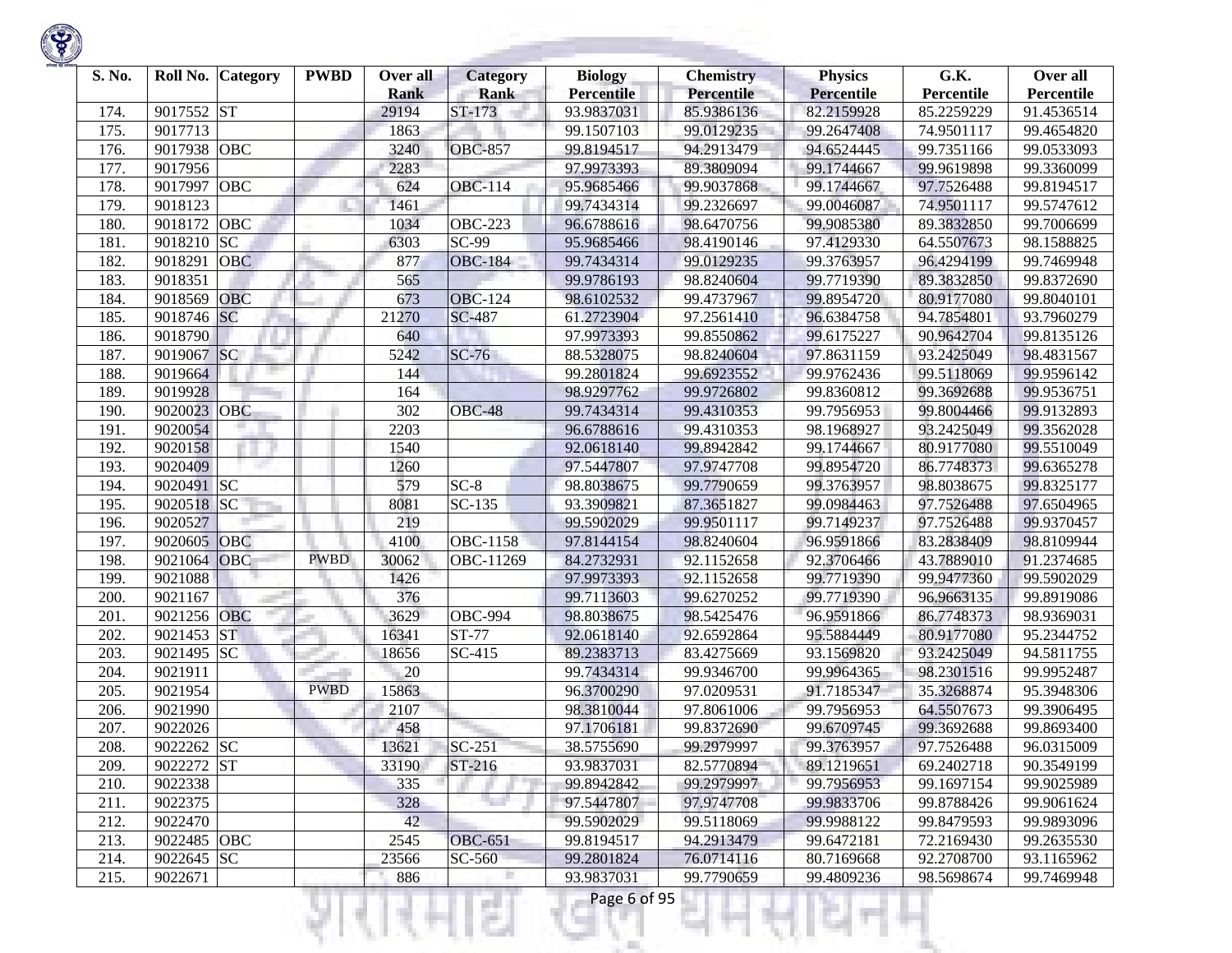| S. No. | Roll No. | Category | PWBD | Over all Rank | Category Rank | Biology Percentile | Chemistry Percentile | Physics Percentile | G.K. Percentile | Over all Percentile |
|---|---|---|---|---|---|---|---|---|---|---|
| 174. | 9017552 | ST | | 29194 | ST-173 | 93.9837031 | 85.9386136 | 82.2159928 | 85.2259229 | 91.4536514 |
| 175. | 9017713 | | | 1863 | | 99.1507103 | 99.0129235 | 99.2647408 | 74.9501117 | 99.4654820 |
| 176. | 9017938 | OBC | | 3240 | OBC-857 | 99.8194517 | 94.2913479 | 94.6524445 | 99.7351166 | 99.0533093 |
| 177. | 9017956 | | | 2283 | | 97.9973393 | 89.3809094 | 99.1744667 | 99.9619898 | 99.3360099 |
| 178. | 9017997 | OBC | | 624 | OBC-114 | 95.9685466 | 99.9037868 | 99.1744667 | 97.7526488 | 99.8194517 |
| 179. | 9018123 | | | 1461 | | 99.7434314 | 99.2326697 | 99.0046087 | 74.9501117 | 99.5747612 |
| 180. | 9018172 | OBC | | 1034 | OBC-223 | 96.6788616 | 98.6470756 | 99.9085380 | 89.3832850 | 99.7006699 |
| 181. | 9018210 | SC | | 6303 | SC-99 | 95.9685466 | 98.4190146 | 97.4129330 | 64.5507673 | 98.1588825 |
| 182. | 9018291 | OBC | | 877 | OBC-184 | 99.7434314 | 99.0129235 | 99.3763957 | 96.4294199 | 99.7469948 |
| 183. | 9018351 | | | 565 | | 99.9786193 | 98.8240604 | 99.7719390 | 89.3832850 | 99.8372690 |
| 184. | 9018569 | OBC | | 673 | OBC-124 | 98.6102532 | 99.4737967 | 99.8954720 | 80.9177080 | 99.8040101 |
| 185. | 9018746 | SC | | 21270 | SC-487 | 61.2723904 | 97.2561410 | 96.6384758 | 94.7854801 | 93.7960279 |
| 186. | 9018790 | | | 640 | | 97.9973393 | 99.8550862 | 99.6175227 | 90.9642704 | 99.8135126 |
| 187. | 9019067 | SC | | 5242 | SC-76 | 88.5328075 | 98.8240604 | 97.8631159 | 93.2425049 | 98.4831567 |
| 188. | 9019664 | | | 144 | | 99.2801824 | 99.6923552 | 99.9762436 | 99.5118069 | 99.9596142 |
| 189. | 9019928 | | | 164 | | 98.9297762 | 99.9726802 | 99.8360812 | 99.3692688 | 99.9536751 |
| 190. | 9020023 | OBC | | 302 | OBC-48 | 99.7434314 | 99.4310353 | 99.7956953 | 99.8004466 | 99.9132893 |
| 191. | 9020054 | | | 2203 | | 96.6788616 | 99.4310353 | 98.1968927 | 93.2425049 | 99.3562028 |
| 192. | 9020158 | | | 1540 | | 92.0618140 | 99.8942842 | 99.1744667 | 80.9177080 | 99.5510049 |
| 193. | 9020409 | | | 1260 | | 97.5447807 | 97.9747708 | 99.8954720 | 86.7748373 | 99.6365278 |
| 194. | 9020491 | SC | | 579 | SC-8 | 98.8038675 | 99.7790659 | 99.3763957 | 98.8038675 | 99.8325177 |
| 195. | 9020518 | SC | | 8081 | SC-135 | 93.3909821 | 87.3651827 | 99.0984463 | 97.7526488 | 97.6504965 |
| 196. | 9020527 | | | 219 | | 99.5902029 | 99.9501117 | 99.7149237 | 97.7526488 | 99.9370457 |
| 197. | 9020605 | OBC | | 4100 | OBC-1158 | 97.8144154 | 98.8240604 | 96.9591866 | 83.2838409 | 98.8109944 |
| 198. | 9021064 | OBC | PWBD | 30062 | OBC-11269 | 84.2732931 | 92.1152658 | 92.3706466 | 43.7889010 | 91.2374685 |
| 199. | 9021088 | | | 1426 | | 97.9973393 | 92.1152658 | 99.7719390 | 99.9477360 | 99.5902029 |
| 200. | 9021167 | | | 376 | | 99.7113603 | 99.6270252 | 99.7719390 | 96.9663135 | 99.8919086 |
| 201. | 9021256 | OBC | | 3629 | OBC-994 | 98.8038675 | 98.5425476 | 96.9591866 | 86.7748373 | 98.9369031 |
| 202. | 9021453 | ST | | 16341 | ST-77 | 92.0618140 | 92.6592864 | 95.5884449 | 80.9177080 | 95.2344752 |
| 203. | 9021495 | SC | | 18656 | SC-415 | 89.2383713 | 83.4275669 | 93.1569820 | 93.2425049 | 94.5811755 |
| 204. | 9021911 | | | 20 | | 99.7434314 | 99.9346700 | 99.9964365 | 98.2301516 | 99.9952487 |
| 205. | 9021954 | | PWBD | 15863 | | 96.3700290 | 97.0209531 | 91.7185347 | 35.3268874 | 95.3948306 |
| 206. | 9021990 | | | 2107 | | 98.3810044 | 97.8061006 | 99.7956953 | 64.5507673 | 99.3906495 |
| 207. | 9022026 | | | 458 | | 97.1706181 | 99.8372690 | 99.6709745 | 99.3692688 | 99.8693400 |
| 208. | 9022262 | SC | | 13621 | SC-251 | 38.5755690 | 99.2979997 | 99.3763957 | 97.7526488 | 96.0315009 |
| 209. | 9022272 | ST | | 33190 | ST-216 | 93.9837031 | 82.5770894 | 89.1219651 | 69.2402718 | 90.3549199 |
| 210. | 9022338 | | | 335 | | 99.8942842 | 99.2979997 | 99.7956953 | 99.1697154 | 99.9025989 |
| 211. | 9022375 | | | 328 | | 97.5447807 | 97.9747708 | 99.9833706 | 99.8788426 | 99.9061624 |
| 212. | 9022470 | | | 42 | | 99.5902029 | 99.5118069 | 99.9988122 | 99.8479593 | 99.9893096 |
| 213. | 9022485 | OBC | | 2545 | OBC-651 | 99.8194517 | 94.2913479 | 99.6472181 | 72.2169430 | 99.2635530 |
| 214. | 9022645 | SC | | 23566 | SC-560 | 99.2801824 | 76.0714116 | 80.7169668 | 92.2708700 | 93.1165962 |
| 215. | 9022671 | | | 886 | | 93.9837031 | 99.7790659 | 99.4809236 | 98.5698674 | 99.7469948 |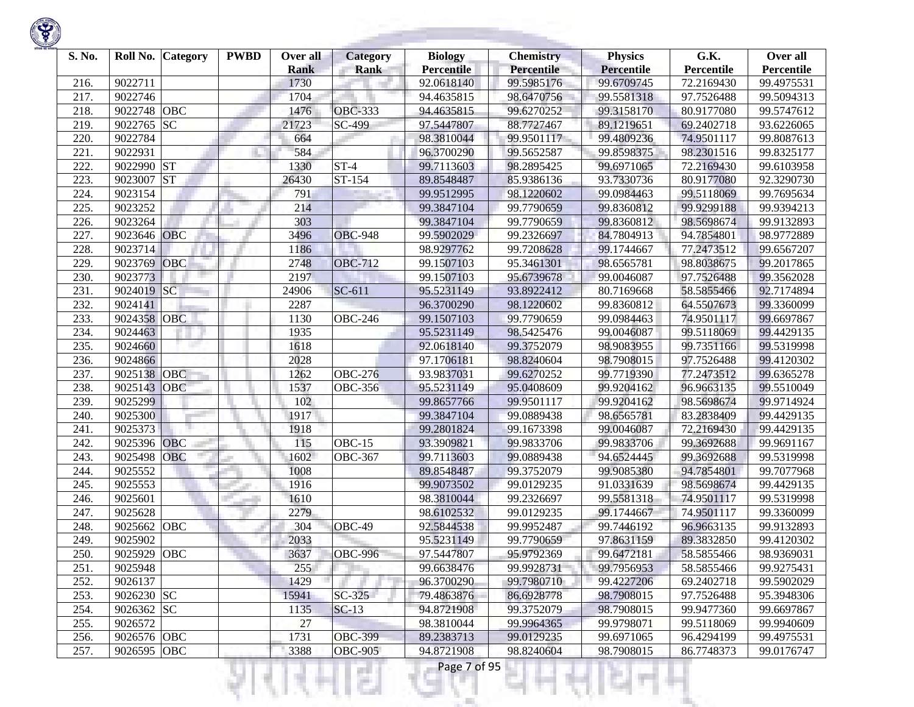| S. No. | Roll No. | Category | PWBD | Over all Rank | Category Rank | Biology Percentile | Chemistry Percentile | Physics Percentile | G.K. Percentile | Over all Percentile |
|---|---|---|---|---|---|---|---|---|---|---|
| 216. | 9022711 | | | 1730 | | 92.0618140 | 99.5985176 | 99.6709745 | 72.2169430 | 99.4975531 |
| 217. | 9022746 | | | 1704 | | 94.4635815 | 98.6470756 | 99.5581318 | 97.7526488 | 99.5094313 |
| 218. | 9022748 | OBC | | 1476 | OBC-333 | 94.4635815 | 99.6270252 | 99.3158170 | 80.9177080 | 99.5747612 |
| 219. | 9022765 | SC | | 21723 | SC-499 | 97.5447807 | 88.7727467 | 89.1219651 | 69.2402718 | 93.6226065 |
| 220. | 9022784 | | | 664 | | 98.3810044 | 99.9501117 | 99.4809236 | 74.9501117 | 99.8087613 |
| 221. | 9022931 | | | 584 | | 96.3700290 | 99.5652587 | 99.8598375 | 98.2301516 | 99.8325177 |
| 222. | 9022990 | ST | | 1330 | ST-4 | 99.7113603 | 98.2895425 | 99.6971065 | 72.2169430 | 99.6103958 |
| 223. | 9023007 | ST | | 26430 | ST-154 | 89.8548487 | 85.9386136 | 93.7330736 | 80.9177080 | 92.3290730 |
| 224. | 9023154 | | | 791 | | 99.9512995 | 98.1220602 | 99.0984463 | 99.5118069 | 99.7695634 |
| 225. | 9023252 | | | 214 | | 99.3847104 | 99.7790659 | 99.8360812 | 99.9299188 | 99.9394213 |
| 226. | 9023264 | | | 303 | | 99.3847104 | 99.7790659 | 99.8360812 | 98.5698674 | 99.9132893 |
| 227. | 9023646 | OBC | | 3496 | OBC-948 | 99.5902029 | 99.2326697 | 84.7804913 | 94.7854801 | 98.9772889 |
| 228. | 9023714 | | | 1186 | | 98.9297762 | 99.7208628 | 99.1744667 | 77.2473512 | 99.6567207 |
| 229. | 9023769 | OBC | | 2748 | OBC-712 | 99.1507103 | 95.3461301 | 98.6565781 | 98.8038675 | 99.2017865 |
| 230. | 9023773 | | | 2197 | | 99.1507103 | 95.6739678 | 99.0046087 | 97.7526488 | 99.3562028 |
| 231. | 9024019 | SC | | 24906 | SC-611 | 95.5231149 | 93.8922412 | 80.7169668 | 58.5855466 | 92.7174894 |
| 232. | 9024141 | | | 2287 | | 96.3700290 | 98.1220602 | 99.8360812 | 64.5507673 | 99.3360099 |
| 233. | 9024358 | OBC | | 1130 | OBC-246 | 99.1507103 | 99.7790659 | 99.0984463 | 74.9501117 | 99.6697867 |
| 234. | 9024463 | | | 1935 | | 95.5231149 | 98.5425476 | 99.0046087 | 99.5118069 | 99.4429135 |
| 235. | 9024660 | | | 1618 | | 92.0618140 | 99.3752079 | 98.9083955 | 99.7351166 | 99.5319998 |
| 236. | 9024866 | | | 2028 | | 97.1706181 | 98.8240604 | 98.7908015 | 97.7526488 | 99.4120302 |
| 237. | 9025138 | OBC | | 1262 | OBC-276 | 93.9837031 | 99.6270252 | 99.7719390 | 77.2473512 | 99.6365278 |
| 238. | 9025143 | OBC | | 1537 | OBC-356 | 95.5231149 | 95.0408609 | 99.9204162 | 96.9663135 | 99.5510049 |
| 239. | 9025299 | | | 102 | | 99.8657766 | 99.9501117 | 99.9204162 | 98.5698674 | 99.9714924 |
| 240. | 9025300 | | | 1917 | | 99.3847104 | 99.0889438 | 98.6565781 | 83.2838409 | 99.4429135 |
| 241. | 9025373 | | | 1918 | | 99.2801824 | 99.1673398 | 99.0046087 | 72.2169430 | 99.4429135 |
| 242. | 9025396 | OBC | | 115 | OBC-15 | 93.3909821 | 99.9833706 | 99.9833706 | 99.3692688 | 99.9691167 |
| 243. | 9025498 | OBC | | 1602 | OBC-367 | 99.7113603 | 99.0889438 | 94.6524445 | 99.3692688 | 99.5319998 |
| 244. | 9025552 | | | 1008 | | 89.8548487 | 99.3752079 | 99.9085380 | 94.7854801 | 99.7077968 |
| 245. | 9025553 | | | 1916 | | 99.9073502 | 99.0129235 | 91.0331639 | 98.5698674 | 99.4429135 |
| 246. | 9025601 | | | 1610 | | 98.3810044 | 99.2326697 | 99.5581318 | 74.9501117 | 99.5319998 |
| 247. | 9025628 | | | 2279 | | 98.6102532 | 99.0129235 | 99.1744667 | 74.9501117 | 99.3360099 |
| 248. | 9025662 | OBC | | 304 | OBC-49 | 92.5844538 | 99.9952487 | 99.7446192 | 96.9663135 | 99.9132893 |
| 249. | 9025902 | | | 2033 | | 95.5231149 | 99.7790659 | 97.8631159 | 89.3832850 | 99.4120302 |
| 250. | 9025929 | OBC | | 3637 | OBC-996 | 97.5447807 | 95.9792369 | 99.6472181 | 58.5855466 | 98.9369031 |
| 251. | 9025948 | | | 255 | | 99.6638476 | 99.9928731 | 99.7956953 | 58.5855466 | 99.9275431 |
| 252. | 9026137 | | | 1429 | | 96.3700290 | 99.7980710 | 99.4227206 | 69.2402718 | 99.5902029 |
| 253. | 9026230 | SC | | 15941 | SC-325 | 79.4863876 | 86.6928778 | 98.7908015 | 97.7526488 | 95.3948306 |
| 254. | 9026362 | SC | | 1135 | SC-13 | 94.8721908 | 99.3752079 | 98.7908015 | 99.9477360 | 99.6697867 |
| 255. | 9026572 | | | 27 | | 98.3810044 | 99.9964365 | 99.9798071 | 99.5118069 | 99.9940609 |
| 256. | 9026576 | OBC | | 1731 | OBC-399 | 89.2383713 | 99.0129235 | 99.6971065 | 96.4294199 | 99.4975531 |
| 257. | 9026595 | OBC | | 3388 | OBC-905 | 94.8721908 | 98.8240604 | 98.7908015 | 86.7748373 | 99.0176747 |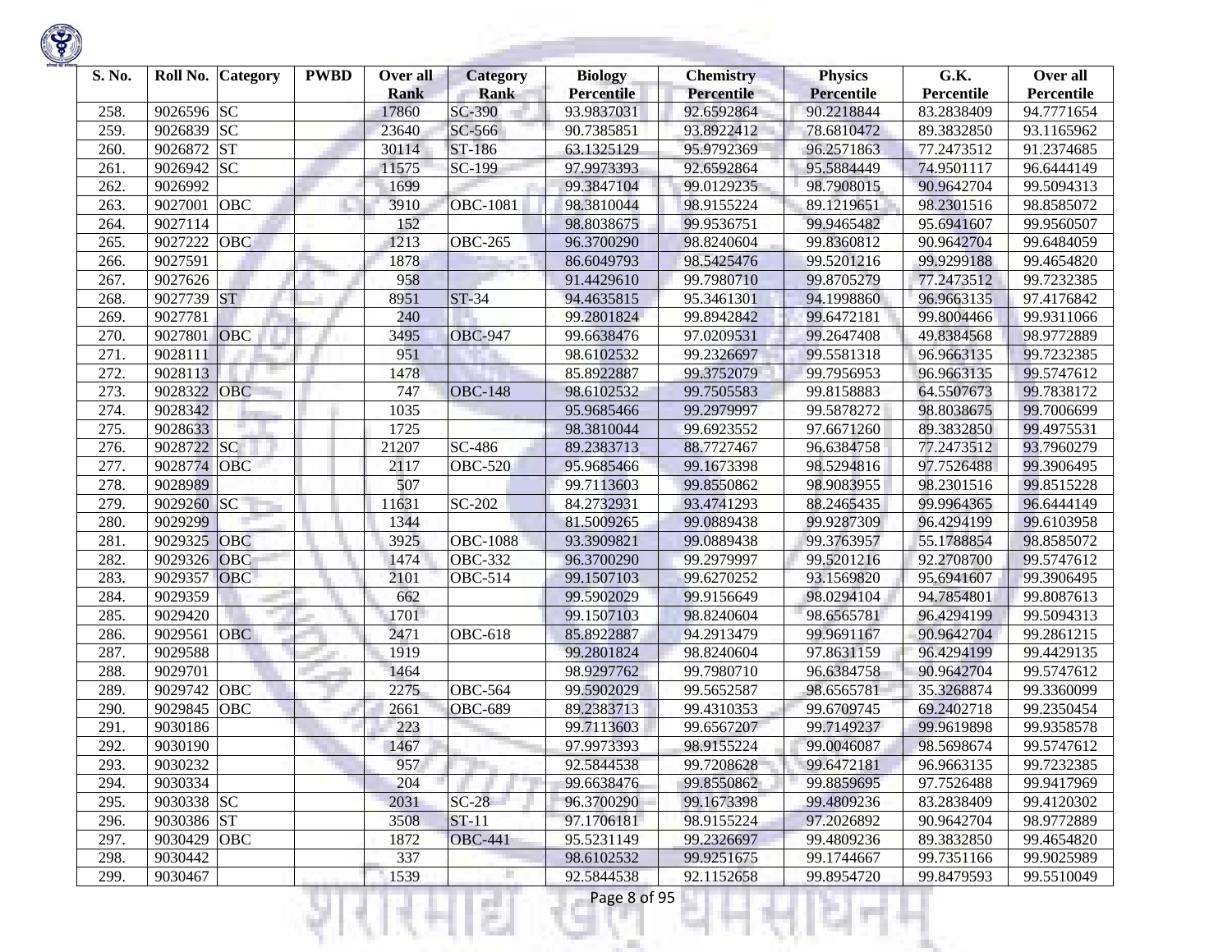| S. No. | Roll No. | Category | PWBD | Over all Rank | Category Rank | Biology Percentile | Chemistry Percentile | Physics Percentile | G.K. Percentile | Over all Percentile |
|---|---|---|---|---|---|---|---|---|---|---|
| 258. | 9026596 | SC | | 17860 | SC-390 | 93.9837031 | 92.6592864 | 90.2218844 | 83.2838409 | 94.7771654 |
| 259. | 9026839 | SC | | 23640 | SC-566 | 90.7385851 | 93.8922412 | 78.6810472 | 89.3832850 | 93.1165962 |
| 260. | 9026872 | ST | | 30114 | ST-186 | 63.1325129 | 95.9792369 | 96.2571863 | 77.2473512 | 91.2374685 |
| 261. | 9026942 | SC | | 11575 | SC-199 | 97.9973393 | 92.6592864 | 95.5884449 | 74.9501117 | 96.6444149 |
| 262. | 9026992 | | | 1699 | | 99.3847104 | 99.0129235 | 98.7908015 | 90.9642704 | 99.5094313 |
| 263. | 9027001 | OBC | | 3910 | OBC-1081 | 98.3810044 | 98.9155224 | 89.1219651 | 98.2301516 | 98.8585072 |
| 264. | 9027114 | | | 152 | | 98.8038675 | 99.9536751 | 99.9465482 | 95.6941607 | 99.9560507 |
| 265. | 9027222 | OBC | | 1213 | OBC-265 | 96.3700290 | 98.8240604 | 99.8360812 | 90.9642704 | 99.6484059 |
| 266. | 9027591 | | | 1878 | | 86.6049793 | 98.5425476 | 99.5201216 | 99.9299188 | 99.4654820 |
| 267. | 9027626 | | | 958 | | 91.4429610 | 99.7980710 | 99.8705279 | 77.2473512 | 99.7232385 |
| 268. | 9027739 | ST | | 8951 | ST-34 | 94.4635815 | 95.3461301 | 94.1998860 | 96.9663135 | 97.4176842 |
| 269. | 9027781 | | | 240 | | 99.2801824 | 99.8942842 | 99.6472181 | 99.8004466 | 99.9311066 |
| 270. | 9027801 | OBC | | 3495 | OBC-947 | 99.6638476 | 97.0209531 | 99.2647408 | 49.8384568 | 98.9772889 |
| 271. | 9028111 | | | 951 | | 98.6102532 | 99.2326697 | 99.5581318 | 96.9663135 | 99.7232385 |
| 272. | 9028113 | | | 1478 | | 85.8922887 | 99.3752079 | 99.7956953 | 96.9663135 | 99.5747612 |
| 273. | 9028322 | OBC | | 747 | OBC-148 | 98.6102532 | 99.7505583 | 99.8158883 | 64.5507673 | 99.7838172 |
| 274. | 9028342 | | | 1035 | | 95.9685466 | 99.2979997 | 99.5878272 | 98.8038675 | 99.7006699 |
| 275. | 9028633 | | | 1725 | | 98.3810044 | 99.6923552 | 97.6671260 | 89.3832850 | 99.4975531 |
| 276. | 9028722 | SC | | 21207 | SC-486 | 89.2383713 | 88.7727467 | 96.6384758 | 77.2473512 | 93.7960279 |
| 277. | 9028774 | OBC | | 2117 | OBC-520 | 95.9685466 | 99.1673398 | 98.5294816 | 97.7526488 | 99.3906495 |
| 278. | 9028989 | | | 507 | | 99.7113603 | 99.8550862 | 98.9083955 | 98.2301516 | 99.8515228 |
| 279. | 9029260 | SC | | 11631 | SC-202 | 84.2732931 | 93.4741293 | 88.2465435 | 99.9964365 | 96.6444149 |
| 280. | 9029299 | | | 1344 | | 81.5009265 | 99.0889438 | 99.9287309 | 96.4294199 | 99.6103958 |
| 281. | 9029325 | OBC | | 3925 | OBC-1088 | 93.3909821 | 99.0889438 | 99.3763957 | 55.1788854 | 98.8585072 |
| 282. | 9029326 | OBC | | 1474 | OBC-332 | 96.3700290 | 99.2979997 | 99.5201216 | 92.2708700 | 99.5747612 |
| 283. | 9029357 | OBC | | 2101 | OBC-514 | 99.1507103 | 99.6270252 | 93.1569820 | 95.6941607 | 99.3906495 |
| 284. | 9029359 | | | 662 | | 99.5902029 | 99.9156649 | 98.0294104 | 94.7854801 | 99.8087613 |
| 285. | 9029420 | | | 1701 | | 99.1507103 | 98.8240604 | 98.6565781 | 96.4294199 | 99.5094313 |
| 286. | 9029561 | OBC | | 2471 | OBC-618 | 85.8922887 | 94.2913479 | 99.9691167 | 90.9642704 | 99.2861215 |
| 287. | 9029588 | | | 1919 | | 99.2801824 | 98.8240604 | 97.8631159 | 96.4294199 | 99.4429135 |
| 288. | 9029701 | | | 1464 | | 98.9297762 | 99.7980710 | 96.6384758 | 90.9642704 | 99.5747612 |
| 289. | 9029742 | OBC | | 2275 | OBC-564 | 99.5902029 | 99.5652587 | 98.6565781 | 35.3268874 | 99.3360099 |
| 290. | 9029845 | OBC | | 2661 | OBC-689 | 89.2383713 | 99.4310353 | 99.6709745 | 69.2402718 | 99.2350454 |
| 291. | 9030186 | | | 223 | | 99.7113603 | 99.6567207 | 99.7149237 | 99.9619898 | 99.9358578 |
| 292. | 9030190 | | | 1467 | | 97.9973393 | 98.9155224 | 99.0046087 | 98.5698674 | 99.5747612 |
| 293. | 9030232 | | | 957 | | 92.5844538 | 99.7208628 | 99.6472181 | 96.9663135 | 99.7232385 |
| 294. | 9030334 | | | 204 | | 99.6638476 | 99.8550862 | 99.8859695 | 97.7526488 | 99.9417969 |
| 295. | 9030338 | SC | | 2031 | SC-28 | 96.3700290 | 99.1673398 | 99.4809236 | 83.2838409 | 99.4120302 |
| 296. | 9030386 | ST | | 3508 | ST-11 | 97.1706181 | 98.9155224 | 97.2026892 | 90.9642704 | 98.9772889 |
| 297. | 9030429 | OBC | | 1872 | OBC-441 | 95.5231149 | 99.2326697 | 99.4809236 | 89.3832850 | 99.4654820 |
| 298. | 9030442 | | | 337 | | 98.6102532 | 99.9251675 | 99.1744667 | 99.7351166 | 99.9025989 |
| 299. | 9030467 | | | 1539 | | 92.5844538 | 92.1152658 | 99.8954720 | 99.8479593 | 99.5510049 |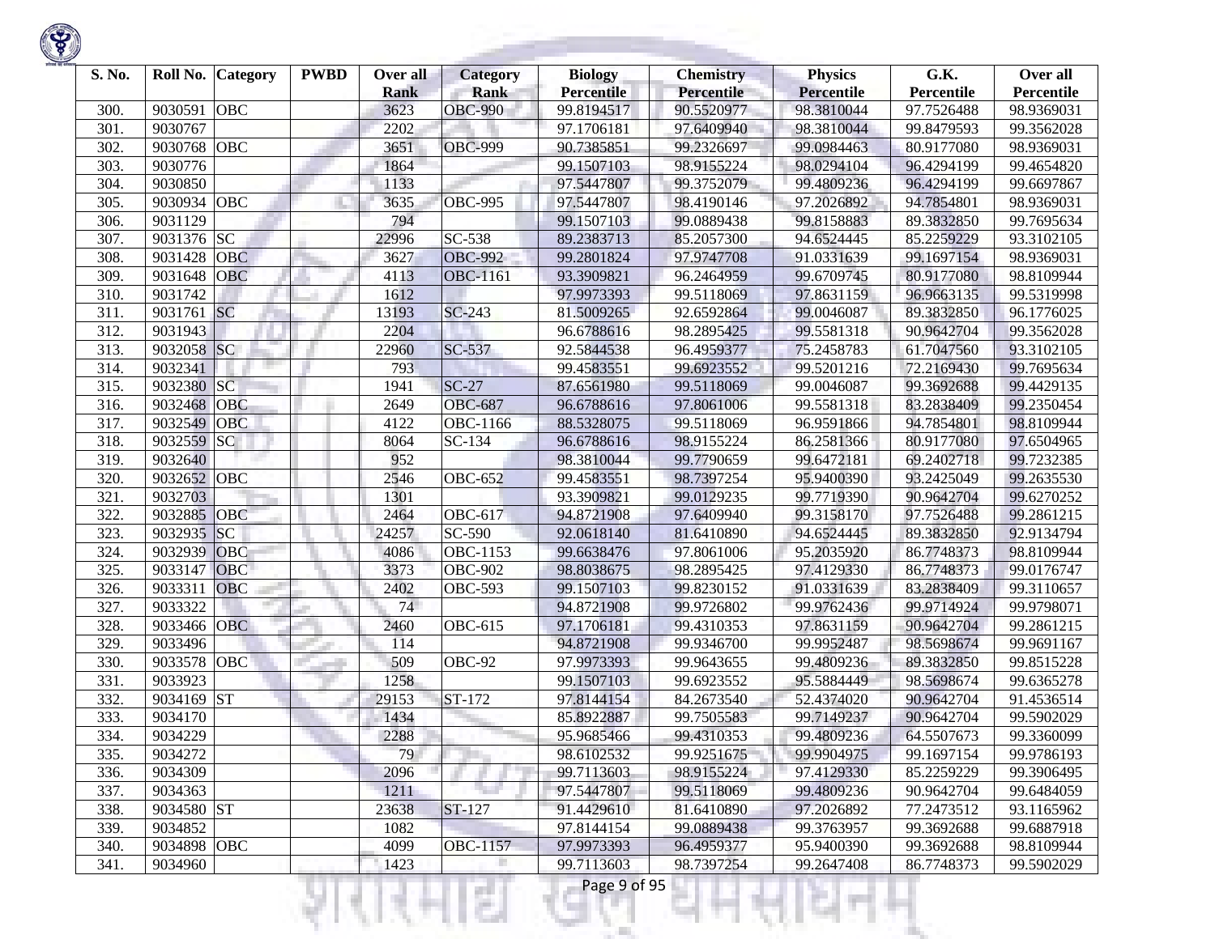| S. No. | Roll No. | Category | PWBD | Over all Rank | Category Rank | Biology Percentile | Chemistry Percentile | Physics Percentile | G.K. Percentile | Over all Percentile |
|---|---|---|---|---|---|---|---|---|---|---|
| 300. | 9030591 | OBC | | 3623 | OBC-990 | 99.8194517 | 90.5520977 | 98.3810044 | 97.7526488 | 98.9369031 |
| 301. | 9030767 | | | 2202 | | 97.1706181 | 97.6409940 | 98.3810044 | 99.8479593 | 99.3562028 |
| 302. | 9030768 | OBC | | 3651 | OBC-999 | 90.7385851 | 99.2326697 | 99.0984463 | 80.9177080 | 98.9369031 |
| 303. | 9030776 | | | 1864 | | 99.1507103 | 98.9155224 | 98.0294104 | 96.4294199 | 99.4654820 |
| 304. | 9030850 | | | 1133 | | 97.5447807 | 99.3752079 | 99.4809236 | 96.4294199 | 99.6697867 |
| 305. | 9030934 | OBC | | 3635 | OBC-995 | 97.5447807 | 98.4190146 | 97.2026892 | 94.7854801 | 98.9369031 |
| 306. | 9031129 | | | 794 | | 99.1507103 | 99.0889438 | 99.8158883 | 89.3832850 | 99.7695634 |
| 307. | 9031376 | SC | | 22996 | SC-538 | 89.2383713 | 85.2057300 | 94.6524445 | 85.2259229 | 93.3102105 |
| 308. | 9031428 | OBC | | 3627 | OBC-992 | 99.2801824 | 97.9747708 | 91.0331639 | 99.1697154 | 98.9369031 |
| 309. | 9031648 | OBC | | 4113 | OBC-1161 | 93.3909821 | 96.2464959 | 99.6709745 | 80.9177080 | 98.8109944 |
| 310. | 9031742 | | | 1612 | | 97.9973393 | 99.5118069 | 97.8631159 | 96.9663135 | 99.5319998 |
| 311. | 9031761 | SC | | 13193 | SC-243 | 81.5009265 | 92.6592864 | 99.0046087 | 89.3832850 | 96.1776025 |
| 312. | 9031943 | | | 2204 | | 96.6788616 | 98.2895425 | 99.5581318 | 90.9642704 | 99.3562028 |
| 313. | 9032058 | SC | | 22960 | SC-537 | 92.5844538 | 96.4959377 | 75.2458783 | 61.7047560 | 93.3102105 |
| 314. | 9032341 | | | 793 | | 99.4583551 | 99.6923552 | 99.5201216 | 72.2169430 | 99.7695634 |
| 315. | 9032380 | SC | | 1941 | SC-27 | 87.6561980 | 99.5118069 | 99.0046087 | 99.3692688 | 99.4429135 |
| 316. | 9032468 | OBC | | 2649 | OBC-687 | 96.6788616 | 97.8061006 | 99.5581318 | 83.2838409 | 99.2350454 |
| 317. | 9032549 | OBC | | 4122 | OBC-1166 | 88.5328075 | 99.5118069 | 96.9591866 | 94.7854801 | 98.8109944 |
| 318. | 9032559 | SC | | 8064 | SC-134 | 96.6788616 | 98.9155224 | 86.2581366 | 80.9177080 | 97.6504965 |
| 319. | 9032640 | | | 952 | | 98.3810044 | 99.7790659 | 99.6472181 | 69.2402718 | 99.7232385 |
| 320. | 9032652 | OBC | | 2546 | OBC-652 | 99.4583551 | 98.7397254 | 95.9400390 | 93.2425049 | 99.2635530 |
| 321. | 9032703 | | | 1301 | | 93.3909821 | 99.0129235 | 99.7719390 | 90.9642704 | 99.6270252 |
| 322. | 9032885 | OBC | | 2464 | OBC-617 | 94.8721908 | 97.6409940 | 99.3158170 | 97.7526488 | 99.2861215 |
| 323. | 9032935 | SC | | 24257 | SC-590 | 92.0618140 | 81.6410890 | 94.6524445 | 89.3832850 | 92.9134794 |
| 324. | 9032939 | OBC | | 4086 | OBC-1153 | 99.6638476 | 97.8061006 | 95.2035920 | 86.7748373 | 98.8109944 |
| 325. | 9033147 | OBC | | 3373 | OBC-902 | 98.8038675 | 98.2895425 | 97.4129330 | 86.7748373 | 99.0176747 |
| 326. | 9033311 | OBC | | 2402 | OBC-593 | 99.1507103 | 99.8230152 | 91.0331639 | 83.2838409 | 99.3110657 |
| 327. | 9033322 | | | 74 | | 94.8721908 | 99.9726802 | 99.9762436 | 99.9714924 | 99.9798071 |
| 328. | 9033466 | OBC | | 2460 | OBC-615 | 97.1706181 | 99.4310353 | 97.8631159 | 90.9642704 | 99.2861215 |
| 329. | 9033496 | | | 114 | | 94.8721908 | 99.9346700 | 99.9952487 | 98.5698674 | 99.9691167 |
| 330. | 9033578 | OBC | | 509 | OBC-92 | 97.9973393 | 99.9643655 | 99.4809236 | 89.3832850 | 99.8515228 |
| 331. | 9033923 | | | 1258 | | 99.1507103 | 99.6923552 | 95.5884449 | 98.5698674 | 99.6365278 |
| 332. | 9034169 | ST | | 29153 | ST-172 | 97.8144154 | 84.2673540 | 52.4374020 | 90.9642704 | 91.4536514 |
| 333. | 9034170 | | | 1434 | | 85.8922887 | 99.7505583 | 99.7149237 | 90.9642704 | 99.5902029 |
| 334. | 9034229 | | | 2288 | | 95.9685466 | 99.4310353 | 99.4809236 | 64.5507673 | 99.3360099 |
| 335. | 9034272 | | | 79 | | 98.6102532 | 99.9251675 | 99.9904975 | 99.1697154 | 99.9786193 |
| 336. | 9034309 | | | 2096 | | 99.7113603 | 98.9155224 | 97.4129330 | 85.2259229 | 99.3906495 |
| 337. | 9034363 | | | 1211 | | 97.5447807 | 99.5118069 | 99.4809236 | 90.9642704 | 99.6484059 |
| 338. | 9034580 | ST | | 23638 | ST-127 | 91.4429610 | 81.6410890 | 97.2026892 | 77.2473512 | 93.1165962 |
| 339. | 9034852 | | | 1082 | | 97.8144154 | 99.0889438 | 99.3763957 | 99.3692688 | 99.6887918 |
| 340. | 9034898 | OBC | | 4099 | OBC-1157 | 97.9973393 | 96.4959377 | 95.9400390 | 99.3692688 | 98.8109944 |
| 341. | 9034960 | | | 1423 | | 99.7113603 | 98.7397254 | 99.2647408 | 86.7748373 | 99.5902029 |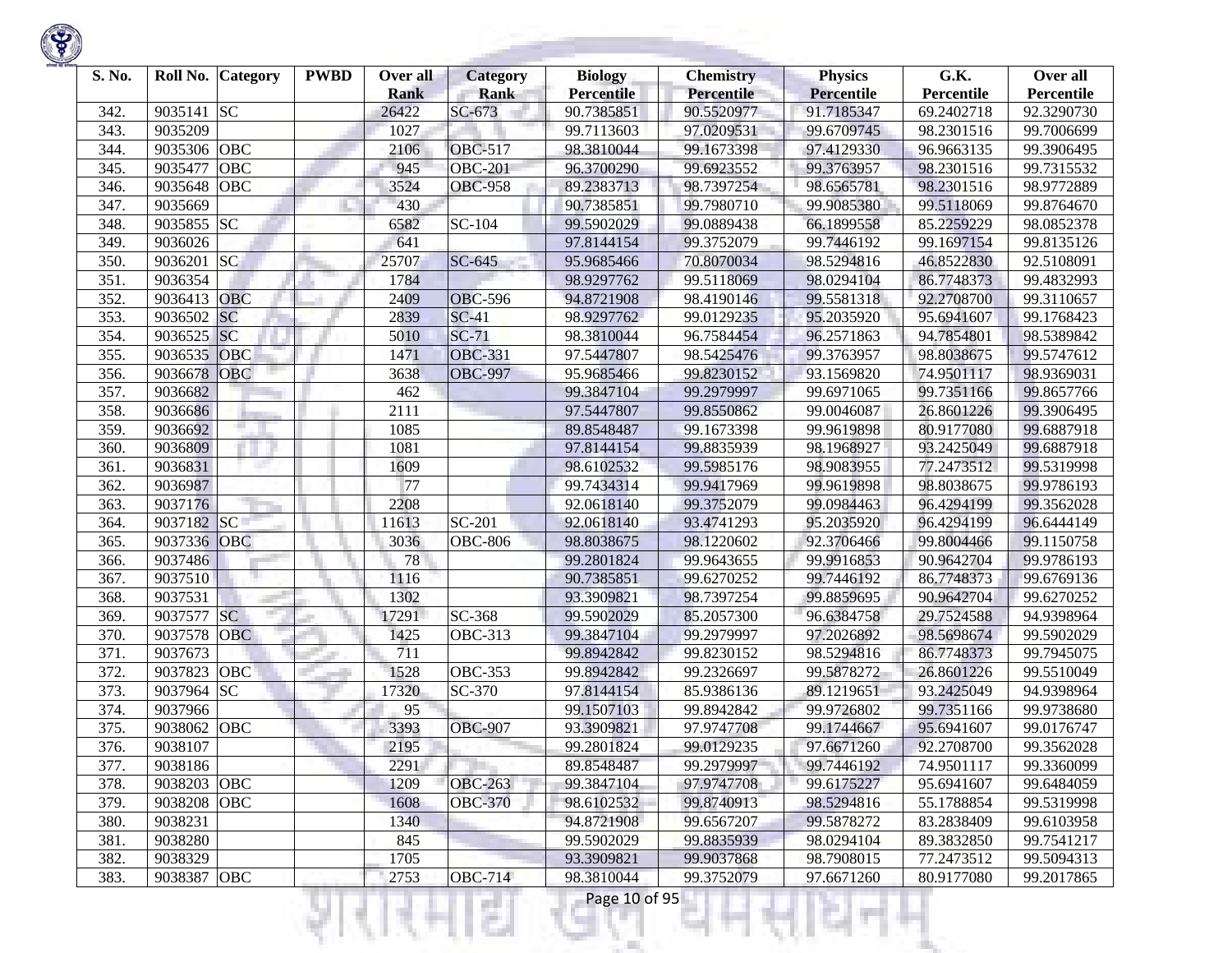| S. No. | Roll No. | Category | PWBD | Over all Rank | Category Rank | Biology Percentile | Chemistry Percentile | Physics Percentile | G.K. Percentile | Over all Percentile |
|---|---|---|---|---|---|---|---|---|---|---|
| 342. | 9035141 | SC | | 26422 | SC-673 | 90.7385851 | 90.5520977 | 91.7185347 | 69.2402718 | 92.3290730 |
| 343. | 9035209 | | | 1027 | | 99.7113603 | 97.0209531 | 99.6709745 | 98.2301516 | 99.7006699 |
| 344. | 9035306 | OBC | | 2106 | OBC-517 | 98.3810044 | 99.1673398 | 97.4129330 | 96.9663135 | 99.3906495 |
| 345. | 9035477 | OBC | | 945 | OBC-201 | 96.3700290 | 99.6923552 | 99.3763957 | 98.2301516 | 99.7315532 |
| 346. | 9035648 | OBC | | 3524 | OBC-958 | 89.2383713 | 98.7397254 | 98.6565781 | 98.2301516 | 98.9772889 |
| 347. | 9035669 | | | 430 | | 90.7385851 | 99.7980710 | 99.9085380 | 99.5118069 | 99.8764670 |
| 348. | 9035855 | SC | | 6582 | SC-104 | 99.5902029 | 99.0889438 | 66.1899558 | 85.2259229 | 98.0852378 |
| 349. | 9036026 | | | 641 | | 97.8144154 | 99.3752079 | 99.7446192 | 99.1697154 | 99.8135126 |
| 350. | 9036201 | SC | | 25707 | SC-645 | 95.9685466 | 70.8070034 | 98.5294816 | 46.8522830 | 92.5108091 |
| 351. | 9036354 | | | 1784 | | 98.9297762 | 99.5118069 | 98.0294104 | 86.7748373 | 99.4832993 |
| 352. | 9036413 | OBC | | 2409 | OBC-596 | 94.8721908 | 98.4190146 | 99.5581318 | 92.2708700 | 99.3110657 |
| 353. | 9036502 | SC | | 2839 | SC-41 | 98.9297762 | 99.0129235 | 95.2035920 | 95.6941607 | 99.1768423 |
| 354. | 9036525 | SC | | 5010 | SC-71 | 98.3810044 | 96.7584454 | 96.2571863 | 94.7854801 | 98.5389842 |
| 355. | 9036535 | OBC | | 1471 | OBC-331 | 97.5447807 | 98.5425476 | 99.3763957 | 98.8038675 | 99.5747612 |
| 356. | 9036678 | OBC | | 3638 | OBC-997 | 95.9685466 | 99.8230152 | 93.1569820 | 74.9501117 | 98.9369031 |
| 357. | 9036682 | | | 462 | | 99.3847104 | 99.2979997 | 99.6971065 | 99.7351166 | 99.8657766 |
| 358. | 9036686 | | | 2111 | | 97.5447807 | 99.8550862 | 99.0046087 | 26.8601226 | 99.3906495 |
| 359. | 9036692 | | | 1085 | | 89.8548487 | 99.1673398 | 99.9619898 | 80.9177080 | 99.6887918 |
| 360. | 9036809 | | | 1081 | | 97.8144154 | 99.8835939 | 98.1968927 | 93.2425049 | 99.6887918 |
| 361. | 9036831 | | | 1609 | | 98.6102532 | 99.5985176 | 98.9083955 | 77.2473512 | 99.5319998 |
| 362. | 9036987 | | | 77 | | 99.7434314 | 99.9417969 | 99.9619898 | 98.8038675 | 99.9786193 |
| 363. | 9037176 | | | 2208 | | 92.0618140 | 99.3752079 | 99.0984463 | 96.4294199 | 99.3562028 |
| 364. | 9037182 | SC | | 11613 | SC-201 | 92.0618140 | 93.4741293 | 95.2035920 | 96.4294199 | 96.6444149 |
| 365. | 9037336 | OBC | | 3036 | OBC-806 | 98.8038675 | 98.1220602 | 92.3706466 | 99.8004466 | 99.1150758 |
| 366. | 9037486 | | | 78 | | 99.2801824 | 99.9643655 | 99.9916853 | 90.9642704 | 99.9786193 |
| 367. | 9037510 | | | 1116 | | 90.7385851 | 99.6270252 | 99.7446192 | 86.7748373 | 99.6769136 |
| 368. | 9037531 | | | 1302 | | 93.3909821 | 98.7397254 | 99.8859695 | 90.9642704 | 99.6270252 |
| 369. | 9037577 | SC | | 17291 | SC-368 | 99.5902029 | 85.2057300 | 96.6384758 | 29.7524588 | 94.9398964 |
| 370. | 9037578 | OBC | | 1425 | OBC-313 | 99.3847104 | 99.2979997 | 97.2026892 | 98.5698674 | 99.5902029 |
| 371. | 9037673 | | | 711 | | 99.8942842 | 99.8230152 | 98.5294816 | 86.7748373 | 99.7945075 |
| 372. | 9037823 | OBC | | 1528 | OBC-353 | 99.8942842 | 99.2326697 | 99.5878272 | 26.8601226 | 99.5510049 |
| 373. | 9037964 | SC | | 17320 | SC-370 | 97.8144154 | 85.9386136 | 89.1219651 | 93.2425049 | 94.9398964 |
| 374. | 9037966 | | | 95 | | 99.1507103 | 99.8942842 | 99.9726802 | 99.7351166 | 99.9738680 |
| 375. | 9038062 | OBC | | 3393 | OBC-907 | 93.3909821 | 97.9747708 | 99.1744667 | 95.6941607 | 99.0176747 |
| 376. | 9038107 | | | 2195 | | 99.2801824 | 99.0129235 | 97.6671260 | 92.2708700 | 99.3562028 |
| 377. | 9038186 | | | 2291 | | 89.8548487 | 99.2979997 | 99.7446192 | 74.9501117 | 99.3360099 |
| 378. | 9038203 | OBC | | 1209 | OBC-263 | 99.3847104 | 97.9747708 | 99.6175227 | 95.6941607 | 99.6484059 |
| 379. | 9038208 | OBC | | 1608 | OBC-370 | 98.6102532 | 99.8740913 | 98.5294816 | 55.1788854 | 99.5319998 |
| 380. | 9038231 | | | 1340 | | 94.8721908 | 99.6567207 | 99.5878272 | 83.2838409 | 99.6103958 |
| 381. | 9038280 | | | 845 | | 99.5902029 | 99.8835939 | 98.0294104 | 89.3832850 | 99.7541217 |
| 382. | 9038329 | | | 1705 | | 93.3909821 | 99.9037868 | 98.7908015 | 77.2473512 | 99.5094313 |
| 383. | 9038387 | OBC | | 2753 | OBC-714 | 98.3810044 | 99.3752079 | 97.6671260 | 80.9177080 | 99.2017865 |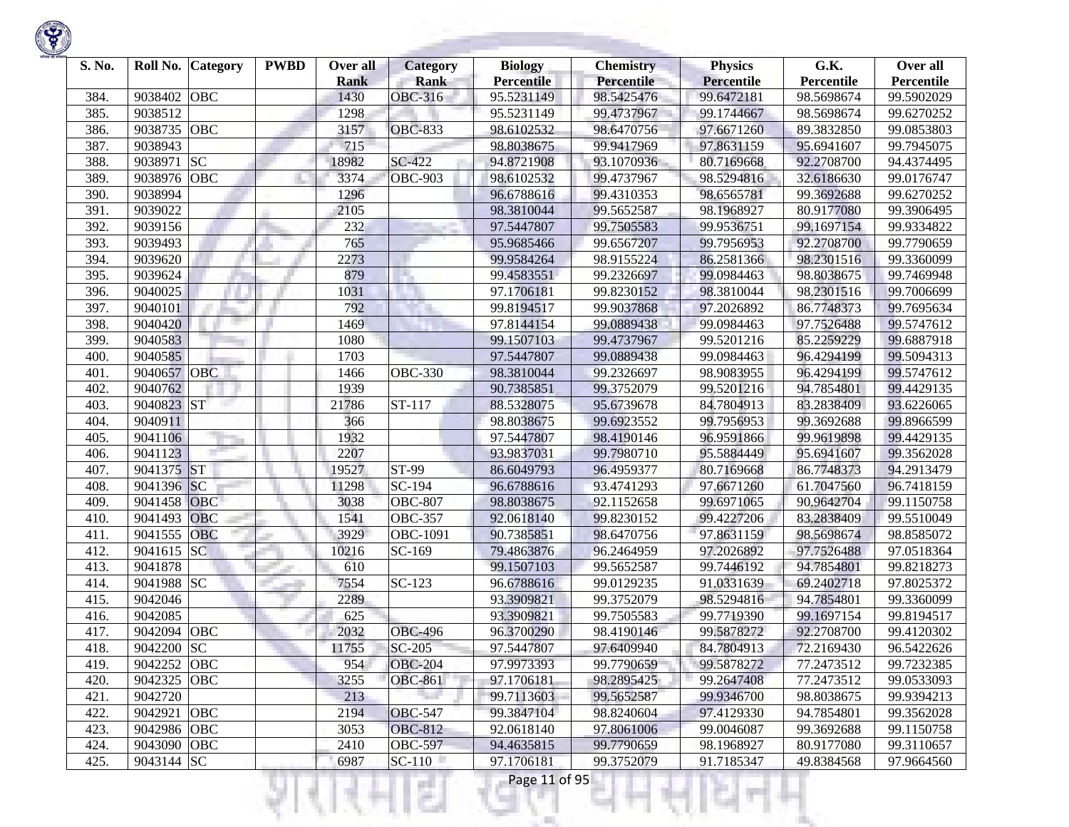| S. No. | Roll No. | Category | PWBD | Over all Rank | Category Rank | Biology Percentile | Chemistry Percentile | Physics Percentile | G.K. Percentile | Over all Percentile |
|---|---|---|---|---|---|---|---|---|---|---|
| 384. | 9038402 | OBC | | 1430 | OBC-316 | 95.5231149 | 98.5425476 | 99.6472181 | 98.5698674 | 99.5902029 |
| 385. | 9038512 | | | 1298 | | 95.5231149 | 99.4737967 | 99.1744667 | 98.5698674 | 99.6270252 |
| 386. | 9038735 | OBC | | 3157 | OBC-833 | 98.6102532 | 98.6470756 | 97.6671260 | 89.3832850 | 99.0853803 |
| 387. | 9038943 | | | 715 | | 98.8038675 | 99.9417969 | 97.8631159 | 95.6941607 | 99.7945075 |
| 388. | 9038971 | SC | | 18982 | SC-422 | 94.8721908 | 93.1070936 | 80.7169668 | 92.2708700 | 94.4374495 |
| 389. | 9038976 | OBC | | 3374 | OBC-903 | 98.6102532 | 99.4737967 | 98.5294816 | 32.6186630 | 99.0176747 |
| 390. | 9038994 | | | 1296 | | 96.6788616 | 99.4310353 | 98.6565781 | 99.3692688 | 99.6270252 |
| 391. | 9039022 | | | 2105 | | 98.3810044 | 99.5652587 | 98.1968927 | 80.9177080 | 99.3906495 |
| 392. | 9039156 | | | 232 | | 97.5447807 | 99.7505583 | 99.9536751 | 99.1697154 | 99.9334822 |
| 393. | 9039493 | | | 765 | | 95.9685466 | 99.6567207 | 99.7956953 | 92.2708700 | 99.7790659 |
| 394. | 9039620 | | | 2273 | | 99.9584264 | 98.9155224 | 86.2581366 | 98.2301516 | 99.3360099 |
| 395. | 9039624 | | | 879 | | 99.4583551 | 99.2326697 | 99.0984463 | 98.8038675 | 99.7469948 |
| 396. | 9040025 | | | 1031 | | 97.1706181 | 99.8230152 | 98.3810044 | 98.2301516 | 99.7006699 |
| 397. | 9040101 | | | 792 | | 99.8194517 | 99.9037868 | 97.2026892 | 86.7748373 | 99.7695634 |
| 398. | 9040420 | | | 1469 | | 97.8144154 | 99.0889438 | 99.0984463 | 97.7526488 | 99.5747612 |
| 399. | 9040583 | | | 1080 | | 99.1507103 | 99.4737967 | 99.5201216 | 85.2259229 | 99.6887918 |
| 400. | 9040585 | | | 1703 | | 97.5447807 | 99.0889438 | 99.0984463 | 96.4294199 | 99.5094313 |
| 401. | 9040657 | OBC | | 1466 | OBC-330 | 98.3810044 | 99.2326697 | 98.9083955 | 96.4294199 | 99.5747612 |
| 402. | 9040762 | | | 1939 | | 90.7385851 | 99.3752079 | 99.5201216 | 94.7854801 | 99.4429135 |
| 403. | 9040823 | ST | | 21786 | ST-117 | 88.5328075 | 95.6739678 | 84.7804913 | 83.2838409 | 93.6226065 |
| 404. | 9040911 | | | 366 | | 98.8038675 | 99.6923552 | 99.7956953 | 99.3692688 | 99.8966599 |
| 405. | 9041106 | | | 1932 | | 97.5447807 | 98.4190146 | 96.9591866 | 99.9619898 | 99.4429135 |
| 406. | 9041123 | | | 2207 | | 93.9837031 | 99.7980710 | 95.5884449 | 95.6941607 | 99.3562028 |
| 407. | 9041375 | ST | | 19527 | ST-99 | 86.6049793 | 96.4959377 | 80.7169668 | 86.7748373 | 94.2913479 |
| 408. | 9041396 | SC | | 11298 | SC-194 | 96.6788616 | 93.4741293 | 97.6671260 | 61.7047560 | 96.7418159 |
| 409. | 9041458 | OBC | | 3038 | OBC-807 | 98.8038675 | 92.1152658 | 99.6971065 | 90.9642704 | 99.1150758 |
| 410. | 9041493 | OBC | | 1541 | OBC-357 | 92.0618140 | 99.8230152 | 99.4227206 | 83.2838409 | 99.5510049 |
| 411. | 9041555 | OBC | | 3929 | OBC-1091 | 90.7385851 | 98.6470756 | 97.8631159 | 98.5698674 | 98.8585072 |
| 412. | 9041615 | SC | | 10216 | SC-169 | 79.4863876 | 96.2464959 | 97.2026892 | 97.7526488 | 97.0518364 |
| 413. | 9041878 | | | 610 | | 99.1507103 | 99.5652587 | 99.7446192 | 94.7854801 | 99.8218273 |
| 414. | 9041988 | SC | | 7554 | SC-123 | 96.6788616 | 99.0129235 | 91.0331639 | 69.2402718 | 97.8025372 |
| 415. | 9042046 | | | 2289 | | 93.3909821 | 99.3752079 | 98.5294816 | 94.7854801 | 99.3360099 |
| 416. | 9042085 | | | 625 | | 93.3909821 | 99.7505583 | 99.7719390 | 99.1697154 | 99.8194517 |
| 417. | 9042094 | OBC | | 2032 | OBC-496 | 96.3700290 | 98.4190146 | 99.5878272 | 92.2708700 | 99.4120302 |
| 418. | 9042200 | SC | | 11755 | SC-205 | 97.5447807 | 97.6409940 | 84.7804913 | 72.2169430 | 96.5422626 |
| 419. | 9042252 | OBC | | 954 | OBC-204 | 97.9973393 | 99.7790659 | 99.5878272 | 77.2473512 | 99.7232385 |
| 420. | 9042325 | OBC | | 3255 | OBC-861 | 97.1706181 | 98.2895425 | 99.2647408 | 77.2473512 | 99.0533093 |
| 421. | 9042720 | | | 213 | | 99.7113603 | 99.5652587 | 99.9346700 | 98.8038675 | 99.9394213 |
| 422. | 9042921 | OBC | | 2194 | OBC-547 | 99.3847104 | 98.8240604 | 97.4129330 | 94.7854801 | 99.3562028 |
| 423. | 9042986 | OBC | | 3053 | OBC-812 | 92.0618140 | 97.8061006 | 99.0046087 | 99.3692688 | 99.1150758 |
| 424. | 9043090 | OBC | | 2410 | OBC-597 | 94.4635815 | 99.7790659 | 98.1968927 | 80.9177080 | 99.3110657 |
| 425. | 9043144 | SC | | 6987 | SC-110 | 97.1706181 | 99.3752079 | 91.7185347 | 49.8384568 | 97.9664560 |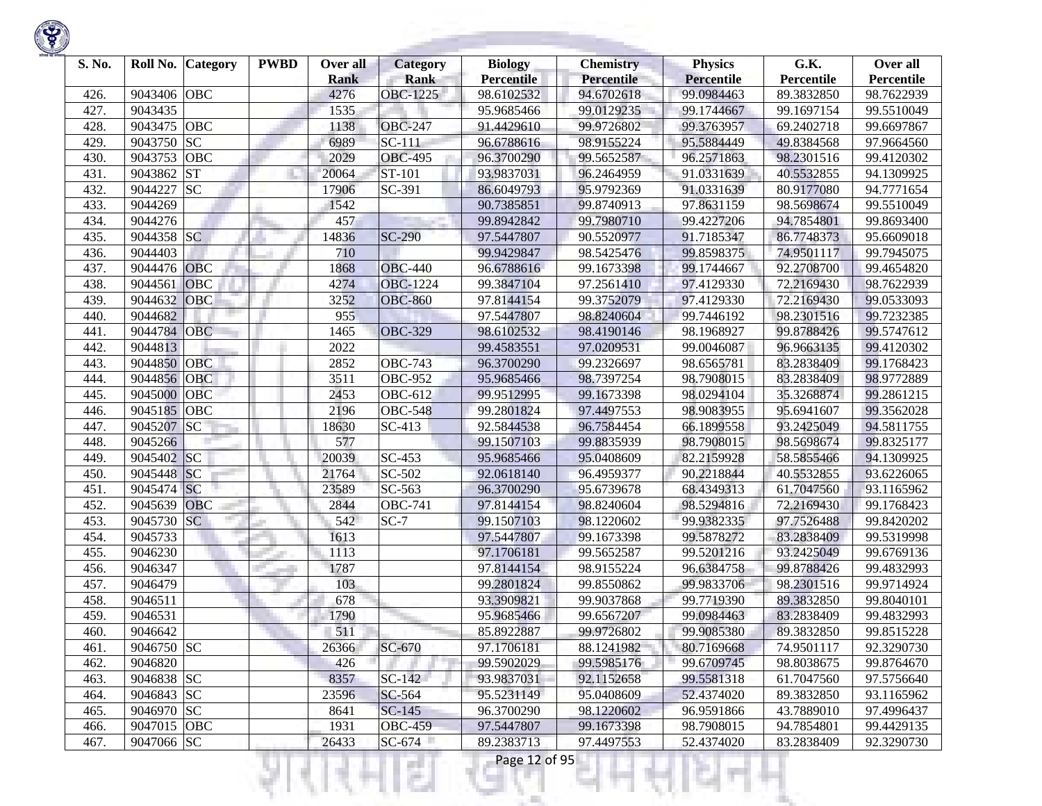| S. No. | Roll No. | Category | PWBD | Over all Rank | Category Rank | Biology Percentile | Chemistry Percentile | Physics Percentile | G.K. Percentile | Over all Percentile |
|---|---|---|---|---|---|---|---|---|---|---|
| 426. | 9043406 | OBC | | 4276 | OBC-1225 | 98.6102532 | 94.6702618 | 99.0984463 | 89.3832850 | 98.7622939 |
| 427. | 9043435 | | | 1535 | | 95.9685466 | 99.0129235 | 99.1744667 | 99.1697154 | 99.5510049 |
| 428. | 9043475 | OBC | | 1138 | OBC-247 | 91.4429610 | 99.9726802 | 99.3763957 | 69.2402718 | 99.6697867 |
| 429. | 9043750 | SC | | 6989 | SC-111 | 96.6788616 | 98.9155224 | 95.5884449 | 49.8384568 | 97.9664560 |
| 430. | 9043753 | OBC | | 2029 | OBC-495 | 96.3700290 | 99.5652587 | 96.2571863 | 98.2301516 | 99.4120302 |
| 431. | 9043862 | ST | | 20064 | ST-101 | 93.9837031 | 96.2464959 | 91.0331639 | 40.5532855 | 94.1309925 |
| 432. | 9044227 | SC | | 17906 | SC-391 | 86.6049793 | 95.9792369 | 91.0331639 | 80.9177080 | 94.7771654 |
| 433. | 9044269 | | | 1542 | | 90.7385851 | 99.8740913 | 97.8631159 | 98.5698674 | 99.5510049 |
| 434. | 9044276 | | | 457 | | 99.8942842 | 99.7980710 | 99.4227206 | 94.7854801 | 99.8693400 |
| 435. | 9044358 | SC | | 14836 | SC-290 | 97.5447807 | 90.5520977 | 91.7185347 | 86.7748373 | 95.6609018 |
| 436. | 9044403 | | | 710 | | 99.9429847 | 98.5425476 | 99.8598375 | 74.9501117 | 99.7945075 |
| 437. | 9044476 | OBC | | 1868 | OBC-440 | 96.6788616 | 99.1673398 | 99.1744667 | 92.2708700 | 99.4654820 |
| 438. | 9044561 | OBC | | 4274 | OBC-1224 | 99.3847104 | 97.2561410 | 97.4129330 | 72.2169430 | 98.7622939 |
| 439. | 9044632 | OBC | | 3252 | OBC-860 | 97.8144154 | 99.3752079 | 97.4129330 | 72.2169430 | 99.0533093 |
| 440. | 9044682 | | | 955 | | 97.5447807 | 98.8240604 | 99.7446192 | 98.2301516 | 99.7232385 |
| 441. | 9044784 | OBC | | 1465 | OBC-329 | 98.6102532 | 98.4190146 | 98.1968927 | 99.8788426 | 99.5747612 |
| 442. | 9044813 | | | 2022 | | 99.4583551 | 97.0209531 | 99.0046087 | 96.9663135 | 99.4120302 |
| 443. | 9044850 | OBC | | 2852 | OBC-743 | 96.3700290 | 99.2326697 | 98.6565781 | 83.2838409 | 99.1768423 |
| 444. | 9044856 | OBC | | 3511 | OBC-952 | 95.9685466 | 98.7397254 | 98.7908015 | 83.2838409 | 98.9772889 |
| 445. | 9045000 | OBC | | 2453 | OBC-612 | 99.9512995 | 99.1673398 | 98.0294104 | 35.3268874 | 99.2861215 |
| 446. | 9045185 | OBC | | 2196 | OBC-548 | 99.2801824 | 97.4497553 | 98.9083955 | 95.6941607 | 99.3562028 |
| 447. | 9045207 | SC | | 18630 | SC-413 | 92.5844538 | 96.7584454 | 66.1899558 | 93.2425049 | 94.5811755 |
| 448. | 9045266 | | | 577 | | 99.1507103 | 99.8835939 | 98.7908015 | 98.5698674 | 99.8325177 |
| 449. | 9045402 | SC | | 20039 | SC-453 | 95.9685466 | 95.0408609 | 82.2159928 | 58.5855466 | 94.1309925 |
| 450. | 9045448 | SC | | 21764 | SC-502 | 92.0618140 | 96.4959377 | 90.2218844 | 40.5532855 | 93.6226065 |
| 451. | 9045474 | SC | | 23589 | SC-563 | 96.3700290 | 95.6739678 | 68.4349313 | 61.7047560 | 93.1165962 |
| 452. | 9045639 | OBC | | 2844 | OBC-741 | 97.8144154 | 98.8240604 | 98.5294816 | 72.2169430 | 99.1768423 |
| 453. | 9045730 | SC | | 542 | SC-7 | 99.1507103 | 98.1220602 | 99.9382335 | 97.7526488 | 99.8420202 |
| 454. | 9045733 | | | 1613 | | 97.5447807 | 99.1673398 | 99.5878272 | 83.2838409 | 99.5319998 |
| 455. | 9046230 | | | 1113 | | 97.1706181 | 99.5652587 | 99.5201216 | 93.2425049 | 99.6769136 |
| 456. | 9046347 | | | 1787 | | 97.8144154 | 98.9155224 | 96.6384758 | 99.8788426 | 99.4832993 |
| 457. | 9046479 | | | 103 | | 99.2801824 | 99.8550862 | 99.9833706 | 98.2301516 | 99.9714924 |
| 458. | 9046511 | | | 678 | | 93.3909821 | 99.9037868 | 99.7719390 | 89.3832850 | 99.8040101 |
| 459. | 9046531 | | | 1790 | | 95.9685466 | 99.6567207 | 99.0984463 | 83.2838409 | 99.4832993 |
| 460. | 9046642 | | | 511 | | 85.8922887 | 99.9726802 | 99.9085380 | 89.3832850 | 99.8515228 |
| 461. | 9046750 | SC | | 26366 | SC-670 | 97.1706181 | 88.1241982 | 80.7169668 | 74.9501117 | 92.3290730 |
| 462. | 9046820 | | | 426 | | 99.5902029 | 99.5985176 | 99.6709745 | 98.8038675 | 99.8764670 |
| 463. | 9046838 | SC | | 8357 | SC-142 | 93.9837031 | 92.1152658 | 99.5581318 | 61.7047560 | 97.5756640 |
| 464. | 9046843 | SC | | 23596 | SC-564 | 95.5231149 | 95.0408609 | 52.4374020 | 89.3832850 | 93.1165962 |
| 465. | 9046970 | SC | | 8641 | SC-145 | 96.3700290 | 98.1220602 | 96.9591866 | 43.7889010 | 97.4996437 |
| 466. | 9047015 | OBC | | 1931 | OBC-459 | 97.5447807 | 99.1673398 | 98.7908015 | 94.7854801 | 99.4429135 |
| 467. | 9047066 | SC | | 26433 | SC-674 | 89.2383713 | 97.4497553 | 52.4374020 | 83.2838409 | 92.3290730 |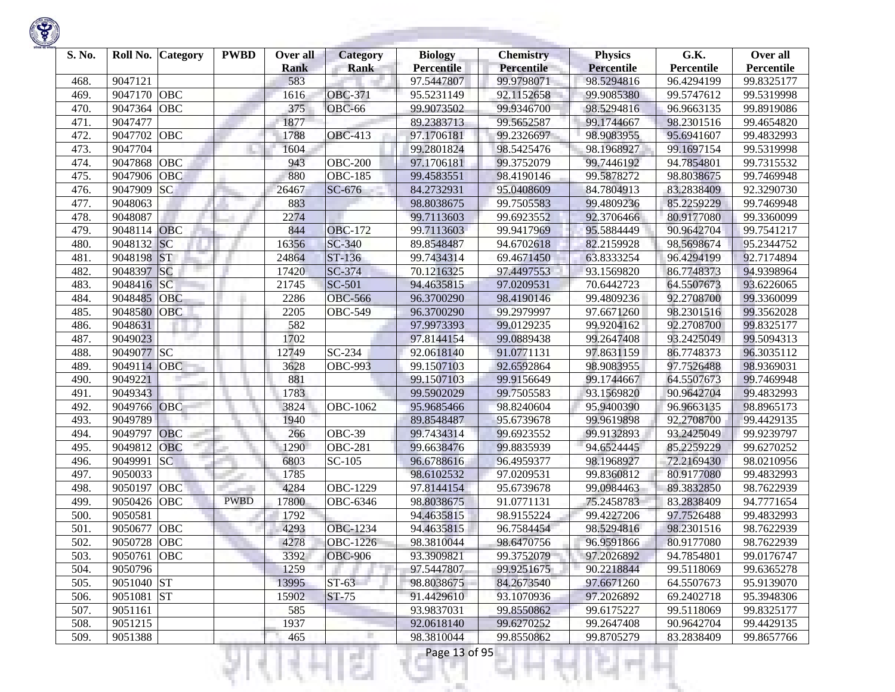| S. No. | Roll No. | Category | PWBD | Over all Rank | Category Rank | Biology Percentile | Chemistry Percentile | Physics Percentile | G.K. Percentile | Over all Percentile |
|---|---|---|---|---|---|---|---|---|---|---|
| 468. | 9047121 | | | 583 | | 97.5447807 | 99.9798071 | 98.5294816 | 96.4294199 | 99.8325177 |
| 469. | 9047170 | OBC | | 1616 | OBC-371 | 95.5231149 | 92.1152658 | 99.9085380 | 99.5747612 | 99.5319998 |
| 470. | 9047364 | OBC | | 375 | OBC-66 | 99.9073502 | 99.9346700 | 98.5294816 | 96.9663135 | 99.8919086 |
| 471. | 9047477 | | | 1877 | | 89.2383713 | 99.5652587 | 99.1744667 | 98.2301516 | 99.4654820 |
| 472. | 9047702 | OBC | | 1788 | OBC-413 | 97.1706181 | 99.2326697 | 98.9083955 | 95.6941607 | 99.4832993 |
| 473. | 9047704 | | | 1604 | | 99.2801824 | 98.5425476 | 98.1968927 | 99.1697154 | 99.5319998 |
| 474. | 9047868 | OBC | | 943 | OBC-200 | 97.1706181 | 99.3752079 | 99.7446192 | 94.7854801 | 99.7315532 |
| 475. | 9047906 | OBC | | 880 | OBC-185 | 99.4583551 | 98.4190146 | 99.5878272 | 98.8038675 | 99.7469948 |
| 476. | 9047909 | SC | | 26467 | SC-676 | 84.2732931 | 95.0408609 | 84.7804913 | 83.2838409 | 92.3290730 |
| 477. | 9048063 | | | 883 | | 98.8038675 | 99.7505583 | 99.4809236 | 85.2259229 | 99.7469948 |
| 478. | 9048087 | | | 2274 | | 99.7113603 | 99.6923552 | 92.3706466 | 80.9177080 | 99.3360099 |
| 479. | 9048114 | OBC | | 844 | OBC-172 | 99.7113603 | 99.9417969 | 95.5884449 | 90.9642704 | 99.7541217 |
| 480. | 9048132 | SC | | 16356 | SC-340 | 89.8548487 | 94.6702618 | 82.2159928 | 98.5698674 | 95.2344752 |
| 481. | 9048198 | ST | | 24864 | ST-136 | 99.7434314 | 69.4671450 | 63.8333254 | 96.4294199 | 92.7174894 |
| 482. | 9048397 | SC | | 17420 | SC-374 | 70.1216325 | 97.4497553 | 93.1569820 | 86.7748373 | 94.9398964 |
| 483. | 9048416 | SC | | 21745 | SC-501 | 94.4635815 | 97.0209531 | 70.6442723 | 64.5507673 | 93.6226065 |
| 484. | 9048485 | OBC | | 2286 | OBC-566 | 96.3700290 | 98.4190146 | 99.4809236 | 92.2708700 | 99.3360099 |
| 485. | 9048580 | OBC | | 2205 | OBC-549 | 96.3700290 | 99.2979997 | 97.6671260 | 98.2301516 | 99.3562028 |
| 486. | 9048631 | | | 582 | | 97.9973393 | 99.0129235 | 99.9204162 | 92.2708700 | 99.8325177 |
| 487. | 9049023 | | | 1702 | | 97.8144154 | 99.0889438 | 99.2647408 | 93.2425049 | 99.5094313 |
| 488. | 9049077 | SC | | 12749 | SC-234 | 92.0618140 | 91.0771131 | 97.8631159 | 86.7748373 | 96.3035112 |
| 489. | 9049114 | OBC | | 3628 | OBC-993 | 99.1507103 | 92.6592864 | 98.9083955 | 97.7526488 | 98.9369031 |
| 490. | 9049221 | | | 881 | | 99.1507103 | 99.9156649 | 99.1744667 | 64.5507673 | 99.7469948 |
| 491. | 9049343 | | | 1783 | | 99.5902029 | 99.7505583 | 93.1569820 | 90.9642704 | 99.4832993 |
| 492. | 9049766 | OBC | | 3824 | OBC-1062 | 95.9685466 | 98.8240604 | 95.9400390 | 96.9663135 | 98.8965173 |
| 493. | 9049789 | | | 1940 | | 89.8548487 | 95.6739678 | 99.9619898 | 92.2708700 | 99.4429135 |
| 494. | 9049797 | OBC | | 266 | OBC-39 | 99.7434314 | 99.6923552 | 99.9132893 | 93.2425049 | 99.9239797 |
| 495. | 9049812 | OBC | | 1290 | OBC-281 | 99.6638476 | 99.8835939 | 94.6524445 | 85.2259229 | 99.6270252 |
| 496. | 9049991 | SC | | 6803 | SC-105 | 96.6788616 | 96.4959377 | 98.1968927 | 72.2169430 | 98.0210956 |
| 497. | 9050033 | | | 1785 | | 98.6102532 | 97.0209531 | 99.8360812 | 80.9177080 | 99.4832993 |
| 498. | 9050197 | OBC | | 4284 | OBC-1229 | 97.8144154 | 95.6739678 | 99.0984463 | 89.3832850 | 98.7622939 |
| 499. | 9050426 | OBC | PWBD | 17800 | OBC-6346 | 98.8038675 | 91.0771131 | 75.2458783 | 83.2838409 | 94.7771654 |
| 500. | 9050581 | | | 1792 | | 94.4635815 | 98.9155224 | 99.4227206 | 97.7526488 | 99.4832993 |
| 501. | 9050677 | OBC | | 4293 | OBC-1234 | 94.4635815 | 96.7584454 | 98.5294816 | 98.2301516 | 98.7622939 |
| 502. | 9050728 | OBC | | 4278 | OBC-1226 | 98.3810044 | 98.6470756 | 96.9591866 | 80.9177080 | 98.7622939 |
| 503. | 9050761 | OBC | | 3392 | OBC-906 | 93.3909821 | 99.3752079 | 97.2026892 | 94.7854801 | 99.0176747 |
| 504. | 9050796 | | | 1259 | | 97.5447807 | 99.9251675 | 90.2218844 | 99.5118069 | 99.6365278 |
| 505. | 9051040 | ST | | 13995 | ST-63 | 98.8038675 | 84.2673540 | 97.6671260 | 64.5507673 | 95.9139070 |
| 506. | 9051081 | ST | | 15902 | ST-75 | 91.4429610 | 93.1070936 | 97.2026892 | 69.2402718 | 95.3948306 |
| 507. | 9051161 | | | 585 | | 93.9837031 | 99.8550862 | 99.6175227 | 99.5118069 | 99.8325177 |
| 508. | 9051215 | | | 1937 | | 92.0618140 | 99.6270252 | 99.2647408 | 90.9642704 | 99.4429135 |
| 509. | 9051388 | | | 465 | | 98.3810044 | 99.8550862 | 99.8705279 | 83.2838409 | 99.8657766 |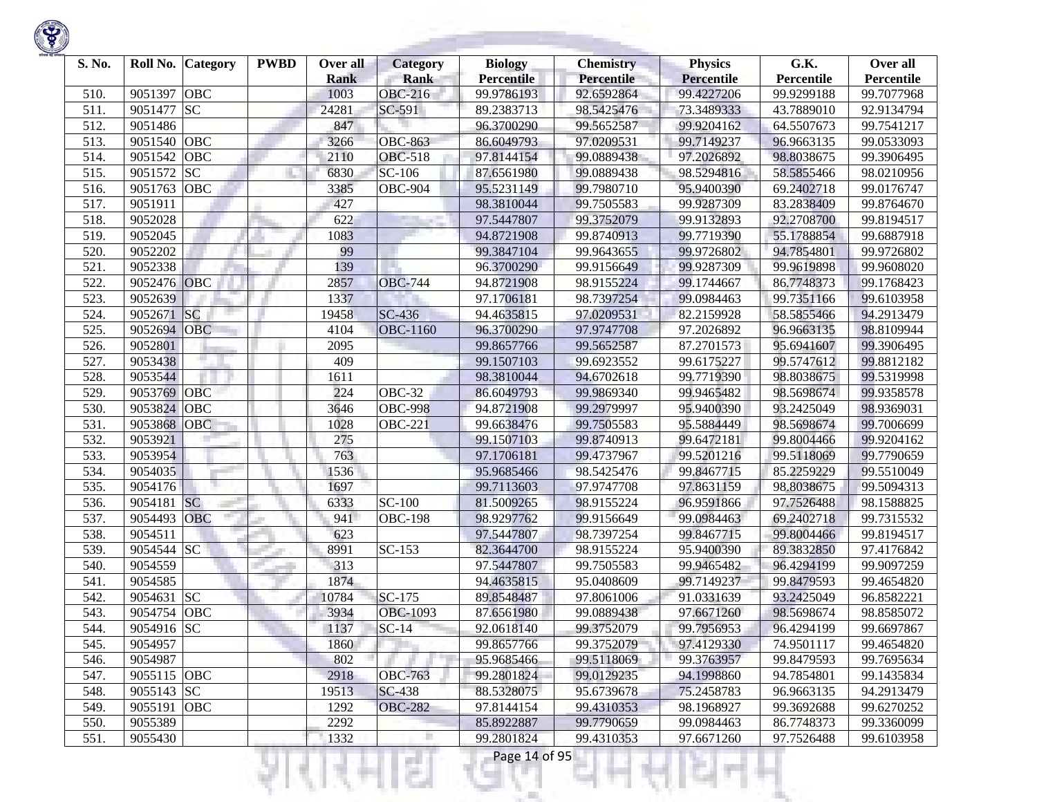| S. No. | Roll No. | Category | PWBD | Over all Rank | Category Rank | Biology Percentile | Chemistry Percentile | Physics Percentile | G.K. Percentile | Over all Percentile |
|---|---|---|---|---|---|---|---|---|---|---|
| 510. | 9051397 | OBC | | 1003 | OBC-216 | 99.9786193 | 92.6592864 | 99.4227206 | 99.9299188 | 99.7077968 |
| 511. | 9051477 | SC | | 24281 | SC-591 | 89.2383713 | 98.5425476 | 73.3489333 | 43.7889010 | 92.9134794 |
| 512. | 9051486 | | | 847 | | 96.3700290 | 99.5652587 | 99.9204162 | 64.5507673 | 99.7541217 |
| 513. | 9051540 | OBC | | 3266 | OBC-863 | 86.6049793 | 97.0209531 | 99.7149237 | 96.9663135 | 99.0533093 |
| 514. | 9051542 | OBC | | 2110 | OBC-518 | 97.8144154 | 99.0889438 | 97.2026892 | 98.8038675 | 99.3906495 |
| 515. | 9051572 | SC | | 6830 | SC-106 | 87.6561980 | 99.0889438 | 98.5294816 | 58.5855466 | 98.0210956 |
| 516. | 9051763 | OBC | | 3385 | OBC-904 | 95.5231149 | 99.7980710 | 95.9400390 | 69.2402718 | 99.0176747 |
| 517. | 9051911 | | | 427 | | 98.3810044 | 99.7505583 | 99.9287309 | 83.2838409 | 99.8764670 |
| 518. | 9052028 | | | 622 | | 97.5447807 | 99.3752079 | 99.9132893 | 92.2708700 | 99.8194517 |
| 519. | 9052045 | | | 1083 | | 94.8721908 | 99.8740913 | 99.7719390 | 55.1788854 | 99.6887918 |
| 520. | 9052202 | | | 99 | | 99.3847104 | 99.9643655 | 99.9726802 | 94.7854801 | 99.9726802 |
| 521. | 9052338 | | | 139 | | 96.3700290 | 99.9156649 | 99.9287309 | 99.9619898 | 99.9608020 |
| 522. | 9052476 | OBC | | 2857 | OBC-744 | 94.8721908 | 98.9155224 | 99.1744667 | 86.7748373 | 99.1768423 |
| 523. | 9052639 | | | 1337 | | 97.1706181 | 98.7397254 | 99.0984463 | 99.7351166 | 99.6103958 |
| 524. | 9052671 | SC | | 19458 | SC-436 | 94.4635815 | 97.0209531 | 82.2159928 | 58.5855466 | 94.2913479 |
| 525. | 9052694 | OBC | | 4104 | OBC-1160 | 96.3700290 | 97.9747708 | 97.2026892 | 96.9663135 | 98.8109944 |
| 526. | 9052801 | | | 2095 | | 99.8657766 | 99.5652587 | 87.2701573 | 95.6941607 | 99.3906495 |
| 527. | 9053438 | | | 409 | | 99.1507103 | 99.6923552 | 99.6175227 | 99.5747612 | 99.8812182 |
| 528. | 9053544 | | | 1611 | | 98.3810044 | 94.6702618 | 99.7719390 | 98.8038675 | 99.5319998 |
| 529. | 9053769 | OBC | | 224 | OBC-32 | 86.6049793 | 99.9869340 | 99.9465482 | 98.5698674 | 99.9358578 |
| 530. | 9053824 | OBC | | 3646 | OBC-998 | 94.8721908 | 99.2979997 | 95.9400390 | 93.2425049 | 98.9369031 |
| 531. | 9053868 | OBC | | 1028 | OBC-221 | 99.6638476 | 99.7505583 | 95.5884449 | 98.5698674 | 99.7006699 |
| 532. | 9053921 | | | 275 | | 99.1507103 | 99.8740913 | 99.6472181 | 99.8004466 | 99.9204162 |
| 533. | 9053954 | | | 763 | | 97.1706181 | 99.4737967 | 99.5201216 | 99.5118069 | 99.7790659 |
| 534. | 9054035 | | | 1536 | | 95.9685466 | 98.5425476 | 99.8467715 | 85.2259229 | 99.5510049 |
| 535. | 9054176 | | | 1697 | | 99.7113603 | 97.9747708 | 97.8631159 | 98.8038675 | 99.5094313 |
| 536. | 9054181 | SC | | 6333 | SC-100 | 81.5009265 | 98.9155224 | 96.9591866 | 97.7526488 | 98.1588825 |
| 537. | 9054493 | OBC | | 941 | OBC-198 | 98.9297762 | 99.9156649 | 99.0984463 | 69.2402718 | 99.7315532 |
| 538. | 9054511 | | | 623 | | 97.5447807 | 98.7397254 | 99.8467715 | 99.8004466 | 99.8194517 |
| 539. | 9054544 | SC | | 8991 | SC-153 | 82.3644700 | 98.9155224 | 95.9400390 | 89.3832850 | 97.4176842 |
| 540. | 9054559 | | | 313 | | 97.5447807 | 99.7505583 | 99.9465482 | 96.4294199 | 99.9097259 |
| 541. | 9054585 | | | 1874 | | 94.4635815 | 95.0408609 | 99.7149237 | 99.8479593 | 99.4654820 |
| 542. | 9054631 | SC | | 10784 | SC-175 | 89.8548487 | 97.8061006 | 91.0331639 | 93.2425049 | 96.8582221 |
| 543. | 9054754 | OBC | | 3934 | OBC-1093 | 87.6561980 | 99.0889438 | 97.6671260 | 98.5698674 | 98.8585072 |
| 544. | 9054916 | SC | | 1137 | SC-14 | 92.0618140 | 99.3752079 | 99.7956953 | 96.4294199 | 99.6697867 |
| 545. | 9054957 | | | 1860 | | 99.8657766 | 99.3752079 | 97.4129330 | 74.9501117 | 99.4654820 |
| 546. | 9054987 | | | 802 | | 95.9685466 | 99.5118069 | 99.3763957 | 99.8479593 | 99.7695634 |
| 547. | 9055115 | OBC | | 2918 | OBC-763 | 99.2801824 | 99.0129235 | 94.1998860 | 94.7854801 | 99.1435834 |
| 548. | 9055143 | SC | | 19513 | SC-438 | 88.5328075 | 95.6739678 | 75.2458783 | 96.9663135 | 94.2913479 |
| 549. | 9055191 | OBC | | 1292 | OBC-282 | 97.8144154 | 99.4310353 | 98.1968927 | 99.3692688 | 99.6270252 |
| 550. | 9055389 | | | 2292 | | 85.8922887 | 99.7790659 | 99.0984463 | 86.7748373 | 99.3360099 |
| 551. | 9055430 | | | 1332 | | 99.2801824 | 99.4310353 | 97.6671260 | 97.7526488 | 99.6103958 |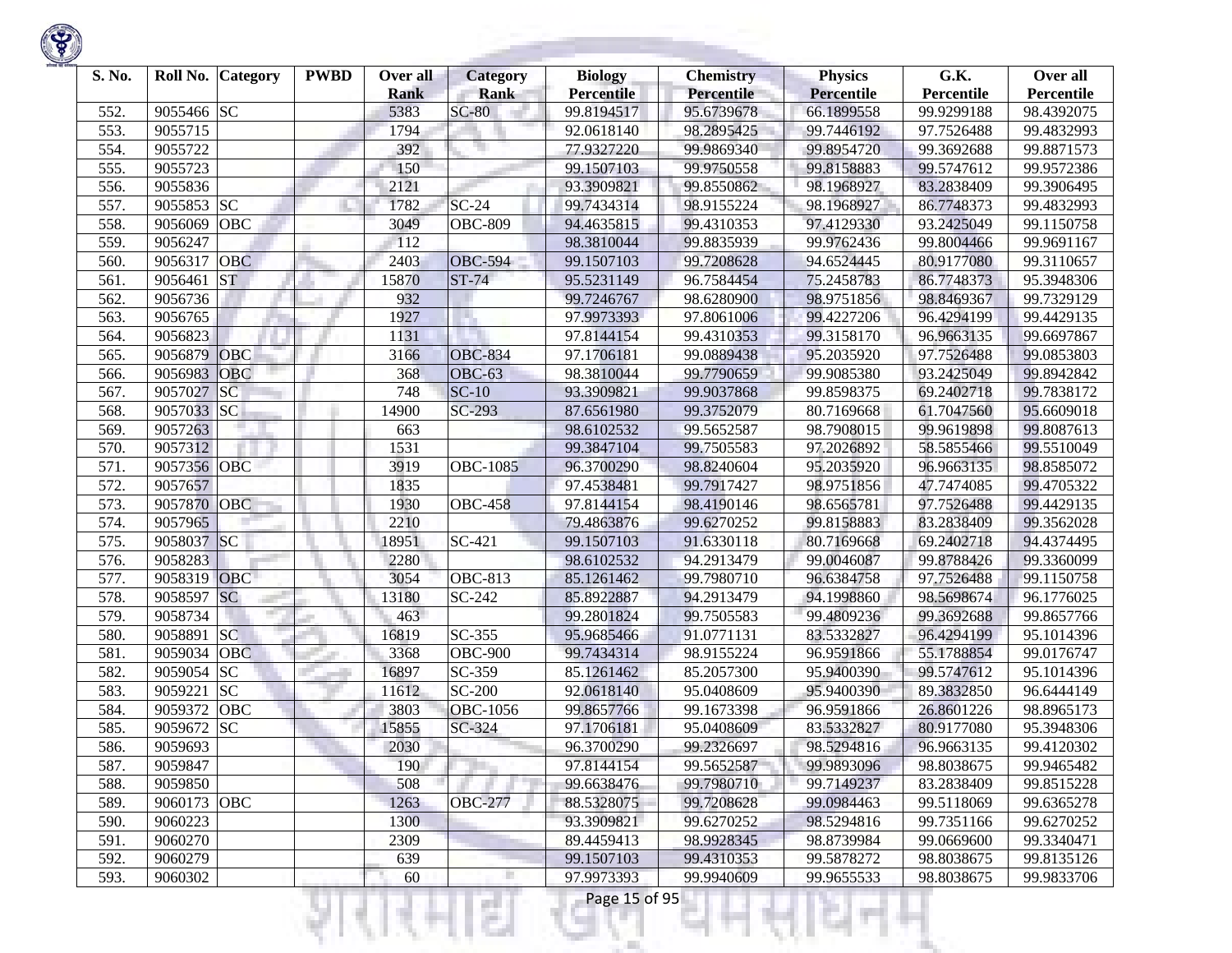| S. No. | Roll No. | Category | PWBD | Over all Rank | Category Rank | Biology Percentile | Chemistry Percentile | Physics Percentile | G.K. Percentile | Over all Percentile |
|---|---|---|---|---|---|---|---|---|---|---|
| 552. | 9055466 | SC | | 5383 | SC-80 | 99.8194517 | 95.6739678 | 66.1899558 | 99.9299188 | 98.4392075 |
| 553. | 9055715 | | | 1794 | | 92.0618140 | 98.2895425 | 99.7446192 | 97.7526488 | 99.4832993 |
| 554. | 9055722 | | | 392 | | 77.9327220 | 99.9869340 | 99.8954720 | 99.3692688 | 99.8871573 |
| 555. | 9055723 | | | 150 | | 99.1507103 | 99.9750558 | 99.8158883 | 99.5747612 | 99.9572386 |
| 556. | 9055836 | | | 2121 | | 93.3909821 | 99.8550862 | 98.1968927 | 83.2838409 | 99.3906495 |
| 557. | 9055853 | SC | | 1782 | SC-24 | 99.7434314 | 98.9155224 | 98.1968927 | 86.7748373 | 99.4832993 |
| 558. | 9056069 | OBC | | 3049 | OBC-809 | 94.4635815 | 99.4310353 | 97.4129330 | 93.2425049 | 99.1150758 |
| 559. | 9056247 | | | 112 | | 98.3810044 | 99.8835939 | 99.9762436 | 99.8004466 | 99.9691167 |
| 560. | 9056317 | OBC | | 2403 | OBC-594 | 99.1507103 | 99.7208628 | 94.6524445 | 80.9177080 | 99.3110657 |
| 561. | 9056461 | ST | | 15870 | ST-74 | 95.5231149 | 96.7584454 | 75.2458783 | 86.7748373 | 95.3948306 |
| 562. | 9056736 | | | 932 | | 99.7246767 | 98.6280900 | 98.9751856 | 98.8469367 | 99.7329129 |
| 563. | 9056765 | | | 1927 | | 97.9973393 | 97.8061006 | 99.4227206 | 96.4294199 | 99.4429135 |
| 564. | 9056823 | | | 1131 | | 97.8144154 | 99.4310353 | 99.3158170 | 96.9663135 | 99.6697867 |
| 565. | 9056879 | OBC | | 3166 | OBC-834 | 97.1706181 | 99.0889438 | 95.2035920 | 97.7526488 | 99.0853803 |
| 566. | 9056983 | OBC | | 368 | OBC-63 | 98.3810044 | 99.7790659 | 99.9085380 | 93.2425049 | 99.8942842 |
| 567. | 9057027 | SC | | 748 | SC-10 | 93.3909821 | 99.9037868 | 99.8598375 | 69.2402718 | 99.7838172 |
| 568. | 9057033 | SC | | 14900 | SC-293 | 87.6561980 | 99.3752079 | 80.7169668 | 61.7047560 | 95.6609018 |
| 569. | 9057263 | | | 663 | | 98.6102532 | 99.5652587 | 98.7908015 | 99.9619898 | 99.8087613 |
| 570. | 9057312 | | | 1531 | | 99.3847104 | 99.7505583 | 97.2026892 | 58.5855466 | 99.5510049 |
| 571. | 9057356 | OBC | | 3919 | OBC-1085 | 96.3700290 | 98.8240604 | 95.2035920 | 96.9663135 | 98.8585072 |
| 572. | 9057657 | | | 1835 | | 97.4538481 | 99.7917427 | 98.9751856 | 47.7474085 | 99.4705322 |
| 573. | 9057870 | OBC | | 1930 | OBC-458 | 97.8144154 | 98.4190146 | 98.6565781 | 97.7526488 | 99.4429135 |
| 574. | 9057965 | | | 2210 | | 79.4863876 | 99.6270252 | 99.8158883 | 83.2838409 | 99.3562028 |
| 575. | 9058037 | SC | | 18951 | SC-421 | 99.1507103 | 91.6330118 | 80.7169668 | 69.2402718 | 94.4374495 |
| 576. | 9058283 | | | 2280 | | 98.6102532 | 94.2913479 | 99.0046087 | 99.8788426 | 99.3360099 |
| 577. | 9058319 | OBC | | 3054 | OBC-813 | 85.1261462 | 99.7980710 | 96.6384758 | 97.7526488 | 99.1150758 |
| 578. | 9058597 | SC | | 13180 | SC-242 | 85.8922887 | 94.2913479 | 94.1998860 | 98.5698674 | 96.1776025 |
| 579. | 9058734 | | | 463 | | 99.2801824 | 99.7505583 | 99.4809236 | 99.3692688 | 99.8657766 |
| 580. | 9058891 | SC | | 16819 | SC-355 | 95.9685466 | 91.0771131 | 83.5332827 | 96.4294199 | 95.1014396 |
| 581. | 9059034 | OBC | | 3368 | OBC-900 | 99.7434314 | 98.9155224 | 96.9591866 | 55.1788854 | 99.0176747 |
| 582. | 9059054 | SC | | 16897 | SC-359 | 85.1261462 | 85.2057300 | 95.9400390 | 99.5747612 | 95.1014396 |
| 583. | 9059221 | SC | | 11612 | SC-200 | 92.0618140 | 95.0408609 | 95.9400390 | 89.3832850 | 96.6444149 |
| 584. | 9059372 | OBC | | 3803 | OBC-1056 | 99.8657766 | 99.1673398 | 96.9591866 | 26.8601226 | 98.8965173 |
| 585. | 9059672 | SC | | 15855 | SC-324 | 97.1706181 | 95.0408609 | 83.5332827 | 80.9177080 | 95.3948306 |
| 586. | 9059693 | | | 2030 | | 96.3700290 | 99.2326697 | 98.5294816 | 96.9663135 | 99.4120302 |
| 587. | 9059847 | | | 190 | | 97.8144154 | 99.5652587 | 99.9893096 | 98.8038675 | 99.9465482 |
| 588. | 9059850 | | | 508 | | 99.6638476 | 99.7980710 | 99.7149237 | 83.2838409 | 99.8515228 |
| 589. | 9060173 | OBC | | 1263 | OBC-277 | 88.5328075 | 99.7208628 | 99.0984463 | 99.5118069 | 99.6365278 |
| 590. | 9060223 | | | 1300 | | 93.3909821 | 99.6270252 | 98.5294816 | 99.7351166 | 99.6270252 |
| 591. | 9060270 | | | 2309 | | 89.4459413 | 98.9928345 | 98.8739984 | 99.0669600 | 99.3340471 |
| 592. | 9060279 | | | 639 | | 99.1507103 | 99.4310353 | 99.5878272 | 98.8038675 | 99.8135126 |
| 593. | 9060302 | | | 60 | | 97.9973393 | 99.9940609 | 99.9655533 | 98.8038675 | 99.9833706 |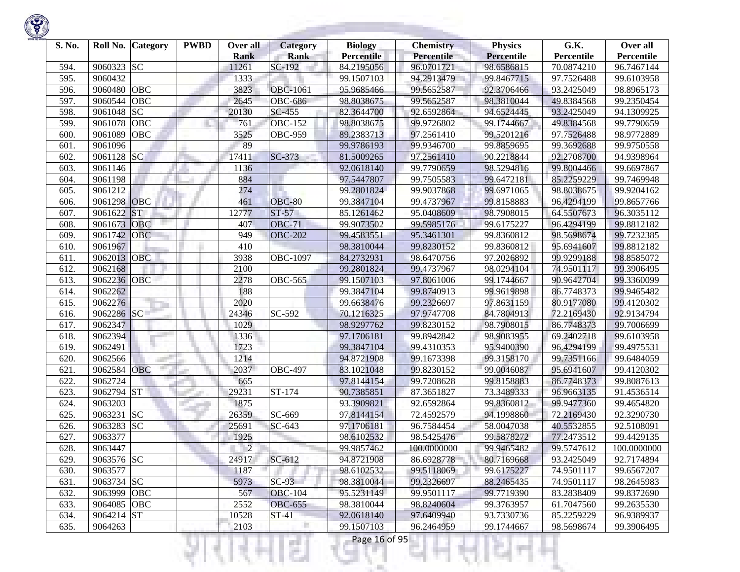| S. No. | Roll No. | Category | PWBD | Over all Rank | Category Rank | Biology Percentile | Chemistry Percentile | Physics Percentile | G.K. Percentile | Over all Percentile |
|---|---|---|---|---|---|---|---|---|---|---|
| 594. | 9060323 | SC | | 11261 | SC-192 | 84.2195056 | 96.0701721 | 98.6586815 | 70.0874210 | 96.7467144 |
| 595. | 9060432 | | | 1333 | | 99.1507103 | 94.2913479 | 99.8467715 | 97.7526488 | 99.6103958 |
| 596. | 9060480 | OBC | | 3823 | OBC-1061 | 95.9685466 | 99.5652587 | 92.3706466 | 93.2425049 | 98.8965173 |
| 597. | 9060544 | OBC | | 2645 | OBC-686 | 98.8038675 | 99.5652587 | 98.3810044 | 49.8384568 | 99.2350454 |
| 598. | 9061048 | SC | | 20130 | SC-455 | 82.3644700 | 92.6592864 | 94.6524445 | 93.2425049 | 94.1309925 |
| 599. | 9061078 | OBC | | 761 | OBC-152 | 98.8038675 | 99.9726802 | 99.1744667 | 49.8384568 | 99.7790659 |
| 600. | 9061089 | OBC | | 3525 | OBC-959 | 89.2383713 | 97.2561410 | 99.5201216 | 97.7526488 | 98.9772889 |
| 601. | 9061096 | | | 89 | | 99.9786193 | 99.9346700 | 99.8859695 | 99.3692688 | 99.9750558 |
| 602. | 9061128 | SC | | 17411 | SC-373 | 81.5009265 | 97.2561410 | 90.2218844 | 92.2708700 | 94.9398964 |
| 603. | 9061146 | | | 1136 | | 92.0618140 | 99.7790659 | 98.5294816 | 99.8004466 | 99.6697867 |
| 604. | 9061198 | | | 884 | | 97.5447807 | 99.7505583 | 99.6472181 | 85.2259229 | 99.7469948 |
| 605. | 9061212 | | | 274 | | 99.2801824 | 99.9037868 | 99.6971065 | 98.8038675 | 99.9204162 |
| 606. | 9061298 | OBC | | 461 | OBC-80 | 99.3847104 | 99.4737967 | 99.8158883 | 96.4294199 | 99.8657766 |
| 607. | 9061622 | ST | | 12777 | ST-57 | 85.1261462 | 95.0408609 | 98.7908015 | 64.5507673 | 96.3035112 |
| 608. | 9061673 | OBC | | 407 | OBC-71 | 99.9073502 | 99.5985176 | 99.6175227 | 96.4294199 | 99.8812182 |
| 609. | 9061742 | OBC | | 949 | OBC-202 | 99.4583551 | 95.3461301 | 99.8360812 | 98.5698674 | 99.7232385 |
| 610. | 9061967 | | | 410 | | 98.3810044 | 99.8230152 | 99.8360812 | 95.6941607 | 99.8812182 |
| 611. | 9062013 | OBC | | 3938 | OBC-1097 | 84.2732931 | 98.6470756 | 97.2026892 | 99.9299188 | 98.8585072 |
| 612. | 9062168 | | | 2100 | | 99.2801824 | 99.4737967 | 98.0294104 | 74.9501117 | 99.3906495 |
| 613. | 9062236 | OBC | | 2278 | OBC-565 | 99.1507103 | 97.8061006 | 99.1744667 | 90.9642704 | 99.3360099 |
| 614. | 9062262 | | | 188 | | 99.3847104 | 99.8740913 | 99.9619898 | 86.7748373 | 99.9465482 |
| 615. | 9062276 | | | 2020 | | 99.6638476 | 99.2326697 | 97.8631159 | 80.9177080 | 99.4120302 |
| 616. | 9062286 | SC | | 24346 | SC-592 | 70.1216325 | 97.9747708 | 84.7804913 | 72.2169430 | 92.9134794 |
| 617. | 9062347 | | | 1029 | | 98.9297762 | 99.8230152 | 98.7908015 | 86.7748373 | 99.7006699 |
| 618. | 9062394 | | | 1336 | | 97.1706181 | 99.8942842 | 98.9083955 | 69.2402718 | 99.6103958 |
| 619. | 9062491 | | | 1723 | | 99.3847104 | 99.4310353 | 95.9400390 | 96.4294199 | 99.4975531 |
| 620. | 9062566 | | | 1214 | | 94.8721908 | 99.1673398 | 99.3158170 | 99.7351166 | 99.6484059 |
| 621. | 9062584 | OBC | | 2037 | OBC-497 | 83.1021048 | 99.8230152 | 99.0046087 | 95.6941607 | 99.4120302 |
| 622. | 9062724 | | | 665 | | 97.8144154 | 99.7208628 | 99.8158883 | 86.7748373 | 99.8087613 |
| 623. | 9062794 | ST | | 29231 | ST-174 | 90.7385851 | 87.3651827 | 73.3489333 | 96.9663135 | 91.4536514 |
| 624. | 9063203 | | | 1875 | | 93.3909821 | 92.6592864 | 99.8360812 | 99.9477360 | 99.4654820 |
| 625. | 9063231 | SC | | 26359 | SC-669 | 97.8144154 | 72.4592579 | 94.1998860 | 72.2169430 | 92.3290730 |
| 626. | 9063283 | SC | | 25691 | SC-643 | 97.1706181 | 96.7584454 | 58.0047038 | 40.5532855 | 92.5108091 |
| 627. | 9063377 | | | 1925 | | 98.6102532 | 98.5425476 | 99.5878272 | 77.2473512 | 99.4429135 |
| 628. | 9063447 | | | 2 | | 99.9857462 | 100.0000000 | 99.9465482 | 99.5747612 | 100.0000000 |
| 629. | 9063576 | SC | | 24917 | SC-612 | 94.8721908 | 86.6928778 | 80.7169668 | 93.2425049 | 92.7174894 |
| 630. | 9063577 | | | 1187 | | 98.6102532 | 99.5118069 | 99.6175227 | 74.9501117 | 99.6567207 |
| 631. | 9063734 | SC | | 5973 | SC-93 | 98.3810044 | 99.2326697 | 88.2465435 | 74.9501117 | 98.2645983 |
| 632. | 9063999 | OBC | | 567 | OBC-104 | 95.5231149 | 99.9501117 | 99.7719390 | 83.2838409 | 99.8372690 |
| 633. | 9064085 | OBC | | 2552 | OBC-655 | 98.3810044 | 98.8240604 | 99.3763957 | 61.7047560 | 99.2635530 |
| 634. | 9064214 | ST | | 10528 | ST-41 | 92.0618140 | 97.6409940 | 93.7330736 | 85.2259229 | 96.9389937 |
| 635. | 9064263 | | | 2103 | | 99.1507103 | 96.2464959 | 99.1744667 | 98.5698674 | 99.3906495 |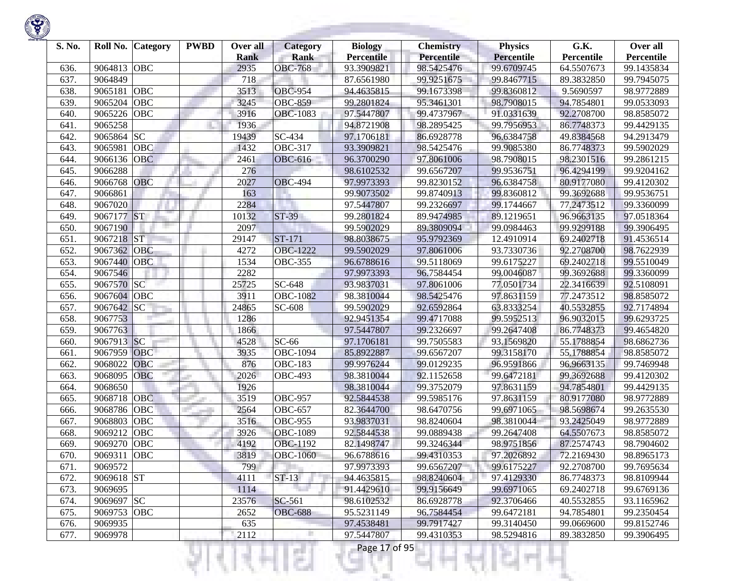| S. No. | Roll No. | Category | PWBD | Over all Rank | Category Rank | Biology Percentile | Chemistry Percentile | Physics Percentile | G.K. Percentile | Over all Percentile |
|---|---|---|---|---|---|---|---|---|---|---|
| 636. | 9064813 | OBC | | 2935 | OBC-768 | 93.3909821 | 98.5425476 | 99.6709745 | 64.5507673 | 99.1435834 |
| 637. | 9064849 | | | 718 | | 87.6561980 | 99.9251675 | 99.8467715 | 89.3832850 | 99.7945075 |
| 638. | 9065181 | OBC | | 3513 | OBC-954 | 94.4635815 | 99.1673398 | 99.8360812 | 9.5690597 | 98.9772889 |
| 639. | 9065204 | OBC | | 3245 | OBC-859 | 99.2801824 | 95.3461301 | 98.7908015 | 94.7854801 | 99.0533093 |
| 640. | 9065226 | OBC | | 3916 | OBC-1083 | 97.5447807 | 99.4737967 | 91.0331639 | 92.2708700 | 98.8585072 |
| 641. | 9065258 | | | 1936 | | 94.8721908 | 98.2895425 | 99.7956953 | 86.7748373 | 99.4429135 |
| 642. | 9065864 | SC | | 19439 | SC-434 | 97.1706181 | 86.6928778 | 96.6384758 | 49.8384568 | 94.2913479 |
| 643. | 9065981 | OBC | | 1432 | OBC-317 | 93.3909821 | 98.5425476 | 99.9085380 | 86.7748373 | 99.5902029 |
| 644. | 9066136 | OBC | | 2461 | OBC-616 | 96.3700290 | 97.8061006 | 98.7908015 | 98.2301516 | 99.2861215 |
| 645. | 9066288 | | | 276 | | 98.6102532 | 99.6567207 | 99.9536751 | 96.4294199 | 99.9204162 |
| 646. | 9066768 | OBC | | 2027 | OBC-494 | 97.9973393 | 99.8230152 | 96.6384758 | 80.9177080 | 99.4120302 |
| 647. | 9066861 | | | 163 | | 99.9073502 | 99.8740913 | 99.8360812 | 99.3692688 | 99.9536751 |
| 648. | 9067020 | | | 2284 | | 97.5447807 | 99.2326697 | 99.1744667 | 77.2473512 | 99.3360099 |
| 649. | 9067177 | ST | | 10132 | ST-39 | 99.2801824 | 89.9474985 | 89.1219651 | 96.9663135 | 97.0518364 |
| 650. | 9067190 | | | 2097 | | 99.5902029 | 89.3809094 | 99.0984463 | 99.9299188 | 99.3906495 |
| 651. | 9067218 | ST | | 29147 | ST-171 | 98.8038675 | 95.9792369 | 12.4910914 | 69.2402718 | 91.4536514 |
| 652. | 9067362 | OBC | | 4272 | OBC-1222 | 99.5902029 | 97.8061006 | 93.7330736 | 92.2708700 | 98.7622939 |
| 653. | 9067440 | OBC | | 1534 | OBC-355 | 96.6788616 | 99.5118069 | 99.6175227 | 69.2402718 | 99.5510049 |
| 654. | 9067546 | | | 2282 | | 97.9973393 | 96.7584454 | 99.0046087 | 99.3692688 | 99.3360099 |
| 655. | 9067570 | SC | | 25725 | SC-648 | 93.9837031 | 97.8061006 | 77.0501734 | 22.3416639 | 92.5108091 |
| 656. | 9067604 | OBC | | 3911 | OBC-1082 | 98.3810044 | 98.5425476 | 97.8631159 | 77.2473512 | 98.8585072 |
| 657. | 9067642 | SC | | 24865 | SC-608 | 99.5902029 | 92.6592864 | 63.8333254 | 40.5532855 | 92.7174894 |
| 658. | 9067753 | | | 1286 | | 92.9451354 | 99.4717088 | 99.5952513 | 96.9032015 | 99.6293725 |
| 659. | 9067763 | | | 1866 | | 97.5447807 | 99.2326697 | 99.2647408 | 86.7748373 | 99.4654820 |
| 660. | 9067913 | SC | | 4528 | SC-66 | 97.1706181 | 99.7505583 | 93.1569820 | 55.1788854 | 98.6862736 |
| 661. | 9067959 | OBC | | 3935 | OBC-1094 | 85.8922887 | 99.6567207 | 99.3158170 | 55.1788854 | 98.8585072 |
| 662. | 9068022 | OBC | | 876 | OBC-183 | 99.9976244 | 99.0129235 | 96.9591866 | 96.9663135 | 99.7469948 |
| 663. | 9068095 | OBC | | 2026 | OBC-493 | 98.3810044 | 92.1152658 | 99.6472181 | 99.3692688 | 99.4120302 |
| 664. | 9068650 | | | 1926 | | 98.3810044 | 99.3752079 | 97.8631159 | 94.7854801 | 99.4429135 |
| 665. | 9068718 | OBC | | 3519 | OBC-957 | 92.5844538 | 99.5985176 | 97.8631159 | 80.9177080 | 98.9772889 |
| 666. | 9068786 | OBC | | 2564 | OBC-657 | 82.3644700 | 98.6470756 | 99.6971065 | 98.5698674 | 99.2635530 |
| 667. | 9068803 | OBC | | 3516 | OBC-955 | 93.9837031 | 98.8240604 | 98.3810044 | 93.2425049 | 98.9772889 |
| 668. | 9069212 | OBC | | 3926 | OBC-1089 | 92.5844538 | 99.0889438 | 99.2647408 | 64.5507673 | 98.8585072 |
| 669. | 9069270 | OBC | | 4192 | OBC-1192 | 82.1498747 | 99.3246344 | 98.9751856 | 87.2574743 | 98.7904602 |
| 670. | 9069311 | OBC | | 3819 | OBC-1060 | 96.6788616 | 99.4310353 | 97.2026892 | 72.2169430 | 98.8965173 |
| 671. | 9069572 | | | 799 | | 97.9973393 | 99.6567207 | 99.6175227 | 92.2708700 | 99.7695634 |
| 672. | 9069618 | ST | | 4111 | ST-13 | 94.4635815 | 98.8240604 | 97.4129330 | 86.7748373 | 98.8109944 |
| 673. | 9069695 | | | 1114 | | 91.4429610 | 99.9156649 | 99.6971065 | 69.2402718 | 99.6769136 |
| 674. | 9069697 | SC | | 23576 | SC-561 | 98.6102532 | 86.6928778 | 92.3706466 | 40.5532855 | 93.1165962 |
| 675. | 9069753 | OBC | | 2652 | OBC-688 | 95.5231149 | 96.7584454 | 99.6472181 | 94.7854801 | 99.2350454 |
| 676. | 9069935 | | | 635 | | 97.4538481 | 99.7917427 | 99.3140450 | 99.0669600 | 99.8152746 |
| 677. | 9069978 | | | 2112 | | 97.5447807 | 99.4310353 | 98.5294816 | 89.3832850 | 99.3906495 |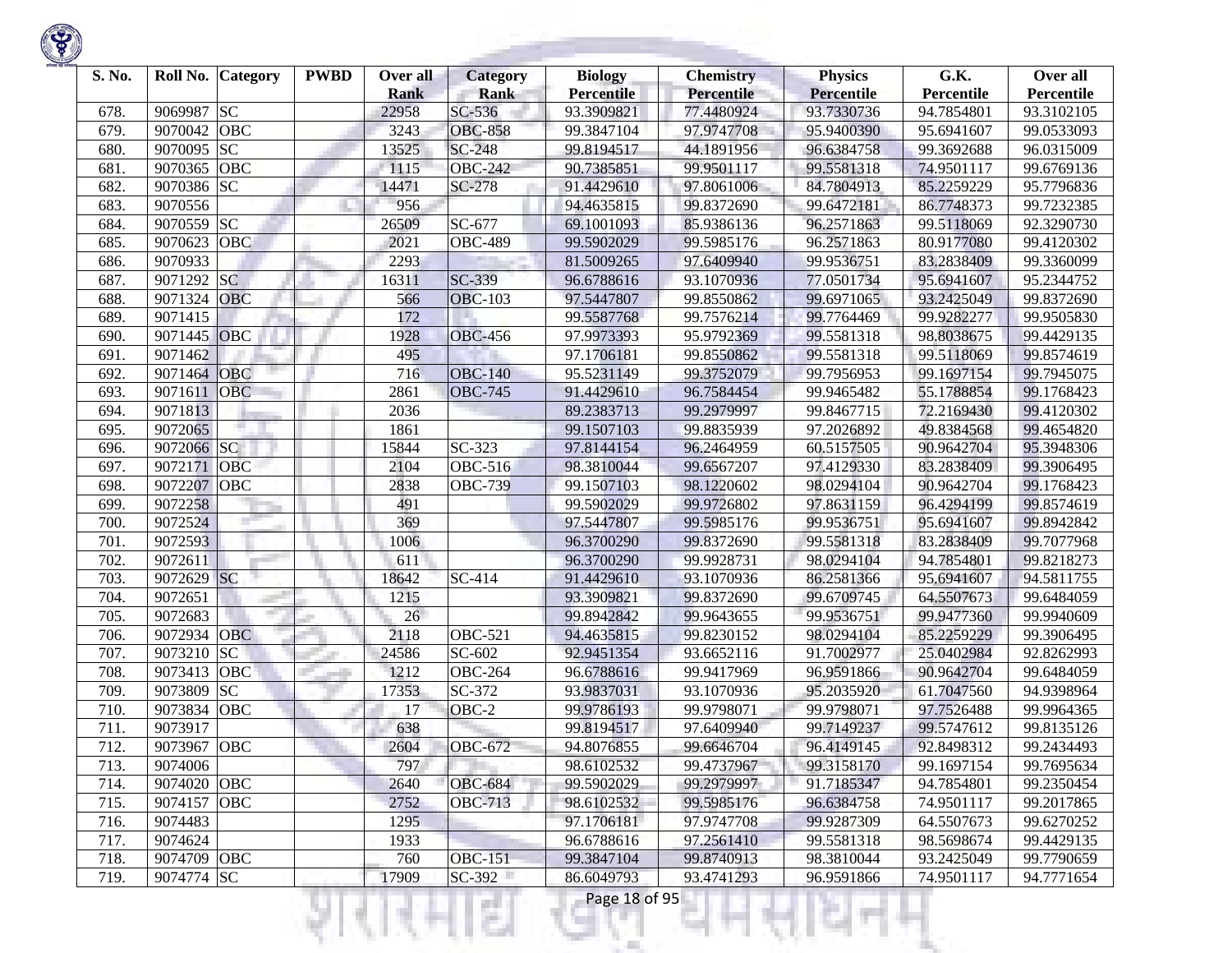| S. No. | Roll No. | Category | PWBD | Over all Rank | Category Rank | Biology Percentile | Chemistry Percentile | Physics Percentile | G.K. Percentile | Over all Percentile |
|---|---|---|---|---|---|---|---|---|---|---|
| 678. | 9069987 | SC | | 22958 | SC-536 | 93.3909821 | 77.4480924 | 93.7330736 | 94.7854801 | 93.3102105 |
| 679. | 9070042 | OBC | | 3243 | OBC-858 | 99.3847104 | 97.9747708 | 95.9400390 | 95.6941607 | 99.0533093 |
| 680. | 9070095 | SC | | 13525 | SC-248 | 99.8194517 | 44.1891956 | 96.6384758 | 99.3692688 | 96.0315009 |
| 681. | 9070365 | OBC | | 1115 | OBC-242 | 90.7385851 | 99.9501117 | 99.5581318 | 74.9501117 | 99.6769136 |
| 682. | 9070386 | SC | | 14471 | SC-278 | 91.4429610 | 97.8061006 | 84.7804913 | 85.2259229 | 95.7796836 |
| 683. | 9070556 | | | 956 | | 94.4635815 | 99.8372690 | 99.6472181 | 86.7748373 | 99.7232385 |
| 684. | 9070559 | SC | | 26509 | SC-677 | 69.1001093 | 85.9386136 | 96.2571863 | 99.5118069 | 92.3290730 |
| 685. | 9070623 | OBC | | 2021 | OBC-489 | 99.5902029 | 99.5985176 | 96.2571863 | 80.9177080 | 99.4120302 |
| 686. | 9070933 | | | 2293 | | 81.5009265 | 97.6409940 | 99.9536751 | 83.2838409 | 99.3360099 |
| 687. | 9071292 | SC | | 16311 | SC-339 | 96.6788616 | 93.1070936 | 77.0501734 | 95.6941607 | 95.2344752 |
| 688. | 9071324 | OBC | | 566 | OBC-103 | 97.5447807 | 99.8550862 | 99.6971065 | 93.2425049 | 99.8372690 |
| 689. | 9071415 | | | 172 | | 99.5587768 | 99.7576214 | 99.7764469 | 99.9282277 | 99.9505830 |
| 690. | 9071445 | OBC | | 1928 | OBC-456 | 97.9973393 | 95.9792369 | 99.5581318 | 98.8038675 | 99.4429135 |
| 691. | 9071462 | | | 495 | | 97.1706181 | 99.8550862 | 99.5581318 | 99.5118069 | 99.8574619 |
| 692. | 9071464 | OBC | | 716 | OBC-140 | 95.5231149 | 99.3752079 | 99.7956953 | 99.1697154 | 99.7945075 |
| 693. | 9071611 | OBC | | 2861 | OBC-745 | 91.4429610 | 96.7584454 | 99.9465482 | 55.1788854 | 99.1768423 |
| 694. | 9071813 | | | 2036 | | 89.2383713 | 99.2979997 | 99.8467715 | 72.2169430 | 99.4120302 |
| 695. | 9072065 | | | 1861 | | 99.1507103 | 99.8835939 | 97.2026892 | 49.8384568 | 99.4654820 |
| 696. | 9072066 | SC | | 15844 | SC-323 | 97.8144154 | 96.2464959 | 60.5157505 | 90.9642704 | 95.3948306 |
| 697. | 9072171 | OBC | | 2104 | OBC-516 | 98.3810044 | 99.6567207 | 97.4129330 | 83.2838409 | 99.3906495 |
| 698. | 9072207 | OBC | | 2838 | OBC-739 | 99.1507103 | 98.1220602 | 98.0294104 | 90.9642704 | 99.1768423 |
| 699. | 9072258 | | | 491 | | 99.5902029 | 99.9726802 | 97.8631159 | 96.4294199 | 99.8574619 |
| 700. | 9072524 | | | 369 | | 97.5447807 | 99.5985176 | 99.9536751 | 95.6941607 | 99.8942842 |
| 701. | 9072593 | | | 1006 | | 96.3700290 | 99.8372690 | 99.5581318 | 83.2838409 | 99.7077968 |
| 702. | 9072611 | | | 611 | | 96.3700290 | 99.9928731 | 98.0294104 | 94.7854801 | 99.8218273 |
| 703. | 9072629 | SC | | 18642 | SC-414 | 91.4429610 | 93.1070936 | 86.2581366 | 95.6941607 | 94.5811755 |
| 704. | 9072651 | | | 1215 | | 93.3909821 | 99.8372690 | 99.6709745 | 64.5507673 | 99.6484059 |
| 705. | 9072683 | | | 26 | | 99.8942842 | 99.9643655 | 99.9536751 | 99.9477360 | 99.9940609 |
| 706. | 9072934 | OBC | | 2118 | OBC-521 | 94.4635815 | 99.8230152 | 98.0294104 | 85.2259229 | 99.3906495 |
| 707. | 9073210 | SC | | 24586 | SC-602 | 92.9451354 | 93.6652116 | 91.7002977 | 25.0402984 | 92.8262993 |
| 708. | 9073413 | OBC | | 1212 | OBC-264 | 96.6788616 | 99.9417969 | 96.9591866 | 90.9642704 | 99.6484059 |
| 709. | 9073809 | SC | | 17353 | SC-372 | 93.9837031 | 93.1070936 | 95.2035920 | 61.7047560 | 94.9398964 |
| 710. | 9073834 | OBC | | 17 | OBC-2 | 99.9786193 | 99.9798071 | 99.9798071 | 97.7526488 | 99.9964365 |
| 711. | 9073917 | | | 638 | | 99.8194517 | 97.6409940 | 99.7149237 | 99.5747612 | 99.8135126 |
| 712. | 9073967 | OBC | | 2604 | OBC-672 | 94.8076855 | 99.6646704 | 96.4149145 | 92.8498312 | 99.2434493 |
| 713. | 9074006 | | | 797 | | 98.6102532 | 99.4737967 | 99.3158170 | 99.1697154 | 99.7695634 |
| 714. | 9074020 | OBC | | 2640 | OBC-684 | 99.5902029 | 99.2979997 | 91.7185347 | 94.7854801 | 99.2350454 |
| 715. | 9074157 | OBC | | 2752 | OBC-713 | 98.6102532 | 99.5985176 | 96.6384758 | 74.9501117 | 99.2017865 |
| 716. | 9074483 | | | 1295 | | 97.1706181 | 97.9747708 | 99.9287309 | 64.5507673 | 99.6270252 |
| 717. | 9074624 | | | 1933 | | 96.6788616 | 97.2561410 | 99.5581318 | 98.5698674 | 99.4429135 |
| 718. | 9074709 | OBC | | 760 | OBC-151 | 99.3847104 | 99.8740913 | 98.3810044 | 93.2425049 | 99.7790659 |
| 719. | 9074774 | SC | | 17909 | SC-392 | 86.6049793 | 93.4741293 | 96.9591866 | 74.9501117 | 94.7771654 |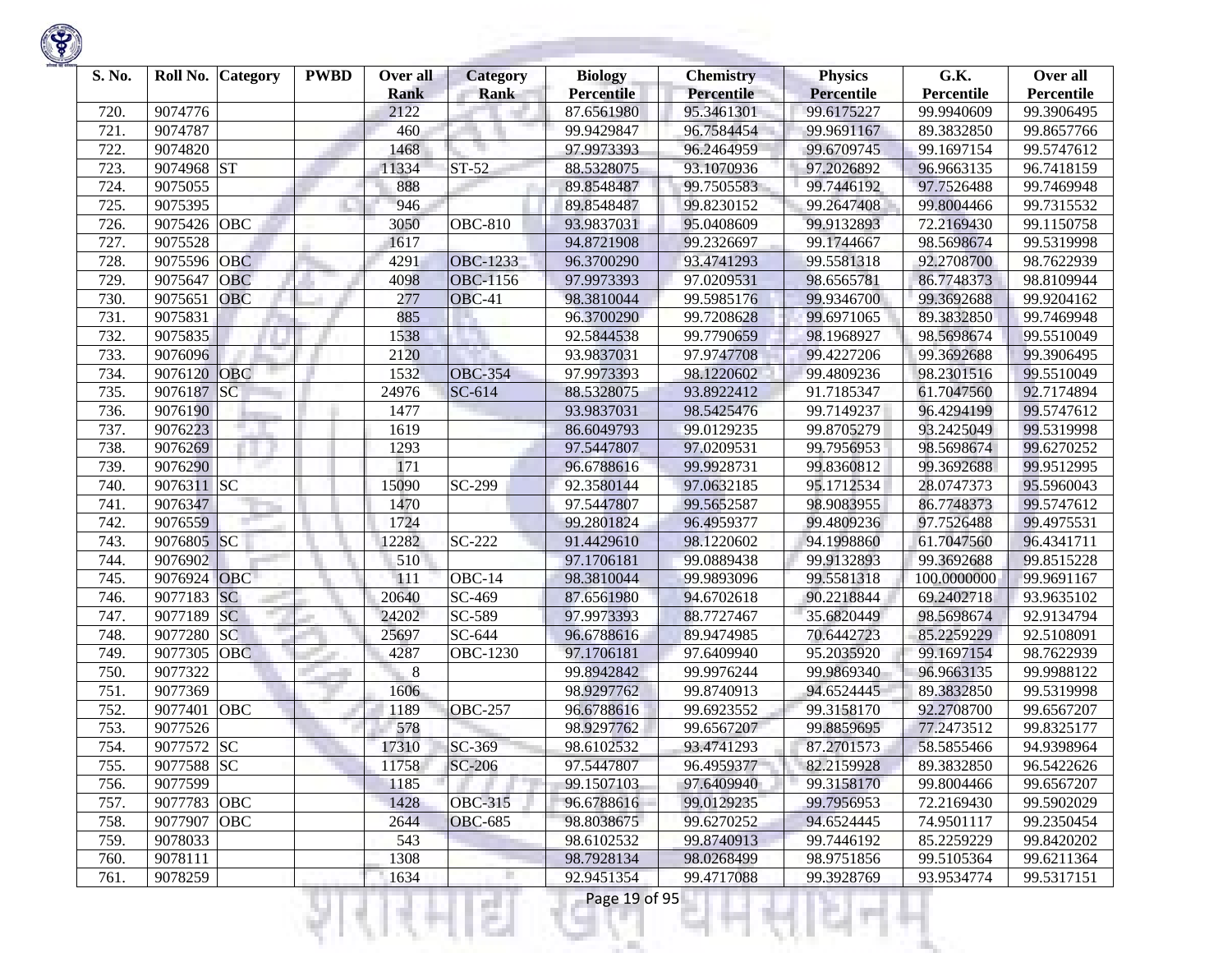| S. No. | Roll No. | Category | PWBD | Over all Rank | Category Rank | Biology Percentile | Chemistry Percentile | Physics Percentile | G.K. Percentile | Over all Percentile |
|---|---|---|---|---|---|---|---|---|---|---|
| 720. | 9074776 | | | 2122 | | 87.6561980 | 95.3461301 | 99.6175227 | 99.9940609 | 99.3906495 |
| 721. | 9074787 | | | 460 | | 99.9429847 | 96.7584454 | 99.9691167 | 89.3832850 | 99.8657766 |
| 722. | 9074820 | | | 1468 | | 97.9973393 | 96.2464959 | 99.6709745 | 99.1697154 | 99.5747612 |
| 723. | 9074968 | ST | | 11334 | ST-52 | 88.5328075 | 93.1070936 | 97.2026892 | 96.9663135 | 96.7418159 |
| 724. | 9075055 | | | 888 | | 89.8548487 | 99.7505583 | 99.7446192 | 97.7526488 | 99.7469948 |
| 725. | 9075395 | | | 946 | | 89.8548487 | 99.8230152 | 99.2647408 | 99.8004466 | 99.7315532 |
| 726. | 9075426 | OBC | | 3050 | OBC-810 | 93.9837031 | 95.0408609 | 99.9132893 | 72.2169430 | 99.1150758 |
| 727. | 9075528 | | | 1617 | | 94.8721908 | 99.2326697 | 99.1744667 | 98.5698674 | 99.5319998 |
| 728. | 9075596 | OBC | | 4291 | OBC-1233 | 96.3700290 | 93.4741293 | 99.5581318 | 92.2708700 | 98.7622939 |
| 729. | 9075647 | OBC | | 4098 | OBC-1156 | 97.9973393 | 97.0209531 | 98.6565781 | 86.7748373 | 98.8109944 |
| 730. | 9075651 | OBC | | 277 | OBC-41 | 98.3810044 | 99.5985176 | 99.9346700 | 99.3692688 | 99.9204162 |
| 731. | 9075831 | | | 885 | | 96.3700290 | 99.7208628 | 99.6971065 | 89.3832850 | 99.7469948 |
| 732. | 9075835 | | | 1538 | | 92.5844538 | 99.7790659 | 98.1968927 | 98.5698674 | 99.5510049 |
| 733. | 9076096 | | | 2120 | | 93.9837031 | 97.9747708 | 99.4227206 | 99.3692688 | 99.3906495 |
| 734. | 9076120 | OBC | | 1532 | OBC-354 | 97.9973393 | 98.1220602 | 99.4809236 | 98.2301516 | 99.5510049 |
| 735. | 9076187 | SC | | 24976 | SC-614 | 88.5328075 | 93.8922412 | 91.7185347 | 61.7047560 | 92.7174894 |
| 736. | 9076190 | | | 1477 | | 93.9837031 | 98.5425476 | 99.7149237 | 96.4294199 | 99.5747612 |
| 737. | 9076223 | | | 1619 | | 86.6049793 | 99.0129235 | 99.8705279 | 93.2425049 | 99.5319998 |
| 738. | 9076269 | | | 1293 | | 97.5447807 | 97.0209531 | 99.7956953 | 98.5698674 | 99.6270252 |
| 739. | 9076290 | | | 171 | | 96.6788616 | 99.9928731 | 99.8360812 | 99.3692688 | 99.9512995 |
| 740. | 9076311 | SC | | 15090 | SC-299 | 92.3580144 | 97.0632185 | 95.1712534 | 28.0747373 | 95.5960043 |
| 741. | 9076347 | | | 1470 | | 97.5447807 | 99.5652587 | 98.9083955 | 86.7748373 | 99.5747612 |
| 742. | 9076559 | | | 1724 | | 99.2801824 | 96.4959377 | 99.4809236 | 97.7526488 | 99.4975531 |
| 743. | 9076805 | SC | | 12282 | SC-222 | 91.4429610 | 98.1220602 | 94.1998860 | 61.7047560 | 96.4341711 |
| 744. | 9076902 | | | 510 | | 97.1706181 | 99.0889438 | 99.9132893 | 99.3692688 | 99.8515228 |
| 745. | 9076924 | OBC | | 111 | OBC-14 | 98.3810044 | 99.9893096 | 99.5581318 | 100.0000000 | 99.9691167 |
| 746. | 9077183 | SC | | 20640 | SC-469 | 87.6561980 | 94.6702618 | 90.2218844 | 69.2402718 | 93.9635102 |
| 747. | 9077189 | SC | | 24202 | SC-589 | 97.9973393 | 88.7727467 | 35.6820449 | 98.5698674 | 92.9134794 |
| 748. | 9077280 | SC | | 25697 | SC-644 | 96.6788616 | 89.9474985 | 70.6442723 | 85.2259229 | 92.5108091 |
| 749. | 9077305 | OBC | | 4287 | OBC-1230 | 97.1706181 | 97.6409940 | 95.2035920 | 99.1697154 | 98.7622939 |
| 750. | 9077322 | | | 8 | | 99.8942842 | 99.9976244 | 99.9869340 | 96.9663135 | 99.9988122 |
| 751. | 9077369 | | | 1606 | | 98.9297762 | 99.8740913 | 94.6524445 | 89.3832850 | 99.5319998 |
| 752. | 9077401 | OBC | | 1189 | OBC-257 | 96.6788616 | 99.6923552 | 99.3158170 | 92.2708700 | 99.6567207 |
| 753. | 9077526 | | | 578 | | 98.9297762 | 99.6567207 | 99.8859695 | 77.2473512 | 99.8325177 |
| 754. | 9077572 | SC | | 17310 | SC-369 | 98.6102532 | 93.4741293 | 87.2701573 | 58.5855466 | 94.9398964 |
| 755. | 9077588 | SC | | 11758 | SC-206 | 97.5447807 | 96.4959377 | 82.2159928 | 89.3832850 | 96.5422626 |
| 756. | 9077599 | | | 1185 | | 99.1507103 | 97.6409940 | 99.3158170 | 99.8004466 | 99.6567207 |
| 757. | 9077783 | OBC | | 1428 | OBC-315 | 96.6788616 | 99.0129235 | 99.7956953 | 72.2169430 | 99.5902029 |
| 758. | 9077907 | OBC | | 2644 | OBC-685 | 98.8038675 | 99.6270252 | 94.6524445 | 74.9501117 | 99.2350454 |
| 759. | 9078033 | | | 543 | | 98.6102532 | 99.8740913 | 99.7446192 | 85.2259229 | 99.8420202 |
| 760. | 9078111 | | | 1308 | | 98.7928134 | 98.0268499 | 98.9751856 | 99.5105364 | 99.6211364 |
| 761. | 9078259 | | | 1634 | | 92.9451354 | 99.4717088 | 99.3928769 | 93.9534774 | 99.5317151 |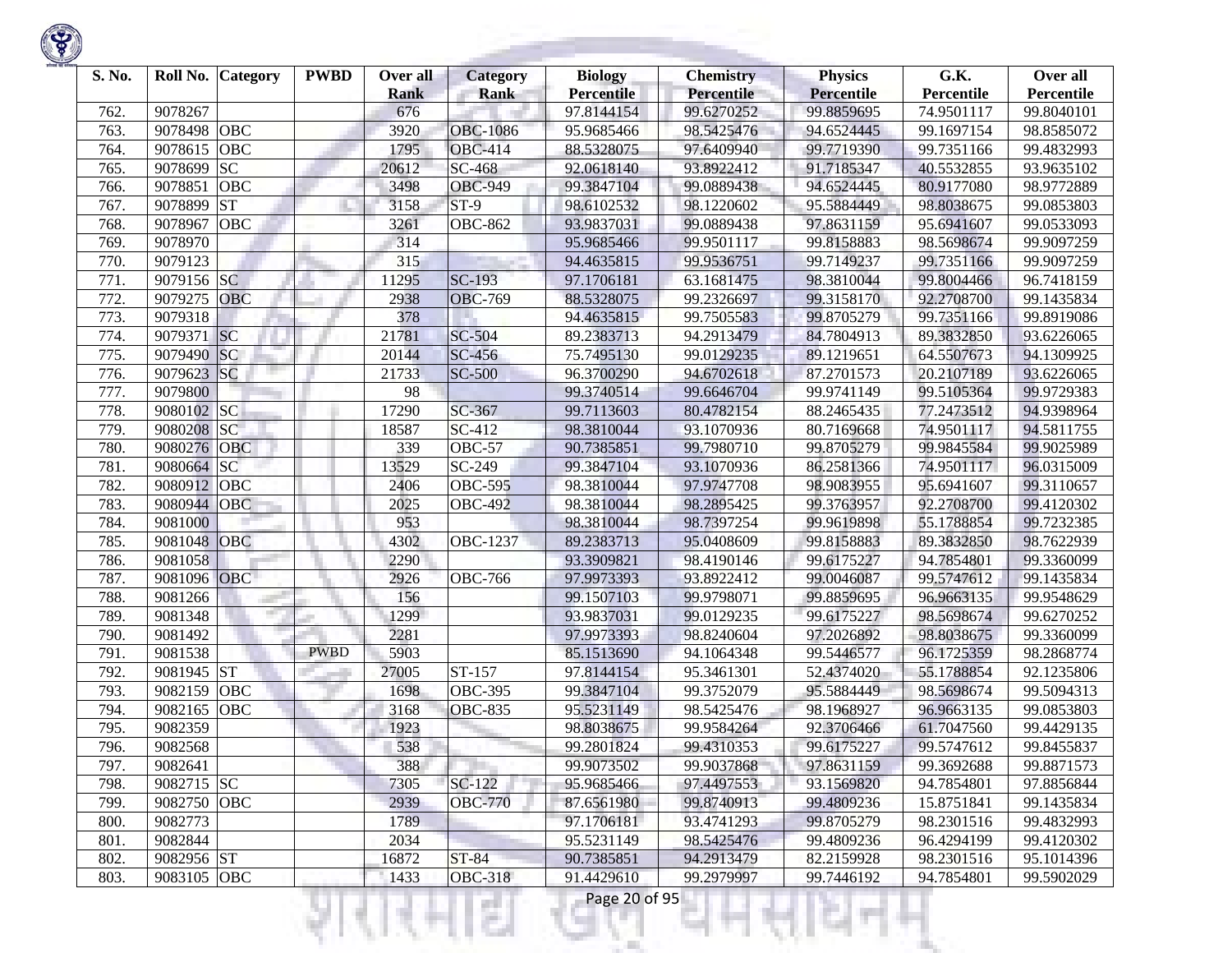| S. No. | Roll No. | Category | PWBD | Over all Rank | Category Rank | Biology Percentile | Chemistry Percentile | Physics Percentile | G.K. Percentile | Over all Percentile |
|---|---|---|---|---|---|---|---|---|---|---|
| 762. | 9078267 | | | 676 | | 97.8144154 | 99.6270252 | 99.8859695 | 74.9501117 | 99.8040101 |
| 763. | 9078498 | OBC | | 3920 | OBC-1086 | 95.9685466 | 98.5425476 | 94.6524445 | 99.1697154 | 98.8585072 |
| 764. | 9078615 | OBC | | 1795 | OBC-414 | 88.5328075 | 97.6409940 | 99.7719390 | 99.7351166 | 99.4832993 |
| 765. | 9078699 | SC | | 20612 | SC-468 | 92.0618140 | 93.8922412 | 91.7185347 | 40.5532855 | 93.9635102 |
| 766. | 9078851 | OBC | | 3498 | OBC-949 | 99.3847104 | 99.0889438 | 94.6524445 | 80.9177080 | 98.9772889 |
| 767. | 9078899 | ST | | 3158 | ST-9 | 98.6102532 | 98.1220602 | 95.5884449 | 98.8038675 | 99.0853803 |
| 768. | 9078967 | OBC | | 3261 | OBC-862 | 93.9837031 | 99.0889438 | 97.8631159 | 95.6941607 | 99.0533093 |
| 769. | 9078970 | | | 314 | | 95.9685466 | 99.9501117 | 99.8158883 | 98.5698674 | 99.9097259 |
| 770. | 9079123 | | | 315 | | 94.4635815 | 99.9536751 | 99.7149237 | 99.7351166 | 99.9097259 |
| 771. | 9079156 | SC | | 11295 | SC-193 | 97.1706181 | 63.1681475 | 98.3810044 | 99.8004466 | 96.7418159 |
| 772. | 9079275 | OBC | | 2938 | OBC-769 | 88.5328075 | 99.2326697 | 99.3158170 | 92.2708700 | 99.1435834 |
| 773. | 9079318 | | | 378 | | 94.4635815 | 99.7505583 | 99.8705279 | 99.7351166 | 99.8919086 |
| 774. | 9079371 | SC | | 21781 | SC-504 | 89.2383713 | 94.2913479 | 84.7804913 | 89.3832850 | 93.6226065 |
| 775. | 9079490 | SC | | 20144 | SC-456 | 75.7495130 | 99.0129235 | 89.1219651 | 64.5507673 | 94.1309925 |
| 776. | 9079623 | SC | | 21733 | SC-500 | 96.3700290 | 94.6702618 | 87.2701573 | 20.2107189 | 93.6226065 |
| 777. | 9079800 | | | 98 | | 99.3740514 | 99.6646704 | 99.9741149 | 99.5105364 | 99.9729383 |
| 778. | 9080102 | SC | | 17290 | SC-367 | 99.7113603 | 80.4782154 | 88.2465435 | 77.2473512 | 94.9398964 |
| 779. | 9080208 | SC | | 18587 | SC-412 | 98.3810044 | 93.1070936 | 80.7169668 | 74.9501117 | 94.5811755 |
| 780. | 9080276 | OBC | | 339 | OBC-57 | 90.7385851 | 99.7980710 | 99.8705279 | 99.9845584 | 99.9025989 |
| 781. | 9080664 | SC | | 13529 | SC-249 | 99.3847104 | 93.1070936 | 86.2581366 | 74.9501117 | 96.0315009 |
| 782. | 9080912 | OBC | | 2406 | OBC-595 | 98.3810044 | 97.9747708 | 98.9083955 | 95.6941607 | 99.3110657 |
| 783. | 9080944 | OBC | | 2025 | OBC-492 | 98.3810044 | 98.2895425 | 99.3763957 | 92.2708700 | 99.4120302 |
| 784. | 9081000 | | | 953 | | 98.3810044 | 98.7397254 | 99.9619898 | 55.1788854 | 99.7232385 |
| 785. | 9081048 | OBC | | 4302 | OBC-1237 | 89.2383713 | 95.0408609 | 99.8158883 | 89.3832850 | 98.7622939 |
| 786. | 9081058 | | | 2290 | | 93.3909821 | 98.4190146 | 99.6175227 | 94.7854801 | 99.3360099 |
| 787. | 9081096 | OBC | | 2926 | OBC-766 | 97.9973393 | 93.8922412 | 99.0046087 | 99.5747612 | 99.1435834 |
| 788. | 9081266 | | | 156 | | 99.1507103 | 99.9798071 | 99.8859695 | 96.9663135 | 99.9548629 |
| 789. | 9081348 | | | 1299 | | 93.9837031 | 99.0129235 | 99.6175227 | 98.5698674 | 99.6270252 |
| 790. | 9081492 | | | 2281 | | 97.9973393 | 98.8240604 | 97.2026892 | 98.8038675 | 99.3360099 |
| 791. | 9081538 | | PWBD | 5903 | | 85.1513690 | 94.1064348 | 99.5446577 | 96.1725359 | 98.2868774 |
| 792. | 9081945 | ST | | 27005 | ST-157 | 97.8144154 | 95.3461301 | 52.4374020 | 55.1788854 | 92.1235806 |
| 793. | 9082159 | OBC | | 1698 | OBC-395 | 99.3847104 | 99.3752079 | 95.5884449 | 98.5698674 | 99.5094313 |
| 794. | 9082165 | OBC | | 3168 | OBC-835 | 95.5231149 | 98.5425476 | 98.1968927 | 96.9663135 | 99.0853803 |
| 795. | 9082359 | | | 1923 | | 98.8038675 | 99.9584264 | 92.3706466 | 61.7047560 | 99.4429135 |
| 796. | 9082568 | | | 538 | | 99.2801824 | 99.4310353 | 99.6175227 | 99.5747612 | 99.8455837 |
| 797. | 9082641 | | | 388 | | 99.9073502 | 99.9037868 | 97.8631159 | 99.3692688 | 99.8871573 |
| 798. | 9082715 | SC | | 7305 | SC-122 | 95.9685466 | 97.4497553 | 93.1569820 | 94.7854801 | 97.8856844 |
| 799. | 9082750 | OBC | | 2939 | OBC-770 | 87.6561980 | 99.8740913 | 99.4809236 | 15.8751841 | 99.1435834 |
| 800. | 9082773 | | | 1789 | | 97.1706181 | 93.4741293 | 99.8705279 | 98.2301516 | 99.4832993 |
| 801. | 9082844 | | | 2034 | | 95.5231149 | 98.5425476 | 99.4809236 | 96.4294199 | 99.4120302 |
| 802. | 9082956 | ST | | 16872 | ST-84 | 90.7385851 | 94.2913479 | 82.2159928 | 98.2301516 | 95.1014396 |
| 803. | 9083105 | OBC | | 1433 | OBC-318 | 91.4429610 | 99.2979997 | 99.7446192 | 94.7854801 | 99.5902029 |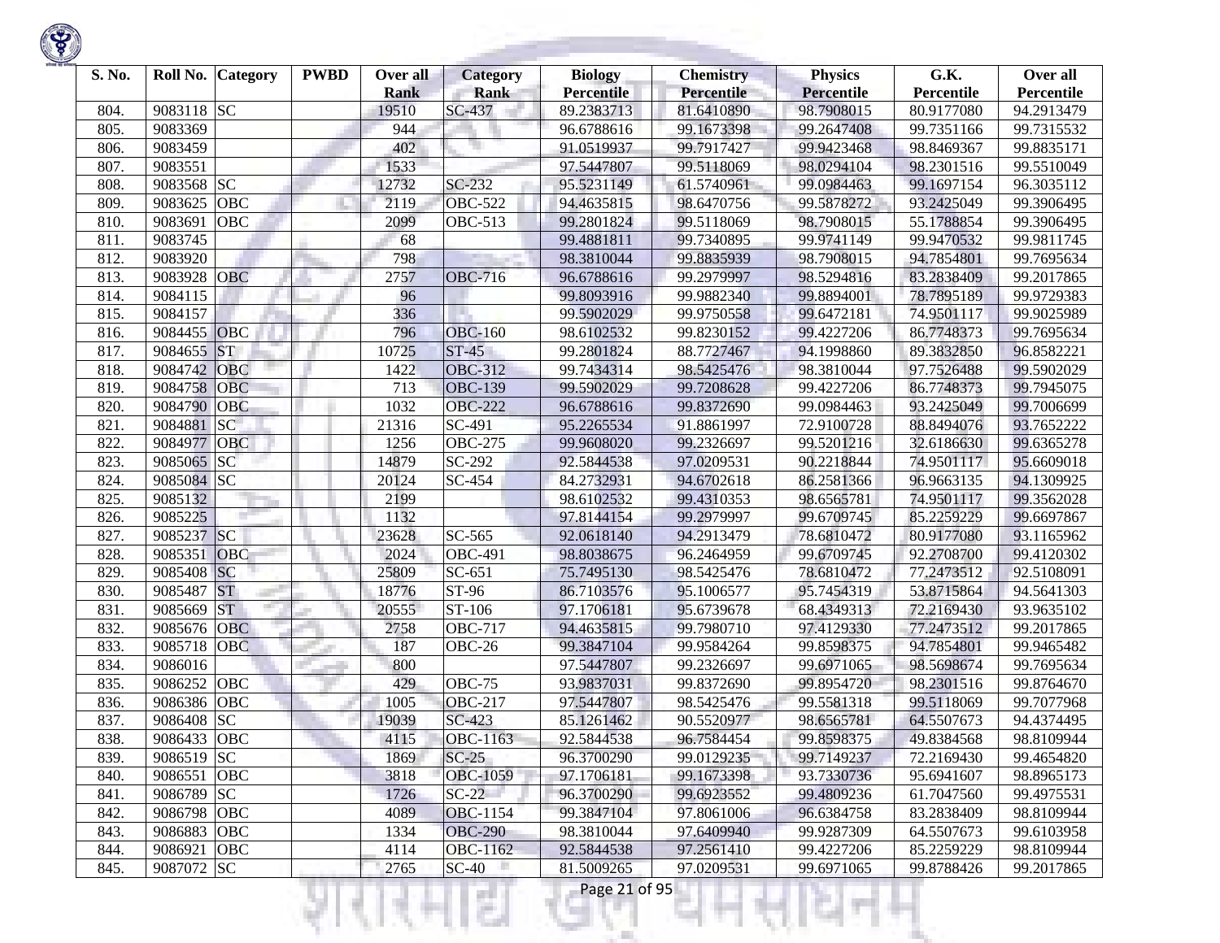| S. No. | Roll No. | Category | PWBD | Over all Rank | Category Rank | Biology Percentile | Chemistry Percentile | Physics Percentile | G.K. Percentile | Over all Percentile |
|---|---|---|---|---|---|---|---|---|---|---|
| 804. | 9083118 | SC | | 19510 | SC-437 | 89.2383713 | 81.6410890 | 98.7908015 | 80.9177080 | 94.2913479 |
| 805. | 9083369 | | | 944 | | 96.6788616 | 99.1673398 | 99.2647408 | 99.7351166 | 99.7315532 |
| 806. | 9083459 | | | 402 | | 91.0519937 | 99.7917427 | 99.9423468 | 98.8469367 | 99.8835171 |
| 807. | 9083551 | | | 1533 | | 97.5447807 | 99.5118069 | 98.0294104 | 98.2301516 | 99.5510049 |
| 808. | 9083568 | SC | | 12732 | SC-232 | 95.5231149 | 61.5740961 | 99.0984463 | 99.1697154 | 96.3035112 |
| 809. | 9083625 | OBC | | 2119 | OBC-522 | 94.4635815 | 98.6470756 | 99.5878272 | 93.2425049 | 99.3906495 |
| 810. | 9083691 | OBC | | 2099 | OBC-513 | 99.2801824 | 99.5118069 | 98.7908015 | 55.1788854 | 99.3906495 |
| 811. | 9083745 | | | 68 | | 99.4881811 | 99.7340895 | 99.9741149 | 99.9470532 | 99.9811745 |
| 812. | 9083920 | | | 798 | | 98.3810044 | 99.8835939 | 98.7908015 | 94.7854801 | 99.7695634 |
| 813. | 9083928 | OBC | | 2757 | OBC-716 | 96.6788616 | 99.2979997 | 98.5294816 | 83.2838409 | 99.2017865 |
| 814. | 9084115 | | | 96 | | 99.8093916 | 99.9882340 | 99.8894001 | 78.7895189 | 99.9729383 |
| 815. | 9084157 | | | 336 | | 99.5902029 | 99.9750558 | 99.6472181 | 74.9501117 | 99.9025989 |
| 816. | 9084455 | OBC | | 796 | OBC-160 | 98.6102532 | 99.8230152 | 99.4227206 | 86.7748373 | 99.7695634 |
| 817. | 9084655 | ST | | 10725 | ST-45 | 99.2801824 | 88.7727467 | 94.1998860 | 89.3832850 | 96.8582221 |
| 818. | 9084742 | OBC | | 1422 | OBC-312 | 99.7434314 | 98.5425476 | 98.3810044 | 97.7526488 | 99.5902029 |
| 819. | 9084758 | OBC | | 713 | OBC-139 | 99.5902029 | 99.7208628 | 99.4227206 | 86.7748373 | 99.7945075 |
| 820. | 9084790 | OBC | | 1032 | OBC-222 | 96.6788616 | 99.8372690 | 99.0984463 | 93.2425049 | 99.7006699 |
| 821. | 9084881 | SC | | 21316 | SC-491 | 95.2265534 | 91.8861997 | 72.9100728 | 88.8494076 | 93.7652222 |
| 822. | 9084977 | OBC | | 1256 | OBC-275 | 99.9608020 | 99.2326697 | 99.5201216 | 32.6186630 | 99.6365278 |
| 823. | 9085065 | SC | | 14879 | SC-292 | 92.5844538 | 97.0209531 | 90.2218844 | 74.9501117 | 95.6609018 |
| 824. | 9085084 | SC | | 20124 | SC-454 | 84.2732931 | 94.6702618 | 86.2581366 | 96.9663135 | 94.1309925 |
| 825. | 9085132 | | | 2199 | | 98.6102532 | 99.4310353 | 98.6565781 | 74.9501117 | 99.3562028 |
| 826. | 9085225 | | | 1132 | | 97.8144154 | 99.2979997 | 99.6709745 | 85.2259229 | 99.6697867 |
| 827. | 9085237 | SC | | 23628 | SC-565 | 92.0618140 | 94.2913479 | 78.6810472 | 80.9177080 | 93.1165962 |
| 828. | 9085351 | OBC | | 2024 | OBC-491 | 98.8038675 | 96.2464959 | 99.6709745 | 92.2708700 | 99.4120302 |
| 829. | 9085408 | SC | | 25809 | SC-651 | 75.7495130 | 98.5425476 | 78.6810472 | 77.2473512 | 92.5108091 |
| 830. | 9085487 | ST | | 18776 | ST-96 | 86.7103576 | 95.1006577 | 95.7454319 | 53.8715864 | 94.5641303 |
| 831. | 9085669 | ST | | 20555 | ST-106 | 97.1706181 | 95.6739678 | 68.4349313 | 72.2169430 | 93.9635102 |
| 832. | 9085676 | OBC | | 2758 | OBC-717 | 94.4635815 | 99.7980710 | 97.4129330 | 77.2473512 | 99.2017865 |
| 833. | 9085718 | OBC | | 187 | OBC-26 | 99.3847104 | 99.9584264 | 99.8598375 | 94.7854801 | 99.9465482 |
| 834. | 9086016 | | | 800 | | 97.5447807 | 99.2326697 | 99.6971065 | 98.5698674 | 99.7695634 |
| 835. | 9086252 | OBC | | 429 | OBC-75 | 93.9837031 | 99.8372690 | 99.8954720 | 98.2301516 | 99.8764670 |
| 836. | 9086386 | OBC | | 1005 | OBC-217 | 97.5447807 | 98.5425476 | 99.5581318 | 99.5118069 | 99.7077968 |
| 837. | 9086408 | SC | | 19039 | SC-423 | 85.1261462 | 90.5520977 | 98.6565781 | 64.5507673 | 94.4374495 |
| 838. | 9086433 | OBC | | 4115 | OBC-1163 | 92.5844538 | 96.7584454 | 99.8598375 | 49.8384568 | 98.8109944 |
| 839. | 9086519 | SC | | 1869 | SC-25 | 96.3700290 | 99.0129235 | 99.7149237 | 72.2169430 | 99.4654820 |
| 840. | 9086551 | OBC | | 3818 | OBC-1059 | 97.1706181 | 99.1673398 | 93.7330736 | 95.6941607 | 98.8965173 |
| 841. | 9086789 | SC | | 1726 | SC-22 | 96.3700290 | 99.6923552 | 99.4809236 | 61.7047560 | 99.4975531 |
| 842. | 9086798 | OBC | | 4089 | OBC-1154 | 99.3847104 | 97.8061006 | 96.6384758 | 83.2838409 | 98.8109944 |
| 843. | 9086883 | OBC | | 1334 | OBC-290 | 98.3810044 | 97.6409940 | 99.9287309 | 64.5507673 | 99.6103958 |
| 844. | 9086921 | OBC | | 4114 | OBC-1162 | 92.5844538 | 97.2561410 | 99.4227206 | 85.2259229 | 98.8109944 |
| 845. | 9087072 | SC | | 2765 | SC-40 | 81.5009265 | 97.0209531 | 99.6971065 | 99.8788426 | 99.2017865 |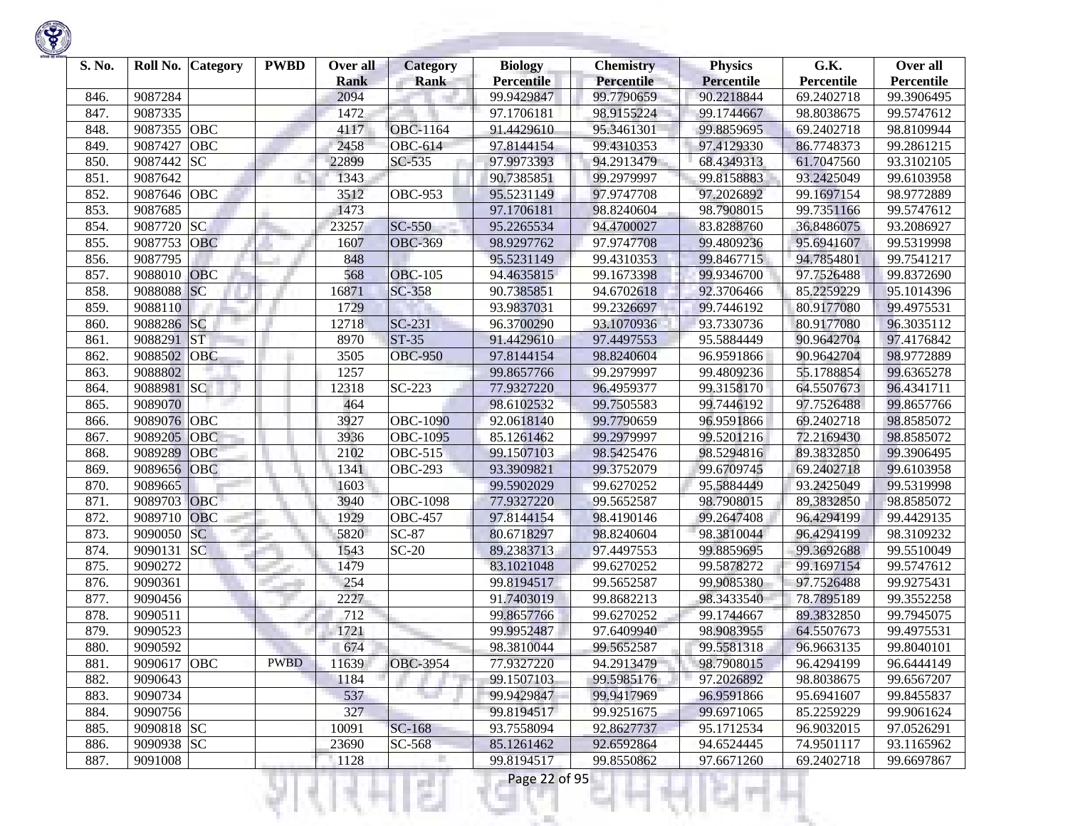| S. No. | Roll No. | Category | PWBD | Over all Rank | Category Rank | Biology Percentile | Chemistry Percentile | Physics Percentile | G.K. Percentile | Over all Percentile |
|---|---|---|---|---|---|---|---|---|---|---|
| 846. | 9087284 | | | 2094 | | 99.9429847 | 99.7790659 | 90.2218844 | 69.2402718 | 99.3906495 |
| 847. | 9087335 | | | 1472 | | 97.1706181 | 98.9155224 | 99.1744667 | 98.8038675 | 99.5747612 |
| 848. | 9087355 | OBC | | 4117 | OBC-1164 | 91.4429610 | 95.3461301 | 99.8859695 | 69.2402718 | 98.8109944 |
| 849. | 9087427 | OBC | | 2458 | OBC-614 | 97.8144154 | 99.4310353 | 97.4129330 | 86.7748373 | 99.2861215 |
| 850. | 9087442 | SC | | 22899 | SC-535 | 97.9973393 | 94.2913479 | 68.4349313 | 61.7047560 | 93.3102105 |
| 851. | 9087642 | | | 1343 | | 90.7385851 | 99.2979997 | 99.8158883 | 93.2425049 | 99.6103958 |
| 852. | 9087646 | OBC | | 3512 | OBC-953 | 95.5231149 | 97.9747708 | 97.2026892 | 99.1697154 | 98.9772889 |
| 853. | 9087685 | | | 1473 | | 97.1706181 | 98.8240604 | 98.7908015 | 99.7351166 | 99.5747612 |
| 854. | 9087720 | SC | | 23257 | SC-550 | 95.2265534 | 94.4700027 | 83.8288760 | 36.8486075 | 93.2086927 |
| 855. | 9087753 | OBC | | 1607 | OBC-369 | 98.9297762 | 97.9747708 | 99.4809236 | 95.6941607 | 99.5319998 |
| 856. | 9087795 | | | 848 | | 95.5231149 | 99.4310353 | 99.8467715 | 94.7854801 | 99.7541217 |
| 857. | 9088010 | OBC | | 568 | OBC-105 | 94.4635815 | 99.1673398 | 99.9346700 | 97.7526488 | 99.8372690 |
| 858. | 9088088 | SC | | 16871 | SC-358 | 90.7385851 | 94.6702618 | 92.3706466 | 85.2259229 | 95.1014396 |
| 859. | 9088110 | | | 1729 | | 93.9837031 | 99.2326697 | 99.7446192 | 80.9177080 | 99.4975531 |
| 860. | 9088286 | SC | | 12718 | SC-231 | 96.3700290 | 93.1070936 | 93.7330736 | 80.9177080 | 96.3035112 |
| 861. | 9088291 | ST | | 8970 | ST-35 | 91.4429610 | 97.4497553 | 95.5884449 | 90.9642704 | 97.4176842 |
| 862. | 9088502 | OBC | | 3505 | OBC-950 | 97.8144154 | 98.8240604 | 96.9591866 | 90.9642704 | 98.9772889 |
| 863. | 9088802 | | | 1257 | | 99.8657766 | 99.2979997 | 99.4809236 | 55.1788854 | 99.6365278 |
| 864. | 9088981 | SC | | 12318 | SC-223 | 77.9327220 | 96.4959377 | 99.3158170 | 64.5507673 | 96.4341711 |
| 865. | 9089070 | | | 464 | | 98.6102532 | 99.7505583 | 99.7446192 | 97.7526488 | 99.8657766 |
| 866. | 9089076 | OBC | | 3927 | OBC-1090 | 92.0618140 | 99.7790659 | 96.9591866 | 69.2402718 | 98.8585072 |
| 867. | 9089205 | OBC | | 3936 | OBC-1095 | 85.1261462 | 99.2979997 | 99.5201216 | 72.2169430 | 98.8585072 |
| 868. | 9089289 | OBC | | 2102 | OBC-515 | 99.1507103 | 98.5425476 | 98.5294816 | 89.3832850 | 99.3906495 |
| 869. | 9089656 | OBC | | 1341 | OBC-293 | 93.3909821 | 99.3752079 | 99.6709745 | 69.2402718 | 99.6103958 |
| 870. | 9089665 | | | 1603 | | 99.5902029 | 99.6270252 | 95.5884449 | 93.2425049 | 99.5319998 |
| 871. | 9089703 | OBC | | 3940 | OBC-1098 | 77.9327220 | 99.5652587 | 98.7908015 | 89.3832850 | 98.8585072 |
| 872. | 9089710 | OBC | | 1929 | OBC-457 | 97.8144154 | 98.4190146 | 99.2647408 | 96.4294199 | 99.4429135 |
| 873. | 9090050 | SC | | 5820 | SC-87 | 80.6718297 | 98.8240604 | 98.3810044 | 96.4294199 | 98.3109232 |
| 874. | 9090131 | SC | | 1543 | SC-20 | 89.2383713 | 97.4497553 | 99.8859695 | 99.3692688 | 99.5510049 |
| 875. | 9090272 | | | 1479 | | 83.1021048 | 99.6270252 | 99.5878272 | 99.1697154 | 99.5747612 |
| 876. | 9090361 | | | 254 | | 99.8194517 | 99.5652587 | 99.9085380 | 97.7526488 | 99.9275431 |
| 877. | 9090456 | | | 2227 | | 91.7403019 | 99.8682213 | 98.3433540 | 78.7895189 | 99.3552258 |
| 878. | 9090511 | | | 712 | | 99.8657766 | 99.6270252 | 99.1744667 | 89.3832850 | 99.7945075 |
| 879. | 9090523 | | | 1721 | | 99.9952487 | 97.6409940 | 98.9083955 | 64.5507673 | 99.4975531 |
| 880. | 9090592 | | | 674 | | 98.3810044 | 99.5652587 | 99.5581318 | 96.9663135 | 99.8040101 |
| 881. | 9090617 | OBC | PWBD | 11639 | OBC-3954 | 77.9327220 | 94.2913479 | 98.7908015 | 96.4294199 | 96.6444149 |
| 882. | 9090643 | | | 1184 | | 99.1507103 | 99.5985176 | 97.2026892 | 98.8038675 | 99.6567207 |
| 883. | 9090734 | | | 537 | | 99.9429847 | 99.9417969 | 96.9591866 | 95.6941607 | 99.8455837 |
| 884. | 9090756 | | | 327 | | 99.8194517 | 99.9251675 | 99.6971065 | 85.2259229 | 99.9061624 |
| 885. | 9090818 | SC | | 10091 | SC-168 | 93.7558094 | 92.8627737 | 95.1712534 | 96.9032015 | 97.0526291 |
| 886. | 9090938 | SC | | 23690 | SC-568 | 85.1261462 | 92.6592864 | 94.6524445 | 74.9501117 | 93.1165962 |
| 887. | 9091008 | | | 1128 | | 99.8194517 | 99.8550862 | 97.6671260 | 69.2402718 | 99.6697867 |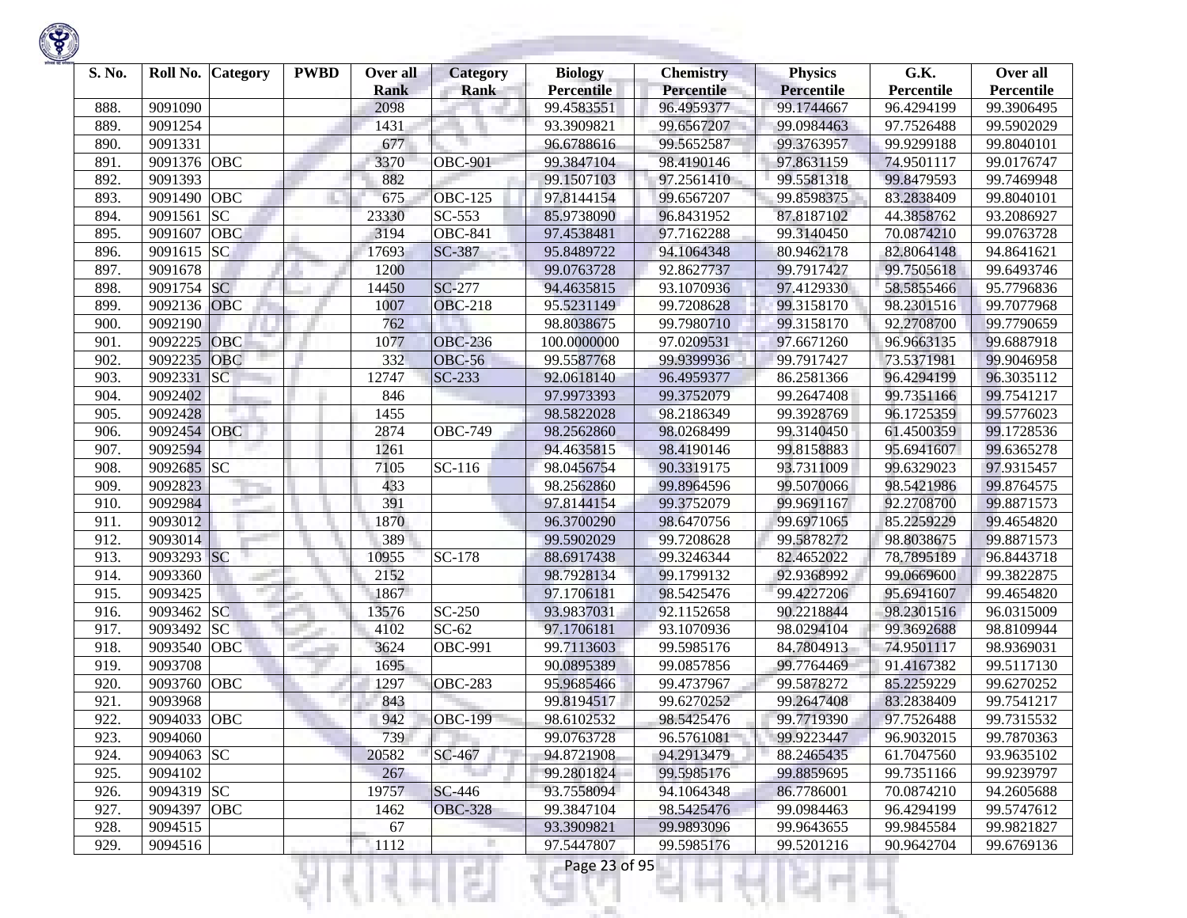| S. No. | Roll No. | Category | PWBD | Over all Rank | Category Rank | Biology Percentile | Chemistry Percentile | Physics Percentile | G.K. Percentile | Over all Percentile |
|---|---|---|---|---|---|---|---|---|---|---|
| 888. | 9091090 | | | 2098 | | 99.4583551 | 96.4959377 | 99.1744667 | 96.4294199 | 99.3906495 |
| 889. | 9091254 | | | 1431 | | 93.3909821 | 99.6567207 | 99.0984463 | 97.7526488 | 99.5902029 |
| 890. | 9091331 | | | 677 | | 96.6788616 | 99.5652587 | 99.3763957 | 99.9299188 | 99.8040101 |
| 891. | 9091376 | OBC | | 3370 | OBC-901 | 99.3847104 | 98.4190146 | 97.8631159 | 74.9501117 | 99.0176747 |
| 892. | 9091393 | | | 882 | | 99.1507103 | 97.2561410 | 99.5581318 | 99.8479593 | 99.7469948 |
| 893. | 9091490 | OBC | | 675 | OBC-125 | 97.8144154 | 99.6567207 | 99.8598375 | 83.2838409 | 99.8040101 |
| 894. | 9091561 | SC | | 23330 | SC-553 | 85.9738090 | 96.8431952 | 87.8187102 | 44.3858762 | 93.2086927 |
| 895. | 9091607 | OBC | | 3194 | OBC-841 | 97.4538481 | 97.7162288 | 99.3140450 | 70.0874210 | 99.0763728 |
| 896. | 9091615 | SC | | 17693 | SC-387 | 95.8489722 | 94.1064348 | 80.9462178 | 82.8064148 | 94.8641621 |
| 897. | 9091678 | | | 1200 | | 99.0763728 | 92.8627737 | 99.7917427 | 99.7505618 | 99.6493746 |
| 898. | 9091754 | SC | | 14450 | SC-277 | 94.4635815 | 93.1070936 | 97.4129330 | 58.5855466 | 95.7796836 |
| 899. | 9092136 | OBC | | 1007 | OBC-218 | 95.5231149 | 99.7208628 | 99.3158170 | 98.2301516 | 99.7077968 |
| 900. | 9092190 | | | 762 | | 98.8038675 | 99.7980710 | 99.3158170 | 92.2708700 | 99.7790659 |
| 901. | 9092225 | OBC | | 1077 | OBC-236 | 100.0000000 | 97.0209531 | 97.6671260 | 96.9663135 | 99.6887918 |
| 902. | 9092235 | OBC | | 332 | OBC-56 | 99.5587768 | 99.9399936 | 99.7917427 | 73.5371981 | 99.9046958 |
| 903. | 9092331 | SC | | 12747 | SC-233 | 92.0618140 | 96.4959377 | 86.2581366 | 96.4294199 | 96.3035112 |
| 904. | 9092402 | | | 846 | | 97.9973393 | 99.3752079 | 99.2647408 | 99.7351166 | 99.7541217 |
| 905. | 9092428 | | | 1455 | | 98.5822028 | 98.2186349 | 99.3928769 | 96.1725359 | 99.5776023 |
| 906. | 9092454 | OBC | | 2874 | OBC-749 | 98.2562860 | 98.0268499 | 99.3140450 | 61.4500359 | 99.1728536 |
| 907. | 9092594 | | | 1261 | | 94.4635815 | 98.4190146 | 99.8158883 | 95.6941607 | 99.6365278 |
| 908. | 9092685 | SC | | 7105 | SC-116 | 98.0456754 | 90.3319175 | 93.7311009 | 99.6329023 | 97.9315457 |
| 909. | 9092823 | | | 433 | | 98.2562860 | 99.8964596 | 99.5070066 | 98.5421986 | 99.8764575 |
| 910. | 9092984 | | | 391 | | 97.8144154 | 99.3752079 | 99.9691167 | 92.2708700 | 99.8871573 |
| 911. | 9093012 | | | 1870 | | 96.3700290 | 98.6470756 | 99.6971065 | 85.2259229 | 99.4654820 |
| 912. | 9093014 | | | 389 | | 99.5902029 | 99.7208628 | 99.5878272 | 98.8038675 | 99.8871573 |
| 913. | 9093293 | SC | | 10955 | SC-178 | 88.6917438 | 99.3246344 | 82.4652022 | 78.7895189 | 96.8443718 |
| 914. | 9093360 | | | 2152 | | 98.7928134 | 99.1799132 | 92.9368992 | 99.0669600 | 99.3822875 |
| 915. | 9093425 | | | 1867 | | 97.1706181 | 98.5425476 | 99.4227206 | 95.6941607 | 99.4654820 |
| 916. | 9093462 | SC | | 13576 | SC-250 | 93.9837031 | 92.1152658 | 90.2218844 | 98.2301516 | 96.0315009 |
| 917. | 9093492 | SC | | 4102 | SC-62 | 97.1706181 | 93.1070936 | 98.0294104 | 99.3692688 | 98.8109944 |
| 918. | 9093540 | OBC | | 3624 | OBC-991 | 99.7113603 | 99.5985176 | 84.7804913 | 74.9501117 | 98.9369031 |
| 919. | 9093708 | | | 1695 | | 90.0895389 | 99.0857856 | 99.7764469 | 91.4167382 | 99.5117130 |
| 920. | 9093760 | OBC | | 1297 | OBC-283 | 95.9685466 | 99.4737967 | 99.5878272 | 85.2259229 | 99.6270252 |
| 921. | 9093968 | | | 843 | | 99.8194517 | 99.6270252 | 99.2647408 | 83.2838409 | 99.7541217 |
| 922. | 9094033 | OBC | | 942 | OBC-199 | 98.6102532 | 98.5425476 | 99.7719390 | 97.7526488 | 99.7315532 |
| 923. | 9094060 | | | 739 | | 99.0763728 | 96.5761081 | 99.9223447 | 96.9032015 | 99.7870363 |
| 924. | 9094063 | SC | | 20582 | SC-467 | 94.8721908 | 94.2913479 | 88.2465435 | 61.7047560 | 93.9635102 |
| 925. | 9094102 | | | 267 | | 99.2801824 | 99.5985176 | 99.8859695 | 99.7351166 | 99.9239797 |
| 926. | 9094319 | SC | | 19757 | SC-446 | 93.7558094 | 94.1064348 | 86.7786001 | 70.0874210 | 94.2605688 |
| 927. | 9094397 | OBC | | 1462 | OBC-328 | 99.3847104 | 98.5425476 | 99.0984463 | 96.4294199 | 99.5747612 |
| 928. | 9094515 | | | 67 | | 93.3909821 | 99.9893096 | 99.9643655 | 99.9845584 | 99.9821827 |
| 929. | 9094516 | | | 1112 | | 97.5447807 | 99.5985176 | 99.5201216 | 90.9642704 | 99.6769136 |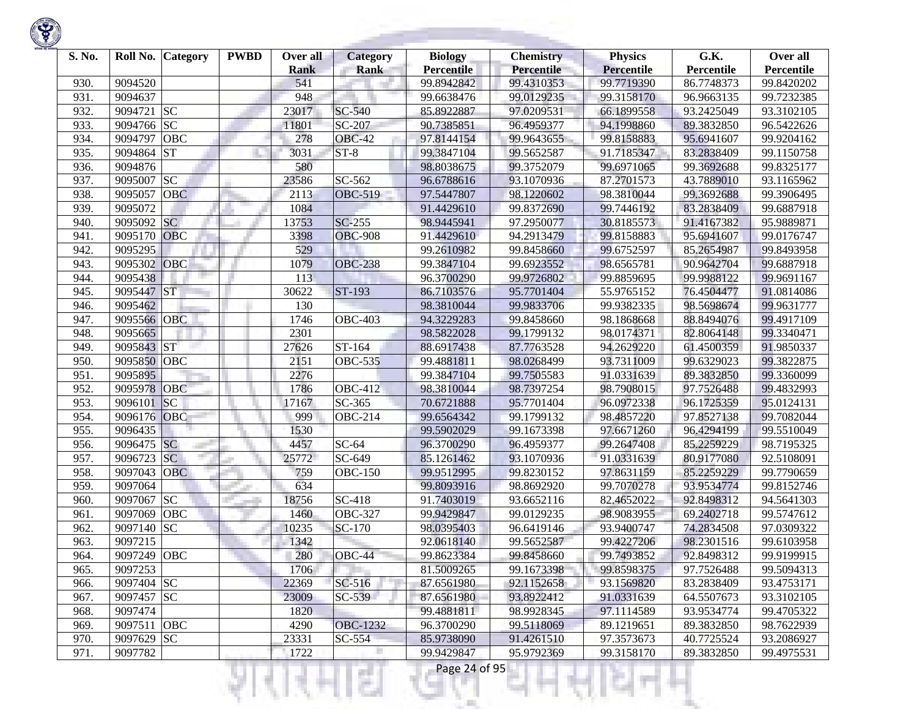| S. No. | Roll No. | Category | PWBD | Over all Rank | Category Rank | Biology Percentile | Chemistry Percentile | Physics Percentile | G.K. Percentile | Over all Percentile |
|---|---|---|---|---|---|---|---|---|---|---|
| 930. | 9094520 | | | 541 | | 99.8942842 | 99.4310353 | 99.7719390 | 86.7748373 | 99.8420202 |
| 931. | 9094637 | | | 948 | | 99.6638476 | 99.0129235 | 99.3158170 | 96.9663135 | 99.7232385 |
| 932. | 9094721 | SC | | 23017 | SC-540 | 85.8922887 | 97.0209531 | 66.1899558 | 93.2425049 | 93.3102105 |
| 933. | 9094766 | SC | | 11801 | SC-207 | 90.7385851 | 96.4959377 | 94.1998860 | 89.3832850 | 96.5422626 |
| 934. | 9094797 | OBC | | 278 | OBC-42 | 97.8144154 | 99.9643655 | 99.8158883 | 95.6941607 | 99.9204162 |
| 935. | 9094864 | ST | | 3031 | ST-8 | 99.3847104 | 99.5652587 | 91.7185347 | 83.2838409 | 99.1150758 |
| 936. | 9094876 | | | 580 | | 98.8038675 | 99.3752079 | 99.6971065 | 99.3692688 | 99.8325177 |
| 937. | 9095007 | SC | | 23586 | SC-562 | 96.6788616 | 93.1070936 | 87.2701573 | 43.7889010 | 93.1165962 |
| 938. | 9095057 | OBC | | 2113 | OBC-519 | 97.5447807 | 98.1220602 | 98.3810044 | 99.3692688 | 99.3906495 |
| 939. | 9095072 | | | 1084 | | 91.4429610 | 99.8372690 | 99.7446192 | 83.2838409 | 99.6887918 |
| 940. | 9095092 | SC | | 13753 | SC-255 | 98.9445941 | 97.2950077 | 30.8185573 | 91.4167382 | 95.9889871 |
| 941. | 9095170 | OBC | | 3398 | OBC-908 | 91.4429610 | 94.2913479 | 99.8158883 | 95.6941607 | 99.0176747 |
| 942. | 9095295 | | | 529 | | 99.2610982 | 99.8458660 | 99.6752597 | 85.2654987 | 99.8493958 |
| 943. | 9095302 | OBC | | 1079 | OBC-238 | 99.3847104 | 99.6923552 | 98.6565781 | 90.9642704 | 99.6887918 |
| 944. | 9095438 | | | 113 | | 96.3700290 | 99.9726802 | 99.8859695 | 99.9988122 | 99.9691167 |
| 945. | 9095447 | ST | | 30622 | ST-193 | 86.7103576 | 95.7701404 | 55.9765152 | 76.4504477 | 91.0814086 |
| 946. | 9095462 | | | 130 | | 98.3810044 | 99.9833706 | 99.9382335 | 98.5698674 | 99.9631777 |
| 947. | 9095566 | OBC | | 1746 | OBC-403 | 94.3229283 | 99.8458660 | 98.1868668 | 88.8494076 | 99.4917109 |
| 948. | 9095665 | | | 2301 | | 98.5822028 | 99.1799132 | 98.0174371 | 82.8064148 | 99.3340471 |
| 949. | 9095843 | ST | | 27626 | ST-164 | 88.6917438 | 87.7763528 | 94.2629220 | 61.4500359 | 91.9850337 |
| 950. | 9095850 | OBC | | 2151 | OBC-535 | 99.4881811 | 98.0268499 | 93.7311009 | 99.6329023 | 99.3822875 |
| 951. | 9095895 | | | 2276 | | 99.3847104 | 99.7505583 | 91.0331639 | 89.3832850 | 99.3360099 |
| 952. | 9095978 | OBC | | 1786 | OBC-412 | 98.3810044 | 98.7397254 | 98.7908015 | 97.7526488 | 99.4832993 |
| 953. | 9096101 | SC | | 17167 | SC-365 | 70.6721888 | 95.7701404 | 96.0972338 | 96.1725359 | 95.0124131 |
| 954. | 9096176 | OBC | | 999 | OBC-214 | 99.6564342 | 99.1799132 | 98.4857220 | 97.8527138 | 99.7082044 |
| 955. | 9096435 | | | 1530 | | 99.5902029 | 99.1673398 | 97.6671260 | 96.4294199 | 99.5510049 |
| 956. | 9096475 | SC | | 4457 | SC-64 | 96.3700290 | 96.4959377 | 99.2647408 | 85.2259229 | 98.7195325 |
| 957. | 9096723 | SC | | 25772 | SC-649 | 85.1261462 | 93.1070936 | 91.0331639 | 80.9177080 | 92.5108091 |
| 958. | 9097043 | OBC | | 759 | OBC-150 | 99.9512995 | 99.8230152 | 97.8631159 | 85.2259229 | 99.7790659 |
| 959. | 9097064 | | | 634 | | 99.8093916 | 98.8692920 | 99.7070278 | 93.9534774 | 99.8152746 |
| 960. | 9097067 | SC | | 18756 | SC-418 | 91.7403019 | 93.6652116 | 82.4652022 | 92.8498312 | 94.5641303 |
| 961. | 9097069 | OBC | | 1460 | OBC-327 | 99.9429847 | 99.0129235 | 98.9083955 | 69.2402718 | 99.5747612 |
| 962. | 9097140 | SC | | 10235 | SC-170 | 98.0395403 | 96.6419146 | 93.9400747 | 74.2834508 | 97.0309322 |
| 963. | 9097215 | | | 1342 | | 92.0618140 | 99.5652587 | 99.4227206 | 98.2301516 | 99.6103958 |
| 964. | 9097249 | OBC | | 280 | OBC-44 | 99.8623384 | 99.8458660 | 99.7493852 | 92.8498312 | 99.9199915 |
| 965. | 9097253 | | | 1706 | | 81.5009265 | 99.1673398 | 99.8598375 | 97.7526488 | 99.5094313 |
| 966. | 9097404 | SC | | 22369 | SC-516 | 87.6561980 | 92.1152658 | 93.1569820 | 83.2838409 | 93.4753171 |
| 967. | 9097457 | SC | | 23009 | SC-539 | 87.6561980 | 93.8922412 | 91.0331639 | 64.5507673 | 93.3102105 |
| 968. | 9097474 | | | 1820 | | 99.4881811 | 98.9928345 | 97.1114589 | 93.9534774 | 99.4705322 |
| 969. | 9097511 | OBC | | 4290 | OBC-1232 | 96.3700290 | 99.5118069 | 89.1219651 | 89.3832850 | 98.7622939 |
| 970. | 9097629 | SC | | 23331 | SC-554 | 85.9738090 | 91.4261510 | 97.3573673 | 40.7725524 | 93.2086927 |
| 971. | 9097782 | | | 1722 | | 99.9429847 | 95.9792369 | 99.3158170 | 89.3832850 | 99.4975531 |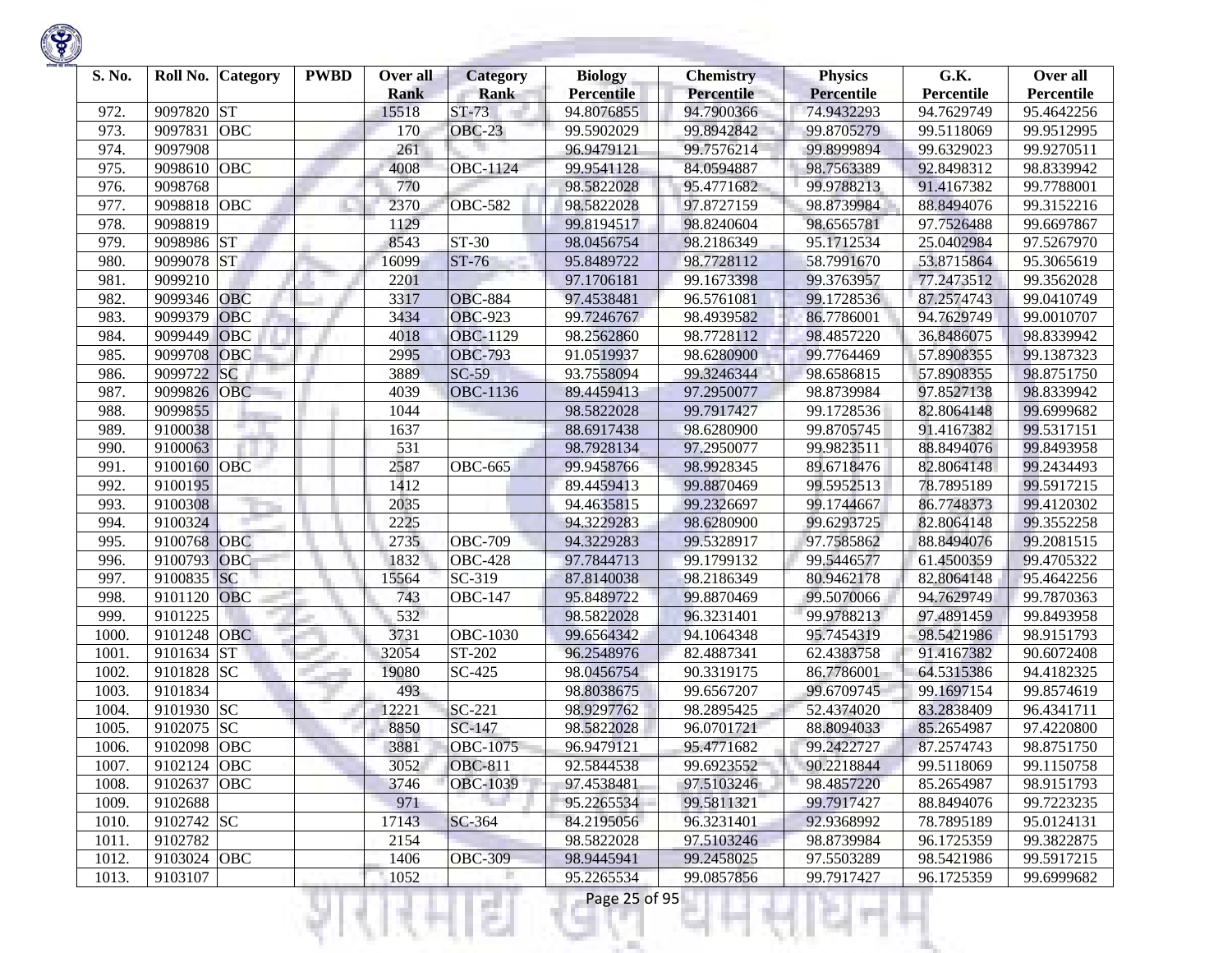| S. No. | Roll No. | Category | PWBD | Over all Rank | Category Rank | Biology Percentile | Chemistry Percentile | Physics Percentile | G.K. Percentile | Over all Percentile |
|---|---|---|---|---|---|---|---|---|---|---|
| 972. | 9097820 | ST | | 15518 | ST-73 | 94.8076855 | 94.7900366 | 74.9432293 | 94.7629749 | 95.4642256 |
| 973. | 9097831 | OBC | | 170 | OBC-23 | 99.5902029 | 99.8942842 | 99.8705279 | 99.5118069 | 99.9512995 |
| 974. | 9097908 | | | 261 | | 96.9479121 | 99.7576214 | 99.8999894 | 99.6329023 | 99.9270511 |
| 975. | 9098610 | OBC | | 4008 | OBC-1124 | 99.9541128 | 84.0594887 | 98.7563389 | 92.8498312 | 98.8339942 |
| 976. | 9098768 | | | 770 | | 98.5822028 | 95.4771682 | 99.9788213 | 91.4167382 | 99.7788001 |
| 977. | 9098818 | OBC | | 2370 | OBC-582 | 98.5822028 | 97.8727159 | 98.8739984 | 88.8494076 | 99.3152216 |
| 978. | 9098819 | | | 1129 | | 99.8194517 | 98.8240604 | 98.6565781 | 97.7526488 | 99.6697867 |
| 979. | 9098986 | ST | | 8543 | ST-30 | 98.0456754 | 98.2186349 | 95.1712534 | 25.0402984 | 97.5267970 |
| 980. | 9099078 | ST | | 16099 | ST-76 | 95.8489722 | 98.7728112 | 58.7991670 | 53.8715864 | 95.3065619 |
| 981. | 9099210 | | | 2201 | | 97.1706181 | 99.1673398 | 99.3763957 | 77.2473512 | 99.3562028 |
| 982. | 9099346 | OBC | | 3317 | OBC-884 | 97.4538481 | 96.5761081 | 99.1728536 | 87.2574743 | 99.0410749 |
| 983. | 9099379 | OBC | | 3434 | OBC-923 | 99.7246767 | 98.4939582 | 86.7786001 | 94.7629749 | 99.0010707 |
| 984. | 9099449 | OBC | | 4018 | OBC-1129 | 98.2562860 | 98.7728112 | 98.4857220 | 36.8486075 | 98.8339942 |
| 985. | 9099708 | OBC | | 2995 | OBC-793 | 91.0519937 | 98.6280900 | 99.7764469 | 57.8908355 | 99.1387323 |
| 986. | 9099722 | SC | | 3889 | SC-59 | 93.7558094 | 99.3246344 | 98.6586815 | 57.8908355 | 98.8751750 |
| 987. | 9099826 | OBC | | 4039 | OBC-1136 | 89.4459413 | 97.2950077 | 98.8739984 | 97.8527138 | 98.8339942 |
| 988. | 9099855 | | | 1044 | | 98.5822028 | 99.7917427 | 99.1728536 | 82.8064148 | 99.6999682 |
| 989. | 9100038 | | | 1637 | | 88.6917438 | 98.6280900 | 99.8705745 | 91.4167382 | 99.5317151 |
| 990. | 9100063 | | | 531 | | 98.7928134 | 97.2950077 | 99.9823511 | 88.8494076 | 99.8493958 |
| 991. | 9100160 | OBC | | 2587 | OBC-665 | 99.9458766 | 98.9928345 | 89.6718476 | 82.8064148 | 99.2434493 |
| 992. | 9100195 | | | 1412 | | 89.4459413 | 99.8870469 | 99.5952513 | 78.7895189 | 99.5917215 |
| 993. | 9100308 | | | 2035 | | 94.4635815 | 99.2326697 | 99.1744667 | 86.7748373 | 99.4120302 |
| 994. | 9100324 | | | 2225 | | 94.3229283 | 98.6280900 | 99.6293725 | 82.8064148 | 99.3552258 |
| 995. | 9100768 | OBC | | 2735 | OBC-709 | 94.3229283 | 99.5328917 | 97.7585862 | 88.8494076 | 99.2081515 |
| 996. | 9100793 | OBC | | 1832 | OBC-428 | 97.7844713 | 99.1799132 | 99.5446577 | 61.4500359 | 99.4705322 |
| 997. | 9100835 | SC | | 15564 | SC-319 | 87.8140038 | 98.2186349 | 80.9462178 | 82.8064148 | 95.4642256 |
| 998. | 9101120 | OBC | | 743 | OBC-147 | 95.8489722 | 99.8870469 | 99.5070066 | 94.7629749 | 99.7870363 |
| 999. | 9101225 | | | 532 | | 98.5822028 | 96.3231401 | 99.9788213 | 97.4891459 | 99.8493958 |
| 1000. | 9101248 | OBC | | 3731 | OBC-1030 | 99.6564342 | 94.1064348 | 95.7454319 | 98.5421986 | 98.9151793 |
| 1001. | 9101634 | ST | | 32054 | ST-202 | 96.2548976 | 82.4887341 | 62.4383758 | 91.4167382 | 90.6072408 |
| 1002. | 9101828 | SC | | 19080 | SC-425 | 98.0456754 | 90.3319175 | 86.7786001 | 64.5315386 | 94.4182325 |
| 1003. | 9101834 | | | 493 | | 98.8038675 | 99.6567207 | 99.6709745 | 99.1697154 | 99.8574619 |
| 1004. | 9101930 | SC | | 12221 | SC-221 | 98.9297762 | 98.2895425 | 52.4374020 | 83.2838409 | 96.4341711 |
| 1005. | 9102075 | SC | | 8850 | SC-147 | 98.5822028 | 96.0701721 | 88.8094033 | 85.2654987 | 97.4220800 |
| 1006. | 9102098 | OBC | | 3881 | OBC-1075 | 96.9479121 | 95.4771682 | 99.2422727 | 87.2574743 | 98.8751750 |
| 1007. | 9102124 | OBC | | 3052 | OBC-811 | 92.5844538 | 99.6923552 | 90.2218844 | 99.5118069 | 99.1150758 |
| 1008. | 9102637 | OBC | | 3746 | OBC-1039 | 97.4538481 | 97.5103246 | 98.4857220 | 85.2654987 | 98.9151793 |
| 1009. | 9102688 | | | 971 | | 95.2265534 | 99.5811321 | 99.7917427 | 88.8494076 | 99.7223235 |
| 1010. | 9102742 | SC | | 17143 | SC-364 | 84.2195056 | 96.3231401 | 92.9368992 | 78.7895189 | 95.0124131 |
| 1011. | 9102782 | | | 2154 | | 98.5822028 | 97.5103246 | 98.8739984 | 96.1725359 | 99.3822875 |
| 1012. | 9103024 | OBC | | 1406 | OBC-309 | 98.9445941 | 99.2458025 | 97.5503289 | 98.5421986 | 99.5917215 |
| 1013. | 9103107 | | | 1052 | | 95.2265534 | 99.0857856 | 99.7917427 | 96.1725359 | 99.6999682 |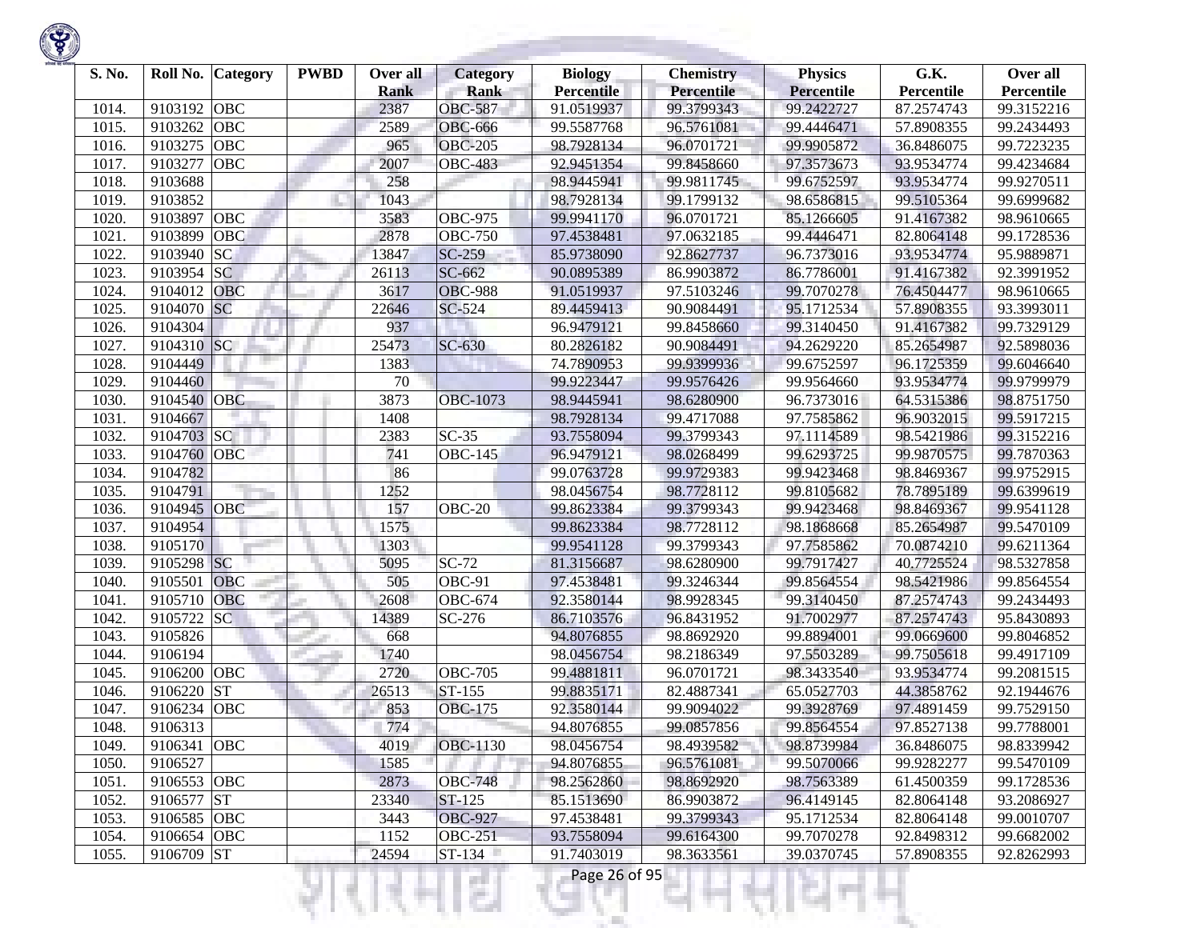| S. No. | Roll No. | Category | PWBD | Over all Rank | Category Rank | Biology Percentile | Chemistry Percentile | Physics Percentile | G.K. Percentile | Over all Percentile |
|---|---|---|---|---|---|---|---|---|---|---|
| 1014. | 9103192 | OBC | | 2387 | OBC-587 | 91.0519937 | 99.3799343 | 99.2422727 | 87.2574743 | 99.3152216 |
| 1015. | 9103262 | OBC | | 2589 | OBC-666 | 99.5587768 | 96.5761081 | 99.4446471 | 57.8908355 | 99.2434493 |
| 1016. | 9103275 | OBC | | 965 | OBC-205 | 98.7928134 | 96.0701721 | 99.9905872 | 36.8486075 | 99.7223235 |
| 1017. | 9103277 | OBC | | 2007 | OBC-483 | 92.9451354 | 99.8458660 | 97.3573673 | 93.9534774 | 99.4234684 |
| 1018. | 9103688 | | | 258 | | 98.9445941 | 99.9811745 | 99.6752597 | 93.9534774 | 99.9270511 |
| 1019. | 9103852 | | | 1043 | | 98.7928134 | 99.1799132 | 98.6586815 | 99.5105364 | 99.6999682 |
| 1020. | 9103897 | OBC | | 3583 | OBC-975 | 99.9941170 | 96.0701721 | 85.1266605 | 91.4167382 | 98.9610665 |
| 1021. | 9103899 | OBC | | 2878 | OBC-750 | 97.4538481 | 97.0632185 | 99.4446471 | 82.8064148 | 99.1728536 |
| 1022. | 9103940 | SC | | 13847 | SC-259 | 85.9738090 | 92.8627737 | 96.7373016 | 93.9534774 | 95.9889871 |
| 1023. | 9103954 | SC | | 26113 | SC-662 | 90.0895389 | 86.9903872 | 86.7786001 | 91.4167382 | 92.3991952 |
| 1024. | 9104012 | OBC | | 3617 | OBC-988 | 91.0519937 | 97.5103246 | 99.7070278 | 76.4504477 | 98.9610665 |
| 1025. | 9104070 | SC | | 22646 | SC-524 | 89.4459413 | 90.9084491 | 95.1712534 | 57.8908355 | 93.3993011 |
| 1026. | 9104304 | | | 937 | | 96.9479121 | 99.8458660 | 99.3140450 | 91.4167382 | 99.7329129 |
| 1027. | 9104310 | SC | | 25473 | SC-630 | 80.2826182 | 90.9084491 | 94.2629220 | 85.2654987 | 92.5898036 |
| 1028. | 9104449 | | | 1383 | | 74.7890953 | 99.9399936 | 99.6752597 | 96.1725359 | 99.6046640 |
| 1029. | 9104460 | | | 70 | | 99.9223447 | 99.9576426 | 99.9564660 | 93.9534774 | 99.9799979 |
| 1030. | 9104540 | OBC | | 3873 | OBC-1073 | 98.9445941 | 98.6280900 | 96.7373016 | 64.5315386 | 98.8751750 |
| 1031. | 9104667 | | | 1408 | | 98.7928134 | 99.4717088 | 97.7585862 | 96.9032015 | 99.5917215 |
| 1032. | 9104703 | SC | | 2383 | SC-35 | 93.7558094 | 99.3799343 | 97.1114589 | 98.5421986 | 99.3152216 |
| 1033. | 9104760 | OBC | | 741 | OBC-145 | 96.9479121 | 98.0268499 | 99.6293725 | 99.9870575 | 99.7870363 |
| 1034. | 9104782 | | | 86 | | 99.0763728 | 99.9729383 | 99.9423468 | 98.8469367 | 99.9752915 |
| 1035. | 9104791 | | | 1252 | | 98.0456754 | 98.7728112 | 99.8105682 | 78.7895189 | 99.6399619 |
| 1036. | 9104945 | OBC | | 157 | OBC-20 | 99.8623384 | 99.3799343 | 99.9423468 | 98.8469367 | 99.9541128 |
| 1037. | 9104954 | | | 1575 | | 99.8623384 | 98.7728112 | 98.1868668 | 85.2654987 | 99.5470109 |
| 1038. | 9105170 | | | 1303 | | 99.9541128 | 99.3799343 | 97.7585862 | 70.0874210 | 99.6211364 |
| 1039. | 9105298 | SC | | 5095 | SC-72 | 81.3156687 | 98.6280900 | 99.7917427 | 40.7725524 | 98.5327858 |
| 1040. | 9105501 | OBC | | 505 | OBC-91 | 97.4538481 | 99.3246344 | 99.8564554 | 98.5421986 | 99.8564554 |
| 1041. | 9105710 | OBC | | 2608 | OBC-674 | 92.3580144 | 98.9928345 | 99.3140450 | 87.2574743 | 99.2434493 |
| 1042. | 9105722 | SC | | 14389 | SC-276 | 86.7103576 | 96.8431952 | 91.7002977 | 87.2574743 | 95.8430893 |
| 1043. | 9105826 | | | 668 | | 94.8076855 | 98.8692920 | 99.8894001 | 99.0669600 | 99.8046852 |
| 1044. | 9106194 | | | 1740 | | 98.0456754 | 98.2186349 | 97.5503289 | 99.7505618 | 99.4917109 |
| 1045. | 9106200 | OBC | | 2720 | OBC-705 | 99.4881811 | 96.0701721 | 98.3433540 | 93.9534774 | 99.2081515 |
| 1046. | 9106220 | ST | | 26513 | ST-155 | 99.8835171 | 82.4887341 | 65.0527703 | 44.3858762 | 92.1944676 |
| 1047. | 9106234 | OBC | | 853 | OBC-175 | 92.3580144 | 99.9094022 | 99.3928769 | 97.4891459 | 99.7529150 |
| 1048. | 9106313 | | | 774 | | 94.8076855 | 99.0857856 | 99.8564554 | 97.8527138 | 99.7788001 |
| 1049. | 9106341 | OBC | | 4019 | OBC-1130 | 98.0456754 | 98.4939582 | 98.8739984 | 36.8486075 | 98.8339942 |
| 1050. | 9106527 | | | 1585 | | 94.8076855 | 96.5761081 | 99.5070066 | 99.9282277 | 99.5470109 |
| 1051. | 9106553 | OBC | | 2873 | OBC-748 | 98.2562860 | 98.8692920 | 98.7563389 | 61.4500359 | 99.1728536 |
| 1052. | 9106577 | ST | | 23340 | ST-125 | 85.1513690 | 86.9903872 | 96.4149145 | 82.8064148 | 93.2086927 |
| 1053. | 9106585 | OBC | | 3443 | OBC-927 | 97.4538481 | 99.3799343 | 95.1712534 | 82.8064148 | 99.0010707 |
| 1054. | 9106654 | OBC | | 1152 | OBC-251 | 93.7558094 | 99.6164300 | 99.7070278 | 92.8498312 | 99.6682002 |
| 1055. | 9106709 | ST | | 24594 | ST-134 | 91.7403019 | 98.3633561 | 39.0370745 | 57.8908355 | 92.8262993 |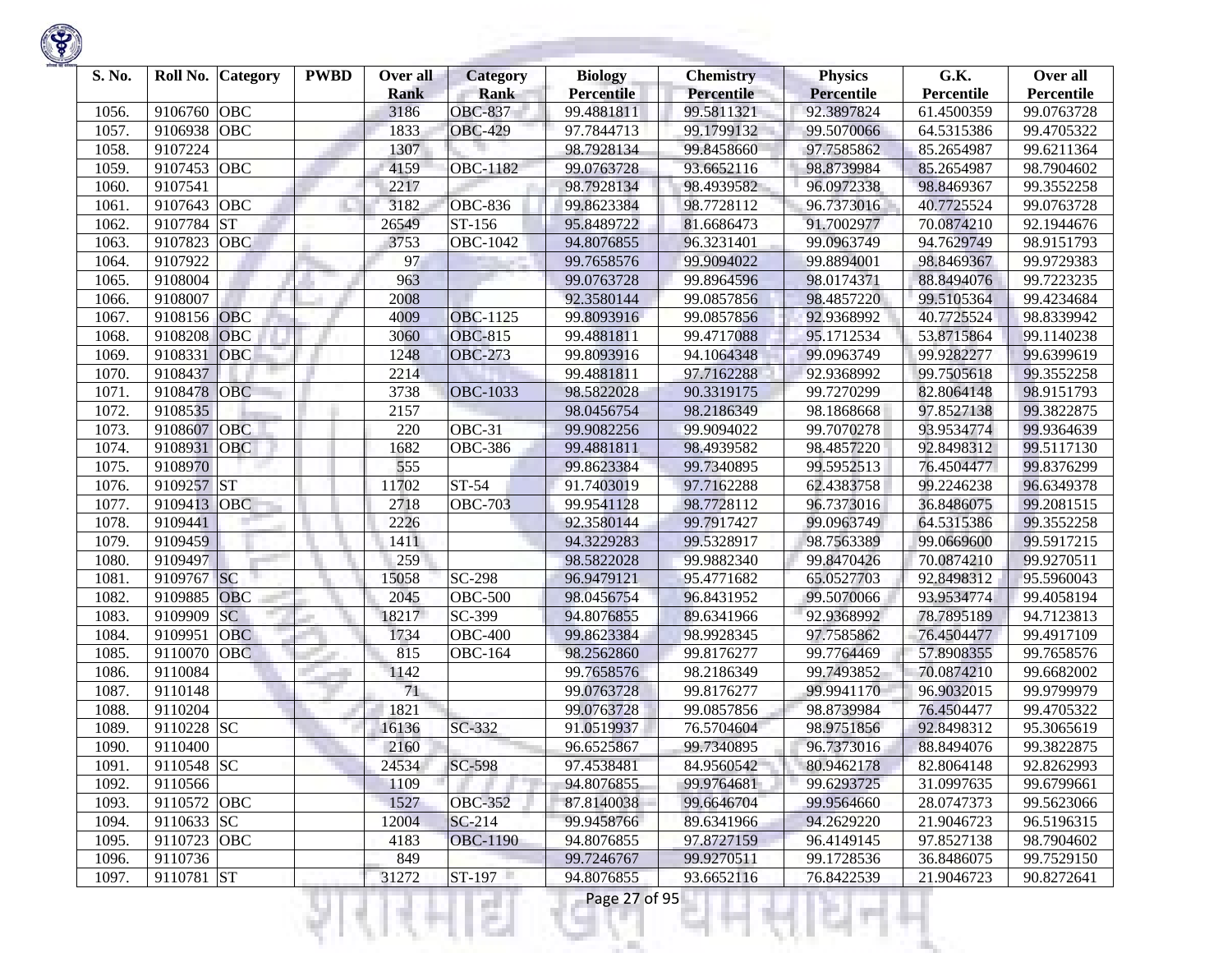| S. No. | Roll No. | Category | PWBD | Over all Rank | Category Rank | Biology Percentile | Chemistry Percentile | Physics Percentile | G.K. Percentile | Over all Percentile |
|---|---|---|---|---|---|---|---|---|---|---|
| 1056. | 9106760 | OBC | | 3186 | OBC-837 | 99.4881811 | 99.5811321 | 92.3897824 | 61.4500359 | 99.0763728 |
| 1057. | 9106938 | OBC | | 1833 | OBC-429 | 97.7844713 | 99.1799132 | 99.5070066 | 64.5315386 | 99.4705322 |
| 1058. | 9107224 | | | 1307 | | 98.7928134 | 99.8458660 | 97.7585862 | 85.2654987 | 99.6211364 |
| 1059. | 9107453 | OBC | | 4159 | OBC-1182 | 99.0763728 | 93.6652116 | 98.8739984 | 85.2654987 | 98.7904602 |
| 1060. | 9107541 | | | 2217 | | 98.7928134 | 98.4939582 | 96.0972338 | 98.8469367 | 99.3552258 |
| 1061. | 9107643 | OBC | | 3182 | OBC-836 | 99.8623384 | 98.7728112 | 96.7373016 | 40.7725524 | 99.0763728 |
| 1062. | 9107784 | ST | | 26549 | ST-156 | 95.8489722 | 81.6686473 | 91.7002977 | 70.0874210 | 92.1944676 |
| 1063. | 9107823 | OBC | | 3753 | OBC-1042 | 94.8076855 | 96.3231401 | 99.0963749 | 94.7629749 | 98.9151793 |
| 1064. | 9107922 | | | 97 | | 99.7658576 | 99.9094022 | 99.8894001 | 98.8469367 | 99.9729383 |
| 1065. | 9108004 | | | 963 | | 99.0763728 | 99.8964596 | 98.0174371 | 88.8494076 | 99.7223235 |
| 1066. | 9108007 | | | 2008 | | 92.3580144 | 99.0857856 | 98.4857220 | 99.5105364 | 99.4234684 |
| 1067. | 9108156 | OBC | | 4009 | OBC-1125 | 99.8093916 | 99.0857856 | 92.9368992 | 40.7725524 | 98.8339942 |
| 1068. | 9108208 | OBC | | 3060 | OBC-815 | 99.4881811 | 99.4717088 | 95.1712534 | 53.8715864 | 99.1140238 |
| 1069. | 9108331 | OBC | | 1248 | OBC-273 | 99.8093916 | 94.1064348 | 99.0963749 | 99.9282277 | 99.6399619 |
| 1070. | 9108437 | | | 2214 | | 99.4881811 | 97.7162288 | 92.9368992 | 99.7505618 | 99.3552258 |
| 1071. | 9108478 | OBC | | 3738 | OBC-1033 | 98.5822028 | 90.3319175 | 99.7270299 | 82.8064148 | 98.9151793 |
| 1072. | 9108535 | | | 2157 | | 98.0456754 | 98.2186349 | 98.1868668 | 97.8527138 | 99.3822875 |
| 1073. | 9108607 | OBC | | 220 | OBC-31 | 99.9082256 | 99.9094022 | 99.7070278 | 93.9534774 | 99.9364639 |
| 1074. | 9108931 | OBC | | 1682 | OBC-386 | 99.4881811 | 98.4939582 | 98.4857220 | 92.8498312 | 99.5117130 |
| 1075. | 9108970 | | | 555 | | 99.8623384 | 99.7340895 | 99.5952513 | 76.4504477 | 99.8376299 |
| 1076. | 9109257 | ST | | 11702 | ST-54 | 91.7403019 | 97.7162288 | 62.4383758 | 99.2246238 | 96.6349378 |
| 1077. | 9109413 | OBC | | 2718 | OBC-703 | 99.9541128 | 98.7728112 | 96.7373016 | 36.8486075 | 99.2081515 |
| 1078. | 9109441 | | | 2226 | | 92.3580144 | 99.7917427 | 99.0963749 | 64.5315386 | 99.3552258 |
| 1079. | 9109459 | | | 1411 | | 94.3229283 | 99.5328917 | 98.7563389 | 99.0669600 | 99.5917215 |
| 1080. | 9109497 | | | 259 | | 98.5822028 | 99.9882340 | 99.8470426 | 70.0874210 | 99.9270511 |
| 1081. | 9109767 | SC | | 15058 | SC-298 | 96.9479121 | 95.4771682 | 65.0527703 | 92.8498312 | 95.5960043 |
| 1082. | 9109885 | OBC | | 2045 | OBC-500 | 98.0456754 | 96.8431952 | 99.5070066 | 93.9534774 | 99.4058194 |
| 1083. | 9109909 | SC | | 18217 | SC-399 | 94.8076855 | 89.6341966 | 92.9368992 | 78.7895189 | 94.7123813 |
| 1084. | 9109951 | OBC | | 1734 | OBC-400 | 99.8623384 | 98.9928345 | 97.7585862 | 76.4504477 | 99.4917109 |
| 1085. | 9110070 | OBC | | 815 | OBC-164 | 98.2562860 | 99.8176277 | 99.7764469 | 57.8908355 | 99.7658576 |
| 1086. | 9110084 | | | 1142 | | 99.7658576 | 98.2186349 | 99.7493852 | 70.0874210 | 99.6682002 |
| 1087. | 9110148 | | | 71 | | 99.0763728 | 99.8176277 | 99.9941170 | 96.9032015 | 99.9799979 |
| 1088. | 9110204 | | | 1821 | | 99.0763728 | 99.0857856 | 98.8739984 | 76.4504477 | 99.4705322 |
| 1089. | 9110228 | SC | | 16136 | SC-332 | 91.0519937 | 76.5704604 | 98.9751856 | 92.8498312 | 95.3065619 |
| 1090. | 9110400 | | | 2160 | | 96.6525867 | 99.7340895 | 96.7373016 | 88.8494076 | 99.3822875 |
| 1091. | 9110548 | SC | | 24534 | SC-598 | 97.4538481 | 84.9560542 | 80.9462178 | 82.8064148 | 92.8262993 |
| 1092. | 9110566 | | | 1109 | | 94.8076855 | 99.9764681 | 99.6293725 | 31.0997635 | 99.6799661 |
| 1093. | 9110572 | OBC | | 1527 | OBC-352 | 87.8140038 | 99.6646704 | 99.9564660 | 28.0747373 | 99.5623066 |
| 1094. | 9110633 | SC | | 12004 | SC-214 | 99.9458766 | 89.6341966 | 94.2629220 | 21.9046723 | 96.5196315 |
| 1095. | 9110723 | OBC | | 4183 | OBC-1190 | 94.8076855 | 97.8727159 | 96.4149145 | 97.8527138 | 98.7904602 |
| 1096. | 9110736 | | | 849 | | 99.7246767 | 99.9270511 | 99.1728536 | 36.8486075 | 99.7529150 |
| 1097. | 9110781 | ST | | 31272 | ST-197 | 94.8076855 | 93.6652116 | 76.8422539 | 21.9046723 | 90.8272641 |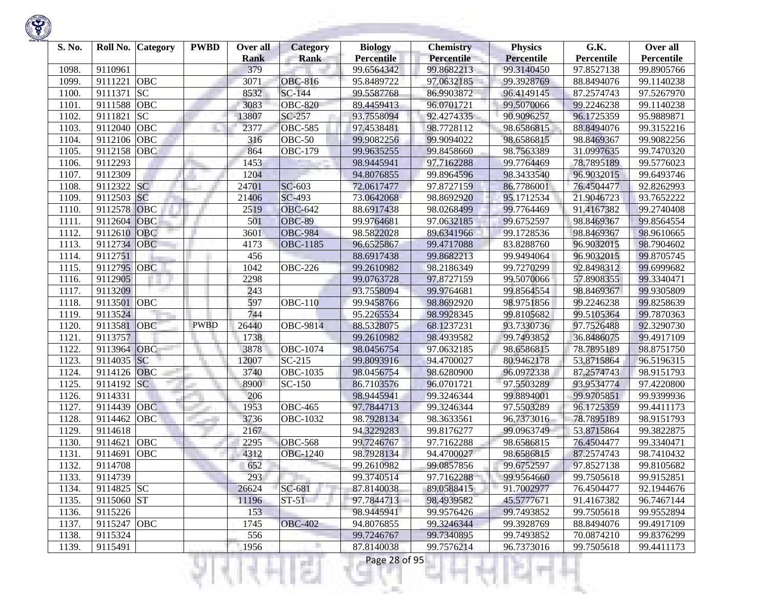| S. No. | Roll No. | Category | PWBD | Over all Rank | Category Rank | Biology Percentile | Chemistry Percentile | Physics Percentile | G.K. Percentile | Over all Percentile |
|---|---|---|---|---|---|---|---|---|---|---|
| 1098. | 9110961 | | | 379 | | 99.6564342 | 99.8682213 | 99.3140450 | 97.8527138 | 99.8905766 |
| 1099. | 9111221 | OBC | | 3071 | OBC-816 | 95.8489722 | 97.0632185 | 99.3928769 | 88.8494076 | 99.1140238 |
| 1100. | 9111371 | SC | | 8532 | SC-144 | 99.5587768 | 86.9903872 | 96.4149145 | 87.2574743 | 97.5267970 |
| 1101. | 9111588 | OBC | | 3083 | OBC-820 | 89.4459413 | 96.0701721 | 99.5070066 | 99.2246238 | 99.1140238 |
| 1102. | 9111821 | SC | | 13807 | SC-257 | 93.7558094 | 92.4274335 | 90.9096257 | 96.1725359 | 95.9889871 |
| 1103. | 9112040 | OBC | | 2377 | OBC-585 | 97.4538481 | 98.7728112 | 98.6586815 | 88.8494076 | 99.3152216 |
| 1104. | 9112106 | OBC | | 316 | OBC-50 | 99.9082256 | 99.9094022 | 98.6586815 | 98.8469367 | 99.9082256 |
| 1105. | 9112158 | OBC | | 864 | OBC-179 | 99.9635255 | 99.8458660 | 98.7563389 | 31.0997635 | 99.7470320 |
| 1106. | 9112293 | | | 1453 | | 98.9445941 | 97.7162288 | 99.7764469 | 78.7895189 | 99.5776023 |
| 1107. | 9112309 | | | 1204 | | 94.8076855 | 99.8964596 | 98.3433540 | 96.9032015 | 99.6493746 |
| 1108. | 9112322 | SC | | 24701 | SC-603 | 72.0617477 | 97.8727159 | 86.7786001 | 76.4504477 | 92.8262993 |
| 1109. | 9112503 | SC | | 21406 | SC-493 | 73.0642068 | 98.8692920 | 95.1712534 | 21.9046723 | 93.7652222 |
| 1110. | 9112578 | OBC | | 2519 | OBC-642 | 88.6917438 | 98.0268499 | 99.7764469 | 91.4167382 | 99.2740408 |
| 1111. | 9112604 | OBC | | 501 | OBC-89 | 99.9764681 | 97.0632185 | 99.6752597 | 98.8469367 | 99.8564554 |
| 1112. | 9112610 | OBC | | 3601 | OBC-984 | 98.5822028 | 89.6341966 | 99.1728536 | 98.8469367 | 98.9610665 |
| 1113. | 9112734 | OBC | | 4173 | OBC-1185 | 96.6525867 | 99.4717088 | 83.8288760 | 96.9032015 | 98.7904602 |
| 1114. | 9112751 | | | 456 | | 88.6917438 | 99.8682213 | 99.9494064 | 96.9032015 | 99.8705745 |
| 1115. | 9112795 | OBC | | 1042 | OBC-226 | 99.2610982 | 98.2186349 | 99.7270299 | 92.8498312 | 99.6999682 |
| 1116. | 9112905 | | | 2298 | | 99.0763728 | 97.8727159 | 99.5070066 | 57.8908355 | 99.3340471 |
| 1117. | 9113209 | | | 243 | | 93.7558094 | 99.9764681 | 99.8564554 | 98.8469367 | 99.9305809 |
| 1118. | 9113501 | OBC | | 597 | OBC-110 | 99.9458766 | 98.8692920 | 98.9751856 | 99.2246238 | 99.8258639 |
| 1119. | 9113524 | | | 744 | | 95.2265534 | 98.9928345 | 99.8105682 | 99.5105364 | 99.7870363 |
| 1120. | 9113581 | OBC | PWBD | 26440 | OBC-9814 | 88.5328075 | 68.1237231 | 93.7330736 | 97.7526488 | 92.3290730 |
| 1121. | 9113757 | | | 1738 | | 99.2610982 | 98.4939582 | 99.7493852 | 36.8486075 | 99.4917109 |
| 1122. | 9113964 | OBC | | 3878 | OBC-1074 | 98.0456754 | 97.0632185 | 98.6586815 | 78.7895189 | 98.8751750 |
| 1123. | 9114035 | SC | | 12007 | SC-215 | 99.8093916 | 94.4700027 | 80.9462178 | 53.8715864 | 96.5196315 |
| 1124. | 9114126 | OBC | | 3740 | OBC-1035 | 98.0456754 | 98.6280900 | 96.0972338 | 87.2574743 | 98.9151793 |
| 1125. | 9114192 | SC | | 8900 | SC-150 | 86.7103576 | 96.0701721 | 97.5503289 | 93.9534774 | 97.4220800 |
| 1126. | 9114331 | | | 206 | | 98.9445941 | 99.3246344 | 99.8894001 | 99.9705851 | 99.9399936 |
| 1127. | 9114439 | OBC | | 1953 | OBC-465 | 97.7844713 | 99.3246344 | 97.5503289 | 96.1725359 | 99.4411173 |
| 1128. | 9114462 | OBC | | 3736 | OBC-1032 | 98.7928134 | 98.3633561 | 96.7373016 | 78.7895189 | 98.9151793 |
| 1129. | 9114618 | | | 2167 | | 94.3229283 | 99.8176277 | 99.0963749 | 53.8715864 | 99.3822875 |
| 1130. | 9114621 | OBC | | 2295 | OBC-568 | 99.7246767 | 97.7162288 | 98.6586815 | 76.4504477 | 99.3340471 |
| 1131. | 9114691 | OBC | | 4312 | OBC-1240 | 98.7928134 | 94.4700027 | 98.6586815 | 87.2574743 | 98.7410432 |
| 1132. | 9114708 | | | 652 | | 99.2610982 | 99.0857856 | 99.6752597 | 97.8527138 | 99.8105682 |
| 1133. | 9114739 | | | 293 | | 99.3740514 | 97.7162288 | 99.9564660 | 99.7505618 | 99.9152851 |
| 1134. | 9114825 | SC | | 26624 | SC-681 | 87.8140038 | 89.0588415 | 91.7002977 | 76.4504477 | 92.1944676 |
| 1135. | 9115060 | ST | | 11196 | ST-51 | 97.7844713 | 98.4939582 | 45.5777671 | 91.4167382 | 96.7467144 |
| 1136. | 9115226 | | | 153 | | 98.9445941 | 99.9576426 | 99.7493852 | 99.7505618 | 99.9552894 |
| 1137. | 9115247 | OBC | | 1745 | OBC-402 | 94.8076855 | 99.3246344 | 99.3928769 | 88.8494076 | 99.4917109 |
| 1138. | 9115324 | | | 556 | | 99.7246767 | 99.7340895 | 99.7493852 | 70.0874210 | 99.8376299 |
| 1139. | 9115491 | | | 1956 | | 87.8140038 | 99.7576214 | 96.7373016 | 99.7505618 | 99.4411173 |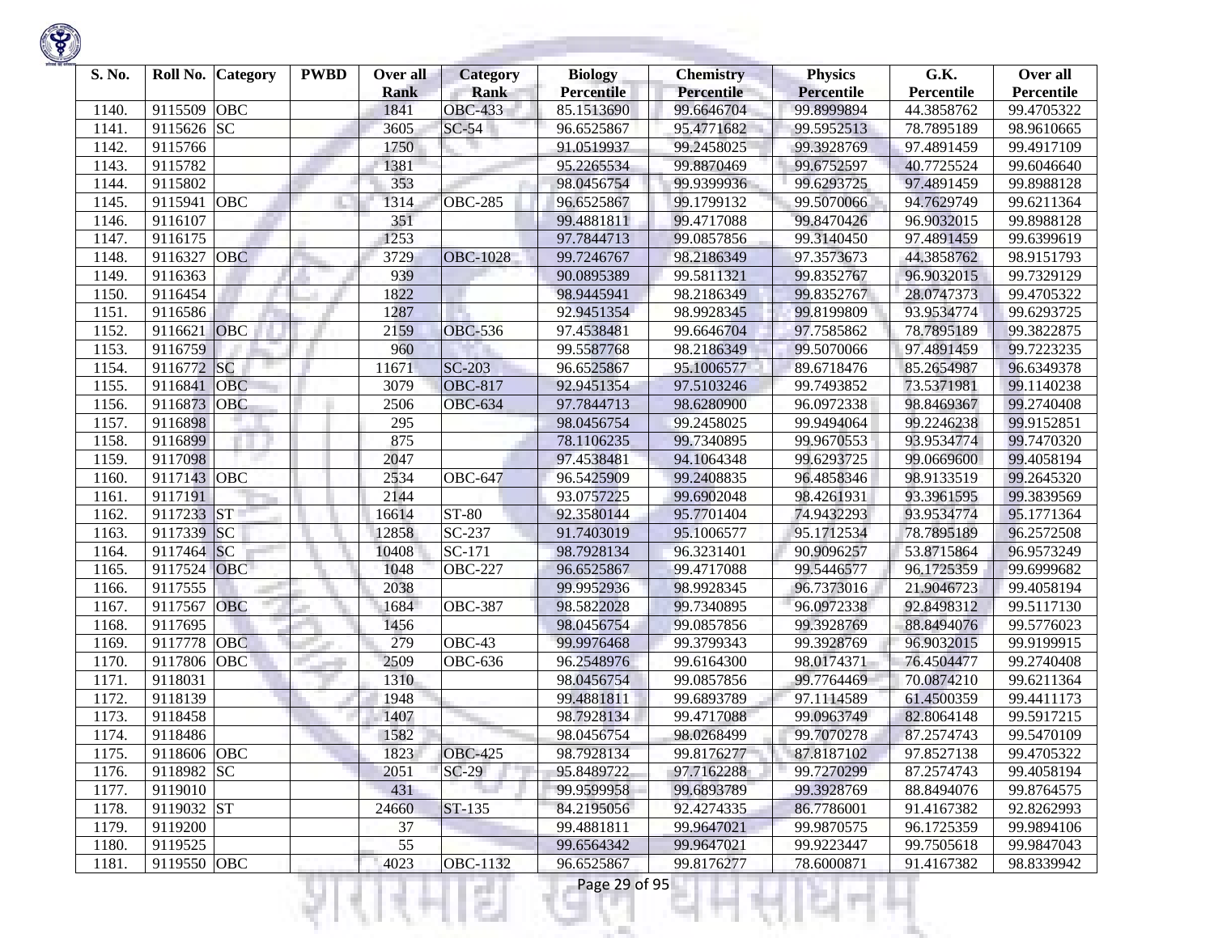| S. No. | Roll No. | Category | PWBD | Over all Rank | Category Rank | Biology Percentile | Chemistry Percentile | Physics Percentile | G.K. Percentile | Over all Percentile |
|---|---|---|---|---|---|---|---|---|---|---|
| 1140. | 9115509 | OBC | | 1841 | OBC-433 | 85.1513690 | 99.6646704 | 99.8999894 | 44.3858762 | 99.4705322 |
| 1141. | 9115626 | SC | | 3605 | SC-54 | 96.6525867 | 95.4771682 | 99.5952513 | 78.7895189 | 98.9610665 |
| 1142. | 9115766 | | | 1750 | | 91.0519937 | 99.2458025 | 99.3928769 | 97.4891459 | 99.4917109 |
| 1143. | 9115782 | | | 1381 | | 95.2265534 | 99.8870469 | 99.6752597 | 40.7725524 | 99.6046640 |
| 1144. | 9115802 | | | 353 | | 98.0456754 | 99.9399936 | 99.6293725 | 97.4891459 | 99.8988128 |
| 1145. | 9115941 | OBC | | 1314 | OBC-285 | 96.6525867 | 99.1799132 | 99.5070066 | 94.7629749 | 99.6211364 |
| 1146. | 9116107 | | | 351 | | 99.4881811 | 99.4717088 | 99.8470426 | 96.9032015 | 99.8988128 |
| 1147. | 9116175 | | | 1253 | | 97.7844713 | 99.0857856 | 99.3140450 | 97.4891459 | 99.6399619 |
| 1148. | 9116327 | OBC | | 3729 | OBC-1028 | 99.7246767 | 98.2186349 | 97.3573673 | 44.3858762 | 98.9151793 |
| 1149. | 9116363 | | | 939 | | 90.0895389 | 99.5811321 | 99.8352767 | 96.9032015 | 99.7329129 |
| 1150. | 9116454 | | | 1822 | | 98.9445941 | 98.2186349 | 99.8352767 | 28.0747373 | 99.4705322 |
| 1151. | 9116586 | | | 1287 | | 92.9451354 | 98.9928345 | 99.8199809 | 93.9534774 | 99.6293725 |
| 1152. | 9116621 | OBC | | 2159 | OBC-536 | 97.4538481 | 99.6646704 | 97.7585862 | 78.7895189 | 99.3822875 |
| 1153. | 9116759 | | | 960 | | 99.5587768 | 98.2186349 | 99.5070066 | 97.4891459 | 99.7223235 |
| 1154. | 9116772 | SC | | 11671 | SC-203 | 96.6525867 | 95.1006577 | 89.6718476 | 85.2654987 | 96.6349378 |
| 1155. | 9116841 | OBC | | 3079 | OBC-817 | 92.9451354 | 97.5103246 | 99.7493852 | 73.5371981 | 99.1140238 |
| 1156. | 9116873 | OBC | | 2506 | OBC-634 | 97.7844713 | 98.6280900 | 96.0972338 | 98.8469367 | 99.2740408 |
| 1157. | 9116898 | | | 295 | | 98.0456754 | 99.2458025 | 99.9494064 | 99.2246238 | 99.9152851 |
| 1158. | 9116899 | | | 875 | | 78.1106235 | 99.7340895 | 99.9670553 | 93.9534774 | 99.7470320 |
| 1159. | 9117098 | | | 2047 | | 97.4538481 | 94.1064348 | 99.6293725 | 99.0669600 | 99.4058194 |
| 1160. | 9117143 | OBC | | 2534 | OBC-647 | 96.5425909 | 99.2408835 | 96.4858346 | 98.9133519 | 99.2645320 |
| 1161. | 9117191 | | | 2144 | | 93.0757225 | 99.6902048 | 98.4261931 | 93.3961595 | 99.3839569 |
| 1162. | 9117233 | ST | | 16614 | ST-80 | 92.3580144 | 95.7701404 | 74.9432293 | 93.9534774 | 95.1771364 |
| 1163. | 9117339 | SC | | 12858 | SC-237 | 91.7403019 | 95.1006577 | 95.1712534 | 78.7895189 | 96.2572508 |
| 1164. | 9117464 | SC | | 10408 | SC-171 | 98.7928134 | 96.3231401 | 90.9096257 | 53.8715864 | 96.9573249 |
| 1165. | 9117524 | OBC | | 1048 | OBC-227 | 96.6525867 | 99.4717088 | 99.5446577 | 96.1725359 | 99.6999682 |
| 1166. | 9117555 | | | 2038 | | 99.9952936 | 98.9928345 | 96.7373016 | 21.9046723 | 99.4058194 |
| 1167. | 9117567 | OBC | | 1684 | OBC-387 | 98.5822028 | 99.7340895 | 96.0972338 | 92.8498312 | 99.5117130 |
| 1168. | 9117695 | | | 1456 | | 98.0456754 | 99.0857856 | 99.3928769 | 88.8494076 | 99.5776023 |
| 1169. | 9117778 | OBC | | 279 | OBC-43 | 99.9976468 | 99.3799343 | 99.3928769 | 96.9032015 | 99.9199915 |
| 1170. | 9117806 | OBC | | 2509 | OBC-636 | 96.2548976 | 99.6164300 | 98.0174371 | 76.4504477 | 99.2740408 |
| 1171. | 9118031 | | | 1310 | | 98.0456754 | 99.0857856 | 99.7764469 | 70.0874210 | 99.6211364 |
| 1172. | 9118139 | | | 1948 | | 99.4881811 | 99.6893789 | 97.1114589 | 61.4500359 | 99.4411173 |
| 1173. | 9118458 | | | 1407 | | 98.7928134 | 99.4717088 | 99.0963749 | 82.8064148 | 99.5917215 |
| 1174. | 9118486 | | | 1582 | | 98.0456754 | 98.0268499 | 99.7070278 | 87.2574743 | 99.5470109 |
| 1175. | 9118606 | OBC | | 1823 | OBC-425 | 98.7928134 | 99.8176277 | 87.8187102 | 97.8527138 | 99.4705322 |
| 1176. | 9118982 | SC | | 2051 | SC-29 | 95.8489722 | 97.7162288 | 99.7270299 | 87.2574743 | 99.4058194 |
| 1177. | 9119010 | | | 431 | | 99.9599958 | 99.6893789 | 99.3928769 | 88.8494076 | 99.8764575 |
| 1178. | 9119032 | ST | | 24660 | ST-135 | 84.2195056 | 92.4274335 | 86.7786001 | 91.4167382 | 92.8262993 |
| 1179. | 9119200 | | | 37 | | 99.4881811 | 99.9647021 | 99.9870575 | 96.1725359 | 99.9894106 |
| 1180. | 9119525 | | | 55 | | 99.6564342 | 99.9647021 | 99.9223447 | 99.7505618 | 99.9847043 |
| 1181. | 9119550 | OBC | | 4023 | OBC-1132 | 96.6525867 | 99.8176277 | 78.6000871 | 91.4167382 | 98.8339942 |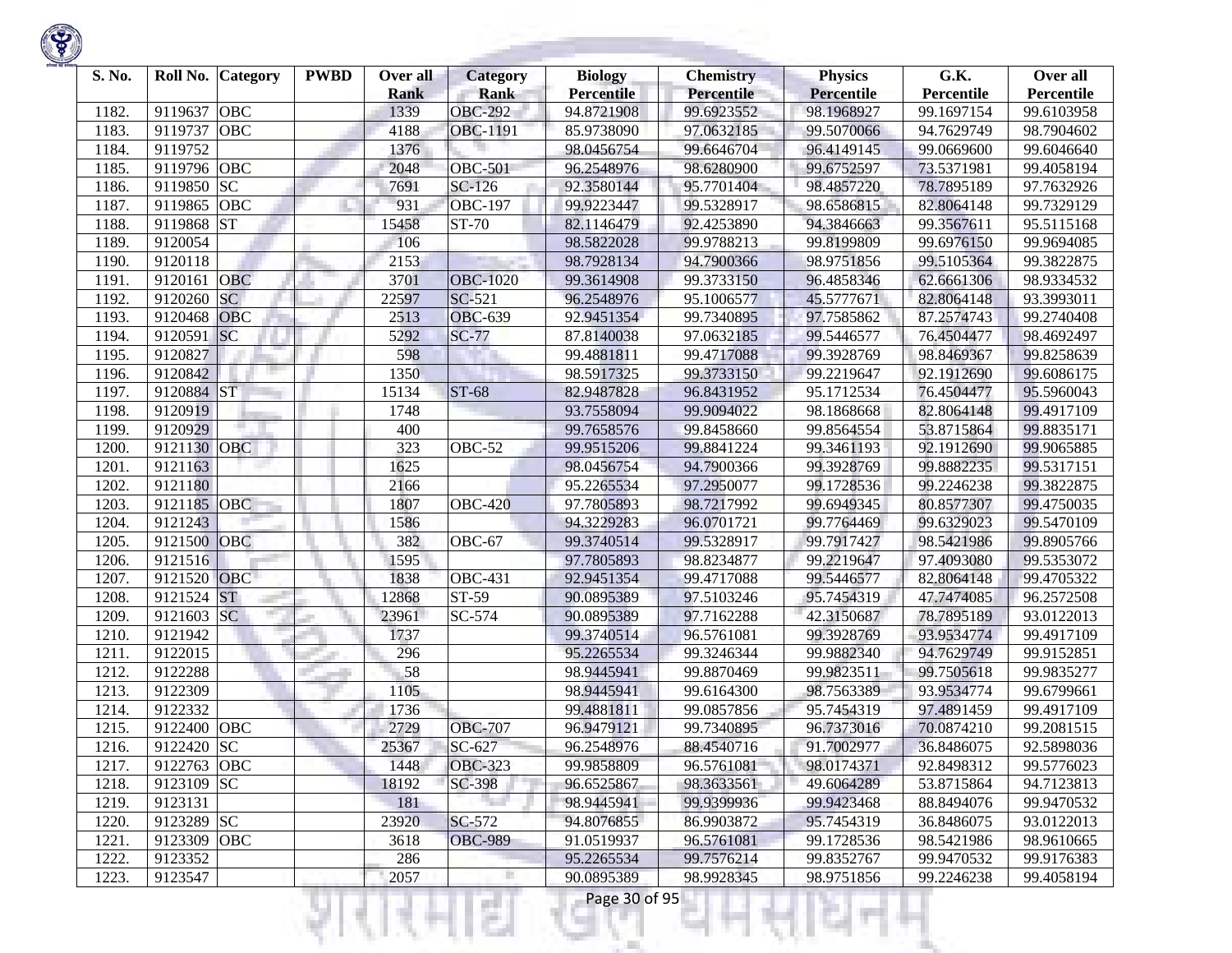| S. No. | Roll No. | Category | PWBD | Over all Rank | Category Rank | Biology Percentile | Chemistry Percentile | Physics Percentile | G.K. Percentile | Over all Percentile |
|---|---|---|---|---|---|---|---|---|---|---|
| 1182. | 9119637 | OBC | | 1339 | OBC-292 | 94.8721908 | 99.6923552 | 98.1968927 | 99.1697154 | 99.6103958 |
| 1183. | 9119737 | OBC | | 4188 | OBC-1191 | 85.9738090 | 97.0632185 | 99.5070066 | 94.7629749 | 98.7904602 |
| 1184. | 9119752 | | | 1376 | | 98.0456754 | 99.6646704 | 96.4149145 | 99.0669600 | 99.6046640 |
| 1185. | 9119796 | OBC | | 2048 | OBC-501 | 96.2548976 | 98.6280900 | 99.6752597 | 73.5371981 | 99.4058194 |
| 1186. | 9119850 | SC | | 7691 | SC-126 | 92.3580144 | 95.7701404 | 98.4857220 | 78.7895189 | 97.7632926 |
| 1187. | 9119865 | OBC | | 931 | OBC-197 | 99.9223447 | 99.5328917 | 98.6586815 | 82.8064148 | 99.7329129 |
| 1188. | 9119868 | ST | | 15458 | ST-70 | 82.1146479 | 92.4253890 | 94.3846663 | 99.3567611 | 95.5115168 |
| 1189. | 9120054 | | | 106 | | 98.5822028 | 99.9788213 | 99.8199809 | 99.6976150 | 99.9694085 |
| 1190. | 9120118 | | | 2153 | | 98.7928134 | 94.7900366 | 98.9751856 | 99.5105364 | 99.3822875 |
| 1191. | 9120161 | OBC | | 3701 | OBC-1020 | 99.3614908 | 99.3733150 | 96.4858346 | 62.6661306 | 98.9334532 |
| 1192. | 9120260 | SC | | 22597 | SC-521 | 96.2548976 | 95.1006577 | 45.5777671 | 82.8064148 | 93.3993011 |
| 1193. | 9120468 | OBC | | 2513 | OBC-639 | 92.9451354 | 99.7340895 | 97.7585862 | 87.2574743 | 99.2740408 |
| 1194. | 9120591 | SC | | 5292 | SC-77 | 87.8140038 | 97.0632185 | 99.5446577 | 76.4504477 | 98.4692497 |
| 1195. | 9120827 | | | 598 | | 99.4881811 | 99.4717088 | 99.3928769 | 98.8469367 | 99.8258639 |
| 1196. | 9120842 | | | 1350 | | 98.5917325 | 99.3733150 | 99.2219647 | 92.1912690 | 99.6086175 |
| 1197. | 9120884 | ST | | 15134 | ST-68 | 82.9487828 | 96.8431952 | 95.1712534 | 76.4504477 | 95.5960043 |
| 1198. | 9120919 | | | 1748 | | 93.7558094 | 99.9094022 | 98.1868668 | 82.8064148 | 99.4917109 |
| 1199. | 9120929 | | | 400 | | 99.7658576 | 99.8458660 | 99.8564554 | 53.8715864 | 99.8835171 |
| 1200. | 9121130 | OBC | | 323 | OBC-52 | 99.9515206 | 99.8841224 | 99.3461193 | 92.1912690 | 99.9065885 |
| 1201. | 9121163 | | | 1625 | | 98.0456754 | 94.7900366 | 99.3928769 | 99.8882235 | 99.5317151 |
| 1202. | 9121180 | | | 2166 | | 95.2265534 | 97.2950077 | 99.1728536 | 99.2246238 | 99.3822875 |
| 1203. | 9121185 | OBC | | 1807 | OBC-420 | 97.7805893 | 98.7217992 | 99.6949345 | 80.8577307 | 99.4750035 |
| 1204. | 9121243 | | | 1586 | | 94.3229283 | 96.0701721 | 99.7764469 | 99.6329023 | 99.5470109 |
| 1205. | 9121500 | OBC | | 382 | OBC-67 | 99.3740514 | 99.5328917 | 99.7917427 | 98.5421986 | 99.8905766 |
| 1206. | 9121516 | | | 1595 | | 97.7805893 | 98.8234877 | 99.2219647 | 97.4093080 | 99.5353072 |
| 1207. | 9121520 | OBC | | 1838 | OBC-431 | 92.9451354 | 99.4717088 | 99.5446577 | 82.8064148 | 99.4705322 |
| 1208. | 9121524 | ST | | 12868 | ST-59 | 90.0895389 | 97.5103246 | 95.7454319 | 47.7474085 | 96.2572508 |
| 1209. | 9121603 | SC | | 23961 | SC-574 | 90.0895389 | 97.7162288 | 42.3150687 | 78.7895189 | 93.0122013 |
| 1210. | 9121942 | | | 1737 | | 99.3740514 | 96.5761081 | 99.3928769 | 93.9534774 | 99.4917109 |
| 1211. | 9122015 | | | 296 | | 95.2265534 | 99.3246344 | 99.9882340 | 94.7629749 | 99.9152851 |
| 1212. | 9122288 | | | 58 | | 98.9445941 | 99.8870469 | 99.9823511 | 99.7505618 | 99.9835277 |
| 1213. | 9122309 | | | 1105 | | 98.9445941 | 99.6164300 | 98.7563389 | 93.9534774 | 99.6799661 |
| 1214. | 9122332 | | | 1736 | | 99.4881811 | 99.0857856 | 95.7454319 | 97.4891459 | 99.4917109 |
| 1215. | 9122400 | OBC | | 2729 | OBC-707 | 96.9479121 | 99.7340895 | 96.7373016 | 70.0874210 | 99.2081515 |
| 1216. | 9122420 | SC | | 25367 | SC-627 | 96.2548976 | 88.4540716 | 91.7002977 | 36.8486075 | 92.5898036 |
| 1217. | 9122763 | OBC | | 1448 | OBC-323 | 99.9858809 | 96.5761081 | 98.0174371 | 92.8498312 | 99.5776023 |
| 1218. | 9123109 | SC | | 18192 | SC-398 | 96.6525867 | 98.3633561 | 49.6064289 | 53.8715864 | 94.7123813 |
| 1219. | 9123131 | | | 181 | | 98.9445941 | 99.9399936 | 99.9423468 | 88.8494076 | 99.9470532 |
| 1220. | 9123289 | SC | | 23920 | SC-572 | 94.8076855 | 86.9903872 | 95.7454319 | 36.8486075 | 93.0122013 |
| 1221. | 9123309 | OBC | | 3618 | OBC-989 | 91.0519937 | 96.5761081 | 99.1728536 | 98.5421986 | 98.9610665 |
| 1222. | 9123352 | | | 286 | | 95.2265534 | 99.7576214 | 99.8352767 | 99.9470532 | 99.9176383 |
| 1223. | 9123547 | | | 2057 | | 90.0895389 | 98.9928345 | 98.9751856 | 99.2246238 | 99.4058194 |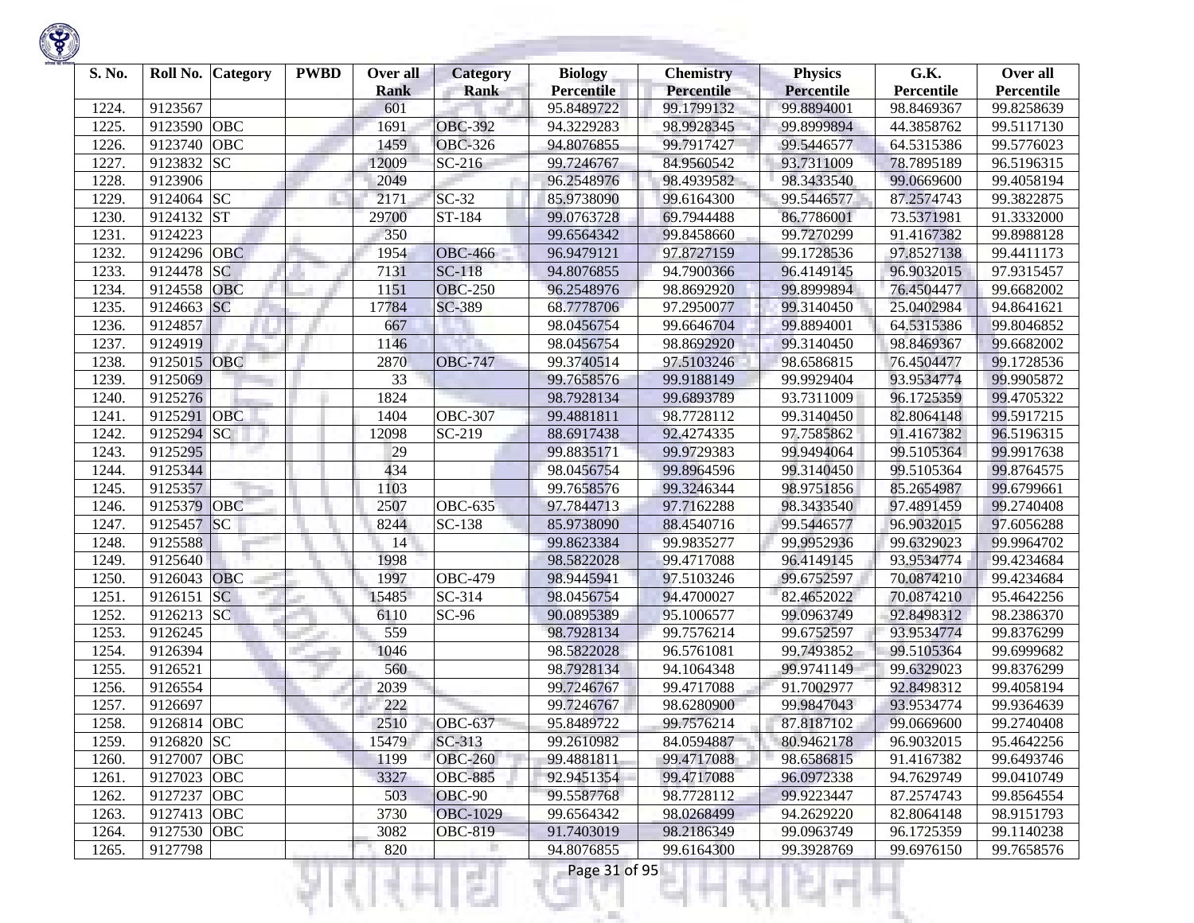| S. No. | Roll No. | Category | PWBD | Over all Rank | Category Rank | Biology Percentile | Chemistry Percentile | Physics Percentile | G.K. Percentile | Over all Percentile |
|---|---|---|---|---|---|---|---|---|---|---|
| 1224. | 9123567 | | | 601 | | 95.8489722 | 99.1799132 | 99.8894001 | 98.8469367 | 99.8258639 |
| 1225. | 9123590 | OBC | | 1691 | OBC-392 | 94.3229283 | 98.9928345 | 99.8999894 | 44.3858762 | 99.5117130 |
| 1226. | 9123740 | OBC | | 1459 | OBC-326 | 94.8076855 | 99.7917427 | 99.5446577 | 64.5315386 | 99.5776023 |
| 1227. | 9123832 | SC | | 12009 | SC-216 | 99.7246767 | 84.9560542 | 93.7311009 | 78.7895189 | 96.5196315 |
| 1228. | 9123906 | | | 2049 | | 96.2548976 | 98.4939582 | 98.3433540 | 99.0669600 | 99.4058194 |
| 1229. | 9124064 | SC | | 2171 | SC-32 | 85.9738090 | 99.6164300 | 99.5446577 | 87.2574743 | 99.3822875 |
| 1230. | 9124132 | ST | | 29700 | ST-184 | 99.0763728 | 69.7944488 | 86.7786001 | 73.5371981 | 91.3332000 |
| 1231. | 9124223 | | | 350 | | 99.6564342 | 99.8458660 | 99.7270299 | 91.4167382 | 99.8988128 |
| 1232. | 9124296 | OBC | | 1954 | OBC-466 | 96.9479121 | 97.8727159 | 99.1728536 | 97.8527138 | 99.4411173 |
| 1233. | 9124478 | SC | | 7131 | SC-118 | 94.8076855 | 94.7900366 | 96.4149145 | 96.9032015 | 97.9315457 |
| 1234. | 9124558 | OBC | | 1151 | OBC-250 | 96.2548976 | 98.8692920 | 99.8999894 | 76.4504477 | 99.6682002 |
| 1235. | 9124663 | SC | | 17784 | SC-389 | 68.7778706 | 97.2950077 | 99.3140450 | 25.0402984 | 94.8641621 |
| 1236. | 9124857 | | | 667 | | 98.0456754 | 99.6646704 | 99.8894001 | 64.5315386 | 99.8046852 |
| 1237. | 9124919 | | | 1146 | | 98.0456754 | 98.8692920 | 99.3140450 | 98.8469367 | 99.6682002 |
| 1238. | 9125015 | OBC | | 2870 | OBC-747 | 99.3740514 | 97.5103246 | 98.6586815 | 76.4504477 | 99.1728536 |
| 1239. | 9125069 | | | 33 | | 99.7658576 | 99.9188149 | 99.9929404 | 93.9534774 | 99.9905872 |
| 1240. | 9125276 | | | 1824 | | 98.7928134 | 99.6893789 | 93.7311009 | 96.1725359 | 99.4705322 |
| 1241. | 9125291 | OBC | | 1404 | OBC-307 | 99.4881811 | 98.7728112 | 99.3140450 | 82.8064148 | 99.5917215 |
| 1242. | 9125294 | SC | | 12098 | SC-219 | 88.6917438 | 92.4274335 | 97.7585862 | 91.4167382 | 96.5196315 |
| 1243. | 9125295 | | | 29 | | 99.8835171 | 99.9729383 | 99.9494064 | 99.5105364 | 99.9917638 |
| 1244. | 9125344 | | | 434 | | 98.0456754 | 99.8964596 | 99.3140450 | 99.5105364 | 99.8764575 |
| 1245. | 9125357 | | | 1103 | | 99.7658576 | 99.3246344 | 98.9751856 | 85.2654987 | 99.6799661 |
| 1246. | 9125379 | OBC | | 2507 | OBC-635 | 97.7844713 | 97.7162288 | 98.3433540 | 97.4891459 | 99.2740408 |
| 1247. | 9125457 | SC | | 8244 | SC-138 | 85.9738090 | 88.4540716 | 99.5446577 | 96.9032015 | 97.6056288 |
| 1248. | 9125588 | | | 14 | | 99.8623384 | 99.9835277 | 99.9952936 | 99.6329023 | 99.9964702 |
| 1249. | 9125640 | | | 1998 | | 98.5822028 | 99.4717088 | 96.4149145 | 93.9534774 | 99.4234684 |
| 1250. | 9126043 | OBC | | 1997 | OBC-479 | 98.9445941 | 97.5103246 | 99.6752597 | 70.0874210 | 99.4234684 |
| 1251. | 9126151 | SC | | 15485 | SC-314 | 98.0456754 | 94.4700027 | 82.4652022 | 70.0874210 | 95.4642256 |
| 1252. | 9126213 | SC | | 6110 | SC-96 | 90.0895389 | 95.1006577 | 99.0963749 | 92.8498312 | 98.2386370 |
| 1253. | 9126245 | | | 559 | | 98.7928134 | 99.7576214 | 99.6752597 | 93.9534774 | 99.8376299 |
| 1254. | 9126394 | | | 1046 | | 98.5822028 | 96.5761081 | 99.7493852 | 99.5105364 | 99.6999682 |
| 1255. | 9126521 | | | 560 | | 98.7928134 | 94.1064348 | 99.9741149 | 99.6329023 | 99.8376299 |
| 1256. | 9126554 | | | 2039 | | 99.7246767 | 99.4717088 | 91.7002977 | 92.8498312 | 99.4058194 |
| 1257. | 9126697 | | | 222 | | 99.7246767 | 98.6280900 | 99.9847043 | 93.9534774 | 99.9364639 |
| 1258. | 9126814 | OBC | | 2510 | OBC-637 | 95.8489722 | 99.7576214 | 87.8187102 | 99.0669600 | 99.2740408 |
| 1259. | 9126820 | SC | | 15479 | SC-313 | 99.2610982 | 84.0594887 | 80.9462178 | 96.9032015 | 95.4642256 |
| 1260. | 9127007 | OBC | | 1199 | OBC-260 | 99.4881811 | 99.4717088 | 98.6586815 | 91.4167382 | 99.6493746 |
| 1261. | 9127023 | OBC | | 3327 | OBC-885 | 92.9451354 | 99.4717088 | 96.0972338 | 94.7629749 | 99.0410749 |
| 1262. | 9127237 | OBC | | 503 | OBC-90 | 99.5587768 | 98.7728112 | 99.9223447 | 87.2574743 | 99.8564554 |
| 1263. | 9127413 | OBC | | 3730 | OBC-1029 | 99.6564342 | 98.0268499 | 94.2629220 | 82.8064148 | 98.9151793 |
| 1264. | 9127530 | OBC | | 3082 | OBC-819 | 91.7403019 | 98.2186349 | 99.0963749 | 96.1725359 | 99.1140238 |
| 1265. | 9127798 | | | 820 | | 94.8076855 | 99.6164300 | 99.3928769 | 99.6976150 | 99.7658576 |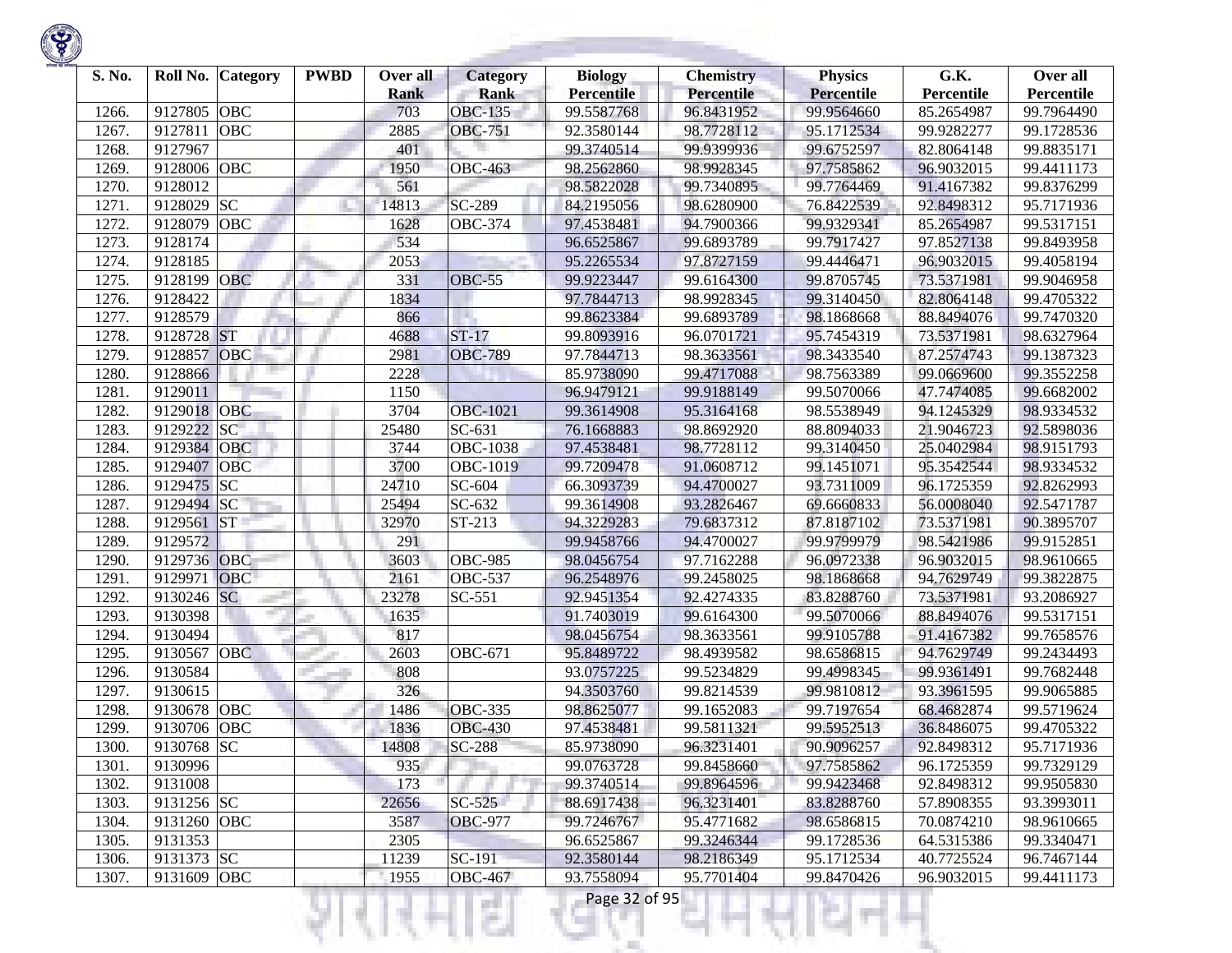| S. No. | Roll No. | Category | PWBD | Over all Rank | Category Rank | Biology Percentile | Chemistry Percentile | Physics Percentile | G.K. Percentile | Over all Percentile |
|---|---|---|---|---|---|---|---|---|---|---|
| 1266. | 9127805 | OBC | | 703 | OBC-135 | 99.5587768 | 96.8431952 | 99.9564660 | 85.2654987 | 99.7964490 |
| 1267. | 9127811 | OBC | | 2885 | OBC-751 | 92.3580144 | 98.7728112 | 95.1712534 | 99.9282277 | 99.1728536 |
| 1268. | 9127967 | | | 401 | | 99.3740514 | 99.9399936 | 99.6752597 | 82.8064148 | 99.8835171 |
| 1269. | 9128006 | OBC | | 1950 | OBC-463 | 98.2562860 | 98.9928345 | 97.7585862 | 96.9032015 | 99.4411173 |
| 1270. | 9128012 | | | 561 | | 98.5822028 | 99.7340895 | 99.7764469 | 91.4167382 | 99.8376299 |
| 1271. | 9128029 | SC | | 14813 | SC-289 | 84.2195056 | 98.6280900 | 76.8422539 | 92.8498312 | 95.7171936 |
| 1272. | 9128079 | OBC | | 1628 | OBC-374 | 97.4538481 | 94.7900366 | 99.9329341 | 85.2654987 | 99.5317151 |
| 1273. | 9128174 | | | 534 | | 96.6525867 | 99.6893789 | 99.7917427 | 97.8527138 | 99.8493958 |
| 1274. | 9128185 | | | 2053 | | 95.2265534 | 97.8727159 | 99.4446471 | 96.9032015 | 99.4058194 |
| 1275. | 9128199 | OBC | | 331 | OBC-55 | 99.9223447 | 99.6164300 | 99.8705745 | 73.5371981 | 99.9046958 |
| 1276. | 9128422 | | | 1834 | | 97.7844713 | 98.9928345 | 99.3140450 | 82.8064148 | 99.4705322 |
| 1277. | 9128579 | | | 866 | | 99.8623384 | 99.6893789 | 98.1868668 | 88.8494076 | 99.7470320 |
| 1278. | 9128728 | ST | | 4688 | ST-17 | 99.8093916 | 96.0701721 | 95.7454319 | 73.5371981 | 98.6327964 |
| 1279. | 9128857 | OBC | | 2981 | OBC-789 | 97.7844713 | 98.3633561 | 98.3433540 | 87.2574743 | 99.1387323 |
| 1280. | 9128866 | | | 2228 | | 85.9738090 | 99.4717088 | 98.7563389 | 99.0669600 | 99.3552258 |
| 1281. | 9129011 | | | 1150 | | 96.9479121 | 99.9188149 | 99.5070066 | 47.7474085 | 99.6682002 |
| 1282. | 9129018 | OBC | | 3704 | OBC-1021 | 99.3614908 | 95.3164168 | 98.5538949 | 94.1245329 | 98.9334532 |
| 1283. | 9129222 | SC | | 25480 | SC-631 | 76.1668883 | 98.8692920 | 88.8094033 | 21.9046723 | 92.5898036 |
| 1284. | 9129384 | OBC | | 3744 | OBC-1038 | 97.4538481 | 98.7728112 | 99.3140450 | 25.0402984 | 98.9151793 |
| 1285. | 9129407 | OBC | | 3700 | OBC-1019 | 99.7209478 | 91.0608712 | 99.1451071 | 95.3542544 | 98.9334532 |
| 1286. | 9129475 | SC | | 24710 | SC-604 | 66.3093739 | 94.4700027 | 93.7311009 | 96.1725359 | 92.8262993 |
| 1287. | 9129494 | SC | | 25494 | SC-632 | 99.3614908 | 93.2826467 | 69.6660833 | 56.0008040 | 92.5471787 |
| 1288. | 9129561 | ST | | 32970 | ST-213 | 94.3229283 | 79.6837312 | 87.8187102 | 73.5371981 | 90.3895707 |
| 1289. | 9129572 | | | 291 | | 99.9458766 | 94.4700027 | 99.9799979 | 98.5421986 | 99.9152851 |
| 1290. | 9129736 | OBC | | 3603 | OBC-985 | 98.0456754 | 97.7162288 | 96.0972338 | 96.9032015 | 98.9610665 |
| 1291. | 9129971 | OBC | | 2161 | OBC-537 | 96.2548976 | 99.2458025 | 98.1868668 | 94.7629749 | 99.3822875 |
| 1292. | 9130246 | SC | | 23278 | SC-551 | 92.9451354 | 92.4274335 | 83.8288760 | 73.5371981 | 93.2086927 |
| 1293. | 9130398 | | | 1635 | | 91.7403019 | 99.6164300 | 99.5070066 | 88.8494076 | 99.5317151 |
| 1294. | 9130494 | | | 817 | | 98.0456754 | 98.3633561 | 99.9105788 | 91.4167382 | 99.7658576 |
| 1295. | 9130567 | OBC | | 2603 | OBC-671 | 95.8489722 | 98.4939582 | 98.6586815 | 94.7629749 | 99.2434493 |
| 1296. | 9130584 | | | 808 | | 93.0757225 | 99.5234829 | 99.4998345 | 99.9361491 | 99.7682448 |
| 1297. | 9130615 | | | 326 | | 94.3503760 | 99.8214539 | 99.9810812 | 93.3961595 | 99.9065885 |
| 1298. | 9130678 | OBC | | 1486 | OBC-335 | 98.8625077 | 99.1652083 | 99.7197654 | 68.4682874 | 99.5719624 |
| 1299. | 9130706 | OBC | | 1836 | OBC-430 | 97.4538481 | 99.5811321 | 99.5952513 | 36.8486075 | 99.4705322 |
| 1300. | 9130768 | SC | | 14808 | SC-288 | 85.9738090 | 96.3231401 | 90.9096257 | 92.8498312 | 95.7171936 |
| 1301. | 9130996 | | | 935 | | 99.0763728 | 99.8458660 | 97.7585862 | 96.1725359 | 99.7329129 |
| 1302. | 9131008 | | | 173 | | 99.3740514 | 99.8964596 | 99.9423468 | 92.8498312 | 99.9505830 |
| 1303. | 9131256 | SC | | 22656 | SC-525 | 88.6917438 | 96.3231401 | 83.8288760 | 57.8908355 | 93.3993011 |
| 1304. | 9131260 | OBC | | 3587 | OBC-977 | 99.7246767 | 95.4771682 | 98.6586815 | 70.0874210 | 98.9610665 |
| 1305. | 9131353 | | | 2305 | | 96.6525867 | 99.3246344 | 99.1728536 | 64.5315386 | 99.3340471 |
| 1306. | 9131373 | SC | | 11239 | SC-191 | 92.3580144 | 98.2186349 | 95.1712534 | 40.7725524 | 96.7467144 |
| 1307. | 9131609 | OBC | | 1955 | OBC-467 | 93.7558094 | 95.7701404 | 99.8470426 | 96.9032015 | 99.4411173 |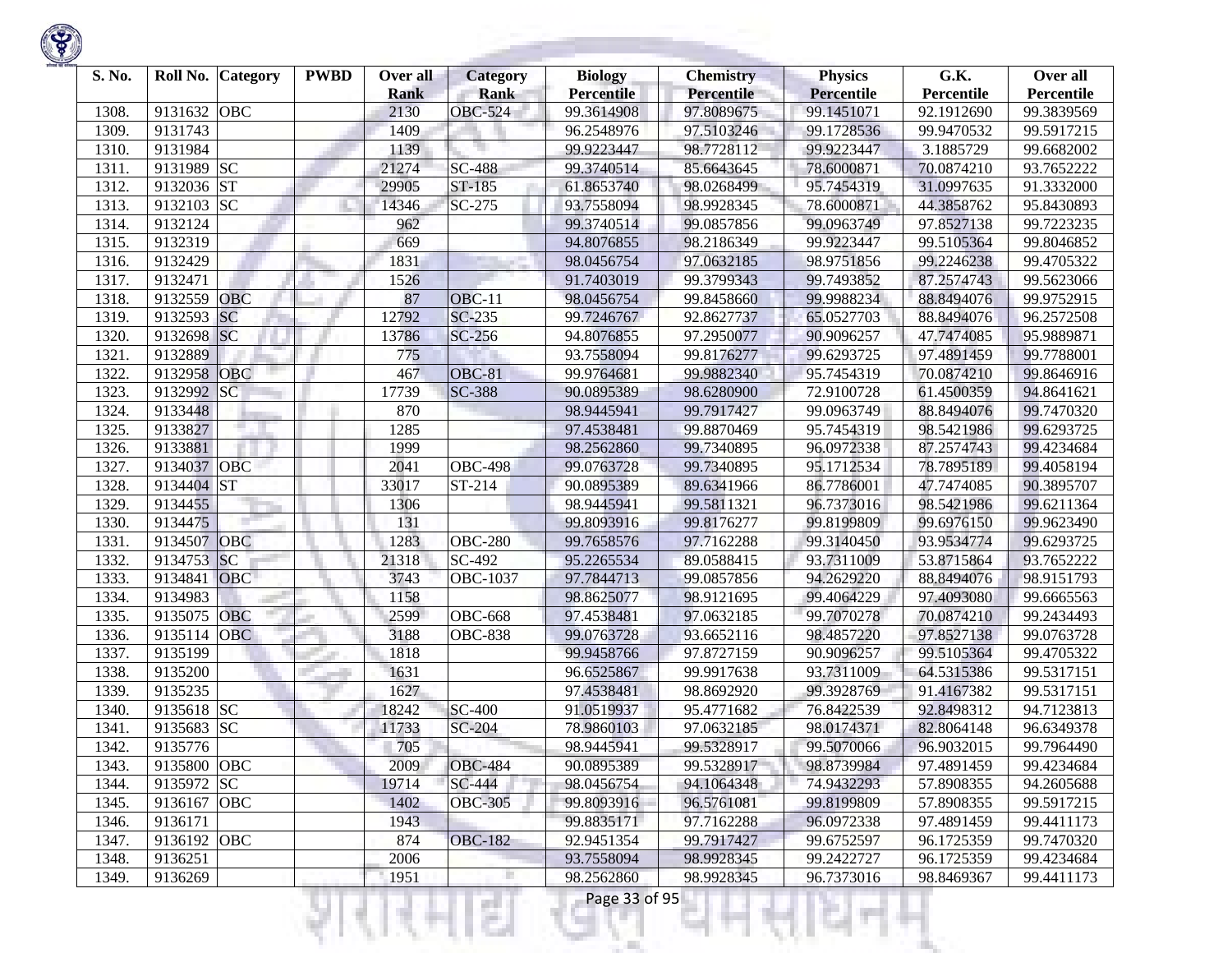| S. No. | Roll No. | Category | PWBD | Over all Rank | Category Rank | Biology Percentile | Chemistry Percentile | Physics Percentile | G.K. Percentile | Over all Percentile |
|---|---|---|---|---|---|---|---|---|---|---|
| 1308. | 9131632 | OBC | | 2130 | OBC-524 | 99.3614908 | 97.8089675 | 99.1451071 | 92.1912690 | 99.3839569 |
| 1309. | 9131743 | | | 1409 | | 96.2548976 | 97.5103246 | 99.1728536 | 99.9470532 | 99.5917215 |
| 1310. | 9131984 | | | 1139 | | 99.9223447 | 98.7728112 | 99.9223447 | 3.1885729 | 99.6682002 |
| 1311. | 9131989 | SC | | 21274 | SC-488 | 99.3740514 | 85.6643645 | 78.6000871 | 70.0874210 | 93.7652222 |
| 1312. | 9132036 | ST | | 29905 | ST-185 | 61.8653740 | 98.0268499 | 95.7454319 | 31.0997635 | 91.3332000 |
| 1313. | 9132103 | SC | | 14346 | SC-275 | 93.7558094 | 98.9928345 | 78.6000871 | 44.3858762 | 95.8430893 |
| 1314. | 9132124 | | | 962 | | 99.3740514 | 99.0857856 | 99.0963749 | 97.8527138 | 99.7223235 |
| 1315. | 9132319 | | | 669 | | 94.8076855 | 98.2186349 | 99.9223447 | 99.5105364 | 99.8046852 |
| 1316. | 9132429 | | | 1831 | | 98.0456754 | 97.0632185 | 98.9751856 | 99.2246238 | 99.4705322 |
| 1317. | 9132471 | | | 1526 | | 91.7403019 | 99.3799343 | 99.7493852 | 87.2574743 | 99.5623066 |
| 1318. | 9132559 | OBC | | 87 | OBC-11 | 98.0456754 | 99.8458660 | 99.9988234 | 88.8494076 | 99.9752915 |
| 1319. | 9132593 | SC | | 12792 | SC-235 | 99.7246767 | 92.8627737 | 65.0527703 | 88.8494076 | 96.2572508 |
| 1320. | 9132698 | SC | | 13786 | SC-256 | 94.8076855 | 97.2950077 | 90.9096257 | 47.7474085 | 95.9889871 |
| 1321. | 9132889 | | | 775 | | 93.7558094 | 99.8176277 | 99.6293725 | 97.4891459 | 99.7788001 |
| 1322. | 9132958 | OBC | | 467 | OBC-81 | 99.9764681 | 99.9882340 | 95.7454319 | 70.0874210 | 99.8646916 |
| 1323. | 9132992 | SC | | 17739 | SC-388 | 90.0895389 | 98.6280900 | 72.9100728 | 61.4500359 | 94.8641621 |
| 1324. | 9133448 | | | 870 | | 98.9445941 | 99.7917427 | 99.0963749 | 88.8494076 | 99.7470320 |
| 1325. | 9133827 | | | 1285 | | 97.4538481 | 99.8870469 | 95.7454319 | 98.5421986 | 99.6293725 |
| 1326. | 9133881 | | | 1999 | | 98.2562860 | 99.7340895 | 96.0972338 | 87.2574743 | 99.4234684 |
| 1327. | 9134037 | OBC | | 2041 | OBC-498 | 99.0763728 | 99.7340895 | 95.1712534 | 78.7895189 | 99.4058194 |
| 1328. | 9134404 | ST | | 33017 | ST-214 | 90.0895389 | 89.6341966 | 86.7786001 | 47.7474085 | 90.3895707 |
| 1329. | 9134455 | | | 1306 | | 98.9445941 | 99.5811321 | 96.7373016 | 98.5421986 | 99.6211364 |
| 1330. | 9134475 | | | 131 | | 99.8093916 | 99.8176277 | 99.8199809 | 99.6976150 | 99.9623490 |
| 1331. | 9134507 | OBC | | 1283 | OBC-280 | 99.7658576 | 97.7162288 | 99.3140450 | 93.9534774 | 99.6293725 |
| 1332. | 9134753 | SC | | 21318 | SC-492 | 95.2265534 | 89.0588415 | 93.7311009 | 53.8715864 | 93.7652222 |
| 1333. | 9134841 | OBC | | 3743 | OBC-1037 | 97.7844713 | 99.0857856 | 94.2629220 | 88.8494076 | 98.9151793 |
| 1334. | 9134983 | | | 1158 | | 98.8625077 | 98.9121695 | 99.4064229 | 97.4093080 | 99.6665563 |
| 1335. | 9135075 | OBC | | 2599 | OBC-668 | 97.4538481 | 97.0632185 | 99.7070278 | 70.0874210 | 99.2434493 |
| 1336. | 9135114 | OBC | | 3188 | OBC-838 | 99.0763728 | 93.6652116 | 98.4857220 | 97.8527138 | 99.0763728 |
| 1337. | 9135199 | | | 1818 | | 99.9458766 | 97.8727159 | 90.9096257 | 99.5105364 | 99.4705322 |
| 1338. | 9135200 | | | 1631 | | 96.6525867 | 99.9917638 | 93.7311009 | 64.5315386 | 99.5317151 |
| 1339. | 9135235 | | | 1627 | | 97.4538481 | 98.8692920 | 99.3928769 | 91.4167382 | 99.5317151 |
| 1340. | 9135618 | SC | | 18242 | SC-400 | 91.0519937 | 95.4771682 | 76.8422539 | 92.8498312 | 94.7123813 |
| 1341. | 9135683 | SC | | 11733 | SC-204 | 78.9860103 | 97.0632185 | 98.0174371 | 82.8064148 | 96.6349378 |
| 1342. | 9135776 | | | 705 | | 98.9445941 | 99.5328917 | 99.5070066 | 96.9032015 | 99.7964490 |
| 1343. | 9135800 | OBC | | 2009 | OBC-484 | 90.0895389 | 99.5328917 | 98.8739984 | 97.4891459 | 99.4234684 |
| 1344. | 9135972 | SC | | 19714 | SC-444 | 98.0456754 | 94.1064348 | 74.9432293 | 57.8908355 | 94.2605688 |
| 1345. | 9136167 | OBC | | 1402 | OBC-305 | 99.8093916 | 96.5761081 | 99.8199809 | 57.8908355 | 99.5917215 |
| 1346. | 9136171 | | | 1943 | | 99.8835171 | 97.7162288 | 96.0972338 | 97.4891459 | 99.4411173 |
| 1347. | 9136192 | OBC | | 874 | OBC-182 | 92.9451354 | 99.7917427 | 99.6752597 | 96.1725359 | 99.7470320 |
| 1348. | 9136251 | | | 2006 | | 93.7558094 | 98.9928345 | 99.2422727 | 96.1725359 | 99.4234684 |
| 1349. | 9136269 | | | 1951 | | 98.2562860 | 98.9928345 | 96.7373016 | 98.8469367 | 99.4411173 |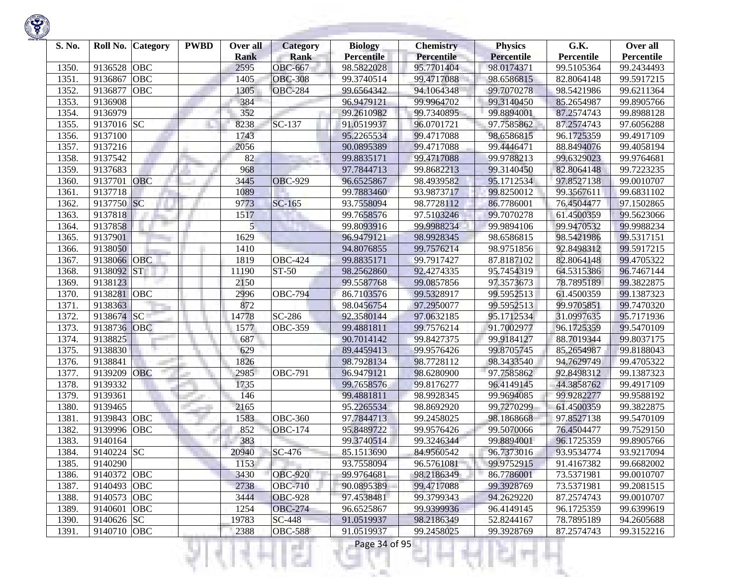| S. No. | Roll No. | Category | PWBD | Over all Rank | Category Rank | Biology Percentile | Chemistry Percentile | Physics Percentile | G.K. Percentile | Over all Percentile |
|---|---|---|---|---|---|---|---|---|---|---|
| 1350. | 9136528 | OBC | | 2595 | OBC-667 | 98.5822028 | 95.7701404 | 98.0174371 | 99.5105364 | 99.2434493 |
| 1351. | 9136867 | OBC | | 1405 | OBC-308 | 99.3740514 | 99.4717088 | 98.6586815 | 82.8064148 | 99.5917215 |
| 1352. | 9136877 | OBC | | 1305 | OBC-284 | 99.6564342 | 94.1064348 | 99.7070278 | 98.5421986 | 99.6211364 |
| 1353. | 9136908 | | | 384 | | 96.9479121 | 99.9964702 | 99.3140450 | 85.2654987 | 99.8905766 |
| 1354. | 9136979 | | | 352 | | 99.2610982 | 99.7340895 | 99.8894001 | 87.2574743 | 99.8988128 |
| 1355. | 9137016 | SC | | 8238 | SC-137 | 91.0519937 | 96.0701721 | 97.7585862 | 87.2574743 | 97.6056288 |
| 1356. | 9137100 | | | 1743 | | 95.2265534 | 99.4717088 | 98.6586815 | 96.1725359 | 99.4917109 |
| 1357. | 9137216 | | | 2056 | | 90.0895389 | 99.4717088 | 99.4446471 | 88.8494076 | 99.4058194 |
| 1358. | 9137542 | | | 82 | | 99.8835171 | 99.4717088 | 99.9788213 | 99.6329023 | 99.9764681 |
| 1359. | 9137683 | | | 968 | | 97.7844713 | 99.8682213 | 99.3140450 | 82.8064148 | 99.7223235 |
| 1360. | 9137701 | OBC | | 3445 | OBC-929 | 96.6525867 | 98.4939582 | 95.1712534 | 97.8527138 | 99.0010707 |
| 1361. | 9137718 | | | 1089 | | 99.7883460 | 93.9873717 | 99.8250012 | 99.3567611 | 99.6831102 |
| 1362. | 9137750 | SC | | 9773 | SC-165 | 93.7558094 | 98.7728112 | 86.7786001 | 76.4504477 | 97.1502865 |
| 1363. | 9137818 | | | 1517 | | 99.7658576 | 97.5103246 | 99.7070278 | 61.4500359 | 99.5623066 |
| 1364. | 9137858 | | | 5 | | 99.8093916 | 99.9988234 | 99.9894106 | 99.9470532 | 99.9988234 |
| 1365. | 9137901 | | | 1629 | | 96.9479121 | 98.9928345 | 98.6586815 | 98.5421986 | 99.5317151 |
| 1366. | 9138050 | | | 1410 | | 94.8076855 | 99.7576214 | 98.9751856 | 92.8498312 | 99.5917215 |
| 1367. | 9138066 | OBC | | 1819 | OBC-424 | 99.8835171 | 99.7917427 | 87.8187102 | 82.8064148 | 99.4705322 |
| 1368. | 9138092 | ST | | 11190 | ST-50 | 98.2562860 | 92.4274335 | 95.7454319 | 64.5315386 | 96.7467144 |
| 1369. | 9138123 | | | 2150 | | 99.5587768 | 99.0857856 | 97.3573673 | 78.7895189 | 99.3822875 |
| 1370. | 9138281 | OBC | | 2996 | OBC-794 | 86.7103576 | 99.5328917 | 99.5952513 | 61.4500359 | 99.1387323 |
| 1371. | 9138363 | | | 872 | | 98.0456754 | 97.2950077 | 99.5952513 | 99.9705851 | 99.7470320 |
| 1372. | 9138674 | SC | | 14778 | SC-286 | 92.3580144 | 97.0632185 | 95.1712534 | 31.0997635 | 95.7171936 |
| 1373. | 9138736 | OBC | | 1577 | OBC-359 | 99.4881811 | 99.7576214 | 91.7002977 | 96.1725359 | 99.5470109 |
| 1374. | 9138825 | | | 687 | | 90.7014142 | 99.8427375 | 99.9184127 | 88.7019344 | 99.8037175 |
| 1375. | 9138830 | | | 629 | | 89.4459413 | 99.9576426 | 99.8705745 | 85.2654987 | 99.8188043 |
| 1376. | 9138841 | | | 1826 | | 98.7928134 | 98.7728112 | 98.3433540 | 94.7629749 | 99.4705322 |
| 1377. | 9139209 | OBC | | 2985 | OBC-791 | 96.9479121 | 98.6280900 | 97.7585862 | 92.8498312 | 99.1387323 |
| 1378. | 9139332 | | | 1735 | | 99.7658576 | 99.8176277 | 96.4149145 | 44.3858762 | 99.4917109 |
| 1379. | 9139361 | | | 146 | | 99.4881811 | 98.9928345 | 99.9694085 | 99.9282277 | 99.9588192 |
| 1380. | 9139465 | | | 2165 | | 95.2265534 | 98.8692920 | 99.7270299 | 61.4500359 | 99.3822875 |
| 1381. | 9139843 | OBC | | 1583 | OBC-360 | 97.7844713 | 99.2458025 | 98.1868668 | 97.8527138 | 99.5470109 |
| 1382. | 9139996 | OBC | | 852 | OBC-174 | 95.8489722 | 99.9576426 | 99.5070066 | 76.4504477 | 99.7529150 |
| 1383. | 9140164 | | | 383 | | 99.3740514 | 99.3246344 | 99.8894001 | 96.1725359 | 99.8905766 |
| 1384. | 9140224 | SC | | 20940 | SC-476 | 85.1513690 | 84.9560542 | 96.7373016 | 93.9534774 | 93.9217094 |
| 1385. | 9140290 | | | 1153 | | 93.7558094 | 96.5761081 | 99.9752915 | 91.4167382 | 99.6682002 |
| 1386. | 9140372 | OBC | | 3430 | OBC-920 | 99.9764681 | 98.2186349 | 86.7786001 | 73.5371981 | 99.0010707 |
| 1387. | 9140493 | OBC | | 2738 | OBC-710 | 90.0895389 | 99.4717088 | 99.3928769 | 73.5371981 | 99.2081515 |
| 1388. | 9140573 | OBC | | 3444 | OBC-928 | 97.4538481 | 99.3799343 | 94.2629220 | 87.2574743 | 99.0010707 |
| 1389. | 9140601 | OBC | | 1254 | OBC-274 | 96.6525867 | 99.9399936 | 96.4149145 | 96.1725359 | 99.6399619 |
| 1390. | 9140626 | SC | | 19783 | SC-448 | 91.0519937 | 98.2186349 | 52.8244167 | 78.7895189 | 94.2605688 |
| 1391. | 9140710 | OBC | | 2388 | OBC-588 | 91.0519937 | 99.2458025 | 99.3928769 | 87.2574743 | 99.3152216 |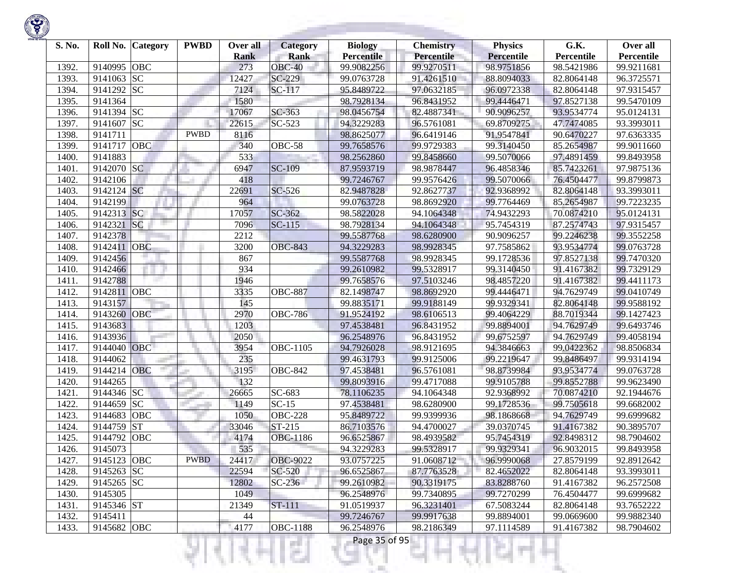| S. No. | Roll No. | Category | PWBD | Over all Rank | Category Rank | Biology Percentile | Chemistry Percentile | Physics Percentile | G.K. Percentile | Over all Percentile |
|---|---|---|---|---|---|---|---|---|---|---|
| 1392. | 9140995 | OBC | | 273 | OBC-40 | 99.9082256 | 99.9270511 | 98.9751856 | 98.5421986 | 99.9211681 |
| 1393. | 9141063 | SC | | 12427 | SC-229 | 99.0763728 | 91.4261510 | 88.8094033 | 82.8064148 | 96.3725571 |
| 1394. | 9141292 | SC | | 7124 | SC-117 | 95.8489722 | 97.0632185 | 96.0972338 | 82.8064148 | 97.9315457 |
| 1395. | 9141364 | | | 1580 | | 98.7928134 | 96.8431952 | 99.4446471 | 97.8527138 | 99.5470109 |
| 1396. | 9141394 | SC | | 17067 | SC-363 | 98.0456754 | 82.4887341 | 90.9096257 | 93.9534774 | 95.0124131 |
| 1397. | 9141607 | SC | | 22615 | SC-523 | 94.3229283 | 96.5761081 | 69.8709275 | 47.7474085 | 93.3993011 |
| 1398. | 9141711 | | PWBD | 8116 | | 98.8625077 | 96.6419146 | 91.9547841 | 90.6470227 | 97.6363335 |
| 1399. | 9141717 | OBC | | 340 | OBC-58 | 99.7658576 | 99.9729383 | 99.3140450 | 85.2654987 | 99.9011660 |
| 1400. | 9141883 | | | 533 | | 98.2562860 | 99.8458660 | 99.5070066 | 97.4891459 | 99.8493958 |
| 1401. | 9142070 | SC | | 6947 | SC-109 | 87.9593719 | 98.9878447 | 96.4858346 | 85.7423261 | 97.9875136 |
| 1402. | 9142106 | | | 418 | | 99.7246767 | 99.9576426 | 99.5070066 | 76.4504477 | 99.8799873 |
| 1403. | 9142124 | SC | | 22691 | SC-526 | 82.9487828 | 92.8627737 | 92.9368992 | 82.8064148 | 93.3993011 |
| 1404. | 9142199 | | | 964 | | 99.0763728 | 98.8692920 | 99.7764469 | 85.2654987 | 99.7223235 |
| 1405. | 9142313 | SC | | 17057 | SC-362 | 98.5822028 | 94.1064348 | 74.9432293 | 70.0874210 | 95.0124131 |
| 1406. | 9142321 | SC | | 7096 | SC-115 | 98.7928134 | 94.1064348 | 95.7454319 | 87.2574743 | 97.9315457 |
| 1407. | 9142378 | | | 2212 | | 99.5587768 | 98.6280900 | 90.9096257 | 99.2246238 | 99.3552258 |
| 1408. | 9142411 | OBC | | 3200 | OBC-843 | 94.3229283 | 98.9928345 | 97.7585862 | 93.9534774 | 99.0763728 |
| 1409. | 9142456 | | | 867 | | 99.5587768 | 98.9928345 | 99.1728536 | 97.8527138 | 99.7470320 |
| 1410. | 9142466 | | | 934 | | 99.2610982 | 99.5328917 | 99.3140450 | 91.4167382 | 99.7329129 |
| 1411. | 9142788 | | | 1946 | | 99.7658576 | 97.5103246 | 98.4857220 | 91.4167382 | 99.4411173 |
| 1412. | 9142811 | OBC | | 3335 | OBC-887 | 82.1498747 | 98.8692920 | 99.4446471 | 94.7629749 | 99.0410749 |
| 1413. | 9143157 | | | 145 | | 99.8835171 | 99.9188149 | 99.9329341 | 82.8064148 | 99.9588192 |
| 1414. | 9143260 | OBC | | 2970 | OBC-786 | 91.9524192 | 98.6106513 | 99.4064229 | 88.7019344 | 99.1427423 |
| 1415. | 9143683 | | | 1203 | | 97.4538481 | 96.8431952 | 99.8894001 | 94.7629749 | 99.6493746 |
| 1416. | 9143936 | | | 2050 | | 96.2548976 | 96.8431952 | 99.6752597 | 94.7629749 | 99.4058194 |
| 1417. | 9144040 | OBC | | 3954 | OBC-1105 | 94.7926028 | 98.9121695 | 94.3846663 | 99.0422362 | 98.8506834 |
| 1418. | 9144062 | | | 235 | | 99.4631793 | 99.9125006 | 99.2219647 | 99.8486497 | 99.9314194 |
| 1419. | 9144214 | OBC | | 3195 | OBC-842 | 97.4538481 | 96.5761081 | 98.8739984 | 93.9534774 | 99.0763728 |
| 1420. | 9144265 | | | 132 | | 99.8093916 | 99.4717088 | 99.9105788 | 99.8552788 | 99.9623490 |
| 1421. | 9144346 | SC | | 26665 | SC-683 | 78.1106235 | 94.1064348 | 92.9368992 | 70.0874210 | 92.1944676 |
| 1422. | 9144659 | SC | | 1149 | SC-15 | 97.4538481 | 98.6280900 | 99.1728536 | 99.7505618 | 99.6682002 |
| 1423. | 9144683 | OBC | | 1050 | OBC-228 | 95.8489722 | 99.9399936 | 98.1868668 | 94.7629749 | 99.6999682 |
| 1424. | 9144759 | ST | | 33046 | ST-215 | 86.7103576 | 94.4700027 | 39.0370745 | 91.4167382 | 90.3895707 |
| 1425. | 9144792 | OBC | | 4174 | OBC-1186 | 96.6525867 | 98.4939582 | 95.7454319 | 92.8498312 | 98.7904602 |
| 1426. | 9145073 | | | 535 | | 94.3229283 | 99.5328917 | 99.9329341 | 96.9032015 | 99.8493958 |
| 1427. | 9145123 | OBC | PWBD | 24417 | OBC-9022 | 93.0757225 | 91.0608712 | 96.9990068 | 27.8579199 | 92.8912642 |
| 1428. | 9145263 | SC | | 22594 | SC-520 | 96.6525867 | 87.7763528 | 82.4652022 | 82.8064148 | 93.3993011 |
| 1429. | 9145265 | SC | | 12802 | SC-236 | 99.2610982 | 90.3319175 | 83.8288760 | 91.4167382 | 96.2572508 |
| 1430. | 9145305 | | | 1049 | | 96.2548976 | 99.7340895 | 99.7270299 | 76.4504477 | 99.6999682 |
| 1431. | 9145346 | ST | | 21349 | ST-111 | 91.0519937 | 96.3231401 | 67.5083244 | 82.8064148 | 93.7652222 |
| 1432. | 9145411 | | | 44 | | 99.7246767 | 99.9917638 | 99.8894001 | 99.0669600 | 99.9882340 |
| 1433. | 9145682 | OBC | | 4177 | OBC-1188 | 96.2548976 | 98.2186349 | 97.1114589 | 91.4167382 | 98.7904602 |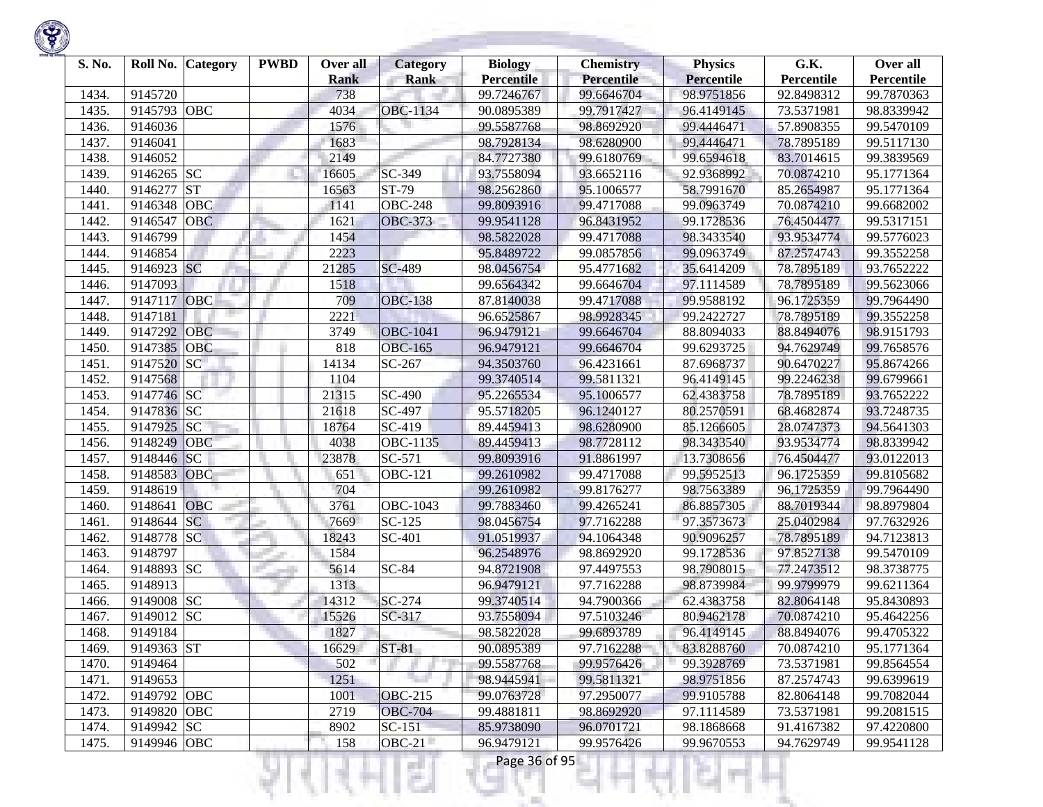| S. No. | Roll No. | Category | PWBD | Over all Rank | Category Rank | Biology Percentile | Chemistry Percentile | Physics Percentile | G.K. Percentile | Over all Percentile |
|---|---|---|---|---|---|---|---|---|---|---|
| 1434. | 9145720 | | | 738 | | 99.7246767 | 99.6646704 | 98.9751856 | 92.8498312 | 99.7870363 |
| 1435. | 9145793 | OBC | | 4034 | OBC-1134 | 90.0895389 | 99.7917427 | 96.4149145 | 73.5371981 | 98.8339942 |
| 1436. | 9146036 | | | 1576 | | 99.5587768 | 98.8692920 | 99.4446471 | 57.8908355 | 99.5470109 |
| 1437. | 9146041 | | | 1683 | | 98.7928134 | 98.6280900 | 99.4446471 | 78.7895189 | 99.5117130 |
| 1438. | 9146052 | | | 2149 | | 84.7727380 | 99.6180769 | 99.6594618 | 83.7014615 | 99.3839569 |
| 1439. | 9146265 | SC | | 16605 | SC-349 | 93.7558094 | 93.6652116 | 92.9368992 | 70.0874210 | 95.1771364 |
| 1440. | 9146277 | ST | | 16563 | ST-79 | 98.2562860 | 95.1006577 | 58.7991670 | 85.2654987 | 95.1771364 |
| 1441. | 9146348 | OBC | | 1141 | OBC-248 | 99.8093916 | 99.4717088 | 99.0963749 | 70.0874210 | 99.6682002 |
| 1442. | 9146547 | OBC | | 1621 | OBC-373 | 99.9541128 | 96.8431952 | 99.1728536 | 76.4504477 | 99.5317151 |
| 1443. | 9146799 | | | 1454 | | 98.5822028 | 99.4717088 | 98.3433540 | 93.9534774 | 99.5776023 |
| 1444. | 9146854 | | | 2223 | | 95.8489722 | 99.0857856 | 99.0963749 | 87.2574743 | 99.3552258 |
| 1445. | 9146923 | SC | | 21285 | SC-489 | 98.0456754 | 95.4771682 | 35.6414209 | 78.7895189 | 93.7652222 |
| 1446. | 9147093 | | | 1518 | | 99.6564342 | 99.6646704 | 97.1114589 | 78.7895189 | 99.5623066 |
| 1447. | 9147117 | OBC | | 709 | OBC-138 | 87.8140038 | 99.4717088 | 99.9588192 | 96.1725359 | 99.7964490 |
| 1448. | 9147181 | | | 2221 | | 96.6525867 | 98.9928345 | 99.2422727 | 78.7895189 | 99.3552258 |
| 1449. | 9147292 | OBC | | 3749 | OBC-1041 | 96.9479121 | 99.6646704 | 88.8094033 | 88.8494076 | 98.9151793 |
| 1450. | 9147385 | OBC | | 818 | OBC-165 | 96.9479121 | 99.6646704 | 99.6293725 | 94.7629749 | 99.7658576 |
| 1451. | 9147520 | SC | | 14134 | SC-267 | 94.3503760 | 96.4231661 | 87.6968737 | 90.6470227 | 95.8674266 |
| 1452. | 9147568 | | | 1104 | | 99.3740514 | 99.5811321 | 96.4149145 | 99.2246238 | 99.6799661 |
| 1453. | 9147746 | SC | | 21315 | SC-490 | 95.2265534 | 95.1006577 | 62.4383758 | 78.7895189 | 93.7652222 |
| 1454. | 9147836 | SC | | 21618 | SC-497 | 95.5718205 | 96.1240127 | 80.2570591 | 68.4682874 | 93.7248735 |
| 1455. | 9147925 | SC | | 18764 | SC-419 | 89.4459413 | 98.6280900 | 85.1266605 | 28.0747373 | 94.5641303 |
| 1456. | 9148249 | OBC | | 4038 | OBC-1135 | 89.4459413 | 98.7728112 | 98.3433540 | 93.9534774 | 98.8339942 |
| 1457. | 9148446 | SC | | 23878 | SC-571 | 99.8093916 | 91.8861997 | 13.7308656 | 76.4504477 | 93.0122013 |
| 1458. | 9148583 | OBC | | 651 | OBC-121 | 99.2610982 | 99.4717088 | 99.5952513 | 96.1725359 | 99.8105682 |
| 1459. | 9148619 | | | 704 | | 99.2610982 | 99.8176277 | 98.7563389 | 96.1725359 | 99.7964490 |
| 1460. | 9148641 | OBC | | 3761 | OBC-1043 | 99.7883460 | 99.4265241 | 86.8857305 | 88.7019344 | 98.8979804 |
| 1461. | 9148644 | SC | | 7669 | SC-125 | 98.0456754 | 97.7162288 | 97.3573673 | 25.0402984 | 97.7632926 |
| 1462. | 9148778 | SC | | 18243 | SC-401 | 91.0519937 | 94.1064348 | 90.9096257 | 78.7895189 | 94.7123813 |
| 1463. | 9148797 | | | 1584 | | 96.2548976 | 98.8692920 | 99.1728536 | 97.8527138 | 99.5470109 |
| 1464. | 9148893 | SC | | 5614 | SC-84 | 94.8721908 | 97.4497553 | 98.7908015 | 77.2473512 | 98.3738775 |
| 1465. | 9148913 | | | 1313 | | 96.9479121 | 97.7162288 | 98.8739984 | 99.9799979 | 99.6211364 |
| 1466. | 9149008 | SC | | 14312 | SC-274 | 99.3740514 | 94.7900366 | 62.4383758 | 82.8064148 | 95.8430893 |
| 1467. | 9149012 | SC | | 15526 | SC-317 | 93.7558094 | 97.5103246 | 80.9462178 | 70.0874210 | 95.4642256 |
| 1468. | 9149184 | | | 1827 | | 98.5822028 | 99.6893789 | 96.4149145 | 88.8494076 | 99.4705322 |
| 1469. | 9149363 | ST | | 16629 | ST-81 | 90.0895389 | 97.7162288 | 83.8288760 | 70.0874210 | 95.1771364 |
| 1470. | 9149464 | | | 502 | | 99.5587768 | 99.9576426 | 99.3928769 | 73.5371981 | 99.8564554 |
| 1471. | 9149653 | | | 1251 | | 98.9445941 | 99.5811321 | 98.9751856 | 87.2574743 | 99.6399619 |
| 1472. | 9149792 | OBC | | 1001 | OBC-215 | 99.0763728 | 97.2950077 | 99.9105788 | 82.8064148 | 99.7082044 |
| 1473. | 9149820 | OBC | | 2719 | OBC-704 | 99.4881811 | 98.8692920 | 97.1114589 | 73.5371981 | 99.2081515 |
| 1474. | 9149942 | SC | | 8902 | SC-151 | 85.9738090 | 96.0701721 | 98.1868668 | 91.4167382 | 97.4220800 |
| 1475. | 9149946 | OBC | | 158 | OBC-21 | 96.9479121 | 99.9576426 | 99.9670553 | 94.7629749 | 99.9541128 |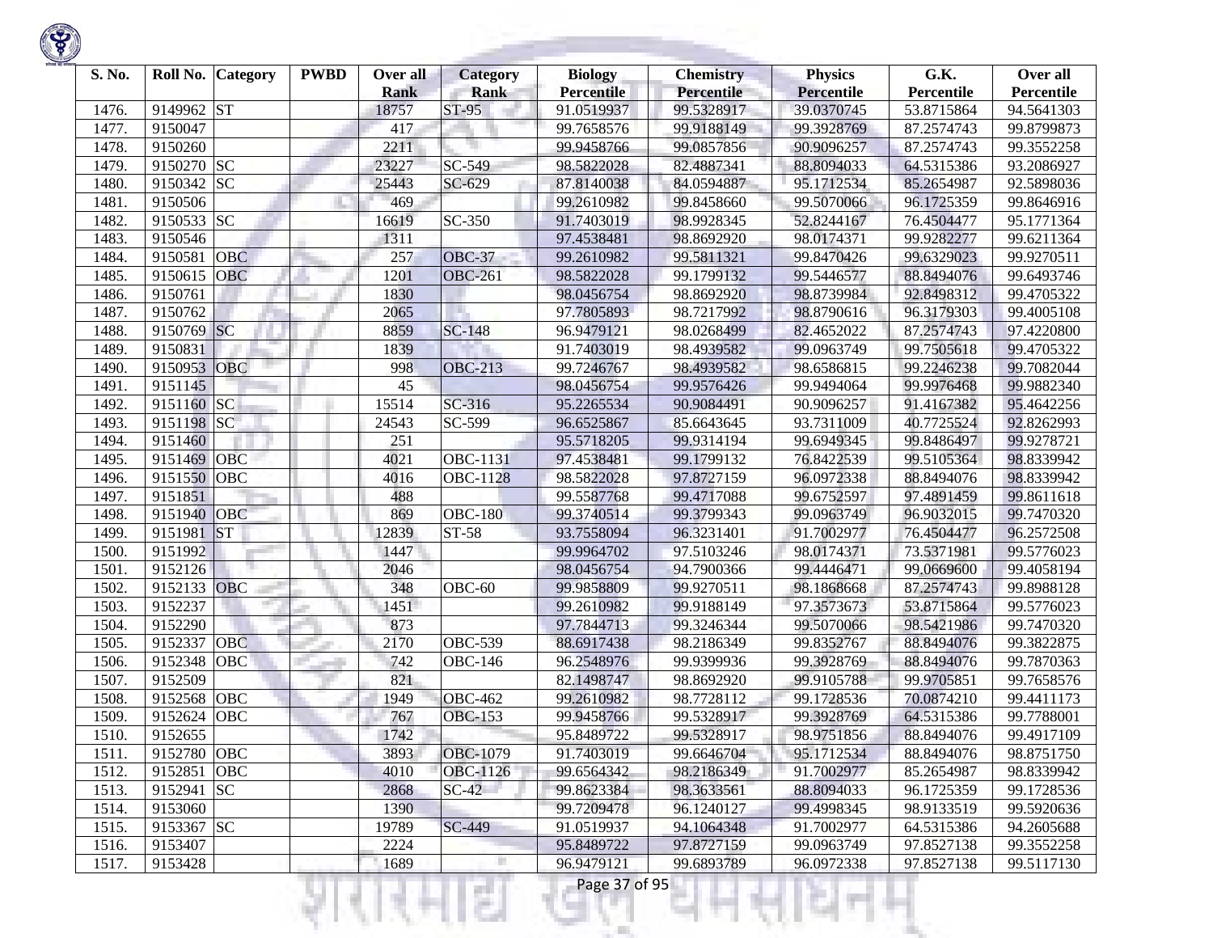| S. No. | Roll No. | Category | PWBD | Over all Rank | Category Rank | Biology Percentile | Chemistry Percentile | Physics Percentile | G.K. Percentile | Over all Percentile |
|---|---|---|---|---|---|---|---|---|---|---|
| 1476. | 9149962 | ST | | 18757 | ST-95 | 91.0519937 | 99.5328917 | 39.0370745 | 53.8715864 | 94.5641303 |
| 1477. | 9150047 | | | 417 | | 99.7658576 | 99.9188149 | 99.3928769 | 87.2574743 | 99.8799873 |
| 1478. | 9150260 | | | 2211 | | 99.9458766 | 99.0857856 | 90.9096257 | 87.2574743 | 99.3552258 |
| 1479. | 9150270 | SC | | 23227 | SC-549 | 98.5822028 | 82.4887341 | 88.8094033 | 64.5315386 | 93.2086927 |
| 1480. | 9150342 | SC | | 25443 | SC-629 | 87.8140038 | 84.0594887 | 95.1712534 | 85.2654987 | 92.5898036 |
| 1481. | 9150506 | | | 469 | | 99.2610982 | 99.8458660 | 99.5070066 | 96.1725359 | 99.8646916 |
| 1482. | 9150533 | SC | | 16619 | SC-350 | 91.7403019 | 98.9928345 | 52.8244167 | 76.4504477 | 95.1771364 |
| 1483. | 9150546 | | | 1311 | | 97.4538481 | 98.8692920 | 98.0174371 | 99.9282277 | 99.6211364 |
| 1484. | 9150581 | OBC | | 257 | OBC-37 | 99.2610982 | 99.5811321 | 99.8470426 | 99.6329023 | 99.9270511 |
| 1485. | 9150615 | OBC | | 1201 | OBC-261 | 98.5822028 | 99.1799132 | 99.5446577 | 88.8494076 | 99.6493746 |
| 1486. | 9150761 | | | 1830 | | 98.0456754 | 98.8692920 | 98.8739984 | 92.8498312 | 99.4705322 |
| 1487. | 9150762 | | | 2065 | | 97.7805893 | 98.7217992 | 98.8790616 | 96.3179303 | 99.4005108 |
| 1488. | 9150769 | SC | | 8859 | SC-148 | 96.9479121 | 98.0268499 | 82.4652022 | 87.2574743 | 97.4220800 |
| 1489. | 9150831 | | | 1839 | | 91.7403019 | 98.4939582 | 99.0963749 | 99.7505618 | 99.4705322 |
| 1490. | 9150953 | OBC | | 998 | OBC-213 | 99.7246767 | 98.4939582 | 98.6586815 | 99.2246238 | 99.7082044 |
| 1491. | 9151145 | | | 45 | | 98.0456754 | 99.9576426 | 99.9494064 | 99.9976468 | 99.9882340 |
| 1492. | 9151160 | SC | | 15514 | SC-316 | 95.2265534 | 90.9084491 | 90.9096257 | 91.4167382 | 95.4642256 |
| 1493. | 9151198 | SC | | 24543 | SC-599 | 96.6525867 | 85.6643645 | 93.7311009 | 40.7725524 | 92.8262993 |
| 1494. | 9151460 | | | 251 | | 95.5718205 | 99.9314194 | 99.6949345 | 99.8486497 | 99.9278721 |
| 1495. | 9151469 | OBC | | 4021 | OBC-1131 | 97.4538481 | 99.1799132 | 76.8422539 | 99.5105364 | 98.8339942 |
| 1496. | 9151550 | OBC | | 4016 | OBC-1128 | 98.5822028 | 97.8727159 | 96.0972338 | 88.8494076 | 98.8339942 |
| 1497. | 9151851 | | | 488 | | 99.5587768 | 99.4717088 | 99.6752597 | 97.4891459 | 99.8611618 |
| 1498. | 9151940 | OBC | | 869 | OBC-180 | 99.3740514 | 99.3799343 | 99.0963749 | 96.9032015 | 99.7470320 |
| 1499. | 9151981 | ST | | 12839 | ST-58 | 93.7558094 | 96.3231401 | 91.7002977 | 76.4504477 | 96.2572508 |
| 1500. | 9151992 | | | 1447 | | 99.9964702 | 97.5103246 | 98.0174371 | 73.5371981 | 99.5776023 |
| 1501. | 9152126 | | | 2046 | | 98.0456754 | 94.7900366 | 99.4446471 | 99.0669600 | 99.4058194 |
| 1502. | 9152133 | OBC | | 348 | OBC-60 | 99.9858809 | 99.9270511 | 98.1868668 | 87.2574743 | 99.8988128 |
| 1503. | 9152237 | | | 1451 | | 99.2610982 | 99.9188149 | 97.3573673 | 53.8715864 | 99.5776023 |
| 1504. | 9152290 | | | 873 | | 97.7844713 | 99.3246344 | 99.5070066 | 98.5421986 | 99.7470320 |
| 1505. | 9152337 | OBC | | 2170 | OBC-539 | 88.6917438 | 98.2186349 | 99.8352767 | 88.8494076 | 99.3822875 |
| 1506. | 9152348 | OBC | | 742 | OBC-146 | 96.2548976 | 99.9399936 | 99.3928769 | 88.8494076 | 99.7870363 |
| 1507. | 9152509 | | | 821 | | 82.1498747 | 98.8692920 | 99.9105788 | 99.9705851 | 99.7658576 |
| 1508. | 9152568 | OBC | | 1949 | OBC-462 | 99.2610982 | 98.7728112 | 99.1728536 | 70.0874210 | 99.4411173 |
| 1509. | 9152624 | OBC | | 767 | OBC-153 | 99.9458766 | 99.5328917 | 99.3928769 | 64.5315386 | 99.7788001 |
| 1510. | 9152655 | | | 1742 | | 95.8489722 | 99.5328917 | 98.9751856 | 88.8494076 | 99.4917109 |
| 1511. | 9152780 | OBC | | 3893 | OBC-1079 | 91.7403019 | 99.6646704 | 95.1712534 | 88.8494076 | 98.8751750 |
| 1512. | 9152851 | OBC | | 4010 | OBC-1126 | 99.6564342 | 98.2186349 | 91.7002977 | 85.2654987 | 98.8339942 |
| 1513. | 9152941 | SC | | 2868 | SC-42 | 99.8623384 | 98.3633561 | 88.8094033 | 96.1725359 | 99.1728536 |
| 1514. | 9153060 | | | 1390 | | 99.7209478 | 96.1240127 | 99.4998345 | 98.9133519 | 99.5920636 |
| 1515. | 9153367 | SC | | 19789 | SC-449 | 91.0519937 | 94.1064348 | 91.7002977 | 64.5315386 | 94.2605688 |
| 1516. | 9153407 | | | 2224 | | 95.8489722 | 97.8727159 | 99.0963749 | 97.8527138 | 99.3552258 |
| 1517. | 9153428 | | | 1689 | | 96.9479121 | 99.6893789 | 96.0972338 | 97.8527138 | 99.5117130 |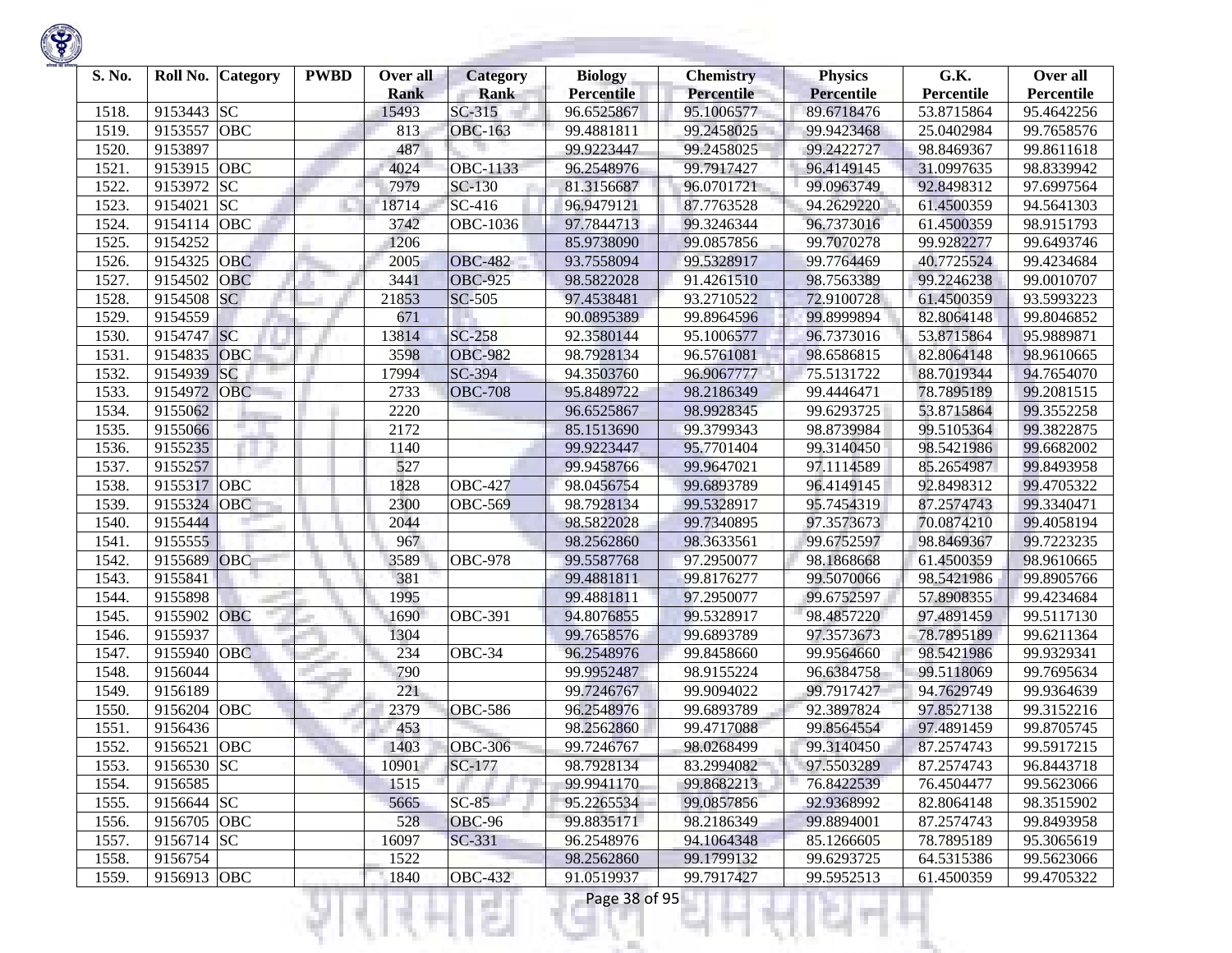| S. No. | Roll No. | Category | PWBD | Over all Rank | Category Rank | Biology Percentile | Chemistry Percentile | Physics Percentile | G.K. Percentile | Over all Percentile |
|---|---|---|---|---|---|---|---|---|---|---|
| 1518. | 9153443 | SC | | 15493 | SC-315 | 96.6525867 | 95.1006577 | 89.6718476 | 53.8715864 | 95.4642256 |
| 1519. | 9153557 | OBC | | 813 | OBC-163 | 99.4881811 | 99.2458025 | 99.9423468 | 25.0402984 | 99.7658576 |
| 1520. | 9153897 | | | 487 | | 99.9223447 | 99.2458025 | 99.2422727 | 98.8469367 | 99.8611618 |
| 1521. | 9153915 | OBC | | 4024 | OBC-1133 | 96.2548976 | 99.7917427 | 96.4149145 | 31.0997635 | 98.8339942 |
| 1522. | 9153972 | SC | | 7979 | SC-130 | 81.3156687 | 96.0701721 | 99.0963749 | 92.8498312 | 97.6997564 |
| 1523. | 9154021 | SC | | 18714 | SC-416 | 96.9479121 | 87.7763528 | 94.2629220 | 61.4500359 | 94.5641303 |
| 1524. | 9154114 | OBC | | 3742 | OBC-1036 | 97.7844713 | 99.3246344 | 96.7373016 | 61.4500359 | 98.9151793 |
| 1525. | 9154252 | | | 1206 | | 85.9738090 | 99.0857856 | 99.7070278 | 99.9282277 | 99.6493746 |
| 1526. | 9154325 | OBC | | 2005 | OBC-482 | 93.7558094 | 99.5328917 | 99.7764469 | 40.7725524 | 99.4234684 |
| 1527. | 9154502 | OBC | | 3441 | OBC-925 | 98.5822028 | 91.4261510 | 98.7563389 | 99.2246238 | 99.0010707 |
| 1528. | 9154508 | SC | | 21853 | SC-505 | 97.4538481 | 93.2710522 | 72.9100728 | 61.4500359 | 93.5993223 |
| 1529. | 9154559 | | | 671 | | 90.0895389 | 99.8964596 | 99.8999894 | 82.8064148 | 99.8046852 |
| 1530. | 9154747 | SC | | 13814 | SC-258 | 92.3580144 | 95.1006577 | 96.7373016 | 53.8715864 | 95.9889871 |
| 1531. | 9154835 | OBC | | 3598 | OBC-982 | 98.7928134 | 96.5761081 | 98.6586815 | 82.8064148 | 98.9610665 |
| 1532. | 9154939 | SC | | 17994 | SC-394 | 94.3503760 | 96.9067777 | 75.5131722 | 88.7019344 | 94.7654070 |
| 1533. | 9154972 | OBC | | 2733 | OBC-708 | 95.8489722 | 98.2186349 | 99.4446471 | 78.7895189 | 99.2081515 |
| 1534. | 9155062 | | | 2220 | | 96.6525867 | 98.9928345 | 99.6293725 | 53.8715864 | 99.3552258 |
| 1535. | 9155066 | | | 2172 | | 85.1513690 | 99.3799343 | 98.8739984 | 99.5105364 | 99.3822875 |
| 1536. | 9155235 | | | 1140 | | 99.9223447 | 95.7701404 | 99.3140450 | 98.5421986 | 99.6682002 |
| 1537. | 9155257 | | | 527 | | 99.9458766 | 99.9647021 | 97.1114589 | 85.2654987 | 99.8493958 |
| 1538. | 9155317 | OBC | | 1828 | OBC-427 | 98.0456754 | 99.6893789 | 96.4149145 | 92.8498312 | 99.4705322 |
| 1539. | 9155324 | OBC | | 2300 | OBC-569 | 98.7928134 | 99.5328917 | 95.7454319 | 87.2574743 | 99.3340471 |
| 1540. | 9155444 | | | 2044 | | 98.5822028 | 99.7340895 | 97.3573673 | 70.0874210 | 99.4058194 |
| 1541. | 9155555 | | | 967 | | 98.2562860 | 98.3633561 | 99.6752597 | 98.8469367 | 99.7223235 |
| 1542. | 9155689 | OBC | | 3589 | OBC-978 | 99.5587768 | 97.2950077 | 98.1868668 | 61.4500359 | 98.9610665 |
| 1543. | 9155841 | | | 381 | | 99.4881811 | 99.8176277 | 99.5070066 | 98.5421986 | 99.8905766 |
| 1544. | 9155898 | | | 1995 | | 99.4881811 | 97.2950077 | 99.6752597 | 57.8908355 | 99.4234684 |
| 1545. | 9155902 | OBC | | 1690 | OBC-391 | 94.8076855 | 99.5328917 | 98.4857220 | 97.4891459 | 99.5117130 |
| 1546. | 9155937 | | | 1304 | | 99.7658576 | 99.6893789 | 97.3573673 | 78.7895189 | 99.6211364 |
| 1547. | 9155940 | OBC | | 234 | OBC-34 | 96.2548976 | 99.8458660 | 99.9564660 | 98.5421986 | 99.9329341 |
| 1548. | 9156044 | | | 790 | | 99.9952487 | 98.9155224 | 96.6384758 | 99.5118069 | 99.7695634 |
| 1549. | 9156189 | | | 221 | | 99.7246767 | 99.9094022 | 99.7917427 | 94.7629749 | 99.9364639 |
| 1550. | 9156204 | OBC | | 2379 | OBC-586 | 96.2548976 | 99.6893789 | 92.3897824 | 97.8527138 | 99.3152216 |
| 1551. | 9156436 | | | 453 | | 98.2562860 | 99.4717088 | 99.8564554 | 97.4891459 | 99.8705745 |
| 1552. | 9156521 | OBC | | 1403 | OBC-306 | 99.7246767 | 98.0268499 | 99.3140450 | 87.2574743 | 99.5917215 |
| 1553. | 9156530 | SC | | 10901 | SC-177 | 98.7928134 | 83.2994082 | 97.5503289 | 87.2574743 | 96.8443718 |
| 1554. | 9156585 | | | 1515 | | 99.9941170 | 99.8682213 | 76.8422539 | 76.4504477 | 99.5623066 |
| 1555. | 9156644 | SC | | 5665 | SC-85 | 95.2265534 | 99.0857856 | 92.9368992 | 82.8064148 | 98.3515902 |
| 1556. | 9156705 | OBC | | 528 | OBC-96 | 99.8835171 | 98.2186349 | 99.8894001 | 87.2574743 | 99.8493958 |
| 1557. | 9156714 | SC | | 16097 | SC-331 | 96.2548976 | 94.1064348 | 85.1266605 | 78.7895189 | 95.3065619 |
| 1558. | 9156754 | | | 1522 | | 98.2562860 | 99.1799132 | 99.6293725 | 64.5315386 | 99.5623066 |
| 1559. | 9156913 | OBC | | 1840 | OBC-432 | 91.0519937 | 99.7917427 | 99.5952513 | 61.4500359 | 99.4705322 |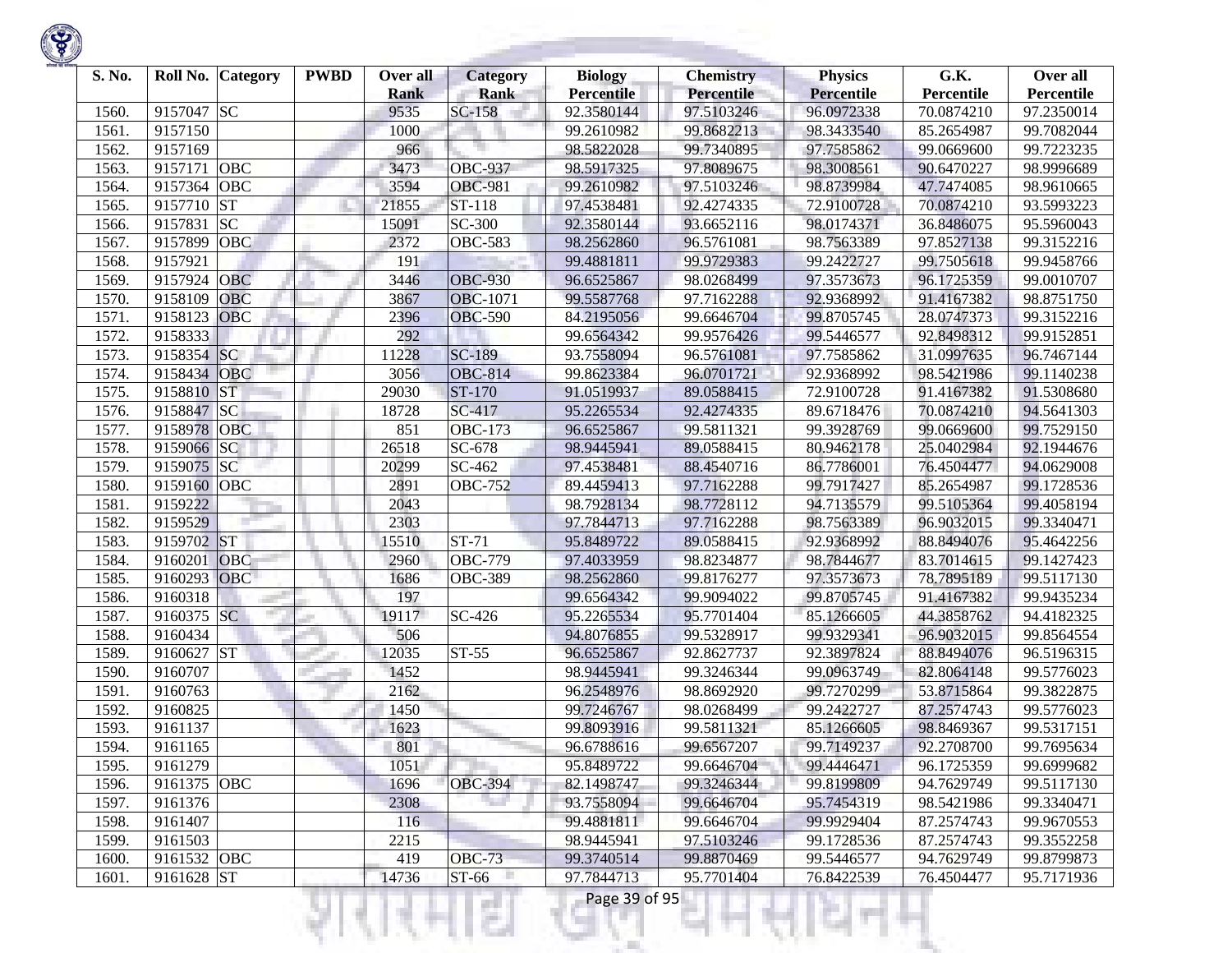| S. No. | Roll No. | Category | PWBD | Over all Rank | Category Rank | Biology Percentile | Chemistry Percentile | Physics Percentile | G.K. Percentile | Over all Percentile |
|---|---|---|---|---|---|---|---|---|---|---|
| 1560. | 9157047 | SC | | 9535 | SC-158 | 92.3580144 | 97.5103246 | 96.0972338 | 70.0874210 | 97.2350014 |
| 1561. | 9157150 | | | 1000 | | 99.2610982 | 99.8682213 | 98.3433540 | 85.2654987 | 99.7082044 |
| 1562. | 9157169 | | | 966 | | 98.5822028 | 99.7340895 | 97.7585862 | 99.0669600 | 99.7223235 |
| 1563. | 9157171 | OBC | | 3473 | OBC-937 | 98.5917325 | 97.8089675 | 98.3008561 | 90.6470227 | 98.9996689 |
| 1564. | 9157364 | OBC | | 3594 | OBC-981 | 99.2610982 | 97.5103246 | 98.8739984 | 47.7474085 | 98.9610665 |
| 1565. | 9157710 | ST | | 21855 | ST-118 | 97.4538481 | 92.4274335 | 72.9100728 | 70.0874210 | 93.5993223 |
| 1566. | 9157831 | SC | | 15091 | SC-300 | 92.3580144 | 93.6652116 | 98.0174371 | 36.8486075 | 95.5960043 |
| 1567. | 9157899 | OBC | | 2372 | OBC-583 | 98.2562860 | 96.5761081 | 98.7563389 | 97.8527138 | 99.3152216 |
| 1568. | 9157921 | | | 191 | | 99.4881811 | 99.9729383 | 99.2422727 | 99.7505618 | 99.9458766 |
| 1569. | 9157924 | OBC | | 3446 | OBC-930 | 96.6525867 | 98.0268499 | 97.3573673 | 96.1725359 | 99.0010707 |
| 1570. | 9158109 | OBC | | 3867 | OBC-1071 | 99.5587768 | 97.7162288 | 92.9368992 | 91.4167382 | 98.8751750 |
| 1571. | 9158123 | OBC | | 2396 | OBC-590 | 84.2195056 | 99.6646704 | 99.8705745 | 28.0747373 | 99.3152216 |
| 1572. | 9158333 | | | 292 | | 99.6564342 | 99.9576426 | 99.5446577 | 92.8498312 | 99.9152851 |
| 1573. | 9158354 | SC | | 11228 | SC-189 | 93.7558094 | 96.5761081 | 97.7585862 | 31.0997635 | 96.7467144 |
| 1574. | 9158434 | OBC | | 3056 | OBC-814 | 99.8623384 | 96.0701721 | 92.9368992 | 98.5421986 | 99.1140238 |
| 1575. | 9158810 | ST | | 29030 | ST-170 | 91.0519937 | 89.0588415 | 72.9100728 | 91.4167382 | 91.5308680 |
| 1576. | 9158847 | SC | | 18728 | SC-417 | 95.2265534 | 92.4274335 | 89.6718476 | 70.0874210 | 94.5641303 |
| 1577. | 9158978 | OBC | | 851 | OBC-173 | 96.6525867 | 99.5811321 | 99.3928769 | 99.0669600 | 99.7529150 |
| 1578. | 9159066 | SC | | 26518 | SC-678 | 98.9445941 | 89.0588415 | 80.9462178 | 25.0402984 | 92.1944676 |
| 1579. | 9159075 | SC | | 20299 | SC-462 | 97.4538481 | 88.4540716 | 86.7786001 | 76.4504477 | 94.0629008 |
| 1580. | 9159160 | OBC | | 2891 | OBC-752 | 89.4459413 | 97.7162288 | 99.7917427 | 85.2654987 | 99.1728536 |
| 1581. | 9159222 | | | 2043 | | 98.7928134 | 98.7728112 | 94.7135579 | 99.5105364 | 99.4058194 |
| 1582. | 9159529 | | | 2303 | | 97.7844713 | 97.7162288 | 98.7563389 | 96.9032015 | 99.3340471 |
| 1583. | 9159702 | ST | | 15510 | ST-71 | 95.8489722 | 89.0588415 | 92.9368992 | 88.8494076 | 95.4642256 |
| 1584. | 9160201 | OBC | | 2960 | OBC-779 | 97.4033959 | 98.8234877 | 98.7844677 | 83.7014615 | 99.1427423 |
| 1585. | 9160293 | OBC | | 1686 | OBC-389 | 98.2562860 | 99.8176277 | 97.3573673 | 78.7895189 | 99.5117130 |
| 1586. | 9160318 | | | 197 | | 99.6564342 | 99.9094022 | 99.8705745 | 91.4167382 | 99.9435234 |
| 1587. | 9160375 | SC | | 19117 | SC-426 | 95.2265534 | 95.7701404 | 85.1266605 | 44.3858762 | 94.4182325 |
| 1588. | 9160434 | | | 506 | | 94.8076855 | 99.5328917 | 99.9329341 | 96.9032015 | 99.8564554 |
| 1589. | 9160627 | ST | | 12035 | ST-55 | 96.6525867 | 92.8627737 | 92.3897824 | 88.8494076 | 96.5196315 |
| 1590. | 9160707 | | | 1452 | | 98.9445941 | 99.3246344 | 99.0963749 | 82.8064148 | 99.5776023 |
| 1591. | 9160763 | | | 2162 | | 96.2548976 | 98.8692920 | 99.7270299 | 53.8715864 | 99.3822875 |
| 1592. | 9160825 | | | 1450 | | 99.7246767 | 98.0268499 | 99.2422727 | 87.2574743 | 99.5776023 |
| 1593. | 9161137 | | | 1623 | | 99.8093916 | 99.5811321 | 85.1266605 | 98.8469367 | 99.5317151 |
| 1594. | 9161165 | | | 801 | | 96.6788616 | 99.6567207 | 99.7149237 | 92.2708700 | 99.7695634 |
| 1595. | 9161279 | | | 1051 | | 95.8489722 | 99.6646704 | 99.4446471 | 96.1725359 | 99.6999682 |
| 1596. | 9161375 | OBC | | 1696 | OBC-394 | 82.1498747 | 99.3246344 | 99.8199809 | 94.7629749 | 99.5117130 |
| 1597. | 9161376 | | | 2308 | | 93.7558094 | 99.6646704 | 95.7454319 | 98.5421986 | 99.3340471 |
| 1598. | 9161407 | | | 116 | | 99.4881811 | 99.6646704 | 99.9929404 | 87.2574743 | 99.9670553 |
| 1599. | 9161503 | | | 2215 | | 98.9445941 | 97.5103246 | 99.1728536 | 87.2574743 | 99.3552258 |
| 1600. | 9161532 | OBC | | 419 | OBC-73 | 99.3740514 | 99.8870469 | 99.5446577 | 94.7629749 | 99.8799873 |
| 1601. | 9161628 | ST | | 14736 | ST-66 | 97.7844713 | 95.7701404 | 76.8422539 | 76.4504477 | 95.7171936 |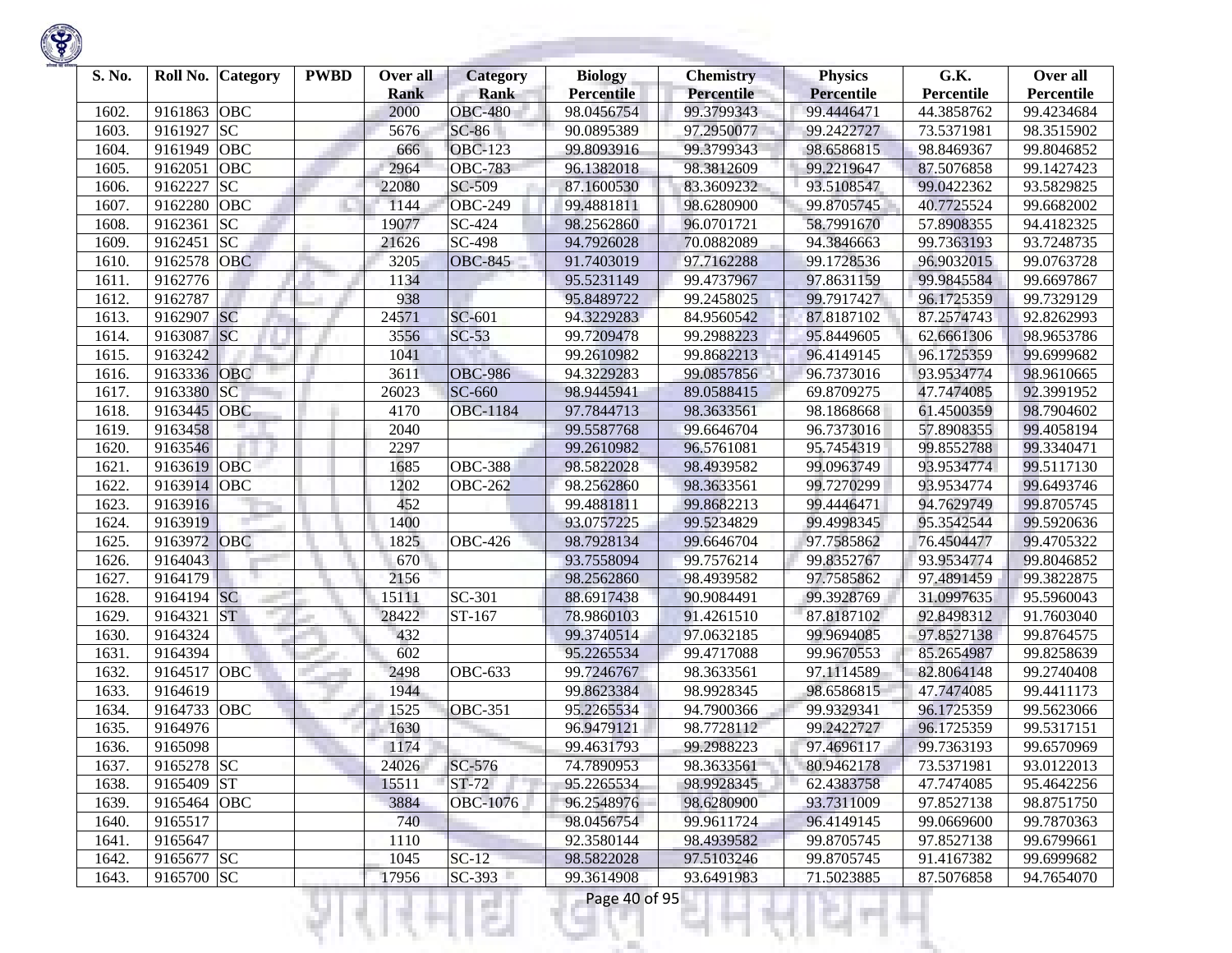| S. No. | Roll No. | Category | PWBD | Over all Rank | Category Rank | Biology Percentile | Chemistry Percentile | Physics Percentile | G.K. Percentile | Over all Percentile |
|---|---|---|---|---|---|---|---|---|---|---|
| 1602. | 9161863 | OBC | | 2000 | OBC-480 | 98.0456754 | 99.3799343 | 99.4446471 | 44.3858762 | 99.4234684 |
| 1603. | 9161927 | SC | | 5676 | SC-86 | 90.0895389 | 97.2950077 | 99.2422727 | 73.5371981 | 98.3515902 |
| 1604. | 9161949 | OBC | | 666 | OBC-123 | 99.8093916 | 99.3799343 | 98.6586815 | 98.8469367 | 99.8046852 |
| 1605. | 9162051 | OBC | | 2964 | OBC-783 | 96.1382018 | 98.3812609 | 99.2219647 | 87.5076858 | 99.1427423 |
| 1606. | 9162227 | SC | | 22080 | SC-509 | 87.1600530 | 83.3609232 | 93.5108547 | 99.0422362 | 93.5829825 |
| 1607. | 9162280 | OBC | | 1144 | OBC-249 | 99.4881811 | 98.6280900 | 99.8705745 | 40.7725524 | 99.6682002 |
| 1608. | 9162361 | SC | | 19077 | SC-424 | 98.2562860 | 96.0701721 | 58.7991670 | 57.8908355 | 94.4182325 |
| 1609. | 9162451 | SC | | 21626 | SC-498 | 94.7926028 | 70.0882089 | 94.3846663 | 99.7363193 | 93.7248735 |
| 1610. | 9162578 | OBC | | 3205 | OBC-845 | 91.7403019 | 97.7162288 | 99.1728536 | 96.9032015 | 99.0763728 |
| 1611. | 9162776 | | | 1134 | | 95.5231149 | 99.4737967 | 97.8631159 | 99.9845584 | 99.6697867 |
| 1612. | 9162787 | | | 938 | | 95.8489722 | 99.2458025 | 99.7917427 | 96.1725359 | 99.7329129 |
| 1613. | 9162907 | SC | | 24571 | SC-601 | 94.3229283 | 84.9560542 | 87.8187102 | 87.2574743 | 92.8262993 |
| 1614. | 9163087 | SC | | 3556 | SC-53 | 99.7209478 | 99.2988223 | 95.8449605 | 62.6661306 | 98.9653786 |
| 1615. | 9163242 | | | 1041 | | 99.2610982 | 99.8682213 | 96.4149145 | 96.1725359 | 99.6999682 |
| 1616. | 9163336 | OBC | | 3611 | OBC-986 | 94.3229283 | 99.0857856 | 96.7373016 | 93.9534774 | 98.9610665 |
| 1617. | 9163380 | SC | | 26023 | SC-660 | 98.9445941 | 89.0588415 | 69.8709275 | 47.7474085 | 92.3991952 |
| 1618. | 9163445 | OBC | | 4170 | OBC-1184 | 97.7844713 | 98.3633561 | 98.1868668 | 61.4500359 | 98.7904602 |
| 1619. | 9163458 | | | 2040 | | 99.5587768 | 99.6646704 | 96.7373016 | 57.8908355 | 99.4058194 |
| 1620. | 9163546 | | | 2297 | | 99.2610982 | 96.5761081 | 95.7454319 | 99.8552788 | 99.3340471 |
| 1621. | 9163619 | OBC | | 1685 | OBC-388 | 98.5822028 | 98.4939582 | 99.0963749 | 93.9534774 | 99.5117130 |
| 1622. | 9163914 | OBC | | 1202 | OBC-262 | 98.2562860 | 98.3633561 | 99.7270299 | 93.9534774 | 99.6493746 |
| 1623. | 9163916 | | | 452 | | 99.4881811 | 99.8682213 | 99.4446471 | 94.7629749 | 99.8705745 |
| 1624. | 9163919 | | | 1400 | | 93.0757225 | 99.5234829 | 99.4998345 | 95.3542544 | 99.5920636 |
| 1625. | 9163972 | OBC | | 1825 | OBC-426 | 98.7928134 | 99.6646704 | 97.7585862 | 76.4504477 | 99.4705322 |
| 1626. | 9164043 | | | 670 | | 93.7558094 | 99.7576214 | 99.8352767 | 93.9534774 | 99.8046852 |
| 1627. | 9164179 | | | 2156 | | 98.2562860 | 98.4939582 | 97.7585862 | 97.4891459 | 99.3822875 |
| 1628. | 9164194 | SC | | 15111 | SC-301 | 88.6917438 | 90.9084491 | 99.3928769 | 31.0997635 | 95.5960043 |
| 1629. | 9164321 | ST | | 28422 | ST-167 | 78.9860103 | 91.4261510 | 87.8187102 | 92.8498312 | 91.7603040 |
| 1630. | 9164324 | | | 432 | | 99.3740514 | 97.0632185 | 99.9694085 | 97.8527138 | 99.8764575 |
| 1631. | 9164394 | | | 602 | | 95.2265534 | 99.4717088 | 99.9670553 | 85.2654987 | 99.8258639 |
| 1632. | 9164517 | OBC | | 2498 | OBC-633 | 99.7246767 | 98.3633561 | 97.1114589 | 82.8064148 | 99.2740408 |
| 1633. | 9164619 | | | 1944 | | 99.8623384 | 98.9928345 | 98.6586815 | 47.7474085 | 99.4411173 |
| 1634. | 9164733 | OBC | | 1525 | OBC-351 | 95.2265534 | 94.7900366 | 99.9329341 | 96.1725359 | 99.5623066 |
| 1635. | 9164976 | | | 1630 | | 96.9479121 | 98.7728112 | 99.2422727 | 96.1725359 | 99.5317151 |
| 1636. | 9165098 | | | 1174 | | 99.4631793 | 99.2988223 | 97.4696117 | 99.7363193 | 99.6570969 |
| 1637. | 9165278 | SC | | 24026 | SC-576 | 74.7890953 | 98.3633561 | 80.9462178 | 73.5371981 | 93.0122013 |
| 1638. | 9165409 | ST | | 15511 | ST-72 | 95.2265534 | 98.9928345 | 62.4383758 | 47.7474085 | 95.4642256 |
| 1639. | 9165464 | OBC | | 3884 | OBC-1076 | 96.2548976 | 98.6280900 | 93.7311009 | 97.8527138 | 98.8751750 |
| 1640. | 9165517 | | | 740 | | 98.0456754 | 99.9611724 | 96.4149145 | 99.0669600 | 99.7870363 |
| 1641. | 9165647 | | | 1110 | | 92.3580144 | 98.4939582 | 99.8705745 | 97.8527138 | 99.6799661 |
| 1642. | 9165677 | SC | | 1045 | SC-12 | 98.5822028 | 97.5103246 | 99.8705745 | 91.4167382 | 99.6999682 |
| 1643. | 9165700 | SC | | 17956 | SC-393 | 99.3614908 | 93.6491983 | 71.5023885 | 87.5076858 | 94.7654070 |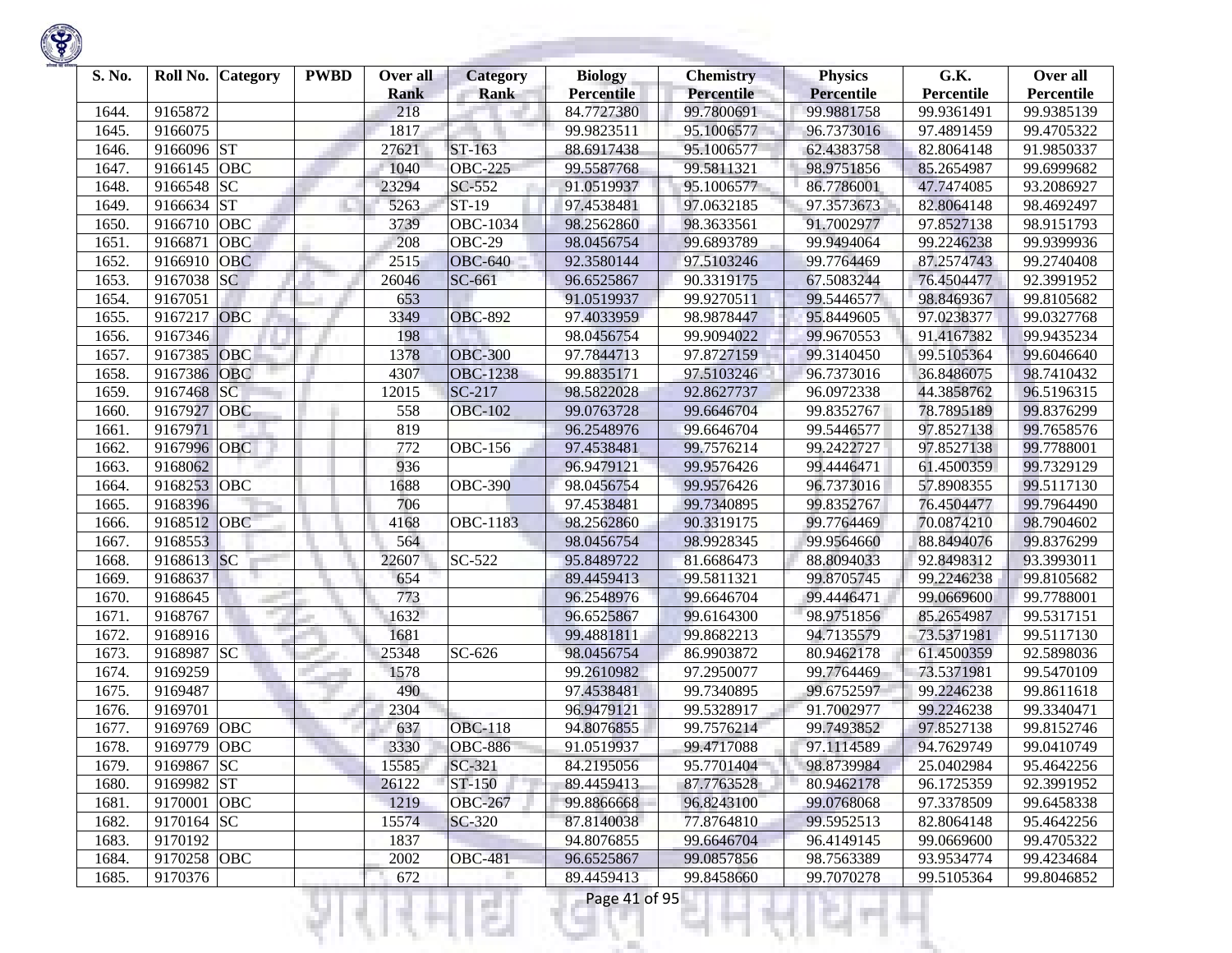| S. No. | Roll No. | Category | PWBD | Over all Rank | Category Rank | Biology Percentile | Chemistry Percentile | Physics Percentile | G.K. Percentile | Over all Percentile |
|---|---|---|---|---|---|---|---|---|---|---|
| 1644. | 9165872 | | | 218 | | 84.7727380 | 99.7800691 | 99.9881758 | 99.9361491 | 99.9385139 |
| 1645. | 9166075 | | | 1817 | | 99.9823511 | 95.1006577 | 96.7373016 | 97.4891459 | 99.4705322 |
| 1646. | 9166096 | ST | | 27621 | ST-163 | 88.6917438 | 95.1006577 | 62.4383758 | 82.8064148 | 91.9850337 |
| 1647. | 9166145 | OBC | | 1040 | OBC-225 | 99.5587768 | 99.5811321 | 98.9751856 | 85.2654987 | 99.6999682 |
| 1648. | 9166548 | SC | | 23294 | SC-552 | 91.0519937 | 95.1006577 | 86.7786001 | 47.7474085 | 93.2086927 |
| 1649. | 9166634 | ST | | 5263 | ST-19 | 97.4538481 | 97.0632185 | 97.3573673 | 82.8064148 | 98.4692497 |
| 1650. | 9166710 | OBC | | 3739 | OBC-1034 | 98.2562860 | 98.3633561 | 91.7002977 | 97.8527138 | 98.9151793 |
| 1651. | 9166871 | OBC | | 208 | OBC-29 | 98.0456754 | 99.6893789 | 99.9494064 | 99.2246238 | 99.9399936 |
| 1652. | 9166910 | OBC | | 2515 | OBC-640 | 92.3580144 | 97.5103246 | 99.7764469 | 87.2574743 | 99.2740408 |
| 1653. | 9167038 | SC | | 26046 | SC-661 | 96.6525867 | 90.3319175 | 67.5083244 | 76.4504477 | 92.3991952 |
| 1654. | 9167051 | | | 653 | | 91.0519937 | 99.9270511 | 99.5446577 | 98.8469367 | 99.8105682 |
| 1655. | 9167217 | OBC | | 3349 | OBC-892 | 97.4033959 | 98.9878447 | 95.8449605 | 97.0238377 | 99.0327768 |
| 1656. | 9167346 | | | 198 | | 98.0456754 | 99.9094022 | 99.9670553 | 91.4167382 | 99.9435234 |
| 1657. | 9167385 | OBC | | 1378 | OBC-300 | 97.7844713 | 97.8727159 | 99.3140450 | 99.5105364 | 99.6046640 |
| 1658. | 9167386 | OBC | | 4307 | OBC-1238 | 99.8835171 | 97.5103246 | 96.7373016 | 36.8486075 | 98.7410432 |
| 1659. | 9167468 | SC | | 12015 | SC-217 | 98.5822028 | 92.8627737 | 96.0972338 | 44.3858762 | 96.5196315 |
| 1660. | 9167927 | OBC | | 558 | OBC-102 | 99.0763728 | 99.6646704 | 99.8352767 | 78.7895189 | 99.8376299 |
| 1661. | 9167971 | | | 819 | | 96.2548976 | 99.6646704 | 99.5446577 | 97.8527138 | 99.7658576 |
| 1662. | 9167996 | OBC | | 772 | OBC-156 | 97.4538481 | 99.7576214 | 99.2422727 | 97.8527138 | 99.7788001 |
| 1663. | 9168062 | | | 936 | | 96.9479121 | 99.9576426 | 99.4446471 | 61.4500359 | 99.7329129 |
| 1664. | 9168253 | OBC | | 1688 | OBC-390 | 98.0456754 | 99.9576426 | 96.7373016 | 57.8908355 | 99.5117130 |
| 1665. | 9168396 | | | 706 | | 97.4538481 | 99.7340895 | 99.8352767 | 76.4504477 | 99.7964490 |
| 1666. | 9168512 | OBC | | 4168 | OBC-1183 | 98.2562860 | 90.3319175 | 99.7764469 | 70.0874210 | 98.7904602 |
| 1667. | 9168553 | | | 564 | | 98.0456754 | 98.9928345 | 99.9564660 | 88.8494076 | 99.8376299 |
| 1668. | 9168613 | SC | | 22607 | SC-522 | 95.8489722 | 81.6686473 | 88.8094033 | 92.8498312 | 93.3993011 |
| 1669. | 9168637 | | | 654 | | 89.4459413 | 99.5811321 | 99.8705745 | 99.2246238 | 99.8105682 |
| 1670. | 9168645 | | | 773 | | 96.2548976 | 99.6646704 | 99.4446471 | 99.0669600 | 99.7788001 |
| 1671. | 9168767 | | | 1632 | | 96.6525867 | 99.6164300 | 98.9751856 | 85.2654987 | 99.5317151 |
| 1672. | 9168916 | | | 1681 | | 99.4881811 | 99.8682213 | 94.7135579 | 73.5371981 | 99.5117130 |
| 1673. | 9168987 | SC | | 25348 | SC-626 | 98.0456754 | 86.9903872 | 80.9462178 | 61.4500359 | 92.5898036 |
| 1674. | 9169259 | | | 1578 | | 99.2610982 | 97.2950077 | 99.7764469 | 73.5371981 | 99.5470109 |
| 1675. | 9169487 | | | 490 | | 97.4538481 | 99.7340895 | 99.6752597 | 99.2246238 | 99.8611618 |
| 1676. | 9169701 | | | 2304 | | 96.9479121 | 99.5328917 | 91.7002977 | 99.2246238 | 99.3340471 |
| 1677. | 9169769 | OBC | | 637 | OBC-118 | 94.8076855 | 99.7576214 | 99.7493852 | 97.8527138 | 99.8152746 |
| 1678. | 9169779 | OBC | | 3330 | OBC-886 | 91.0519937 | 99.4717088 | 97.1114589 | 94.7629749 | 99.0410749 |
| 1679. | 9169867 | SC | | 15585 | SC-321 | 84.2195056 | 95.7701404 | 98.8739984 | 25.0402984 | 95.4642256 |
| 1680. | 9169982 | ST | | 26122 | ST-150 | 89.4459413 | 87.7763528 | 80.9462178 | 96.1725359 | 92.3991952 |
| 1681. | 9170001 | OBC | | 1219 | OBC-267 | 99.8866668 | 96.8243100 | 99.0768068 | 97.3378509 | 99.6458338 |
| 1682. | 9170164 | SC | | 15574 | SC-320 | 87.8140038 | 77.8764810 | 99.5952513 | 82.8064148 | 95.4642256 |
| 1683. | 9170192 | | | 1837 | | 94.8076855 | 99.6646704 | 96.4149145 | 99.0669600 | 99.4705322 |
| 1684. | 9170258 | OBC | | 2002 | OBC-481 | 96.6525867 | 99.0857856 | 98.7563389 | 93.9534774 | 99.4234684 |
| 1685. | 9170376 | | | 672 | | 89.4459413 | 99.8458660 | 99.7070278 | 99.5105364 | 99.8046852 |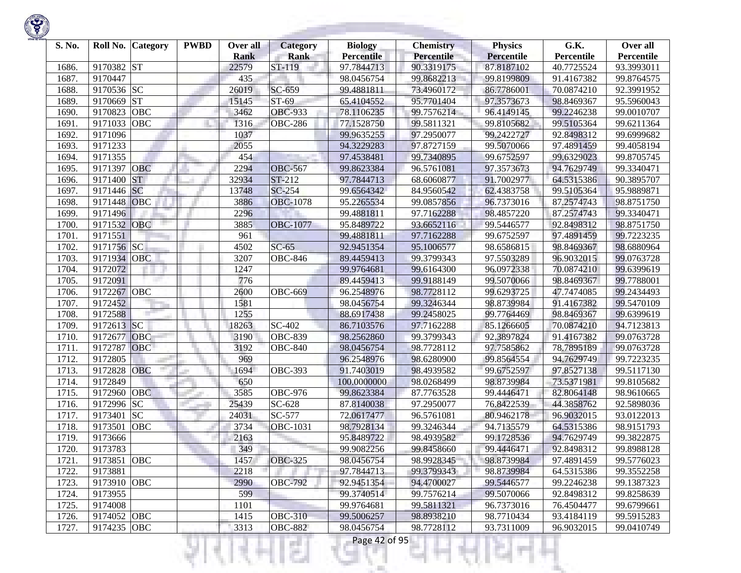| S. No. | Roll No. | Category | PWBD | Over all Rank | Category Rank | Biology Percentile | Chemistry Percentile | Physics Percentile | G.K. Percentile | Over all Percentile |
|---|---|---|---|---|---|---|---|---|---|---|
| 1686. | 9170382 | ST | | 22579 | ST-119 | 97.7844713 | 90.3319175 | 87.8187102 | 40.7725524 | 93.3993011 |
| 1687. | 9170447 | | | 435 | | 98.0456754 | 99.8682213 | 99.8199809 | 91.4167382 | 99.8764575 |
| 1688. | 9170536 | SC | | 26019 | SC-659 | 99.4881811 | 73.4960172 | 86.7786001 | 70.0874210 | 92.3991952 |
| 1689. | 9170669 | ST | | 15145 | ST-69 | 65.4104552 | 95.7701404 | 97.3573673 | 98.8469367 | 95.5960043 |
| 1690. | 9170823 | OBC | | 3462 | OBC-933 | 78.1106235 | 99.7576214 | 96.4149145 | 99.2246238 | 99.0010707 |
| 1691. | 9171033 | OBC | | 1316 | OBC-286 | 77.1528750 | 99.5811321 | 99.8105682 | 99.5105364 | 99.6211364 |
| 1692. | 9171096 | | | 1037 | | 99.9635255 | 97.2950077 | 99.2422727 | 92.8498312 | 99.6999682 |
| 1693. | 9171233 | | | 2055 | | 94.3229283 | 97.8727159 | 99.5070066 | 97.4891459 | 99.4058194 |
| 1694. | 9171355 | | | 454 | | 97.4538481 | 99.7340895 | 99.6752597 | 99.6329023 | 99.8705745 |
| 1695. | 9171397 | OBC | | 2294 | OBC-567 | 99.8623384 | 96.5761081 | 97.3573673 | 94.7629749 | 99.3340471 |
| 1696. | 9171400 | ST | | 32934 | ST-212 | 97.7844713 | 68.6060877 | 91.7002977 | 64.5315386 | 90.3895707 |
| 1697. | 9171446 | SC | | 13748 | SC-254 | 99.6564342 | 84.9560542 | 62.4383758 | 99.5105364 | 95.9889871 |
| 1698. | 9171448 | OBC | | 3886 | OBC-1078 | 95.2265534 | 99.0857856 | 96.7373016 | 87.2574743 | 98.8751750 |
| 1699. | 9171496 | | | 2296 | | 99.4881811 | 97.7162288 | 98.4857220 | 87.2574743 | 99.3340471 |
| 1700. | 9171532 | OBC | | 3885 | OBC-1077 | 95.8489722 | 93.6652116 | 99.5446577 | 92.8498312 | 98.8751750 |
| 1701. | 9171551 | | | 961 | | 99.4881811 | 97.7162288 | 99.6752597 | 97.4891459 | 99.7223235 |
| 1702. | 9171756 | SC | | 4502 | SC-65 | 92.9451354 | 95.1006577 | 98.6586815 | 98.8469367 | 98.6880964 |
| 1703. | 9171934 | OBC | | 3207 | OBC-846 | 89.4459413 | 99.3799343 | 97.5503289 | 96.9032015 | 99.0763728 |
| 1704. | 9172072 | | | 1247 | | 99.9764681 | 99.6164300 | 96.0972338 | 70.0874210 | 99.6399619 |
| 1705. | 9172091 | | | 776 | | 89.4459413 | 99.9188149 | 99.5070066 | 98.8469367 | 99.7788001 |
| 1706. | 9172267 | OBC | | 2600 | OBC-669 | 96.2548976 | 98.7728112 | 99.6293725 | 47.7474085 | 99.2434493 |
| 1707. | 9172452 | | | 1581 | | 98.0456754 | 99.3246344 | 98.8739984 | 91.4167382 | 99.5470109 |
| 1708. | 9172588 | | | 1255 | | 88.6917438 | 99.2458025 | 99.7764469 | 98.8469367 | 99.6399619 |
| 1709. | 9172613 | SC | | 18263 | SC-402 | 86.7103576 | 97.7162288 | 85.1266605 | 70.0874210 | 94.7123813 |
| 1710. | 9172677 | OBC | | 3190 | OBC-839 | 98.2562860 | 99.3799343 | 92.3897824 | 91.4167382 | 99.0763728 |
| 1711. | 9172787 | OBC | | 3192 | OBC-840 | 98.0456754 | 98.7728112 | 97.7585862 | 78.7895189 | 99.0763728 |
| 1712. | 9172805 | | | 969 | | 96.2548976 | 98.6280900 | 99.8564554 | 94.7629749 | 99.7223235 |
| 1713. | 9172828 | OBC | | 1694 | OBC-393 | 91.7403019 | 98.4939582 | 99.6752597 | 97.8527138 | 99.5117130 |
| 1714. | 9172849 | | | 650 | | 100.0000000 | 98.0268499 | 98.8739984 | 73.5371981 | 99.8105682 |
| 1715. | 9172960 | OBC | | 3585 | OBC-976 | 99.8623384 | 87.7763528 | 99.4446471 | 82.8064148 | 98.9610665 |
| 1716. | 9172996 | SC | | 25439 | SC-628 | 87.8140038 | 97.2950077 | 76.8422539 | 44.3858762 | 92.5898036 |
| 1717. | 9173401 | SC | | 24031 | SC-577 | 72.0617477 | 96.5761081 | 80.9462178 | 96.9032015 | 93.0122013 |
| 1718. | 9173501 | OBC | | 3734 | OBC-1031 | 98.7928134 | 99.3246344 | 94.7135579 | 64.5315386 | 98.9151793 |
| 1719. | 9173666 | | | 2163 | | 95.8489722 | 98.4939582 | 99.1728536 | 94.7629749 | 99.3822875 |
| 1720. | 9173783 | | | 349 | | 99.9082256 | 99.8458660 | 99.4446471 | 92.8498312 | 99.8988128 |
| 1721. | 9173851 | OBC | | 1457 | OBC-325 | 98.0456754 | 98.9928345 | 98.8739984 | 97.4891459 | 99.5776023 |
| 1722. | 9173881 | | | 2218 | | 97.7844713 | 99.3799343 | 98.8739984 | 64.5315386 | 99.3552258 |
| 1723. | 9173910 | OBC | | 2990 | OBC-792 | 92.9451354 | 94.4700027 | 99.5446577 | 99.2246238 | 99.1387323 |
| 1724. | 9173955 | | | 599 | | 99.3740514 | 99.7576214 | 99.5070066 | 92.8498312 | 99.8258639 |
| 1725. | 9174008 | | | 1101 | | 99.9764681 | 99.5811321 | 96.7373016 | 76.4504477 | 99.6799661 |
| 1726. | 9174052 | OBC | | 1415 | OBC-310 | 99.5006257 | 98.8938210 | 98.7710434 | 93.4184119 | 99.5915283 |
| 1727. | 9174235 | OBC | | 3313 | OBC-882 | 98.0456754 | 98.7728112 | 93.7311009 | 96.9032015 | 99.0410749 |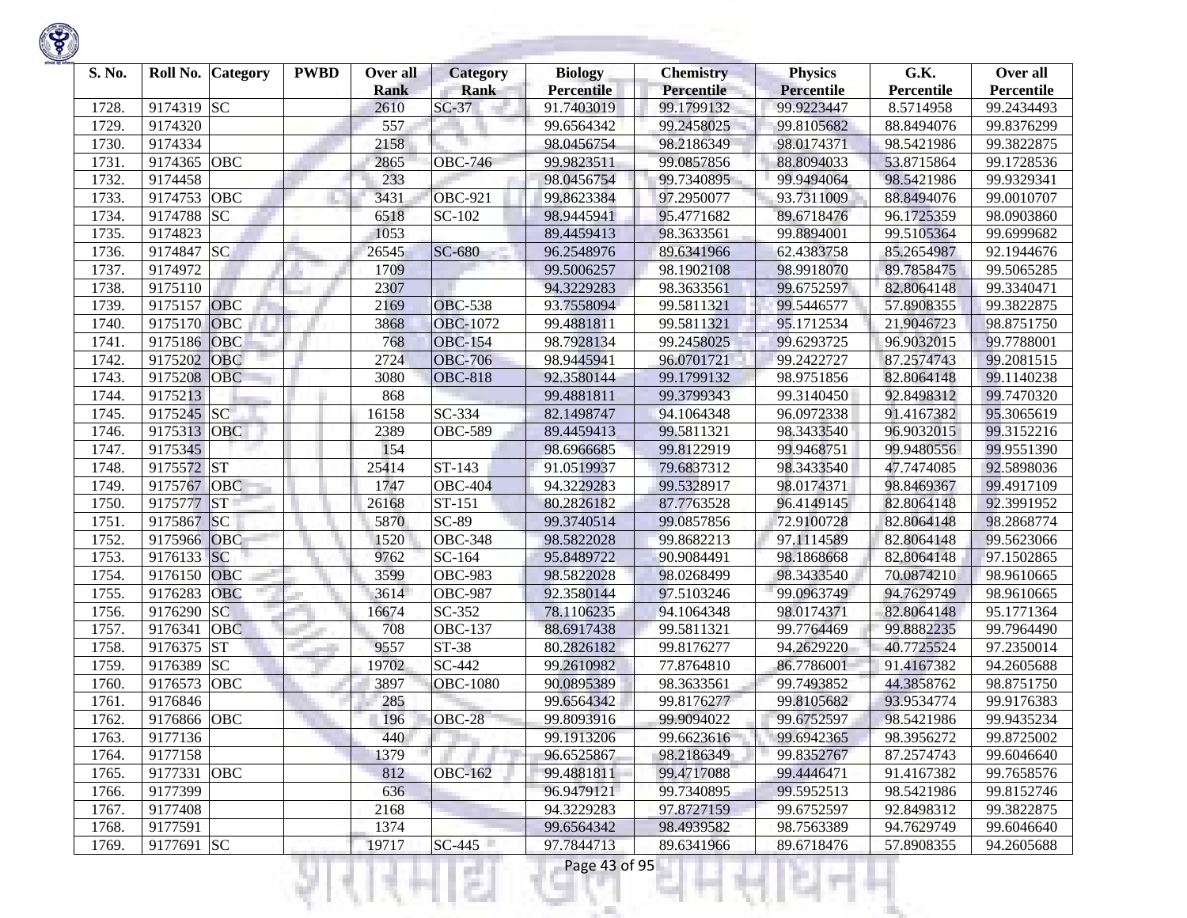| S. No. | Roll No. | Category | PWBD | Over all Rank | Category Rank | Biology Percentile | Chemistry Percentile | Physics Percentile | G.K. Percentile | Over all Percentile |
|---|---|---|---|---|---|---|---|---|---|---|
| 1728. | 9174319 | SC | | 2610 | SC-37 | 91.7403019 | 99.1799132 | 99.9223447 | 8.5714958 | 99.2434493 |
| 1729. | 9174320 | | | 557 | | 99.6564342 | 99.2458025 | 99.8105682 | 88.8494076 | 99.8376299 |
| 1730. | 9174334 | | | 2158 | | 98.0456754 | 98.2186349 | 98.0174371 | 98.5421986 | 99.3822875 |
| 1731. | 9174365 | OBC | | 2865 | OBC-746 | 99.9823511 | 99.0857856 | 88.8094033 | 53.8715864 | 99.1728536 |
| 1732. | 9174458 | | | 233 | | 98.0456754 | 99.7340895 | 99.9494064 | 98.5421986 | 99.9329341 |
| 1733. | 9174753 | OBC | | 3431 | OBC-921 | 99.8623384 | 97.2950077 | 93.7311009 | 88.8494076 | 99.0010707 |
| 1734. | 9174788 | SC | | 6518 | SC-102 | 98.9445941 | 95.4771682 | 89.6718476 | 96.1725359 | 98.0903860 |
| 1735. | 9174823 | | | 1053 | | 89.4459413 | 98.3633561 | 99.8894001 | 99.5105364 | 99.6999682 |
| 1736. | 9174847 | SC | | 26545 | SC-680 | 96.2548976 | 89.6341966 | 62.4383758 | 85.2654987 | 92.1944676 |
| 1737. | 9174972 | | | 1709 | | 99.5006257 | 98.1902108 | 98.9918070 | 89.7858475 | 99.5065285 |
| 1738. | 9175110 | | | 2307 | | 94.3229283 | 98.3633561 | 99.6752597 | 82.8064148 | 99.3340471 |
| 1739. | 9175157 | OBC | | 2169 | OBC-538 | 93.7558094 | 99.5811321 | 99.5446577 | 57.8908355 | 99.3822875 |
| 1740. | 9175170 | OBC | | 3868 | OBC-1072 | 99.4881811 | 99.5811321 | 95.1712534 | 21.9046723 | 98.8751750 |
| 1741. | 9175186 | OBC | | 768 | OBC-154 | 98.7928134 | 99.2458025 | 99.6293725 | 96.9032015 | 99.7788001 |
| 1742. | 9175202 | OBC | | 2724 | OBC-706 | 98.9445941 | 96.0701721 | 99.2422727 | 87.2574743 | 99.2081515 |
| 1743. | 9175208 | OBC | | 3080 | OBC-818 | 92.3580144 | 99.1799132 | 98.9751856 | 82.8064148 | 99.1140238 |
| 1744. | 9175213 | | | 868 | | 99.4881811 | 99.3799343 | 99.3140450 | 92.8498312 | 99.7470320 |
| 1745. | 9175245 | SC | | 16158 | SC-334 | 82.1498747 | 94.1064348 | 96.0972338 | 91.4167382 | 95.3065619 |
| 1746. | 9175313 | OBC | | 2389 | OBC-589 | 89.4459413 | 99.5811321 | 98.3433540 | 96.9032015 | 99.3152216 |
| 1747. | 9175345 | | | 154 | | 98.6966685 | 99.8122919 | 99.9468751 | 99.9480556 | 99.9551390 |
| 1748. | 9175572 | ST | | 25414 | ST-143 | 91.0519937 | 79.6837312 | 98.3433540 | 47.7474085 | 92.5898036 |
| 1749. | 9175767 | OBC | | 1747 | OBC-404 | 94.3229283 | 99.5328917 | 98.0174371 | 98.8469367 | 99.4917109 |
| 1750. | 9175777 | ST | | 26168 | ST-151 | 80.2826182 | 87.7763528 | 96.4149145 | 82.8064148 | 92.3991952 |
| 1751. | 9175867 | SC | | 5870 | SC-89 | 99.3740514 | 99.0857856 | 72.9100728 | 82.8064148 | 98.2868774 |
| 1752. | 9175966 | OBC | | 1520 | OBC-348 | 98.5822028 | 99.8682213 | 97.1114589 | 82.8064148 | 99.5623066 |
| 1753. | 9176133 | SC | | 9762 | SC-164 | 95.8489722 | 90.9084491 | 98.1868668 | 82.8064148 | 97.1502865 |
| 1754. | 9176150 | OBC | | 3599 | OBC-983 | 98.5822028 | 98.0268499 | 98.3433540 | 70.0874210 | 98.9610665 |
| 1755. | 9176283 | OBC | | 3614 | OBC-987 | 92.3580144 | 97.5103246 | 99.0963749 | 94.7629749 | 98.9610665 |
| 1756. | 9176290 | SC | | 16674 | SC-352 | 78.1106235 | 94.1064348 | 98.0174371 | 82.8064148 | 95.1771364 |
| 1757. | 9176341 | OBC | | 708 | OBC-137 | 88.6917438 | 99.5811321 | 99.7764469 | 99.8882235 | 99.7964490 |
| 1758. | 9176375 | ST | | 9557 | ST-38 | 80.2826182 | 99.8176277 | 94.2629220 | 40.7725524 | 97.2350014 |
| 1759. | 9176389 | SC | | 19702 | SC-442 | 99.2610982 | 77.8764810 | 86.7786001 | 91.4167382 | 94.2605688 |
| 1760. | 9176573 | OBC | | 3897 | OBC-1080 | 90.0895389 | 98.3633561 | 99.7493852 | 44.3858762 | 98.8751750 |
| 1761. | 9176846 | | | 285 | | 99.6564342 | 99.8176277 | 99.8105682 | 93.9534774 | 99.9176383 |
| 1762. | 9176866 | OBC | | 196 | OBC-28 | 99.8093916 | 99.9094022 | 99.6752597 | 98.5421986 | 99.9435234 |
| 1763. | 9177136 | | | 440 | | 99.1913206 | 99.6623616 | 99.6942365 | 98.3956272 | 99.8725002 |
| 1764. | 9177158 | | | 1379 | | 96.6525867 | 98.2186349 | 99.8352767 | 87.2574743 | 99.6046640 |
| 1765. | 9177331 | OBC | | 812 | OBC-162 | 99.4881811 | 99.4717088 | 99.4446471 | 91.4167382 | 99.7658576 |
| 1766. | 9177399 | | | 636 | | 96.9479121 | 99.7340895 | 99.5952513 | 98.5421986 | 99.8152746 |
| 1767. | 9177408 | | | 2168 | | 94.3229283 | 97.8727159 | 99.6752597 | 92.8498312 | 99.3822875 |
| 1768. | 9177591 | | | 1374 | | 99.6564342 | 98.4939582 | 98.7563389 | 94.7629749 | 99.6046640 |
| 1769. | 9177691 | SC | | 19717 | SC-445 | 97.7844713 | 89.6341966 | 89.6718476 | 57.8908355 | 94.2605688 |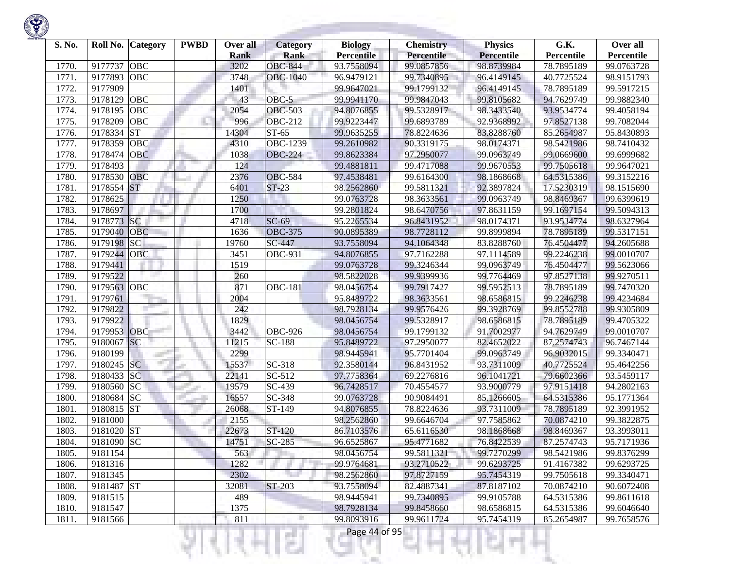| S. No. | Roll No. | Category | PWBD | Over all Rank | Category Rank | Biology Percentile | Chemistry Percentile | Physics Percentile | G.K. Percentile | Over all Percentile |
|---|---|---|---|---|---|---|---|---|---|---|
| 1770. | 9177737 | OBC | | 3202 | OBC-844 | 93.7558094 | 99.0857856 | 98.8739984 | 78.7895189 | 99.0763728 |
| 1771. | 9177893 | OBC | | 3748 | OBC-1040 | 96.9479121 | 99.7340895 | 96.4149145 | 40.7725524 | 98.9151793 |
| 1772. | 9177909 | | | 1401 | | 99.9647021 | 99.1799132 | 96.4149145 | 78.7895189 | 99.5917215 |
| 1773. | 9178129 | OBC | | 43 | OBC-5 | 99.9941170 | 99.9847043 | 99.8105682 | 94.7629749 | 99.9882340 |
| 1774. | 9178195 | OBC | | 2054 | OBC-503 | 94.8076855 | 99.5328917 | 98.3433540 | 93.9534774 | 99.4058194 |
| 1775. | 9178209 | OBC | | 996 | OBC-212 | 99.9223447 | 99.6893789 | 92.9368992 | 97.8527138 | 99.7082044 |
| 1776. | 9178334 | ST | | 14304 | ST-65 | 99.9635255 | 78.8224636 | 83.8288760 | 85.2654987 | 95.8430893 |
| 1777. | 9178359 | OBC | | 4310 | OBC-1239 | 99.2610982 | 90.3319175 | 98.0174371 | 98.5421986 | 98.7410432 |
| 1778. | 9178474 | OBC | | 1038 | OBC-224 | 99.8623384 | 97.2950077 | 99.0963749 | 99.0669600 | 99.6999682 |
| 1779. | 9178493 | | | 124 | | 99.4881811 | 99.4717088 | 99.9670553 | 99.7505618 | 99.9647021 |
| 1780. | 9178530 | OBC | | 2376 | OBC-584 | 97.4538481 | 99.6164300 | 98.1868668 | 64.5315386 | 99.3152216 |
| 1781. | 9178554 | ST | | 6401 | ST-23 | 98.2562860 | 99.5811321 | 92.3897824 | 17.5230319 | 98.1515690 |
| 1782. | 9178625 | | | 1250 | | 99.0763728 | 98.3633561 | 99.0963749 | 98.8469367 | 99.6399619 |
| 1783. | 9178697 | | | 1700 | | 99.2801824 | 98.6470756 | 97.8631159 | 99.1697154 | 99.5094313 |
| 1784. | 9178773 | SC | | 4718 | SC-69 | 95.2265534 | 96.8431952 | 98.0174371 | 93.9534774 | 98.6327964 |
| 1785. | 9179040 | OBC | | 1636 | OBC-375 | 90.0895389 | 98.7728112 | 99.8999894 | 78.7895189 | 99.5317151 |
| 1786. | 9179198 | SC | | 19760 | SC-447 | 93.7558094 | 94.1064348 | 83.8288760 | 76.4504477 | 94.2605688 |
| 1787. | 9179244 | OBC | | 3451 | OBC-931 | 94.8076855 | 97.7162288 | 97.1114589 | 99.2246238 | 99.0010707 |
| 1788. | 9179441 | | | 1519 | | 99.0763728 | 99.3246344 | 99.0963749 | 76.4504477 | 99.5623066 |
| 1789. | 9179522 | | | 260 | | 98.5822028 | 99.9399936 | 99.7764469 | 97.8527138 | 99.9270511 |
| 1790. | 9179563 | OBC | | 871 | OBC-181 | 98.0456754 | 99.7917427 | 99.5952513 | 78.7895189 | 99.7470320 |
| 1791. | 9179761 | | | 2004 | | 95.8489722 | 98.3633561 | 98.6586815 | 99.2246238 | 99.4234684 |
| 1792. | 9179822 | | | 242 | | 98.7928134 | 99.9576426 | 99.3928769 | 99.8552788 | 99.9305809 |
| 1793. | 9179922 | | | 1829 | | 98.0456754 | 99.5328917 | 98.6586815 | 78.7895189 | 99.4705322 |
| 1794. | 9179953 | OBC | | 3442 | OBC-926 | 98.0456754 | 99.1799132 | 91.7002977 | 94.7629749 | 99.0010707 |
| 1795. | 9180067 | SC | | 11215 | SC-188 | 95.8489722 | 97.2950077 | 82.4652022 | 87.2574743 | 96.7467144 |
| 1796. | 9180199 | | | 2299 | | 98.9445941 | 95.7701404 | 99.0963749 | 96.9032015 | 99.3340471 |
| 1797. | 9180245 | SC | | 15537 | SC-318 | 92.3580144 | 96.8431952 | 93.7311009 | 40.7725524 | 95.4642256 |
| 1798. | 9180433 | SC | | 22141 | SC-512 | 97.7758364 | 69.2276816 | 96.1041721 | 79.6602366 | 93.5459117 |
| 1799. | 9180560 | SC | | 19579 | SC-439 | 96.7428517 | 70.4554577 | 93.9000779 | 97.9151418 | 94.2802163 |
| 1800. | 9180684 | SC | | 16557 | SC-348 | 99.0763728 | 90.9084491 | 85.1266605 | 64.5315386 | 95.1771364 |
| 1801. | 9180815 | ST | | 26068 | ST-149 | 94.8076855 | 78.8224636 | 93.7311009 | 78.7895189 | 92.3991952 |
| 1802. | 9181000 | | | 2155 | | 98.2562860 | 99.6646704 | 97.7585862 | 70.0874210 | 99.3822875 |
| 1803. | 9181020 | ST | | 22673 | ST-120 | 86.7103576 | 65.6116530 | 98.1868668 | 98.8469367 | 93.3993011 |
| 1804. | 9181090 | SC | | 14751 | SC-285 | 96.6525867 | 95.4771682 | 76.8422539 | 87.2574743 | 95.7171936 |
| 1805. | 9181154 | | | 563 | | 98.0456754 | 99.5811321 | 99.7270299 | 98.5421986 | 99.8376299 |
| 1806. | 9181316 | | | 1282 | | 99.9764681 | 93.2710522 | 99.6293725 | 91.4167382 | 99.6293725 |
| 1807. | 9181345 | | | 2302 | | 98.2562860 | 97.8727159 | 95.7454319 | 99.7505618 | 99.3340471 |
| 1808. | 9181487 | ST | | 32081 | ST-203 | 93.7558094 | 82.4887341 | 87.8187102 | 70.0874210 | 90.6072408 |
| 1809. | 9181515 | | | 489 | | 98.9445941 | 99.7340895 | 99.9105788 | 64.5315386 | 99.8611618 |
| 1810. | 9181547 | | | 1375 | | 98.7928134 | 99.8458660 | 98.6586815 | 64.5315386 | 99.6046640 |
| 1811. | 9181566 | | | 811 | | 99.8093916 | 99.9611724 | 95.7454319 | 85.2654987 | 99.7658576 |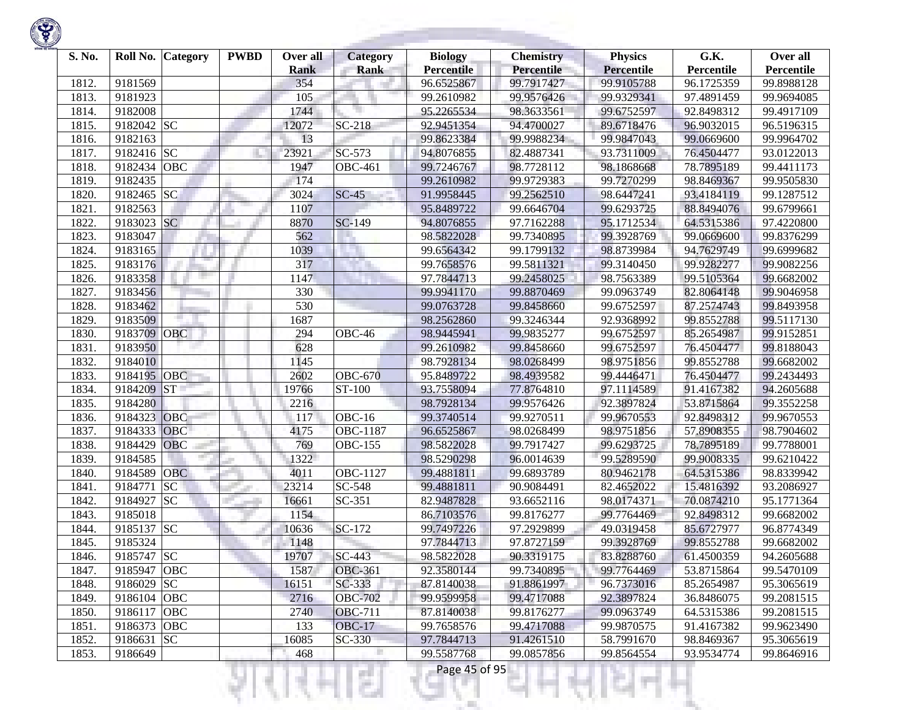| S. No. | Roll No. | Category | PWBD | Over all Rank | Category Rank | Biology Percentile | Chemistry Percentile | Physics Percentile | G.K. Percentile | Over all Percentile |
|---|---|---|---|---|---|---|---|---|---|---|
| 1812. | 9181569 | | | 354 | | 96.6525867 | 99.7917427 | 99.9105788 | 96.1725359 | 99.8988128 |
| 1813. | 9181923 | | | 105 | | 99.2610982 | 99.9576426 | 99.9329341 | 97.4891459 | 99.9694085 |
| 1814. | 9182008 | | | 1744 | | 95.2265534 | 98.3633561 | 99.6752597 | 92.8498312 | 99.4917109 |
| 1815. | 9182042 | SC | | 12072 | SC-218 | 92.9451354 | 94.4700027 | 89.6718476 | 96.9032015 | 96.5196315 |
| 1816. | 9182163 | | | 13 | | 99.8623384 | 99.9988234 | 99.9847043 | 99.0669600 | 99.9964702 |
| 1817. | 9182416 | SC | | 23921 | SC-573 | 94.8076855 | 82.4887341 | 93.7311009 | 76.4504477 | 93.0122013 |
| 1818. | 9182434 | OBC | | 1947 | OBC-461 | 99.7246767 | 98.7728112 | 98.1868668 | 78.7895189 | 99.4411173 |
| 1819. | 9182435 | | | 174 | | 99.2610982 | 99.9729383 | 99.7270299 | 98.8469367 | 99.9505830 |
| 1820. | 9182465 | SC | | 3024 | SC-45 | 91.9958445 | 99.2562510 | 98.6447241 | 93.4184119 | 99.1287512 |
| 1821. | 9182563 | | | 1107 | | 95.8489722 | 99.6646704 | 99.6293725 | 88.8494076 | 99.6799661 |
| 1822. | 9183023 | SC | | 8870 | SC-149 | 94.8076855 | 97.7162288 | 95.1712534 | 64.5315386 | 97.4220800 |
| 1823. | 9183047 | | | 562 | | 98.5822028 | 99.7340895 | 99.3928769 | 99.0669600 | 99.8376299 |
| 1824. | 9183165 | | | 1039 | | 99.6564342 | 99.1799132 | 98.8739984 | 94.7629749 | 99.6999682 |
| 1825. | 9183176 | | | 317 | | 99.7658576 | 99.5811321 | 99.3140450 | 99.9282277 | 99.9082256 |
| 1826. | 9183358 | | | 1147 | | 97.7844713 | 99.2458025 | 98.7563389 | 99.5105364 | 99.6682002 |
| 1827. | 9183456 | | | 330 | | 99.9941170 | 99.8870469 | 99.0963749 | 82.8064148 | 99.9046958 |
| 1828. | 9183462 | | | 530 | | 99.0763728 | 99.8458660 | 99.6752597 | 87.2574743 | 99.8493958 |
| 1829. | 9183509 | | | 1687 | | 98.2562860 | 99.3246344 | 92.9368992 | 99.8552788 | 99.5117130 |
| 1830. | 9183709 | OBC | | 294 | OBC-46 | 98.9445941 | 99.9835277 | 99.6752597 | 85.2654987 | 99.9152851 |
| 1831. | 9183950 | | | 628 | | 99.2610982 | 99.8458660 | 99.6752597 | 76.4504477 | 99.8188043 |
| 1832. | 9184010 | | | 1145 | | 98.7928134 | 98.0268499 | 98.9751856 | 99.8552788 | 99.6682002 |
| 1833. | 9184195 | OBC | | 2602 | OBC-670 | 95.8489722 | 98.4939582 | 99.4446471 | 76.4504477 | 99.2434493 |
| 1834. | 9184209 | ST | | 19766 | ST-100 | 93.7558094 | 77.8764810 | 97.1114589 | 91.4167382 | 94.2605688 |
| 1835. | 9184280 | | | 2216 | | 98.7928134 | 99.9576426 | 92.3897824 | 53.8715864 | 99.3552258 |
| 1836. | 9184323 | OBC | | 117 | OBC-16 | 99.3740514 | 99.9270511 | 99.9670553 | 92.8498312 | 99.9670553 |
| 1837. | 9184333 | OBC | | 4175 | OBC-1187 | 96.6525867 | 98.0268499 | 98.9751856 | 57.8908355 | 98.7904602 |
| 1838. | 9184429 | OBC | | 769 | OBC-155 | 98.5822028 | 99.7917427 | 99.6293725 | 78.7895189 | 99.7788001 |
| 1839. | 9184585 | | | 1322 | | 98.5290298 | 96.0014639 | 99.5289590 | 99.9008335 | 99.6210422 |
| 1840. | 9184589 | OBC | | 4011 | OBC-1127 | 99.4881811 | 99.6893789 | 80.9462178 | 64.5315386 | 98.8339942 |
| 1841. | 9184771 | SC | | 23214 | SC-548 | 99.4881811 | 90.9084491 | 82.4652022 | 15.4816392 | 93.2086927 |
| 1842. | 9184927 | SC | | 16661 | SC-351 | 82.9487828 | 93.6652116 | 98.0174371 | 70.0874210 | 95.1771364 |
| 1843. | 9185018 | | | 1154 | | 86.7103576 | 99.8176277 | 99.7764469 | 92.8498312 | 99.6682002 |
| 1844. | 9185137 | SC | | 10636 | SC-172 | 99.7497226 | 97.2929899 | 49.0319458 | 85.6727977 | 96.8774349 |
| 1845. | 9185324 | | | 1148 | | 97.7844713 | 97.8727159 | 99.3928769 | 99.8552788 | 99.6682002 |
| 1846. | 9185747 | SC | | 19707 | SC-443 | 98.5822028 | 90.3319175 | 83.8288760 | 61.4500359 | 94.2605688 |
| 1847. | 9185947 | OBC | | 1587 | OBC-361 | 92.3580144 | 99.7340895 | 99.7764469 | 53.8715864 | 99.5470109 |
| 1848. | 9186029 | SC | | 16151 | SC-333 | 87.8140038 | 91.8861997 | 96.7373016 | 85.2654987 | 95.3065619 |
| 1849. | 9186104 | OBC | | 2716 | OBC-702 | 99.9599958 | 99.4717088 | 92.3897824 | 36.8486075 | 99.2081515 |
| 1850. | 9186117 | OBC | | 2740 | OBC-711 | 87.8140038 | 99.8176277 | 99.0963749 | 64.5315386 | 99.2081515 |
| 1851. | 9186373 | OBC | | 133 | OBC-17 | 99.7658576 | 99.4717088 | 99.9870575 | 91.4167382 | 99.9623490 |
| 1852. | 9186631 | SC | | 16085 | SC-330 | 97.7844713 | 91.4261510 | 58.7991670 | 98.8469367 | 95.3065619 |
| 1853. | 9186649 | | | 468 | | 99.5587768 | 99.0857856 | 99.8564554 | 93.9534774 | 99.8646916 |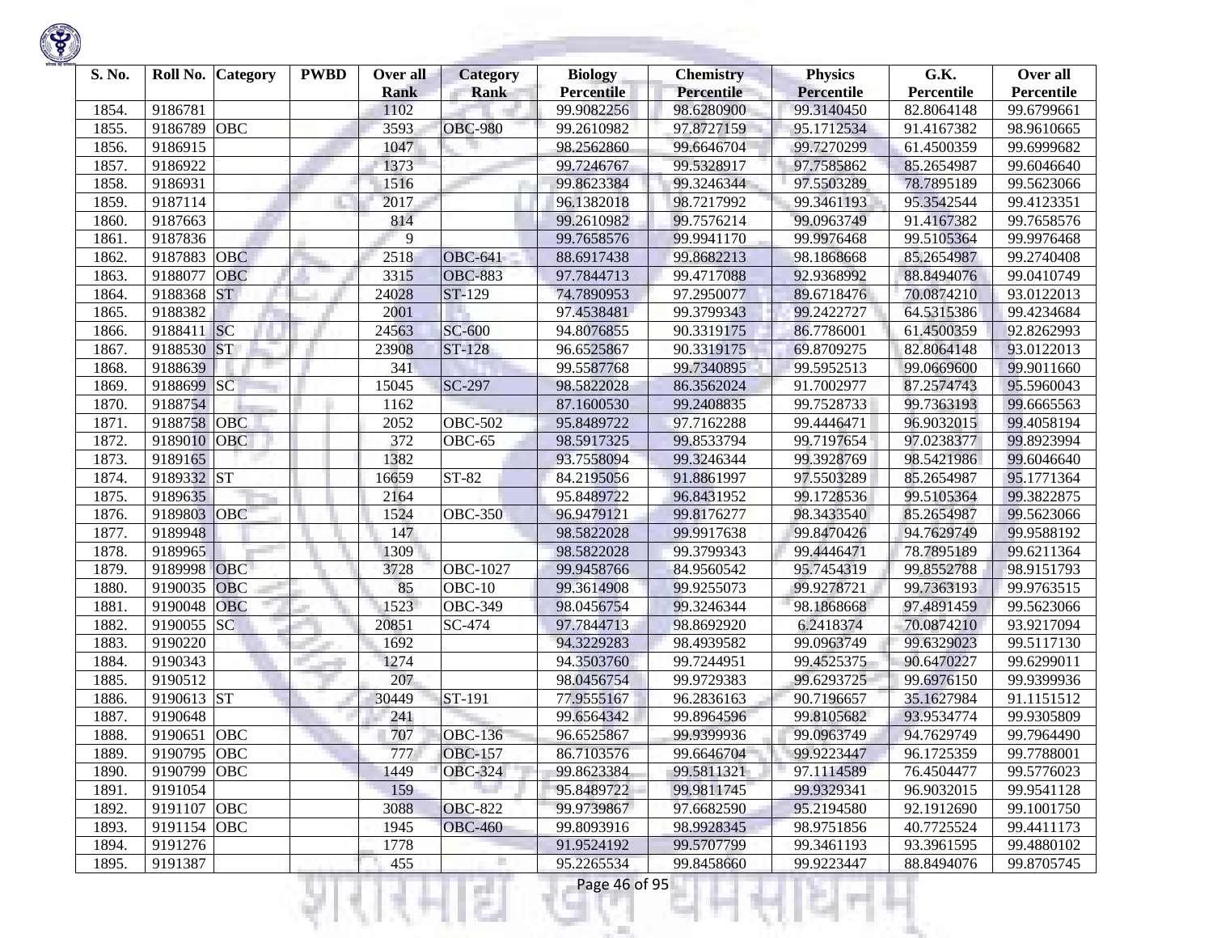| S. No. | Roll No. | Category | PWBD | Over all Rank | Category Rank | Biology Percentile | Chemistry Percentile | Physics Percentile | G.K. Percentile | Over all Percentile |
|---|---|---|---|---|---|---|---|---|---|---|
| 1854. | 9186781 | | | 1102 | | 99.9082256 | 98.6280900 | 99.3140450 | 82.8064148 | 99.6799661 |
| 1855. | 9186789 | OBC | | 3593 | OBC-980 | 99.2610982 | 97.8727159 | 95.1712534 | 91.4167382 | 98.9610665 |
| 1856. | 9186915 | | | 1047 | | 98.2562860 | 99.6646704 | 99.7270299 | 61.4500359 | 99.6999682 |
| 1857. | 9186922 | | | 1373 | | 99.7246767 | 99.5328917 | 97.7585862 | 85.2654987 | 99.6046640 |
| 1858. | 9186931 | | | 1516 | | 99.8623384 | 99.3246344 | 97.5503289 | 78.7895189 | 99.5623066 |
| 1859. | 9187114 | | | 2017 | | 96.1382018 | 98.7217992 | 99.3461193 | 95.3542544 | 99.4123351 |
| 1860. | 9187663 | | | 814 | | 99.2610982 | 99.7576214 | 99.0963749 | 91.4167382 | 99.7658576 |
| 1861. | 9187836 | | | 9 | | 99.7658576 | 99.9941170 | 99.9976468 | 99.5105364 | 99.9976468 |
| 1862. | 9187883 | OBC | | 2518 | OBC-641 | 88.6917438 | 99.8682213 | 98.1868668 | 85.2654987 | 99.2740408 |
| 1863. | 9188077 | OBC | | 3315 | OBC-883 | 97.7844713 | 99.4717088 | 92.9368992 | 88.8494076 | 99.0410749 |
| 1864. | 9188368 | ST | | 24028 | ST-129 | 74.7890953 | 97.2950077 | 89.6718476 | 70.0874210 | 93.0122013 |
| 1865. | 9188382 | | | 2001 | | 97.4538481 | 99.3799343 | 99.2422727 | 64.5315386 | 99.4234684 |
| 1866. | 9188411 | SC | | 24563 | SC-600 | 94.8076855 | 90.3319175 | 86.7786001 | 61.4500359 | 92.8262993 |
| 1867. | 9188530 | ST | | 23908 | ST-128 | 96.6525867 | 90.3319175 | 69.8709275 | 82.8064148 | 93.0122013 |
| 1868. | 9188639 | | | 341 | | 99.5587768 | 99.7340895 | 99.5952513 | 99.0669600 | 99.9011660 |
| 1869. | 9188699 | SC | | 15045 | SC-297 | 98.5822028 | 86.3562024 | 91.7002977 | 87.2574743 | 95.5960043 |
| 1870. | 9188754 | | | 1162 | | 87.1600530 | 99.2408835 | 99.7528733 | 99.7363193 | 99.6665563 |
| 1871. | 9188758 | OBC | | 2052 | OBC-502 | 95.8489722 | 97.7162288 | 99.4446471 | 96.9032015 | 99.4058194 |
| 1872. | 9189010 | OBC | | 372 | OBC-65 | 98.5917325 | 99.8533794 | 99.7197654 | 97.0238377 | 99.8923994 |
| 1873. | 9189165 | | | 1382 | | 93.7558094 | 99.3246344 | 99.3928769 | 98.5421986 | 99.6046640 |
| 1874. | 9189332 | ST | | 16659 | ST-82 | 84.2195056 | 91.8861997 | 97.5503289 | 85.2654987 | 95.1771364 |
| 1875. | 9189635 | | | 2164 | | 95.8489722 | 96.8431952 | 99.1728536 | 99.5105364 | 99.3822875 |
| 1876. | 9189803 | OBC | | 1524 | OBC-350 | 96.9479121 | 99.8176277 | 98.3433540 | 85.2654987 | 99.5623066 |
| 1877. | 9189948 | | | 147 | | 98.5822028 | 99.9917638 | 99.8470426 | 94.7629749 | 99.9588192 |
| 1878. | 9189965 | | | 1309 | | 98.5822028 | 99.3799343 | 99.4446471 | 78.7895189 | 99.6211364 |
| 1879. | 9189998 | OBC | | 3728 | OBC-1027 | 99.9458766 | 84.9560542 | 95.7454319 | 99.8552788 | 98.9151793 |
| 1880. | 9190035 | OBC | | 85 | OBC-10 | 99.3614908 | 99.9255073 | 99.9278721 | 99.7363193 | 99.9763515 |
| 1881. | 9190048 | OBC | | 1523 | OBC-349 | 98.0456754 | 99.3246344 | 98.1868668 | 97.4891459 | 99.5623066 |
| 1882. | 9190055 | SC | | 20851 | SC-474 | 97.7844713 | 98.8692920 | 6.2418374 | 70.0874210 | 93.9217094 |
| 1883. | 9190220 | | | 1692 | | 94.3229283 | 98.4939582 | 99.0963749 | 99.6329023 | 99.5117130 |
| 1884. | 9190343 | | | 1274 | | 94.3503760 | 99.7244951 | 99.4525375 | 90.6470227 | 99.6299011 |
| 1885. | 9190512 | | | 207 | | 98.0456754 | 99.9729383 | 99.6293725 | 99.6976150 | 99.9399936 |
| 1886. | 9190613 | ST | | 30449 | ST-191 | 77.9555167 | 96.2836163 | 90.7196657 | 35.1627984 | 91.1151512 |
| 1887. | 9190648 | | | 241 | | 99.6564342 | 99.8964596 | 99.8105682 | 93.9534774 | 99.9305809 |
| 1888. | 9190651 | OBC | | 707 | OBC-136 | 96.6525867 | 99.9399936 | 99.0963749 | 94.7629749 | 99.7964490 |
| 1889. | 9190795 | OBC | | 777 | OBC-157 | 86.7103576 | 99.6646704 | 99.9223447 | 96.1725359 | 99.7788001 |
| 1890. | 9190799 | OBC | | 1449 | OBC-324 | 99.8623384 | 99.5811321 | 97.1114589 | 76.4504477 | 99.5776023 |
| 1891. | 9191054 | | | 159 | | 95.8489722 | 99.9811745 | 99.9329341 | 96.9032015 | 99.9541128 |
| 1892. | 9191107 | OBC | | 3088 | OBC-822 | 99.9739867 | 97.6682590 | 95.2194580 | 92.1912690 | 99.1001750 |
| 1893. | 9191154 | OBC | | 1945 | OBC-460 | 99.8093916 | 98.9928345 | 98.9751856 | 40.7725524 | 99.4411173 |
| 1894. | 9191276 | | | 1778 | | 91.9524192 | 99.5707799 | 99.3461193 | 93.3961595 | 99.4880102 |
| 1895. | 9191387 | | | 455 | | 95.2265534 | 99.8458660 | 99.9223447 | 88.8494076 | 99.8705745 |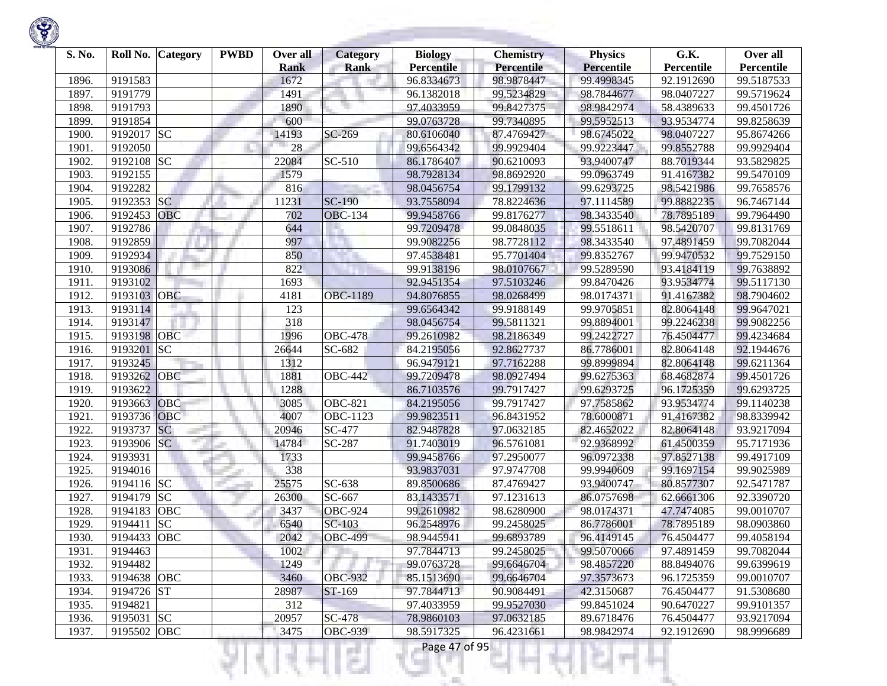| S. No. | Roll No. | Category | PWBD | Over all Rank | Category Rank | Biology Percentile | Chemistry Percentile | Physics Percentile | G.K. Percentile | Over all Percentile |
|---|---|---|---|---|---|---|---|---|---|---|
| 1896. | 9191583 | | | 1672 | | 96.8334673 | 98.9878447 | 99.4998345 | 92.1912690 | 99.5187533 |
| 1897. | 9191779 | | | 1491 | | 96.1382018 | 99.5234829 | 98.7844677 | 98.0407227 | 99.5719624 |
| 1898. | 9191793 | | | 1890 | | 97.4033959 | 99.8427375 | 98.9842974 | 58.4389633 | 99.4501726 |
| 1899. | 9191854 | | | 600 | | 99.0763728 | 99.7340895 | 99.5952513 | 93.9534774 | 99.8258639 |
| 1900. | 9192017 | SC | | 14193 | SC-269 | 80.6106040 | 87.4769427 | 98.6745022 | 98.0407227 | 95.8674266 |
| 1901. | 9192050 | | | 28 | | 99.6564342 | 99.9929404 | 99.9223447 | 99.8552788 | 99.9929404 |
| 1902. | 9192108 | SC | | 22084 | SC-510 | 86.1786407 | 90.6210093 | 93.9400747 | 88.7019344 | 93.5829825 |
| 1903. | 9192155 | | | 1579 | | 98.7928134 | 98.8692920 | 99.0963749 | 91.4167382 | 99.5470109 |
| 1904. | 9192282 | | | 816 | | 98.0456754 | 99.1799132 | 99.6293725 | 98.5421986 | 99.7658576 |
| 1905. | 9192353 | SC | | 11231 | SC-190 | 93.7558094 | 78.8224636 | 97.1114589 | 99.8882235 | 96.7467144 |
| 1906. | 9192453 | OBC | | 702 | OBC-134 | 99.9458766 | 99.8176277 | 98.3433540 | 78.7895189 | 99.7964490 |
| 1907. | 9192786 | | | 644 | | 99.7209478 | 99.0848035 | 99.5518611 | 98.5420707 | 99.8131769 |
| 1908. | 9192859 | | | 997 | | 99.9082256 | 98.7728112 | 98.3433540 | 97.4891459 | 99.7082044 |
| 1909. | 9192934 | | | 850 | | 97.4538481 | 95.7701404 | 99.8352767 | 99.9470532 | 99.7529150 |
| 1910. | 9193086 | | | 822 | | 99.9138196 | 98.0107667 | 99.5289590 | 93.4184119 | 99.7638892 |
| 1911. | 9193102 | | | 1693 | | 92.9451354 | 97.5103246 | 99.8470426 | 93.9534774 | 99.5117130 |
| 1912. | 9193103 | OBC | | 4181 | OBC-1189 | 94.8076855 | 98.0268499 | 98.0174371 | 91.4167382 | 98.7904602 |
| 1913. | 9193114 | | | 123 | | 99.6564342 | 99.9188149 | 99.9705851 | 82.8064148 | 99.9647021 |
| 1914. | 9193147 | | | 318 | | 98.0456754 | 99.5811321 | 99.8894001 | 99.2246238 | 99.9082256 |
| 1915. | 9193198 | OBC | | 1996 | OBC-478 | 99.2610982 | 98.2186349 | 99.2422727 | 76.4504477 | 99.4234684 |
| 1916. | 9193201 | SC | | 26644 | SC-682 | 84.2195056 | 92.8627737 | 86.7786001 | 82.8064148 | 92.1944676 |
| 1917. | 9193245 | | | 1312 | | 96.9479121 | 97.7162288 | 99.8999894 | 82.8064148 | 99.6211364 |
| 1918. | 9193262 | OBC | | 1881 | OBC-442 | 99.7209478 | 98.0927494 | 99.6275363 | 68.4682874 | 99.4501726 |
| 1919. | 9193622 | | | 1288 | | 86.7103576 | 99.7917427 | 99.6293725 | 96.1725359 | 99.6293725 |
| 1920. | 9193663 | OBC | | 3085 | OBC-821 | 84.2195056 | 99.7917427 | 97.7585862 | 93.9534774 | 99.1140238 |
| 1921. | 9193736 | OBC | | 4007 | OBC-1123 | 99.9823511 | 96.8431952 | 78.6000871 | 91.4167382 | 98.8339942 |
| 1922. | 9193737 | SC | | 20946 | SC-477 | 82.9487828 | 97.0632185 | 82.4652022 | 82.8064148 | 93.9217094 |
| 1923. | 9193906 | SC | | 14784 | SC-287 | 91.7403019 | 96.5761081 | 92.9368992 | 61.4500359 | 95.7171936 |
| 1924. | 9193931 | | | 1733 | | 99.9458766 | 97.2950077 | 96.0972338 | 97.8527138 | 99.4917109 |
| 1925. | 9194016 | | | 338 | | 93.9837031 | 97.9747708 | 99.9940609 | 99.1697154 | 99.9025989 |
| 1926. | 9194116 | SC | | 25575 | SC-638 | 89.8500686 | 87.4769427 | 93.9400747 | 80.8577307 | 92.5471787 |
| 1927. | 9194179 | SC | | 26300 | SC-667 | 83.1433571 | 97.1231613 | 86.0757698 | 62.6661306 | 92.3390720 |
| 1928. | 9194183 | OBC | | 3437 | OBC-924 | 99.2610982 | 98.6280900 | 98.0174371 | 47.7474085 | 99.0010707 |
| 1929. | 9194411 | SC | | 6540 | SC-103 | 96.2548976 | 99.2458025 | 86.7786001 | 78.7895189 | 98.0903860 |
| 1930. | 9194433 | OBC | | 2042 | OBC-499 | 98.9445941 | 99.6893789 | 96.4149145 | 76.4504477 | 99.4058194 |
| 1931. | 9194463 | | | 1002 | | 97.7844713 | 99.2458025 | 99.5070066 | 97.4891459 | 99.7082044 |
| 1932. | 9194482 | | | 1249 | | 99.0763728 | 99.6646704 | 98.4857220 | 88.8494076 | 99.6399619 |
| 1933. | 9194638 | OBC | | 3460 | OBC-932 | 85.1513690 | 99.6646704 | 97.3573673 | 96.1725359 | 99.0010707 |
| 1934. | 9194726 | ST | | 28987 | ST-169 | 97.7844713 | 90.9084491 | 42.3150687 | 76.4504477 | 91.5308680 |
| 1935. | 9194821 | | | 312 | | 97.4033959 | 99.9527030 | 99.8451024 | 90.6470227 | 99.9101357 |
| 1936. | 9195031 | SC | | 20957 | SC-478 | 78.9860103 | 97.0632185 | 89.6718476 | 76.4504477 | 93.9217094 |
| 1937. | 9195502 | OBC | | 3475 | OBC-939 | 98.5917325 | 96.4231661 | 98.9842974 | 92.1912690 | 98.9996689 |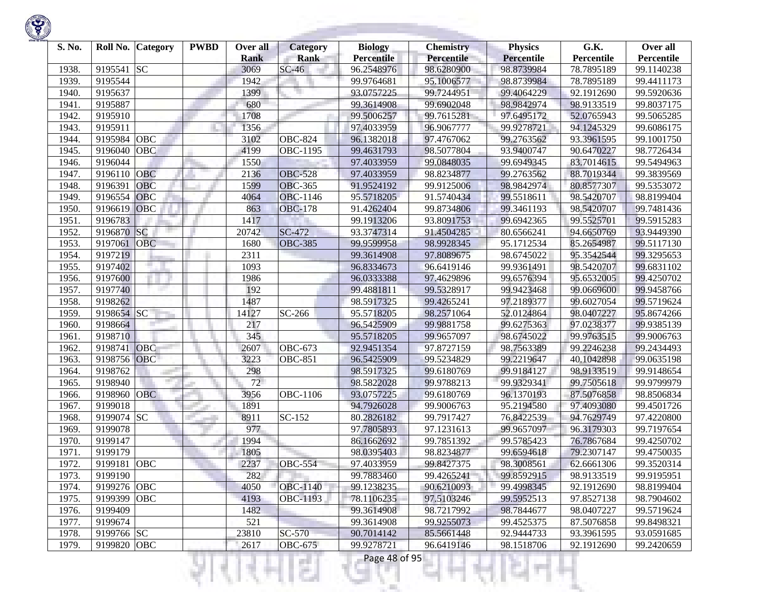| S. No. | Roll No. | Category | PWBD | Over all Rank | Category Rank | Biology Percentile | Chemistry Percentile | Physics Percentile | G.K. Percentile | Over all Percentile |
|---|---|---|---|---|---|---|---|---|---|---|
| 1938. | 9195541 | SC | | 3069 | SC-46 | 96.2548976 | 98.6280900 | 98.8739984 | 78.7895189 | 99.1140238 |
| 1939. | 9195544 | | | 1942 | | 99.9764681 | 95.1006577 | 98.8739984 | 78.7895189 | 99.4411173 |
| 1940. | 9195637 | | | 1399 | | 93.0757225 | 99.7244951 | 99.4064229 | 92.1912690 | 99.5920636 |
| 1941. | 9195887 | | | 680 | | 99.3614908 | 99.6902048 | 98.9842974 | 98.9133519 | 99.8037175 |
| 1942. | 9195910 | | | 1708 | | 99.5006257 | 99.7615281 | 97.6495172 | 52.0765943 | 99.5065285 |
| 1943. | 9195911 | | | 1356 | | 97.4033959 | 96.9067777 | 99.9278721 | 94.1245329 | 99.6086175 |
| 1944. | 9195984 | OBC | | 3102 | OBC-824 | 96.1382018 | 97.4767062 | 99.2763562 | 93.3961595 | 99.1001750 |
| 1945. | 9196040 | OBC | | 4199 | OBC-1195 | 99.4631793 | 98.5077804 | 93.9400747 | 90.6470227 | 98.7726434 |
| 1946. | 9196044 | | | 1550 | | 97.4033959 | 99.0848035 | 99.6949345 | 83.7014615 | 99.5494963 |
| 1947. | 9196110 | OBC | | 2136 | OBC-528 | 97.4033959 | 98.8234877 | 99.2763562 | 88.7019344 | 99.3839569 |
| 1948. | 9196391 | OBC | | 1599 | OBC-365 | 91.9524192 | 99.9125006 | 98.9842974 | 80.8577307 | 99.5353072 |
| 1949. | 9196554 | OBC | | 4064 | OBC-1146 | 95.5718205 | 91.5740434 | 99.5518611 | 98.5420707 | 98.8199404 |
| 1950. | 9196619 | OBC | | 863 | OBC-178 | 91.4262404 | 99.8734806 | 99.3461193 | 98.5420707 | 99.7481436 |
| 1951. | 9196783 | | | 1417 | | 99.1913206 | 93.8091753 | 99.6942365 | 99.5525701 | 99.5915283 |
| 1952. | 9196870 | SC | | 20742 | SC-472 | 93.3747314 | 91.4504285 | 80.6566241 | 94.6650769 | 93.9449390 |
| 1953. | 9197061 | OBC | | 1680 | OBC-385 | 99.9599958 | 98.9928345 | 95.1712534 | 85.2654987 | 99.5117130 |
| 1954. | 9197219 | | | 2311 | | 99.3614908 | 97.8089675 | 98.6745022 | 95.3542544 | 99.3295653 |
| 1955. | 9197402 | | | 1093 | | 96.8334673 | 96.6419146 | 99.9361491 | 98.5420707 | 99.6831102 |
| 1956. | 9197600 | | | 1986 | | 96.0333388 | 97.4629896 | 99.6576394 | 95.6532005 | 99.4250702 |
| 1957. | 9197740 | | | 192 | | 99.4881811 | 99.5328917 | 99.9423468 | 99.0669600 | 99.9458766 |
| 1958. | 9198262 | | | 1487 | | 98.5917325 | 99.4265241 | 97.2189377 | 99.6027054 | 99.5719624 |
| 1959. | 9198654 | SC | | 14127 | SC-266 | 95.5718205 | 98.2571064 | 52.0124864 | 98.0407227 | 95.8674266 |
| 1960. | 9198664 | | | 217 | | 96.5425909 | 99.9881758 | 99.6275363 | 97.0238377 | 99.9385139 |
| 1961. | 9198710 | | | 345 | | 95.5718205 | 99.9657097 | 98.6745022 | 99.9763515 | 99.9006763 |
| 1962. | 9198741 | OBC | | 2607 | OBC-673 | 92.9451354 | 97.8727159 | 98.7563389 | 99.2246238 | 99.2434493 |
| 1963. | 9198756 | OBC | | 3223 | OBC-851 | 96.5425909 | 99.5234829 | 99.2219647 | 40.1042898 | 99.0635198 |
| 1964. | 9198762 | | | 298 | | 98.5917325 | 99.6180769 | 99.9184127 | 98.9133519 | 99.9148654 |
| 1965. | 9198940 | | | 72 | | 98.5822028 | 99.9788213 | 99.9329341 | 99.7505618 | 99.9799979 |
| 1966. | 9198960 | OBC | | 3956 | OBC-1106 | 93.0757225 | 99.6180769 | 96.1370193 | 87.5076858 | 98.8506834 |
| 1967. | 9199018 | | | 1891 | | 94.7926028 | 99.9006763 | 95.2194580 | 97.4093080 | 99.4501726 |
| 1968. | 9199074 | SC | | 8911 | SC-152 | 80.2826182 | 99.7917427 | 76.8422539 | 94.7629749 | 97.4220800 |
| 1969. | 9199078 | | | 977 | | 97.7805893 | 97.1231613 | 99.9657097 | 96.3179303 | 99.7197654 |
| 1970. | 9199147 | | | 1994 | | 86.1662692 | 99.7851392 | 99.5785423 | 76.7867684 | 99.4250702 |
| 1971. | 9199179 | | | 1805 | | 98.0395403 | 98.8234877 | 99.6594618 | 79.2307147 | 99.4750035 |
| 1972. | 9199181 | OBC | | 2237 | OBC-554 | 97.4033959 | 99.8427375 | 98.3008561 | 62.6661306 | 99.3520314 |
| 1973. | 9199190 | | | 282 | | 99.7883460 | 99.4265241 | 99.8592915 | 98.9133519 | 99.9195951 |
| 1974. | 9199276 | OBC | | 4050 | OBC-1140 | 99.1238235 | 90.6210093 | 99.4998345 | 92.1912690 | 98.8199404 |
| 1975. | 9199399 | OBC | | 4193 | OBC-1193 | 78.1106235 | 97.5103246 | 99.5952513 | 97.8527138 | 98.7904602 |
| 1976. | 9199409 | | | 1482 | | 99.3614908 | 98.7217992 | 98.7844677 | 98.0407227 | 99.5719624 |
| 1977. | 9199674 | | | 521 | | 99.3614908 | 99.9255073 | 99.4525375 | 87.5076858 | 99.8498321 |
| 1978. | 9199766 | SC | | 23810 | SC-570 | 90.7014142 | 85.5661448 | 92.9444733 | 93.3961595 | 93.0591685 |
| 1979. | 9199820 | OBC | | 2617 | OBC-675 | 99.9278721 | 96.6419146 | 98.1518706 | 92.1912690 | 99.2420659 |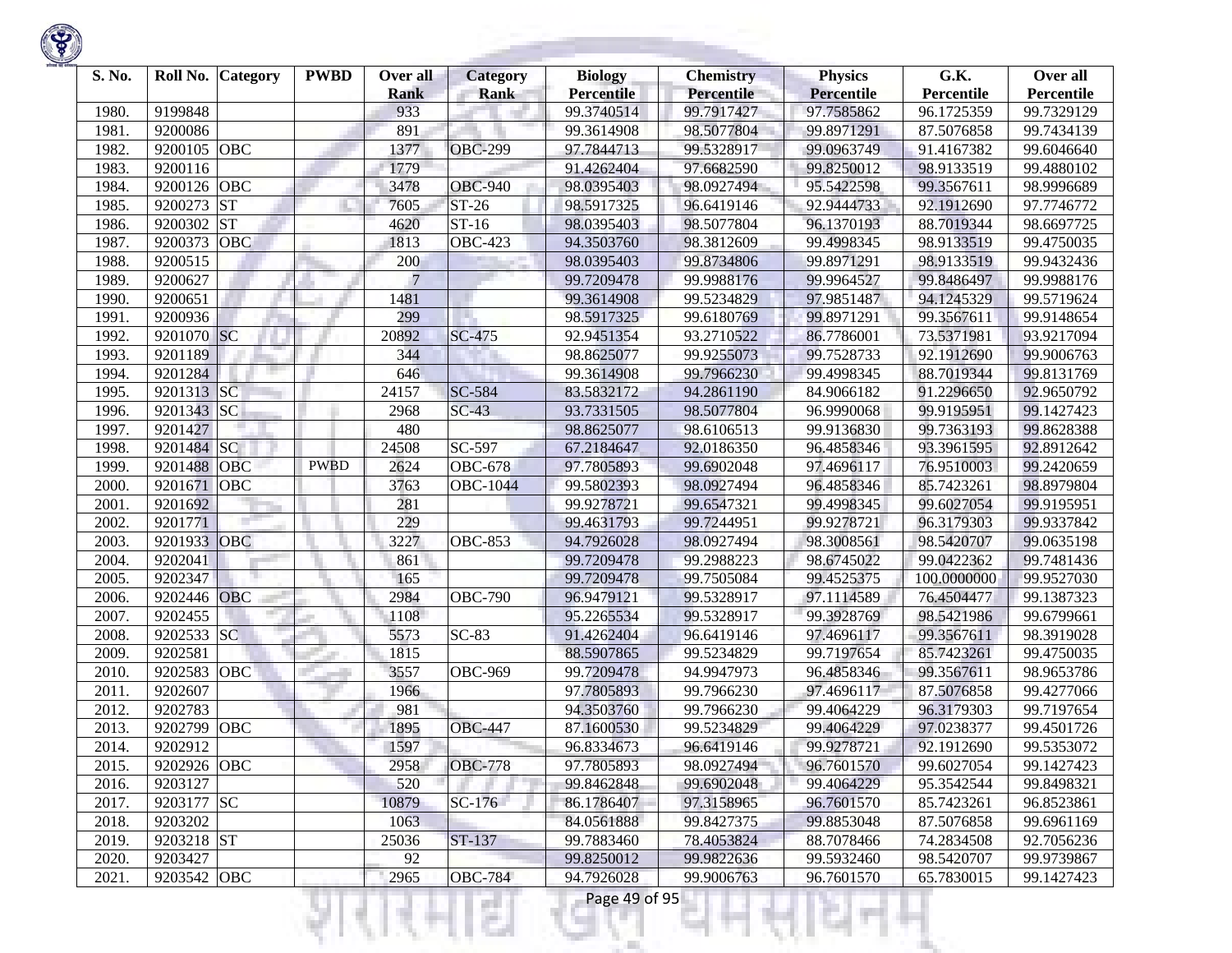| S. No. | Roll No. | Category | PWBD | Over all Rank | Category Rank | Biology Percentile | Chemistry Percentile | Physics Percentile | G.K. Percentile | Over all Percentile |
|---|---|---|---|---|---|---|---|---|---|---|
| 1980. | 9199848 | | | 933 | | 99.3740514 | 99.7917427 | 97.7585862 | 96.1725359 | 99.7329129 |
| 1981. | 9200086 | | | 891 | | 99.3614908 | 98.5077804 | 99.8971291 | 87.5076858 | 99.7434139 |
| 1982. | 9200105 | OBC | | 1377 | OBC-299 | 97.7844713 | 99.5328917 | 99.0963749 | 91.4167382 | 99.6046640 |
| 1983. | 9200116 | | | 1779 | | 91.4262404 | 97.6682590 | 99.8250012 | 98.9133519 | 99.4880102 |
| 1984. | 9200126 | OBC | | 3478 | OBC-940 | 98.0395403 | 98.0927494 | 95.5422598 | 99.3567611 | 98.9996689 |
| 1985. | 9200273 | ST | | 7605 | ST-26 | 98.5917325 | 96.6419146 | 92.9444733 | 92.1912690 | 97.7746772 |
| 1986. | 9200302 | ST | | 4620 | ST-16 | 98.0395403 | 98.5077804 | 96.1370193 | 88.7019344 | 98.6697725 |
| 1987. | 9200373 | OBC | | 1813 | OBC-423 | 94.3503760 | 98.3812609 | 99.4998345 | 98.9133519 | 99.4750035 |
| 1988. | 9200515 | | | 200 | | 98.0395403 | 99.8734806 | 99.8971291 | 98.9133519 | 99.9432436 |
| 1989. | 9200627 | | | 7 | | 99.7209478 | 99.9988176 | 99.9964527 | 99.8486497 | 99.9988176 |
| 1990. | 9200651 | | | 1481 | | 99.3614908 | 99.5234829 | 97.9851487 | 94.1245329 | 99.5719624 |
| 1991. | 9200936 | | | 299 | | 98.5917325 | 99.6180769 | 99.8971291 | 99.3567611 | 99.9148654 |
| 1992. | 9201070 | SC | | 20892 | SC-475 | 92.9451354 | 93.2710522 | 86.7786001 | 73.5371981 | 93.9217094 |
| 1993. | 9201189 | | | 344 | | 98.8625077 | 99.9255073 | 99.7528733 | 92.1912690 | 99.9006763 |
| 1994. | 9201284 | | | 646 | | 99.3614908 | 99.7966230 | 99.4998345 | 88.7019344 | 99.8131769 |
| 1995. | 9201313 | SC | | 24157 | SC-584 | 83.5832172 | 94.2861190 | 84.9066182 | 91.2296650 | 92.9650792 |
| 1996. | 9201343 | SC | | 2968 | SC-43 | 93.7331505 | 98.5077804 | 96.9990068 | 99.9195951 | 99.1427423 |
| 1997. | 9201427 | | | 480 | | 98.8625077 | 98.6106513 | 99.9136830 | 99.7363193 | 99.8628388 |
| 1998. | 9201484 | SC | | 24508 | SC-597 | 67.2184647 | 92.0186350 | 96.4858346 | 93.3961595 | 92.8912642 |
| 1999. | 9201488 | OBC | PWBD | 2624 | OBC-678 | 97.7805893 | 99.6902048 | 97.4696117 | 76.9510003 | 99.2420659 |
| 2000. | 9201671 | OBC | | 3763 | OBC-1044 | 99.5802393 | 98.0927494 | 96.4858346 | 85.7423261 | 98.8979804 |
| 2001. | 9201692 | | | 281 | | 99.9278721 | 99.6547321 | 99.4998345 | 99.6027054 | 99.9195951 |
| 2002. | 9201771 | | | 229 | | 99.4631793 | 99.7244951 | 99.9278721 | 96.3179303 | 99.9337842 |
| 2003. | 9201933 | OBC | | 3227 | OBC-853 | 94.7926028 | 98.0927494 | 98.3008561 | 98.5420707 | 99.0635198 |
| 2004. | 9202041 | | | 861 | | 99.7209478 | 99.2988223 | 98.6745022 | 99.0422362 | 99.7481436 |
| 2005. | 9202347 | | | 165 | | 99.7209478 | 99.7505084 | 99.4525375 | 100.0000000 | 99.9527030 |
| 2006. | 9202446 | OBC | | 2984 | OBC-790 | 96.9479121 | 99.5328917 | 97.1114589 | 76.4504477 | 99.1387323 |
| 2007. | 9202455 | | | 1108 | | 95.2265534 | 99.5328917 | 99.3928769 | 98.5421986 | 99.6799661 |
| 2008. | 9202533 | SC | | 5573 | SC-83 | 91.4262404 | 96.6419146 | 97.4696117 | 99.3567611 | 98.3919028 |
| 2009. | 9202581 | | | 1815 | | 88.5907865 | 99.5234829 | 99.7197654 | 85.7423261 | 99.4750035 |
| 2010. | 9202583 | OBC | | 3557 | OBC-969 | 99.7209478 | 94.9947973 | 96.4858346 | 99.3567611 | 98.9653786 |
| 2011. | 9202607 | | | 1966 | | 97.7805893 | 99.7966230 | 97.4696117 | 87.5076858 | 99.4277066 |
| 2012. | 9202783 | | | 981 | | 94.3503760 | 99.7966230 | 99.4064229 | 96.3179303 | 99.7197654 |
| 2013. | 9202799 | OBC | | 1895 | OBC-447 | 87.1600530 | 99.5234829 | 99.4064229 | 97.0238377 | 99.4501726 |
| 2014. | 9202912 | | | 1597 | | 96.8334673 | 96.6419146 | 99.9278721 | 92.1912690 | 99.5353072 |
| 2015. | 9202926 | OBC | | 2958 | OBC-778 | 97.7805893 | 98.0927494 | 96.7601570 | 99.6027054 | 99.1427423 |
| 2016. | 9203127 | | | 520 | | 99.8462848 | 99.6902048 | 99.4064229 | 95.3542544 | 99.8498321 |
| 2017. | 9203177 | SC | | 10879 | SC-176 | 86.1786407 | 97.3158965 | 96.7601570 | 85.7423261 | 96.8523861 |
| 2018. | 9203202 | | | 1063 | | 84.0561888 | 99.8427375 | 99.8853048 | 87.5076858 | 99.6961169 |
| 2019. | 9203218 | ST | | 25036 | ST-137 | 99.7883460 | 78.4053824 | 88.7078466 | 74.2834508 | 92.7056236 |
| 2020. | 9203427 | | | 92 | | 99.8250012 | 99.9822636 | 99.5932460 | 98.5420707 | 99.9739867 |
| 2021. | 9203542 | OBC | | 2965 | OBC-784 | 94.7926028 | 99.9006763 | 96.7601570 | 65.7830015 | 99.1427423 |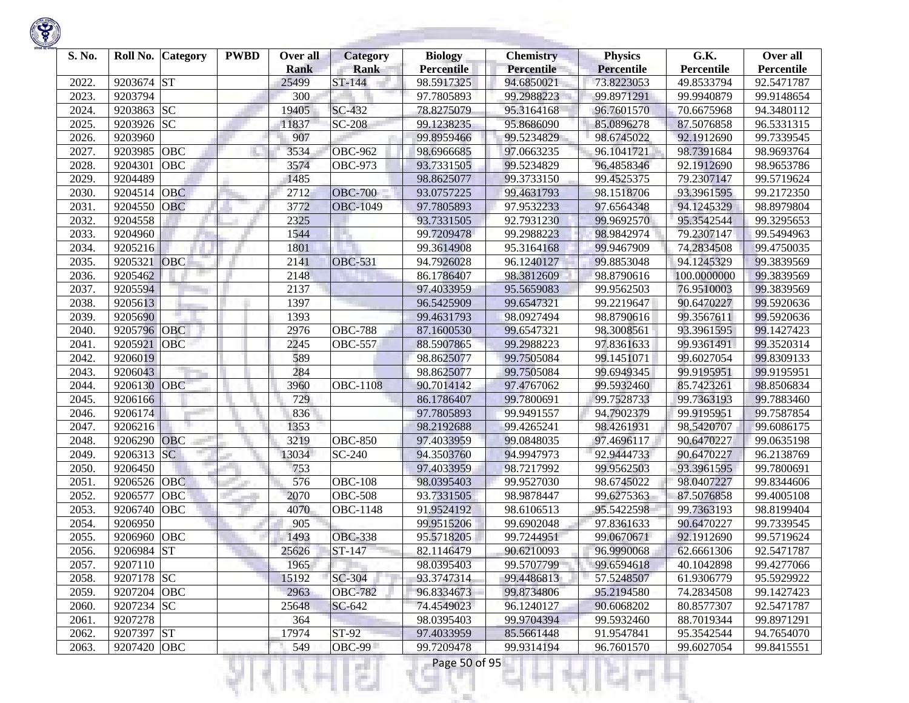| S. No. | Roll No. | Category | PWBD | Over all Rank | Category Rank | Biology Percentile | Chemistry Percentile | Physics Percentile | G.K. Percentile | Over all Percentile |
|---|---|---|---|---|---|---|---|---|---|---|
| 2022. | 9203674 | ST | | 25499 | ST-144 | 98.5917325 | 94.6850021 | 73.8223053 | 49.8533794 | 92.5471787 |
| 2023. | 9203794 | | | 300 | | 97.7805893 | 99.2988223 | 99.8971291 | 99.9940879 | 99.9148654 |
| 2024. | 9203863 | SC | | 19405 | SC-432 | 78.8275079 | 95.3164168 | 96.7601570 | 70.6675968 | 94.3480112 |
| 2025. | 9203926 | SC | | 11837 | SC-208 | 99.1238235 | 95.8686090 | 85.0896278 | 87.5076858 | 96.5331315 |
| 2026. | 9203960 | | | 907 | | 99.8959466 | 99.5234829 | 98.6745022 | 92.1912690 | 99.7339545 |
| 2027. | 9203985 | OBC | | 3534 | OBC-962 | 98.6966685 | 97.0663235 | 96.1041721 | 98.7391684 | 98.9693764 |
| 2028. | 9204301 | OBC | | 3574 | OBC-973 | 93.7331505 | 99.5234829 | 96.4858346 | 92.1912690 | 98.9653786 |
| 2029. | 9204489 | | | 1485 | | 98.8625077 | 99.3733150 | 99.4525375 | 79.2307147 | 99.5719624 |
| 2030. | 9204514 | OBC | | 2712 | OBC-700 | 93.0757225 | 99.4631793 | 98.1518706 | 93.3961595 | 99.2172350 |
| 2031. | 9204550 | OBC | | 3772 | OBC-1049 | 97.7805893 | 97.9532233 | 97.6564348 | 94.1245329 | 98.8979804 |
| 2032. | 9204558 | | | 2325 | | 93.7331505 | 92.7931230 | 99.9692570 | 95.3542544 | 99.3295653 |
| 2033. | 9204960 | | | 1544 | | 99.7209478 | 99.2988223 | 98.9842974 | 79.2307147 | 99.5494963 |
| 2034. | 9205216 | | | 1801 | | 99.3614908 | 95.3164168 | 99.9467909 | 74.2834508 | 99.4750035 |
| 2035. | 9205321 | OBC | | 2141 | OBC-531 | 94.7926028 | 96.1240127 | 99.8853048 | 94.1245329 | 99.3839569 |
| 2036. | 9205462 | | | 2148 | | 86.1786407 | 98.3812609 | 98.8790616 | 100.0000000 | 99.3839569 |
| 2037. | 9205594 | | | 2137 | | 97.4033959 | 95.5659083 | 99.9562503 | 76.9510003 | 99.3839569 |
| 2038. | 9205613 | | | 1397 | | 96.5425909 | 99.6547321 | 99.2219647 | 90.6470227 | 99.5920636 |
| 2039. | 9205690 | | | 1393 | | 99.4631793 | 98.0927494 | 98.8790616 | 99.3567611 | 99.5920636 |
| 2040. | 9205796 | OBC | | 2976 | OBC-788 | 87.1600530 | 99.6547321 | 98.3008561 | 93.3961595 | 99.1427423 |
| 2041. | 9205921 | OBC | | 2245 | OBC-557 | 88.5907865 | 99.2988223 | 97.8361633 | 99.9361491 | 99.3520314 |
| 2042. | 9206019 | | | 589 | | 98.8625077 | 99.7505084 | 99.1451071 | 99.6027054 | 99.8309133 |
| 2043. | 9206043 | | | 284 | | 98.8625077 | 99.7505084 | 99.6949345 | 99.9195951 | 99.9195951 |
| 2044. | 9206130 | OBC | | 3960 | OBC-1108 | 90.7014142 | 97.4767062 | 99.5932460 | 85.7423261 | 98.8506834 |
| 2045. | 9206166 | | | 729 | | 86.1786407 | 99.7800691 | 99.7528733 | 99.7363193 | 99.7883460 |
| 2046. | 9206174 | | | 836 | | 97.7805893 | 99.9491557 | 94.7902379 | 99.9195951 | 99.7587854 |
| 2047. | 9206216 | | | 1353 | | 98.2192688 | 99.4265241 | 98.4261931 | 98.5420707 | 99.6086175 |
| 2048. | 9206290 | OBC | | 3219 | OBC-850 | 97.4033959 | 99.0848035 | 97.4696117 | 90.6470227 | 99.0635198 |
| 2049. | 9206313 | SC | | 13034 | SC-240 | 94.3503760 | 94.9947973 | 92.9444733 | 90.6470227 | 96.2138769 |
| 2050. | 9206450 | | | 753 | | 97.4033959 | 98.7217992 | 99.9562503 | 93.3961595 | 99.7800691 |
| 2051. | 9206526 | OBC | | 576 | OBC-108 | 98.0395403 | 99.9527030 | 98.6745022 | 98.0407227 | 99.8344606 |
| 2052. | 9206577 | OBC | | 2070 | OBC-508 | 93.7331505 | 98.9878447 | 99.6275363 | 87.5076858 | 99.4005108 |
| 2053. | 9206740 | OBC | | 4070 | OBC-1148 | 91.9524192 | 98.6106513 | 95.5422598 | 99.7363193 | 98.8199404 |
| 2054. | 9206950 | | | 905 | | 99.9515206 | 99.6902048 | 97.8361633 | 90.6470227 | 99.7339545 |
| 2055. | 9206960 | OBC | | 1493 | OBC-338 | 95.5718205 | 99.7244951 | 99.0670671 | 92.1912690 | 99.5719624 |
| 2056. | 9206984 | ST | | 25626 | ST-147 | 82.1146479 | 90.6210093 | 96.9990068 | 62.6661306 | 92.5471787 |
| 2057. | 9207110 | | | 1965 | | 98.0395403 | 99.5707799 | 99.6594618 | 40.1042898 | 99.4277066 |
| 2058. | 9207178 | SC | | 15192 | SC-304 | 93.3747314 | 99.4486813 | 57.5248507 | 61.9306779 | 95.5929922 |
| 2059. | 9207204 | OBC | | 2963 | OBC-782 | 96.8334673 | 99.8734806 | 95.2194580 | 74.2834508 | 99.1427423 |
| 2060. | 9207234 | SC | | 25648 | SC-642 | 74.4549023 | 96.1240127 | 90.6068202 | 80.8577307 | 92.5471787 |
| 2061. | 9207278 | | | 364 | | 98.0395403 | 99.9704394 | 99.5932460 | 88.7019344 | 99.8971291 |
| 2062. | 9207397 | ST | | 17974 | ST-92 | 97.4033959 | 85.5661448 | 91.9547841 | 95.3542544 | 94.7654070 |
| 2063. | 9207420 | OBC | | 549 | OBC-99 | 99.7209478 | 99.9314194 | 96.7601570 | 99.6027054 | 99.8415551 |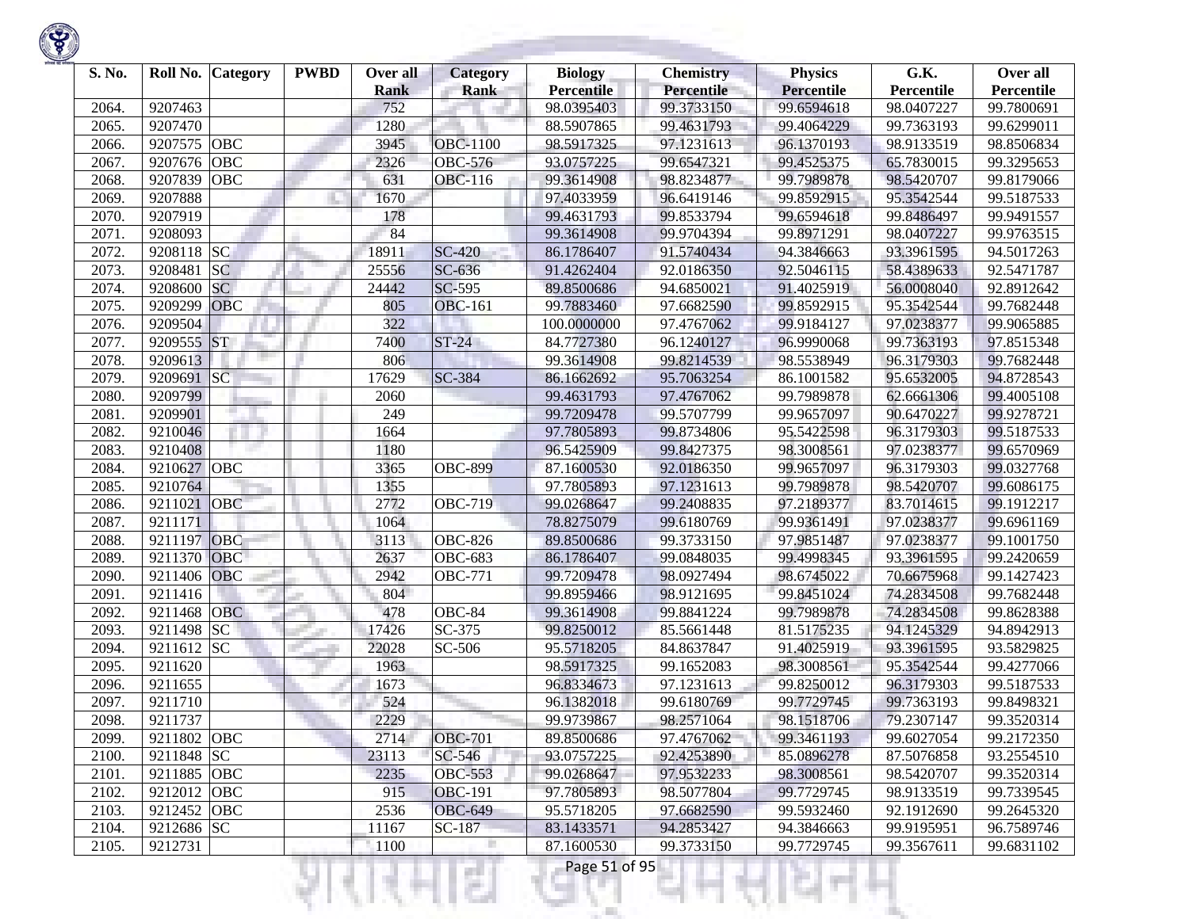| S. No. | Roll No. | Category | PWBD | Over all Rank | Category Rank | Biology Percentile | Chemistry Percentile | Physics Percentile | G.K. Percentile | Over all Percentile |
|---|---|---|---|---|---|---|---|---|---|---|
| 2064. | 9207463 | | | 752 | | 98.0395403 | 99.3733150 | 99.6594618 | 98.0407227 | 99.7800691 |
| 2065. | 9207470 | | | 1280 | | 88.5907865 | 99.4631793 | 99.4064229 | 99.7363193 | 99.6299011 |
| 2066. | 9207575 | OBC | | 3945 | OBC-1100 | 98.5917325 | 97.1231613 | 96.1370193 | 98.9133519 | 98.8506834 |
| 2067. | 9207676 | OBC | | 2326 | OBC-576 | 93.0757225 | 99.6547321 | 99.4525375 | 65.7830015 | 99.3295653 |
| 2068. | 9207839 | OBC | | 631 | OBC-116 | 99.3614908 | 98.8234877 | 99.7989878 | 98.5420707 | 99.8179066 |
| 2069. | 9207888 | | | 1670 | | 97.4033959 | 96.6419146 | 99.8592915 | 95.3542544 | 99.5187533 |
| 2070. | 9207919 | | | 178 | | 99.4631793 | 99.8533794 | 99.6594618 | 99.8486497 | 99.9491557 |
| 2071. | 9208093 | | | 84 | | 99.3614908 | 99.9704394 | 99.8971291 | 98.0407227 | 99.9763515 |
| 2072. | 9208118 | SC | | 18911 | SC-420 | 86.1786407 | 91.5740434 | 94.3846663 | 93.3961595 | 94.5017263 |
| 2073. | 9208481 | SC | | 25556 | SC-636 | 91.4262404 | 92.0186350 | 92.5046115 | 58.4389633 | 92.5471787 |
| 2074. | 9208600 | SC | | 24442 | SC-595 | 89.8500686 | 94.6850021 | 91.4025919 | 56.0008040 | 92.8912642 |
| 2075. | 9209299 | OBC | | 805 | OBC-161 | 99.7883460 | 97.6682590 | 99.8592915 | 95.3542544 | 99.7682448 |
| 2076. | 9209504 | | | 322 | | 100.0000000 | 97.4767062 | 99.9184127 | 97.0238377 | 99.9065885 |
| 2077. | 9209555 | ST | | 7400 | ST-24 | 84.7727380 | 96.1240127 | 96.9990068 | 99.7363193 | 97.8515348 |
| 2078. | 9209613 | | | 806 | | 99.3614908 | 99.8214539 | 98.5538949 | 96.3179303 | 99.7682448 |
| 2079. | 9209691 | SC | | 17629 | SC-384 | 86.1662692 | 95.7063254 | 86.1001582 | 95.6532005 | 94.8728543 |
| 2080. | 9209799 | | | 2060 | | 99.4631793 | 97.4767062 | 99.7989878 | 62.6661306 | 99.4005108 |
| 2081. | 9209901 | | | 249 | | 99.7209478 | 99.5707799 | 99.9657097 | 90.6470227 | 99.9278721 |
| 2082. | 9210046 | | | 1664 | | 97.7805893 | 99.8734806 | 95.5422598 | 96.3179303 | 99.5187533 |
| 2083. | 9210408 | | | 1180 | | 96.5425909 | 99.8427375 | 98.3008561 | 97.0238377 | 99.6570969 |
| 2084. | 9210627 | OBC | | 3365 | OBC-899 | 87.1600530 | 92.0186350 | 99.9657097 | 96.3179303 | 99.0327768 |
| 2085. | 9210764 | | | 1355 | | 97.7805893 | 97.1231613 | 99.7989878 | 98.5420707 | 99.6086175 |
| 2086. | 9211021 | OBC | | 2772 | OBC-719 | 99.0268647 | 99.2408835 | 97.2189377 | 83.7014615 | 99.1912217 |
| 2087. | 9211171 | | | 1064 | | 78.8275079 | 99.6180769 | 99.9361491 | 97.0238377 | 99.6961169 |
| 2088. | 9211197 | OBC | | 3113 | OBC-826 | 89.8500686 | 99.3733150 | 97.9851487 | 97.0238377 | 99.1001750 |
| 2089. | 9211370 | OBC | | 2637 | OBC-683 | 86.1786407 | 99.0848035 | 99.4998345 | 93.3961595 | 99.2420659 |
| 2090. | 9211406 | OBC | | 2942 | OBC-771 | 99.7209478 | 98.0927494 | 98.6745022 | 70.6675968 | 99.1427423 |
| 2091. | 9211416 | | | 804 | | 99.8959466 | 98.9121695 | 99.8451024 | 74.2834508 | 99.7682448 |
| 2092. | 9211468 | OBC | | 478 | OBC-84 | 99.3614908 | 99.8841224 | 99.7989878 | 74.2834508 | 99.8628388 |
| 2093. | 9211498 | SC | | 17426 | SC-375 | 99.8250012 | 85.5661448 | 81.5175235 | 94.1245329 | 94.8942913 |
| 2094. | 9211612 | SC | | 22028 | SC-506 | 95.5718205 | 84.8637847 | 91.4025919 | 93.3961595 | 93.5829825 |
| 2095. | 9211620 | | | 1963 | | 98.5917325 | 99.1652083 | 98.3008561 | 95.3542544 | 99.4277066 |
| 2096. | 9211655 | | | 1673 | | 96.8334673 | 97.1231613 | 99.8250012 | 96.3179303 | 99.5187533 |
| 2097. | 9211710 | | | 524 | | 96.1382018 | 99.6180769 | 99.7729745 | 99.7363193 | 99.8498321 |
| 2098. | 9211737 | | | 2229 | | 99.9739867 | 98.2571064 | 98.1518706 | 79.2307147 | 99.3520314 |
| 2099. | 9211802 | OBC | | 2714 | OBC-701 | 89.8500686 | 97.4767062 | 99.3461193 | 99.6027054 | 99.2172350 |
| 2100. | 9211848 | SC | | 23113 | SC-546 | 93.0757225 | 92.4253890 | 85.0896278 | 87.5076858 | 93.2554510 |
| 2101. | 9211885 | OBC | | 2235 | OBC-553 | 99.0268647 | 97.9532233 | 98.3008561 | 98.5420707 | 99.3520314 |
| 2102. | 9212012 | OBC | | 915 | OBC-191 | 97.7805893 | 98.5077804 | 99.7729745 | 98.9133519 | 99.7339545 |
| 2103. | 9212452 | OBC | | 2536 | OBC-649 | 95.5718205 | 97.6682590 | 99.5932460 | 92.1912690 | 99.2645320 |
| 2104. | 9212686 | SC | | 11167 | SC-187 | 83.1433571 | 94.2853427 | 94.3846663 | 99.9195951 | 96.7589746 |
| 2105. | 9212731 | | | 1100 | | 87.1600530 | 99.3733150 | 99.7729745 | 99.3567611 | 99.6831102 |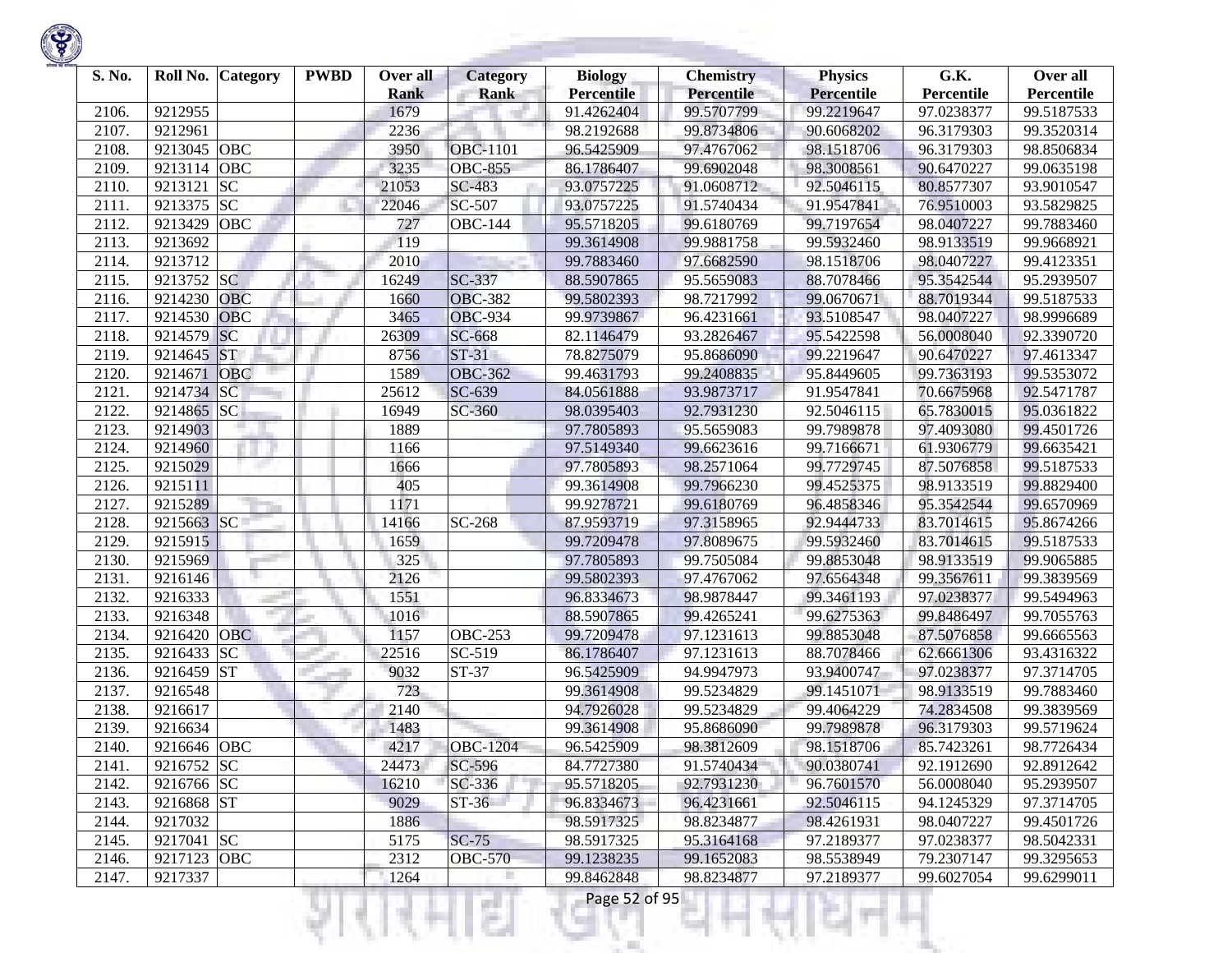| S. No. | Roll No. | Category | PWBD | Over all Rank | Category Rank | Biology Percentile | Chemistry Percentile | Physics Percentile | G.K. Percentile | Over all Percentile |
|---|---|---|---|---|---|---|---|---|---|---|
| 2106. | 9212955 | | | 1679 | | 91.4262404 | 99.5707799 | 99.2219647 | 97.0238377 | 99.5187533 |
| 2107. | 9212961 | | | 2236 | | 98.2192688 | 99.8734806 | 90.6068202 | 96.3179303 | 99.3520314 |
| 2108. | 9213045 | OBC | | 3950 | OBC-1101 | 96.5425909 | 97.4767062 | 98.1518706 | 96.3179303 | 98.8506834 |
| 2109. | 9213114 | OBC | | 3235 | OBC-855 | 86.1786407 | 99.6902048 | 98.3008561 | 90.6470227 | 99.0635198 |
| 2110. | 9213121 | SC | | 21053 | SC-483 | 93.0757225 | 91.0608712 | 92.5046115 | 80.8577307 | 93.9010547 |
| 2111. | 9213375 | SC | | 22046 | SC-507 | 93.0757225 | 91.5740434 | 91.9547841 | 76.9510003 | 93.5829825 |
| 2112. | 9213429 | OBC | | 727 | OBC-144 | 95.5718205 | 99.6180769 | 99.7197654 | 98.0407227 | 99.7883460 |
| 2113. | 9213692 | | | 119 | | 99.3614908 | 99.9881758 | 99.5932460 | 98.9133519 | 99.9668921 |
| 2114. | 9213712 | | | 2010 | | 99.7883460 | 97.6682590 | 98.1518706 | 98.0407227 | 99.4123351 |
| 2115. | 9213752 | SC | | 16249 | SC-337 | 88.5907865 | 95.5659083 | 88.7078466 | 95.3542544 | 95.2939507 |
| 2116. | 9214230 | OBC | | 1660 | OBC-382 | 99.5802393 | 98.7217992 | 99.0670671 | 88.7019344 | 99.5187533 |
| 2117. | 9214530 | OBC | | 3465 | OBC-934 | 99.9739867 | 96.4231661 | 93.5108547 | 98.0407227 | 98.9996689 |
| 2118. | 9214579 | SC | | 26309 | SC-668 | 82.1146479 | 93.2826467 | 95.5422598 | 56.0008040 | 92.3390720 |
| 2119. | 9214645 | ST | | 8756 | ST-31 | 78.8275079 | 95.8686090 | 99.2219647 | 90.6470227 | 97.4613347 |
| 2120. | 9214671 | OBC | | 1589 | OBC-362 | 99.4631793 | 99.2408835 | 95.8449605 | 99.7363193 | 99.5353072 |
| 2121. | 9214734 | SC | | 25612 | SC-639 | 84.0561888 | 93.9873717 | 91.9547841 | 70.6675968 | 92.5471787 |
| 2122. | 9214865 | SC | | 16949 | SC-360 | 98.0395403 | 92.7931230 | 92.5046115 | 65.7830015 | 95.0361822 |
| 2123. | 9214903 | | | 1889 | | 97.7805893 | 95.5659083 | 99.7989878 | 97.4093080 | 99.4501726 |
| 2124. | 9214960 | | | 1166 | | 97.5149340 | 99.6623616 | 99.7166671 | 61.9306779 | 99.6635421 |
| 2125. | 9215029 | | | 1666 | | 97.7805893 | 98.2571064 | 99.7729745 | 87.5076858 | 99.5187533 |
| 2126. | 9215111 | | | 405 | | 99.3614908 | 99.7966230 | 99.4525375 | 98.9133519 | 99.8829400 |
| 2127. | 9215289 | | | 1171 | | 99.9278721 | 99.6180769 | 96.4858346 | 95.3542544 | 99.6570969 |
| 2128. | 9215663 | SC | | 14166 | SC-268 | 87.9593719 | 97.3158965 | 92.9444733 | 83.7014615 | 95.8674266 |
| 2129. | 9215915 | | | 1659 | | 99.7209478 | 97.8089675 | 99.5932460 | 83.7014615 | 99.5187533 |
| 2130. | 9215969 | | | 325 | | 97.7805893 | 99.7505084 | 99.8853048 | 98.9133519 | 99.9065885 |
| 2131. | 9216146 | | | 2126 | | 99.5802393 | 97.4767062 | 97.6564348 | 99.3567611 | 99.3839569 |
| 2132. | 9216333 | | | 1551 | | 96.8334673 | 98.9878447 | 99.3461193 | 97.0238377 | 99.5494963 |
| 2133. | 9216348 | | | 1016 | | 88.5907865 | 99.4265241 | 99.6275363 | 99.8486497 | 99.7055763 |
| 2134. | 9216420 | OBC | | 1157 | OBC-253 | 99.7209478 | 97.1231613 | 99.8853048 | 87.5076858 | 99.6665563 |
| 2135. | 9216433 | SC | | 22516 | SC-519 | 86.1786407 | 97.1231613 | 88.7078466 | 62.6661306 | 93.4316322 |
| 2136. | 9216459 | ST | | 9032 | ST-37 | 96.5425909 | 94.9947973 | 93.9400747 | 97.0238377 | 97.3714705 |
| 2137. | 9216548 | | | 723 | | 99.3614908 | 99.5234829 | 99.1451071 | 98.9133519 | 99.7883460 |
| 2138. | 9216617 | | | 2140 | | 94.7926028 | 99.5234829 | 99.4064229 | 74.2834508 | 99.3839569 |
| 2139. | 9216634 | | | 1483 | | 99.3614908 | 95.8686090 | 99.7989878 | 96.3179303 | 99.5719624 |
| 2140. | 9216646 | OBC | | 4217 | OBC-1204 | 96.5425909 | 98.3812609 | 98.1518706 | 85.7423261 | 98.7726434 |
| 2141. | 9216752 | SC | | 24473 | SC-596 | 84.7727380 | 91.5740434 | 90.0380741 | 92.1912690 | 92.8912642 |
| 2142. | 9216766 | SC | | 16210 | SC-336 | 95.5718205 | 92.7931230 | 96.7601570 | 56.0008040 | 95.2939507 |
| 2143. | 9216868 | ST | | 9029 | ST-36 | 96.8334673 | 96.4231661 | 92.5046115 | 94.1245329 | 97.3714705 |
| 2144. | 9217032 | | | 1886 | | 98.5917325 | 98.8234877 | 98.4261931 | 98.0407227 | 99.4501726 |
| 2145. | 9217041 | SC | | 5175 | SC-75 | 98.5917325 | 95.3164168 | 97.2189377 | 97.0238377 | 98.5042331 |
| 2146. | 9217123 | OBC | | 2312 | OBC-570 | 99.1238235 | 99.1652083 | 98.5538949 | 79.2307147 | 99.3295653 |
| 2147. | 9217337 | | | 1264 | | 99.8462848 | 98.8234877 | 97.2189377 | 99.6027054 | 99.6299011 |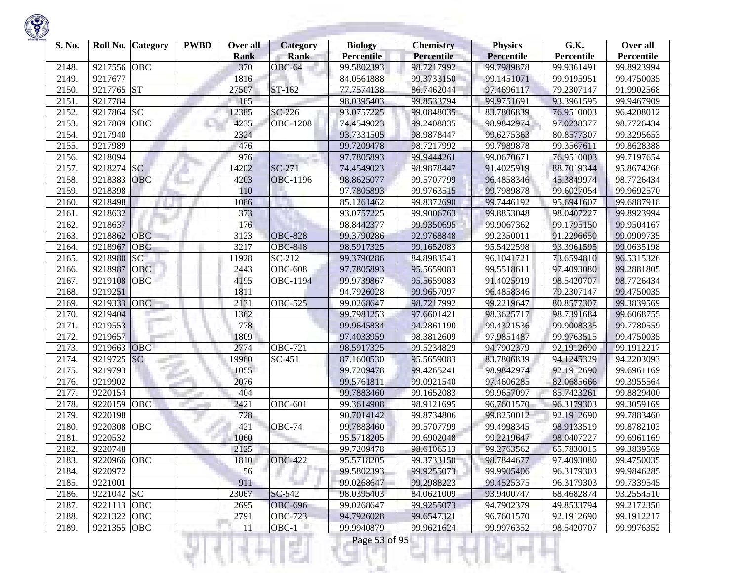| S. No. | Roll No. | Category | PWBD | Over all Rank | Category Rank | Biology Percentile | Chemistry Percentile | Physics Percentile | G.K. Percentile | Over all Percentile |
|---|---|---|---|---|---|---|---|---|---|---|
| 2148. | 9217556 | OBC | | 370 | OBC-64 | 99.5802393 | 98.7217992 | 99.7989878 | 99.9361491 | 99.8923994 |
| 2149. | 9217677 | | | 1816 | | 84.0561888 | 99.3733150 | 99.1451071 | 99.9195951 | 99.4750035 |
| 2150. | 9217765 | ST | | 27507 | ST-162 | 77.7574138 | 86.7462044 | 97.4696117 | 79.2307147 | 91.9902568 |
| 2151. | 9217784 | | | 185 | | 98.0395403 | 99.8533794 | 99.9751691 | 93.3961595 | 99.9467909 |
| 2152. | 9217864 | SC | | 12385 | SC-226 | 93.0757225 | 99.0848035 | 83.7806839 | 76.9510003 | 96.4208012 |
| 2153. | 9217869 | OBC | | 4235 | OBC-1208 | 74.4549023 | 99.2408835 | 98.9842974 | 97.0238377 | 98.7726434 |
| 2154. | 9217940 | | | 2324 | | 93.7331505 | 98.9878447 | 99.6275363 | 80.8577307 | 99.3295653 |
| 2155. | 9217989 | | | 476 | | 99.7209478 | 98.7217992 | 99.7989878 | 99.3567611 | 99.8628388 |
| 2156. | 9218094 | | | 976 | | 97.7805893 | 99.9444261 | 99.0670671 | 76.9510003 | 99.7197654 |
| 2157. | 9218274 | SC | | 14202 | SC-271 | 74.4549023 | 98.9878447 | 91.4025919 | 88.7019344 | 95.8674266 |
| 2158. | 9218383 | OBC | | 4203 | OBC-1196 | 98.8625077 | 99.5707799 | 96.4858346 | 45.3849974 | 98.7726434 |
| 2159. | 9218398 | | | 110 | | 97.7805893 | 99.9763515 | 99.7989878 | 99.6027054 | 99.9692570 |
| 2160. | 9218498 | | | 1086 | | 85.1261462 | 99.8372690 | 99.7446192 | 95.6941607 | 99.6887918 |
| 2161. | 9218632 | | | 373 | | 93.0757225 | 99.9006763 | 99.8853048 | 98.0407227 | 99.8923994 |
| 2162. | 9218637 | | | 176 | | 98.8442377 | 99.9350695 | 99.9067362 | 99.1795150 | 99.9504167 |
| 2163. | 9218862 | OBC | | 3123 | OBC-828 | 99.3790286 | 92.9768848 | 99.2350011 | 91.2296650 | 99.0909735 |
| 2164. | 9218967 | OBC | | 3217 | OBC-848 | 98.5917325 | 99.1652083 | 95.5422598 | 93.3961595 | 99.0635198 |
| 2165. | 9218980 | SC | | 11928 | SC-212 | 99.3790286 | 84.8983543 | 96.1041721 | 73.6594810 | 96.5315326 |
| 2166. | 9218987 | OBC | | 2443 | OBC-608 | 97.7805893 | 95.5659083 | 99.5518611 | 97.4093080 | 99.2881805 |
| 2167. | 9219108 | OBC | | 4195 | OBC-1194 | 99.9739867 | 95.5659083 | 91.4025919 | 98.5420707 | 98.7726434 |
| 2168. | 9219251 | | | 1811 | | 94.7926028 | 99.9657097 | 96.4858346 | 79.2307147 | 99.4750035 |
| 2169. | 9219333 | OBC | | 2131 | OBC-525 | 99.0268647 | 98.7217992 | 99.2219647 | 80.8577307 | 99.3839569 |
| 2170. | 9219404 | | | 1362 | | 99.7981253 | 97.6601421 | 98.3625717 | 98.7391684 | 99.6068755 |
| 2171. | 9219553 | | | 778 | | 99.9645834 | 94.2861190 | 99.4321536 | 99.9008335 | 99.7780559 |
| 2172. | 9219657 | | | 1809 | | 97.4033959 | 98.3812609 | 97.9851487 | 99.9763515 | 99.4750035 |
| 2173. | 9219663 | OBC | | 2774 | OBC-721 | 98.5917325 | 99.5234829 | 94.7902379 | 92.1912690 | 99.1912217 |
| 2174. | 9219725 | SC | | 19960 | SC-451 | 87.1600530 | 95.5659083 | 83.7806839 | 94.1245329 | 94.2203093 |
| 2175. | 9219793 | | | 1055 | | 99.7209478 | 99.4265241 | 98.9842974 | 92.1912690 | 99.6961169 |
| 2176. | 9219902 | | | 2076 | | 99.5761811 | 99.0921540 | 97.4606285 | 82.0685666 | 99.3955564 |
| 2177. | 9220154 | | | 404 | | 99.7883460 | 99.1652083 | 99.9657097 | 85.7423261 | 99.8829400 |
| 2178. | 9220159 | OBC | | 2421 | OBC-601 | 99.3614908 | 98.9121695 | 96.7601570 | 96.3179303 | 99.3059169 |
| 2179. | 9220198 | | | 728 | | 90.7014142 | 99.8734806 | 99.8250012 | 92.1912690 | 99.7883460 |
| 2180. | 9220308 | OBC | | 421 | OBC-74 | 99.7883460 | 99.5707799 | 99.4998345 | 98.9133519 | 99.8782103 |
| 2181. | 9220532 | | | 1060 | | 95.5718205 | 99.6902048 | 99.2219647 | 98.0407227 | 99.6961169 |
| 2182. | 9220748 | | | 2125 | | 99.7209478 | 98.6106513 | 99.2763562 | 65.7830015 | 99.3839569 |
| 2183. | 9220966 | OBC | | 1810 | OBC-422 | 95.5718205 | 99.3733150 | 98.7844677 | 97.4093080 | 99.4750035 |
| 2184. | 9220972 | | | 56 | | 99.5802393 | 99.9255073 | 99.9905406 | 96.3179303 | 99.9846285 |
| 2185. | 9221001 | | | 911 | | 99.0268647 | 99.2988223 | 99.4525375 | 96.3179303 | 99.7339545 |
| 2186. | 9221042 | SC | | 23067 | SC-542 | 98.0395403 | 84.0621009 | 93.9400747 | 68.4682874 | 93.2554510 |
| 2187. | 9221113 | OBC | | 2695 | OBC-696 | 99.0268647 | 99.9255073 | 94.7902379 | 49.8533794 | 99.2172350 |
| 2188. | 9221322 | OBC | | 2791 | OBC-723 | 94.7926028 | 99.6547321 | 96.7601570 | 92.1912690 | 99.1912217 |
| 2189. | 9221355 | OBC | | 11 | OBC-1 | 99.9940879 | 99.9621624 | 99.9976352 | 98.5420707 | 99.9976352 |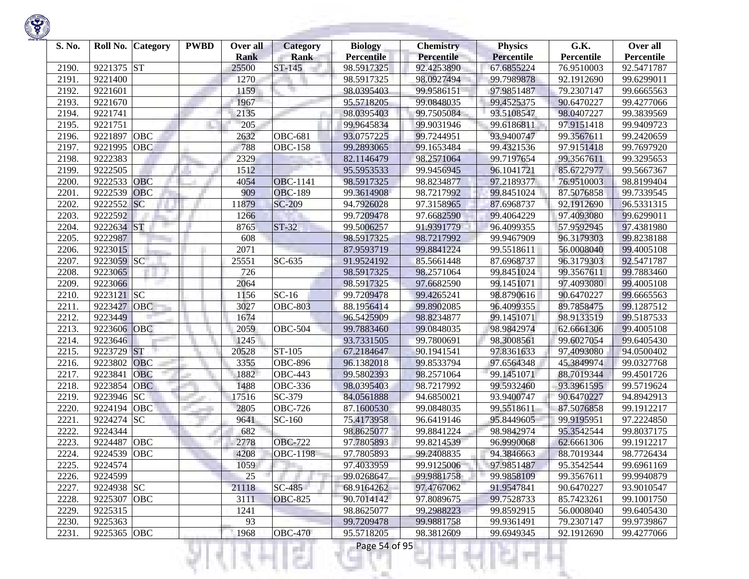| S. No. | Roll No. | Category | PWBD | Over all Rank | Category Rank | Biology Percentile | Chemistry Percentile | Physics Percentile | G.K. Percentile | Over all Percentile |
|---|---|---|---|---|---|---|---|---|---|---|
| 2190. | 9221375 | ST | | 25500 | ST-145 | 98.5917325 | 92.4253890 | 67.6855224 | 76.9510003 | 92.5471787 |
| 2191. | 9221400 | | | 1270 | | 98.5917325 | 98.0927494 | 99.7989878 | 92.1912690 | 99.6299011 |
| 2192. | 9221601 | | | 1159 | | 98.0395403 | 99.9586151 | 97.9851487 | 79.2307147 | 99.6665563 |
| 2193. | 9221670 | | | 1967 | | 95.5718205 | 99.0848035 | 99.4525375 | 90.6470227 | 99.4277066 |
| 2194. | 9221741 | | | 2135 | | 98.0395403 | 99.7505084 | 93.5108547 | 98.0407227 | 99.3839569 |
| 2195. | 9221751 | | | 205 | | 99.9645834 | 99.9031946 | 99.6186811 | 97.9151418 | 99.9409723 |
| 2196. | 9221897 | OBC | | 2632 | OBC-681 | 93.0757225 | 99.7244951 | 93.9400747 | 99.3567611 | 99.2420659 |
| 2197. | 9221995 | OBC | | 788 | OBC-158 | 99.2893065 | 99.1653484 | 99.4321536 | 97.9151418 | 99.7697920 |
| 2198. | 9222383 | | | 2329 | | 82.1146479 | 98.2571064 | 99.7197654 | 99.3567611 | 99.3295653 |
| 2199. | 9222505 | | | 1512 | | 95.5953533 | 99.9456945 | 96.1041721 | 85.6727977 | 99.5667367 |
| 2200. | 9222533 | OBC | | 4054 | OBC-1141 | 98.5917325 | 98.8234877 | 97.2189377 | 76.9510003 | 98.8199404 |
| 2201. | 9222539 | OBC | | 909 | OBC-189 | 99.3614908 | 98.7217992 | 99.8451024 | 87.5076858 | 99.7339545 |
| 2202. | 9222552 | SC | | 11879 | SC-209 | 94.7926028 | 97.3158965 | 87.6968737 | 92.1912690 | 96.5331315 |
| 2203. | 9222592 | | | 1266 | | 99.7209478 | 97.6682590 | 99.4064229 | 97.4093080 | 99.6299011 |
| 2204. | 9222634 | ST | | 8765 | ST-32 | 99.5006257 | 91.9391779 | 96.4099355 | 57.9592945 | 97.4381980 |
| 2205. | 9222987 | | | 608 | | 98.5917325 | 98.7217992 | 99.9467909 | 96.3179303 | 99.8238188 |
| 2206. | 9223015 | | | 2071 | | 87.9593719 | 99.8841224 | 99.5518611 | 56.0008040 | 99.4005108 |
| 2207. | 9223059 | SC | | 25551 | SC-635 | 91.9524192 | 85.5661448 | 87.6968737 | 96.3179303 | 92.5471787 |
| 2208. | 9223065 | | | 726 | | 98.5917325 | 98.2571064 | 99.8451024 | 99.3567611 | 99.7883460 |
| 2209. | 9223066 | | | 2064 | | 98.5917325 | 97.6682590 | 99.1451071 | 97.4093080 | 99.4005108 |
| 2210. | 9223121 | SC | | 1156 | SC-16 | 99.7209478 | 99.4265241 | 98.8790616 | 90.6470227 | 99.6665563 |
| 2211. | 9223427 | OBC | | 3027 | OBC-803 | 88.1956414 | 99.8902085 | 96.4099355 | 89.7858475 | 99.1287512 |
| 2212. | 9223449 | | | 1674 | | 96.5425909 | 98.8234877 | 99.1451071 | 98.9133519 | 99.5187533 |
| 2213. | 9223606 | OBC | | 2059 | OBC-504 | 99.7883460 | 99.0848035 | 98.9842974 | 62.6661306 | 99.4005108 |
| 2214. | 9223646 | | | 1245 | | 93.7331505 | 99.7800691 | 98.3008561 | 99.6027054 | 99.6405430 |
| 2215. | 9223729 | ST | | 20528 | ST-105 | 67.2184647 | 90.1941541 | 97.8361633 | 97.4093080 | 94.0500402 |
| 2216. | 9223802 | OBC | | 3355 | OBC-896 | 96.1382018 | 99.8533794 | 97.6564348 | 45.3849974 | 99.0327768 |
| 2217. | 9223841 | OBC | | 1882 | OBC-443 | 99.5802393 | 98.2571064 | 99.1451071 | 88.7019344 | 99.4501726 |
| 2218. | 9223854 | OBC | | 1488 | OBC-336 | 98.0395403 | 98.7217992 | 99.5932460 | 93.3961595 | 99.5719624 |
| 2219. | 9223946 | SC | | 17516 | SC-379 | 84.0561888 | 94.6850021 | 93.9400747 | 90.6470227 | 94.8942913 |
| 2220. | 9224194 | OBC | | 2805 | OBC-726 | 87.1600530 | 99.0848035 | 99.5518611 | 87.5076858 | 99.1912217 |
| 2221. | 9224274 | SC | | 9641 | SC-160 | 75.4173958 | 96.6419146 | 95.8449605 | 99.9195951 | 97.2224850 |
| 2222. | 9224344 | | | 682 | | 98.8625077 | 99.8841224 | 98.9842974 | 95.3542544 | 99.8037175 |
| 2223. | 9224487 | OBC | | 2778 | OBC-722 | 97.7805893 | 99.8214539 | 96.9990068 | 62.6661306 | 99.1912217 |
| 2224. | 9224539 | OBC | | 4208 | OBC-1198 | 97.7805893 | 99.2408835 | 94.3846663 | 88.7019344 | 98.7726434 |
| 2225. | 9224574 | | | 1059 | | 97.4033959 | 99.9125006 | 97.9851487 | 95.3542544 | 99.6961169 |
| 2226. | 9224599 | | | 25 | | 99.0268647 | 99.9881758 | 99.9858109 | 99.3567611 | 99.9940879 |
| 2227. | 9224938 | SC | | 21118 | SC-485 | 68.9164262 | 97.4767062 | 91.9547841 | 90.6470227 | 93.9010547 |
| 2228. | 9225307 | OBC | | 3111 | OBC-825 | 90.7014142 | 97.8089675 | 99.7528733 | 85.7423261 | 99.1001750 |
| 2229. | 9225315 | | | 1241 | | 98.8625077 | 99.2988223 | 99.8592915 | 56.0008040 | 99.6405430 |
| 2230. | 9225363 | | | 93 | | 99.7209478 | 99.9881758 | 99.9361491 | 79.2307147 | 99.9739867 |
| 2231. | 9225365 | OBC | | 1968 | OBC-470 | 95.5718205 | 98.3812609 | 99.6949345 | 92.1912690 | 99.4277066 |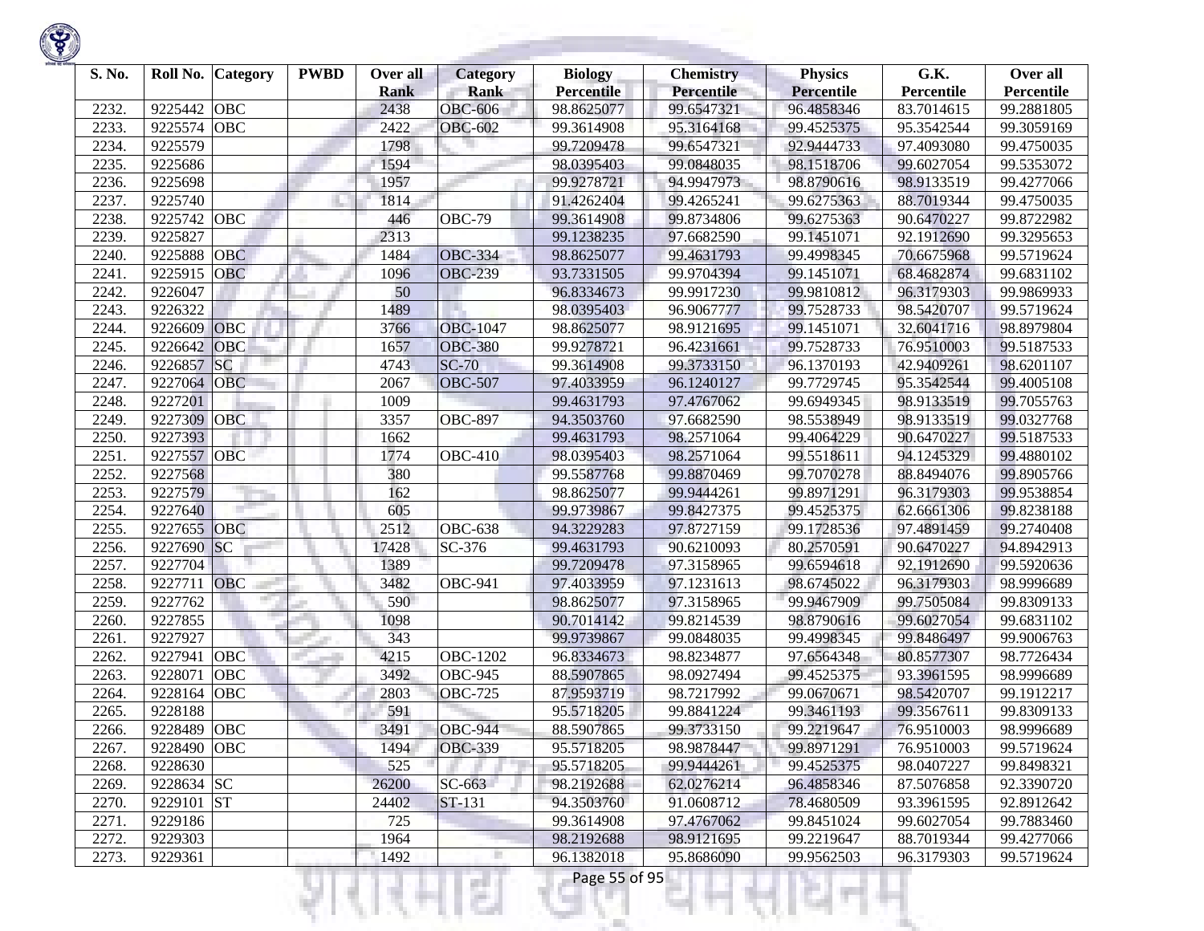| S. No. | Roll No. | Category | PWBD | Over all Rank | Category Rank | Biology Percentile | Chemistry Percentile | Physics Percentile | G.K. Percentile | Over all Percentile |
|---|---|---|---|---|---|---|---|---|---|---|
| 2232. | 9225442 | OBC | | 2438 | OBC-606 | 98.8625077 | 99.6547321 | 96.4858346 | 83.7014615 | 99.2881805 |
| 2233. | 9225574 | OBC | | 2422 | OBC-602 | 99.3614908 | 95.3164168 | 99.4525375 | 95.3542544 | 99.3059169 |
| 2234. | 9225579 | | | 1798 | | 99.7209478 | 99.6547321 | 92.9444733 | 97.4093080 | 99.4750035 |
| 2235. | 9225686 | | | 1594 | | 98.0395403 | 99.0848035 | 98.1518706 | 99.6027054 | 99.5353072 |
| 2236. | 9225698 | | | 1957 | | 99.9278721 | 94.9947973 | 98.8790616 | 98.9133519 | 99.4277066 |
| 2237. | 9225740 | | | 1814 | | 91.4262404 | 99.4265241 | 99.6275363 | 88.7019344 | 99.4750035 |
| 2238. | 9225742 | OBC | | 446 | OBC-79 | 99.3614908 | 99.8734806 | 99.6275363 | 90.6470227 | 99.8722982 |
| 2239. | 9225827 | | | 2313 | | 99.1238235 | 97.6682590 | 99.1451071 | 92.1912690 | 99.3295653 |
| 2240. | 9225888 | OBC | | 1484 | OBC-334 | 98.8625077 | 99.4631793 | 99.4998345 | 70.6675968 | 99.5719624 |
| 2241. | 9225915 | OBC | | 1096 | OBC-239 | 93.7331505 | 99.9704394 | 99.1451071 | 68.4682874 | 99.6831102 |
| 2242. | 9226047 | | | 50 | | 96.8334673 | 99.9917230 | 99.9810812 | 96.3179303 | 99.9869933 |
| 2243. | 9226322 | | | 1489 | | 98.0395403 | 96.9067777 | 99.7528733 | 98.5420707 | 99.5719624 |
| 2244. | 9226609 | OBC | | 3766 | OBC-1047 | 98.8625077 | 98.9121695 | 99.1451071 | 32.6041716 | 98.8979804 |
| 2245. | 9226642 | OBC | | 1657 | OBC-380 | 99.9278721 | 96.4231661 | 99.7528733 | 76.9510003 | 99.5187533 |
| 2246. | 9226857 | SC | | 4743 | SC-70 | 99.3614908 | 99.3733150 | 96.1370193 | 42.9409261 | 98.6201107 |
| 2247. | 9227064 | OBC | | 2067 | OBC-507 | 97.4033959 | 96.1240127 | 99.7729745 | 95.3542544 | 99.4005108 |
| 2248. | 9227201 | | | 1009 | | 99.4631793 | 97.4767062 | 99.6949345 | 98.9133519 | 99.7055763 |
| 2249. | 9227309 | OBC | | 3357 | OBC-897 | 94.3503760 | 97.6682590 | 98.5538949 | 98.9133519 | 99.0327768 |
| 2250. | 9227393 | | | 1662 | | 99.4631793 | 98.2571064 | 99.4064229 | 90.6470227 | 99.5187533 |
| 2251. | 9227557 | OBC | | 1774 | OBC-410 | 98.0395403 | 98.2571064 | 99.5518611 | 94.1245329 | 99.4880102 |
| 2252. | 9227568 | | | 380 | | 99.5587768 | 99.8870469 | 99.7070278 | 88.8494076 | 99.8905766 |
| 2253. | 9227579 | | | 162 | | 98.8625077 | 99.9444261 | 99.8971291 | 96.3179303 | 99.9538854 |
| 2254. | 9227640 | | | 605 | | 99.9739867 | 99.8427375 | 99.4525375 | 62.6661306 | 99.8238188 |
| 2255. | 9227655 | OBC | | 2512 | OBC-638 | 94.3229283 | 97.8727159 | 99.1728536 | 97.4891459 | 99.2740408 |
| 2256. | 9227690 | SC | | 17428 | SC-376 | 99.4631793 | 90.6210093 | 80.2570591 | 90.6470227 | 94.8942913 |
| 2257. | 9227704 | | | 1389 | | 99.7209478 | 97.3158965 | 99.6594618 | 92.1912690 | 99.5920636 |
| 2258. | 9227711 | OBC | | 3482 | OBC-941 | 97.4033959 | 97.1231613 | 98.6745022 | 96.3179303 | 98.9996689 |
| 2259. | 9227762 | | | 590 | | 98.8625077 | 97.3158965 | 99.9467909 | 99.7505084 | 99.8309133 |
| 2260. | 9227855 | | | 1098 | | 90.7014142 | 99.8214539 | 98.8790616 | 99.6027054 | 99.6831102 |
| 2261. | 9227927 | | | 343 | | 99.9739867 | 99.0848035 | 99.4998345 | 99.8486497 | 99.9006763 |
| 2262. | 9227941 | OBC | | 4215 | OBC-1202 | 96.8334673 | 98.8234877 | 97.6564348 | 80.8577307 | 98.7726434 |
| 2263. | 9228071 | OBC | | 3492 | OBC-945 | 88.5907865 | 98.0927494 | 99.4525375 | 93.3961595 | 98.9996689 |
| 2264. | 9228164 | OBC | | 2803 | OBC-725 | 87.9593719 | 98.7217992 | 99.0670671 | 98.5420707 | 99.1912217 |
| 2265. | 9228188 | | | 591 | | 95.5718205 | 99.8841224 | 99.3461193 | 99.3567611 | 99.8309133 |
| 2266. | 9228489 | OBC | | 3491 | OBC-944 | 88.5907865 | 99.3733150 | 99.2219647 | 76.9510003 | 98.9996689 |
| 2267. | 9228490 | OBC | | 1494 | OBC-339 | 95.5718205 | 98.9878447 | 99.8971291 | 76.9510003 | 99.5719624 |
| 2268. | 9228630 | | | 525 | | 95.5718205 | 99.9444261 | 99.4525375 | 98.0407227 | 99.8498321 |
| 2269. | 9228634 | SC | | 26200 | SC-663 | 98.2192688 | 62.0276214 | 96.4858346 | 87.5076858 | 92.3390720 |
| 2270. | 9229101 | ST | | 24402 | ST-131 | 94.3503760 | 91.0608712 | 78.4680509 | 93.3961595 | 92.8912642 |
| 2271. | 9229186 | | | 725 | | 99.3614908 | 97.4767062 | 99.8451024 | 99.6027054 | 99.7883460 |
| 2272. | 9229303 | | | 1964 | | 98.2192688 | 98.9121695 | 99.2219647 | 88.7019344 | 99.4277066 |
| 2273. | 9229361 | | | 1492 | | 96.1382018 | 95.8686090 | 99.9562503 | 96.3179303 | 99.5719624 |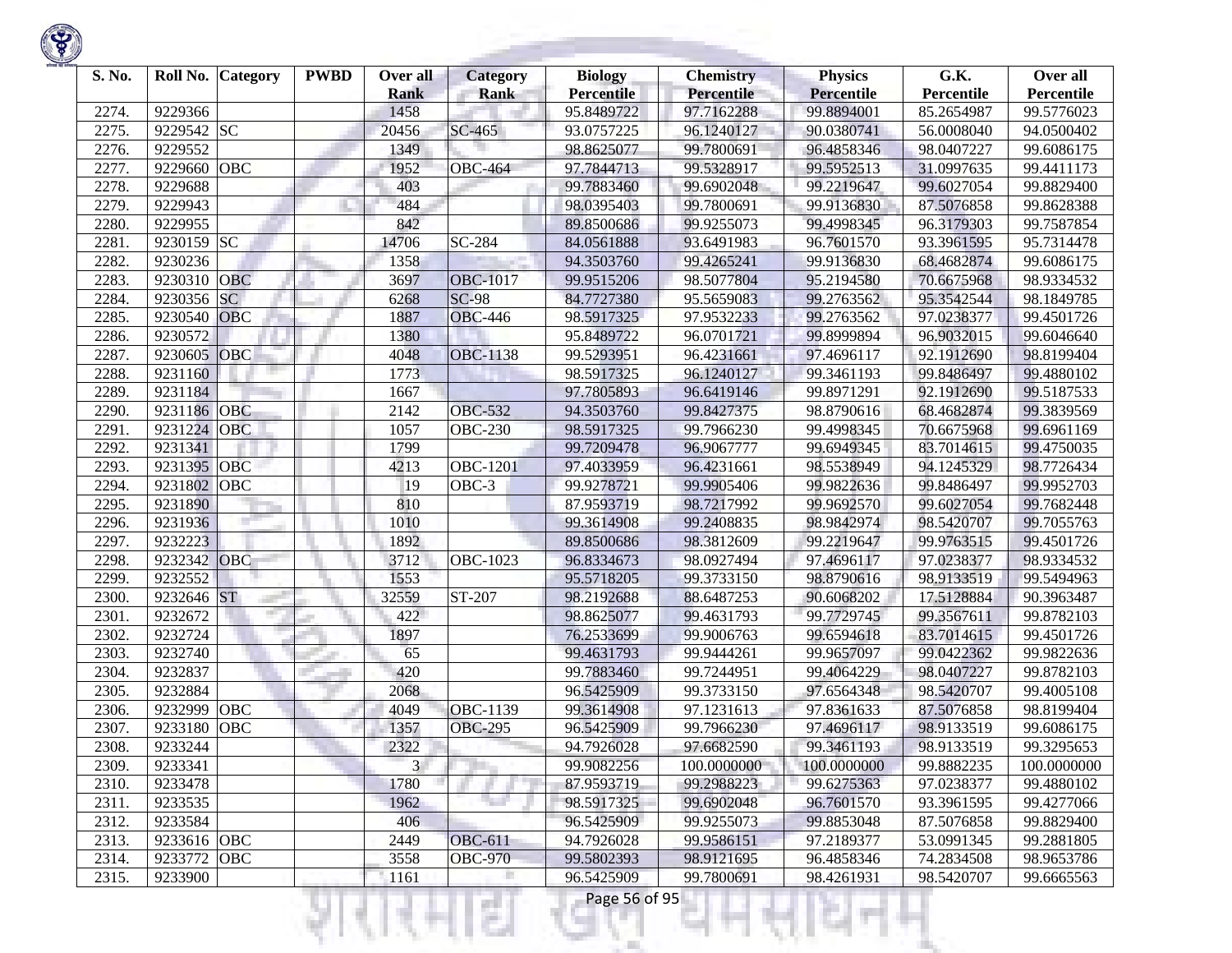| S. No. | Roll No. | Category | PWBD | Over all Rank | Category Rank | Biology Percentile | Chemistry Percentile | Physics Percentile | G.K. Percentile | Over all Percentile |
|---|---|---|---|---|---|---|---|---|---|---|
| 2274. | 9229366 | | | 1458 | | 95.8489722 | 97.7162288 | 99.8894001 | 85.2654987 | 99.5776023 |
| 2275. | 9229542 | SC | | 20456 | SC-465 | 93.0757225 | 96.1240127 | 90.0380741 | 56.0008040 | 94.0500402 |
| 2276. | 9229552 | | | 1349 | | 98.8625077 | 99.7800691 | 96.4858346 | 98.0407227 | 99.6086175 |
| 2277. | 9229660 | OBC | | 1952 | OBC-464 | 97.7844713 | 99.5328917 | 99.5952513 | 31.0997635 | 99.4411173 |
| 2278. | 9229688 | | | 403 | | 99.7883460 | 99.6902048 | 99.2219647 | 99.6027054 | 99.8829400 |
| 2279. | 9229943 | | | 484 | | 98.0395403 | 99.7800691 | 99.9136830 | 87.5076858 | 99.8628388 |
| 2280. | 9229955 | | | 842 | | 89.8500686 | 99.9255073 | 99.4998345 | 96.3179303 | 99.7587854 |
| 2281. | 9230159 | SC | | 14706 | SC-284 | 84.0561888 | 93.6491983 | 96.7601570 | 93.3961595 | 95.7314478 |
| 2282. | 9230236 | | | 1358 | | 94.3503760 | 99.4265241 | 99.9136830 | 68.4682874 | 99.6086175 |
| 2283. | 9230310 | OBC | | 3697 | OBC-1017 | 99.9515206 | 98.5077804 | 95.2194580 | 70.6675968 | 98.9334532 |
| 2284. | 9230356 | SC | | 6268 | SC-98 | 84.7727380 | 95.5659083 | 99.2763562 | 95.3542544 | 98.1849785 |
| 2285. | 9230540 | OBC | | 1887 | OBC-446 | 98.5917325 | 97.9532233 | 99.2763562 | 97.0238377 | 99.4501726 |
| 2286. | 9230572 | | | 1380 | | 95.8489722 | 96.0701721 | 99.8999894 | 96.9032015 | 99.6046640 |
| 2287. | 9230605 | OBC | | 4048 | OBC-1138 | 99.5293951 | 96.4231661 | 97.4696117 | 92.1912690 | 98.8199404 |
| 2288. | 9231160 | | | 1773 | | 98.5917325 | 96.1240127 | 99.3461193 | 99.8486497 | 99.4880102 |
| 2289. | 9231184 | | | 1667 | | 97.7805893 | 96.6419146 | 99.8971291 | 92.1912690 | 99.5187533 |
| 2290. | 9231186 | OBC | | 2142 | OBC-532 | 94.3503760 | 99.8427375 | 98.8790616 | 68.4682874 | 99.3839569 |
| 2291. | 9231224 | OBC | | 1057 | OBC-230 | 98.5917325 | 99.7966230 | 99.4998345 | 70.6675968 | 99.6961169 |
| 2292. | 9231341 | | | 1799 | | 99.7209478 | 96.9067777 | 99.6949345 | 83.7014615 | 99.4750035 |
| 2293. | 9231395 | OBC | | 4213 | OBC-1201 | 97.4033959 | 96.4231661 | 98.5538949 | 94.1245329 | 98.7726434 |
| 2294. | 9231802 | OBC | | 19 | OBC-3 | 99.9278721 | 99.9905406 | 99.9822636 | 99.8486497 | 99.9952703 |
| 2295. | 9231890 | | | 810 | | 87.9593719 | 98.7217992 | 99.9692570 | 99.6027054 | 99.7682448 |
| 2296. | 9231936 | | | 1010 | | 99.3614908 | 99.2408835 | 98.9842974 | 98.5420707 | 99.7055763 |
| 2297. | 9232223 | | | 1892 | | 89.8500686 | 98.3812609 | 99.2219647 | 99.9763515 | 99.4501726 |
| 2298. | 9232342 | OBC | | 3712 | OBC-1023 | 96.8334673 | 98.0927494 | 97.4696117 | 97.0238377 | 98.9334532 |
| 2299. | 9232552 | | | 1553 | | 95.5718205 | 99.3733150 | 98.8790616 | 98.9133519 | 99.5494963 |
| 2300. | 9232646 | ST | | 32559 | ST-207 | 98.2192688 | 88.6487253 | 90.6068202 | 17.5128884 | 90.3963487 |
| 2301. | 9232672 | | | 422 | | 98.8625077 | 99.4631793 | 99.7729745 | 99.3567611 | 99.8782103 |
| 2302. | 9232724 | | | 1897 | | 76.2533699 | 99.9006763 | 99.6594618 | 83.7014615 | 99.4501726 |
| 2303. | 9232740 | | | 65 | | 99.4631793 | 99.9444261 | 99.9657097 | 99.0422362 | 99.9822636 |
| 2304. | 9232837 | | | 420 | | 99.7883460 | 99.7244951 | 99.4064229 | 98.0407227 | 99.8782103 |
| 2305. | 9232884 | | | 2068 | | 96.5425909 | 99.3733150 | 97.6564348 | 98.5420707 | 99.4005108 |
| 2306. | 9232999 | OBC | | 4049 | OBC-1139 | 99.3614908 | 97.1231613 | 97.8361633 | 87.5076858 | 98.8199404 |
| 2307. | 9233180 | OBC | | 1357 | OBC-295 | 96.5425909 | 99.7966230 | 97.4696117 | 98.9133519 | 99.6086175 |
| 2308. | 9233244 | | | 2322 | | 94.7926028 | 97.6682590 | 99.3461193 | 98.9133519 | 99.3295653 |
| 2309. | 9233341 | | | 3 | | 99.9082256 | 100.0000000 | 100.0000000 | 99.8882235 | 100.0000000 |
| 2310. | 9233478 | | | 1780 | | 87.9593719 | 99.2988223 | 99.6275363 | 97.0238377 | 99.4880102 |
| 2311. | 9233535 | | | 1962 | | 98.5917325 | 99.6902048 | 96.7601570 | 93.3961595 | 99.4277066 |
| 2312. | 9233584 | | | 406 | | 96.5425909 | 99.9255073 | 99.8853048 | 87.5076858 | 99.8829400 |
| 2313. | 9233616 | OBC | | 2449 | OBC-611 | 94.7926028 | 99.9586151 | 97.2189377 | 53.0991345 | 99.2881805 |
| 2314. | 9233772 | OBC | | 3558 | OBC-970 | 99.5802393 | 98.9121695 | 96.4858346 | 74.2834508 | 98.9653786 |
| 2315. | 9233900 | | | 1161 | | 96.5425909 | 99.7800691 | 98.4261931 | 98.5420707 | 99.6665563 |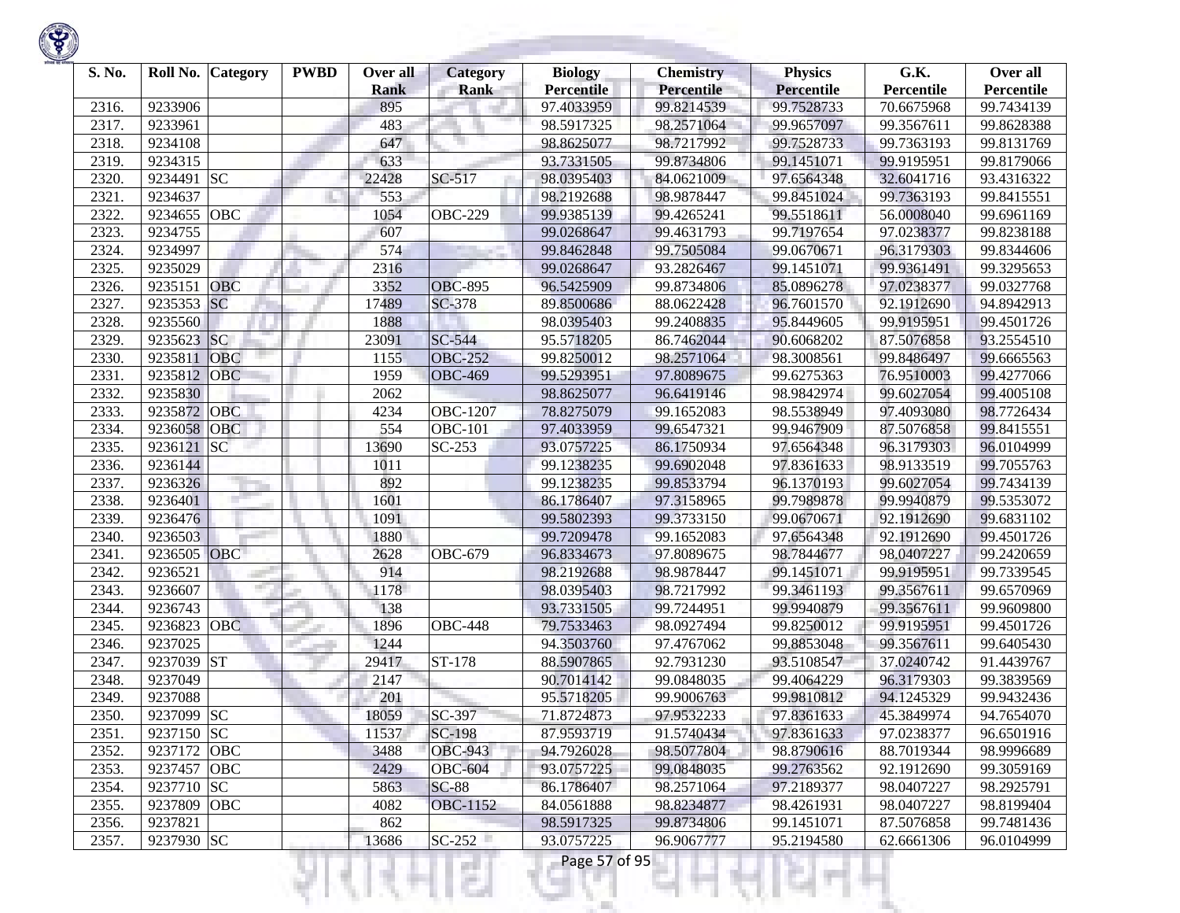| S. No. | Roll No. | Category | PWBD | Over all Rank | Category Rank | Biology Percentile | Chemistry Percentile | Physics Percentile | G.K. Percentile | Over all Percentile |
|---|---|---|---|---|---|---|---|---|---|---|
| 2316. | 9233906 | | | 895 | | 97.4033959 | 99.8214539 | 99.7528733 | 70.6675968 | 99.7434139 |
| 2317. | 9233961 | | | 483 | | 98.5917325 | 98.2571064 | 99.9657097 | 99.3567611 | 99.8628388 |
| 2318. | 9234108 | | | 647 | | 98.8625077 | 98.7217992 | 99.7528733 | 99.7363193 | 99.8131769 |
| 2319. | 9234315 | | | 633 | | 93.7331505 | 99.8734806 | 99.1451071 | 99.9195951 | 99.8179066 |
| 2320. | 9234491 | SC | | 22428 | SC-517 | 98.0395403 | 84.0621009 | 97.6564348 | 32.6041716 | 93.4316322 |
| 2321. | 9234637 | | | 553 | | 98.2192688 | 98.9878447 | 99.8451024 | 99.7363193 | 99.8415551 |
| 2322. | 9234655 | OBC | | 1054 | OBC-229 | 99.9385139 | 99.4265241 | 99.5518611 | 56.0008040 | 99.6961169 |
| 2323. | 9234755 | | | 607 | | 99.0268647 | 99.4631793 | 99.7197654 | 97.0238377 | 99.8238188 |
| 2324. | 9234997 | | | 574 | | 99.8462848 | 99.7505084 | 99.0670671 | 96.3179303 | 99.8344606 |
| 2325. | 9235029 | | | 2316 | | 99.0268647 | 93.2826467 | 99.1451071 | 99.9361491 | 99.3295653 |
| 2326. | 9235151 | OBC | | 3352 | OBC-895 | 96.5425909 | 99.8734806 | 85.0896278 | 97.0238377 | 99.0327768 |
| 2327. | 9235353 | SC | | 17489 | SC-378 | 89.8500686 | 88.0622428 | 96.7601570 | 92.1912690 | 94.8942913 |
| 2328. | 9235560 | | | 1888 | | 98.0395403 | 99.2408835 | 95.8449605 | 99.9195951 | 99.4501726 |
| 2329. | 9235623 | SC | | 23091 | SC-544 | 95.5718205 | 86.7462044 | 90.6068202 | 87.5076858 | 93.2554510 |
| 2330. | 9235811 | OBC | | 1155 | OBC-252 | 99.8250012 | 98.2571064 | 98.3008561 | 99.8486497 | 99.6665563 |
| 2331. | 9235812 | OBC | | 1959 | OBC-469 | 99.5293951 | 97.8089675 | 99.6275363 | 76.9510003 | 99.4277066 |
| 2332. | 9235830 | | | 2062 | | 98.8625077 | 96.6419146 | 98.9842974 | 99.6027054 | 99.4005108 |
| 2333. | 9235872 | OBC | | 4234 | OBC-1207 | 78.8275079 | 99.1652083 | 98.5538949 | 97.4093080 | 98.7726434 |
| 2334. | 9236058 | OBC | | 554 | OBC-101 | 97.4033959 | 99.6547321 | 99.9467909 | 87.5076858 | 99.8415551 |
| 2335. | 9236121 | SC | | 13690 | SC-253 | 93.0757225 | 86.1750934 | 97.6564348 | 96.3179303 | 96.0104999 |
| 2336. | 9236144 | | | 1011 | | 99.1238235 | 99.6902048 | 97.8361633 | 98.9133519 | 99.7055763 |
| 2337. | 9236326 | | | 892 | | 99.1238235 | 99.8533794 | 96.1370193 | 99.6027054 | 99.7434139 |
| 2338. | 9236401 | | | 1601 | | 86.1786407 | 97.3158965 | 99.7989878 | 99.9940879 | 99.5353072 |
| 2339. | 9236476 | | | 1091 | | 99.5802393 | 99.3733150 | 99.0670671 | 92.1912690 | 99.6831102 |
| 2340. | 9236503 | | | 1880 | | 99.7209478 | 99.1652083 | 97.6564348 | 92.1912690 | 99.4501726 |
| 2341. | 9236505 | OBC | | 2628 | OBC-679 | 96.8334673 | 97.8089675 | 98.7844677 | 98.0407227 | 99.2420659 |
| 2342. | 9236521 | | | 914 | | 98.2192688 | 98.9878447 | 99.1451071 | 99.9195951 | 99.7339545 |
| 2343. | 9236607 | | | 1178 | | 98.0395403 | 98.7217992 | 99.3461193 | 99.3567611 | 99.6570969 |
| 2344. | 9236743 | | | 138 | | 93.7331505 | 99.7244951 | 99.9940879 | 99.3567611 | 99.9609800 |
| 2345. | 9236823 | OBC | | 1896 | OBC-448 | 79.7533463 | 98.0927494 | 99.8250012 | 99.9195951 | 99.4501726 |
| 2346. | 9237025 | | | 1244 | | 94.3503760 | 97.4767062 | 99.8853048 | 99.3567611 | 99.6405430 |
| 2347. | 9237039 | ST | | 29417 | ST-178 | 88.5907865 | 92.7931230 | 93.5108547 | 37.0240742 | 91.4439767 |
| 2348. | 9237049 | | | 2147 | | 90.7014142 | 99.0848035 | 99.4064229 | 96.3179303 | 99.3839569 |
| 2349. | 9237088 | | | 201 | | 95.5718205 | 99.9006763 | 99.9810812 | 94.1245329 | 99.9432436 |
| 2350. | 9237099 | SC | | 18059 | SC-397 | 71.8724873 | 97.9532233 | 97.8361633 | 45.3849974 | 94.7654070 |
| 2351. | 9237150 | SC | | 11537 | SC-198 | 87.9593719 | 91.5740434 | 97.8361633 | 97.0238377 | 96.6501916 |
| 2352. | 9237172 | OBC | | 3488 | OBC-943 | 94.7926028 | 98.5077804 | 98.8790616 | 88.7019344 | 98.9996689 |
| 2353. | 9237457 | OBC | | 2429 | OBC-604 | 93.0757225 | 99.0848035 | 99.2763562 | 92.1912690 | 99.3059169 |
| 2354. | 9237710 | SC | | 5863 | SC-88 | 86.1786407 | 98.2571064 | 97.2189377 | 98.0407227 | 98.2925791 |
| 2355. | 9237809 | OBC | | 4082 | OBC-1152 | 84.0561888 | 98.8234877 | 98.4261931 | 98.0407227 | 98.8199404 |
| 2356. | 9237821 | | | 862 | | 98.5917325 | 99.8734806 | 99.1451071 | 87.5076858 | 99.7481436 |
| 2357. | 9237930 | SC | | 13686 | SC-252 | 93.0757225 | 96.9067777 | 95.2194580 | 62.6661306 | 96.0104999 |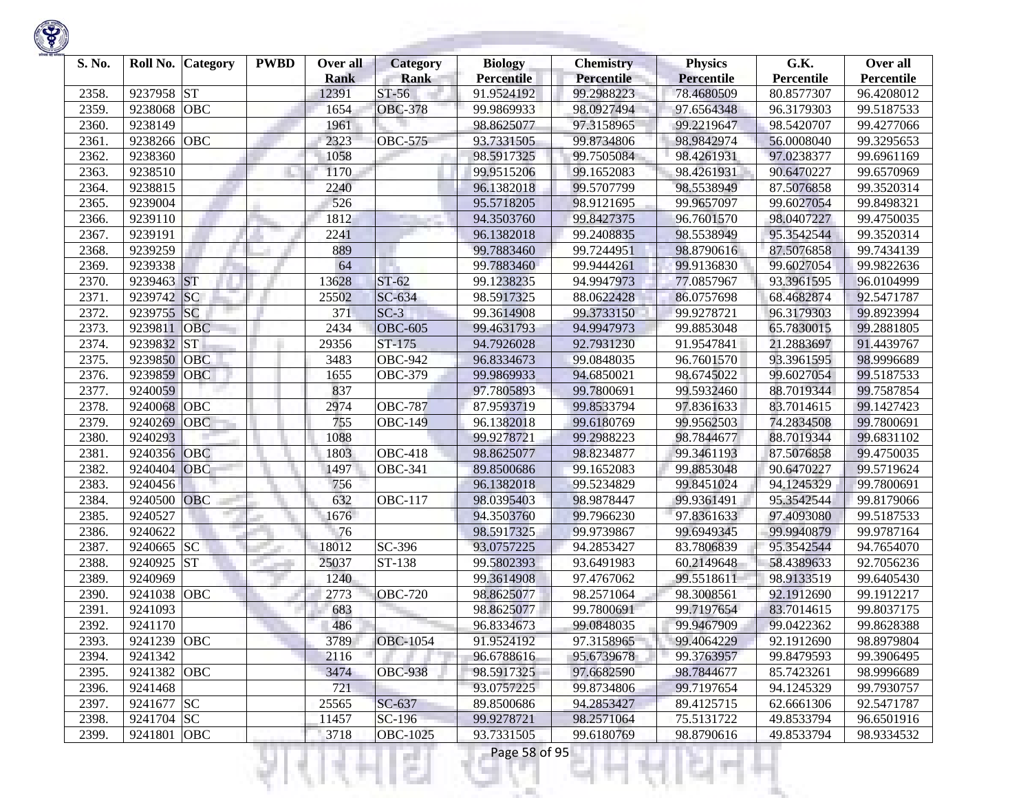| S. No. | Roll No. | Category | PWBD | Over all Rank | Category Rank | Biology Percentile | Chemistry Percentile | Physics Percentile | G.K. Percentile | Over all Percentile |
|---|---|---|---|---|---|---|---|---|---|---|
| 2358. | 9237958 | ST | | 12391 | ST-56 | 91.9524192 | 99.2988223 | 78.4680509 | 80.8577307 | 96.4208012 |
| 2359. | 9238068 | OBC | | 1654 | OBC-378 | 99.9869933 | 98.0927494 | 97.6564348 | 96.3179303 | 99.5187533 |
| 2360. | 9238149 | | | 1961 | | 98.8625077 | 97.3158965 | 99.2219647 | 98.5420707 | 99.4277066 |
| 2361. | 9238266 | OBC | | 2323 | OBC-575 | 93.7331505 | 99.8734806 | 98.9842974 | 56.0008040 | 99.3295653 |
| 2362. | 9238360 | | | 1058 | | 98.5917325 | 99.7505084 | 98.4261931 | 97.0238377 | 99.6961169 |
| 2363. | 9238510 | | | 1170 | | 99.9515206 | 99.1652083 | 98.4261931 | 90.6470227 | 99.6570969 |
| 2364. | 9238815 | | | 2240 | | 96.1382018 | 99.5707799 | 98.5538949 | 87.5076858 | 99.3520314 |
| 2365. | 9239004 | | | 526 | | 95.5718205 | 98.9121695 | 99.9657097 | 99.6027054 | 99.8498321 |
| 2366. | 9239110 | | | 1812 | | 94.3503760 | 99.8427375 | 96.7601570 | 98.0407227 | 99.4750035 |
| 2367. | 9239191 | | | 2241 | | 96.1382018 | 99.2408835 | 98.5538949 | 95.3542544 | 99.3520314 |
| 2368. | 9239259 | | | 889 | | 99.7883460 | 99.7244951 | 98.8790616 | 87.5076858 | 99.7434139 |
| 2369. | 9239338 | | | 64 | | 99.7883460 | 99.9444261 | 99.9136830 | 99.6027054 | 99.9822636 |
| 2370. | 9239463 | ST | | 13628 | ST-62 | 99.1238235 | 94.9947973 | 77.0857967 | 93.3961595 | 96.0104999 |
| 2371. | 9239742 | SC | | 25502 | SC-634 | 98.5917325 | 88.0622428 | 86.0757698 | 68.4682874 | 92.5471787 |
| 2372. | 9239755 | SC | | 371 | SC-3 | 99.3614908 | 99.3733150 | 99.9278721 | 96.3179303 | 99.8923994 |
| 2373. | 9239811 | OBC | | 2434 | OBC-605 | 99.4631793 | 94.9947973 | 99.8853048 | 65.7830015 | 99.2881805 |
| 2374. | 9239832 | ST | | 29356 | ST-175 | 94.7926028 | 92.7931230 | 91.9547841 | 21.2883697 | 91.4439767 |
| 2375. | 9239850 | OBC | | 3483 | OBC-942 | 96.8334673 | 99.0848035 | 96.7601570 | 93.3961595 | 98.9996689 |
| 2376. | 9239859 | OBC | | 1655 | OBC-379 | 99.9869933 | 94.6850021 | 98.6745022 | 99.6027054 | 99.5187533 |
| 2377. | 9240059 | | | 837 | | 97.7805893 | 99.7800691 | 99.5932460 | 88.7019344 | 99.7587854 |
| 2378. | 9240068 | OBC | | 2974 | OBC-787 | 87.9593719 | 99.8533794 | 97.8361633 | 83.7014615 | 99.1427423 |
| 2379. | 9240269 | OBC | | 755 | OBC-149 | 96.1382018 | 99.6180769 | 99.9562503 | 74.2834508 | 99.7800691 |
| 2380. | 9240293 | | | 1088 | | 99.9278721 | 99.2988223 | 98.7844677 | 88.7019344 | 99.6831102 |
| 2381. | 9240356 | OBC | | 1803 | OBC-418 | 98.8625077 | 98.8234877 | 99.3461193 | 87.5076858 | 99.4750035 |
| 2382. | 9240404 | OBC | | 1497 | OBC-341 | 89.8500686 | 99.1652083 | 99.8853048 | 90.6470227 | 99.5719624 |
| 2383. | 9240456 | | | 756 | | 96.1382018 | 99.5234829 | 99.8451024 | 94.1245329 | 99.7800691 |
| 2384. | 9240500 | OBC | | 632 | OBC-117 | 98.0395403 | 98.9878447 | 99.9361491 | 95.3542544 | 99.8179066 |
| 2385. | 9240527 | | | 1676 | | 94.3503760 | 99.7966230 | 97.8361633 | 97.4093080 | 99.5187533 |
| 2386. | 9240622 | | | 76 | | 98.5917325 | 99.9739867 | 99.6949345 | 99.9940879 | 99.9787164 |
| 2387. | 9240665 | SC | | 18012 | SC-396 | 93.0757225 | 94.2853427 | 83.7806839 | 95.3542544 | 94.7654070 |
| 2388. | 9240925 | ST | | 25037 | ST-138 | 99.5802393 | 93.6491983 | 60.2149648 | 58.4389633 | 92.7056236 |
| 2389. | 9240969 | | | 1240 | | 99.3614908 | 97.4767062 | 99.5518611 | 98.9133519 | 99.6405430 |
| 2390. | 9241038 | OBC | | 2773 | OBC-720 | 98.8625077 | 98.2571064 | 98.3008561 | 92.1912690 | 99.1912217 |
| 2391. | 9241093 | | | 683 | | 98.8625077 | 99.7800691 | 99.7197654 | 83.7014615 | 99.8037175 |
| 2392. | 9241170 | | | 486 | | 96.8334673 | 99.0848035 | 99.9467909 | 99.0422362 | 99.8628388 |
| 2393. | 9241239 | OBC | | 3789 | OBC-1054 | 91.9524192 | 97.3158965 | 99.4064229 | 92.1912690 | 98.8979804 |
| 2394. | 9241342 | | | 2116 | | 96.6788616 | 95.6739678 | 99.3763957 | 99.8479593 | 99.3906495 |
| 2395. | 9241382 | OBC | | 3474 | OBC-938 | 98.5917325 | 97.6682590 | 98.7844677 | 85.7423261 | 98.9996689 |
| 2396. | 9241468 | | | 721 | | 93.0757225 | 99.8734806 | 99.7197654 | 94.1245329 | 99.7930757 |
| 2397. | 9241677 | SC | | 25565 | SC-637 | 89.8500686 | 94.2853427 | 89.4125715 | 62.6661306 | 92.5471787 |
| 2398. | 9241704 | SC | | 11457 | SC-196 | 99.9278721 | 98.2571064 | 75.5131722 | 49.8533794 | 96.6501916 |
| 2399. | 9241801 | OBC | | 3718 | OBC-1025 | 93.7331505 | 99.6180769 | 98.8790616 | 49.8533794 | 98.9334532 |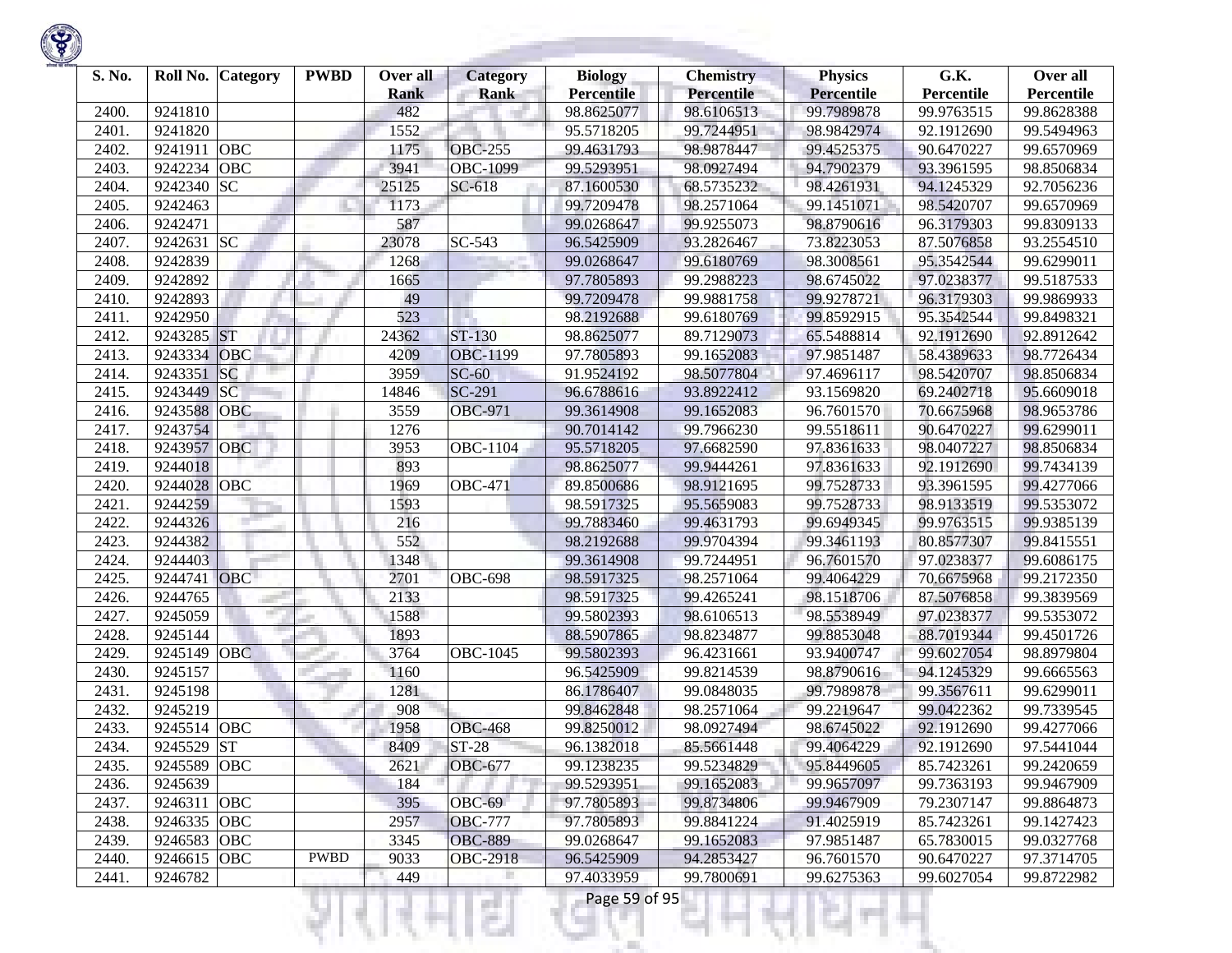| S. No. | Roll No. | Category | PWBD | Over all Rank | Category Rank | Biology Percentile | Chemistry Percentile | Physics Percentile | G.K. Percentile | Over all Percentile |
|---|---|---|---|---|---|---|---|---|---|---|
| 2400. | 9241810 | | | 482 | | 98.8625077 | 98.6106513 | 99.7989878 | 99.9763515 | 99.8628388 |
| 2401. | 9241820 | | | 1552 | | 95.5718205 | 99.7244951 | 98.9842974 | 92.1912690 | 99.5494963 |
| 2402. | 9241911 | OBC | | 1175 | OBC-255 | 99.4631793 | 98.9878447 | 99.4525375 | 90.6470227 | 99.6570969 |
| 2403. | 9242234 | OBC | | 3941 | OBC-1099 | 99.5293951 | 98.0927494 | 94.7902379 | 93.3961595 | 98.8506834 |
| 2404. | 9242340 | SC | | 25125 | SC-618 | 87.1600530 | 68.5735232 | 98.4261931 | 94.1245329 | 92.7056236 |
| 2405. | 9242463 | | | 1173 | | 99.7209478 | 98.2571064 | 99.1451071 | 98.5420707 | 99.6570969 |
| 2406. | 9242471 | | | 587 | | 99.0268647 | 99.9255073 | 98.8790616 | 96.3179303 | 99.8309133 |
| 2407. | 9242631 | SC | | 23078 | SC-543 | 96.5425909 | 93.2826467 | 73.8223053 | 87.5076858 | 93.2554510 |
| 2408. | 9242839 | | | 1268 | | 99.0268647 | 99.6180769 | 98.3008561 | 95.3542544 | 99.6299011 |
| 2409. | 9242892 | | | 1665 | | 97.7805893 | 99.2988223 | 98.6745022 | 97.0238377 | 99.5187533 |
| 2410. | 9242893 | | | 49 | | 99.7209478 | 99.9881758 | 99.9278721 | 96.3179303 | 99.9869933 |
| 2411. | 9242950 | | | 523 | | 98.2192688 | 99.6180769 | 99.8592915 | 95.3542544 | 99.8498321 |
| 2412. | 9243285 | ST | | 24362 | ST-130 | 98.8625077 | 89.7129073 | 65.5488814 | 92.1912690 | 92.8912642 |
| 2413. | 9243334 | OBC | | 4209 | OBC-1199 | 97.7805893 | 99.1652083 | 97.9851487 | 58.4389633 | 98.7726434 |
| 2414. | 9243351 | SC | | 3959 | SC-60 | 91.9524192 | 98.5077804 | 97.4696117 | 98.5420707 | 98.8506834 |
| 2415. | 9243449 | SC | | 14846 | SC-291 | 96.6788616 | 93.8922412 | 93.1569820 | 69.2402718 | 95.6609018 |
| 2416. | 9243588 | OBC | | 3559 | OBC-971 | 99.3614908 | 99.1652083 | 96.7601570 | 70.6675968 | 98.9653786 |
| 2417. | 9243754 | | | 1276 | | 90.7014142 | 99.7966230 | 99.5518611 | 90.6470227 | 99.6299011 |
| 2418. | 9243957 | OBC | | 3953 | OBC-1104 | 95.5718205 | 97.6682590 | 97.8361633 | 98.0407227 | 98.8506834 |
| 2419. | 9244018 | | | 893 | | 98.8625077 | 99.9444261 | 97.8361633 | 92.1912690 | 99.7434139 |
| 2420. | 9244028 | OBC | | 1969 | OBC-471 | 89.8500686 | 98.9121695 | 99.7528733 | 93.3961595 | 99.4277066 |
| 2421. | 9244259 | | | 1593 | | 98.5917325 | 95.5659083 | 99.7528733 | 98.9133519 | 99.5353072 |
| 2422. | 9244326 | | | 216 | | 99.7883460 | 99.4631793 | 99.6949345 | 99.9763515 | 99.9385139 |
| 2423. | 9244382 | | | 552 | | 98.2192688 | 99.9704394 | 99.3461193 | 80.8577307 | 99.8415551 |
| 2424. | 9244403 | | | 1348 | | 99.3614908 | 99.7244951 | 96.7601570 | 97.0238377 | 99.6086175 |
| 2425. | 9244741 | OBC | | 2701 | OBC-698 | 98.5917325 | 98.2571064 | 99.4064229 | 70.6675968 | 99.2172350 |
| 2426. | 9244765 | | | 2133 | | 98.5917325 | 99.4265241 | 98.1518706 | 87.5076858 | 99.3839569 |
| 2427. | 9245059 | | | 1588 | | 99.5802393 | 98.6106513 | 98.5538949 | 97.0238377 | 99.5353072 |
| 2428. | 9245144 | | | 1893 | | 88.5907865 | 98.8234877 | 99.8853048 | 88.7019344 | 99.4501726 |
| 2429. | 9245149 | OBC | | 3764 | OBC-1045 | 99.5802393 | 96.4231661 | 93.9400747 | 99.6027054 | 98.8979804 |
| 2430. | 9245157 | | | 1160 | | 96.5425909 | 99.8214539 | 98.8790616 | 94.1245329 | 99.6665563 |
| 2431. | 9245198 | | | 1281 | | 86.1786407 | 99.0848035 | 99.7989878 | 99.3567611 | 99.6299011 |
| 2432. | 9245219 | | | 908 | | 99.8462848 | 98.2571064 | 99.2219647 | 99.0422362 | 99.7339545 |
| 2433. | 9245514 | OBC | | 1958 | OBC-468 | 99.8250012 | 98.0927494 | 98.6745022 | 92.1912690 | 99.4277066 |
| 2434. | 9245529 | ST | | 8409 | ST-28 | 96.1382018 | 85.5661448 | 99.4064229 | 92.1912690 | 97.5441044 |
| 2435. | 9245589 | OBC | | 2621 | OBC-677 | 99.1238235 | 99.5234829 | 95.8449605 | 85.7423261 | 99.2420659 |
| 2436. | 9245639 | | | 184 | | 99.5293951 | 99.1652083 | 99.9657097 | 99.7363193 | 99.9467909 |
| 2437. | 9246311 | OBC | | 395 | OBC-69 | 97.7805893 | 99.8734806 | 99.9467909 | 79.2307147 | 99.8864873 |
| 2438. | 9246335 | OBC | | 2957 | OBC-777 | 97.7805893 | 99.8841224 | 91.4025919 | 85.7423261 | 99.1427423 |
| 2439. | 9246583 | OBC | | 3345 | OBC-889 | 99.0268647 | 99.1652083 | 97.9851487 | 65.7830015 | 99.0327768 |
| 2440. | 9246615 | OBC | PWBD | 9033 | OBC-2918 | 96.5425909 | 94.2853427 | 96.7601570 | 90.6470227 | 97.3714705 |
| 2441. | 9246782 | | | 449 | | 97.4033959 | 99.7800691 | 99.6275363 | 99.6027054 | 99.8722982 |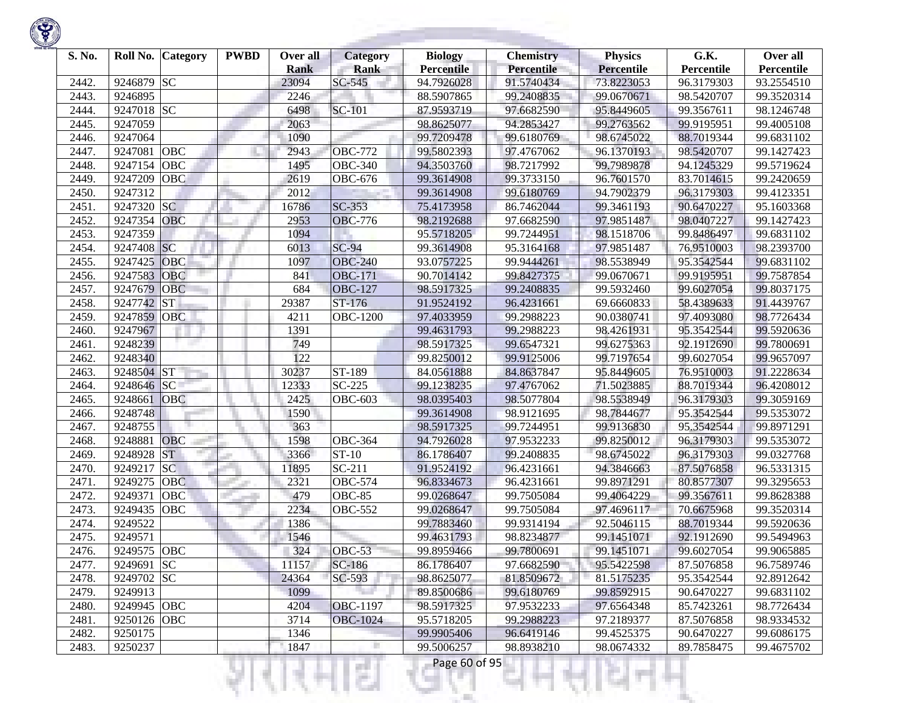| S. No. | Roll No. | Category | PWBD | Over all Rank | Category Rank | Biology Percentile | Chemistry Percentile | Physics Percentile | G.K. Percentile | Over all Percentile |
|---|---|---|---|---|---|---|---|---|---|---|
| 2442. | 9246879 | SC | | 23094 | SC-545 | 94.7926028 | 91.5740434 | 73.8223053 | 96.3179303 | 93.2554510 |
| 2443. | 9246895 | | | 2246 | | 88.5907865 | 99.2408835 | 99.0670671 | 98.5420707 | 99.3520314 |
| 2444. | 9247018 | SC | | 6498 | SC-101 | 87.9593719 | 97.6682590 | 95.8449605 | 99.3567611 | 98.1246748 |
| 2445. | 9247059 | | | 2063 | | 98.8625077 | 94.2853427 | 99.2763562 | 99.9195951 | 99.4005108 |
| 2446. | 9247064 | | | 1090 | | 99.7209478 | 99.6180769 | 98.6745022 | 88.7019344 | 99.6831102 |
| 2447. | 9247081 | OBC | | 2943 | OBC-772 | 99.5802393 | 97.4767062 | 96.1370193 | 98.5420707 | 99.1427423 |
| 2448. | 9247154 | OBC | | 1495 | OBC-340 | 94.3503760 | 98.7217992 | 99.7989878 | 94.1245329 | 99.5719624 |
| 2449. | 9247209 | OBC | | 2619 | OBC-676 | 99.3614908 | 99.3733150 | 96.7601570 | 83.7014615 | 99.2420659 |
| 2450. | 9247312 | | | 2012 | | 99.3614908 | 99.6180769 | 94.7902379 | 96.3179303 | 99.4123351 |
| 2451. | 9247320 | SC | | 16786 | SC-353 | 75.4173958 | 86.7462044 | 99.3461193 | 90.6470227 | 95.1603368 |
| 2452. | 9247354 | OBC | | 2953 | OBC-776 | 98.2192688 | 97.6682590 | 97.9851487 | 98.0407227 | 99.1427423 |
| 2453. | 9247359 | | | 1094 | | 95.5718205 | 99.7244951 | 98.1518706 | 99.8486497 | 99.6831102 |
| 2454. | 9247408 | SC | | 6013 | SC-94 | 99.3614908 | 95.3164168 | 97.9851487 | 76.9510003 | 98.2393700 |
| 2455. | 9247425 | OBC | | 1097 | OBC-240 | 93.0757225 | 99.9444261 | 98.5538949 | 95.3542544 | 99.6831102 |
| 2456. | 9247583 | OBC | | 841 | OBC-171 | 90.7014142 | 99.8427375 | 99.0670671 | 99.9195951 | 99.7587854 |
| 2457. | 9247679 | OBC | | 684 | OBC-127 | 98.5917325 | 99.2408835 | 99.5932460 | 99.6027054 | 99.8037175 |
| 2458. | 9247742 | ST | | 29387 | ST-176 | 91.9524192 | 96.4231661 | 69.6660833 | 58.4389633 | 91.4439767 |
| 2459. | 9247859 | OBC | | 4211 | OBC-1200 | 97.4033959 | 99.2988223 | 90.0380741 | 97.4093080 | 98.7726434 |
| 2460. | 9247967 | | | 1391 | | 99.4631793 | 99.2988223 | 98.4261931 | 95.3542544 | 99.5920636 |
| 2461. | 9248239 | | | 749 | | 98.5917325 | 99.6547321 | 99.6275363 | 92.1912690 | 99.7800691 |
| 2462. | 9248340 | | | 122 | | 99.8250012 | 99.9125006 | 99.7197654 | 99.6027054 | 99.9657097 |
| 2463. | 9248504 | ST | | 30237 | ST-189 | 84.0561888 | 84.8637847 | 95.8449605 | 76.9510003 | 91.2228634 |
| 2464. | 9248646 | SC | | 12333 | SC-225 | 99.1238235 | 97.4767062 | 71.5023885 | 88.7019344 | 96.4208012 |
| 2465. | 9248661 | OBC | | 2425 | OBC-603 | 98.0395403 | 98.5077804 | 98.5538949 | 96.3179303 | 99.3059169 |
| 2466. | 9248748 | | | 1590 | | 99.3614908 | 98.9121695 | 98.7844677 | 95.3542544 | 99.5353072 |
| 2467. | 9248755 | | | 363 | | 98.5917325 | 99.7244951 | 99.9136830 | 95.3542544 | 99.8971291 |
| 2468. | 9248881 | OBC | | 1598 | OBC-364 | 94.7926028 | 97.9532233 | 99.8250012 | 96.3179303 | 99.5353072 |
| 2469. | 9248928 | ST | | 3366 | ST-10 | 86.1786407 | 99.2408835 | 98.6745022 | 96.3179303 | 99.0327768 |
| 2470. | 9249217 | SC | | 11895 | SC-211 | 91.9524192 | 96.4231661 | 94.3846663 | 87.5076858 | 96.5331315 |
| 2471. | 9249275 | OBC | | 2321 | OBC-574 | 96.8334673 | 96.4231661 | 99.8971291 | 80.8577307 | 99.3295653 |
| 2472. | 9249371 | OBC | | 479 | OBC-85 | 99.0268647 | 99.7505084 | 99.4064229 | 99.3567611 | 99.8628388 |
| 2473. | 9249435 | OBC | | 2234 | OBC-552 | 99.0268647 | 99.7505084 | 97.4696117 | 70.6675968 | 99.3520314 |
| 2474. | 9249522 | | | 1386 | | 99.7883460 | 99.9314194 | 92.5046115 | 88.7019344 | 99.5920636 |
| 2475. | 9249571 | | | 1546 | | 99.4631793 | 98.8234877 | 99.1451071 | 92.1912690 | 99.5494963 |
| 2476. | 9249575 | OBC | | 324 | OBC-53 | 99.8959466 | 99.7800691 | 99.1451071 | 99.6027054 | 99.9065885 |
| 2477. | 9249691 | SC | | 11157 | SC-186 | 86.1786407 | 97.6682590 | 95.5422598 | 87.5076858 | 96.7589746 |
| 2478. | 9249702 | SC | | 24364 | SC-593 | 98.8625077 | 81.8509672 | 81.5175235 | 95.3542544 | 92.8912642 |
| 2479. | 9249913 | | | 1099 | | 89.8500686 | 99.6180769 | 99.8592915 | 90.6470227 | 99.6831102 |
| 2480. | 9249945 | OBC | | 4204 | OBC-1197 | 98.5917325 | 97.9532233 | 97.6564348 | 85.7423261 | 98.7726434 |
| 2481. | 9250126 | OBC | | 3714 | OBC-1024 | 95.5718205 | 99.2988223 | 97.2189377 | 87.5076858 | 98.9334532 |
| 2482. | 9250175 | | | 1346 | | 99.9905406 | 96.6419146 | 99.4525375 | 90.6470227 | 99.6086175 |
| 2483. | 9250237 | | | 1847 | | 99.5006257 | 98.8938210 | 98.0674332 | 89.7858475 | 99.4675702 |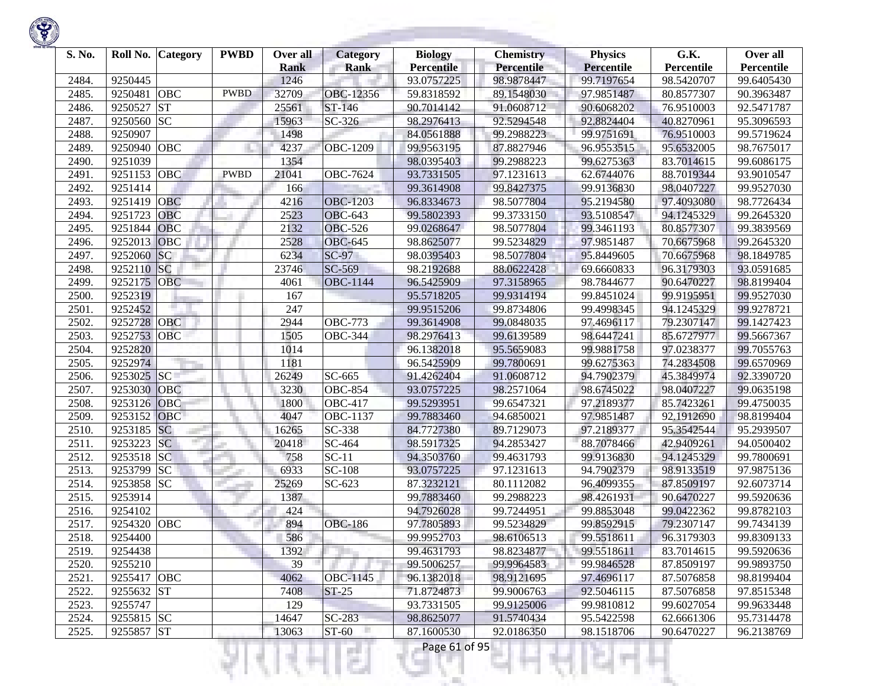| S. No. | Roll No. | Category | PWBD | Over all Rank | Category Rank | Biology Percentile | Chemistry Percentile | Physics Percentile | G.K. Percentile | Over all Percentile |
|---|---|---|---|---|---|---|---|---|---|---|
| 2484. | 9250445 | | | 1246 | | 93.0757225 | 98.9878447 | 99.7197654 | 98.5420707 | 99.6405430 |
| 2485. | 9250481 | OBC | PWBD | 32709 | OBC-12356 | 59.8318592 | 89.1548030 | 97.9851487 | 80.8577307 | 90.3963487 |
| 2486. | 9250527 | ST | | 25561 | ST-146 | 90.7014142 | 91.0608712 | 90.6068202 | 76.9510003 | 92.5471787 |
| 2487. | 9250560 | SC | | 15963 | SC-326 | 98.2976413 | 92.5294548 | 92.8824404 | 40.8270961 | 95.3096593 |
| 2488. | 9250907 | | | 1498 | | 84.0561888 | 99.2988223 | 99.9751691 | 76.9510003 | 99.5719624 |
| 2489. | 9250940 | OBC | | 4237 | OBC-1209 | 99.9563195 | 87.8827946 | 96.9553515 | 95.6532005 | 98.7675017 |
| 2490. | 9251039 | | | 1354 | | 98.0395403 | 99.2988223 | 99.6275363 | 83.7014615 | 99.6086175 |
| 2491. | 9251153 | OBC | PWBD | 21041 | OBC-7624 | 93.7331505 | 97.1231613 | 62.6744076 | 88.7019344 | 93.9010547 |
| 2492. | 9251414 | | | 166 | | 99.3614908 | 99.8427375 | 99.9136830 | 98.0407227 | 99.9527030 |
| 2493. | 9251419 | OBC | | 4216 | OBC-1203 | 96.8334673 | 98.5077804 | 95.2194580 | 97.4093080 | 98.7726434 |
| 2494. | 9251723 | OBC | | 2523 | OBC-643 | 99.5802393 | 99.3733150 | 93.5108547 | 94.1245329 | 99.2645320 |
| 2495. | 9251844 | OBC | | 2132 | OBC-526 | 99.0268647 | 98.5077804 | 99.3461193 | 80.8577307 | 99.3839569 |
| 2496. | 9252013 | OBC | | 2528 | OBC-645 | 98.8625077 | 99.5234829 | 97.9851487 | 70.6675968 | 99.2645320 |
| 2497. | 9252060 | SC | | 6234 | SC-97 | 98.0395403 | 98.5077804 | 95.8449605 | 70.6675968 | 98.1849785 |
| 2498. | 9252110 | SC | | 23746 | SC-569 | 98.2192688 | 88.0622428 | 69.6660833 | 96.3179303 | 93.0591685 |
| 2499. | 9252175 | OBC | | 4061 | OBC-1144 | 96.5425909 | 97.3158965 | 98.7844677 | 90.6470227 | 98.8199404 |
| 2500. | 9252319 | | | 167 | | 95.5718205 | 99.9314194 | 99.8451024 | 99.9195951 | 99.9527030 |
| 2501. | 9252452 | | | 247 | | 99.9515206 | 99.8734806 | 99.4998345 | 94.1245329 | 99.9278721 |
| 2502. | 9252728 | OBC | | 2944 | OBC-773 | 99.3614908 | 99.0848035 | 97.4696117 | 79.2307147 | 99.1427423 |
| 2503. | 9252753 | OBC | | 1505 | OBC-344 | 98.2976413 | 99.6139589 | 98.6447241 | 85.6727977 | 99.5667367 |
| 2504. | 9252820 | | | 1014 | | 96.1382018 | 95.5659083 | 99.9881758 | 97.0238377 | 99.7055763 |
| 2505. | 9252974 | | | 1181 | | 96.5425909 | 99.7800691 | 99.6275363 | 74.2834508 | 99.6570969 |
| 2506. | 9253025 | SC | | 26249 | SC-665 | 91.4262404 | 91.0608712 | 94.7902379 | 45.3849974 | 92.3390720 |
| 2507. | 9253030 | OBC | | 3230 | OBC-854 | 93.0757225 | 98.2571064 | 98.6745022 | 98.0407227 | 99.0635198 |
| 2508. | 9253126 | OBC | | 1800 | OBC-417 | 99.5293951 | 99.6547321 | 97.2189377 | 85.7423261 | 99.4750035 |
| 2509. | 9253152 | OBC | | 4047 | OBC-1137 | 99.7883460 | 94.6850021 | 97.9851487 | 92.1912690 | 98.8199404 |
| 2510. | 9253185 | SC | | 16265 | SC-338 | 84.7727380 | 89.7129073 | 97.2189377 | 95.3542544 | 95.2939507 |
| 2511. | 9253223 | SC | | 20418 | SC-464 | 98.5917325 | 94.2853427 | 88.7078466 | 42.9409261 | 94.0500402 |
| 2512. | 9253518 | SC | | 758 | SC-11 | 94.3503760 | 99.4631793 | 99.9136830 | 94.1245329 | 99.7800691 |
| 2513. | 9253799 | SC | | 6933 | SC-108 | 93.0757225 | 97.1231613 | 94.7902379 | 98.9133519 | 97.9875136 |
| 2514. | 9253858 | SC | | 25269 | SC-623 | 87.3232121 | 80.1112082 | 96.4099355 | 87.8509197 | 92.6073714 |
| 2515. | 9253914 | | | 1387 | | 99.7883460 | 99.2988223 | 98.4261931 | 90.6470227 | 99.5920636 |
| 2516. | 9254102 | | | 424 | | 94.7926028 | 99.7244951 | 99.8853048 | 99.0422362 | 99.8782103 |
| 2517. | 9254320 | OBC | | 894 | OBC-186 | 97.7805893 | 99.5234829 | 99.8592915 | 79.2307147 | 99.7434139 |
| 2518. | 9254400 | | | 586 | | 99.9952703 | 98.6106513 | 99.5518611 | 96.3179303 | 99.8309133 |
| 2519. | 9254438 | | | 1392 | | 99.4631793 | 98.8234877 | 99.5518611 | 83.7014615 | 99.5920636 |
| 2520. | 9255210 | | | 39 | | 99.5006257 | 99.9964583 | 99.9846528 | 87.8509197 | 99.9893750 |
| 2521. | 9255417 | OBC | | 4062 | OBC-1145 | 96.1382018 | 98.9121695 | 97.4696117 | 87.5076858 | 98.8199404 |
| 2522. | 9255632 | ST | | 7408 | ST-25 | 71.8724873 | 99.9006763 | 92.5046115 | 87.5076858 | 97.8515348 |
| 2523. | 9255747 | | | 129 | | 93.7331505 | 99.9125006 | 99.9810812 | 99.6027054 | 99.9633448 |
| 2524. | 9255815 | SC | | 14647 | SC-283 | 98.8625077 | 91.5740434 | 95.5422598 | 62.6661306 | 95.7314478 |
| 2525. | 9255857 | ST | | 13063 | ST-60 | 87.1600530 | 92.0186350 | 98.1518706 | 90.6470227 | 96.2138769 |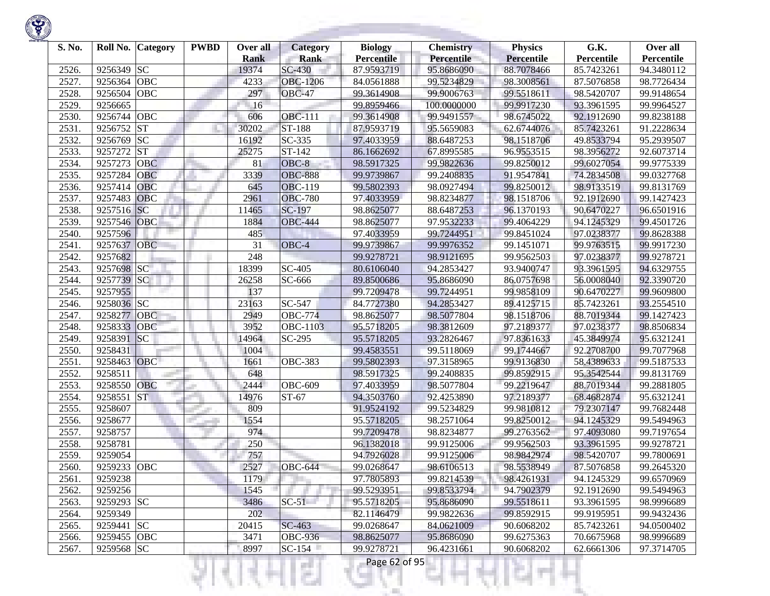| S. No. | Roll No. | Category | PWBD | Over all Rank | Category Rank | Biology Percentile | Chemistry Percentile | Physics Percentile | G.K. Percentile | Over all Percentile |
|---|---|---|---|---|---|---|---|---|---|---|
| 2526. | 9256349 | SC | | 19374 | SC-430 | 87.9593719 | 95.8686090 | 88.7078466 | 85.7423261 | 94.3480112 |
| 2527. | 9256364 | OBC | | 4233 | OBC-1206 | 84.0561888 | 99.5234829 | 98.3008561 | 87.5076858 | 98.7726434 |
| 2528. | 9256504 | OBC | | 297 | OBC-47 | 99.3614908 | 99.9006763 | 99.5518611 | 98.5420707 | 99.9148654 |
| 2529. | 9256665 | | | 16 | | 99.8959466 | 100.0000000 | 99.9917230 | 93.3961595 | 99.9964527 |
| 2530. | 9256744 | OBC | | 606 | OBC-111 | 99.3614908 | 99.9491557 | 98.6745022 | 92.1912690 | 99.8238188 |
| 2531. | 9256752 | ST | | 30202 | ST-188 | 87.9593719 | 95.5659083 | 62.6744076 | 85.7423261 | 91.2228634 |
| 2532. | 9256769 | SC | | 16192 | SC-335 | 97.4033959 | 88.6487253 | 98.1518706 | 49.8533794 | 95.2939507 |
| 2533. | 9257272 | ST | | 25275 | ST-142 | 86.1662692 | 67.8995585 | 96.9553515 | 98.3956272 | 92.6073714 |
| 2534. | 9257273 | OBC | | 81 | OBC-8 | 98.5917325 | 99.9822636 | 99.8250012 | 99.6027054 | 99.9775339 |
| 2535. | 9257284 | OBC | | 3339 | OBC-888 | 99.9739867 | 99.2408835 | 91.9547841 | 74.2834508 | 99.0327768 |
| 2536. | 9257414 | OBC | | 645 | OBC-119 | 99.5802393 | 98.0927494 | 99.8250012 | 98.9133519 | 99.8131769 |
| 2537. | 9257483 | OBC | | 2961 | OBC-780 | 97.4033959 | 98.8234877 | 98.1518706 | 92.1912690 | 99.1427423 |
| 2538. | 9257516 | SC | | 11465 | SC-197 | 98.8625077 | 88.6487253 | 96.1370193 | 90.6470227 | 96.6501916 |
| 2539. | 9257546 | OBC | | 1884 | OBC-444 | 98.8625077 | 97.9532233 | 99.4064229 | 94.1245329 | 99.4501726 |
| 2540. | 9257596 | | | 485 | | 97.4033959 | 99.7244951 | 99.8451024 | 97.0238377 | 99.8628388 |
| 2541. | 9257637 | OBC | | 31 | OBC-4 | 99.9739867 | 99.9976352 | 99.1451071 | 99.9763515 | 99.9917230 |
| 2542. | 9257682 | | | 248 | | 99.9278721 | 98.9121695 | 99.9562503 | 97.0238377 | 99.9278721 |
| 2543. | 9257698 | SC | | 18399 | SC-405 | 80.6106040 | 94.2853427 | 93.9400747 | 93.3961595 | 94.6329755 |
| 2544. | 9257739 | SC | | 26258 | SC-666 | 89.8500686 | 95.8686090 | 86.0757698 | 56.0008040 | 92.3390720 |
| 2545. | 9257955 | | | 137 | | 99.7209478 | 99.7244951 | 99.9858109 | 90.6470227 | 99.9609800 |
| 2546. | 9258036 | SC | | 23163 | SC-547 | 84.7727380 | 94.2853427 | 89.4125715 | 85.7423261 | 93.2554510 |
| 2547. | 9258277 | OBC | | 2949 | OBC-774 | 98.8625077 | 98.5077804 | 98.1518706 | 88.7019344 | 99.1427423 |
| 2548. | 9258333 | OBC | | 3952 | OBC-1103 | 95.5718205 | 98.3812609 | 97.2189377 | 97.0238377 | 98.8506834 |
| 2549. | 9258391 | SC | | 14964 | SC-295 | 95.5718205 | 93.2826467 | 97.8361633 | 45.3849974 | 95.6321241 |
| 2550. | 9258431 | | | 1004 | | 99.4583551 | 99.5118069 | 99.1744667 | 92.2708700 | 99.7077968 |
| 2551. | 9258463 | OBC | | 1661 | OBC-383 | 99.5802393 | 97.3158965 | 99.9136830 | 58.4389633 | 99.5187533 |
| 2552. | 9258511 | | | 648 | | 98.5917325 | 99.2408835 | 99.8592915 | 95.3542544 | 99.8131769 |
| 2553. | 9258550 | OBC | | 2444 | OBC-609 | 97.4033959 | 98.5077804 | 99.2219647 | 88.7019344 | 99.2881805 |
| 2554. | 9258551 | ST | | 14976 | ST-67 | 94.3503760 | 92.4253890 | 97.2189377 | 68.4682874 | 95.6321241 |
| 2555. | 9258607 | | | 809 | | 91.9524192 | 99.5234829 | 99.9810812 | 79.2307147 | 99.7682448 |
| 2556. | 9258677 | | | 1554 | | 95.5718205 | 98.2571064 | 99.8250012 | 94.1245329 | 99.5494963 |
| 2557. | 9258757 | | | 974 | | 99.7209478 | 98.8234877 | 99.2763562 | 97.4093080 | 99.7197654 |
| 2558. | 9258781 | | | 250 | | 96.1382018 | 99.9125006 | 99.9562503 | 93.3961595 | 99.9278721 |
| 2559. | 9259054 | | | 757 | | 94.7926028 | 99.9125006 | 98.9842974 | 98.5420707 | 99.7800691 |
| 2560. | 9259233 | OBC | | 2527 | OBC-644 | 99.0268647 | 98.6106513 | 98.5538949 | 87.5076858 | 99.2645320 |
| 2561. | 9259238 | | | 1179 | | 97.7805893 | 99.8214539 | 98.4261931 | 94.1245329 | 99.6570969 |
| 2562. | 9259256 | | | 1545 | | 99.5293951 | 99.8533794 | 94.7902379 | 92.1912690 | 99.5494963 |
| 2563. | 9259293 | SC | | 3486 | SC-51 | 95.5718205 | 95.8686090 | 99.5518611 | 93.3961595 | 98.9996689 |
| 2564. | 9259349 | | | 202 | | 82.1146479 | 99.9822636 | 99.8592915 | 99.9195951 | 99.9432436 |
| 2565. | 9259441 | SC | | 20415 | SC-463 | 99.0268647 | 84.0621009 | 90.6068202 | 85.7423261 | 94.0500402 |
| 2566. | 9259455 | OBC | | 3471 | OBC-936 | 98.8625077 | 95.8686090 | 99.6275363 | 70.6675968 | 98.9996689 |
| 2567. | 9259568 | SC | | 8997 | SC-154 | 99.9278721 | 96.4231661 | 90.6068202 | 62.6661306 | 97.3714705 |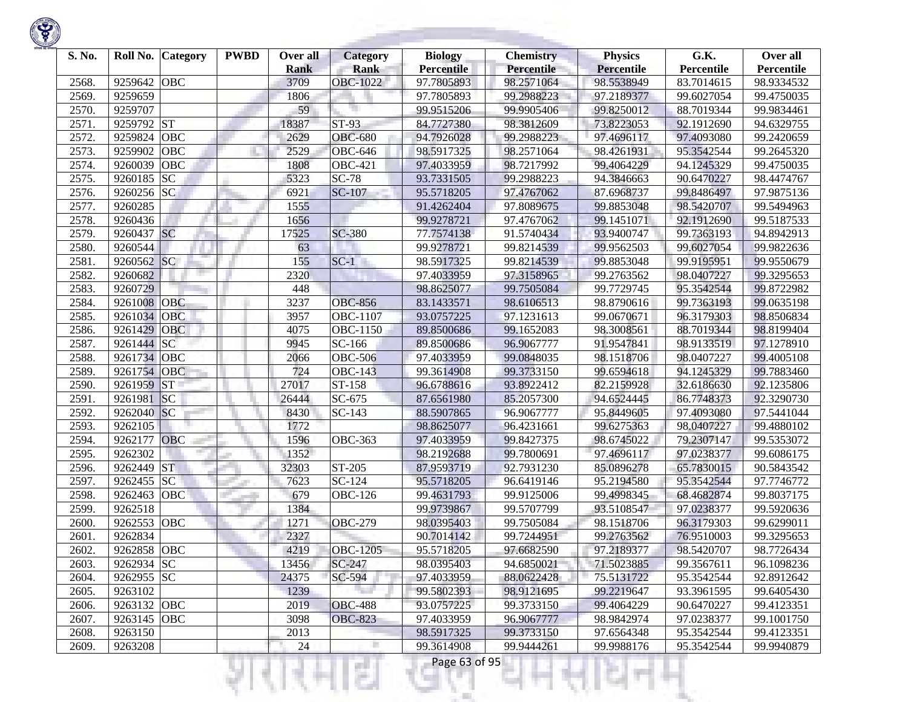| S. No. | Roll No. | Category | PWBD | Over all Rank | Category Rank | Biology Percentile | Chemistry Percentile | Physics Percentile | G.K. Percentile | Over all Percentile |
|---|---|---|---|---|---|---|---|---|---|---|
| 2568. | 9259642 | OBC | | 3709 | OBC-1022 | 97.7805893 | 98.2571064 | 98.5538949 | 83.7014615 | 98.9334532 |
| 2569. | 9259659 | | | 1806 | | 97.7805893 | 99.2988223 | 97.2189377 | 99.6027054 | 99.4750035 |
| 2570. | 9259707 | | | 59 | | 99.9515206 | 99.9905406 | 99.8250012 | 88.7019344 | 99.9834461 |
| 2571. | 9259792 | ST | | 18387 | ST-93 | 84.7727380 | 98.3812609 | 73.8223053 | 92.1912690 | 94.6329755 |
| 2572. | 9259824 | OBC | | 2629 | OBC-680 | 94.7926028 | 99.2988223 | 97.4696117 | 97.4093080 | 99.2420659 |
| 2573. | 9259902 | OBC | | 2529 | OBC-646 | 98.5917325 | 98.2571064 | 98.4261931 | 95.3542544 | 99.2645320 |
| 2574. | 9260039 | OBC | | 1808 | OBC-421 | 97.4033959 | 98.7217992 | 99.4064229 | 94.1245329 | 99.4750035 |
| 2575. | 9260185 | SC | | 5323 | SC-78 | 93.7331505 | 99.2988223 | 94.3846663 | 90.6470227 | 98.4474767 |
| 2576. | 9260256 | SC | | 6921 | SC-107 | 95.5718205 | 97.4767062 | 87.6968737 | 99.8486497 | 97.9875136 |
| 2577. | 9260285 | | | 1555 | | 91.4262404 | 97.8089675 | 99.8853048 | 98.5420707 | 99.5494963 |
| 2578. | 9260436 | | | 1656 | | 99.9278721 | 97.4767062 | 99.1451071 | 92.1912690 | 99.5187533 |
| 2579. | 9260437 | SC | | 17525 | SC-380 | 77.7574138 | 91.5740434 | 93.9400747 | 99.7363193 | 94.8942913 |
| 2580. | 9260544 | | | 63 | | 99.9278721 | 99.8214539 | 99.9562503 | 99.6027054 | 99.9822636 |
| 2581. | 9260562 | SC | | 155 | SC-1 | 98.5917325 | 99.8214539 | 99.8853048 | 99.9195951 | 99.9550679 |
| 2582. | 9260682 | | | 2320 | | 97.4033959 | 97.3158965 | 99.2763562 | 98.0407227 | 99.3295653 |
| 2583. | 9260729 | | | 448 | | 98.8625077 | 99.7505084 | 99.7729745 | 95.3542544 | 99.8722982 |
| 2584. | 9261008 | OBC | | 3237 | OBC-856 | 83.1433571 | 98.6106513 | 98.8790616 | 99.7363193 | 99.0635198 |
| 2585. | 9261034 | OBC | | 3957 | OBC-1107 | 93.0757225 | 97.1231613 | 99.0670671 | 96.3179303 | 98.8506834 |
| 2586. | 9261429 | OBC | | 4075 | OBC-1150 | 89.8500686 | 99.1652083 | 98.3008561 | 88.7019344 | 98.8199404 |
| 2587. | 9261444 | SC | | 9945 | SC-166 | 89.8500686 | 96.9067777 | 91.9547841 | 98.9133519 | 97.1278910 |
| 2588. | 9261734 | OBC | | 2066 | OBC-506 | 97.4033959 | 99.0848035 | 98.1518706 | 98.0407227 | 99.4005108 |
| 2589. | 9261754 | OBC | | 724 | OBC-143 | 99.3614908 | 99.3733150 | 99.6594618 | 94.1245329 | 99.7883460 |
| 2590. | 9261959 | ST | | 27017 | ST-158 | 96.6788616 | 93.8922412 | 82.2159928 | 32.6186630 | 92.1235806 |
| 2591. | 9261981 | SC | | 26444 | SC-675 | 87.6561980 | 85.2057300 | 94.6524445 | 86.7748373 | 92.3290730 |
| 2592. | 9262040 | SC | | 8430 | SC-143 | 88.5907865 | 96.9067777 | 95.8449605 | 97.4093080 | 97.5441044 |
| 2593. | 9262105 | | | 1772 | | 98.8625077 | 96.4231661 | 99.6275363 | 98.0407227 | 99.4880102 |
| 2594. | 9262177 | OBC | | 1596 | OBC-363 | 97.4033959 | 99.8427375 | 98.6745022 | 79.2307147 | 99.5353072 |
| 2595. | 9262302 | | | 1352 | | 98.2192688 | 99.7800691 | 97.4696117 | 97.0238377 | 99.6086175 |
| 2596. | 9262449 | ST | | 32303 | ST-205 | 87.9593719 | 92.7931230 | 85.0896278 | 65.7830015 | 90.5843542 |
| 2597. | 9262455 | SC | | 7623 | SC-124 | 95.5718205 | 96.6419146 | 95.2194580 | 95.3542544 | 97.7746772 |
| 2598. | 9262463 | OBC | | 679 | OBC-126 | 99.4631793 | 99.9125006 | 99.4998345 | 68.4682874 | 99.8037175 |
| 2599. | 9262518 | | | 1384 | | 99.9739867 | 99.5707799 | 93.5108547 | 97.0238377 | 99.5920636 |
| 2600. | 9262553 | OBC | | 1271 | OBC-279 | 98.0395403 | 99.7505084 | 98.1518706 | 96.3179303 | 99.6299011 |
| 2601. | 9262834 | | | 2327 | | 90.7014142 | 99.7244951 | 99.2763562 | 76.9510003 | 99.3295653 |
| 2602. | 9262858 | OBC | | 4219 | OBC-1205 | 95.5718205 | 97.6682590 | 97.2189377 | 98.5420707 | 98.7726434 |
| 2603. | 9262934 | SC | | 13456 | SC-247 | 98.0395403 | 94.6850021 | 71.5023885 | 99.3567611 | 96.1098236 |
| 2604. | 9262955 | SC | | 24375 | SC-594 | 97.4033959 | 88.0622428 | 75.5131722 | 95.3542544 | 92.8912642 |
| 2605. | 9263102 | | | 1239 | | 99.5802393 | 98.9121695 | 99.2219647 | 93.3961595 | 99.6405430 |
| 2606. | 9263132 | OBC | | 2019 | OBC-488 | 93.0757225 | 99.3733150 | 99.4064229 | 90.6470227 | 99.4123351 |
| 2607. | 9263145 | OBC | | 3098 | OBC-823 | 97.4033959 | 96.9067777 | 98.9842974 | 97.0238377 | 99.1001750 |
| 2608. | 9263150 | | | 2013 | | 98.5917325 | 99.3733150 | 97.6564348 | 95.3542544 | 99.4123351 |
| 2609. | 9263208 | | | 24 | | 99.3614908 | 99.9444261 | 99.9988176 | 95.3542544 | 99.9940879 |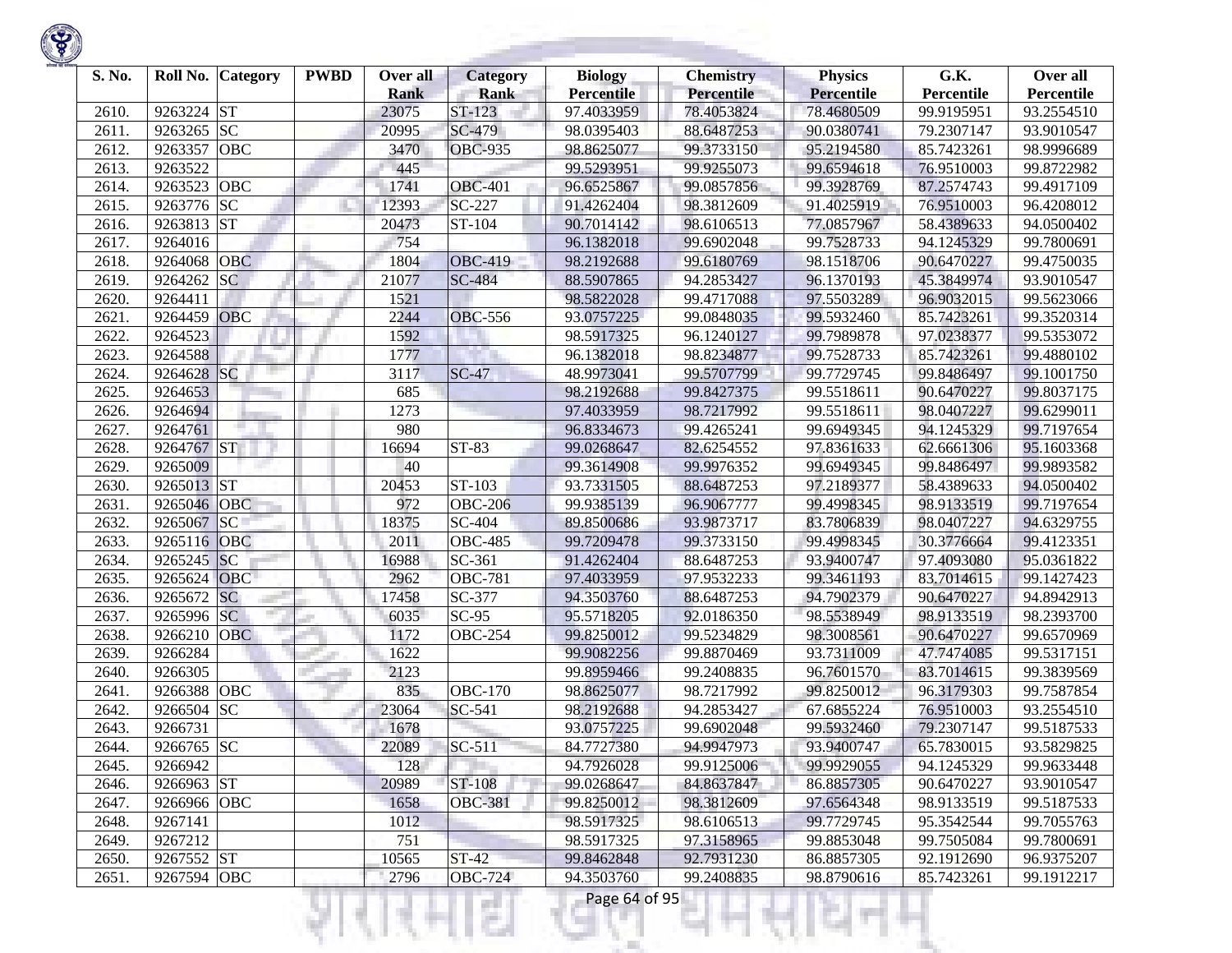| S. No. | Roll No. | Category | PWBD | Over all Rank | Category Rank | Biology Percentile | Chemistry Percentile | Physics Percentile | G.K. Percentile | Over all Percentile |
|---|---|---|---|---|---|---|---|---|---|---|
| 2610. | 9263224 | ST | | 23075 | ST-123 | 97.4033959 | 78.4053824 | 78.4680509 | 99.9195951 | 93.2554510 |
| 2611. | 9263265 | SC | | 20995 | SC-479 | 98.0395403 | 88.6487253 | 90.0380741 | 79.2307147 | 93.9010547 |
| 2612. | 9263357 | OBC | | 3470 | OBC-935 | 98.8625077 | 99.3733150 | 95.2194580 | 85.7423261 | 98.9996689 |
| 2613. | 9263522 | | | 445 | | 99.5293951 | 99.9255073 | 99.6594618 | 76.9510003 | 99.8722982 |
| 2614. | 9263523 | OBC | | 1741 | OBC-401 | 96.6525867 | 99.0857856 | 99.3928769 | 87.2574743 | 99.4917109 |
| 2615. | 9263776 | SC | | 12393 | SC-227 | 91.4262404 | 98.3812609 | 91.4025919 | 76.9510003 | 96.4208012 |
| 2616. | 9263813 | ST | | 20473 | ST-104 | 90.7014142 | 98.6106513 | 77.0857967 | 58.4389633 | 94.0500402 |
| 2617. | 9264016 | | | 754 | | 96.1382018 | 99.6902048 | 99.7528733 | 94.1245329 | 99.7800691 |
| 2618. | 9264068 | OBC | | 1804 | OBC-419 | 98.2192688 | 99.6180769 | 98.1518706 | 90.6470227 | 99.4750035 |
| 2619. | 9264262 | SC | | 21077 | SC-484 | 88.5907865 | 94.2853427 | 96.1370193 | 45.3849974 | 93.9010547 |
| 2620. | 9264411 | | | 1521 | | 98.5822028 | 99.4717088 | 97.5503289 | 96.9032015 | 99.5623066 |
| 2621. | 9264459 | OBC | | 2244 | OBC-556 | 93.0757225 | 99.0848035 | 99.5932460 | 85.7423261 | 99.3520314 |
| 2622. | 9264523 | | | 1592 | | 98.5917325 | 96.1240127 | 99.7989878 | 97.0238377 | 99.5353072 |
| 2623. | 9264588 | | | 1777 | | 96.1382018 | 98.8234877 | 99.7528733 | 85.7423261 | 99.4880102 |
| 2624. | 9264628 | SC | | 3117 | SC-47 | 48.9973041 | 99.5707799 | 99.7729745 | 99.8486497 | 99.1001750 |
| 2625. | 9264653 | | | 685 | | 98.2192688 | 99.8427375 | 99.5518611 | 90.6470227 | 99.8037175 |
| 2626. | 9264694 | | | 1273 | | 97.4033959 | 98.7217992 | 99.5518611 | 98.0407227 | 99.6299011 |
| 2627. | 9264761 | | | 980 | | 96.8334673 | 99.4265241 | 99.6949345 | 94.1245329 | 99.7197654 |
| 2628. | 9264767 | ST | | 16694 | ST-83 | 99.0268647 | 82.6254552 | 97.8361633 | 62.6661306 | 95.1603368 |
| 2629. | 9265009 | | | 40 | | 99.3614908 | 99.9976352 | 99.6949345 | 99.8486497 | 99.9893582 |
| 2630. | 9265013 | ST | | 20453 | ST-103 | 93.7331505 | 88.6487253 | 97.2189377 | 58.4389633 | 94.0500402 |
| 2631. | 9265046 | OBC | | 972 | OBC-206 | 99.9385139 | 96.9067777 | 99.4998345 | 98.9133519 | 99.7197654 |
| 2632. | 9265067 | SC | | 18375 | SC-404 | 89.8500686 | 93.9873717 | 83.7806839 | 98.0407227 | 94.6329755 |
| 2633. | 9265116 | OBC | | 2011 | OBC-485 | 99.7209478 | 99.3733150 | 99.4998345 | 30.3776664 | 99.4123351 |
| 2634. | 9265245 | SC | | 16988 | SC-361 | 91.4262404 | 88.6487253 | 93.9400747 | 97.4093080 | 95.0361822 |
| 2635. | 9265624 | OBC | | 2962 | OBC-781 | 97.4033959 | 97.9532233 | 99.3461193 | 83.7014615 | 99.1427423 |
| 2636. | 9265672 | SC | | 17458 | SC-377 | 94.3503760 | 88.6487253 | 94.7902379 | 90.6470227 | 94.8942913 |
| 2637. | 9265996 | SC | | 6035 | SC-95 | 95.5718205 | 92.0186350 | 98.5538949 | 98.9133519 | 98.2393700 |
| 2638. | 9266210 | OBC | | 1172 | OBC-254 | 99.8250012 | 99.5234829 | 98.3008561 | 90.6470227 | 99.6570969 |
| 2639. | 9266284 | | | 1622 | | 99.9082256 | 99.8870469 | 93.7311009 | 47.7474085 | 99.5317151 |
| 2640. | 9266305 | | | 2123 | | 99.8959466 | 99.2408835 | 96.7601570 | 83.7014615 | 99.3839569 |
| 2641. | 9266388 | OBC | | 835 | OBC-170 | 98.8625077 | 98.7217992 | 99.8250012 | 96.3179303 | 99.7587854 |
| 2642. | 9266504 | SC | | 23064 | SC-541 | 98.2192688 | 94.2853427 | 67.6855224 | 76.9510003 | 93.2554510 |
| 2643. | 9266731 | | | 1678 | | 93.0757225 | 99.6902048 | 99.5932460 | 79.2307147 | 99.5187533 |
| 2644. | 9266765 | SC | | 22089 | SC-511 | 84.7727380 | 94.9947973 | 93.9400747 | 65.7830015 | 93.5829825 |
| 2645. | 9266942 | | | 128 | | 94.7926028 | 99.9125006 | 99.9929055 | 94.1245329 | 99.9633448 |
| 2646. | 9266963 | ST | | 20989 | ST-108 | 99.0268647 | 84.8637847 | 86.8857305 | 90.6470227 | 93.9010547 |
| 2647. | 9266966 | OBC | | 1658 | OBC-381 | 99.8250012 | 98.3812609 | 97.6564348 | 98.9133519 | 99.5187533 |
| 2648. | 9267141 | | | 1012 | | 98.5917325 | 98.6106513 | 99.7729745 | 95.3542544 | 99.7055763 |
| 2649. | 9267212 | | | 751 | | 98.5917325 | 97.3158965 | 99.8853048 | 99.7505084 | 99.7800691 |
| 2650. | 9267552 | ST | | 10565 | ST-42 | 99.8462848 | 92.7931230 | 86.8857305 | 92.1912690 | 96.9375207 |
| 2651. | 9267594 | OBC | | 2796 | OBC-724 | 94.3503760 | 99.2408835 | 98.8790616 | 85.7423261 | 99.1912217 |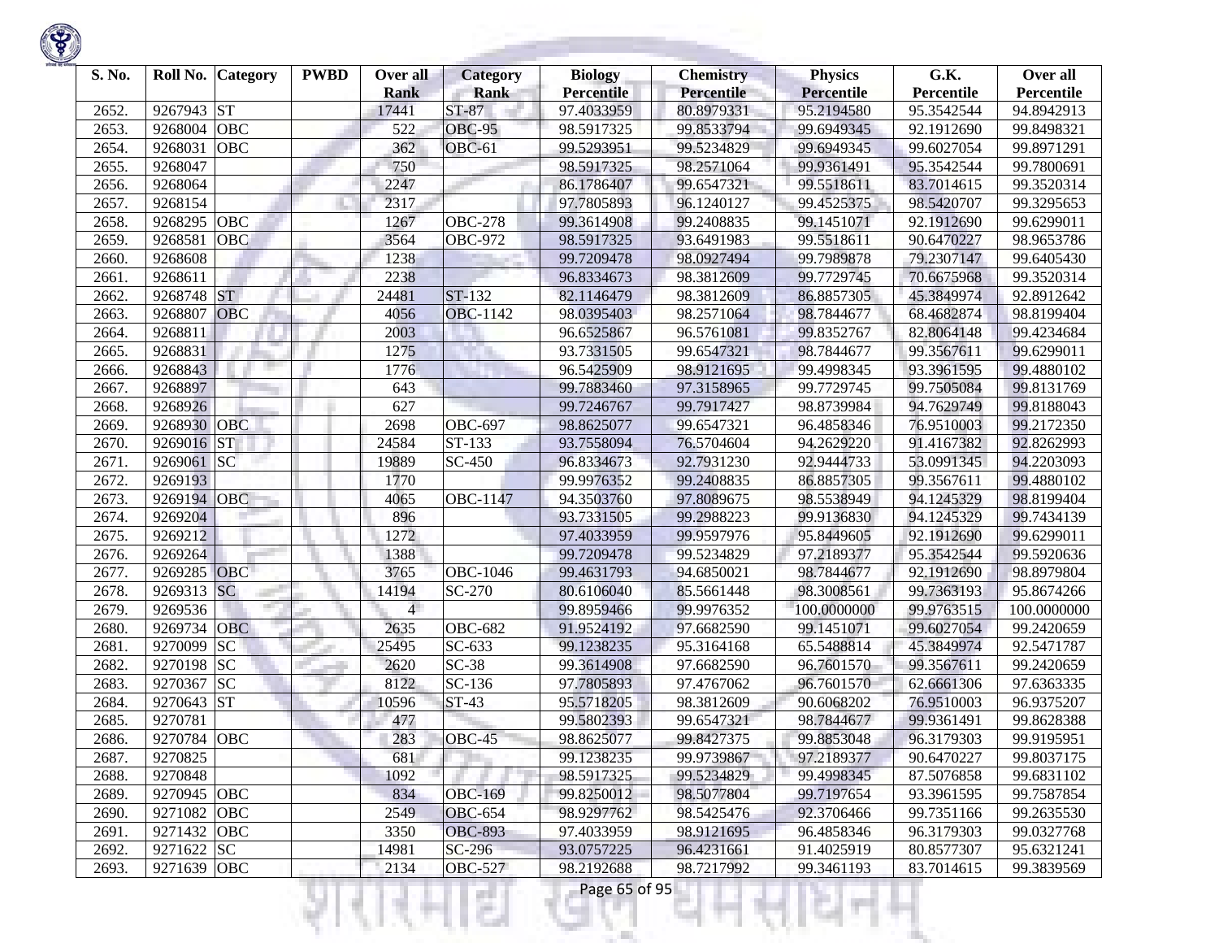| S. No. | Roll No. | Category | PWBD | Over all Rank | Category Rank | Biology Percentile | Chemistry Percentile | Physics Percentile | G.K. Percentile | Over all Percentile |
|---|---|---|---|---|---|---|---|---|---|---|
| 2652. | 9267943 | ST | | 17441 | ST-87 | 97.4033959 | 80.8979331 | 95.2194580 | 95.3542544 | 94.8942913 |
| 2653. | 9268004 | OBC | | 522 | OBC-95 | 98.5917325 | 99.8533794 | 99.6949345 | 92.1912690 | 99.8498321 |
| 2654. | 9268031 | OBC | | 362 | OBC-61 | 99.5293951 | 99.5234829 | 99.6949345 | 99.6027054 | 99.8971291 |
| 2655. | 9268047 | | | 750 | | 98.5917325 | 98.2571064 | 99.9361491 | 95.3542544 | 99.7800691 |
| 2656. | 9268064 | | | 2247 | | 86.1786407 | 99.6547321 | 99.5518611 | 83.7014615 | 99.3520314 |
| 2657. | 9268154 | | | 2317 | | 97.7805893 | 96.1240127 | 99.4525375 | 98.5420707 | 99.3295653 |
| 2658. | 9268295 | OBC | | 1267 | OBC-278 | 99.3614908 | 99.2408835 | 99.1451071 | 92.1912690 | 99.6299011 |
| 2659. | 9268581 | OBC | | 3564 | OBC-972 | 98.5917325 | 93.6491983 | 99.5518611 | 90.6470227 | 98.9653786 |
| 2660. | 9268608 | | | 1238 | | 99.7209478 | 98.0927494 | 99.7989878 | 79.2307147 | 99.6405430 |
| 2661. | 9268611 | | | 2238 | | 96.8334673 | 98.3812609 | 99.7729745 | 70.6675968 | 99.3520314 |
| 2662. | 9268748 | ST | | 24481 | ST-132 | 82.1146479 | 98.3812609 | 86.8857305 | 45.3849974 | 92.8912642 |
| 2663. | 9268807 | OBC | | 4056 | OBC-1142 | 98.0395403 | 98.2571064 | 98.7844677 | 68.4682874 | 98.8199404 |
| 2664. | 9268811 | | | 2003 | | 96.6525867 | 96.5761081 | 99.8352767 | 82.8064148 | 99.4234684 |
| 2665. | 9268831 | | | 1275 | | 93.7331505 | 99.6547321 | 98.7844677 | 99.3567611 | 99.6299011 |
| 2666. | 9268843 | | | 1776 | | 96.5425909 | 98.9121695 | 99.4998345 | 93.3961595 | 99.4880102 |
| 2667. | 9268897 | | | 643 | | 99.7883460 | 97.3158965 | 99.7729745 | 99.7505084 | 99.8131769 |
| 2668. | 9268926 | | | 627 | | 99.7246767 | 99.7917427 | 98.8739984 | 94.7629749 | 99.8188043 |
| 2669. | 9268930 | OBC | | 2698 | OBC-697 | 98.8625077 | 99.6547321 | 96.4858346 | 76.9510003 | 99.2172350 |
| 2670. | 9269016 | ST | | 24584 | ST-133 | 93.7558094 | 76.5704604 | 94.2629220 | 91.4167382 | 92.8262993 |
| 2671. | 9269061 | SC | | 19889 | SC-450 | 96.8334673 | 92.7931230 | 92.9444733 | 53.0991345 | 94.2203093 |
| 2672. | 9269193 | | | 1770 | | 99.9976352 | 99.2408835 | 86.8857305 | 99.3567611 | 99.4880102 |
| 2673. | 9269194 | OBC | | 4065 | OBC-1147 | 94.3503760 | 97.8089675 | 98.5538949 | 94.1245329 | 98.8199404 |
| 2674. | 9269204 | | | 896 | | 93.7331505 | 99.2988223 | 99.9136830 | 94.1245329 | 99.7434139 |
| 2675. | 9269212 | | | 1272 | | 97.4033959 | 99.9597976 | 95.8449605 | 92.1912690 | 99.6299011 |
| 2676. | 9269264 | | | 1388 | | 99.7209478 | 99.5234829 | 97.2189377 | 95.3542544 | 99.5920636 |
| 2677. | 9269285 | OBC | | 3765 | OBC-1046 | 99.4631793 | 94.6850021 | 98.7844677 | 92.1912690 | 98.8979804 |
| 2678. | 9269313 | SC | | 14194 | SC-270 | 80.6106040 | 85.5661448 | 98.3008561 | 99.7363193 | 95.8674266 |
| 2679. | 9269536 | | | 4 | | 99.8959466 | 99.9976352 | 100.0000000 | 99.9763515 | 100.0000000 |
| 2680. | 9269734 | OBC | | 2635 | OBC-682 | 91.9524192 | 97.6682590 | 99.1451071 | 99.6027054 | 99.2420659 |
| 2681. | 9270099 | SC | | 25495 | SC-633 | 99.1238235 | 95.3164168 | 65.5488814 | 45.3849974 | 92.5471787 |
| 2682. | 9270198 | SC | | 2620 | SC-38 | 99.3614908 | 97.6682590 | 96.7601570 | 99.3567611 | 99.2420659 |
| 2683. | 9270367 | SC | | 8122 | SC-136 | 97.7805893 | 97.4767062 | 96.7601570 | 62.6661306 | 97.6363335 |
| 2684. | 9270643 | ST | | 10596 | ST-43 | 95.5718205 | 98.3812609 | 90.6068202 | 76.9510003 | 96.9375207 |
| 2685. | 9270781 | | | 477 | | 99.5802393 | 99.6547321 | 98.7844677 | 99.9361491 | 99.8628388 |
| 2686. | 9270784 | OBC | | 283 | OBC-45 | 98.8625077 | 99.8427375 | 99.8853048 | 96.3179303 | 99.9195951 |
| 2687. | 9270825 | | | 681 | | 99.1238235 | 99.9739867 | 97.2189377 | 90.6470227 | 99.8037175 |
| 2688. | 9270848 | | | 1092 | | 98.5917325 | 99.5234829 | 99.4998345 | 87.5076858 | 99.6831102 |
| 2689. | 9270945 | OBC | | 834 | OBC-169 | 99.8250012 | 98.5077804 | 99.7197654 | 93.3961595 | 99.7587854 |
| 2690. | 9271082 | OBC | | 2549 | OBC-654 | 98.9297762 | 98.5425476 | 92.3706466 | 99.7351166 | 99.2635530 |
| 2691. | 9271432 | OBC | | 3350 | OBC-893 | 97.4033959 | 98.9121695 | 96.4858346 | 96.3179303 | 99.0327768 |
| 2692. | 9271622 | SC | | 14981 | SC-296 | 93.0757225 | 96.4231661 | 91.4025919 | 80.8577307 | 95.6321241 |
| 2693. | 9271639 | OBC | | 2134 | OBC-527 | 98.2192688 | 98.7217992 | 99.3461193 | 83.7014615 | 99.3839569 |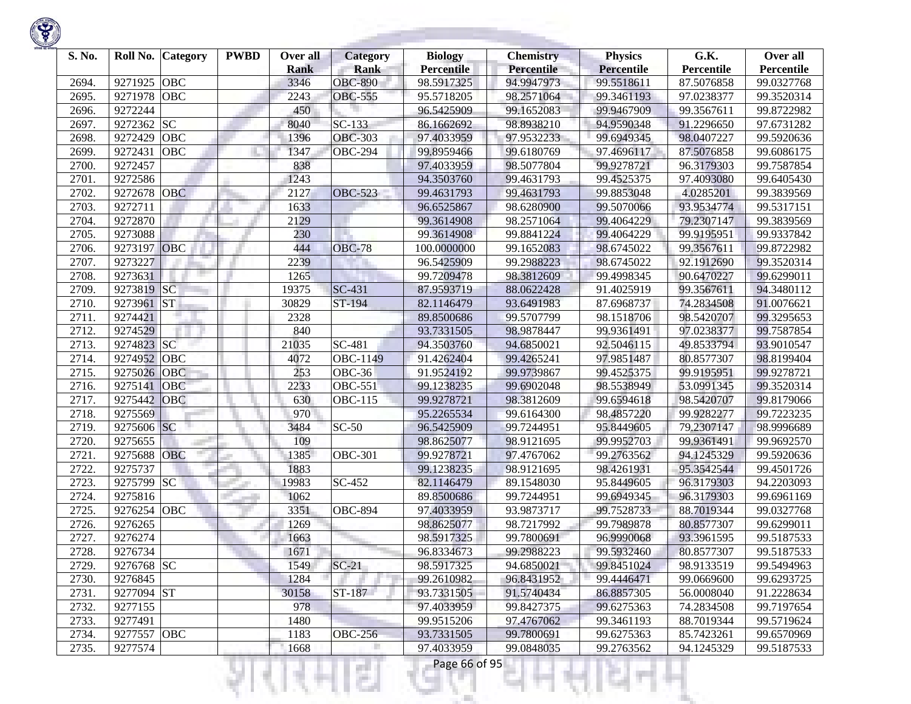| S. No. | Roll No. | Category | PWBD | Over all Rank | Category Rank | Biology Percentile | Chemistry Percentile | Physics Percentile | G.K. Percentile | Over all Percentile |
|---|---|---|---|---|---|---|---|---|---|---|
| 2694. | 9271925 | OBC | | 3346 | OBC-890 | 98.5917325 | 94.9947973 | 99.5518611 | 87.5076858 | 99.0327768 |
| 2695. | 9271978 | OBC | | 2243 | OBC-555 | 95.5718205 | 98.2571064 | 99.3461193 | 97.0238377 | 99.3520314 |
| 2696. | 9272244 | | | 450 | | 96.5425909 | 99.1652083 | 99.9467909 | 99.3567611 | 99.8722982 |
| 2697. | 9272362 | SC | | 8040 | SC-133 | 86.1662692 | 98.8938210 | 94.9590348 | 91.2296650 | 97.6731282 |
| 2698. | 9272429 | OBC | | 1396 | OBC-303 | 97.4033959 | 97.9532233 | 99.6949345 | 98.0407227 | 99.5920636 |
| 2699. | 9272431 | OBC | | 1347 | OBC-294 | 99.8959466 | 99.6180769 | 97.4696117 | 87.5076858 | 99.6086175 |
| 2700. | 9272457 | | | 838 | | 97.4033959 | 98.5077804 | 99.9278721 | 96.3179303 | 99.7587854 |
| 2701. | 9272586 | | | 1243 | | 94.3503760 | 99.4631793 | 99.4525375 | 97.4093080 | 99.6405430 |
| 2702. | 9272678 | OBC | | 2127 | OBC-523 | 99.4631793 | 99.4631793 | 99.8853048 | 4.0285201 | 99.3839569 |
| 2703. | 9272711 | | | 1633 | | 96.6525867 | 98.6280900 | 99.5070066 | 93.9534774 | 99.5317151 |
| 2704. | 9272870 | | | 2129 | | 99.3614908 | 98.2571064 | 99.4064229 | 79.2307147 | 99.3839569 |
| 2705. | 9273088 | | | 230 | | 99.3614908 | 99.8841224 | 99.4064229 | 99.9195951 | 99.9337842 |
| 2706. | 9273197 | OBC | | 444 | OBC-78 | 100.0000000 | 99.1652083 | 98.6745022 | 99.3567611 | 99.8722982 |
| 2707. | 9273227 | | | 2239 | | 96.5425909 | 99.2988223 | 98.6745022 | 92.1912690 | 99.3520314 |
| 2708. | 9273631 | | | 1265 | | 99.7209478 | 98.3812609 | 99.4998345 | 90.6470227 | 99.6299011 |
| 2709. | 9273819 | SC | | 19375 | SC-431 | 87.9593719 | 88.0622428 | 91.4025919 | 99.3567611 | 94.3480112 |
| 2710. | 9273961 | ST | | 30829 | ST-194 | 82.1146479 | 93.6491983 | 87.6968737 | 74.2834508 | 91.0076621 |
| 2711. | 9274421 | | | 2328 | | 89.8500686 | 99.5707799 | 98.1518706 | 98.5420707 | 99.3295653 |
| 2712. | 9274529 | | | 840 | | 93.7331505 | 98.9878447 | 99.9361491 | 97.0238377 | 99.7587854 |
| 2713. | 9274823 | SC | | 21035 | SC-481 | 94.3503760 | 94.6850021 | 92.5046115 | 49.8533794 | 93.9010547 |
| 2714. | 9274952 | OBC | | 4072 | OBC-1149 | 91.4262404 | 99.4265241 | 97.9851487 | 80.8577307 | 98.8199404 |
| 2715. | 9275026 | OBC | | 253 | OBC-36 | 91.9524192 | 99.9739867 | 99.4525375 | 99.9195951 | 99.9278721 |
| 2716. | 9275141 | OBC | | 2233 | OBC-551 | 99.1238235 | 99.6902048 | 98.5538949 | 53.0991345 | 99.3520314 |
| 2717. | 9275442 | OBC | | 630 | OBC-115 | 99.9278721 | 98.3812609 | 99.6594618 | 98.5420707 | 99.8179066 |
| 2718. | 9275569 | | | 970 | | 95.2265534 | 99.6164300 | 98.4857220 | 99.9282277 | 99.7223235 |
| 2719. | 9275606 | SC | | 3484 | SC-50 | 96.5425909 | 99.7244951 | 95.8449605 | 79.2307147 | 98.9996689 |
| 2720. | 9275655 | | | 109 | | 98.8625077 | 98.9121695 | 99.9952703 | 99.9361491 | 99.9692570 |
| 2721. | 9275688 | OBC | | 1385 | OBC-301 | 99.9278721 | 97.4767062 | 99.2763562 | 94.1245329 | 99.5920636 |
| 2722. | 9275737 | | | 1883 | | 99.1238235 | 98.9121695 | 98.4261931 | 95.3542544 | 99.4501726 |
| 2723. | 9275799 | SC | | 19983 | SC-452 | 82.1146479 | 89.1548030 | 95.8449605 | 96.3179303 | 94.2203093 |
| 2724. | 9275816 | | | 1062 | | 89.8500686 | 99.7244951 | 99.6949345 | 96.3179303 | 99.6961169 |
| 2725. | 9276254 | OBC | | 3351 | OBC-894 | 97.4033959 | 93.9873717 | 99.7528733 | 88.7019344 | 99.0327768 |
| 2726. | 9276265 | | | 1269 | | 98.8625077 | 98.7217992 | 99.7989878 | 80.8577307 | 99.6299011 |
| 2727. | 9276274 | | | 1663 | | 98.5917325 | 99.7800691 | 96.9990068 | 93.3961595 | 99.5187533 |
| 2728. | 9276734 | | | 1671 | | 96.8334673 | 99.2988223 | 99.5932460 | 80.8577307 | 99.5187533 |
| 2729. | 9276768 | SC | | 1549 | SC-21 | 98.5917325 | 94.6850021 | 99.8451024 | 98.9133519 | 99.5494963 |
| 2730. | 9276845 | | | 1284 | | 99.2610982 | 96.8431952 | 99.4446471 | 99.0669600 | 99.6293725 |
| 2731. | 9277094 | ST | | 30158 | ST-187 | 93.7331505 | 91.5740434 | 86.8857305 | 56.0008040 | 91.2228634 |
| 2732. | 9277155 | | | 978 | | 97.4033959 | 99.8427375 | 99.6275363 | 74.2834508 | 99.7197654 |
| 2733. | 9277491 | | | 1480 | | 99.9515206 | 97.4767062 | 99.3461193 | 88.7019344 | 99.5719624 |
| 2734. | 9277557 | OBC | | 1183 | OBC-256 | 93.7331505 | 99.7800691 | 99.6275363 | 85.7423261 | 99.6570969 |
| 2735. | 9277574 | | | 1668 | | 97.4033959 | 99.0848035 | 99.2763562 | 94.1245329 | 99.5187533 |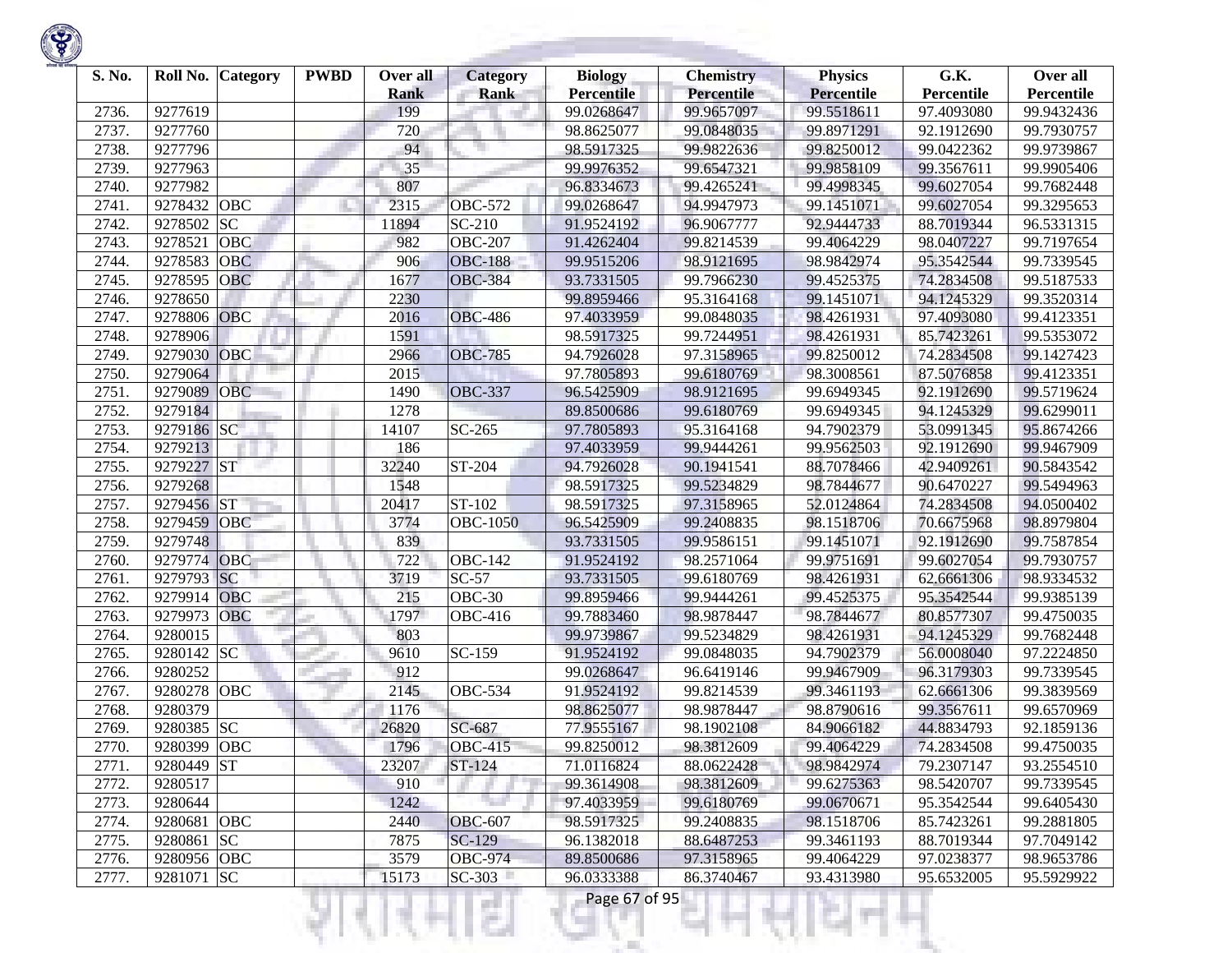| S. No. | Roll No. | Category | PWBD | Over all Rank | Category Rank | Biology Percentile | Chemistry Percentile | Physics Percentile | G.K. Percentile | Over all Percentile |
|---|---|---|---|---|---|---|---|---|---|---|
| 2736. | 9277619 | | | 199 | | 99.0268647 | 99.9657097 | 99.5518611 | 97.4093080 | 99.9432436 |
| 2737. | 9277760 | | | 720 | | 98.8625077 | 99.0848035 | 99.8971291 | 92.1912690 | 99.7930757 |
| 2738. | 9277796 | | | 94 | | 98.5917325 | 99.9822636 | 99.8250012 | 99.0422362 | 99.9739867 |
| 2739. | 9277963 | | | 35 | | 99.9976352 | 99.6547321 | 99.9858109 | 99.3567611 | 99.9905406 |
| 2740. | 9277982 | | | 807 | | 96.8334673 | 99.4265241 | 99.4998345 | 99.6027054 | 99.7682448 |
| 2741. | 9278432 | OBC | | 2315 | OBC-572 | 99.0268647 | 94.9947973 | 99.1451071 | 99.6027054 | 99.3295653 |
| 2742. | 9278502 | SC | | 11894 | SC-210 | 91.9524192 | 96.9067777 | 92.9444733 | 88.7019344 | 96.5331315 |
| 2743. | 9278521 | OBC | | 982 | OBC-207 | 91.4262404 | 99.8214539 | 99.4064229 | 98.0407227 | 99.7197654 |
| 2744. | 9278583 | OBC | | 906 | OBC-188 | 99.9515206 | 98.9121695 | 98.9842974 | 95.3542544 | 99.7339545 |
| 2745. | 9278595 | OBC | | 1677 | OBC-384 | 93.7331505 | 99.7966230 | 99.4525375 | 74.2834508 | 99.5187533 |
| 2746. | 9278650 | | | 2230 | | 99.8959466 | 95.3164168 | 99.1451071 | 94.1245329 | 99.3520314 |
| 2747. | 9278806 | OBC | | 2016 | OBC-486 | 97.4033959 | 99.0848035 | 98.4261931 | 97.4093080 | 99.4123351 |
| 2748. | 9278906 | | | 1591 | | 98.5917325 | 99.7244951 | 98.4261931 | 85.7423261 | 99.5353072 |
| 2749. | 9279030 | OBC | | 2966 | OBC-785 | 94.7926028 | 97.3158965 | 99.8250012 | 74.2834508 | 99.1427423 |
| 2750. | 9279064 | | | 2015 | | 97.7805893 | 99.6180769 | 98.3008561 | 87.5076858 | 99.4123351 |
| 2751. | 9279089 | OBC | | 1490 | OBC-337 | 96.5425909 | 98.9121695 | 99.6949345 | 92.1912690 | 99.5719624 |
| 2752. | 9279184 | | | 1278 | | 89.8500686 | 99.6180769 | 99.6949345 | 94.1245329 | 99.6299011 |
| 2753. | 9279186 | SC | | 14107 | SC-265 | 97.7805893 | 95.3164168 | 94.7902379 | 53.0991345 | 95.8674266 |
| 2754. | 9279213 | | | 186 | | 97.4033959 | 99.9444261 | 99.9562503 | 92.1912690 | 99.9467909 |
| 2755. | 9279227 | ST | | 32240 | ST-204 | 94.7926028 | 90.1941541 | 88.7078466 | 42.9409261 | 90.5843542 |
| 2756. | 9279268 | | | 1548 | | 98.5917325 | 99.5234829 | 98.7844677 | 90.6470227 | 99.5494963 |
| 2757. | 9279456 | ST | | 20417 | ST-102 | 98.5917325 | 97.3158965 | 52.0124864 | 74.2834508 | 94.0500402 |
| 2758. | 9279459 | OBC | | 3774 | OBC-1050 | 96.5425909 | 99.2408835 | 98.1518706 | 70.6675968 | 98.8979804 |
| 2759. | 9279748 | | | 839 | | 93.7331505 | 99.9586151 | 99.1451071 | 92.1912690 | 99.7587854 |
| 2760. | 9279774 | OBC | | 722 | OBC-142 | 91.9524192 | 98.2571064 | 99.9751691 | 99.6027054 | 99.7930757 |
| 2761. | 9279793 | SC | | 3719 | SC-57 | 93.7331505 | 99.6180769 | 98.4261931 | 62.6661306 | 98.9334532 |
| 2762. | 9279914 | OBC | | 215 | OBC-30 | 99.8959466 | 99.9444261 | 99.4525375 | 95.3542544 | 99.9385139 |
| 2763. | 9279973 | OBC | | 1797 | OBC-416 | 99.7883460 | 98.9878447 | 98.7844677 | 80.8577307 | 99.4750035 |
| 2764. | 9280015 | | | 803 | | 99.9739867 | 99.5234829 | 98.4261931 | 94.1245329 | 99.7682448 |
| 2765. | 9280142 | SC | | 9610 | SC-159 | 91.9524192 | 99.0848035 | 94.7902379 | 56.0008040 | 97.2224850 |
| 2766. | 9280252 | | | 912 | | 99.0268647 | 96.6419146 | 99.9467909 | 96.3179303 | 99.7339545 |
| 2767. | 9280278 | OBC | | 2145 | OBC-534 | 91.9524192 | 99.8214539 | 99.3461193 | 62.6661306 | 99.3839569 |
| 2768. | 9280379 | | | 1176 | | 98.8625077 | 98.9878447 | 98.8790616 | 99.3567611 | 99.6570969 |
| 2769. | 9280385 | SC | | 26820 | SC-687 | 77.9555167 | 98.1902108 | 84.9066182 | 44.8834793 | 92.1859136 |
| 2770. | 9280399 | OBC | | 1796 | OBC-415 | 99.8250012 | 98.3812609 | 99.4064229 | 74.2834508 | 99.4750035 |
| 2771. | 9280449 | ST | | 23207 | ST-124 | 71.0116824 | 88.0622428 | 98.9842974 | 79.2307147 | 93.2554510 |
| 2772. | 9280517 | | | 910 | | 99.3614908 | 98.3812609 | 99.6275363 | 98.5420707 | 99.7339545 |
| 2773. | 9280644 | | | 1242 | | 97.4033959 | 99.6180769 | 99.0670671 | 95.3542544 | 99.6405430 |
| 2774. | 9280681 | OBC | | 2440 | OBC-607 | 98.5917325 | 99.2408835 | 98.1518706 | 85.7423261 | 99.2881805 |
| 2775. | 9280861 | SC | | 7875 | SC-129 | 96.1382018 | 88.6487253 | 99.3461193 | 88.7019344 | 97.7049142 |
| 2776. | 9280956 | OBC | | 3579 | OBC-974 | 89.8500686 | 97.3158965 | 99.4064229 | 97.0238377 | 98.9653786 |
| 2777. | 9281071 | SC | | 15173 | SC-303 | 96.0333388 | 86.3740467 | 93.4313980 | 95.6532005 | 95.5929922 |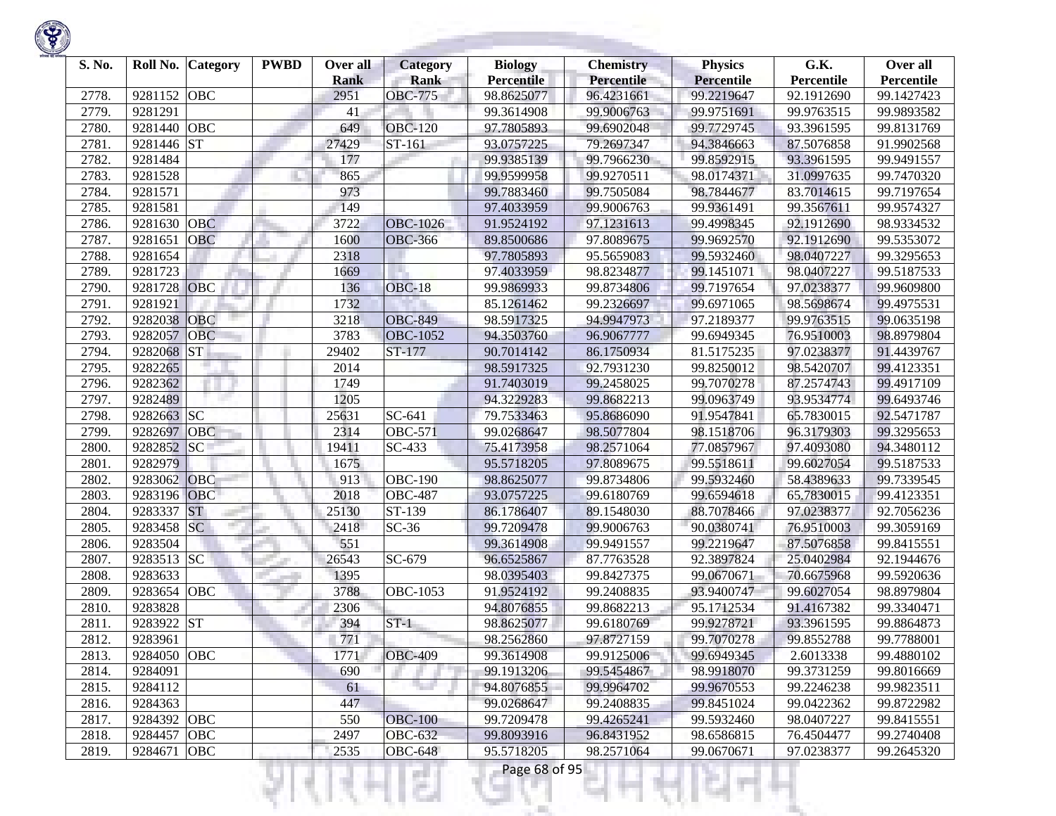| S. No. | Roll No. | Category | PWBD | Over all Rank | Category Rank | Biology Percentile | Chemistry Percentile | Physics Percentile | G.K. Percentile | Over all Percentile |
|---|---|---|---|---|---|---|---|---|---|---|
| 2778. | 9281152 | OBC | | 2951 | OBC-775 | 98.8625077 | 96.4231661 | 99.2219647 | 92.1912690 | 99.1427423 |
| 2779. | 9281291 | | | 41 | | 99.3614908 | 99.9006763 | 99.9751691 | 99.9763515 | 99.9893582 |
| 2780. | 9281440 | OBC | | 649 | OBC-120 | 97.7805893 | 99.6902048 | 99.7729745 | 93.3961595 | 99.8131769 |
| 2781. | 9281446 | ST | | 27429 | ST-161 | 93.0757225 | 79.2697347 | 94.3846663 | 87.5076858 | 91.9902568 |
| 2782. | 9281484 | | | 177 | | 99.9385139 | 99.7966230 | 99.8592915 | 93.3961595 | 99.9491557 |
| 2783. | 9281528 | | | 865 | | 99.9599958 | 99.9270511 | 98.0174371 | 31.0997635 | 99.7470320 |
| 2784. | 9281571 | | | 973 | | 99.7883460 | 99.7505084 | 98.7844677 | 83.7014615 | 99.7197654 |
| 2785. | 9281581 | | | 149 | | 97.4033959 | 99.9006763 | 99.9361491 | 99.3567611 | 99.9574327 |
| 2786. | 9281630 | OBC | | 3722 | OBC-1026 | 91.9524192 | 97.1231613 | 99.4998345 | 92.1912690 | 98.9334532 |
| 2787. | 9281651 | OBC | | 1600 | OBC-366 | 89.8500686 | 97.8089675 | 99.9692570 | 92.1912690 | 99.5353072 |
| 2788. | 9281654 | | | 2318 | | 97.7805893 | 95.5659083 | 99.5932460 | 98.0407227 | 99.3295653 |
| 2789. | 9281723 | | | 1669 | | 97.4033959 | 98.8234877 | 99.1451071 | 98.0407227 | 99.5187533 |
| 2790. | 9281728 | OBC | | 136 | OBC-18 | 99.9869933 | 99.8734806 | 99.7197654 | 97.0238377 | 99.9609800 |
| 2791. | 9281921 | | | 1732 | | 85.1261462 | 99.2326697 | 99.6971065 | 98.5698674 | 99.4975531 |
| 2792. | 9282038 | OBC | | 3218 | OBC-849 | 98.5917325 | 94.9947973 | 97.2189377 | 99.9763515 | 99.0635198 |
| 2793. | 9282057 | OBC | | 3783 | OBC-1052 | 94.3503760 | 96.9067777 | 99.6949345 | 76.9510003 | 98.8979804 |
| 2794. | 9282068 | ST | | 29402 | ST-177 | 90.7014142 | 86.1750934 | 81.5175235 | 97.0238377 | 91.4439767 |
| 2795. | 9282265 | | | 2014 | | 98.5917325 | 92.7931230 | 99.8250012 | 98.5420707 | 99.4123351 |
| 2796. | 9282362 | | | 1749 | | 91.7403019 | 99.2458025 | 99.7070278 | 87.2574743 | 99.4917109 |
| 2797. | 9282489 | | | 1205 | | 94.3229283 | 99.8682213 | 99.0963749 | 93.9534774 | 99.6493746 |
| 2798. | 9282663 | SC | | 25631 | SC-641 | 79.7533463 | 95.8686090 | 91.9547841 | 65.7830015 | 92.5471787 |
| 2799. | 9282697 | OBC | | 2314 | OBC-571 | 99.0268647 | 98.5077804 | 98.1518706 | 96.3179303 | 99.3295653 |
| 2800. | 9282852 | SC | | 19411 | SC-433 | 75.4173958 | 98.2571064 | 77.0857967 | 97.4093080 | 94.3480112 |
| 2801. | 9282979 | | | 1675 | | 95.5718205 | 97.8089675 | 99.5518611 | 99.6027054 | 99.5187533 |
| 2802. | 9283062 | OBC | | 913 | OBC-190 | 98.8625077 | 99.8734806 | 99.5932460 | 58.4389633 | 99.7339545 |
| 2803. | 9283196 | OBC | | 2018 | OBC-487 | 93.0757225 | 99.6180769 | 99.6594618 | 65.7830015 | 99.4123351 |
| 2804. | 9283337 | ST | | 25130 | ST-139 | 86.1786407 | 89.1548030 | 88.7078466 | 97.0238377 | 92.7056236 |
| 2805. | 9283458 | SC | | 2418 | SC-36 | 99.7209478 | 99.9006763 | 90.0380741 | 76.9510003 | 99.3059169 |
| 2806. | 9283504 | | | 551 | | 99.3614908 | 99.9491557 | 99.2219647 | 87.5076858 | 99.8415551 |
| 2807. | 9283513 | SC | | 26543 | SC-679 | 96.6525867 | 87.7763528 | 92.3897824 | 25.0402984 | 92.1944676 |
| 2808. | 9283633 | | | 1395 | | 98.0395403 | 99.8427375 | 99.0670671 | 70.6675968 | 99.5920636 |
| 2809. | 9283654 | OBC | | 3788 | OBC-1053 | 91.9524192 | 99.2408835 | 93.9400747 | 99.6027054 | 98.8979804 |
| 2810. | 9283828 | | | 2306 | | 94.8076855 | 99.8682213 | 95.1712534 | 91.4167382 | 99.3340471 |
| 2811. | 9283922 | ST | | 394 | ST-1 | 98.8625077 | 99.6180769 | 99.9278721 | 93.3961595 | 99.8864873 |
| 2812. | 9283961 | | | 771 | | 98.2562860 | 97.8727159 | 99.7070278 | 99.8552788 | 99.7788001 |
| 2813. | 9284050 | OBC | | 1771 | OBC-409 | 99.3614908 | 99.9125006 | 99.6949345 | 2.6013338 | 99.4880102 |
| 2814. | 9284091 | | | 690 | | 99.1913206 | 99.5454867 | 98.9918070 | 99.3731259 | 99.8016669 |
| 2815. | 9284112 | | | 61 | | 94.8076855 | 99.9964702 | 99.9670553 | 99.2246238 | 99.9823511 |
| 2816. | 9284363 | | | 447 | | 99.0268647 | 99.2408835 | 99.8451024 | 99.0422362 | 99.8722982 |
| 2817. | 9284392 | OBC | | 550 | OBC-100 | 99.7209478 | 99.4265241 | 99.5932460 | 98.0407227 | 99.8415551 |
| 2818. | 9284457 | OBC | | 2497 | OBC-632 | 99.8093916 | 96.8431952 | 98.6586815 | 76.4504477 | 99.2740408 |
| 2819. | 9284671 | OBC | | 2535 | OBC-648 | 95.5718205 | 98.2571064 | 99.0670671 | 97.0238377 | 99.2645320 |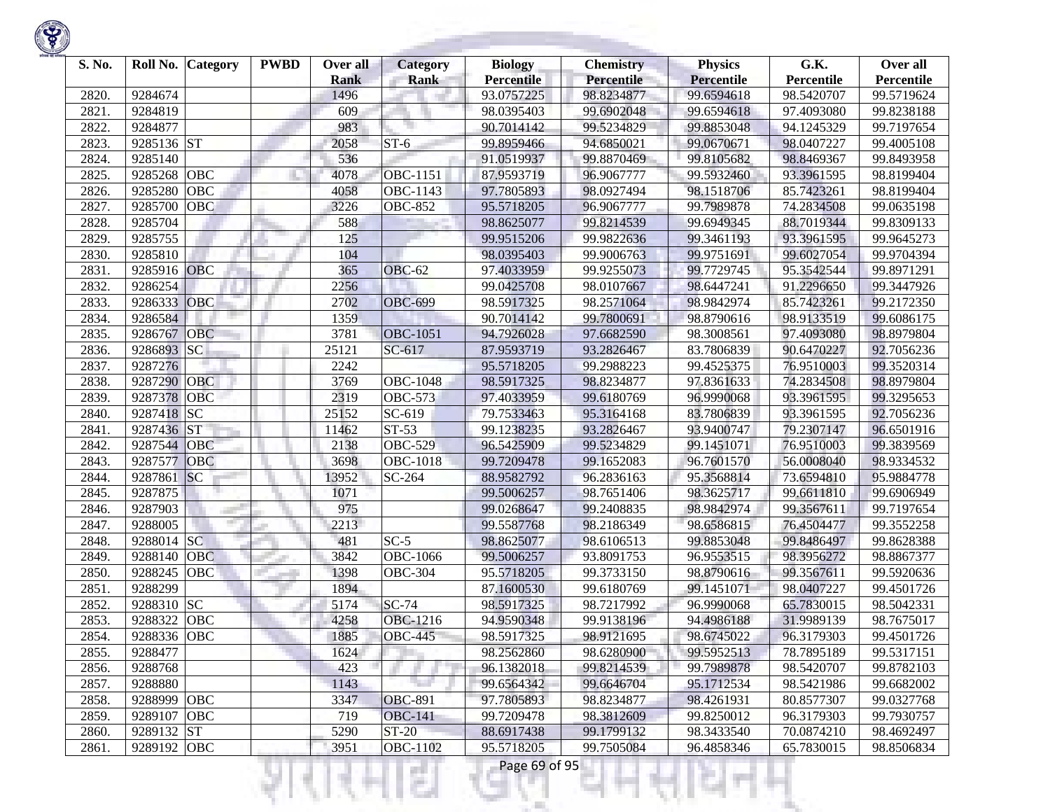| S. No. | Roll No. | Category | PWBD | Over all Rank | Category Rank | Biology Percentile | Chemistry Percentile | Physics Percentile | G.K. Percentile | Over all Percentile |
|---|---|---|---|---|---|---|---|---|---|---|
| 2820. | 9284674 | | | 1496 | | 93.0757225 | 98.8234877 | 99.6594618 | 98.5420707 | 99.5719624 |
| 2821. | 9284819 | | | 609 | | 98.0395403 | 99.6902048 | 99.6594618 | 97.4093080 | 99.8238188 |
| 2822. | 9284877 | | | 983 | | 90.7014142 | 99.5234829 | 99.8853048 | 94.1245329 | 99.7197654 |
| 2823. | 9285136 | ST | | 2058 | ST-6 | 99.8959466 | 94.6850021 | 99.0670671 | 98.0407227 | 99.4005108 |
| 2824. | 9285140 | | | 536 | | 91.0519937 | 99.8870469 | 99.8105682 | 98.8469367 | 99.8493958 |
| 2825. | 9285268 | OBC | | 4078 | OBC-1151 | 87.9593719 | 96.9067777 | 99.5932460 | 93.3961595 | 98.8199404 |
| 2826. | 9285280 | OBC | | 4058 | OBC-1143 | 97.7805893 | 98.0927494 | 98.1518706 | 85.7423261 | 98.8199404 |
| 2827. | 9285700 | OBC | | 3226 | OBC-852 | 95.5718205 | 96.9067777 | 99.7989878 | 74.2834508 | 99.0635198 |
| 2828. | 9285704 | | | 588 | | 98.8625077 | 99.8214539 | 99.6949345 | 88.7019344 | 99.8309133 |
| 2829. | 9285755 | | | 125 | | 99.9515206 | 99.9822636 | 99.3461193 | 93.3961595 | 99.9645273 |
| 2830. | 9285810 | | | 104 | | 98.0395403 | 99.9006763 | 99.9751691 | 99.6027054 | 99.9704394 |
| 2831. | 9285916 | OBC | | 365 | OBC-62 | 97.4033959 | 99.9255073 | 99.7729745 | 95.3542544 | 99.8971291 |
| 2832. | 9286254 | | | 2256 | | 99.0425708 | 98.0107667 | 98.6447241 | 91.2296650 | 99.3447926 |
| 2833. | 9286333 | OBC | | 2702 | OBC-699 | 98.5917325 | 98.2571064 | 98.9842974 | 85.7423261 | 99.2172350 |
| 2834. | 9286584 | | | 1359 | | 90.7014142 | 99.7800691 | 98.8790616 | 98.9133519 | 99.6086175 |
| 2835. | 9286767 | OBC | | 3781 | OBC-1051 | 94.7926028 | 97.6682590 | 98.3008561 | 97.4093080 | 98.8979804 |
| 2836. | 9286893 | SC | | 25121 | SC-617 | 87.9593719 | 93.2826467 | 83.7806839 | 90.6470227 | 92.7056236 |
| 2837. | 9287276 | | | 2242 | | 95.5718205 | 99.2988223 | 99.4525375 | 76.9510003 | 99.3520314 |
| 2838. | 9287290 | OBC | | 3769 | OBC-1048 | 98.5917325 | 98.8234877 | 97.8361633 | 74.2834508 | 98.8979804 |
| 2839. | 9287378 | OBC | | 2319 | OBC-573 | 97.4033959 | 99.6180769 | 96.9990068 | 93.3961595 | 99.3295653 |
| 2840. | 9287418 | SC | | 25152 | SC-619 | 79.7533463 | 95.3164168 | 83.7806839 | 93.3961595 | 92.7056236 |
| 2841. | 9287436 | ST | | 11462 | ST-53 | 99.1238235 | 93.2826467 | 93.9400747 | 79.2307147 | 96.6501916 |
| 2842. | 9287544 | OBC | | 2138 | OBC-529 | 96.5425909 | 99.5234829 | 99.1451071 | 76.9510003 | 99.3839569 |
| 2843. | 9287577 | OBC | | 3698 | OBC-1018 | 99.7209478 | 99.1652083 | 96.7601570 | 56.0008040 | 98.9334532 |
| 2844. | 9287861 | SC | | 13952 | SC-264 | 88.9582792 | 96.2836163 | 95.3568814 | 73.6594810 | 95.9884778 |
| 2845. | 9287875 | | | 1071 | | 99.5006257 | 98.7651406 | 98.3625717 | 99.6611810 | 99.6906949 |
| 2846. | 9287903 | | | 975 | | 99.0268647 | 99.2408835 | 98.9842974 | 99.3567611 | 99.7197654 |
| 2847. | 9288005 | | | 2213 | | 99.5587768 | 98.2186349 | 98.6586815 | 76.4504477 | 99.3552258 |
| 2848. | 9288014 | SC | | 481 | SC-5 | 98.8625077 | 98.6106513 | 99.8853048 | 99.8486497 | 99.8628388 |
| 2849. | 9288140 | OBC | | 3842 | OBC-1066 | 99.5006257 | 93.8091753 | 96.9553515 | 98.3956272 | 98.8867377 |
| 2850. | 9288245 | OBC | | 1398 | OBC-304 | 95.5718205 | 99.3733150 | 98.8790616 | 99.3567611 | 99.5920636 |
| 2851. | 9288299 | | | 1894 | | 87.1600530 | 99.6180769 | 99.1451071 | 98.0407227 | 99.4501726 |
| 2852. | 9288310 | SC | | 5174 | SC-74 | 98.5917325 | 98.7217992 | 96.9990068 | 65.7830015 | 98.5042331 |
| 2853. | 9288322 | OBC | | 4258 | OBC-1216 | 94.9590348 | 99.9138196 | 94.4986188 | 31.9989139 | 98.7675017 |
| 2854. | 9288336 | OBC | | 1885 | OBC-445 | 98.5917325 | 98.9121695 | 98.6745022 | 96.3179303 | 99.4501726 |
| 2855. | 9288477 | | | 1624 | | 98.2562860 | 98.6280900 | 99.5952513 | 78.7895189 | 99.5317151 |
| 2856. | 9288768 | | | 423 | | 96.1382018 | 99.8214539 | 99.7989878 | 98.5420707 | 99.8782103 |
| 2857. | 9288880 | | | 1143 | | 99.6564342 | 99.6646704 | 95.1712534 | 98.5421986 | 99.6682002 |
| 2858. | 9288999 | OBC | | 3347 | OBC-891 | 97.7805893 | 98.8234877 | 98.4261931 | 80.8577307 | 99.0327768 |
| 2859. | 9289107 | OBC | | 719 | OBC-141 | 99.7209478 | 98.3812609 | 99.8250012 | 96.3179303 | 99.7930757 |
| 2860. | 9289132 | ST | | 5290 | ST-20 | 88.6917438 | 99.1799132 | 98.3433540 | 70.0874210 | 98.4692497 |
| 2861. | 9289192 | OBC | | 3951 | OBC-1102 | 95.5718205 | 99.7505084 | 96.4858346 | 65.7830015 | 98.8506834 |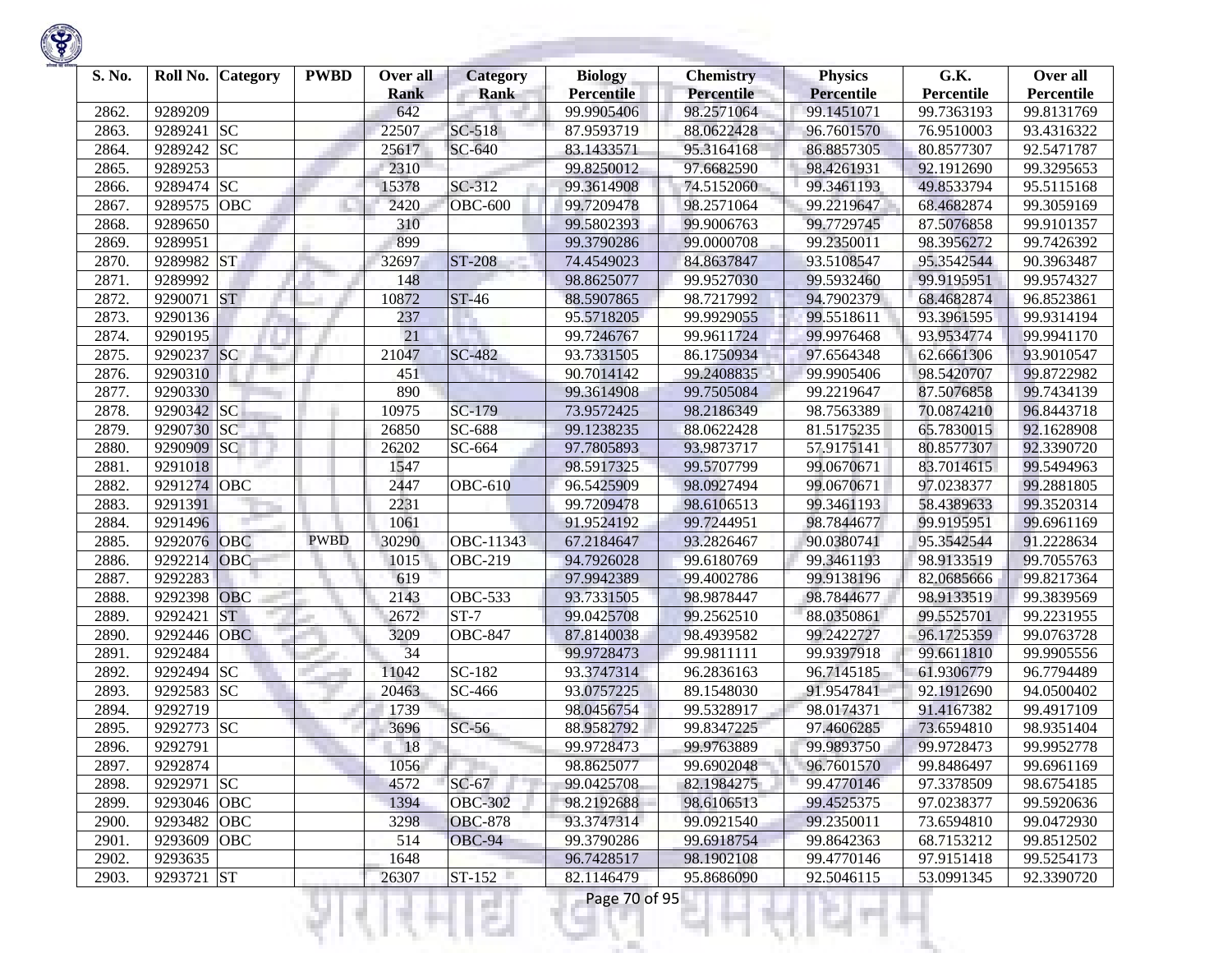| S. No. | Roll No. | Category | PWBD | Over all Rank | Category Rank | Biology Percentile | Chemistry Percentile | Physics Percentile | G.K. Percentile | Over all Percentile |
|---|---|---|---|---|---|---|---|---|---|---|
| 2862. | 9289209 | | | 642 | | 99.9905406 | 98.2571064 | 99.1451071 | 99.7363193 | 99.8131769 |
| 2863. | 9289241 | SC | | 22507 | SC-518 | 87.9593719 | 88.0622428 | 96.7601570 | 76.9510003 | 93.4316322 |
| 2864. | 9289242 | SC | | 25617 | SC-640 | 83.1433571 | 95.3164168 | 86.8857305 | 80.8577307 | 92.5471787 |
| 2865. | 9289253 | | | 2310 | | 99.8250012 | 97.6682590 | 98.4261931 | 92.1912690 | 99.3295653 |
| 2866. | 9289474 | SC | | 15378 | SC-312 | 99.3614908 | 74.5152060 | 99.3461193 | 49.8533794 | 95.5115168 |
| 2867. | 9289575 | OBC | | 2420 | OBC-600 | 99.7209478 | 98.2571064 | 99.2219647 | 68.4682874 | 99.3059169 |
| 2868. | 9289650 | | | 310 | | 99.5802393 | 99.9006763 | 99.7729745 | 87.5076858 | 99.9101357 |
| 2869. | 9289951 | | | 899 | | 99.3790286 | 99.0000708 | 99.2350011 | 98.3956272 | 99.7426392 |
| 2870. | 9289982 | ST | | 32697 | ST-208 | 74.4549023 | 84.8637847 | 93.5108547 | 95.3542544 | 90.3963487 |
| 2871. | 9289992 | | | 148 | | 98.8625077 | 99.9527030 | 99.5932460 | 99.9195951 | 99.9574327 |
| 2872. | 9290071 | ST | | 10872 | ST-46 | 88.5907865 | 98.7217992 | 94.7902379 | 68.4682874 | 96.8523861 |
| 2873. | 9290136 | | | 237 | | 95.5718205 | 99.9929055 | 99.5518611 | 93.3961595 | 99.9314194 |
| 2874. | 9290195 | | | 21 | | 99.7246767 | 99.9611724 | 99.9976468 | 93.9534774 | 99.9941170 |
| 2875. | 9290237 | SC | | 21047 | SC-482 | 93.7331505 | 86.1750934 | 97.6564348 | 62.6661306 | 93.9010547 |
| 2876. | 9290310 | | | 451 | | 90.7014142 | 99.2408835 | 99.9905406 | 98.5420707 | 99.8722982 |
| 2877. | 9290330 | | | 890 | | 99.3614908 | 99.7505084 | 99.2219647 | 87.5076858 | 99.7434139 |
| 2878. | 9290342 | SC | | 10975 | SC-179 | 73.9572425 | 98.2186349 | 98.7563389 | 70.0874210 | 96.8443718 |
| 2879. | 9290730 | SC | | 26850 | SC-688 | 99.1238235 | 88.0622428 | 81.5175235 | 65.7830015 | 92.1628908 |
| 2880. | 9290909 | SC | | 26202 | SC-664 | 97.7805893 | 93.9873717 | 57.9175141 | 80.8577307 | 92.3390720 |
| 2881. | 9291018 | | | 1547 | | 98.5917325 | 99.5707799 | 99.0670671 | 83.7014615 | 99.5494963 |
| 2882. | 9291274 | OBC | | 2447 | OBC-610 | 96.5425909 | 98.0927494 | 99.0670671 | 97.0238377 | 99.2881805 |
| 2883. | 9291391 | | | 2231 | | 99.7209478 | 98.6106513 | 99.3461193 | 58.4389633 | 99.3520314 |
| 2884. | 9291496 | | | 1061 | | 91.9524192 | 99.7244951 | 98.7844677 | 99.9195951 | 99.6961169 |
| 2885. | 9292076 | OBC | PWBD | 30290 | OBC-11343 | 67.2184647 | 93.2826467 | 90.0380741 | 95.3542544 | 91.2228634 |
| 2886. | 9292214 | OBC | | 1015 | OBC-219 | 94.7926028 | 99.6180769 | 99.3461193 | 98.9133519 | 99.7055763 |
| 2887. | 9292283 | | | 619 | | 97.9942389 | 99.4002786 | 99.9138196 | 82.0685666 | 99.8217364 |
| 2888. | 9292398 | OBC | | 2143 | OBC-533 | 93.7331505 | 98.9878447 | 98.7844677 | 98.9133519 | 99.3839569 |
| 2889. | 9292421 | ST | | 2672 | ST-7 | 99.0425708 | 99.2562510 | 88.0350861 | 99.5525701 | 99.2231955 |
| 2890. | 9292446 | OBC | | 3209 | OBC-847 | 87.8140038 | 98.4939582 | 99.2422727 | 96.1725359 | 99.0763728 |
| 2891. | 9292484 | | | 34 | | 99.9728473 | 99.9811111 | 99.9397918 | 99.6611810 | 99.9905556 |
| 2892. | 9292494 | SC | | 11042 | SC-182 | 93.3747314 | 96.2836163 | 96.7145185 | 61.9306779 | 96.7794489 |
| 2893. | 9292583 | SC | | 20463 | SC-466 | 93.0757225 | 89.1548030 | 91.9547841 | 92.1912690 | 94.0500402 |
| 2894. | 9292719 | | | 1739 | | 98.0456754 | 99.5328917 | 98.0174371 | 91.4167382 | 99.4917109 |
| 2895. | 9292773 | SC | | 3696 | SC-56 | 88.9582792 | 99.8347225 | 97.4606285 | 73.6594810 | 98.9351404 |
| 2896. | 9292791 | | | 18 | | 99.9728473 | 99.9763889 | 99.9893750 | 99.9728473 | 99.9952778 |
| 2897. | 9292874 | | | 1056 | | 98.8625077 | 99.6902048 | 96.7601570 | 99.8486497 | 99.6961169 |
| 2898. | 9292971 | SC | | 4572 | SC-67 | 99.0425708 | 82.1984275 | 99.4770146 | 97.3378509 | 98.6754185 |
| 2899. | 9293046 | OBC | | 1394 | OBC-302 | 98.2192688 | 98.6106513 | 99.4525375 | 97.0238377 | 99.5920636 |
| 2900. | 9293482 | OBC | | 3298 | OBC-878 | 93.3747314 | 99.0921540 | 99.2350011 | 73.6594810 | 99.0472930 |
| 2901. | 9293609 | OBC | | 514 | OBC-94 | 99.3790286 | 99.6918754 | 99.8642363 | 68.7153212 | 99.8512502 |
| 2902. | 9293635 | | | 1648 | | 96.7428517 | 98.1902108 | 99.4770146 | 97.9151418 | 99.5254173 |
| 2903. | 9293721 | ST | | 26307 | ST-152 | 82.1146479 | 95.8686090 | 92.5046115 | 53.0991345 | 92.3390720 |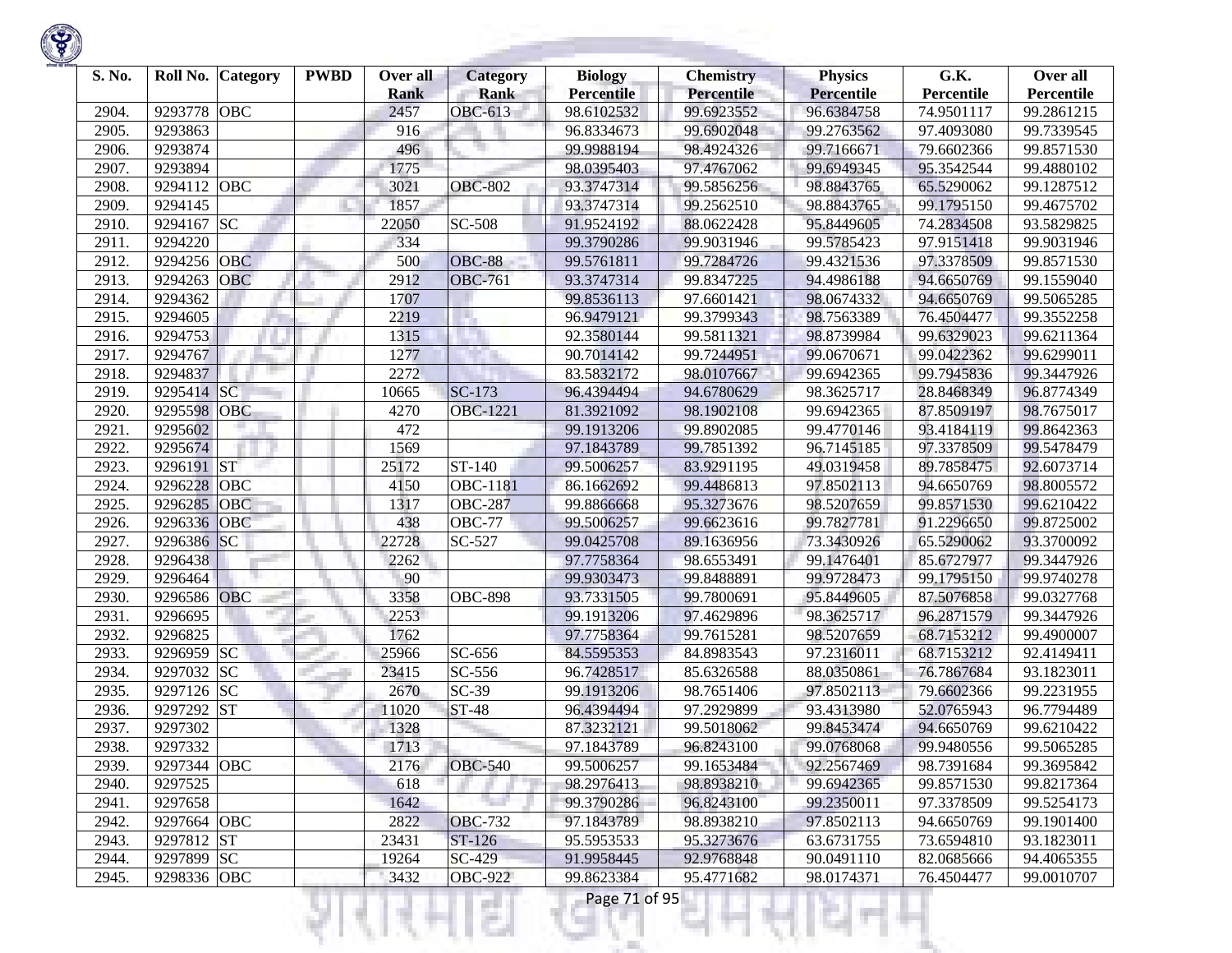| S. No. | Roll No. | Category | PWBD | Over all Rank | Category Rank | Biology Percentile | Chemistry Percentile | Physics Percentile | G.K. Percentile | Over all Percentile |
|---|---|---|---|---|---|---|---|---|---|---|
| 2904. | 9293778 | OBC | | 2457 | OBC-613 | 98.6102532 | 99.6923552 | 96.6384758 | 74.9501117 | 99.2861215 |
| 2905. | 9293863 | | | 916 | | 96.8334673 | 99.6902048 | 99.2763562 | 97.4093080 | 99.7339545 |
| 2906. | 9293874 | | | 496 | | 99.9988194 | 98.4924326 | 99.7166671 | 79.6602366 | 99.8571530 |
| 2907. | 9293894 | | | 1775 | | 98.0395403 | 97.4767062 | 99.6949345 | 95.3542544 | 99.4880102 |
| 2908. | 9294112 | OBC | | 3021 | OBC-802 | 93.3747314 | 99.5856256 | 98.8843765 | 65.5290062 | 99.1287512 |
| 2909. | 9294145 | | | 1857 | | 93.3747314 | 99.2562510 | 98.8843765 | 99.1795150 | 99.4675702 |
| 2910. | 9294167 | SC | | 22050 | SC-508 | 91.9524192 | 88.0622428 | 95.8449605 | 74.2834508 | 93.5829825 |
| 2911. | 9294220 | | | 334 | | 99.3790286 | 99.9031946 | 99.5785423 | 97.9151418 | 99.9031946 |
| 2912. | 9294256 | OBC | | 500 | OBC-88 | 99.5761811 | 99.7284726 | 99.4321536 | 97.3378509 | 99.8571530 |
| 2913. | 9294263 | OBC | | 2912 | OBC-761 | 93.3747314 | 99.8347225 | 94.4986188 | 94.6650769 | 99.1559040 |
| 2914. | 9294362 | | | 1707 | | 99.8536113 | 97.6601421 | 98.0674332 | 94.6650769 | 99.5065285 |
| 2915. | 9294605 | | | 2219 | | 96.9479121 | 99.3799343 | 98.7563389 | 76.4504477 | 99.3552258 |
| 2916. | 9294753 | | | 1315 | | 92.3580144 | 99.5811321 | 98.8739984 | 99.6329023 | 99.6211364 |
| 2917. | 9294767 | | | 1277 | | 90.7014142 | 99.7244951 | 99.0670671 | 99.0422362 | 99.6299011 |
| 2918. | 9294837 | | | 2272 | | 83.5832172 | 98.0107667 | 99.6942365 | 99.7945836 | 99.3447926 |
| 2919. | 9295414 | SC | | 10665 | SC-173 | 96.4394494 | 94.6780629 | 98.3625717 | 28.8468349 | 96.8774349 |
| 2920. | 9295598 | OBC | | 4270 | OBC-1221 | 81.3921092 | 98.1902108 | 99.6942365 | 87.8509197 | 98.7675017 |
| 2921. | 9295602 | | | 472 | | 99.1913206 | 99.8902085 | 99.4770146 | 93.4184119 | 99.8642363 |
| 2922. | 9295674 | | | 1569 | | 97.1843789 | 99.7851392 | 96.7145185 | 97.3378509 | 99.5478479 |
| 2923. | 9296191 | ST | | 25172 | ST-140 | 99.5006257 | 83.9291195 | 49.0319458 | 89.7858475 | 92.6073714 |
| 2924. | 9296228 | OBC | | 4150 | OBC-1181 | 86.1662692 | 99.4486813 | 97.8502113 | 94.6650769 | 98.8005572 |
| 2925. | 9296285 | OBC | | 1317 | OBC-287 | 99.8866668 | 95.3273676 | 98.5207659 | 99.8571530 | 99.6210422 |
| 2926. | 9296336 | OBC | | 438 | OBC-77 | 99.5006257 | 99.6623616 | 99.7827781 | 91.2296650 | 99.8725002 |
| 2927. | 9296386 | SC | | 22728 | SC-527 | 99.0425708 | 89.1636956 | 73.3430926 | 65.5290062 | 93.3700092 |
| 2928. | 9296438 | | | 2262 | | 97.7758364 | 98.6553491 | 99.1476401 | 85.6727977 | 99.3447926 |
| 2929. | 9296464 | | | 90 | | 99.9303473 | 99.8488891 | 99.9728473 | 99.1795150 | 99.9740278 |
| 2930. | 9296586 | OBC | | 3358 | OBC-898 | 93.7331505 | 99.7800691 | 95.8449605 | 87.5076858 | 99.0327768 |
| 2931. | 9296695 | | | 2253 | | 99.1913206 | 97.4629896 | 98.3625717 | 96.2871579 | 99.3447926 |
| 2932. | 9296825 | | | 1762 | | 97.7758364 | 99.7615281 | 98.5207659 | 68.7153212 | 99.4900007 |
| 2933. | 9296959 | SC | | 25966 | SC-656 | 84.5595353 | 84.8983543 | 97.2316011 | 68.7153212 | 92.4149411 |
| 2934. | 9297032 | SC | | 23415 | SC-556 | 96.7428517 | 85.6326588 | 88.0350861 | 76.7867684 | 93.1823011 |
| 2935. | 9297126 | SC | | 2670 | SC-39 | 99.1913206 | 98.7651406 | 97.8502113 | 79.6602366 | 99.2231955 |
| 2936. | 9297292 | ST | | 11020 | ST-48 | 96.4394494 | 97.2929899 | 93.4313980 | 52.0765943 | 96.7794489 |
| 2937. | 9297302 | | | 1328 | | 87.3232121 | 99.5018062 | 99.8453474 | 94.6650769 | 99.6210422 |
| 2938. | 9297332 | | | 1713 | | 97.1843789 | 96.8243100 | 99.0768068 | 99.9480556 | 99.5065285 |
| 2939. | 9297344 | OBC | | 2176 | OBC-540 | 99.5006257 | 99.1653484 | 92.2567469 | 98.7391684 | 99.3695842 |
| 2940. | 9297525 | | | 618 | | 98.2976413 | 98.8938210 | 99.6942365 | 99.8571530 | 99.8217364 |
| 2941. | 9297658 | | | 1642 | | 99.3790286 | 96.8243100 | 99.2350011 | 97.3378509 | 99.5254173 |
| 2942. | 9297664 | OBC | | 2822 | OBC-732 | 97.1843789 | 98.8938210 | 97.8502113 | 94.6650769 | 99.1901400 |
| 2943. | 9297812 | ST | | 23431 | ST-126 | 95.5953533 | 95.3273676 | 63.6731755 | 73.6594810 | 93.1823011 |
| 2944. | 9297899 | SC | | 19264 | SC-429 | 91.9958445 | 92.9768848 | 90.0491110 | 82.0685666 | 94.4065355 |
| 2945. | 9298336 | OBC | | 3432 | OBC-922 | 99.8623384 | 95.4771682 | 98.0174371 | 76.4504477 | 99.0010707 |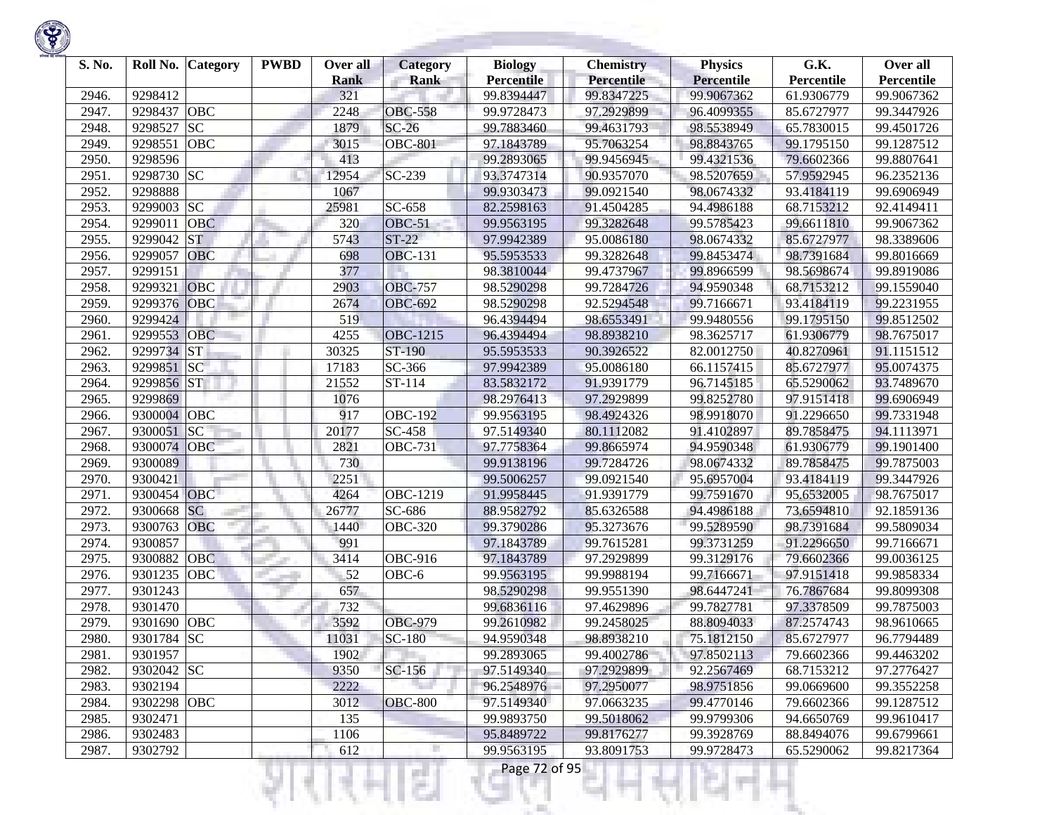| S. No. | Roll No. | Category | PWBD | Over all Rank | Category Rank | Biology Percentile | Chemistry Percentile | Physics Percentile | G.K. Percentile | Over all Percentile |
|---|---|---|---|---|---|---|---|---|---|---|
| 2946. | 9298412 | | | 321 | | 99.8394447 | 99.8347225 | 99.9067362 | 61.9306779 | 99.9067362 |
| 2947. | 9298437 | OBC | | 2248 | OBC-558 | 99.9728473 | 97.2929899 | 96.4099355 | 85.6727977 | 99.3447926 |
| 2948. | 9298527 | SC | | 1879 | SC-26 | 99.7883460 | 99.4631793 | 98.5538949 | 65.7830015 | 99.4501726 |
| 2949. | 9298551 | OBC | | 3015 | OBC-801 | 97.1843789 | 95.7063254 | 98.8843765 | 99.1795150 | 99.1287512 |
| 2950. | 9298596 | | | 413 | | 99.2893065 | 99.9456945 | 99.4321536 | 79.6602366 | 99.8807641 |
| 2951. | 9298730 | SC | | 12954 | SC-239 | 93.3747314 | 90.9357070 | 98.5207659 | 57.9592945 | 96.2352136 |
| 2952. | 9298888 | | | 1067 | | 99.9303473 | 99.0921540 | 98.0674332 | 93.4184119 | 99.6906949 |
| 2953. | 9299003 | SC | | 25981 | SC-658 | 82.2598163 | 91.4504285 | 94.4986188 | 68.7153212 | 92.4149411 |
| 2954. | 9299011 | OBC | | 320 | OBC-51 | 99.9563195 | 99.3282648 | 99.5785423 | 99.6611810 | 99.9067362 |
| 2955. | 9299042 | ST | | 5743 | ST-22 | 97.9942389 | 95.0086180 | 98.0674332 | 85.6727977 | 98.3389606 |
| 2956. | 9299057 | OBC | | 698 | OBC-131 | 95.5953533 | 99.3282648 | 99.8453474 | 98.7391684 | 99.8016669 |
| 2957. | 9299151 | | | 377 | | 98.3810044 | 99.4737967 | 99.8966599 | 98.5698674 | 99.8919086 |
| 2958. | 9299321 | OBC | | 2903 | OBC-757 | 98.5290298 | 99.7284726 | 94.9590348 | 68.7153212 | 99.1559040 |
| 2959. | 9299376 | OBC | | 2674 | OBC-692 | 98.5290298 | 92.5294548 | 99.7166671 | 93.4184119 | 99.2231955 |
| 2960. | 9299424 | | | 519 | | 96.4394494 | 98.6553491 | 99.9480556 | 99.1795150 | 99.8512502 |
| 2961. | 9299553 | OBC | | 4255 | OBC-1215 | 96.4394494 | 98.8938210 | 98.3625717 | 61.9306779 | 98.7675017 |
| 2962. | 9299734 | ST | | 30325 | ST-190 | 95.5953533 | 90.3926522 | 82.0012750 | 40.8270961 | 91.1151512 |
| 2963. | 9299851 | SC | | 17183 | SC-366 | 97.9942389 | 95.0086180 | 66.1157415 | 85.6727977 | 95.0074375 |
| 2964. | 9299856 | ST | | 21552 | ST-114 | 83.5832172 | 91.9391779 | 96.7145185 | 65.5290062 | 93.7489670 |
| 2965. | 9299869 | | | 1076 | | 98.2976413 | 97.2929899 | 99.8252780 | 97.9151418 | 99.6906949 |
| 2966. | 9300004 | OBC | | 917 | OBC-192 | 99.9563195 | 98.4924326 | 98.9918070 | 91.2296650 | 99.7331948 |
| 2967. | 9300051 | SC | | 20177 | SC-458 | 97.5149340 | 80.1112082 | 91.4102897 | 89.7858475 | 94.1113971 |
| 2968. | 9300074 | OBC | | 2821 | OBC-731 | 97.7758364 | 99.8665974 | 94.9590348 | 61.9306779 | 99.1901400 |
| 2969. | 9300089 | | | 730 | | 99.9138196 | 99.7284726 | 98.0674332 | 89.7858475 | 99.7875003 |
| 2970. | 9300421 | | | 2251 | | 99.5006257 | 99.0921540 | 95.6957004 | 93.4184119 | 99.3447926 |
| 2971. | 9300454 | OBC | | 4264 | OBC-1219 | 91.9958445 | 91.9391779 | 99.7591670 | 95.6532005 | 98.7675017 |
| 2972. | 9300668 | SC | | 26777 | SC-686 | 88.9582792 | 85.6326588 | 94.4986188 | 73.6594810 | 92.1859136 |
| 2973. | 9300763 | OBC | | 1440 | OBC-320 | 99.3790286 | 95.3273676 | 99.5289590 | 98.7391684 | 99.5809034 |
| 2974. | 9300857 | | | 991 | | 97.1843789 | 99.7615281 | 99.3731259 | 91.2296650 | 99.7166671 |
| 2975. | 9300882 | OBC | | 3414 | OBC-916 | 97.1843789 | 97.2929899 | 99.3129176 | 79.6602366 | 99.0036125 |
| 2976. | 9301235 | OBC | | 52 | OBC-6 | 99.9563195 | 99.9988194 | 99.7166671 | 97.9151418 | 99.9858334 |
| 2977. | 9301243 | | | 657 | | 98.5290298 | 99.9551390 | 98.6447241 | 76.7867684 | 99.8099308 |
| 2978. | 9301470 | | | 732 | | 99.6836116 | 97.4629896 | 99.7827781 | 97.3378509 | 99.7875003 |
| 2979. | 9301690 | OBC | | 3592 | OBC-979 | 99.2610982 | 99.2458025 | 88.8094033 | 87.2574743 | 98.9610665 |
| 2980. | 9301784 | SC | | 11031 | SC-180 | 94.9590348 | 98.8938210 | 75.1812150 | 85.6727977 | 96.7794489 |
| 2981. | 9301957 | | | 1902 | | 99.2893065 | 99.4002786 | 97.8502113 | 79.6602366 | 99.4463202 |
| 2982. | 9302042 | SC | | 9350 | SC-156 | 97.5149340 | 97.2929899 | 92.2567469 | 68.7153212 | 97.2776427 |
| 2983. | 9302194 | | | 2222 | | 96.2548976 | 97.2950077 | 98.9751856 | 99.0669600 | 99.3552258 |
| 2984. | 9302298 | OBC | | 3012 | OBC-800 | 97.5149340 | 97.0663235 | 99.4770146 | 79.6602366 | 99.1287512 |
| 2985. | 9302471 | | | 135 | | 99.9893750 | 99.5018062 | 99.9799306 | 94.6650769 | 99.9610417 |
| 2986. | 9302483 | | | 1106 | | 95.8489722 | 99.8176277 | 99.3928769 | 88.8494076 | 99.6799661 |
| 2987. | 9302792 | | | 612 | | 99.9563195 | 93.8091753 | 99.9728473 | 65.5290062 | 99.8217364 |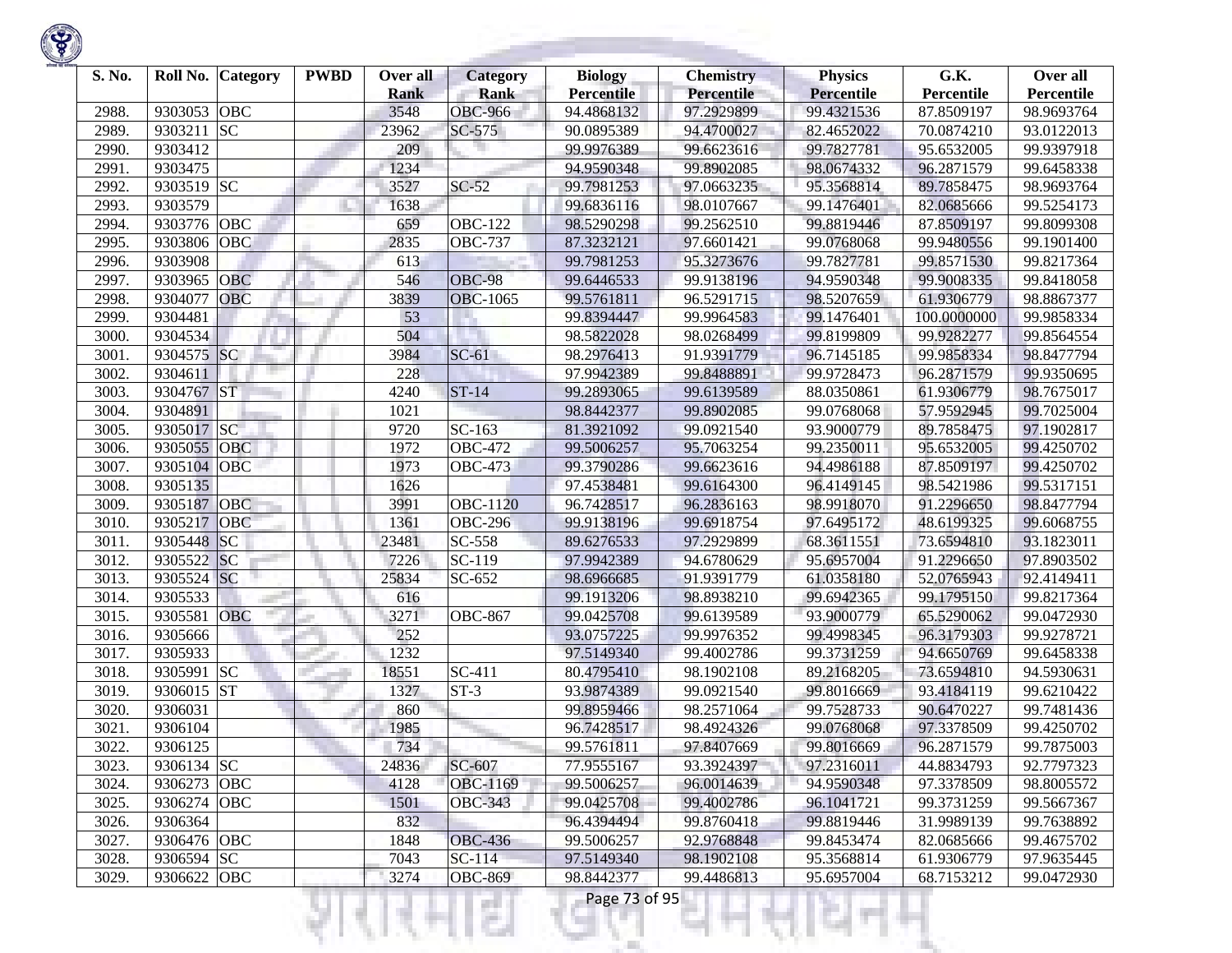| S. No. | Roll No. | Category | PWBD | Over all Rank | Category Rank | Biology Percentile | Chemistry Percentile | Physics Percentile | G.K. Percentile | Over all Percentile |
|---|---|---|---|---|---|---|---|---|---|---|
| 2988. | 9303053 | OBC | | 3548 | OBC-966 | 94.4868132 | 97.2929899 | 99.4321536 | 87.8509197 | 98.9693764 |
| 2989. | 9303211 | SC | | 23962 | SC-575 | 90.0895389 | 94.4700027 | 82.4652022 | 70.0874210 | 93.0122013 |
| 2990. | 9303412 | | | 209 | | 99.9976389 | 99.6623616 | 99.7827781 | 95.6532005 | 99.9397918 |
| 2991. | 9303475 | | | 1234 | | 94.9590348 | 99.8902085 | 98.0674332 | 96.2871579 | 99.6458338 |
| 2992. | 9303519 | SC | | 3527 | SC-52 | 99.7981253 | 97.0663235 | 95.3568814 | 89.7858475 | 98.9693764 |
| 2993. | 9303579 | | | 1638 | | 99.6836116 | 98.0107667 | 99.1476401 | 82.0685666 | 99.5254173 |
| 2994. | 9303776 | OBC | | 659 | OBC-122 | 98.5290298 | 99.2562510 | 99.8819446 | 87.8509197 | 99.8099308 |
| 2995. | 9303806 | OBC | | 2835 | OBC-737 | 87.3232121 | 97.6601421 | 99.0768068 | 99.9480556 | 99.1901400 |
| 2996. | 9303908 | | | 613 | | 99.7981253 | 95.3273676 | 99.7827781 | 99.8571530 | 99.8217364 |
| 2997. | 9303965 | OBC | | 546 | OBC-98 | 99.6446533 | 99.9138196 | 94.9590348 | 99.9008335 | 99.8418058 |
| 2998. | 9304077 | OBC | | 3839 | OBC-1065 | 99.5761811 | 96.5291715 | 98.5207659 | 61.9306779 | 98.8867377 |
| 2999. | 9304481 | | | 53 | | 99.8394447 | 99.9964583 | 99.1476401 | 100.0000000 | 99.9858334 |
| 3000. | 9304534 | | | 504 | | 98.5822028 | 98.0268499 | 99.8199809 | 99.9282277 | 99.8564554 |
| 3001. | 9304575 | SC | | 3984 | SC-61 | 98.2976413 | 91.9391779 | 96.7145185 | 99.9858334 | 98.8477794 |
| 3002. | 9304611 | | | 228 | | 97.9942389 | 99.8488891 | 99.9728473 | 96.2871579 | 99.9350695 |
| 3003. | 9304767 | ST | | 4240 | ST-14 | 99.2893065 | 99.6139589 | 88.0350861 | 61.9306779 | 98.7675017 |
| 3004. | 9304891 | | | 1021 | | 98.8442377 | 99.8902085 | 99.0768068 | 57.9592945 | 99.7025004 |
| 3005. | 9305017 | SC | | 9720 | SC-163 | 81.3921092 | 99.0921540 | 93.9000779 | 89.7858475 | 97.1902817 |
| 3006. | 9305055 | OBC | | 1972 | OBC-472 | 99.5006257 | 95.7063254 | 99.2350011 | 95.6532005 | 99.4250702 |
| 3007. | 9305104 | OBC | | 1973 | OBC-473 | 99.3790286 | 99.6623616 | 94.4986188 | 87.8509197 | 99.4250702 |
| 3008. | 9305135 | | | 1626 | | 97.4538481 | 99.6164300 | 96.4149145 | 98.5421986 | 99.5317151 |
| 3009. | 9305187 | OBC | | 3991 | OBC-1120 | 96.7428517 | 96.2836163 | 98.9918070 | 91.2296650 | 98.8477794 |
| 3010. | 9305217 | OBC | | 1361 | OBC-296 | 99.9138196 | 99.6918754 | 97.6495172 | 48.6199325 | 99.6068755 |
| 3011. | 9305448 | SC | | 23481 | SC-558 | 89.6276533 | 97.2929899 | 68.3611551 | 73.6594810 | 93.1823011 |
| 3012. | 9305522 | SC | | 7226 | SC-119 | 97.9942389 | 94.6780629 | 95.6957004 | 91.2296650 | 97.8903502 |
| 3013. | 9305524 | SC | | 25834 | SC-652 | 98.6966685 | 91.9391779 | 61.0358180 | 52.0765943 | 92.4149411 |
| 3014. | 9305533 | | | 616 | | 99.1913206 | 98.8938210 | 99.6942365 | 99.1795150 | 99.8217364 |
| 3015. | 9305581 | OBC | | 3271 | OBC-867 | 99.0425708 | 99.6139589 | 93.9000779 | 65.5290062 | 99.0472930 |
| 3016. | 9305666 | | | 252 | | 93.0757225 | 99.9976352 | 99.4998345 | 96.3179303 | 99.9278721 |
| 3017. | 9305933 | | | 1232 | | 97.5149340 | 99.4002786 | 99.3731259 | 94.6650769 | 99.6458338 |
| 3018. | 9305991 | SC | | 18551 | SC-411 | 80.4795410 | 98.1902108 | 89.2168205 | 73.6594810 | 94.5930631 |
| 3019. | 9306015 | ST | | 1327 | ST-3 | 93.9874389 | 99.0921540 | 99.8016669 | 93.4184119 | 99.6210422 |
| 3020. | 9306031 | | | 860 | | 99.8959466 | 98.2571064 | 99.7528733 | 90.6470227 | 99.7481436 |
| 3021. | 9306104 | | | 1985 | | 96.7428517 | 98.4924326 | 99.0768068 | 97.3378509 | 99.4250702 |
| 3022. | 9306125 | | | 734 | | 99.5761811 | 97.8407669 | 99.8016669 | 96.2871579 | 99.7875003 |
| 3023. | 9306134 | SC | | 24836 | SC-607 | 77.9555167 | 93.3924397 | 97.2316011 | 44.8834793 | 92.7797323 |
| 3024. | 9306273 | OBC | | 4128 | OBC-1169 | 99.5006257 | 96.0014639 | 94.9590348 | 97.3378509 | 98.8005572 |
| 3025. | 9306274 | OBC | | 1501 | OBC-343 | 99.0425708 | 99.4002786 | 96.1041721 | 99.3731259 | 99.5667367 |
| 3026. | 9306364 | | | 832 | | 96.4394494 | 99.8760418 | 99.8819446 | 31.9989139 | 99.7638892 |
| 3027. | 9306476 | OBC | | 1848 | OBC-436 | 99.5006257 | 92.9768848 | 99.8453474 | 82.0685666 | 99.4675702 |
| 3028. | 9306594 | SC | | 7043 | SC-114 | 97.5149340 | 98.1902108 | 95.3568814 | 61.9306779 | 97.9635445 |
| 3029. | 9306622 | OBC | | 3274 | OBC-869 | 98.8442377 | 99.4486813 | 95.6957004 | 68.7153212 | 99.0472930 |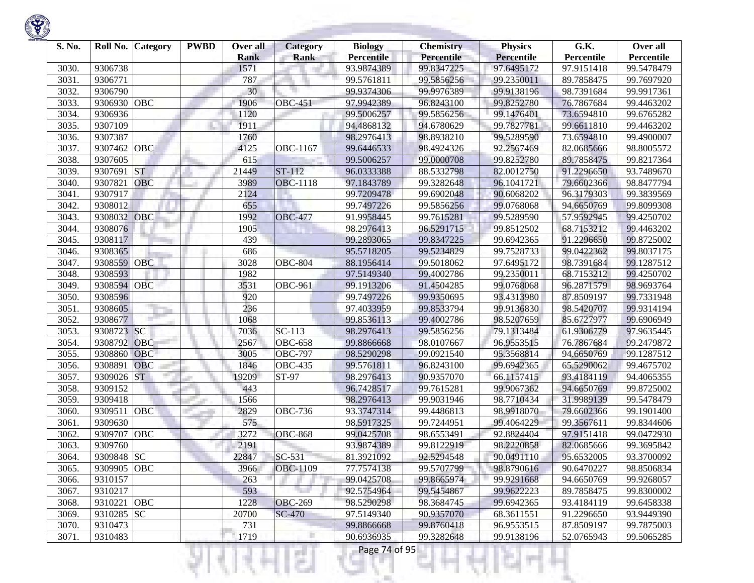| S. No. | Roll No. | Category | PWBD | Over all Rank | Category Rank | Biology Percentile | Chemistry Percentile | Physics Percentile | G.K. Percentile | Over all Percentile |
|---|---|---|---|---|---|---|---|---|---|---|
| 3030. | 9306738 | | | 1571 | | 93.9874389 | 99.8347225 | 97.6495172 | 97.9151418 | 99.5478479 |
| 3031. | 9306771 | | | 787 | | 99.5761811 | 99.5856256 | 99.2350011 | 89.7858475 | 99.7697920 |
| 3032. | 9306790 | | | 30 | | 99.9374306 | 99.9976389 | 99.9138196 | 98.7391684 | 99.9917361 |
| 3033. | 9306930 | OBC | | 1906 | OBC-451 | 97.9942389 | 96.8243100 | 99.8252780 | 76.7867684 | 99.4463202 |
| 3034. | 9306936 | | | 1120 | | 99.5006257 | 99.5856256 | 99.1476401 | 73.6594810 | 99.6765282 |
| 3035. | 9307109 | | | 1911 | | 94.4868132 | 94.6780629 | 99.7827781 | 99.6611810 | 99.4463202 |
| 3036. | 9307387 | | | 1760 | | 98.2976413 | 98.8938210 | 99.5289590 | 73.6594810 | 99.4900007 |
| 3037. | 9307462 | OBC | | 4125 | OBC-1167 | 99.6446533 | 98.4924326 | 92.2567469 | 82.0685666 | 98.8005572 |
| 3038. | 9307605 | | | 615 | | 99.5006257 | 99.0000708 | 99.8252780 | 89.7858475 | 99.8217364 |
| 3039. | 9307691 | ST | | 21449 | ST-112 | 96.0333388 | 88.5332798 | 82.0012750 | 91.2296650 | 93.7489670 |
| 3040. | 9307821 | OBC | | 3989 | OBC-1118 | 97.1843789 | 99.3282648 | 96.1041721 | 79.6602366 | 98.8477794 |
| 3041. | 9307917 | | | 2124 | | 99.7209478 | 99.6902048 | 90.6068202 | 96.3179303 | 99.3839569 |
| 3042. | 9308012 | | | 655 | | 99.7497226 | 99.5856256 | 99.0768068 | 94.6650769 | 99.8099308 |
| 3043. | 9308032 | OBC | | 1992 | OBC-477 | 91.9958445 | 99.7615281 | 99.5289590 | 57.9592945 | 99.4250702 |
| 3044. | 9308076 | | | 1905 | | 98.2976413 | 96.5291715 | 99.8512502 | 68.7153212 | 99.4463202 |
| 3045. | 9308117 | | | 439 | | 99.2893065 | 99.8347225 | 99.6942365 | 91.2296650 | 99.8725002 |
| 3046. | 9308365 | | | 686 | | 95.5718205 | 99.5234829 | 99.7528733 | 99.0422362 | 99.8037175 |
| 3047. | 9308559 | OBC | | 3028 | OBC-804 | 88.1956414 | 99.5018062 | 97.6495172 | 98.7391684 | 99.1287512 |
| 3048. | 9308593 | | | 1982 | | 97.5149340 | 99.4002786 | 99.2350011 | 68.7153212 | 99.4250702 |
| 3049. | 9308594 | OBC | | 3531 | OBC-961 | 99.1913206 | 91.4504285 | 99.0768068 | 96.2871579 | 98.9693764 |
| 3050. | 9308596 | | | 920 | | 99.7497226 | 99.9350695 | 93.4313980 | 87.8509197 | 99.7331948 |
| 3051. | 9308605 | | | 236 | | 97.4033959 | 99.8533794 | 99.9136830 | 98.5420707 | 99.9314194 |
| 3052. | 9308677 | | | 1068 | | 99.8536113 | 99.4002786 | 98.5207659 | 85.6727977 | 99.6906949 |
| 3053. | 9308723 | SC | | 7036 | SC-113 | 98.2976413 | 99.5856256 | 79.1313484 | 61.9306779 | 97.9635445 |
| 3054. | 9308792 | OBC | | 2567 | OBC-658 | 99.8866668 | 98.0107667 | 96.9553515 | 76.7867684 | 99.2479872 |
| 3055. | 9308860 | OBC | | 3005 | OBC-797 | 98.5290298 | 99.0921540 | 95.3568814 | 94.6650769 | 99.1287512 |
| 3056. | 9308891 | OBC | | 1846 | OBC-435 | 99.5761811 | 96.8243100 | 99.6942365 | 65.5290062 | 99.4675702 |
| 3057. | 9309026 | ST | | 19209 | ST-97 | 98.2976413 | 90.9357070 | 66.1157415 | 93.4184119 | 94.4065355 |
| 3058. | 9309152 | | | 443 | | 96.7428517 | 99.7615281 | 99.9067362 | 94.6650769 | 99.8725002 |
| 3059. | 9309418 | | | 1566 | | 98.2976413 | 99.9031946 | 98.7710434 | 31.9989139 | 99.5478479 |
| 3060. | 9309511 | OBC | | 2829 | OBC-736 | 93.3747314 | 99.4486813 | 98.9918070 | 79.6602366 | 99.1901400 |
| 3061. | 9309630 | | | 575 | | 98.5917325 | 99.7244951 | 99.4064229 | 99.3567611 | 99.8344606 |
| 3062. | 9309707 | OBC | | 3272 | OBC-868 | 99.0425708 | 98.6553491 | 92.8824404 | 97.9151418 | 99.0472930 |
| 3063. | 9309760 | | | 2191 | | 93.9874389 | 99.8122919 | 98.2220858 | 82.0685666 | 99.3695842 |
| 3064. | 9309848 | SC | | 22847 | SC-531 | 81.3921092 | 92.5294548 | 90.0491110 | 95.6532005 | 93.3700092 |
| 3065. | 9309905 | OBC | | 3966 | OBC-1109 | 77.7574138 | 99.5707799 | 98.8790616 | 90.6470227 | 98.8506834 |
| 3066. | 9310157 | | | 263 | | 99.0425708 | 99.8665974 | 99.9291668 | 94.6650769 | 99.9268057 |
| 3067. | 9310217 | | | 593 | | 92.5754964 | 99.5454867 | 99.9622223 | 89.7858475 | 99.8300002 |
| 3068. | 9310221 | OBC | | 1228 | OBC-269 | 98.5290298 | 98.3684745 | 99.6942365 | 93.4184119 | 99.6458338 |
| 3069. | 9310285 | SC | | 20700 | SC-470 | 97.5149340 | 90.9357070 | 68.3611551 | 91.2296650 | 93.9449390 |
| 3070. | 9310473 | | | 731 | | 99.8866668 | 99.8760418 | 96.9553515 | 87.8509197 | 99.7875003 |
| 3071. | 9310483 | | | 1719 | | 90.6936935 | 99.3282648 | 99.9138196 | 52.0765943 | 99.5065285 |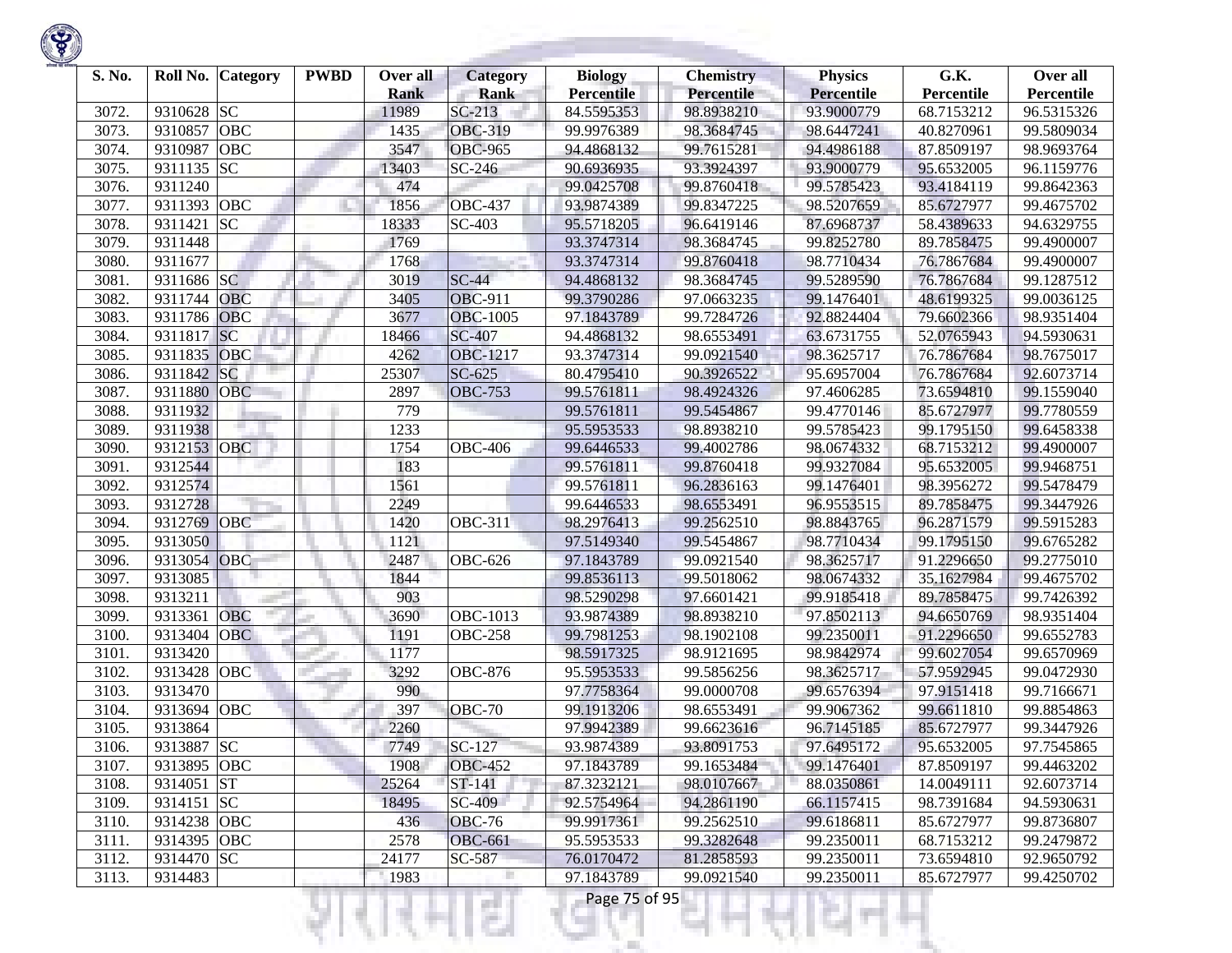| S. No. | Roll No. | Category | PWBD | Over all Rank | Category Rank | Biology Percentile | Chemistry Percentile | Physics Percentile | G.K. Percentile | Over all Percentile |
|---|---|---|---|---|---|---|---|---|---|---|
| 3072. | 9310628 | SC | | 11989 | SC-213 | 84.5595353 | 98.8938210 | 93.9000779 | 68.7153212 | 96.5315326 |
| 3073. | 9310857 | OBC | | 1435 | OBC-319 | 99.9976389 | 98.3684745 | 98.6447241 | 40.8270961 | 99.5809034 |
| 3074. | 9310987 | OBC | | 3547 | OBC-965 | 94.4868132 | 99.7615281 | 94.4986188 | 87.8509197 | 98.9693764 |
| 3075. | 9311135 | SC | | 13403 | SC-246 | 90.6936935 | 93.3924397 | 93.9000779 | 95.6532005 | 96.1159776 |
| 3076. | 9311240 | | | 474 | | 99.0425708 | 99.8760418 | 99.5785423 | 93.4184119 | 99.8642363 |
| 3077. | 9311393 | OBC | | 1856 | OBC-437 | 93.9874389 | 99.8347225 | 98.5207659 | 85.6727977 | 99.4675702 |
| 3078. | 9311421 | SC | | 18333 | SC-403 | 95.5718205 | 96.6419146 | 87.6968737 | 58.4389633 | 94.6329755 |
| 3079. | 9311448 | | | 1769 | | 93.3747314 | 98.3684745 | 99.8252780 | 89.7858475 | 99.4900007 |
| 3080. | 9311677 | | | 1768 | | 93.3747314 | 99.8760418 | 98.7710434 | 76.7867684 | 99.4900007 |
| 3081. | 9311686 | SC | | 3019 | SC-44 | 94.4868132 | 98.3684745 | 99.5289590 | 76.7867684 | 99.1287512 |
| 3082. | 9311744 | OBC | | 3405 | OBC-911 | 99.3790286 | 97.0663235 | 99.1476401 | 48.6199325 | 99.0036125 |
| 3083. | 9311786 | OBC | | 3677 | OBC-1005 | 97.1843789 | 99.7284726 | 92.8824404 | 79.6602366 | 98.9351404 |
| 3084. | 9311817 | SC | | 18466 | SC-407 | 94.4868132 | 98.6553491 | 63.6731755 | 52.0765943 | 94.5930631 |
| 3085. | 9311835 | OBC | | 4262 | OBC-1217 | 93.3747314 | 99.0921540 | 98.3625717 | 76.7867684 | 98.7675017 |
| 3086. | 9311842 | SC | | 25307 | SC-625 | 80.4795410 | 90.3926522 | 95.6957004 | 76.7867684 | 92.6073714 |
| 3087. | 9311880 | OBC | | 2897 | OBC-753 | 99.5761811 | 98.4924326 | 97.4606285 | 73.6594810 | 99.1559040 |
| 3088. | 9311932 | | | 779 | | 99.5761811 | 99.5454867 | 99.4770146 | 85.6727977 | 99.7780559 |
| 3089. | 9311938 | | | 1233 | | 95.5953533 | 98.8938210 | 99.5785423 | 99.1795150 | 99.6458338 |
| 3090. | 9312153 | OBC | | 1754 | OBC-406 | 99.6446533 | 99.4002786 | 98.0674332 | 68.7153212 | 99.4900007 |
| 3091. | 9312544 | | | 183 | | 99.5761811 | 99.8760418 | 99.9327084 | 95.6532005 | 99.9468751 |
| 3092. | 9312574 | | | 1561 | | 99.5761811 | 96.2836163 | 99.1476401 | 98.3956272 | 99.5478479 |
| 3093. | 9312728 | | | 2249 | | 99.6446533 | 98.6553491 | 96.9553515 | 89.7858475 | 99.3447926 |
| 3094. | 9312769 | OBC | | 1420 | OBC-311 | 98.2976413 | 99.2562510 | 98.8843765 | 96.2871579 | 99.5915283 |
| 3095. | 9313050 | | | 1121 | | 97.5149340 | 99.5454867 | 98.7710434 | 99.1795150 | 99.6765282 |
| 3096. | 9313054 | OBC | | 2487 | OBC-626 | 97.1843789 | 99.0921540 | 98.3625717 | 91.2296650 | 99.2775010 |
| 3097. | 9313085 | | | 1844 | | 99.8536113 | 99.5018062 | 98.0674332 | 35.1627984 | 99.4675702 |
| 3098. | 9313211 | | | 903 | | 98.5290298 | 97.6601421 | 99.9185418 | 89.7858475 | 99.7426392 |
| 3099. | 9313361 | OBC | | 3690 | OBC-1013 | 93.9874389 | 98.8938210 | 97.8502113 | 94.6650769 | 98.9351404 |
| 3100. | 9313404 | OBC | | 1191 | OBC-258 | 99.7981253 | 98.1902108 | 99.2350011 | 91.2296650 | 99.6552783 |
| 3101. | 9313420 | | | 1177 | | 98.5917325 | 98.9121695 | 98.9842974 | 99.6027054 | 99.6570969 |
| 3102. | 9313428 | OBC | | 3292 | OBC-876 | 95.5953533 | 99.5856256 | 98.3625717 | 57.9592945 | 99.0472930 |
| 3103. | 9313470 | | | 990 | | 97.7758364 | 99.0000708 | 99.6576394 | 97.9151418 | 99.7166671 |
| 3104. | 9313694 | OBC | | 397 | OBC-70 | 99.1913206 | 98.6553491 | 99.9067362 | 99.6611810 | 99.8854863 |
| 3105. | 9313864 | | | 2260 | | 97.9942389 | 99.6623616 | 96.7145185 | 85.6727977 | 99.3447926 |
| 3106. | 9313887 | SC | | 7749 | SC-127 | 93.9874389 | 93.8091753 | 97.6495172 | 95.6532005 | 97.7545865 |
| 3107. | 9313895 | OBC | | 1908 | OBC-452 | 97.1843789 | 99.1653484 | 99.1476401 | 87.8509197 | 99.4463202 |
| 3108. | 9314051 | ST | | 25264 | ST-141 | 87.3232121 | 98.0107667 | 88.0350861 | 14.0049111 | 92.6073714 |
| 3109. | 9314151 | SC | | 18495 | SC-409 | 92.5754964 | 94.2861190 | 66.1157415 | 98.7391684 | 94.5930631 |
| 3110. | 9314238 | OBC | | 436 | OBC-76 | 99.9917361 | 99.2562510 | 99.6186811 | 85.6727977 | 99.8736807 |
| 3111. | 9314395 | OBC | | 2578 | OBC-661 | 95.5953533 | 99.3282648 | 99.2350011 | 68.7153212 | 99.2479872 |
| 3112. | 9314470 | SC | | 24177 | SC-587 | 76.0170472 | 81.2858593 | 99.2350011 | 73.6594810 | 92.9650792 |
| 3113. | 9314483 | | | 1983 | | 97.1843789 | 99.0921540 | 99.2350011 | 85.6727977 | 99.4250702 |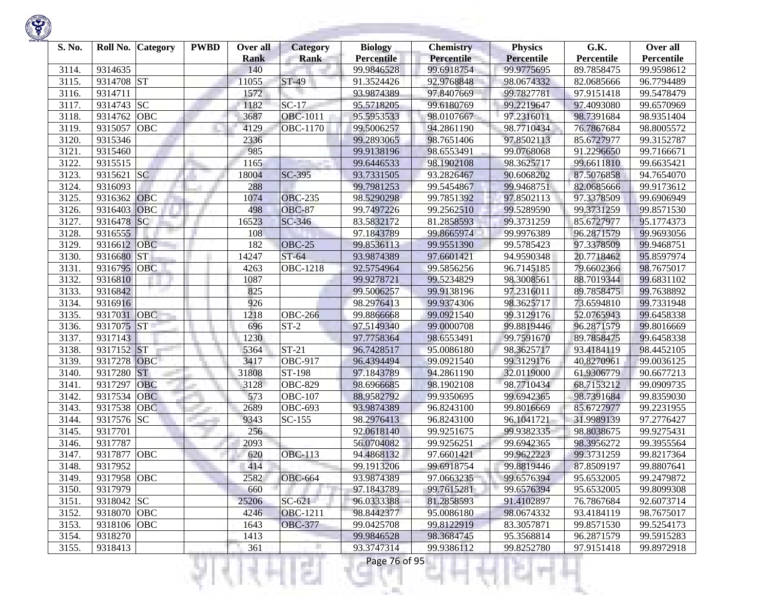| S. No. | Roll No. | Category | PWBD | Over all Rank | Category Rank | Biology Percentile | Chemistry Percentile | Physics Percentile | G.K. Percentile | Over all Percentile |
|---|---|---|---|---|---|---|---|---|---|---|
| 3114. | 9314635 | | | 140 | | 99.9846528 | 99.6918754 | 99.9775695 | 89.7858475 | 99.9598612 |
| 3115. | 9314708 | ST | | 11055 | ST-49 | 91.3524426 | 92.9768848 | 98.0674332 | 82.0685666 | 96.7794489 |
| 3116. | 9314711 | | | 1572 | | 93.9874389 | 97.8407669 | 99.7827781 | 97.9151418 | 99.5478479 |
| 3117. | 9314743 | SC | | 1182 | SC-17 | 95.5718205 | 99.6180769 | 99.2219647 | 97.4093080 | 99.6570969 |
| 3118. | 9314762 | OBC | | 3687 | OBC-1011 | 95.5953533 | 98.0107667 | 97.2316011 | 98.7391684 | 98.9351404 |
| 3119. | 9315057 | OBC | | 4129 | OBC-1170 | 99.5006257 | 94.2861190 | 98.7710434 | 76.7867684 | 98.8005572 |
| 3120. | 9315346 | | | 2336 | | 99.2893065 | 98.7651406 | 97.8502113 | 85.6727977 | 99.3152787 |
| 3121. | 9315460 | | | 985 | | 99.9138196 | 98.6553491 | 99.0768068 | 91.2296650 | 99.7166671 |
| 3122. | 9315515 | | | 1165 | | 99.6446533 | 98.1902108 | 98.3625717 | 99.6611810 | 99.6635421 |
| 3123. | 9315621 | SC | | 18004 | SC-395 | 93.7331505 | 93.2826467 | 90.6068202 | 87.5076858 | 94.7654070 |
| 3124. | 9316093 | | | 288 | | 99.7981253 | 99.5454867 | 99.9468751 | 82.0685666 | 99.9173612 |
| 3125. | 9316362 | OBC | | 1074 | OBC-235 | 98.5290298 | 99.7851392 | 97.8502113 | 97.3378509 | 99.6906949 |
| 3126. | 9316403 | OBC | | 498 | OBC-87 | 99.7497226 | 99.2562510 | 99.5289590 | 99.3731259 | 99.8571530 |
| 3127. | 9316478 | SC | | 16523 | SC-346 | 83.5832172 | 81.2858593 | 99.3731259 | 85.6727977 | 95.1774373 |
| 3128. | 9316555 | | | 108 | | 97.1843789 | 99.8665974 | 99.9976389 | 96.2871579 | 99.9693056 |
| 3129. | 9316612 | OBC | | 182 | OBC-25 | 99.8536113 | 99.9551390 | 99.5785423 | 97.3378509 | 99.9468751 |
| 3130. | 9316680 | ST | | 14247 | ST-64 | 93.9874389 | 97.6601421 | 94.9590348 | 20.7718462 | 95.8597974 |
| 3131. | 9316795 | OBC | | 4263 | OBC-1218 | 92.5754964 | 99.5856256 | 96.7145185 | 79.6602366 | 98.7675017 |
| 3132. | 9316810 | | | 1087 | | 99.9278721 | 99.5234829 | 98.3008561 | 88.7019344 | 99.6831102 |
| 3133. | 9316842 | | | 825 | | 99.5006257 | 99.9138196 | 97.2316011 | 89.7858475 | 99.7638892 |
| 3134. | 9316916 | | | 926 | | 98.2976413 | 99.9374306 | 98.3625717 | 73.6594810 | 99.7331948 |
| 3135. | 9317031 | OBC | | 1218 | OBC-266 | 99.8866668 | 99.0921540 | 99.3129176 | 52.0765943 | 99.6458338 |
| 3136. | 9317075 | ST | | 696 | ST-2 | 97.5149340 | 99.0000708 | 99.8819446 | 96.2871579 | 99.8016669 |
| 3137. | 9317143 | | | 1230 | | 97.7758364 | 98.6553491 | 99.7591670 | 89.7858475 | 99.6458338 |
| 3138. | 9317152 | ST | | 5364 | ST-21 | 96.7428517 | 95.0086180 | 98.3625717 | 93.4184119 | 98.4452105 |
| 3139. | 9317278 | OBC | | 3417 | OBC-917 | 96.4394494 | 99.0921540 | 99.3129176 | 40.8270961 | 99.0036125 |
| 3140. | 9317280 | ST | | 31808 | ST-198 | 97.1843789 | 94.2861190 | 32.0119000 | 61.9306779 | 90.6677213 |
| 3141. | 9317297 | OBC | | 3128 | OBC-829 | 98.6966685 | 98.1902108 | 98.7710434 | 68.7153212 | 99.0909735 |
| 3142. | 9317534 | OBC | | 573 | OBC-107 | 88.9582792 | 99.9350695 | 99.6942365 | 98.7391684 | 99.8359030 |
| 3143. | 9317538 | OBC | | 2689 | OBC-693 | 93.9874389 | 96.8243100 | 99.8016669 | 85.6727977 | 99.2231955 |
| 3144. | 9317576 | SC | | 9343 | SC-155 | 98.2976413 | 96.8243100 | 96.1041721 | 31.9989139 | 97.2776427 |
| 3145. | 9317701 | | | 256 | | 92.0618140 | 99.9251675 | 99.9382335 | 98.8038675 | 99.9275431 |
| 3146. | 9317787 | | | 2093 | | 56.0704082 | 99.9256251 | 99.6942365 | 98.3956272 | 99.3955564 |
| 3147. | 9317877 | OBC | | 620 | OBC-113 | 94.4868132 | 97.6601421 | 99.9622223 | 99.3731259 | 99.8217364 |
| 3148. | 9317952 | | | 414 | | 99.1913206 | 99.6918754 | 99.8819446 | 87.8509197 | 99.8807641 |
| 3149. | 9317958 | OBC | | 2582 | OBC-664 | 93.9874389 | 97.0663235 | 99.6576394 | 95.6532005 | 99.2479872 |
| 3150. | 9317979 | | | 660 | | 97.1843789 | 99.7615281 | 99.6576394 | 95.6532005 | 99.8099308 |
| 3151. | 9318042 | SC | | 25206 | SC-621 | 96.0333388 | 81.2858593 | 91.4102897 | 76.7867684 | 92.6073714 |
| 3152. | 9318070 | OBC | | 4246 | OBC-1211 | 98.8442377 | 95.0086180 | 98.0674332 | 93.4184119 | 98.7675017 |
| 3153. | 9318106 | OBC | | 1643 | OBC-377 | 99.0425708 | 99.8122919 | 83.3057871 | 99.8571530 | 99.5254173 |
| 3154. | 9318270 | | | 1413 | | 99.9846528 | 98.3684745 | 95.3568814 | 96.2871579 | 99.5915283 |
| 3155. | 9318413 | | | 361 | | 93.3747314 | 99.9386112 | 99.8252780 | 97.9151418 | 99.8972918 |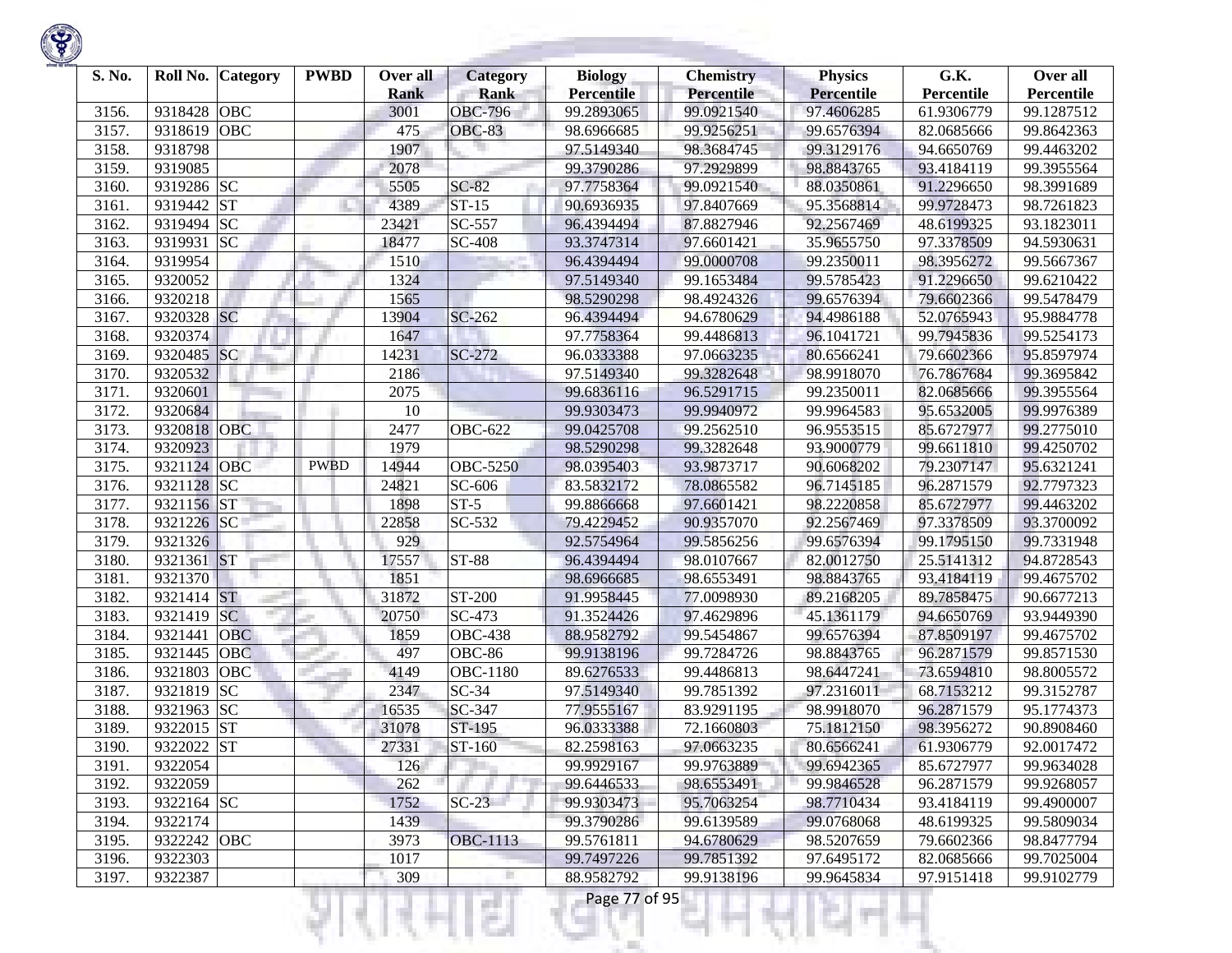| S. No. | Roll No. | Category | PWBD | Over all Rank | Category Rank | Biology Percentile | Chemistry Percentile | Physics Percentile | G.K. Percentile | Over all Percentile |
|---|---|---|---|---|---|---|---|---|---|---|
| 3156. | 9318428 | OBC | | 3001 | OBC-796 | 99.2893065 | 99.0921540 | 97.4606285 | 61.9306779 | 99.1287512 |
| 3157. | 9318619 | OBC | | 475 | OBC-83 | 98.6966685 | 99.9256251 | 99.6576394 | 82.0685666 | 99.8642363 |
| 3158. | 9318798 | | | 1907 | | 97.5149340 | 98.3684745 | 99.3129176 | 94.6650769 | 99.4463202 |
| 3159. | 9319085 | | | 2078 | | 99.3790286 | 97.2929899 | 98.8843765 | 93.4184119 | 99.3955564 |
| 3160. | 9319286 | SC | | 5505 | SC-82 | 97.7758364 | 99.0921540 | 88.0350861 | 91.2296650 | 98.3991689 |
| 3161. | 9319442 | ST | | 4389 | ST-15 | 90.6936935 | 97.8407669 | 95.3568814 | 99.9728473 | 98.7261823 |
| 3162. | 9319494 | SC | | 23421 | SC-557 | 96.4394494 | 87.8827946 | 92.2567469 | 48.6199325 | 93.1823011 |
| 3163. | 9319931 | SC | | 18477 | SC-408 | 93.3747314 | 97.6601421 | 35.9655750 | 97.3378509 | 94.5930631 |
| 3164. | 9319954 | | | 1510 | | 96.4394494 | 99.0000708 | 99.2350011 | 98.3956272 | 99.5667367 |
| 3165. | 9320052 | | | 1324 | | 97.5149340 | 99.1653484 | 99.5785423 | 91.2296650 | 99.6210422 |
| 3166. | 9320218 | | | 1565 | | 98.5290298 | 98.4924326 | 99.6576394 | 79.6602366 | 99.5478479 |
| 3167. | 9320328 | SC | | 13904 | SC-262 | 96.4394494 | 94.6780629 | 94.4986188 | 52.0765943 | 95.9884778 |
| 3168. | 9320374 | | | 1647 | | 97.7758364 | 99.4486813 | 96.1041721 | 99.7945836 | 99.5254173 |
| 3169. | 9320485 | SC | | 14231 | SC-272 | 96.0333388 | 97.0663235 | 80.6566241 | 79.6602366 | 95.8597974 |
| 3170. | 9320532 | | | 2186 | | 97.5149340 | 99.3282648 | 98.9918070 | 76.7867684 | 99.3695842 |
| 3171. | 9320601 | | | 2075 | | 99.6836116 | 96.5291715 | 99.2350011 | 82.0685666 | 99.3955564 |
| 3172. | 9320684 | | | 10 | | 99.9303473 | 99.9940972 | 99.9964583 | 95.6532005 | 99.9976389 |
| 3173. | 9320818 | OBC | | 2477 | OBC-622 | 99.0425708 | 99.2562510 | 96.9553515 | 85.6727977 | 99.2775010 |
| 3174. | 9320923 | | | 1979 | | 98.5290298 | 99.3282648 | 93.9000779 | 99.6611810 | 99.4250702 |
| 3175. | 9321124 | OBC | PWBD | 14944 | OBC-5250 | 98.0395403 | 93.9873717 | 90.6068202 | 79.2307147 | 95.6321241 |
| 3176. | 9321128 | SC | | 24821 | SC-606 | 83.5832172 | 78.0865582 | 96.7145185 | 96.2871579 | 92.7797323 |
| 3177. | 9321156 | ST | | 1898 | ST-5 | 99.8866668 | 97.6601421 | 98.2220858 | 85.6727977 | 99.4463202 |
| 3178. | 9321226 | SC | | 22858 | SC-532 | 79.4229452 | 90.9357070 | 92.2567469 | 97.3378509 | 93.3700092 |
| 3179. | 9321326 | | | 929 | | 92.5754964 | 99.5856256 | 99.6576394 | 99.1795150 | 99.7331948 |
| 3180. | 9321361 | ST | | 17557 | ST-88 | 96.4394494 | 98.0107667 | 82.0012750 | 25.5141312 | 94.8728543 |
| 3181. | 9321370 | | | 1851 | | 98.6966685 | 98.6553491 | 98.8843765 | 93.4184119 | 99.4675702 |
| 3182. | 9321414 | ST | | 31872 | ST-200 | 91.9958445 | 77.0098930 | 89.2168205 | 89.7858475 | 90.6677213 |
| 3183. | 9321419 | SC | | 20750 | SC-473 | 91.3524426 | 97.4629896 | 45.1361179 | 94.6650769 | 93.9449390 |
| 3184. | 9321441 | OBC | | 1859 | OBC-438 | 88.9582792 | 99.5454867 | 99.6576394 | 87.8509197 | 99.4675702 |
| 3185. | 9321445 | OBC | | 497 | OBC-86 | 99.9138196 | 99.7284726 | 98.8843765 | 96.2871579 | 99.8571530 |
| 3186. | 9321803 | OBC | | 4149 | OBC-1180 | 89.6276533 | 99.4486813 | 98.6447241 | 73.6594810 | 98.8005572 |
| 3187. | 9321819 | SC | | 2347 | SC-34 | 97.5149340 | 99.7851392 | 97.2316011 | 68.7153212 | 99.3152787 |
| 3188. | 9321963 | SC | | 16535 | SC-347 | 77.9555167 | 83.9291195 | 98.9918070 | 96.2871579 | 95.1774373 |
| 3189. | 9322015 | ST | | 31078 | ST-195 | 96.0333388 | 72.1660803 | 75.1812150 | 98.3956272 | 90.8908460 |
| 3190. | 9322022 | ST | | 27331 | ST-160 | 82.2598163 | 97.0663235 | 80.6566241 | 61.9306779 | 92.0017472 |
| 3191. | 9322054 | | | 126 | | 99.9929167 | 99.9763889 | 99.6942365 | 85.6727977 | 99.9634028 |
| 3192. | 9322059 | | | 262 | | 99.6446533 | 98.6553491 | 99.9846528 | 96.2871579 | 99.9268057 |
| 3193. | 9322164 | SC | | 1752 | SC-23 | 99.9303473 | 95.7063254 | 98.7710434 | 93.4184119 | 99.4900007 |
| 3194. | 9322174 | | | 1439 | | 99.3790286 | 99.6139589 | 99.0768068 | 48.6199325 | 99.5809034 |
| 3195. | 9322242 | OBC | | 3973 | OBC-1113 | 99.5761811 | 94.6780629 | 98.5207659 | 79.6602366 | 98.8477794 |
| 3196. | 9322303 | | | 1017 | | 99.7497226 | 99.7851392 | 97.6495172 | 82.0685666 | 99.7025004 |
| 3197. | 9322387 | | | 309 | | 88.9582792 | 99.9138196 | 99.9645834 | 97.9151418 | 99.9102779 |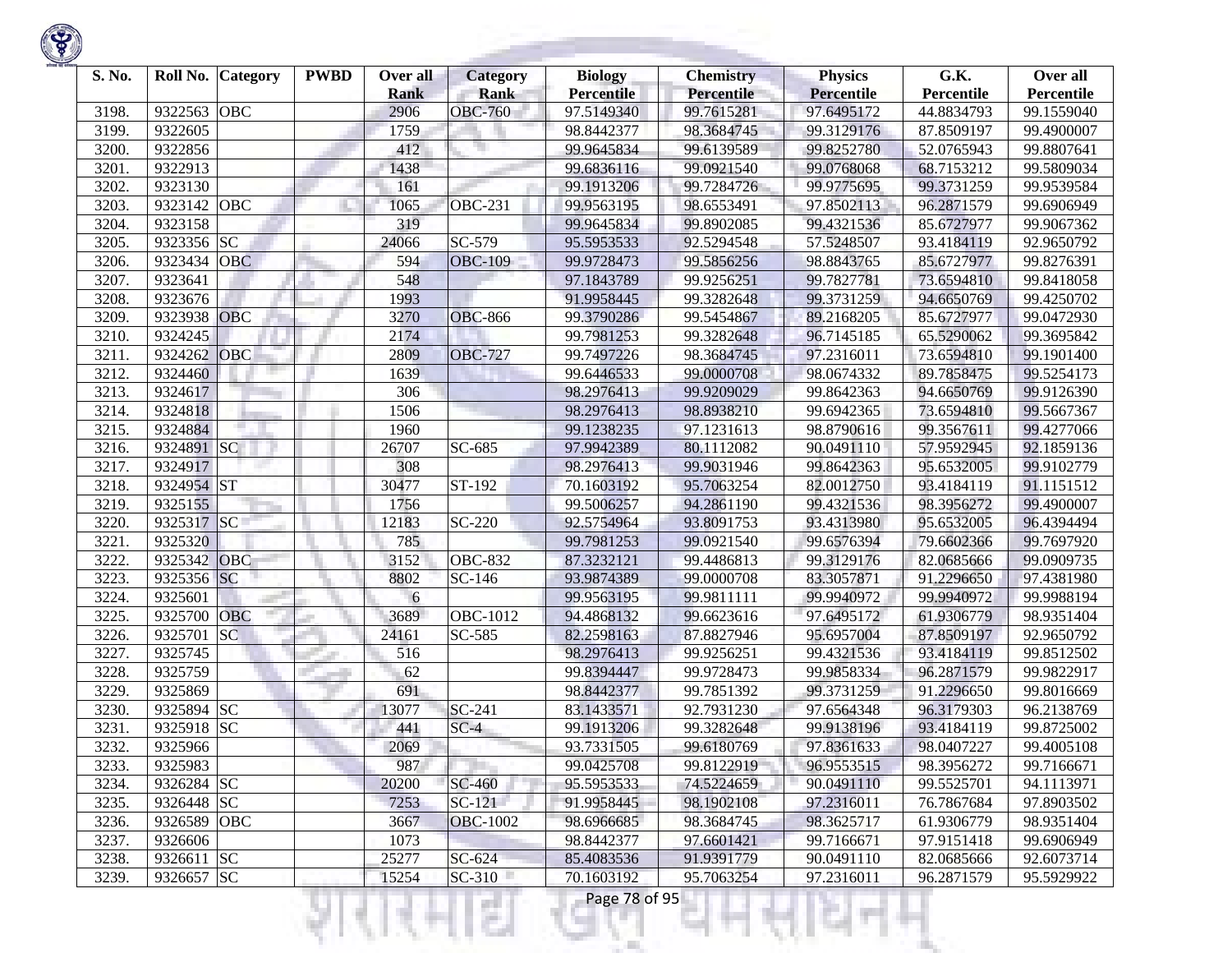| S. No. | Roll No. | Category | PWBD | Over all Rank | Category Rank | Biology Percentile | Chemistry Percentile | Physics Percentile | G.K. Percentile | Over all Percentile |
|---|---|---|---|---|---|---|---|---|---|---|
| 3198. | 9322563 | OBC | | 2906 | OBC-760 | 97.5149340 | 99.7615281 | 97.6495172 | 44.8834793 | 99.1559040 |
| 3199. | 9322605 | | | 1759 | | 98.8442377 | 98.3684745 | 99.3129176 | 87.8509197 | 99.4900007 |
| 3200. | 9322856 | | | 412 | | 99.9645834 | 99.6139589 | 99.8252780 | 52.0765943 | 99.8807641 |
| 3201. | 9322913 | | | 1438 | | 99.6836116 | 99.0921540 | 99.0768068 | 68.7153212 | 99.5809034 |
| 3202. | 9323130 | | | 161 | | 99.1913206 | 99.7284726 | 99.9775695 | 99.3731259 | 99.9539584 |
| 3203. | 9323142 | OBC | | 1065 | OBC-231 | 99.9563195 | 98.6553491 | 97.8502113 | 96.2871579 | 99.6906949 |
| 3204. | 9323158 | | | 319 | | 99.9645834 | 99.8902085 | 99.4321536 | 85.6727977 | 99.9067362 |
| 3205. | 9323356 | SC | | 24066 | SC-579 | 95.5953533 | 92.5294548 | 57.5248507 | 93.4184119 | 92.9650792 |
| 3206. | 9323434 | OBC | | 594 | OBC-109 | 99.9728473 | 99.5856256 | 98.8843765 | 85.6727977 | 99.8276391 |
| 3207. | 9323641 | | | 548 | | 97.1843789 | 99.9256251 | 99.7827781 | 73.6594810 | 99.8418058 |
| 3208. | 9323676 | | | 1993 | | 91.9958445 | 99.3282648 | 99.3731259 | 94.6650769 | 99.4250702 |
| 3209. | 9323938 | OBC | | 3270 | OBC-866 | 99.3790286 | 99.5454867 | 89.2168205 | 85.6727977 | 99.0472930 |
| 3210. | 9324245 | | | 2174 | | 99.7981253 | 99.3282648 | 96.7145185 | 65.5290062 | 99.3695842 |
| 3211. | 9324262 | OBC | | 2809 | OBC-727 | 99.7497226 | 98.3684745 | 97.2316011 | 73.6594810 | 99.1901400 |
| 3212. | 9324460 | | | 1639 | | 99.6446533 | 99.0000708 | 98.0674332 | 89.7858475 | 99.5254173 |
| 3213. | 9324617 | | | 306 | | 98.2976413 | 99.9209029 | 99.8642363 | 94.6650769 | 99.9126390 |
| 3214. | 9324818 | | | 1506 | | 98.2976413 | 98.8938210 | 99.6942365 | 73.6594810 | 99.5667367 |
| 3215. | 9324884 | | | 1960 | | 99.1238235 | 97.1231613 | 98.8790616 | 99.3567611 | 99.4277066 |
| 3216. | 9324891 | SC | | 26707 | SC-685 | 97.9942389 | 80.1112082 | 90.0491110 | 57.9592945 | 92.1859136 |
| 3217. | 9324917 | | | 308 | | 98.2976413 | 99.9031946 | 99.8642363 | 95.6532005 | 99.9102779 |
| 3218. | 9324954 | ST | | 30477 | ST-192 | 70.1603192 | 95.7063254 | 82.0012750 | 93.4184119 | 91.1151512 |
| 3219. | 9325155 | | | 1756 | | 99.5006257 | 94.2861190 | 99.4321536 | 98.3956272 | 99.4900007 |
| 3220. | 9325317 | SC | | 12183 | SC-220 | 92.5754964 | 93.8091753 | 93.4313980 | 95.6532005 | 96.4394494 |
| 3221. | 9325320 | | | 785 | | 99.7981253 | 99.0921540 | 99.6576394 | 79.6602366 | 99.7697920 |
| 3222. | 9325342 | OBC | | 3152 | OBC-832 | 87.3232121 | 99.4486813 | 99.3129176 | 82.0685666 | 99.0909735 |
| 3223. | 9325356 | SC | | 8802 | SC-146 | 93.9874389 | 99.0000708 | 83.3057871 | 91.2296650 | 97.4381980 |
| 3224. | 9325601 | | | 6 | | 99.9563195 | 99.9811111 | 99.9940972 | 99.9940972 | 99.9988194 |
| 3225. | 9325700 | OBC | | 3689 | OBC-1012 | 94.4868132 | 99.6623616 | 97.6495172 | 61.9306779 | 98.9351404 |
| 3226. | 9325701 | SC | | 24161 | SC-585 | 82.2598163 | 87.8827946 | 95.6957004 | 87.8509197 | 92.9650792 |
| 3227. | 9325745 | | | 516 | | 98.2976413 | 99.9256251 | 99.4321536 | 93.4184119 | 99.8512502 |
| 3228. | 9325759 | | | 62 | | 99.8394447 | 99.9728473 | 99.9858334 | 96.2871579 | 99.9822917 |
| 3229. | 9325869 | | | 691 | | 98.8442377 | 99.7851392 | 99.3731259 | 91.2296650 | 99.8016669 |
| 3230. | 9325894 | SC | | 13077 | SC-241 | 83.1433571 | 92.7931230 | 97.6564348 | 96.3179303 | 96.2138769 |
| 3231. | 9325918 | SC | | 441 | SC-4 | 99.1913206 | 99.3282648 | 99.9138196 | 93.4184119 | 99.8725002 |
| 3232. | 9325966 | | | 2069 | | 93.7331505 | 99.6180769 | 97.8361633 | 98.0407227 | 99.4005108 |
| 3233. | 9325983 | | | 987 | | 99.0425708 | 99.8122919 | 96.9553515 | 98.3956272 | 99.7166671 |
| 3234. | 9326284 | SC | | 20200 | SC-460 | 95.5953533 | 74.5224659 | 90.0491110 | 99.5525701 | 94.1113971 |
| 3235. | 9326448 | SC | | 7253 | SC-121 | 91.9958445 | 98.1902108 | 97.2316011 | 76.7867684 | 97.8903502 |
| 3236. | 9326589 | OBC | | 3667 | OBC-1002 | 98.6966685 | 98.3684745 | 98.3625717 | 61.9306779 | 98.9351404 |
| 3237. | 9326606 | | | 1073 | | 98.8442377 | 97.6601421 | 99.7166671 | 97.9151418 | 99.6906949 |
| 3238. | 9326611 | SC | | 25277 | SC-624 | 85.4083536 | 91.9391779 | 90.0491110 | 82.0685666 | 92.6073714 |
| 3239. | 9326657 | SC | | 15254 | SC-310 | 70.1603192 | 95.7063254 | 97.2316011 | 96.2871579 | 95.5929922 |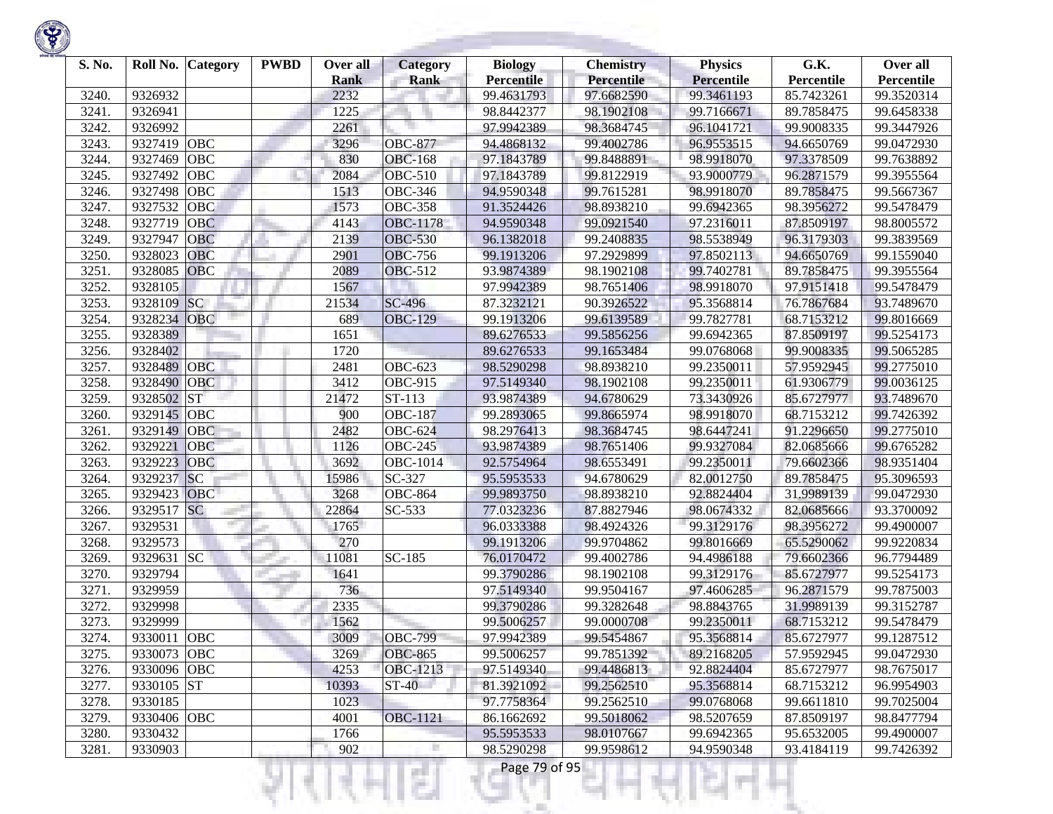| S. No. | Roll No. | Category | PWBD | Over all Rank | Category Rank | Biology Percentile | Chemistry Percentile | Physics Percentile | G.K. Percentile | Over all Percentile |
|---|---|---|---|---|---|---|---|---|---|---|
| 3240. | 9326932 | | | 2232 | | 99.4631793 | 97.6682590 | 99.3461193 | 85.7423261 | 99.3520314 |
| 3241. | 9326941 | | | 1225 | | 98.8442377 | 98.1902108 | 99.7166671 | 89.7858475 | 99.6458338 |
| 3242. | 9326992 | | | 2261 | | 97.9942389 | 98.3684745 | 96.1041721 | 99.9008335 | 99.3447926 |
| 3243. | 9327419 | OBC | | 3296 | OBC-877 | 94.4868132 | 99.4002786 | 96.9553515 | 94.6650769 | 99.0472930 |
| 3244. | 9327469 | OBC | | 830 | OBC-168 | 97.1843789 | 99.8488891 | 98.9918070 | 97.3378509 | 99.7638892 |
| 3245. | 9327492 | OBC | | 2084 | OBC-510 | 97.1843789 | 99.8122919 | 93.9000779 | 96.2871579 | 99.3955564 |
| 3246. | 9327498 | OBC | | 1513 | OBC-346 | 94.9590348 | 99.7615281 | 98.9918070 | 89.7858475 | 99.5667367 |
| 3247. | 9327532 | OBC | | 1573 | OBC-358 | 91.3524426 | 98.8938210 | 99.6942365 | 98.3956272 | 99.5478479 |
| 3248. | 9327719 | OBC | | 4143 | OBC-1178 | 94.9590348 | 99.0921540 | 97.2316011 | 87.8509197 | 98.8005572 |
| 3249. | 9327947 | OBC | | 2139 | OBC-530 | 96.1382018 | 99.2408835 | 98.5538949 | 96.3179303 | 99.3839569 |
| 3250. | 9328023 | OBC | | 2901 | OBC-756 | 99.1913206 | 97.2929899 | 97.8502113 | 94.6650769 | 99.1559040 |
| 3251. | 9328085 | OBC | | 2089 | OBC-512 | 93.9874389 | 98.1902108 | 99.7402781 | 89.7858475 | 99.3955564 |
| 3252. | 9328105 | | | 1567 | | 97.9942389 | 98.7651406 | 98.9918070 | 97.9151418 | 99.5478479 |
| 3253. | 9328109 | SC | | 21534 | SC-496 | 87.3232121 | 90.3926522 | 95.3568814 | 76.7867684 | 93.7489670 |
| 3254. | 9328234 | OBC | | 689 | OBC-129 | 99.1913206 | 99.6139589 | 99.7827781 | 68.7153212 | 99.8016669 |
| 3255. | 9328389 | | | 1651 | | 89.6276533 | 99.5856256 | 99.6942365 | 87.8509197 | 99.5254173 |
| 3256. | 9328402 | | | 1720 | | 89.6276533 | 99.1653484 | 99.0768068 | 99.9008335 | 99.5065285 |
| 3257. | 9328489 | OBC | | 2481 | OBC-623 | 98.5290298 | 98.8938210 | 99.2350011 | 57.9592945 | 99.2775010 |
| 3258. | 9328490 | OBC | | 3412 | OBC-915 | 97.5149340 | 98.1902108 | 99.2350011 | 61.9306779 | 99.0036125 |
| 3259. | 9328502 | ST | | 21472 | ST-113 | 93.9874389 | 94.6780629 | 73.3430926 | 85.6727977 | 93.7489670 |
| 3260. | 9329145 | OBC | | 900 | OBC-187 | 99.2893065 | 99.8665974 | 98.9918070 | 68.7153212 | 99.7426392 |
| 3261. | 9329149 | OBC | | 2482 | OBC-624 | 98.2976413 | 98.3684745 | 98.6447241 | 91.2296650 | 99.2775010 |
| 3262. | 9329221 | OBC | | 1126 | OBC-245 | 93.9874389 | 98.7651406 | 99.9327084 | 82.0685666 | 99.6765282 |
| 3263. | 9329223 | OBC | | 3692 | OBC-1014 | 92.5754964 | 98.6553491 | 99.2350011 | 79.6602366 | 98.9351404 |
| 3264. | 9329237 | SC | | 15986 | SC-327 | 95.5953533 | 94.6780629 | 82.0012750 | 89.7858475 | 95.3096593 |
| 3265. | 9329423 | OBC | | 3268 | OBC-864 | 99.9893750 | 98.8938210 | 92.8824404 | 31.9989139 | 99.0472930 |
| 3266. | 9329517 | SC | | 22864 | SC-533 | 77.0323236 | 87.8827946 | 98.0674332 | 82.0685666 | 93.3700092 |
| 3267. | 9329531 | | | 1765 | | 96.0333388 | 98.4924326 | 99.3129176 | 98.3956272 | 99.4900007 |
| 3268. | 9329573 | | | 270 | | 99.1913206 | 99.9704862 | 99.8016669 | 65.5290062 | 99.9220834 |
| 3269. | 9329631 | SC | | 11081 | SC-185 | 76.0170472 | 99.4002786 | 94.4986188 | 79.6602366 | 96.7794489 |
| 3270. | 9329794 | | | 1641 | | 99.3790286 | 98.1902108 | 99.3129176 | 85.6727977 | 99.5254173 |
| 3271. | 9329959 | | | 736 | | 97.5149340 | 99.9504167 | 97.4606285 | 96.2871579 | 99.7875003 |
| 3272. | 9329998 | | | 2335 | | 99.3790286 | 99.3282648 | 98.8843765 | 31.9989139 | 99.3152787 |
| 3273. | 9329999 | | | 1562 | | 99.5006257 | 99.0000708 | 99.2350011 | 68.7153212 | 99.5478479 |
| 3274. | 9330011 | OBC | | 3009 | OBC-799 | 97.9942389 | 99.5454867 | 95.3568814 | 85.6727977 | 99.1287512 |
| 3275. | 9330073 | OBC | | 3269 | OBC-865 | 99.5006257 | 99.7851392 | 89.2168205 | 57.9592945 | 99.0472930 |
| 3276. | 9330096 | OBC | | 4253 | OBC-1213 | 97.5149340 | 99.4486813 | 92.8824404 | 85.6727977 | 98.7675017 |
| 3277. | 9330105 | ST | | 10393 | ST-40 | 81.3921092 | 99.2562510 | 95.3568814 | 68.7153212 | 96.9954903 |
| 3278. | 9330185 | | | 1023 | | 97.7758364 | 99.2562510 | 99.0768068 | 99.6611810 | 99.7025004 |
| 3279. | 9330406 | OBC | | 4001 | OBC-1121 | 86.1662692 | 99.5018062 | 98.5207659 | 87.8509197 | 98.8477794 |
| 3280. | 9330432 | | | 1766 | | 95.5953533 | 98.0107667 | 99.6942365 | 95.6532005 | 99.4900007 |
| 3281. | 9330903 | | | 902 | | 98.5290298 | 99.9598612 | 94.9590348 | 93.4184119 | 99.7426392 |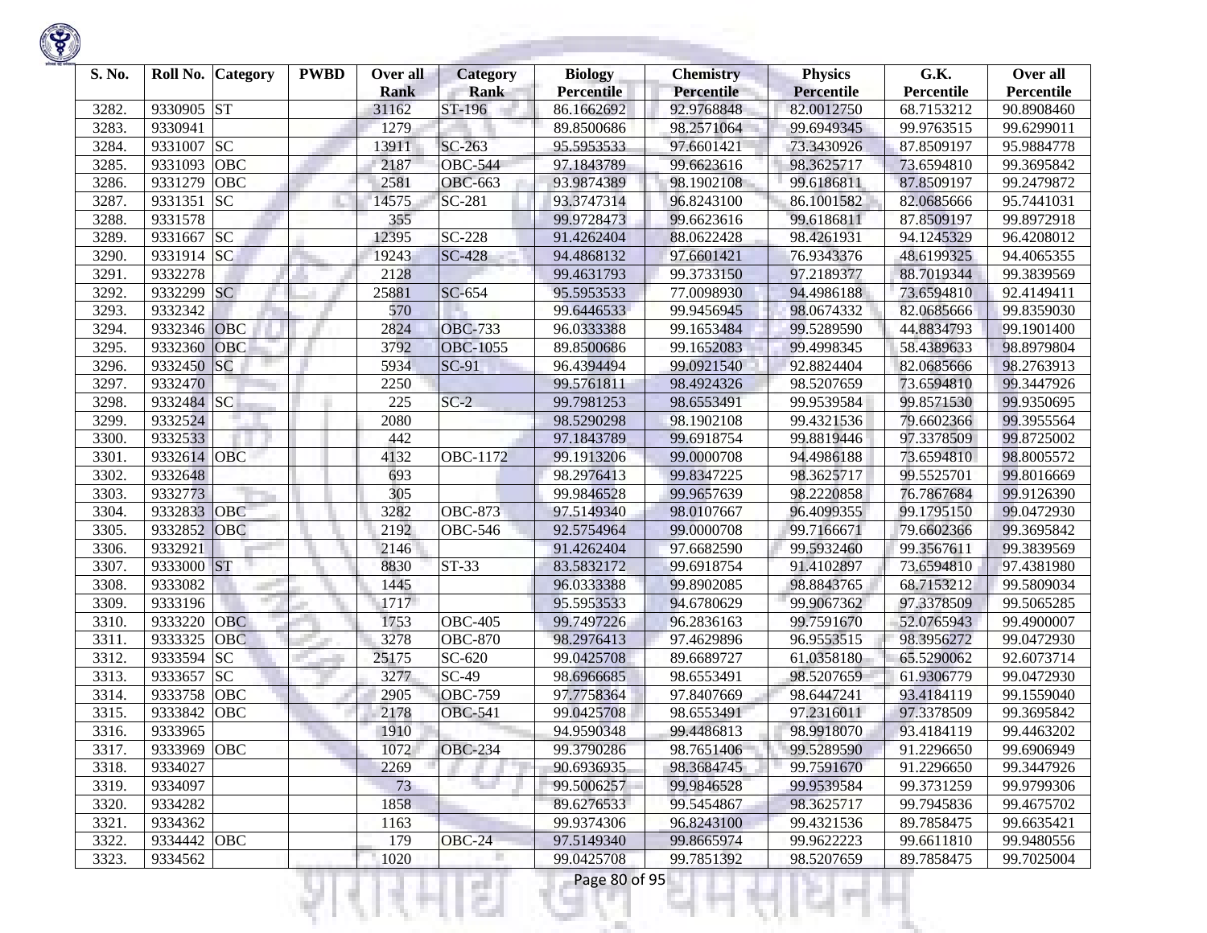| S. No. | Roll No. | Category | PWBD | Over all Rank | Category Rank | Biology Percentile | Chemistry Percentile | Physics Percentile | G.K. Percentile | Over all Percentile |
|---|---|---|---|---|---|---|---|---|---|---|
| 3282. | 9330905 | ST | | 31162 | ST-196 | 86.1662692 | 92.9768848 | 82.0012750 | 68.7153212 | 90.8908460 |
| 3283. | 9330941 | | | 1279 | | 89.8500686 | 98.2571064 | 99.6949345 | 99.9763515 | 99.6299011 |
| 3284. | 9331007 | SC | | 13911 | SC-263 | 95.5953533 | 97.6601421 | 73.3430926 | 87.8509197 | 95.9884778 |
| 3285. | 9331093 | OBC | | 2187 | OBC-544 | 97.1843789 | 99.6623616 | 98.3625717 | 73.6594810 | 99.3695842 |
| 3286. | 9331279 | OBC | | 2581 | OBC-663 | 93.9874389 | 98.1902108 | 99.6186811 | 87.8509197 | 99.2479872 |
| 3287. | 9331351 | SC | | 14575 | SC-281 | 93.3747314 | 96.8243100 | 86.1001582 | 82.0685666 | 95.7441031 |
| 3288. | 9331578 | | | 355 | | 99.9728473 | 99.6623616 | 99.6186811 | 87.8509197 | 99.8972918 |
| 3289. | 9331667 | SC | | 12395 | SC-228 | 91.4262404 | 88.0622428 | 98.4261931 | 94.1245329 | 96.4208012 |
| 3290. | 9331914 | SC | | 19243 | SC-428 | 94.4868132 | 97.6601421 | 76.9343376 | 48.6199325 | 94.4065355 |
| 3291. | 9332278 | | | 2128 | | 99.4631793 | 99.3733150 | 97.2189377 | 88.7019344 | 99.3839569 |
| 3292. | 9332299 | SC | | 25881 | SC-654 | 95.5953533 | 77.0098930 | 94.4986188 | 73.6594810 | 92.4149411 |
| 3293. | 9332342 | | | 570 | | 99.6446533 | 99.9456945 | 98.0674332 | 82.0685666 | 99.8359030 |
| 3294. | 9332346 | OBC | | 2824 | OBC-733 | 96.0333388 | 99.1653484 | 99.5289590 | 44.8834793 | 99.1901400 |
| 3295. | 9332360 | OBC | | 3792 | OBC-1055 | 89.8500686 | 99.1652083 | 99.4998345 | 58.4389633 | 98.8979804 |
| 3296. | 9332450 | SC | | 5934 | SC-91 | 96.4394494 | 99.0921540 | 92.8824404 | 82.0685666 | 98.2763913 |
| 3297. | 9332470 | | | 2250 | | 99.5761811 | 98.4924326 | 98.5207659 | 73.6594810 | 99.3447926 |
| 3298. | 9332484 | SC | | 225 | SC-2 | 99.7981253 | 98.6553491 | 99.9539584 | 99.8571530 | 99.9350695 |
| 3299. | 9332524 | | | 2080 | | 98.5290298 | 98.1902108 | 99.4321536 | 79.6602366 | 99.3955564 |
| 3300. | 9332533 | | | 442 | | 97.1843789 | 99.6918754 | 99.8819446 | 97.3378509 | 99.8725002 |
| 3301. | 9332614 | OBC | | 4132 | OBC-1172 | 99.1913206 | 99.0000708 | 94.4986188 | 73.6594810 | 98.8005572 |
| 3302. | 9332648 | | | 693 | | 98.2976413 | 99.8347225 | 98.3625717 | 99.5525701 | 99.8016669 |
| 3303. | 9332773 | | | 305 | | 99.9846528 | 99.9657639 | 98.2220858 | 76.7867684 | 99.9126390 |
| 3304. | 9332833 | OBC | | 3282 | OBC-873 | 97.5149340 | 98.0107667 | 96.4099355 | 99.1795150 | 99.0472930 |
| 3305. | 9332852 | OBC | | 2192 | OBC-546 | 92.5754964 | 99.0000708 | 99.7166671 | 79.6602366 | 99.3695842 |
| 3306. | 9332921 | | | 2146 | | 91.4262404 | 97.6682590 | 99.5932460 | 99.3567611 | 99.3839569 |
| 3307. | 9333000 | ST | | 8830 | ST-33 | 83.5832172 | 99.6918754 | 91.4102897 | 73.6594810 | 97.4381980 |
| 3308. | 9333082 | | | 1445 | | 96.0333388 | 99.8902085 | 98.8843765 | 68.7153212 | 99.5809034 |
| 3309. | 9333196 | | | 1717 | | 95.5953533 | 94.6780629 | 99.9067362 | 97.3378509 | 99.5065285 |
| 3310. | 9333220 | OBC | | 1753 | OBC-405 | 99.7497226 | 96.2836163 | 99.7591670 | 52.0765943 | 99.4900007 |
| 3311. | 9333325 | OBC | | 3278 | OBC-870 | 98.2976413 | 97.4629896 | 96.9553515 | 98.3956272 | 99.0472930 |
| 3312. | 9333594 | SC | | 25175 | SC-620 | 99.0425708 | 89.6689727 | 61.0358180 | 65.5290062 | 92.6073714 |
| 3313. | 9333657 | SC | | 3277 | SC-49 | 98.6966685 | 98.6553491 | 98.5207659 | 61.9306779 | 99.0472930 |
| 3314. | 9333758 | OBC | | 2905 | OBC-759 | 97.7758364 | 97.8407669 | 98.6447241 | 93.4184119 | 99.1559040 |
| 3315. | 9333842 | OBC | | 2178 | OBC-541 | 99.0425708 | 98.6553491 | 97.2316011 | 97.3378509 | 99.3695842 |
| 3316. | 9333965 | | | 1910 | | 94.9590348 | 99.4486813 | 98.9918070 | 93.4184119 | 99.4463202 |
| 3317. | 9333969 | OBC | | 1072 | OBC-234 | 99.3790286 | 98.7651406 | 99.5289590 | 91.2296650 | 99.6906949 |
| 3318. | 9334027 | | | 2269 | | 90.6936935 | 98.3684745 | 99.7591670 | 91.2296650 | 99.3447926 |
| 3319. | 9334097 | | | 73 | | 99.5006257 | 99.9846528 | 99.9539584 | 99.3731259 | 99.9799306 |
| 3320. | 9334282 | | | 1858 | | 89.6276533 | 99.5454867 | 98.3625717 | 99.7945836 | 99.4675702 |
| 3321. | 9334362 | | | 1163 | | 99.9374306 | 96.8243100 | 99.4321536 | 89.7858475 | 99.6635421 |
| 3322. | 9334442 | OBC | | 179 | OBC-24 | 97.5149340 | 99.8665974 | 99.9622223 | 99.6611810 | 99.9480556 |
| 3323. | 9334562 | | | 1020 | | 99.0425708 | 99.7851392 | 98.5207659 | 89.7858475 | 99.7025004 |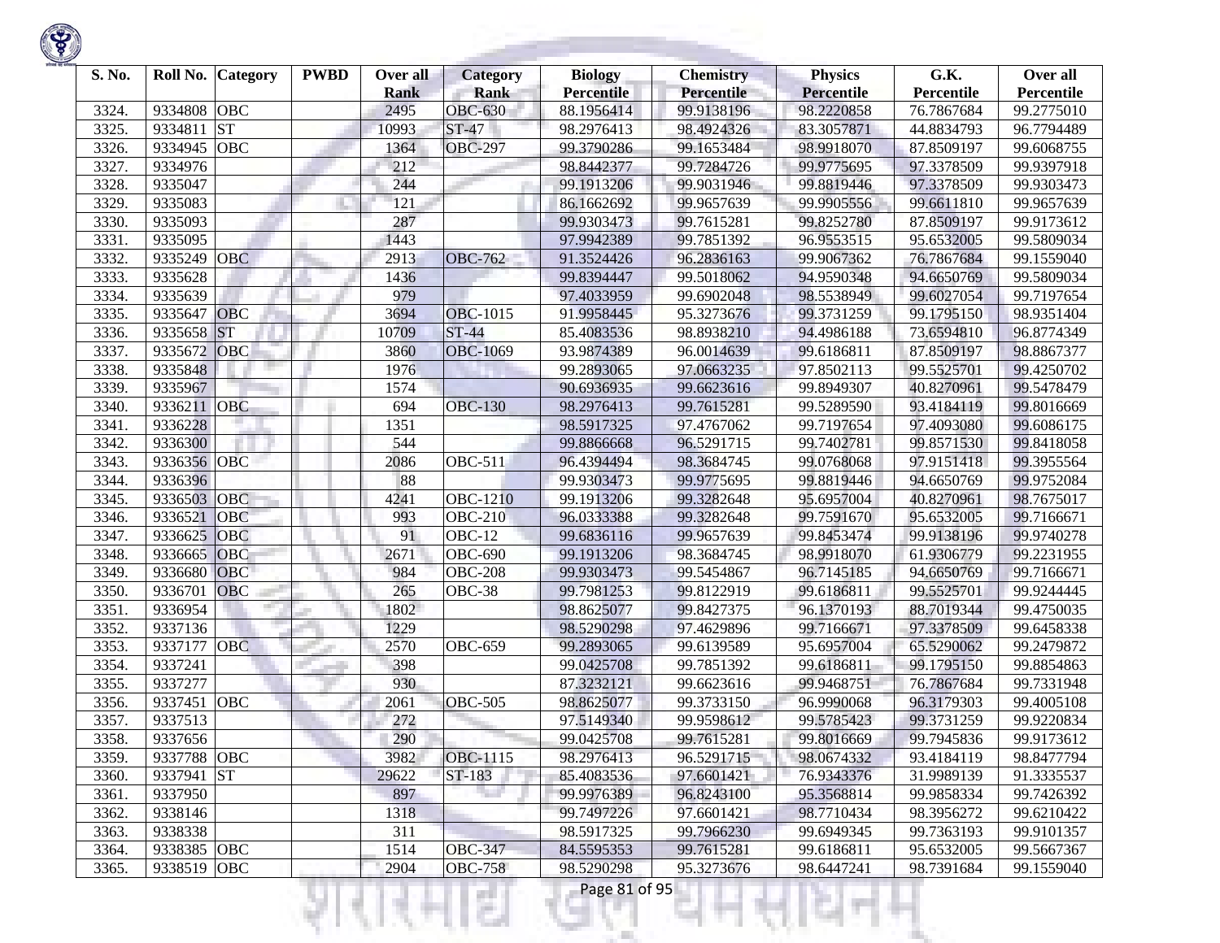| S. No. | Roll No. | Category | PWBD | Over all Rank | Category Rank | Biology Percentile | Chemistry Percentile | Physics Percentile | G.K. Percentile | Over all Percentile |
|---|---|---|---|---|---|---|---|---|---|---|
| 3324. | 9334808 | OBC | | 2495 | OBC-630 | 88.1956414 | 99.9138196 | 98.2220858 | 76.7867684 | 99.2775010 |
| 3325. | 9334811 | ST | | 10993 | ST-47 | 98.2976413 | 98.4924326 | 83.3057871 | 44.8834793 | 96.7794489 |
| 3326. | 9334945 | OBC | | 1364 | OBC-297 | 99.3790286 | 99.1653484 | 98.9918070 | 87.8509197 | 99.6068755 |
| 3327. | 9334976 | | | 212 | | 98.8442377 | 99.7284726 | 99.9775695 | 97.3378509 | 99.9397918 |
| 3328. | 9335047 | | | 244 | | 99.1913206 | 99.9031946 | 99.8819446 | 97.3378509 | 99.9303473 |
| 3329. | 9335083 | | | 121 | | 86.1662692 | 99.9657639 | 99.9905556 | 99.6611810 | 99.9657639 |
| 3330. | 9335093 | | | 287 | | 99.9303473 | 99.7615281 | 99.8252780 | 87.8509197 | 99.9173612 |
| 3331. | 9335095 | | | 1443 | | 97.9942389 | 99.7851392 | 96.9553515 | 95.6532005 | 99.5809034 |
| 3332. | 9335249 | OBC | | 2913 | OBC-762 | 91.3524426 | 96.2836163 | 99.9067362 | 76.7867684 | 99.1559040 |
| 3333. | 9335628 | | | 1436 | | 99.8394447 | 99.5018062 | 94.9590348 | 94.6650769 | 99.5809034 |
| 3334. | 9335639 | | | 979 | | 97.4033959 | 99.6902048 | 98.5538949 | 99.6027054 | 99.7197654 |
| 3335. | 9335647 | OBC | | 3694 | OBC-1015 | 91.9958445 | 95.3273676 | 99.3731259 | 99.1795150 | 98.9351404 |
| 3336. | 9335658 | ST | | 10709 | ST-44 | 85.4083536 | 98.8938210 | 94.4986188 | 73.6594810 | 96.8774349 |
| 3337. | 9335672 | OBC | | 3860 | OBC-1069 | 93.9874389 | 96.0014639 | 99.6186811 | 87.8509197 | 98.8867377 |
| 3338. | 9335848 | | | 1976 | | 99.2893065 | 97.0663235 | 97.8502113 | 99.5525701 | 99.4250702 |
| 3339. | 9335967 | | | 1574 | | 90.6936935 | 99.6623616 | 99.8949307 | 40.8270961 | 99.5478479 |
| 3340. | 9336211 | OBC | | 694 | OBC-130 | 98.2976413 | 99.7615281 | 99.5289590 | 93.4184119 | 99.8016669 |
| 3341. | 9336228 | | | 1351 | | 98.5917325 | 97.4767062 | 99.7197654 | 97.4093080 | 99.6086175 |
| 3342. | 9336300 | | | 544 | | 99.8866668 | 96.5291715 | 99.7402781 | 99.8571530 | 99.8418058 |
| 3343. | 9336356 | OBC | | 2086 | OBC-511 | 96.4394494 | 98.3684745 | 99.0768068 | 97.9151418 | 99.3955564 |
| 3344. | 9336396 | | | 88 | | 99.9303473 | 99.9775695 | 99.8819446 | 94.6650769 | 99.9752084 |
| 3345. | 9336503 | OBC | | 4241 | OBC-1210 | 99.1913206 | 99.3282648 | 95.6957004 | 40.8270961 | 98.7675017 |
| 3346. | 9336521 | OBC | | 993 | OBC-210 | 96.0333388 | 99.3282648 | 99.7591670 | 95.6532005 | 99.7166671 |
| 3347. | 9336625 | OBC | | 91 | OBC-12 | 99.6836116 | 99.9657639 | 99.8453474 | 99.9138196 | 99.9740278 |
| 3348. | 9336665 | OBC | | 2671 | OBC-690 | 99.1913206 | 98.3684745 | 98.9918070 | 61.9306779 | 99.2231955 |
| 3349. | 9336680 | OBC | | 984 | OBC-208 | 99.9303473 | 99.5454867 | 96.7145185 | 94.6650769 | 99.7166671 |
| 3350. | 9336701 | OBC | | 265 | OBC-38 | 99.7981253 | 99.8122919 | 99.6186811 | 99.5525701 | 99.9244445 |
| 3351. | 9336954 | | | 1802 | | 98.8625077 | 99.8427375 | 96.1370193 | 88.7019344 | 99.4750035 |
| 3352. | 9337136 | | | 1229 | | 98.5290298 | 97.4629896 | 99.7166671 | 97.3378509 | 99.6458338 |
| 3353. | 9337177 | OBC | | 2570 | OBC-659 | 99.2893065 | 99.6139589 | 95.6957004 | 65.5290062 | 99.2479872 |
| 3354. | 9337241 | | | 398 | | 99.0425708 | 99.7851392 | 99.6186811 | 99.1795150 | 99.8854863 |
| 3355. | 9337277 | | | 930 | | 87.3232121 | 99.6623616 | 99.9468751 | 76.7867684 | 99.7331948 |
| 3356. | 9337451 | OBC | | 2061 | OBC-505 | 98.8625077 | 99.3733150 | 96.9990068 | 96.3179303 | 99.4005108 |
| 3357. | 9337513 | | | 272 | | 97.5149340 | 99.9598612 | 99.5785423 | 99.3731259 | 99.9220834 |
| 3358. | 9337656 | | | 290 | | 99.0425708 | 99.7615281 | 99.8016669 | 99.7945836 | 99.9173612 |
| 3359. | 9337788 | OBC | | 3982 | OBC-1115 | 98.2976413 | 96.5291715 | 98.0674332 | 93.4184119 | 98.8477794 |
| 3360. | 9337941 | ST | | 29622 | ST-183 | 85.4083536 | 97.6601421 | 76.9343376 | 31.9989139 | 91.3335537 |
| 3361. | 9337950 | | | 897 | | 99.9976389 | 96.8243100 | 95.3568814 | 99.9858334 | 99.7426392 |
| 3362. | 9338146 | | | 1318 | | 99.7497226 | 97.6601421 | 98.7710434 | 98.3956272 | 99.6210422 |
| 3363. | 9338338 | | | 311 | | 98.5917325 | 99.7966230 | 99.6949345 | 99.7363193 | 99.9101357 |
| 3364. | 9338385 | OBC | | 1514 | OBC-347 | 84.5595353 | 99.7615281 | 99.6186811 | 95.6532005 | 99.5667367 |
| 3365. | 9338519 | OBC | | 2904 | OBC-758 | 98.5290298 | 95.3273676 | 98.6447241 | 98.7391684 | 99.1559040 |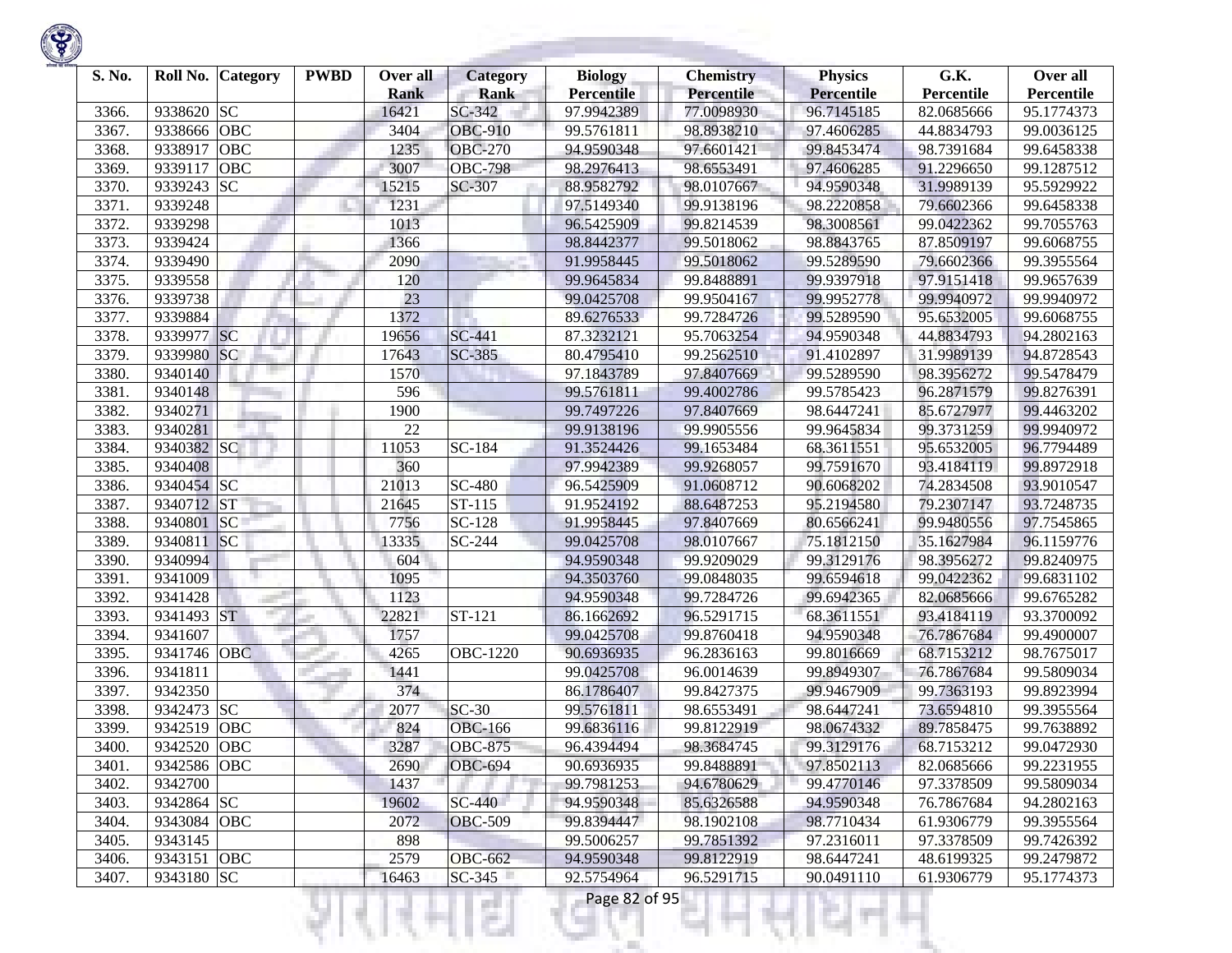| S. No. | Roll No. | Category | PWBD | Over all Rank | Category Rank | Biology Percentile | Chemistry Percentile | Physics Percentile | G.K. Percentile | Over all Percentile |
|---|---|---|---|---|---|---|---|---|---|---|
| 3366. | 9338620 | SC | | 16421 | SC-342 | 97.9942389 | 77.0098930 | 96.7145185 | 82.0685666 | 95.1774373 |
| 3367. | 9338666 | OBC | | 3404 | OBC-910 | 99.5761811 | 98.8938210 | 97.4606285 | 44.8834793 | 99.0036125 |
| 3368. | 9338917 | OBC | | 1235 | OBC-270 | 94.9590348 | 97.6601421 | 99.8453474 | 98.7391684 | 99.6458338 |
| 3369. | 9339117 | OBC | | 3007 | OBC-798 | 98.2976413 | 98.6553491 | 97.4606285 | 91.2296650 | 99.1287512 |
| 3370. | 9339243 | SC | | 15215 | SC-307 | 88.9582792 | 98.0107667 | 94.9590348 | 31.9989139 | 95.5929922 |
| 3371. | 9339248 | | | 1231 | | 97.5149340 | 99.9138196 | 98.2220858 | 79.6602366 | 99.6458338 |
| 3372. | 9339298 | | | 1013 | | 96.5425909 | 99.8214539 | 98.3008561 | 99.0422362 | 99.7055763 |
| 3373. | 9339424 | | | 1366 | | 98.8442377 | 99.5018062 | 98.8843765 | 87.8509197 | 99.6068755 |
| 3374. | 9339490 | | | 2090 | | 91.9958445 | 99.5018062 | 99.5289590 | 79.6602366 | 99.3955564 |
| 3375. | 9339558 | | | 120 | | 99.9645834 | 99.8488891 | 99.9397918 | 97.9151418 | 99.9657639 |
| 3376. | 9339738 | | | 23 | | 99.0425708 | 99.9504167 | 99.9952778 | 99.9940972 | 99.9940972 |
| 3377. | 9339884 | | | 1372 | | 89.6276533 | 99.7284726 | 99.5289590 | 95.6532005 | 99.6068755 |
| 3378. | 9339977 | SC | | 19656 | SC-441 | 87.3232121 | 95.7063254 | 94.9590348 | 44.8834793 | 94.2802163 |
| 3379. | 9339980 | SC | | 17643 | SC-385 | 80.4795410 | 99.2562510 | 91.4102897 | 31.9989139 | 94.8728543 |
| 3380. | 9340140 | | | 1570 | | 97.1843789 | 97.8407669 | 99.5289590 | 98.3956272 | 99.5478479 |
| 3381. | 9340148 | | | 596 | | 99.5761811 | 99.4002786 | 99.5785423 | 96.2871579 | 99.8276391 |
| 3382. | 9340271 | | | 1900 | | 99.7497226 | 97.8407669 | 98.6447241 | 85.6727977 | 99.4463202 |
| 3383. | 9340281 | | | 22 | | 99.9138196 | 99.9905556 | 99.9645834 | 99.3731259 | 99.9940972 |
| 3384. | 9340382 | SC | | 11053 | SC-184 | 91.3524426 | 99.1653484 | 68.3611551 | 95.6532005 | 96.7794489 |
| 3385. | 9340408 | | | 360 | | 97.9942389 | 99.9268057 | 99.7591670 | 93.4184119 | 99.8972918 |
| 3386. | 9340454 | SC | | 21013 | SC-480 | 96.5425909 | 91.0608712 | 90.6068202 | 74.2834508 | 93.9010547 |
| 3387. | 9340712 | ST | | 21645 | ST-115 | 91.9524192 | 88.6487253 | 95.2194580 | 79.2307147 | 93.7248735 |
| 3388. | 9340801 | SC | | 7756 | SC-128 | 91.9958445 | 97.8407669 | 80.6566241 | 99.9480556 | 97.7545865 |
| 3389. | 9340811 | SC | | 13335 | SC-244 | 99.0425708 | 98.0107667 | 75.1812150 | 35.1627984 | 96.1159776 |
| 3390. | 9340994 | | | 604 | | 94.9590348 | 99.9209029 | 99.3129176 | 98.3956272 | 99.8240975 |
| 3391. | 9341009 | | | 1095 | | 94.3503760 | 99.0848035 | 99.6594618 | 99.0422362 | 99.6831102 |
| 3392. | 9341428 | | | 1123 | | 94.9590348 | 99.7284726 | 99.6942365 | 82.0685666 | 99.6765282 |
| 3393. | 9341493 | ST | | 22821 | ST-121 | 86.1662692 | 96.5291715 | 68.3611551 | 93.4184119 | 93.3700092 |
| 3394. | 9341607 | | | 1757 | | 99.0425708 | 99.8760418 | 94.9590348 | 76.7867684 | 99.4900007 |
| 3395. | 9341746 | OBC | | 4265 | OBC-1220 | 90.6936935 | 96.2836163 | 99.8016669 | 68.7153212 | 98.7675017 |
| 3396. | 9341811 | | | 1441 | | 99.0425708 | 96.0014639 | 99.8949307 | 76.7867684 | 99.5809034 |
| 3397. | 9342350 | | | 374 | | 86.1786407 | 99.8427375 | 99.9467909 | 99.7363193 | 99.8923994 |
| 3398. | 9342473 | SC | | 2077 | SC-30 | 99.5761811 | 98.6553491 | 98.6447241 | 73.6594810 | 99.3955564 |
| 3399. | 9342519 | OBC | | 824 | OBC-166 | 99.6836116 | 99.8122919 | 98.0674332 | 89.7858475 | 99.7638892 |
| 3400. | 9342520 | OBC | | 3287 | OBC-875 | 96.4394494 | 98.3684745 | 99.3129176 | 68.7153212 | 99.0472930 |
| 3401. | 9342586 | OBC | | 2690 | OBC-694 | 90.6936935 | 99.8488891 | 97.8502113 | 82.0685666 | 99.2231955 |
| 3402. | 9342700 | | | 1437 | | 99.7981253 | 94.6780629 | 99.4770146 | 97.3378509 | 99.5809034 |
| 3403. | 9342864 | SC | | 19602 | SC-440 | 94.9590348 | 85.6326588 | 94.9590348 | 76.7867684 | 94.2802163 |
| 3404. | 9343084 | OBC | | 2072 | OBC-509 | 99.8394447 | 98.1902108 | 98.7710434 | 61.9306779 | 99.3955564 |
| 3405. | 9343145 | | | 898 | | 99.5006257 | 99.7851392 | 97.2316011 | 97.3378509 | 99.7426392 |
| 3406. | 9343151 | OBC | | 2579 | OBC-662 | 94.9590348 | 99.8122919 | 98.6447241 | 48.6199325 | 99.2479872 |
| 3407. | 9343180 | SC | | 16463 | SC-345 | 92.5754964 | 96.5291715 | 90.0491110 | 61.9306779 | 95.1774373 |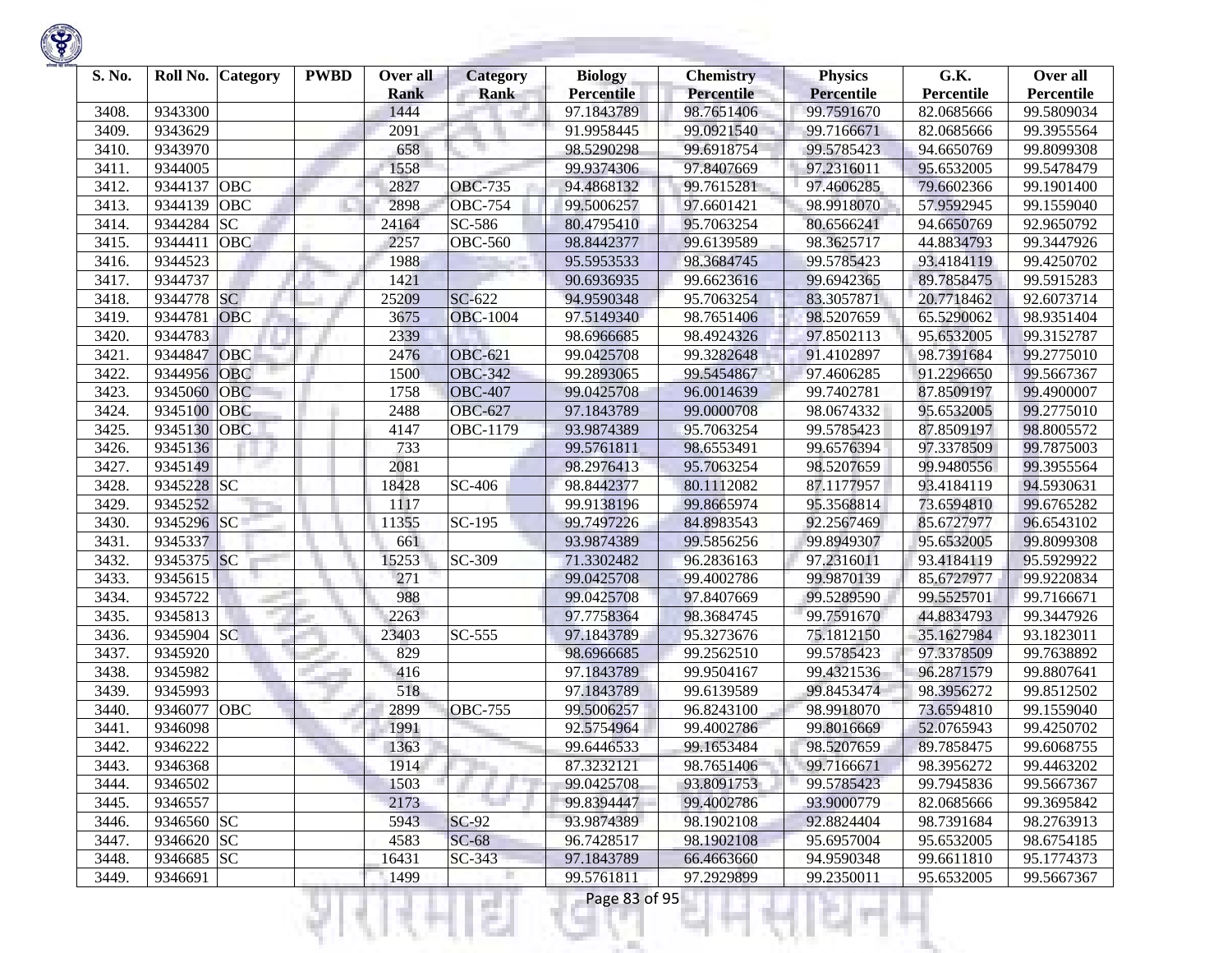| S. No. | Roll No. | Category | PWBD | Over all Rank | Category Rank | Biology Percentile | Chemistry Percentile | Physics Percentile | G.K. Percentile | Over all Percentile |
|---|---|---|---|---|---|---|---|---|---|---|
| 3408. | 9343300 | | | 1444 | | 97.1843789 | 98.7651406 | 99.7591670 | 82.0685666 | 99.5809034 |
| 3409. | 9343629 | | | 2091 | | 91.9958445 | 99.0921540 | 99.7166671 | 82.0685666 | 99.3955564 |
| 3410. | 9343970 | | | 658 | | 98.5290298 | 99.6918754 | 99.5785423 | 94.6650769 | 99.8099308 |
| 3411. | 9344005 | | | 1558 | | 99.9374306 | 97.8407669 | 97.2316011 | 95.6532005 | 99.5478479 |
| 3412. | 9344137 | OBC | | 2827 | OBC-735 | 94.4868132 | 99.7615281 | 97.4606285 | 79.6602366 | 99.1901400 |
| 3413. | 9344139 | OBC | | 2898 | OBC-754 | 99.5006257 | 97.6601421 | 98.9918070 | 57.9592945 | 99.1559040 |
| 3414. | 9344284 | SC | | 24164 | SC-586 | 80.4795410 | 95.7063254 | 80.6566241 | 94.6650769 | 92.9650792 |
| 3415. | 9344411 | OBC | | 2257 | OBC-560 | 98.8442377 | 99.6139589 | 98.3625717 | 44.8834793 | 99.3447926 |
| 3416. | 9344523 | | | 1988 | | 95.5953533 | 98.3684745 | 99.5785423 | 93.4184119 | 99.4250702 |
| 3417. | 9344737 | | | 1421 | | 90.6936935 | 99.6623616 | 99.6942365 | 89.7858475 | 99.5915283 |
| 3418. | 9344778 | SC | | 25209 | SC-622 | 94.9590348 | 95.7063254 | 83.3057871 | 20.7718462 | 92.6073714 |
| 3419. | 9344781 | OBC | | 3675 | OBC-1004 | 97.5149340 | 98.7651406 | 98.5207659 | 65.5290062 | 98.9351404 |
| 3420. | 9344783 | | | 2339 | | 98.6966685 | 98.4924326 | 97.8502113 | 95.6532005 | 99.3152787 |
| 3421. | 9344847 | OBC | | 2476 | OBC-621 | 99.0425708 | 99.3282648 | 91.4102897 | 98.7391684 | 99.2775010 |
| 3422. | 9344956 | OBC | | 1500 | OBC-342 | 99.2893065 | 99.5454867 | 97.4606285 | 91.2296650 | 99.5667367 |
| 3423. | 9345060 | OBC | | 1758 | OBC-407 | 99.0425708 | 96.0014639 | 99.7402781 | 87.8509197 | 99.4900007 |
| 3424. | 9345100 | OBC | | 2488 | OBC-627 | 97.1843789 | 99.0000708 | 98.0674332 | 95.6532005 | 99.2775010 |
| 3425. | 9345130 | OBC | | 4147 | OBC-1179 | 93.9874389 | 95.7063254 | 99.5785423 | 87.8509197 | 98.8005572 |
| 3426. | 9345136 | | | 733 | | 99.5761811 | 98.6553491 | 99.6576394 | 97.3378509 | 99.7875003 |
| 3427. | 9345149 | | | 2081 | | 98.2976413 | 95.7063254 | 98.5207659 | 99.9480556 | 99.3955564 |
| 3428. | 9345228 | SC | | 18428 | SC-406 | 98.8442377 | 80.1112082 | 87.1177957 | 93.4184119 | 94.5930631 |
| 3429. | 9345252 | | | 1117 | | 99.9138196 | 99.8665974 | 95.3568814 | 73.6594810 | 99.6765282 |
| 3430. | 9345296 | SC | | 11355 | SC-195 | 99.7497226 | 84.8983543 | 92.2567469 | 85.6727977 | 96.6543102 |
| 3431. | 9345337 | | | 661 | | 93.9874389 | 99.5856256 | 99.8949307 | 95.6532005 | 99.8099308 |
| 3432. | 9345375 | SC | | 15253 | SC-309 | 71.3302482 | 96.2836163 | 97.2316011 | 93.4184119 | 95.5929922 |
| 3433. | 9345615 | | | 271 | | 99.0425708 | 99.4002786 | 99.9870139 | 85.6727977 | 99.9220834 |
| 3434. | 9345722 | | | 988 | | 99.0425708 | 97.8407669 | 99.5289590 | 99.5525701 | 99.7166671 |
| 3435. | 9345813 | | | 2263 | | 97.7758364 | 98.3684745 | 99.7591670 | 44.8834793 | 99.3447926 |
| 3436. | 9345904 | SC | | 23403 | SC-555 | 97.1843789 | 95.3273676 | 75.1812150 | 35.1627984 | 93.1823011 |
| 3437. | 9345920 | | | 829 | | 98.6966685 | 99.2562510 | 99.5785423 | 97.3378509 | 99.7638892 |
| 3438. | 9345982 | | | 416 | | 97.1843789 | 99.9504167 | 99.4321536 | 96.2871579 | 99.8807641 |
| 3439. | 9345993 | | | 518 | | 97.1843789 | 99.6139589 | 99.8453474 | 98.3956272 | 99.8512502 |
| 3440. | 9346077 | OBC | | 2899 | OBC-755 | 99.5006257 | 96.8243100 | 98.9918070 | 73.6594810 | 99.1559040 |
| 3441. | 9346098 | | | 1991 | | 92.5754964 | 99.4002786 | 99.8016669 | 52.0765943 | 99.4250702 |
| 3442. | 9346222 | | | 1363 | | 99.6446533 | 99.1653484 | 98.5207659 | 89.7858475 | 99.6068755 |
| 3443. | 9346368 | | | 1914 | | 87.3232121 | 98.7651406 | 99.7166671 | 98.3956272 | 99.4463202 |
| 3444. | 9346502 | | | 1503 | | 99.0425708 | 93.8091753 | 99.5785423 | 99.7945836 | 99.5667367 |
| 3445. | 9346557 | | | 2173 | | 99.8394447 | 99.4002786 | 93.9000779 | 82.0685666 | 99.3695842 |
| 3446. | 9346560 | SC | | 5943 | SC-92 | 93.9874389 | 98.1902108 | 92.8824404 | 98.7391684 | 98.2763913 |
| 3447. | 9346620 | SC | | 4583 | SC-68 | 96.7428517 | 98.1902108 | 95.6957004 | 95.6532005 | 98.6754185 |
| 3448. | 9346685 | SC | | 16431 | SC-343 | 97.1843789 | 66.4663660 | 94.9590348 | 99.6611810 | 95.1774373 |
| 3449. | 9346691 | | | 1499 | | 99.5761811 | 97.2929899 | 99.2350011 | 95.6532005 | 99.5667367 |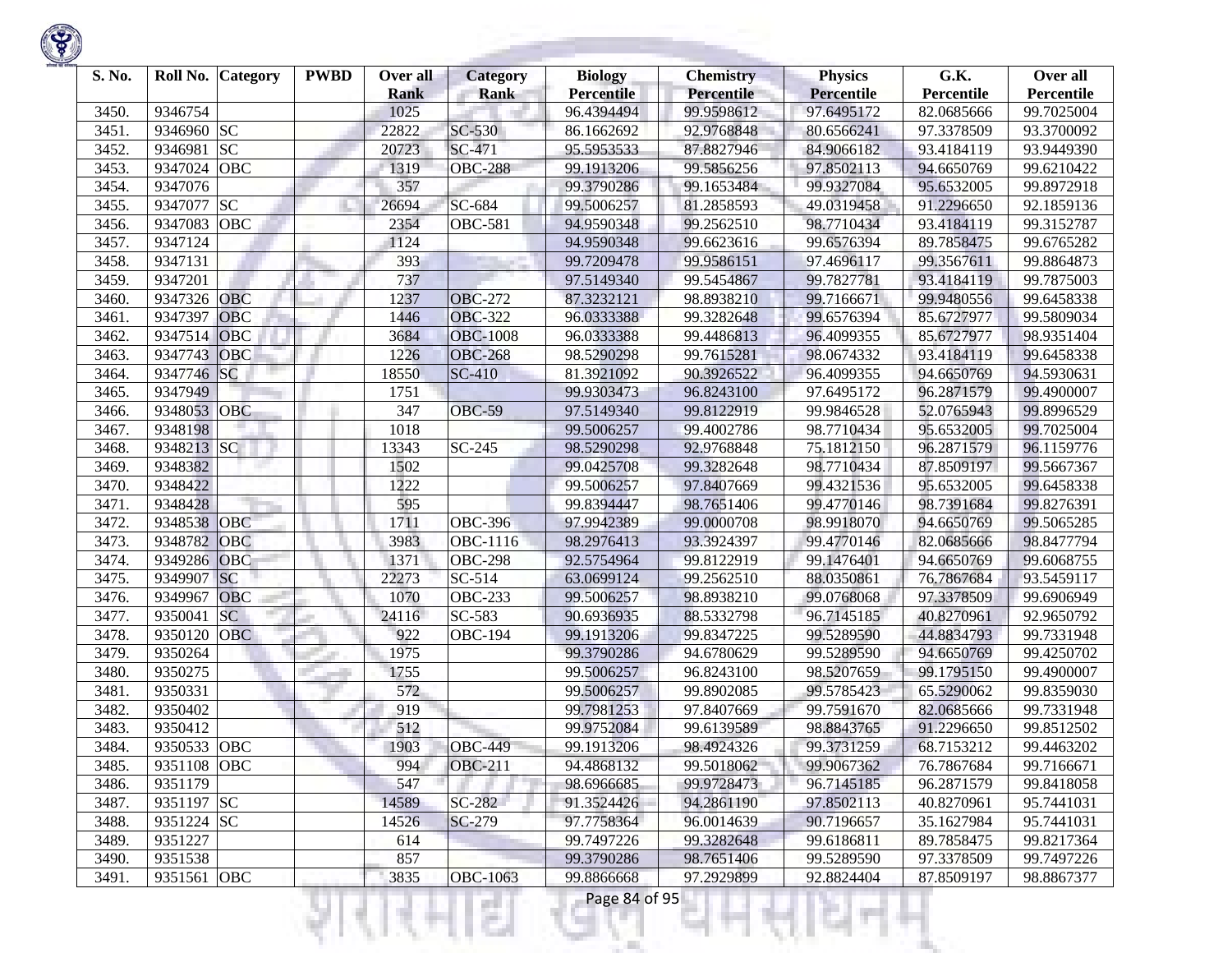| S. No. | Roll No. | Category | PWBD | Over all Rank | Category Rank | Biology Percentile | Chemistry Percentile | Physics Percentile | G.K. Percentile | Over all Percentile |
|---|---|---|---|---|---|---|---|---|---|---|
| 3450. | 9346754 | | | 1025 | | 96.4394494 | 99.9598612 | 97.6495172 | 82.0685666 | 99.7025004 |
| 3451. | 9346960 | SC | | 22822 | SC-530 | 86.1662692 | 92.9768848 | 80.6566241 | 97.3378509 | 93.3700092 |
| 3452. | 9346981 | SC | | 20723 | SC-471 | 95.5953533 | 87.8827946 | 84.9066182 | 93.4184119 | 93.9449390 |
| 3453. | 9347024 | OBC | | 1319 | OBC-288 | 99.1913206 | 99.5856256 | 97.8502113 | 94.6650769 | 99.6210422 |
| 3454. | 9347076 | | | 357 | | 99.3790286 | 99.1653484 | 99.9327084 | 95.6532005 | 99.8972918 |
| 3455. | 9347077 | SC | | 26694 | SC-684 | 99.5006257 | 81.2858593 | 49.0319458 | 91.2296650 | 92.1859136 |
| 3456. | 9347083 | OBC | | 2354 | OBC-581 | 94.9590348 | 99.2562510 | 98.7710434 | 93.4184119 | 99.3152787 |
| 3457. | 9347124 | | | 1124 | | 94.9590348 | 99.6623616 | 99.6576394 | 89.7858475 | 99.6765282 |
| 3458. | 9347131 | | | 393 | | 99.7209478 | 99.9586151 | 97.4696117 | 99.3567611 | 99.8864873 |
| 3459. | 9347201 | | | 737 | | 97.5149340 | 99.5454867 | 99.7827781 | 93.4184119 | 99.7875003 |
| 3460. | 9347326 | OBC | | 1237 | OBC-272 | 87.3232121 | 98.8938210 | 99.7166671 | 99.9480556 | 99.6458338 |
| 3461. | 9347397 | OBC | | 1446 | OBC-322 | 96.0333388 | 99.3282648 | 99.6576394 | 85.6727977 | 99.5809034 |
| 3462. | 9347514 | OBC | | 3684 | OBC-1008 | 96.0333388 | 99.4486813 | 96.4099355 | 85.6727977 | 98.9351404 |
| 3463. | 9347743 | OBC | | 1226 | OBC-268 | 98.5290298 | 99.7615281 | 98.0674332 | 93.4184119 | 99.6458338 |
| 3464. | 9347746 | SC | | 18550 | SC-410 | 81.3921092 | 90.3926522 | 96.4099355 | 94.6650769 | 94.5930631 |
| 3465. | 9347949 | | | 1751 | | 99.9303473 | 96.8243100 | 97.6495172 | 96.2871579 | 99.4900007 |
| 3466. | 9348053 | OBC | | 347 | OBC-59 | 97.5149340 | 99.8122919 | 99.9846528 | 52.0765943 | 99.8996529 |
| 3467. | 9348198 | | | 1018 | | 99.5006257 | 99.4002786 | 98.7710434 | 95.6532005 | 99.7025004 |
| 3468. | 9348213 | SC | | 13343 | SC-245 | 98.5290298 | 92.9768848 | 75.1812150 | 96.2871579 | 96.1159776 |
| 3469. | 9348382 | | | 1502 | | 99.0425708 | 99.3282648 | 98.7710434 | 87.8509197 | 99.5667367 |
| 3470. | 9348422 | | | 1222 | | 99.5006257 | 97.8407669 | 99.4321536 | 95.6532005 | 99.6458338 |
| 3471. | 9348428 | | | 595 | | 99.8394447 | 98.7651406 | 99.4770146 | 98.7391684 | 99.8276391 |
| 3472. | 9348538 | OBC | | 1711 | OBC-396 | 97.9942389 | 99.0000708 | 98.9918070 | 94.6650769 | 99.5065285 |
| 3473. | 9348782 | OBC | | 3983 | OBC-1116 | 98.2976413 | 93.3924397 | 99.4770146 | 82.0685666 | 98.8477794 |
| 3474. | 9349286 | OBC | | 1371 | OBC-298 | 92.5754964 | 99.8122919 | 99.1476401 | 94.6650769 | 99.6068755 |
| 3475. | 9349907 | SC | | 22273 | SC-514 | 63.0699124 | 99.2562510 | 88.0350861 | 76.7867684 | 93.5459117 |
| 3476. | 9349967 | OBC | | 1070 | OBC-233 | 99.5006257 | 98.8938210 | 99.0768068 | 97.3378509 | 99.6906949 |
| 3477. | 9350041 | SC | | 24116 | SC-583 | 90.6936935 | 88.5332798 | 96.7145185 | 40.8270961 | 92.9650792 |
| 3478. | 9350120 | OBC | | 922 | OBC-194 | 99.1913206 | 99.8347225 | 99.5289590 | 44.8834793 | 99.7331948 |
| 3479. | 9350264 | | | 1975 | | 99.3790286 | 94.6780629 | 99.5289590 | 94.6650769 | 99.4250702 |
| 3480. | 9350275 | | | 1755 | | 99.5006257 | 96.8243100 | 98.5207659 | 99.1795150 | 99.4900007 |
| 3481. | 9350331 | | | 572 | | 99.5006257 | 99.8902085 | 99.5785423 | 65.5290062 | 99.8359030 |
| 3482. | 9350402 | | | 919 | | 99.7981253 | 97.8407669 | 99.7591670 | 82.0685666 | 99.7331948 |
| 3483. | 9350412 | | | 512 | | 99.9752084 | 99.6139589 | 98.8843765 | 91.2296650 | 99.8512502 |
| 3484. | 9350533 | OBC | | 1903 | OBC-449 | 99.1913206 | 98.4924326 | 99.3731259 | 68.7153212 | 99.4463202 |
| 3485. | 9351108 | OBC | | 994 | OBC-211 | 94.4868132 | 99.5018062 | 99.9067362 | 76.7867684 | 99.7166671 |
| 3486. | 9351179 | | | 547 | | 98.6966685 | 99.9728473 | 96.7145185 | 96.2871579 | 99.8418058 |
| 3487. | 9351197 | SC | | 14589 | SC-282 | 91.3524426 | 94.2861190 | 97.8502113 | 40.8270961 | 95.7441031 |
| 3488. | 9351224 | SC | | 14526 | SC-279 | 97.7758364 | 96.0014639 | 90.7196657 | 35.1627984 | 95.7441031 |
| 3489. | 9351227 | | | 614 | | 99.7497226 | 99.3282648 | 99.6186811 | 89.7858475 | 99.8217364 |
| 3490. | 9351538 | | | 857 | | 99.3790286 | 98.7651406 | 99.5289590 | 97.3378509 | 99.7497226 |
| 3491. | 9351561 | OBC | | 3835 | OBC-1063 | 99.8866668 | 97.2929899 | 92.8824404 | 87.8509197 | 98.8867377 |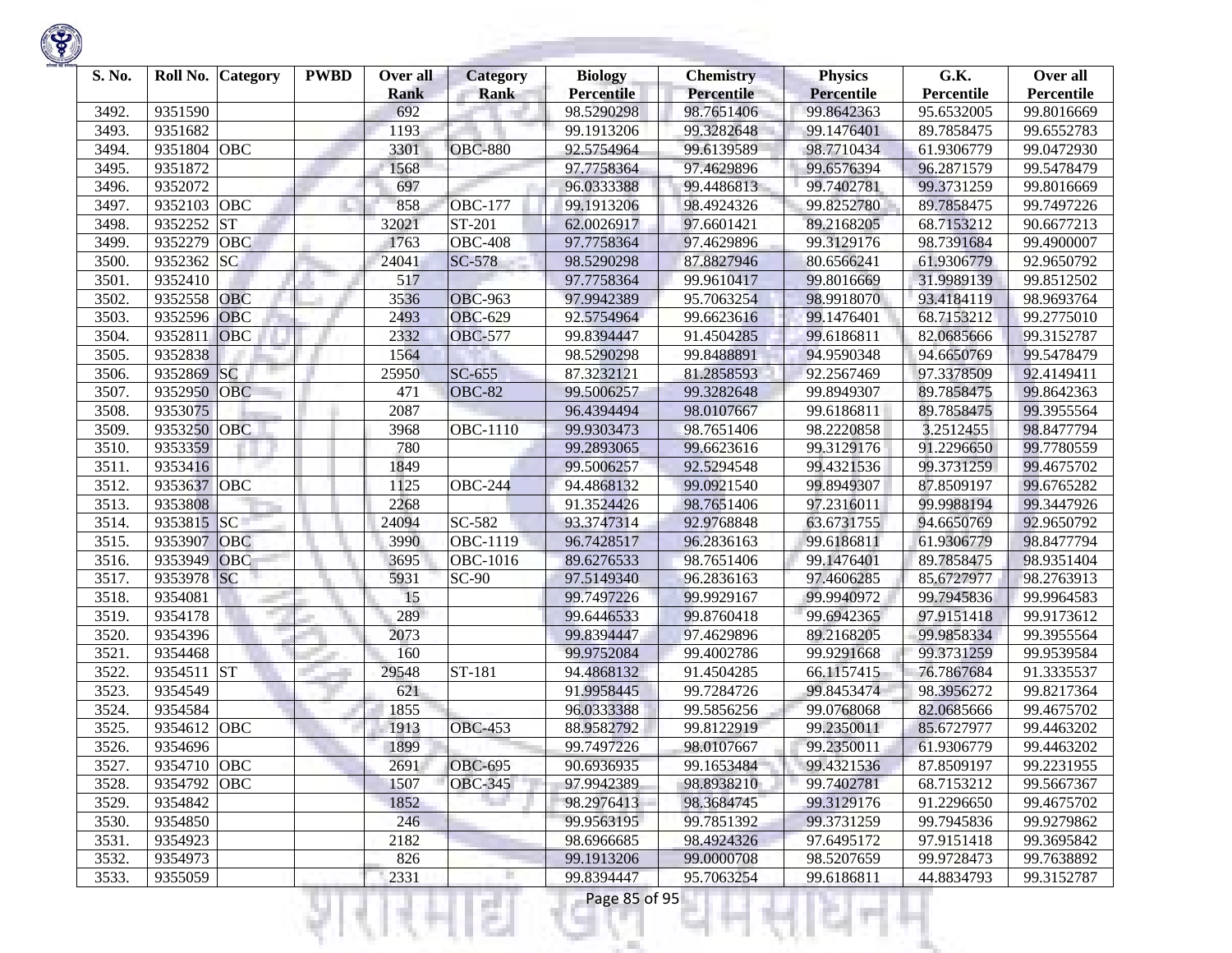| S. No. | Roll No. | Category | PWBD | Over all Rank | Category Rank | Biology Percentile | Chemistry Percentile | Physics Percentile | G.K. Percentile | Over all Percentile |
|---|---|---|---|---|---|---|---|---|---|---|
| 3492. | 9351590 | | | 692 | | 98.5290298 | 98.7651406 | 99.8642363 | 95.6532005 | 99.8016669 |
| 3493. | 9351682 | | | 1193 | | 99.1913206 | 99.3282648 | 99.1476401 | 89.7858475 | 99.6552783 |
| 3494. | 9351804 | OBC | | 3301 | OBC-880 | 92.5754964 | 99.6139589 | 98.7710434 | 61.9306779 | 99.0472930 |
| 3495. | 9351872 | | | 1568 | | 97.7758364 | 97.4629896 | 99.6576394 | 96.2871579 | 99.5478479 |
| 3496. | 9352072 | | | 697 | | 96.0333388 | 99.4486813 | 99.7402781 | 99.3731259 | 99.8016669 |
| 3497. | 9352103 | OBC | | 858 | OBC-177 | 99.1913206 | 98.4924326 | 99.8252780 | 89.7858475 | 99.7497226 |
| 3498. | 9352252 | ST | | 32021 | ST-201 | 62.0026917 | 97.6601421 | 89.2168205 | 68.7153212 | 90.6677213 |
| 3499. | 9352279 | OBC | | 1763 | OBC-408 | 97.7758364 | 97.4629896 | 99.3129176 | 98.7391684 | 99.4900007 |
| 3500. | 9352362 | SC | | 24041 | SC-578 | 98.5290298 | 87.8827946 | 80.6566241 | 61.9306779 | 92.9650792 |
| 3501. | 9352410 | | | 517 | | 97.7758364 | 99.9610417 | 99.8016669 | 31.9989139 | 99.8512502 |
| 3502. | 9352558 | OBC | | 3536 | OBC-963 | 97.9942389 | 95.7063254 | 98.9918070 | 93.4184119 | 98.9693764 |
| 3503. | 9352596 | OBC | | 2493 | OBC-629 | 92.5754964 | 99.6623616 | 99.1476401 | 68.7153212 | 99.2775010 |
| 3504. | 9352811 | OBC | | 2332 | OBC-577 | 99.8394447 | 91.4504285 | 99.6186811 | 82.0685666 | 99.3152787 |
| 3505. | 9352838 | | | 1564 | | 98.5290298 | 99.8488891 | 94.9590348 | 94.6650769 | 99.5478479 |
| 3506. | 9352869 | SC | | 25950 | SC-655 | 87.3232121 | 81.2858593 | 92.2567469 | 97.3378509 | 92.4149411 |
| 3507. | 9352950 | OBC | | 471 | OBC-82 | 99.5006257 | 99.3282648 | 99.8949307 | 89.7858475 | 99.8642363 |
| 3508. | 9353075 | | | 2087 | | 96.4394494 | 98.0107667 | 99.6186811 | 89.7858475 | 99.3955564 |
| 3509. | 9353250 | OBC | | 3968 | OBC-1110 | 99.9303473 | 98.7651406 | 98.2220858 | 3.2512455 | 98.8477794 |
| 3510. | 9353359 | | | 780 | | 99.2893065 | 99.6623616 | 99.3129176 | 91.2296650 | 99.7780559 |
| 3511. | 9353416 | | | 1849 | | 99.5006257 | 92.5294548 | 99.4321536 | 99.3731259 | 99.4675702 |
| 3512. | 9353637 | OBC | | 1125 | OBC-244 | 94.4868132 | 99.0921540 | 99.8949307 | 87.8509197 | 99.6765282 |
| 3513. | 9353808 | | | 2268 | | 91.3524426 | 98.7651406 | 97.2316011 | 99.9988194 | 99.3447926 |
| 3514. | 9353815 | SC | | 24094 | SC-582 | 93.3747314 | 92.9768848 | 63.6731755 | 94.6650769 | 92.9650792 |
| 3515. | 9353907 | OBC | | 3990 | OBC-1119 | 96.7428517 | 96.2836163 | 99.6186811 | 61.9306779 | 98.8477794 |
| 3516. | 9353949 | OBC | | 3695 | OBC-1016 | 89.6276533 | 98.7651406 | 99.1476401 | 89.7858475 | 98.9351404 |
| 3517. | 9353978 | SC | | 5931 | SC-90 | 97.5149340 | 96.2836163 | 97.4606285 | 85.6727977 | 98.2763913 |
| 3518. | 9354081 | | | 15 | | 99.7497226 | 99.9929167 | 99.9940972 | 99.7945836 | 99.9964583 |
| 3519. | 9354178 | | | 289 | | 99.6446533 | 99.8760418 | 99.6942365 | 97.9151418 | 99.9173612 |
| 3520. | 9354396 | | | 2073 | | 99.8394447 | 97.4629896 | 89.2168205 | 99.9858334 | 99.3955564 |
| 3521. | 9354468 | | | 160 | | 99.9752084 | 99.4002786 | 99.9291668 | 99.3731259 | 99.9539584 |
| 3522. | 9354511 | ST | | 29548 | ST-181 | 94.4868132 | 91.4504285 | 66.1157415 | 76.7867684 | 91.3335537 |
| 3523. | 9354549 | | | 621 | | 91.9958445 | 99.7284726 | 99.8453474 | 98.3956272 | 99.8217364 |
| 3524. | 9354584 | | | 1855 | | 96.0333388 | 99.5856256 | 99.0768068 | 82.0685666 | 99.4675702 |
| 3525. | 9354612 | OBC | | 1913 | OBC-453 | 88.9582792 | 99.8122919 | 99.2350011 | 85.6727977 | 99.4463202 |
| 3526. | 9354696 | | | 1899 | | 99.7497226 | 98.0107667 | 99.2350011 | 61.9306779 | 99.4463202 |
| 3527. | 9354710 | OBC | | 2691 | OBC-695 | 90.6936935 | 99.1653484 | 99.4321536 | 87.8509197 | 99.2231955 |
| 3528. | 9354792 | OBC | | 1507 | OBC-345 | 97.9942389 | 98.8938210 | 99.7402781 | 68.7153212 | 99.5667367 |
| 3529. | 9354842 | | | 1852 | | 98.2976413 | 98.3684745 | 99.3129176 | 91.2296650 | 99.4675702 |
| 3530. | 9354850 | | | 246 | | 99.9563195 | 99.7851392 | 99.3731259 | 99.7945836 | 99.9279862 |
| 3531. | 9354923 | | | 2182 | | 98.6966685 | 98.4924326 | 97.6495172 | 97.9151418 | 99.3695842 |
| 3532. | 9354973 | | | 826 | | 99.1913206 | 99.0000708 | 98.5207659 | 99.9728473 | 99.7638892 |
| 3533. | 9355059 | | | 2331 | | 99.8394447 | 95.7063254 | 99.6186811 | 44.8834793 | 99.3152787 |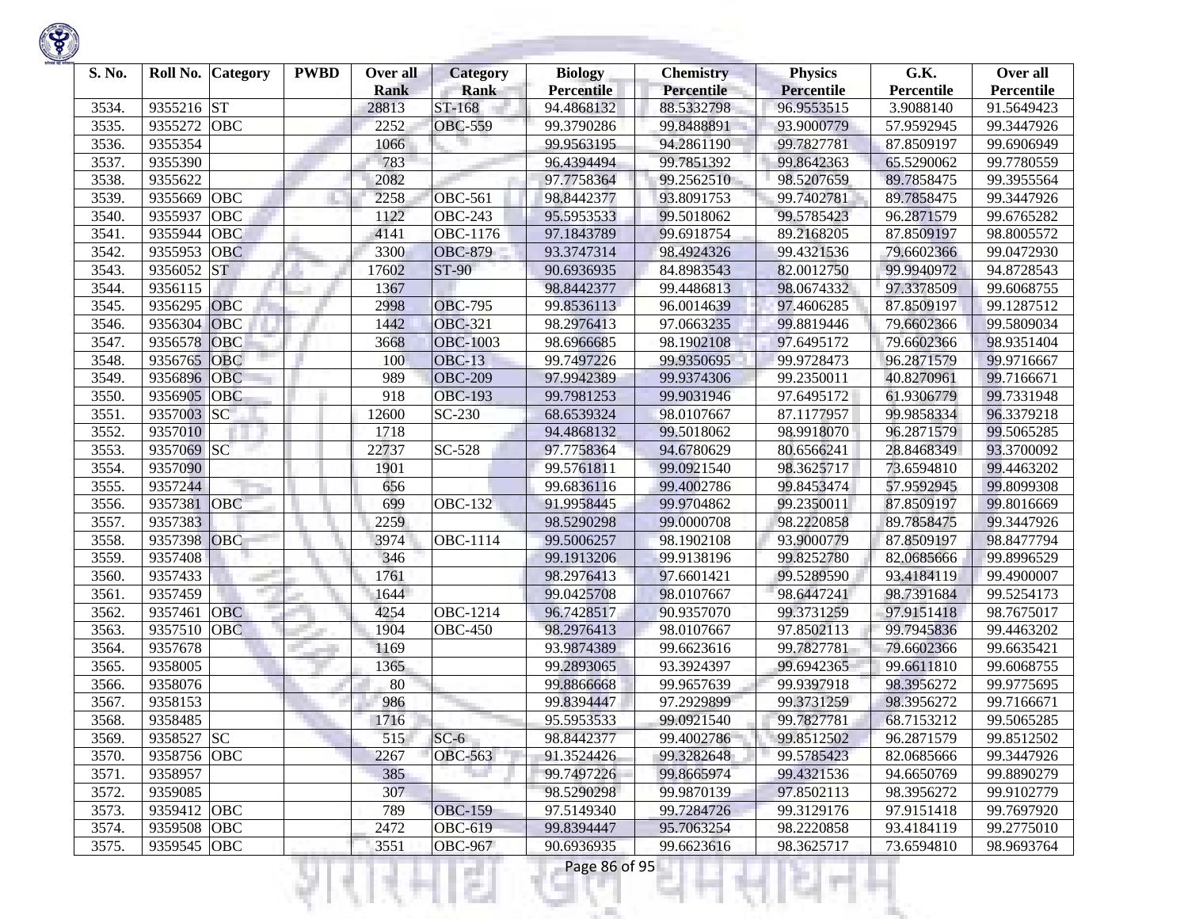| S. No. | Roll No. | Category | PWBD | Over all Rank | Category Rank | Biology Percentile | Chemistry Percentile | Physics Percentile | G.K. Percentile | Over all Percentile |
|---|---|---|---|---|---|---|---|---|---|---|
| 3534. | 9355216 | ST | | 28813 | ST-168 | 94.4868132 | 88.5332798 | 96.9553515 | 3.9088140 | 91.5649423 |
| 3535. | 9355272 | OBC | | 2252 | OBC-559 | 99.3790286 | 99.8488891 | 93.9000779 | 57.9592945 | 99.3447926 |
| 3536. | 9355354 | | | 1066 | | 99.9563195 | 94.2861190 | 99.7827781 | 87.8509197 | 99.6906949 |
| 3537. | 9355390 | | | 783 | | 96.4394494 | 99.7851392 | 99.8642363 | 65.5290062 | 99.7780559 |
| 3538. | 9355622 | | | 2082 | | 97.7758364 | 99.2562510 | 98.5207659 | 89.7858475 | 99.3955564 |
| 3539. | 9355669 | OBC | | 2258 | OBC-561 | 98.8442377 | 93.8091753 | 99.7402781 | 89.7858475 | 99.3447926 |
| 3540. | 9355937 | OBC | | 1122 | OBC-243 | 95.5953533 | 99.5018062 | 99.5785423 | 96.2871579 | 99.6765282 |
| 3541. | 9355944 | OBC | | 4141 | OBC-1176 | 97.1843789 | 99.6918754 | 89.2168205 | 87.8509197 | 98.8005572 |
| 3542. | 9355953 | OBC | | 3300 | OBC-879 | 93.3747314 | 98.4924326 | 99.4321536 | 79.6602366 | 99.0472930 |
| 3543. | 9356052 | ST | | 17602 | ST-90 | 90.6936935 | 84.8983543 | 82.0012750 | 99.9940972 | 94.8728543 |
| 3544. | 9356115 | | | 1367 | | 98.8442377 | 99.4486813 | 98.0674332 | 97.3378509 | 99.6068755 |
| 3545. | 9356295 | OBC | | 2998 | OBC-795 | 99.8536113 | 96.0014639 | 97.4606285 | 87.8509197 | 99.1287512 |
| 3546. | 9356304 | OBC | | 1442 | OBC-321 | 98.2976413 | 97.0663235 | 99.8819446 | 79.6602366 | 99.5809034 |
| 3547. | 9356578 | OBC | | 3668 | OBC-1003 | 98.6966685 | 98.1902108 | 97.6495172 | 79.6602366 | 98.9351404 |
| 3548. | 9356765 | OBC | | 100 | OBC-13 | 99.7497226 | 99.9350695 | 99.9728473 | 96.2871579 | 99.9716667 |
| 3549. | 9356896 | OBC | | 989 | OBC-209 | 97.9942389 | 99.9374306 | 99.2350011 | 40.8270961 | 99.7166671 |
| 3550. | 9356905 | OBC | | 918 | OBC-193 | 99.7981253 | 99.9031946 | 97.6495172 | 61.9306779 | 99.7331948 |
| 3551. | 9357003 | SC | | 12600 | SC-230 | 68.6539324 | 98.0107667 | 87.1177957 | 99.9858334 | 96.3379218 |
| 3552. | 9357010 | | | 1718 | | 94.4868132 | 99.5018062 | 98.9918070 | 96.2871579 | 99.5065285 |
| 3553. | 9357069 | SC | | 22737 | SC-528 | 97.7758364 | 94.6780629 | 80.6566241 | 28.8468349 | 93.3700092 |
| 3554. | 9357090 | | | 1901 | | 99.5761811 | 99.0921540 | 98.3625717 | 73.6594810 | 99.4463202 |
| 3555. | 9357244 | | | 656 | | 99.6836116 | 99.4002786 | 99.8453474 | 57.9592945 | 99.8099308 |
| 3556. | 9357381 | OBC | | 699 | OBC-132 | 91.9958445 | 99.9704862 | 99.2350011 | 87.8509197 | 99.8016669 |
| 3557. | 9357383 | | | 2259 | | 98.5290298 | 99.0000708 | 98.2220858 | 89.7858475 | 99.3447926 |
| 3558. | 9357398 | OBC | | 3974 | OBC-1114 | 99.5006257 | 98.1902108 | 93.9000779 | 87.8509197 | 98.8477794 |
| 3559. | 9357408 | | | 346 | | 99.1913206 | 99.9138196 | 99.8252780 | 82.0685666 | 99.8996529 |
| 3560. | 9357433 | | | 1761 | | 98.2976413 | 97.6601421 | 99.5289590 | 93.4184119 | 99.4900007 |
| 3561. | 9357459 | | | 1644 | | 99.0425708 | 98.0107667 | 98.6447241 | 98.7391684 | 99.5254173 |
| 3562. | 9357461 | OBC | | 4254 | OBC-1214 | 96.7428517 | 90.9357070 | 99.3731259 | 97.9151418 | 98.7675017 |
| 3563. | 9357510 | OBC | | 1904 | OBC-450 | 98.2976413 | 98.0107667 | 97.8502113 | 99.7945836 | 99.4463202 |
| 3564. | 9357678 | | | 1169 | | 93.9874389 | 99.6623616 | 99.7827781 | 79.6602366 | 99.6635421 |
| 3565. | 9358005 | | | 1365 | | 99.2893065 | 93.3924397 | 99.6942365 | 99.6611810 | 99.6068755 |
| 3566. | 9358076 | | | 80 | | 99.8866668 | 99.9657639 | 99.9397918 | 98.3956272 | 99.9775695 |
| 3567. | 9358153 | | | 986 | | 99.8394447 | 97.2929899 | 99.3731259 | 98.3956272 | 99.7166671 |
| 3568. | 9358485 | | | 1716 | | 95.5953533 | 99.0921540 | 99.7827781 | 68.7153212 | 99.5065285 |
| 3569. | 9358527 | SC | | 515 | SC-6 | 98.8442377 | 99.4002786 | 99.8512502 | 96.2871579 | 99.8512502 |
| 3570. | 9358756 | OBC | | 2267 | OBC-563 | 91.3524426 | 99.3282648 | 99.5785423 | 82.0685666 | 99.3447926 |
| 3571. | 9358957 | | | 385 | | 99.7497226 | 99.8665974 | 99.4321536 | 94.6650769 | 99.8890279 |
| 3572. | 9359085 | | | 307 | | 98.5290298 | 99.9870139 | 97.8502113 | 98.3956272 | 99.9102779 |
| 3573. | 9359412 | OBC | | 789 | OBC-159 | 97.5149340 | 99.7284726 | 99.3129176 | 97.9151418 | 99.7697920 |
| 3574. | 9359508 | OBC | | 2472 | OBC-619 | 99.8394447 | 95.7063254 | 98.2220858 | 93.4184119 | 99.2775010 |
| 3575. | 9359545 | OBC | | 3551 | OBC-967 | 90.6936935 | 99.6623616 | 98.3625717 | 73.6594810 | 98.9693764 |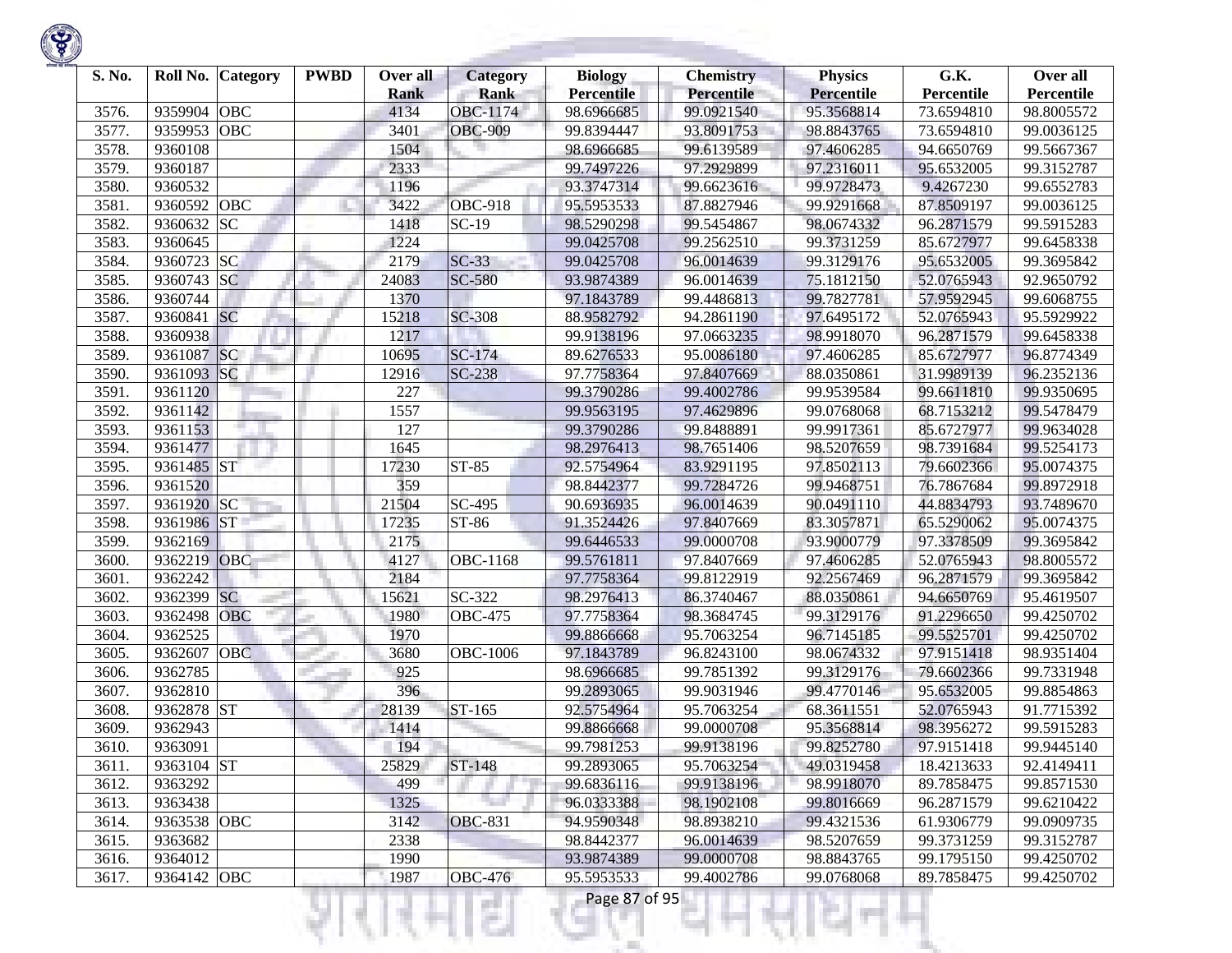| S. No. | Roll No. | Category | PWBD | Over all Rank | Category Rank | Biology Percentile | Chemistry Percentile | Physics Percentile | G.K. Percentile | Over all Percentile |
|---|---|---|---|---|---|---|---|---|---|---|
| 3576. | 9359904 | OBC | | 4134 | OBC-1174 | 98.6966685 | 99.0921540 | 95.3568814 | 73.6594810 | 98.8005572 |
| 3577. | 9359953 | OBC | | 3401 | OBC-909 | 99.8394447 | 93.8091753 | 98.8843765 | 73.6594810 | 99.0036125 |
| 3578. | 9360108 | | | 1504 | | 98.6966685 | 99.6139589 | 97.4606285 | 94.6650769 | 99.5667367 |
| 3579. | 9360187 | | | 2333 | | 99.7497226 | 97.2929899 | 97.2316011 | 95.6532005 | 99.3152787 |
| 3580. | 9360532 | | | 1196 | | 93.3747314 | 99.6623616 | 99.9728473 | 9.4267230 | 99.6552783 |
| 3581. | 9360592 | OBC | | 3422 | OBC-918 | 95.5953533 | 87.8827946 | 99.9291668 | 87.8509197 | 99.0036125 |
| 3582. | 9360632 | SC | | 1418 | SC-19 | 98.5290298 | 99.5454867 | 98.0674332 | 96.2871579 | 99.5915283 |
| 3583. | 9360645 | | | 1224 | | 99.0425708 | 99.2562510 | 99.3731259 | 85.6727977 | 99.6458338 |
| 3584. | 9360723 | SC | | 2179 | SC-33 | 99.0425708 | 96.0014639 | 99.3129176 | 95.6532005 | 99.3695842 |
| 3585. | 9360743 | SC | | 24083 | SC-580 | 93.9874389 | 96.0014639 | 75.1812150 | 52.0765943 | 92.9650792 |
| 3586. | 9360744 | | | 1370 | | 97.1843789 | 99.4486813 | 99.7827781 | 57.9592945 | 99.6068755 |
| 3587. | 9360841 | SC | | 15218 | SC-308 | 88.9582792 | 94.2861190 | 97.6495172 | 52.0765943 | 95.5929922 |
| 3588. | 9360938 | | | 1217 | | 99.9138196 | 97.0663235 | 98.9918070 | 96.2871579 | 99.6458338 |
| 3589. | 9361087 | SC | | 10695 | SC-174 | 89.6276533 | 95.0086180 | 97.4606285 | 85.6727977 | 96.8774349 |
| 3590. | 9361093 | SC | | 12916 | SC-238 | 97.7758364 | 97.8407669 | 88.0350861 | 31.9989139 | 96.2352136 |
| 3591. | 9361120 | | | 227 | | 99.3790286 | 99.4002786 | 99.9539584 | 99.6611810 | 99.9350695 |
| 3592. | 9361142 | | | 1557 | | 99.9563195 | 97.4629896 | 99.0768068 | 68.7153212 | 99.5478479 |
| 3593. | 9361153 | | | 127 | | 99.3790286 | 99.8488891 | 99.9917361 | 85.6727977 | 99.9634028 |
| 3594. | 9361477 | | | 1645 | | 98.2976413 | 98.7651406 | 98.5207659 | 98.7391684 | 99.5254173 |
| 3595. | 9361485 | ST | | 17230 | ST-85 | 92.5754964 | 83.9291195 | 97.8502113 | 79.6602366 | 95.0074375 |
| 3596. | 9361520 | | | 359 | | 98.8442377 | 99.7284726 | 99.9468751 | 76.7867684 | 99.8972918 |
| 3597. | 9361920 | SC | | 21504 | SC-495 | 90.6936935 | 96.0014639 | 90.0491110 | 44.8834793 | 93.7489670 |
| 3598. | 9361986 | ST | | 17235 | ST-86 | 91.3524426 | 97.8407669 | 83.3057871 | 65.5290062 | 95.0074375 |
| 3599. | 9362169 | | | 2175 | | 99.6446533 | 99.0000708 | 93.9000779 | 97.3378509 | 99.3695842 |
| 3600. | 9362219 | OBC | | 4127 | OBC-1168 | 99.5761811 | 97.8407669 | 97.4606285 | 52.0765943 | 98.8005572 |
| 3601. | 9362242 | | | 2184 | | 97.7758364 | 99.8122919 | 92.2567469 | 96.2871579 | 99.3695842 |
| 3602. | 9362399 | SC | | 15621 | SC-322 | 98.2976413 | 86.3740467 | 88.0350861 | 94.6650769 | 95.4619507 |
| 3603. | 9362498 | OBC | | 1980 | OBC-475 | 97.7758364 | 98.3684745 | 99.3129176 | 91.2296650 | 99.4250702 |
| 3604. | 9362525 | | | 1970 | | 99.8866668 | 95.7063254 | 96.7145185 | 99.5525701 | 99.4250702 |
| 3605. | 9362607 | OBC | | 3680 | OBC-1006 | 97.1843789 | 96.8243100 | 98.0674332 | 97.9151418 | 98.9351404 |
| 3606. | 9362785 | | | 925 | | 98.6966685 | 99.7851392 | 99.3129176 | 79.6602366 | 99.7331948 |
| 3607. | 9362810 | | | 396 | | 99.2893065 | 99.9031946 | 99.4770146 | 95.6532005 | 99.8854863 |
| 3608. | 9362878 | ST | | 28139 | ST-165 | 92.5754964 | 95.7063254 | 68.3611551 | 52.0765943 | 91.7715392 |
| 3609. | 9362943 | | | 1414 | | 99.8866668 | 99.0000708 | 95.3568814 | 98.3956272 | 99.5915283 |
| 3610. | 9363091 | | | 194 | | 99.7981253 | 99.9138196 | 99.8252780 | 97.9151418 | 99.9445140 |
| 3611. | 9363104 | ST | | 25829 | ST-148 | 99.2893065 | 95.7063254 | 49.0319458 | 18.4213633 | 92.4149411 |
| 3612. | 9363292 | | | 499 | | 99.6836116 | 99.9138196 | 98.9918070 | 89.7858475 | 99.8571530 |
| 3613. | 9363438 | | | 1325 | | 96.0333388 | 98.1902108 | 99.8016669 | 96.2871579 | 99.6210422 |
| 3614. | 9363538 | OBC | | 3142 | OBC-831 | 94.9590348 | 98.8938210 | 99.4321536 | 61.9306779 | 99.0909735 |
| 3615. | 9363682 | | | 2338 | | 98.8442377 | 96.0014639 | 98.5207659 | 99.3731259 | 99.3152787 |
| 3616. | 9364012 | | | 1990 | | 93.9874389 | 99.0000708 | 98.8843765 | 99.1795150 | 99.4250702 |
| 3617. | 9364142 | OBC | | 1987 | OBC-476 | 95.5953533 | 99.4002786 | 99.0768068 | 89.7858475 | 99.4250702 |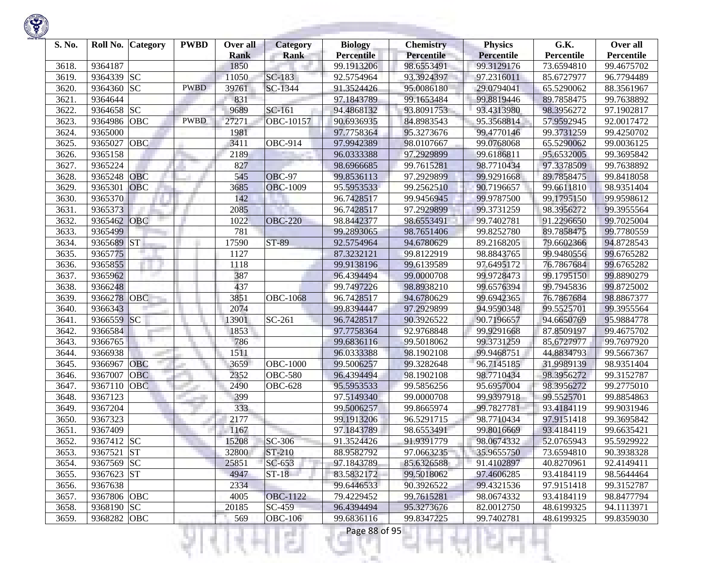| S. No. | Roll No. | Category | PWBD | Over all Rank | Category Rank | Biology Percentile | Chemistry Percentile | Physics Percentile | G.K. Percentile | Over all Percentile |
|---|---|---|---|---|---|---|---|---|---|---|
| 3618. | 9364187 | | | 1850 | | 99.1913206 | 98.6553491 | 99.3129176 | 73.6594810 | 99.4675702 |
| 3619. | 9364339 | SC | | 11050 | SC-183 | 92.5754964 | 93.3924397 | 97.2316011 | 85.6727977 | 96.7794489 |
| 3620. | 9364360 | SC | PWBD | 39761 | SC-1344 | 91.3524426 | 95.0086180 | 29.0794041 | 65.5290062 | 88.3561967 |
| 3621. | 9364644 | | | 831 | | 97.1843789 | 99.1653484 | 99.8819446 | 89.7858475 | 99.7638892 |
| 3622. | 9364658 | SC | | 9689 | SC-161 | 94.4868132 | 93.8091753 | 93.4313980 | 98.3956272 | 97.1902817 |
| 3623. | 9364986 | OBC | PWBD | 27271 | OBC-10157 | 90.6936935 | 84.8983543 | 95.3568814 | 57.9592945 | 92.0017472 |
| 3624. | 9365000 | | | 1981 | | 97.7758364 | 95.3273676 | 99.4770146 | 99.3731259 | 99.4250702 |
| 3625. | 9365027 | OBC | | 3411 | OBC-914 | 97.9942389 | 98.0107667 | 99.0768068 | 65.5290062 | 99.0036125 |
| 3626. | 9365158 | | | 2189 | | 96.0333388 | 97.2929899 | 99.6186811 | 95.6532005 | 99.3695842 |
| 3627. | 9365224 | | | 827 | | 98.6966685 | 99.7615281 | 98.7710434 | 97.3378509 | 99.7638892 |
| 3628. | 9365248 | OBC | | 545 | OBC-97 | 99.8536113 | 97.2929899 | 99.9291668 | 89.7858475 | 99.8418058 |
| 3629. | 9365301 | OBC | | 3685 | OBC-1009 | 95.5953533 | 99.2562510 | 90.7196657 | 99.6611810 | 98.9351404 |
| 3630. | 9365370 | | | 142 | | 96.7428517 | 99.9456945 | 99.9787500 | 99.1795150 | 99.9598612 |
| 3631. | 9365373 | | | 2085 | | 96.7428517 | 97.2929899 | 99.3731259 | 98.3956272 | 99.3955564 |
| 3632. | 9365462 | OBC | | 1022 | OBC-220 | 98.8442377 | 98.6553491 | 99.7402781 | 91.2296650 | 99.7025004 |
| 3633. | 9365499 | | | 781 | | 99.2893065 | 98.7651406 | 99.8252780 | 89.7858475 | 99.7780559 |
| 3634. | 9365689 | ST | | 17590 | ST-89 | 92.5754964 | 94.6780629 | 89.2168205 | 79.6602366 | 94.8728543 |
| 3635. | 9365775 | | | 1127 | | 87.3232121 | 99.8122919 | 98.8843765 | 99.9480556 | 99.6765282 |
| 3636. | 9365855 | | | 1118 | | 99.9138196 | 99.6139589 | 97.6495172 | 76.7867684 | 99.6765282 |
| 3637. | 9365962 | | | 387 | | 96.4394494 | 99.0000708 | 99.9728473 | 99.1795150 | 99.8890279 |
| 3638. | 9366248 | | | 437 | | 99.7497226 | 98.8938210 | 99.6576394 | 99.7945836 | 99.8725002 |
| 3639. | 9366278 | OBC | | 3851 | OBC-1068 | 96.7428517 | 94.6780629 | 99.6942365 | 76.7867684 | 98.8867377 |
| 3640. | 9366343 | | | 2074 | | 99.8394447 | 97.2929899 | 94.9590348 | 99.5525701 | 99.3955564 |
| 3641. | 9366559 | SC | | 13901 | SC-261 | 96.7428517 | 90.3926522 | 90.7196657 | 94.6650769 | 95.9884778 |
| 3642. | 9366584 | | | 1853 | | 97.7758364 | 92.9768848 | 99.9291668 | 87.8509197 | 99.4675702 |
| 3643. | 9366765 | | | 786 | | 99.6836116 | 99.5018062 | 99.3731259 | 85.6727977 | 99.7697920 |
| 3644. | 9366938 | | | 1511 | | 96.0333388 | 98.1902108 | 99.9468751 | 44.8834793 | 99.5667367 |
| 3645. | 9366967 | OBC | | 3659 | OBC-1000 | 99.5006257 | 99.3282648 | 96.7145185 | 31.9989139 | 98.9351404 |
| 3646. | 9367007 | OBC | | 2352 | OBC-580 | 96.4394494 | 98.1902108 | 98.7710434 | 98.3956272 | 99.3152787 |
| 3647. | 9367110 | OBC | | 2490 | OBC-628 | 95.5953533 | 99.5856256 | 95.6957004 | 98.3956272 | 99.2775010 |
| 3648. | 9367123 | | | 399 | | 97.5149340 | 99.0000708 | 99.9397918 | 99.5525701 | 99.8854863 |
| 3649. | 9367204 | | | 333 | | 99.5006257 | 99.8665974 | 99.7827781 | 93.4184119 | 99.9031946 |
| 3650. | 9367323 | | | 2177 | | 99.1913206 | 96.5291715 | 98.7710434 | 97.9151418 | 99.3695842 |
| 3651. | 9367409 | | | 1167 | | 97.1843789 | 98.6553491 | 99.8016669 | 93.4184119 | 99.6635421 |
| 3652. | 9367412 | SC | | 15208 | SC-306 | 91.3524426 | 91.9391779 | 98.0674332 | 52.0765943 | 95.5929922 |
| 3653. | 9367521 | ST | | 32800 | ST-210 | 88.9582792 | 97.0663235 | 35.9655750 | 73.6594810 | 90.3938328 |
| 3654. | 9367569 | SC | | 25851 | SC-653 | 97.1843789 | 85.6326588 | 91.4102897 | 40.8270961 | 92.4149411 |
| 3655. | 9367623 | ST | | 4947 | ST-18 | 83.5832172 | 99.5018062 | 97.4606285 | 93.4184119 | 98.5644464 |
| 3656. | 9367638 | | | 2334 | | 99.6446533 | 90.3926522 | 99.4321536 | 97.9151418 | 99.3152787 |
| 3657. | 9367806 | OBC | | 4005 | OBC-1122 | 79.4229452 | 99.7615281 | 98.0674332 | 93.4184119 | 98.8477794 |
| 3658. | 9368190 | SC | | 20185 | SC-459 | 96.4394494 | 95.3273676 | 82.0012750 | 48.6199325 | 94.1113971 |
| 3659. | 9368282 | OBC | | 569 | OBC-106 | 99.6836116 | 99.8347225 | 99.7402781 | 48.6199325 | 99.8359030 |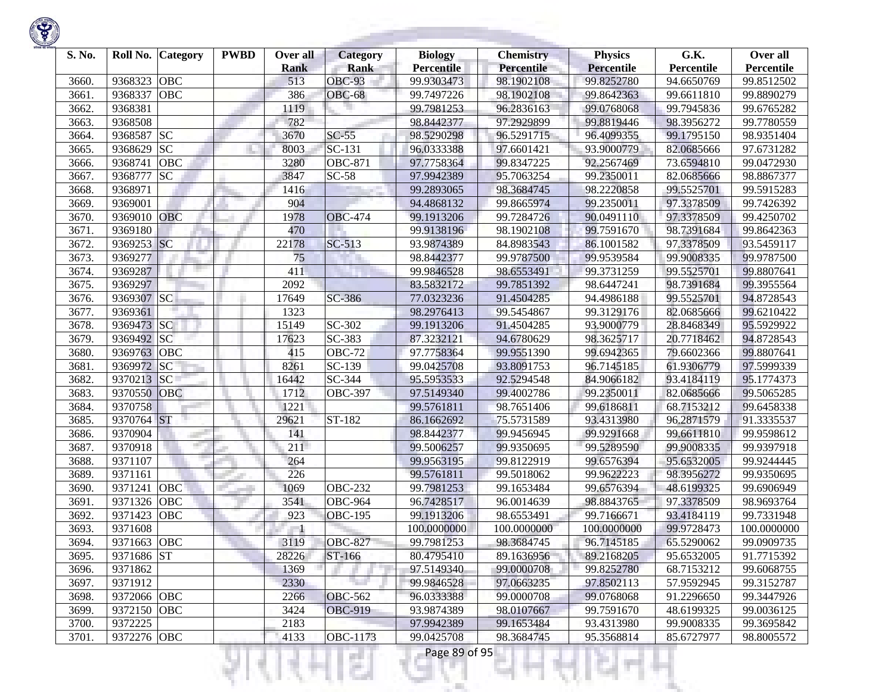| S. No. | Roll No. | Category | PWBD | Over all Rank | Category Rank | Biology Percentile | Chemistry Percentile | Physics Percentile | G.K. Percentile | Over all Percentile |
|---|---|---|---|---|---|---|---|---|---|---|
| 3660. | 9368323 | OBC | | 513 | OBC-93 | 99.9303473 | 98.1902108 | 99.8252780 | 94.6650769 | 99.8512502 |
| 3661. | 9368337 | OBC | | 386 | OBC-68 | 99.7497226 | 98.1902108 | 99.8642363 | 99.6611810 | 99.8890279 |
| 3662. | 9368381 | | | 1119 | | 99.7981253 | 96.2836163 | 99.0768068 | 99.7945836 | 99.6765282 |
| 3663. | 9368508 | | | 782 | | 98.8442377 | 97.2929899 | 99.8819446 | 98.3956272 | 99.7780559 |
| 3664. | 9368587 | SC | | 3670 | SC-55 | 98.5290298 | 96.5291715 | 96.4099355 | 99.1795150 | 98.9351404 |
| 3665. | 9368629 | SC | | 8003 | SC-131 | 96.0333388 | 97.6601421 | 93.9000779 | 82.0685666 | 97.6731282 |
| 3666. | 9368741 | OBC | | 3280 | OBC-871 | 97.7758364 | 99.8347225 | 92.2567469 | 73.6594810 | 99.0472930 |
| 3667. | 9368777 | SC | | 3847 | SC-58 | 97.9942389 | 95.7063254 | 99.2350011 | 82.0685666 | 98.8867377 |
| 3668. | 9368971 | | | 1416 | | 99.2893065 | 98.3684745 | 98.2220858 | 99.5525701 | 99.5915283 |
| 3669. | 9369001 | | | 904 | | 94.4868132 | 99.8665974 | 99.2350011 | 97.3378509 | 99.7426392 |
| 3670. | 9369010 | OBC | | 1978 | OBC-474 | 99.1913206 | 99.7284726 | 90.0491110 | 97.3378509 | 99.4250702 |
| 3671. | 9369180 | | | 470 | | 99.9138196 | 98.1902108 | 99.7591670 | 98.7391684 | 99.8642363 |
| 3672. | 9369253 | SC | | 22178 | SC-513 | 93.9874389 | 84.8983543 | 86.1001582 | 97.3378509 | 93.5459117 |
| 3673. | 9369277 | | | 75 | | 98.8442377 | 99.9787500 | 99.9539584 | 99.9008335 | 99.9787500 |
| 3674. | 9369287 | | | 411 | | 99.9846528 | 98.6553491 | 99.3731259 | 99.5525701 | 99.8807641 |
| 3675. | 9369297 | | | 2092 | | 83.5832172 | 99.7851392 | 98.6447241 | 98.7391684 | 99.3955564 |
| 3676. | 9369307 | SC | | 17649 | SC-386 | 77.0323236 | 91.4504285 | 94.4986188 | 99.5525701 | 94.8728543 |
| 3677. | 9369361 | | | 1323 | | 98.2976413 | 99.5454867 | 99.3129176 | 82.0685666 | 99.6210422 |
| 3678. | 9369473 | SC | | 15149 | SC-302 | 99.1913206 | 91.4504285 | 93.9000779 | 28.8468349 | 95.5929922 |
| 3679. | 9369492 | SC | | 17623 | SC-383 | 87.3232121 | 94.6780629 | 98.3625717 | 20.7718462 | 94.8728543 |
| 3680. | 9369763 | OBC | | 415 | OBC-72 | 97.7758364 | 99.9551390 | 99.6942365 | 79.6602366 | 99.8807641 |
| 3681. | 9369972 | SC | | 8261 | SC-139 | 99.0425708 | 93.8091753 | 96.7145185 | 61.9306779 | 97.5999339 |
| 3682. | 9370213 | SC | | 16442 | SC-344 | 95.5953533 | 92.5294548 | 84.9066182 | 93.4184119 | 95.1774373 |
| 3683. | 9370550 | OBC | | 1712 | OBC-397 | 97.5149340 | 99.4002786 | 99.2350011 | 82.0685666 | 99.5065285 |
| 3684. | 9370758 | | | 1221 | | 99.5761811 | 98.7651406 | 99.6186811 | 68.7153212 | 99.6458338 |
| 3685. | 9370764 | ST | | 29621 | ST-182 | 86.1662692 | 75.5731589 | 93.4313980 | 96.2871579 | 91.3335537 |
| 3686. | 9370904 | | | 141 | | 98.8442377 | 99.9456945 | 99.9291668 | 99.6611810 | 99.9598612 |
| 3687. | 9370918 | | | 211 | | 99.5006257 | 99.9350695 | 99.5289590 | 99.9008335 | 99.9397918 |
| 3688. | 9371107 | | | 264 | | 99.9563195 | 99.8122919 | 99.6576394 | 95.6532005 | 99.9244445 |
| 3689. | 9371161 | | | 226 | | 99.5761811 | 99.5018062 | 99.9622223 | 98.3956272 | 99.9350695 |
| 3690. | 9371241 | OBC | | 1069 | OBC-232 | 99.7981253 | 99.1653484 | 99.6576394 | 48.6199325 | 99.6906949 |
| 3691. | 9371326 | OBC | | 3541 | OBC-964 | 96.7428517 | 96.0014639 | 98.8843765 | 97.3378509 | 98.9693764 |
| 3692. | 9371423 | OBC | | 923 | OBC-195 | 99.1913206 | 98.6553491 | 99.7166671 | 93.4184119 | 99.7331948 |
| 3693. | 9371608 | | | 1 | | 100.0000000 | 100.0000000 | 100.0000000 | 99.9728473 | 100.0000000 |
| 3694. | 9371663 | OBC | | 3119 | OBC-827 | 99.7981253 | 98.3684745 | 96.7145185 | 65.5290062 | 99.0909735 |
| 3695. | 9371686 | ST | | 28226 | ST-166 | 80.4795410 | 89.1636956 | 89.2168205 | 95.6532005 | 91.7715392 |
| 3696. | 9371862 | | | 1369 | | 97.5149340 | 99.0000708 | 99.8252780 | 68.7153212 | 99.6068755 |
| 3697. | 9371912 | | | 2330 | | 99.9846528 | 97.0663235 | 97.8502113 | 57.9592945 | 99.3152787 |
| 3698. | 9372066 | OBC | | 2266 | OBC-562 | 96.0333388 | 99.0000708 | 99.0768068 | 91.2296650 | 99.3447926 |
| 3699. | 9372150 | OBC | | 3424 | OBC-919 | 93.9874389 | 98.0107667 | 99.7591670 | 48.6199325 | 99.0036125 |
| 3700. | 9372225 | | | 2183 | | 97.9942389 | 99.1653484 | 93.4313980 | 99.9008335 | 99.3695842 |
| 3701. | 9372276 | OBC | | 4133 | OBC-1173 | 99.0425708 | 98.3684745 | 95.3568814 | 85.6727977 | 98.8005572 |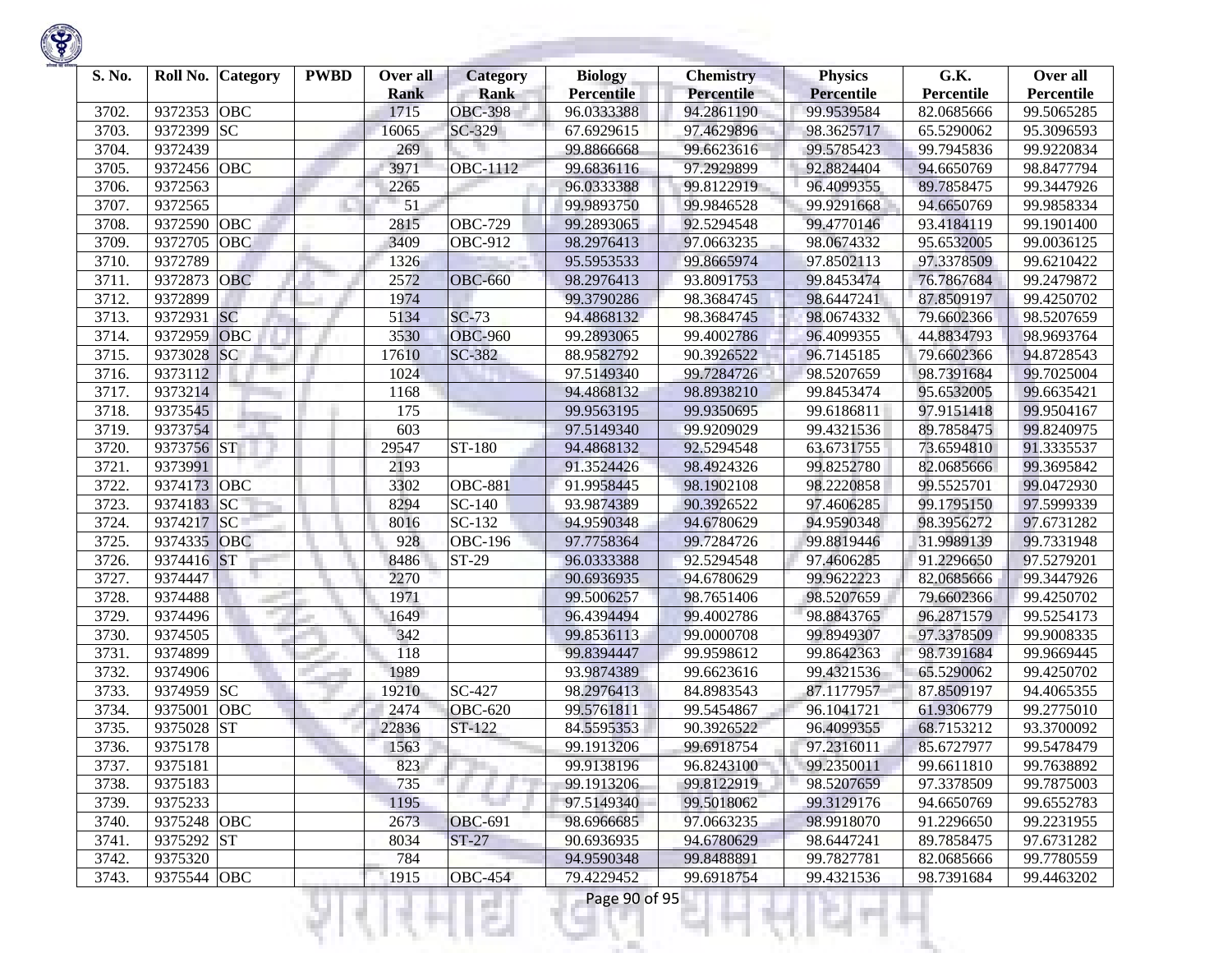| S. No. | Roll No. | Category | PWBD | Over all Rank | Category Rank | Biology Percentile | Chemistry Percentile | Physics Percentile | G.K. Percentile | Over all Percentile |
|---|---|---|---|---|---|---|---|---|---|---|
| 3702. | 9372353 | OBC | | 1715 | OBC-398 | 96.0333388 | 94.2861190 | 99.9539584 | 82.0685666 | 99.5065285 |
| 3703. | 9372399 | SC | | 16065 | SC-329 | 67.6929615 | 97.4629896 | 98.3625717 | 65.5290062 | 95.3096593 |
| 3704. | 9372439 | | | 269 | | 99.8866668 | 99.6623616 | 99.5785423 | 99.7945836 | 99.9220834 |
| 3705. | 9372456 | OBC | | 3971 | OBC-1112 | 99.6836116 | 97.2929899 | 92.8824404 | 94.6650769 | 98.8477794 |
| 3706. | 9372563 | | | 2265 | | 96.0333388 | 99.8122919 | 96.4099355 | 89.7858475 | 99.3447926 |
| 3707. | 9372565 | | | 51 | | 99.9893750 | 99.9846528 | 99.9291668 | 94.6650769 | 99.9858334 |
| 3708. | 9372590 | OBC | | 2815 | OBC-729 | 99.2893065 | 92.5294548 | 99.4770146 | 93.4184119 | 99.1901400 |
| 3709. | 9372705 | OBC | | 3409 | OBC-912 | 98.2976413 | 97.0663235 | 98.0674332 | 95.6532005 | 99.0036125 |
| 3710. | 9372789 | | | 1326 | | 95.5953533 | 99.8665974 | 97.8502113 | 97.3378509 | 99.6210422 |
| 3711. | 9372873 | OBC | | 2572 | OBC-660 | 98.2976413 | 93.8091753 | 99.8453474 | 76.7867684 | 99.2479872 |
| 3712. | 9372899 | | | 1974 | | 99.3790286 | 98.3684745 | 98.6447241 | 87.8509197 | 99.4250702 |
| 3713. | 9372931 | SC | | 5134 | SC-73 | 94.4868132 | 98.3684745 | 98.0674332 | 79.6602366 | 98.5207659 |
| 3714. | 9372959 | OBC | | 3530 | OBC-960 | 99.2893065 | 99.4002786 | 96.4099355 | 44.8834793 | 98.9693764 |
| 3715. | 9373028 | SC | | 17610 | SC-382 | 88.9582792 | 90.3926522 | 96.7145185 | 79.6602366 | 94.8728543 |
| 3716. | 9373112 | | | 1024 | | 97.5149340 | 99.7284726 | 98.5207659 | 98.7391684 | 99.7025004 |
| 3717. | 9373214 | | | 1168 | | 94.4868132 | 98.8938210 | 99.8453474 | 95.6532005 | 99.6635421 |
| 3718. | 9373545 | | | 175 | | 99.9563195 | 99.9350695 | 99.6186811 | 97.9151418 | 99.9504167 |
| 3719. | 9373754 | | | 603 | | 97.5149340 | 99.9209029 | 99.4321536 | 89.7858475 | 99.8240975 |
| 3720. | 9373756 | ST | | 29547 | ST-180 | 94.4868132 | 92.5294548 | 63.6731755 | 73.6594810 | 91.3335537 |
| 3721. | 9373991 | | | 2193 | | 91.3524426 | 98.4924326 | 99.8252780 | 82.0685666 | 99.3695842 |
| 3722. | 9374173 | OBC | | 3302 | OBC-881 | 91.9958445 | 98.1902108 | 98.2220858 | 99.5525701 | 99.0472930 |
| 3723. | 9374183 | SC | | 8294 | SC-140 | 93.9874389 | 90.3926522 | 97.4606285 | 99.1795150 | 97.5999339 |
| 3724. | 9374217 | SC | | 8016 | SC-132 | 94.9590348 | 94.6780629 | 94.9590348 | 98.3956272 | 97.6731282 |
| 3725. | 9374335 | OBC | | 928 | OBC-196 | 97.7758364 | 99.7284726 | 99.8819446 | 31.9989139 | 99.7331948 |
| 3726. | 9374416 | ST | | 8486 | ST-29 | 96.0333388 | 92.5294548 | 97.4606285 | 91.2296650 | 97.5279201 |
| 3727. | 9374447 | | | 2270 | | 90.6936935 | 94.6780629 | 99.9622223 | 82.0685666 | 99.3447926 |
| 3728. | 9374488 | | | 1971 | | 99.5006257 | 98.7651406 | 98.5207659 | 79.6602366 | 99.4250702 |
| 3729. | 9374496 | | | 1649 | | 96.4394494 | 99.4002786 | 98.8843765 | 96.2871579 | 99.5254173 |
| 3730. | 9374505 | | | 342 | | 99.8536113 | 99.0000708 | 99.8949307 | 97.3378509 | 99.9008335 |
| 3731. | 9374899 | | | 118 | | 99.8394447 | 99.9598612 | 99.8642363 | 98.7391684 | 99.9669445 |
| 3732. | 9374906 | | | 1989 | | 93.9874389 | 99.6623616 | 99.4321536 | 65.5290062 | 99.4250702 |
| 3733. | 9374959 | SC | | 19210 | SC-427 | 98.2976413 | 84.8983543 | 87.1177957 | 87.8509197 | 94.4065355 |
| 3734. | 9375001 | OBC | | 2474 | OBC-620 | 99.5761811 | 99.5454867 | 96.1041721 | 61.9306779 | 99.2775010 |
| 3735. | 9375028 | ST | | 22836 | ST-122 | 84.5595353 | 90.3926522 | 96.4099355 | 68.7153212 | 93.3700092 |
| 3736. | 9375178 | | | 1563 | | 99.1913206 | 99.6918754 | 97.2316011 | 85.6727977 | 99.5478479 |
| 3737. | 9375181 | | | 823 | | 99.9138196 | 96.8243100 | 99.2350011 | 99.6611810 | 99.7638892 |
| 3738. | 9375183 | | | 735 | | 99.1913206 | 99.8122919 | 98.5207659 | 97.3378509 | 99.7875003 |
| 3739. | 9375233 | | | 1195 | | 97.5149340 | 99.5018062 | 99.3129176 | 94.6650769 | 99.6552783 |
| 3740. | 9375248 | OBC | | 2673 | OBC-691 | 98.6966685 | 97.0663235 | 98.9918070 | 91.2296650 | 99.2231955 |
| 3741. | 9375292 | ST | | 8034 | ST-27 | 90.6936935 | 94.6780629 | 98.6447241 | 89.7858475 | 97.6731282 |
| 3742. | 9375320 | | | 784 | | 94.9590348 | 99.8488891 | 99.7827781 | 82.0685666 | 99.7780559 |
| 3743. | 9375544 | OBC | | 1915 | OBC-454 | 79.4229452 | 99.6918754 | 99.4321536 | 98.7391684 | 99.4463202 |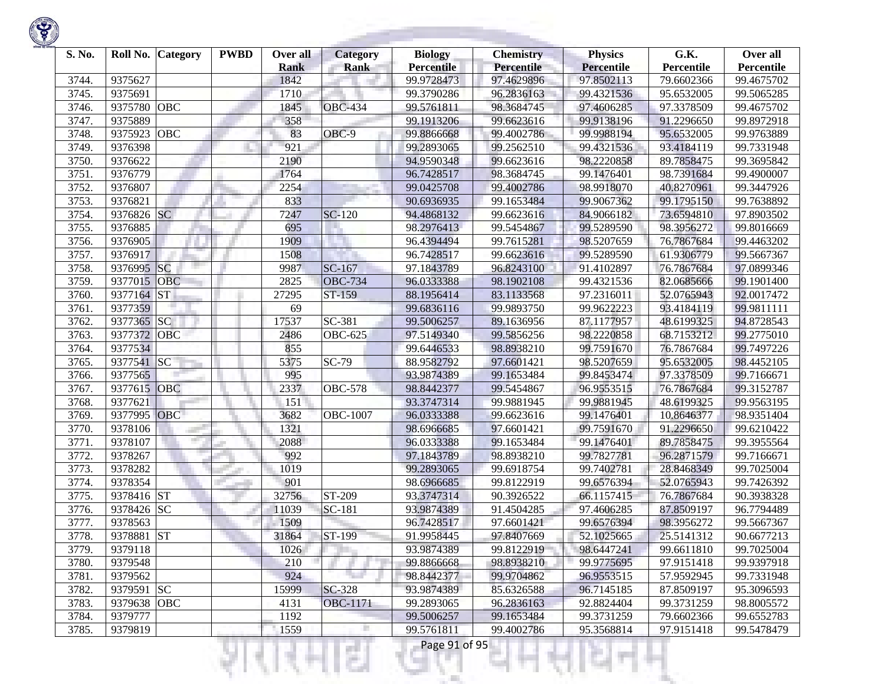| S. No. | Roll No. | Category | PWBD | Over all Rank | Category Rank | Biology Percentile | Chemistry Percentile | Physics Percentile | G.K. Percentile | Over all Percentile |
|---|---|---|---|---|---|---|---|---|---|---|
| 3744. | 9375627 | | | 1842 | | 99.9728473 | 97.4629896 | 97.8502113 | 79.6602366 | 99.4675702 |
| 3745. | 9375691 | | | 1710 | | 99.3790286 | 96.2836163 | 99.4321536 | 95.6532005 | 99.5065285 |
| 3746. | 9375780 | OBC | | 1845 | OBC-434 | 99.5761811 | 98.3684745 | 97.4606285 | 97.3378509 | 99.4675702 |
| 3747. | 9375889 | | | 358 | | 99.1913206 | 99.6623616 | 99.9138196 | 91.2296650 | 99.8972918 |
| 3748. | 9375923 | OBC | | 83 | OBC-9 | 99.8866668 | 99.4002786 | 99.9988194 | 95.6532005 | 99.9763889 |
| 3749. | 9376398 | | | 921 | | 99.2893065 | 99.2562510 | 99.4321536 | 93.4184119 | 99.7331948 |
| 3750. | 9376622 | | | 2190 | | 94.9590348 | 99.6623616 | 98.2220858 | 89.7858475 | 99.3695842 |
| 3751. | 9376779 | | | 1764 | | 96.7428517 | 98.3684745 | 99.1476401 | 98.7391684 | 99.4900007 |
| 3752. | 9376807 | | | 2254 | | 99.0425708 | 99.4002786 | 98.9918070 | 40.8270961 | 99.3447926 |
| 3753. | 9376821 | | | 833 | | 90.6936935 | 99.1653484 | 99.9067362 | 99.1795150 | 99.7638892 |
| 3754. | 9376826 | SC | | 7247 | SC-120 | 94.4868132 | 99.6623616 | 84.9066182 | 73.6594810 | 97.8903502 |
| 3755. | 9376885 | | | 695 | | 98.2976413 | 99.5454867 | 99.5289590 | 98.3956272 | 99.8016669 |
| 3756. | 9376905 | | | 1909 | | 96.4394494 | 99.7615281 | 98.5207659 | 76.7867684 | 99.4463202 |
| 3757. | 9376917 | | | 1508 | | 96.7428517 | 99.6623616 | 99.5289590 | 61.9306779 | 99.5667367 |
| 3758. | 9376995 | SC | | 9987 | SC-167 | 97.1843789 | 96.8243100 | 91.4102897 | 76.7867684 | 97.0899346 |
| 3759. | 9377015 | OBC | | 2825 | OBC-734 | 96.0333388 | 98.1902108 | 99.4321536 | 82.0685666 | 99.1901400 |
| 3760. | 9377164 | ST | | 27295 | ST-159 | 88.1956414 | 83.1133568 | 97.2316011 | 52.0765943 | 92.0017472 |
| 3761. | 9377359 | | | 69 | | 99.6836116 | 99.9893750 | 99.9622223 | 93.4184119 | 99.9811111 |
| 3762. | 9377365 | SC | | 17537 | SC-381 | 99.5006257 | 89.1636956 | 87.1177957 | 48.6199325 | 94.8728543 |
| 3763. | 9377372 | OBC | | 2486 | OBC-625 | 97.5149340 | 99.5856256 | 98.2220858 | 68.7153212 | 99.2775010 |
| 3764. | 9377534 | | | 855 | | 99.6446533 | 98.8938210 | 99.7591670 | 76.7867684 | 99.7497226 |
| 3765. | 9377541 | SC | | 5375 | SC-79 | 88.9582792 | 97.6601421 | 98.5207659 | 95.6532005 | 98.4452105 |
| 3766. | 9377565 | | | 995 | | 93.9874389 | 99.1653484 | 99.8453474 | 97.3378509 | 99.7166671 |
| 3767. | 9377615 | OBC | | 2337 | OBC-578 | 98.8442377 | 99.5454867 | 96.9553515 | 76.7867684 | 99.3152787 |
| 3768. | 9377621 | | | 151 | | 93.3747314 | 99.9881945 | 99.9881945 | 48.6199325 | 99.9563195 |
| 3769. | 9377995 | OBC | | 3682 | OBC-1007 | 96.0333388 | 99.6623616 | 99.1476401 | 10.8646377 | 98.9351404 |
| 3770. | 9378106 | | | 1321 | | 98.6966685 | 97.6601421 | 99.7591670 | 91.2296650 | 99.6210422 |
| 3771. | 9378107 | | | 2088 | | 96.0333388 | 99.1653484 | 99.1476401 | 89.7858475 | 99.3955564 |
| 3772. | 9378267 | | | 992 | | 97.1843789 | 98.8938210 | 99.7827781 | 96.2871579 | 99.7166671 |
| 3773. | 9378282 | | | 1019 | | 99.2893065 | 99.6918754 | 99.7402781 | 28.8468349 | 99.7025004 |
| 3774. | 9378354 | | | 901 | | 98.6966685 | 99.8122919 | 99.6576394 | 52.0765943 | 99.7426392 |
| 3775. | 9378416 | ST | | 32756 | ST-209 | 93.3747314 | 90.3926522 | 66.1157415 | 76.7867684 | 90.3938328 |
| 3776. | 9378426 | SC | | 11039 | SC-181 | 93.9874389 | 91.4504285 | 97.4606285 | 87.8509197 | 96.7794489 |
| 3777. | 9378563 | | | 1509 | | 96.7428517 | 97.6601421 | 99.6576394 | 98.3956272 | 99.5667367 |
| 3778. | 9378881 | ST | | 31864 | ST-199 | 91.9958445 | 97.8407669 | 52.1025665 | 25.5141312 | 90.6677213 |
| 3779. | 9379118 | | | 1026 | | 93.9874389 | 99.8122919 | 98.6447241 | 99.6611810 | 99.7025004 |
| 3780. | 9379548 | | | 210 | | 99.8866668 | 98.8938210 | 99.9775695 | 97.9151418 | 99.9397918 |
| 3781. | 9379562 | | | 924 | | 98.8442377 | 99.9704862 | 96.9553515 | 57.9592945 | 99.7331948 |
| 3782. | 9379591 | SC | | 15999 | SC-328 | 93.9874389 | 85.6326588 | 96.7145185 | 87.8509197 | 95.3096593 |
| 3783. | 9379638 | OBC | | 4131 | OBC-1171 | 99.2893065 | 96.2836163 | 92.8824404 | 99.3731259 | 98.8005572 |
| 3784. | 9379777 | | | 1192 | | 99.5006257 | 99.1653484 | 99.3731259 | 79.6602366 | 99.6552783 |
| 3785. | 9379819 | | | 1559 | | 99.5761811 | 99.4002786 | 95.3568814 | 97.9151418 | 99.5478479 |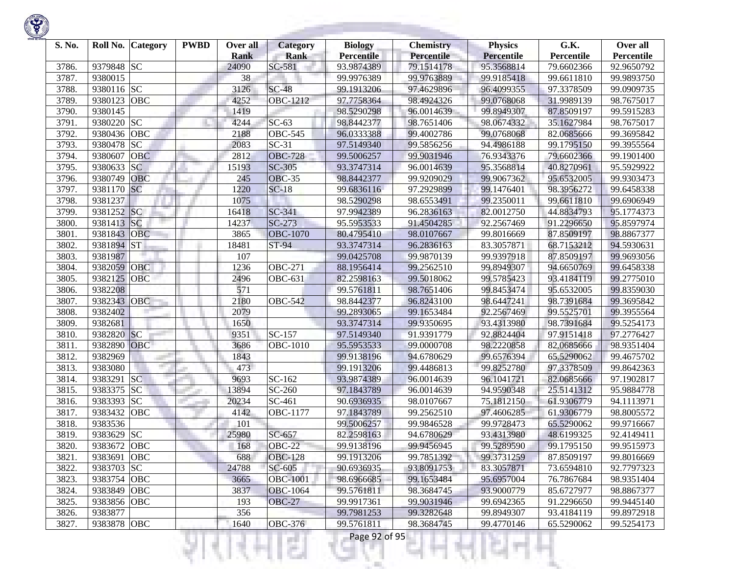| S. No. | Roll No. | Category | PWBD | Over all Rank | Category Rank | Biology Percentile | Chemistry Percentile | Physics Percentile | G.K. Percentile | Over all Percentile |
|---|---|---|---|---|---|---|---|---|---|---|
| 3786. | 9379848 | SC | | 24090 | SC-581 | 93.9874389 | 79.1514178 | 95.3568814 | 79.6602366 | 92.9650792 |
| 3787. | 9380015 | | | 38 | | 99.9976389 | 99.9763889 | 99.9185418 | 99.6611810 | 99.9893750 |
| 3788. | 9380116 | SC | | 3126 | SC-48 | 99.1913206 | 97.4629896 | 96.4099355 | 97.3378509 | 99.0909735 |
| 3789. | 9380123 | OBC | | 4252 | OBC-1212 | 97.7758364 | 98.4924326 | 99.0768068 | 31.9989139 | 98.7675017 |
| 3790. | 9380145 | | | 1419 | | 98.5290298 | 96.0014639 | 99.8949307 | 87.8509197 | 99.5915283 |
| 3791. | 9380220 | SC | | 4244 | SC-63 | 98.8442377 | 98.7651406 | 98.0674332 | 35.1627984 | 98.7675017 |
| 3792. | 9380436 | OBC | | 2188 | OBC-545 | 96.0333388 | 99.4002786 | 99.0768068 | 82.0685666 | 99.3695842 |
| 3793. | 9380478 | SC | | 2083 | SC-31 | 97.5149340 | 99.5856256 | 94.4986188 | 99.1795150 | 99.3955564 |
| 3794. | 9380607 | OBC | | 2812 | OBC-728 | 99.5006257 | 99.9031946 | 76.9343376 | 79.6602366 | 99.1901400 |
| 3795. | 9380633 | SC | | 15193 | SC-305 | 93.3747314 | 96.0014639 | 95.3568814 | 40.8270961 | 95.5929922 |
| 3796. | 9380749 | OBC | | 245 | OBC-35 | 98.8442377 | 99.9209029 | 99.9067362 | 95.6532005 | 99.9303473 |
| 3797. | 9381170 | SC | | 1220 | SC-18 | 99.6836116 | 97.2929899 | 99.1476401 | 98.3956272 | 99.6458338 |
| 3798. | 9381237 | | | 1075 | | 98.5290298 | 98.6553491 | 99.2350011 | 99.6611810 | 99.6906949 |
| 3799. | 9381252 | SC | | 16418 | SC-341 | 97.9942389 | 96.2836163 | 82.0012750 | 44.8834793 | 95.1774373 |
| 3800. | 9381413 | SC | | 14237 | SC-273 | 95.5953533 | 91.4504285 | 92.2567469 | 91.2296650 | 95.8597974 |
| 3801. | 9381843 | OBC | | 3865 | OBC-1070 | 80.4795410 | 98.0107667 | 99.8016669 | 87.8509197 | 98.8867377 |
| 3802. | 9381894 | ST | | 18481 | ST-94 | 93.3747314 | 96.2836163 | 83.3057871 | 68.7153212 | 94.5930631 |
| 3803. | 9381987 | | | 107 | | 99.0425708 | 99.9870139 | 99.9397918 | 87.8509197 | 99.9693056 |
| 3804. | 9382059 | OBC | | 1236 | OBC-271 | 88.1956414 | 99.2562510 | 99.8949307 | 94.6650769 | 99.6458338 |
| 3805. | 9382125 | OBC | | 2496 | OBC-631 | 82.2598163 | 99.5018062 | 99.5785423 | 93.4184119 | 99.2775010 |
| 3806. | 9382208 | | | 571 | | 99.5761811 | 98.7651406 | 99.8453474 | 95.6532005 | 99.8359030 |
| 3807. | 9382343 | OBC | | 2180 | OBC-542 | 98.8442377 | 96.8243100 | 98.6447241 | 98.7391684 | 99.3695842 |
| 3808. | 9382402 | | | 2079 | | 99.2893065 | 99.1653484 | 92.2567469 | 99.5525701 | 99.3955564 |
| 3809. | 9382681 | | | 1650 | | 93.3747314 | 99.9350695 | 93.4313980 | 98.7391684 | 99.5254173 |
| 3810. | 9382820 | SC | | 9351 | SC-157 | 97.5149340 | 91.9391779 | 92.8824404 | 97.9151418 | 97.2776427 |
| 3811. | 9382890 | OBC | | 3686 | OBC-1010 | 95.5953533 | 99.0000708 | 98.2220858 | 82.0685666 | 98.9351404 |
| 3812. | 9382969 | | | 1843 | | 99.9138196 | 94.6780629 | 99.6576394 | 65.5290062 | 99.4675702 |
| 3813. | 9383080 | | | 473 | | 99.1913206 | 99.4486813 | 99.8252780 | 97.3378509 | 99.8642363 |
| 3814. | 9383291 | SC | | 9693 | SC-162 | 93.9874389 | 96.0014639 | 96.1041721 | 82.0685666 | 97.1902817 |
| 3815. | 9383375 | SC | | 13894 | SC-260 | 97.1843789 | 96.0014639 | 94.9590348 | 25.5141312 | 95.9884778 |
| 3816. | 9383393 | SC | | 20234 | SC-461 | 90.6936935 | 98.0107667 | 75.1812150 | 61.9306779 | 94.1113971 |
| 3817. | 9383432 | OBC | | 4142 | OBC-1177 | 97.1843789 | 99.2562510 | 97.4606285 | 61.9306779 | 98.8005572 |
| 3818. | 9383536 | | | 101 | | 99.5006257 | 99.9846528 | 99.9728473 | 65.5290062 | 99.9716667 |
| 3819. | 9383629 | SC | | 25980 | SC-657 | 82.2598163 | 94.6780629 | 93.4313980 | 48.6199325 | 92.4149411 |
| 3820. | 9383672 | OBC | | 168 | OBC-22 | 99.9138196 | 99.9456945 | 99.5289590 | 99.1795150 | 99.9515973 |
| 3821. | 9383691 | OBC | | 688 | OBC-128 | 99.1913206 | 99.7851392 | 99.3731259 | 87.8509197 | 99.8016669 |
| 3822. | 9383703 | SC | | 24788 | SC-605 | 90.6936935 | 93.8091753 | 83.3057871 | 73.6594810 | 92.7797323 |
| 3823. | 9383754 | OBC | | 3665 | OBC-1001 | 98.6966685 | 99.1653484 | 95.6957004 | 76.7867684 | 98.9351404 |
| 3824. | 9383849 | OBC | | 3837 | OBC-1064 | 99.5761811 | 98.3684745 | 93.9000779 | 85.6727977 | 98.8867377 |
| 3825. | 9383856 | OBC | | 193 | OBC-27 | 99.9917361 | 99.9031946 | 99.6942365 | 91.2296650 | 99.9445140 |
| 3826. | 9383877 | | | 356 | | 99.7981253 | 99.3282648 | 99.8949307 | 93.4184119 | 99.8972918 |
| 3827. | 9383878 | OBC | | 1640 | OBC-376 | 99.5761811 | 98.3684745 | 99.4770146 | 65.5290062 | 99.5254173 |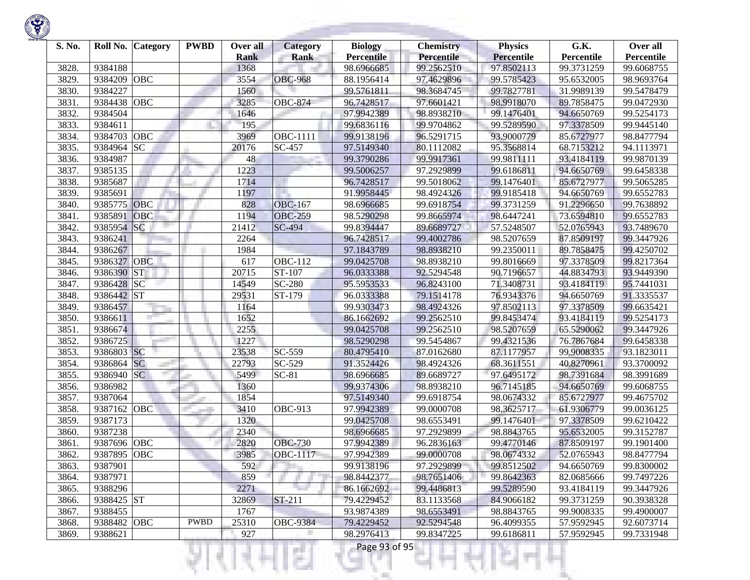| S. No. | Roll No. | Category | PWBD | Over all Rank | Category Rank | Biology Percentile | Chemistry Percentile | Physics Percentile | G.K. Percentile | Over all Percentile |
|---|---|---|---|---|---|---|---|---|---|---|
| 3828. | 9384188 | | | 1368 | | 98.6966685 | 99.2562510 | 97.8502113 | 99.3731259 | 99.6068755 |
| 3829. | 9384209 | OBC | | 3554 | OBC-968 | 88.1956414 | 97.4629896 | 99.5785423 | 95.6532005 | 98.9693764 |
| 3830. | 9384227 | | | 1560 | | 99.5761811 | 98.3684745 | 99.7827781 | 31.9989139 | 99.5478479 |
| 3831. | 9384438 | OBC | | 3285 | OBC-874 | 96.7428517 | 97.6601421 | 98.9918070 | 89.7858475 | 99.0472930 |
| 3832. | 9384504 | | | 1646 | | 97.9942389 | 98.8938210 | 99.1476401 | 94.6650769 | 99.5254173 |
| 3833. | 9384611 | | | 195 | | 99.6836116 | 99.9704862 | 99.5289590 | 97.3378509 | 99.9445140 |
| 3834. | 9384703 | OBC | | 3969 | OBC-1111 | 99.9138196 | 96.5291715 | 93.9000779 | 85.6727977 | 98.8477794 |
| 3835. | 9384964 | SC | | 20176 | SC-457 | 97.5149340 | 80.1112082 | 95.3568814 | 68.7153212 | 94.1113971 |
| 3836. | 9384987 | | | 48 | | 99.3790286 | 99.9917361 | 99.9811111 | 93.4184119 | 99.9870139 |
| 3837. | 9385135 | | | 1223 | | 99.5006257 | 97.2929899 | 99.6186811 | 94.6650769 | 99.6458338 |
| 3838. | 9385687 | | | 1714 | | 96.7428517 | 99.5018062 | 99.1476401 | 85.6727977 | 99.5065285 |
| 3839. | 9385691 | | | 1197 | | 91.9958445 | 98.4924326 | 99.9185418 | 94.6650769 | 99.6552783 |
| 3840. | 9385775 | OBC | | 828 | OBC-167 | 98.6966685 | 99.6918754 | 99.3731259 | 91.2296650 | 99.7638892 |
| 3841. | 9385891 | OBC | | 1194 | OBC-259 | 98.5290298 | 99.8665974 | 98.6447241 | 73.6594810 | 99.6552783 |
| 3842. | 9385954 | SC | | 21412 | SC-494 | 99.8394447 | 89.6689727 | 57.5248507 | 52.0765943 | 93.7489670 |
| 3843. | 9386241 | | | 2264 | | 96.7428517 | 99.4002786 | 98.5207659 | 87.8509197 | 99.3447926 |
| 3844. | 9386267 | | | 1984 | | 97.1843789 | 98.8938210 | 99.2350011 | 89.7858475 | 99.4250702 |
| 3845. | 9386327 | OBC | | 617 | OBC-112 | 99.0425708 | 98.8938210 | 99.8016669 | 97.3378509 | 99.8217364 |
| 3846. | 9386390 | ST | | 20715 | ST-107 | 96.0333388 | 92.5294548 | 90.7196657 | 44.8834793 | 93.9449390 |
| 3847. | 9386428 | SC | | 14549 | SC-280 | 95.5953533 | 96.8243100 | 71.3408731 | 93.4184119 | 95.7441031 |
| 3848. | 9386442 | ST | | 29531 | ST-179 | 96.0333388 | 79.1514178 | 76.9343376 | 94.6650769 | 91.3335537 |
| 3849. | 9386457 | | | 1164 | | 99.9303473 | 98.4924326 | 97.8502113 | 97.3378509 | 99.6635421 |
| 3850. | 9386611 | | | 1652 | | 86.1662692 | 99.2562510 | 99.8453474 | 93.4184119 | 99.5254173 |
| 3851. | 9386674 | | | 2255 | | 99.0425708 | 99.2562510 | 98.5207659 | 65.5290062 | 99.3447926 |
| 3852. | 9386725 | | | 1227 | | 98.5290298 | 99.5454867 | 99.4321536 | 76.7867684 | 99.6458338 |
| 3853. | 9386803 | SC | | 23538 | SC-559 | 80.4795410 | 87.0162680 | 87.1177957 | 99.9008335 | 93.1823011 |
| 3854. | 9386864 | SC | | 22793 | SC-529 | 91.3524426 | 98.4924326 | 68.3611551 | 40.8270961 | 93.3700092 |
| 3855. | 9386940 | SC | | 5499 | SC-81 | 98.6966685 | 89.6689727 | 97.6495172 | 98.7391684 | 98.3991689 |
| 3856. | 9386982 | | | 1360 | | 99.9374306 | 98.8938210 | 96.7145185 | 94.6650769 | 99.6068755 |
| 3857. | 9387064 | | | 1854 | | 97.5149340 | 99.6918754 | 98.0674332 | 85.6727977 | 99.4675702 |
| 3858. | 9387162 | OBC | | 3410 | OBC-913 | 97.9942389 | 99.0000708 | 98.3625717 | 61.9306779 | 99.0036125 |
| 3859. | 9387173 | | | 1320 | | 99.0425708 | 98.6553491 | 99.1476401 | 97.3378509 | 99.6210422 |
| 3860. | 9387238 | | | 2340 | | 98.6966685 | 97.2929899 | 98.8843765 | 95.6532005 | 99.3152787 |
| 3861. | 9387696 | OBC | | 2820 | OBC-730 | 97.9942389 | 96.2836163 | 99.4770146 | 87.8509197 | 99.1901400 |
| 3862. | 9387895 | OBC | | 3985 | OBC-1117 | 97.9942389 | 99.0000708 | 98.0674332 | 52.0765943 | 98.8477794 |
| 3863. | 9387901 | | | 592 | | 99.9138196 | 97.2929899 | 99.8512502 | 94.6650769 | 99.8300002 |
| 3864. | 9387971 | | | 859 | | 98.8442377 | 98.7651406 | 99.8642363 | 82.0685666 | 99.7497226 |
| 3865. | 9388296 | | | 2271 | | 86.1662692 | 99.4486813 | 99.5289590 | 93.4184119 | 99.3447926 |
| 3866. | 9388425 | ST | | 32869 | ST-211 | 79.4229452 | 83.1133568 | 84.9066182 | 99.3731259 | 90.3938328 |
| 3867. | 9388455 | | | 1767 | | 93.9874389 | 98.6553491 | 98.8843765 | 99.9008335 | 99.4900007 |
| 3868. | 9388482 | OBC | PWBD | 25310 | OBC-9384 | 79.4229452 | 92.5294548 | 96.4099355 | 57.9592945 | 92.6073714 |
| 3869. | 9388621 | | | 927 | | 98.2976413 | 99.8347225 | 99.6186811 | 57.9592945 | 99.7331948 |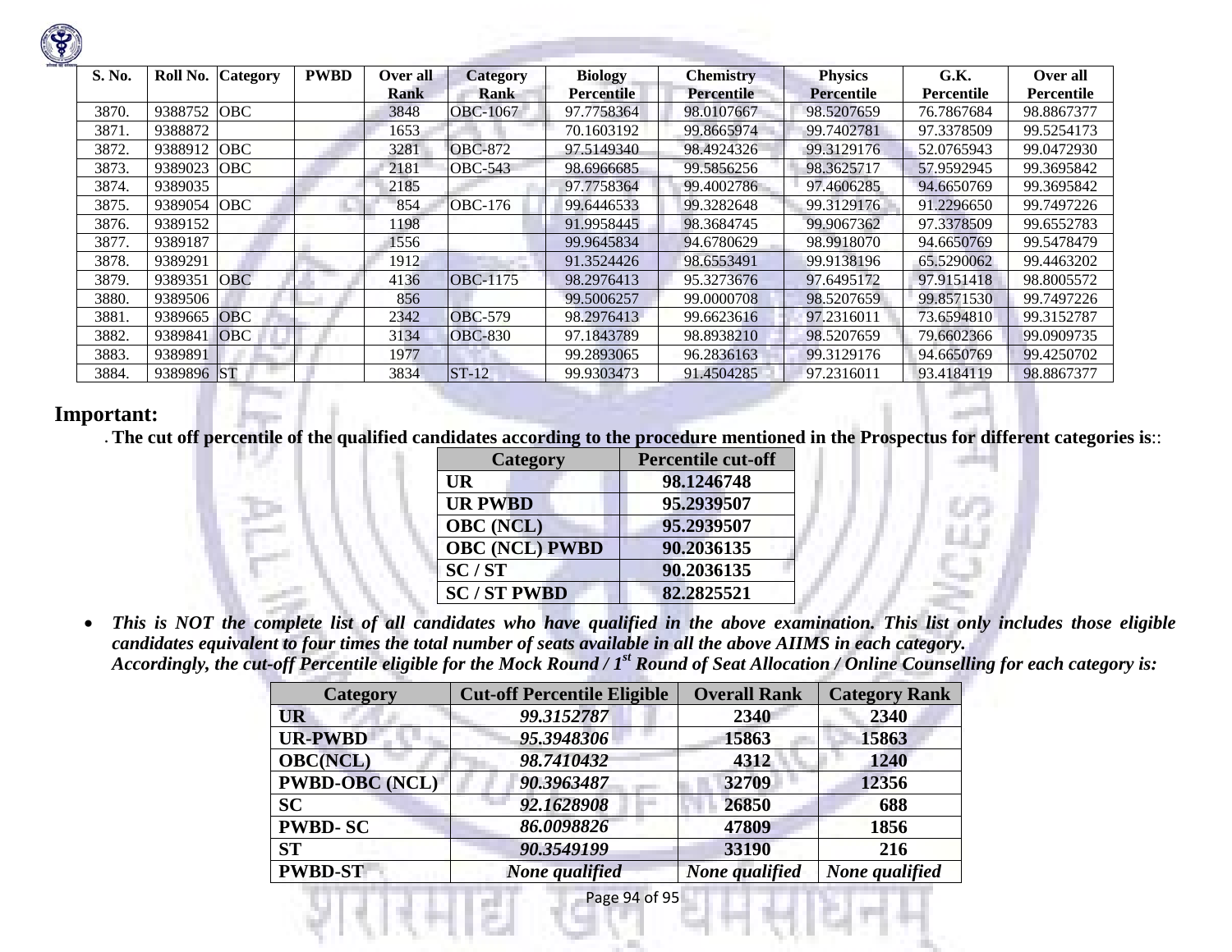| S. No. | Roll No. | Category | PWBD | Over all Rank | Category Rank | Biology Percentile | Chemistry Percentile | Physics Percentile | G.K. Percentile | Over all Percentile |
|---|---|---|---|---|---|---|---|---|---|---|
| 3870. | 9388752 | OBC | | 3848 | OBC-1067 | 97.7758364 | 98.0107667 | 98.5207659 | 76.7867684 | 98.8867377 |
| 3871. | 9388872 | | | 1653 | | 70.1603192 | 99.8665974 | 99.7402781 | 97.3378509 | 99.5254173 |
| 3872. | 9388912 | OBC | | 3281 | OBC-872 | 97.5149340 | 98.4924326 | 99.3129176 | 52.0765943 | 99.0472930 |
| 3873. | 9389023 | OBC | | 2181 | OBC-543 | 98.6966685 | 99.5856256 | 98.3625717 | 57.9592945 | 99.3695842 |
| 3874. | 9389035 | | | 2185 | | 97.7758364 | 99.4002786 | 97.4606285 | 94.6650769 | 99.3695842 |
| 3875. | 9389054 | OBC | | 854 | OBC-176 | 99.6446533 | 99.3282648 | 99.3129176 | 91.2296650 | 99.7497226 |
| 3876. | 9389152 | | | 1198 | | 91.9958445 | 98.3684745 | 99.9067362 | 97.3378509 | 99.6552783 |
| 3877. | 9389187 | | | 1556 | | 99.9645834 | 94.6780629 | 98.9918070 | 94.6650769 | 99.5478479 |
| 3878. | 9389291 | | | 1912 | | 91.3524426 | 98.6553491 | 99.9138196 | 65.5290062 | 99.4463202 |
| 3879. | 9389351 | OBC | | 4136 | OBC-1175 | 98.2976413 | 95.3273676 | 97.6495172 | 97.9151418 | 98.8005572 |
| 3880. | 9389506 | | | 856 | | 99.5006257 | 99.0000708 | 98.5207659 | 99.8571530 | 99.7497226 |
| 3881. | 9389665 | OBC | | 2342 | OBC-579 | 98.2976413 | 99.6623616 | 97.2316011 | 73.6594810 | 99.3152787 |
| 3882. | 9389841 | OBC | | 3134 | OBC-830 | 97.1843789 | 98.8938210 | 98.5207659 | 79.6602366 | 99.0909735 |
| 3883. | 9389891 | | | 1977 | | 99.2893065 | 96.2836163 | 99.3129176 | 94.6650769 | 99.4250702 |
| 3884. | 9389896 | ST | | 3834 | ST-12 | 99.9303473 | 91.4504285 | 97.2316011 | 93.4184119 | 98.8867377 |

## Important:

. **The cut off percentile of the qualified candidates according to the procedure mentioned in the Prospectus for different categories is::**

| Category | Percentile cut-off |
|---|---|
| UR | 98.1246748 |
| UR PWBD | 95.2939507 |
| OBC (NCL) | 95.2939507 |
| OBC (NCL) PWBD | 90.2036135 |
| SC / ST | 90.2036135 |
| SC / ST PWBD | 82.2825521 |

- ***This is NOT the complete list of all candidates who have qualified in the above examination. This list only includes those eligible candidates equivalent to four times the total number of seats available in all the above AIIMS in each category.***
  ***Accordingly, the cut-off Percentile eligible for the Mock Round / 1st Round of Seat Allocation / Online Counselling for each category is:***

| Category | Cut-off Percentile Eligible | Overall Rank | Category Rank |
|---|---|---|---|
| UR | *99.3152787* | 2340 | 2340 |
| UR-PWBD | *95.3948306* | 15863 | 15863 |
| OBC(NCL) | *98.7410432* | 4312 | 1240 |
| PWBD-OBC (NCL) | *90.3963487* | 32709 | 12356 |
| SC | *92.1628908* | 26850 | 688 |
| PWBD- SC | *86.0098826* | 47809 | 1856 |
| ST | *90.3549199* | 33190 | 216 |
| PWBD-ST | *None qualified* | *None qualified* | *None qualified* |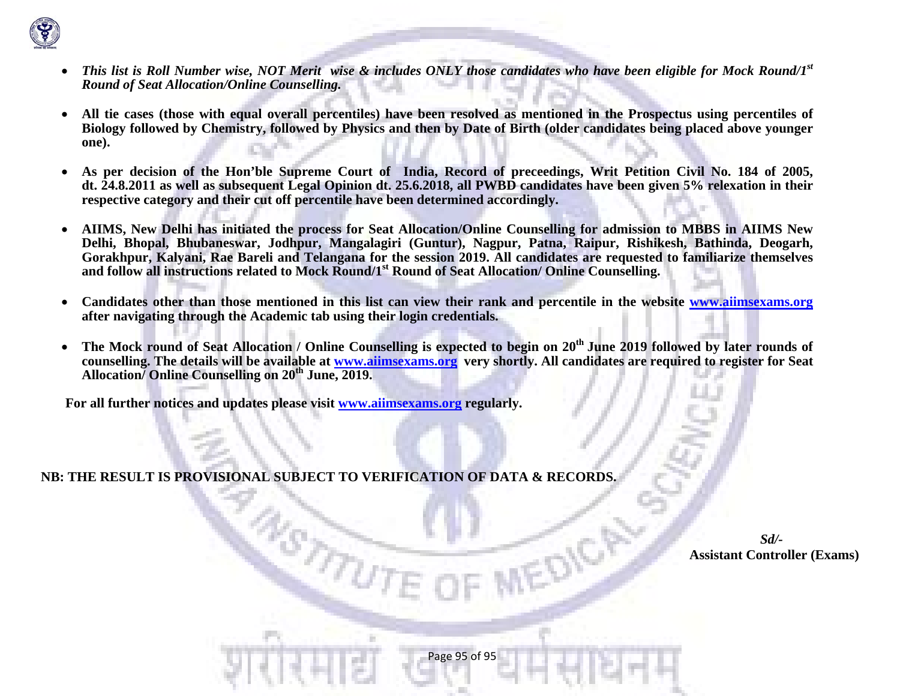- ***This list is Roll Number wise, NOT Merit wise & includes ONLY those candidates who have been eligible for Mock Round/1st Round of Seat Allocation/Online Counselling.***

- **All tie cases (those with equal overall percentiles) have been resolved as mentioned in the Prospectus using percentiles of Biology followed by Chemistry, followed by Physics and then by Date of Birth (older candidates being placed above younger one).**

- **As per decision of the Hon'ble Supreme Court of India, Record of preceedings, Writ Petition Civil No. 184 of 2005, dt. 24.8.2011 as well as subsequent Legal Opinion dt. 25.6.2018, all PWBD candidates have been given 5% relaxation in their respective category and their cut off percentile have been determined accordingly.**

- **AIIMS, New Delhi has initiated the process for Seat Allocation/Online Counselling for admission to MBBS in AIIMS New Delhi, Bhopal, Bhubaneswar, Jodhpur, Mangalagiri (Guntur), Nagpur, Patna, Raipur, Rishikesh, Bathinda, Deogarh, Gorakhpur, Kalyani, Rae Bareli and Telangana for the session 2019. All candidates are requested to familiarize themselves and follow all instructions related to Mock Round/1st Round of Seat Allocation/ Online Counselling.**

- **Candidates other than those mentioned in this list can view their rank and percentile in the website [www.aiimsexams.org](http://www.aiimsexams.org) after navigating through the Academic tab using their login credentials.**

- **The Mock round of Seat Allocation / Online Counselling is expected to begin on 20th June 2019 followed by later rounds of counselling. The details will be available at [www.aiimsexams.org](http://www.aiimsexams.org) very shortly. All candidates are required to register for Seat Allocation/ Online Counselling on 20th June, 2019.**

**For all further notices and updates please visit [www.aiimsexams.org](http://www.aiimsexams.org) regularly.**

**NB: THE RESULT IS PROVISIONAL SUBJECT TO VERIFICATION OF DATA & RECORDS.**

***Sd/-***
**Assistant Controller (Exams)**